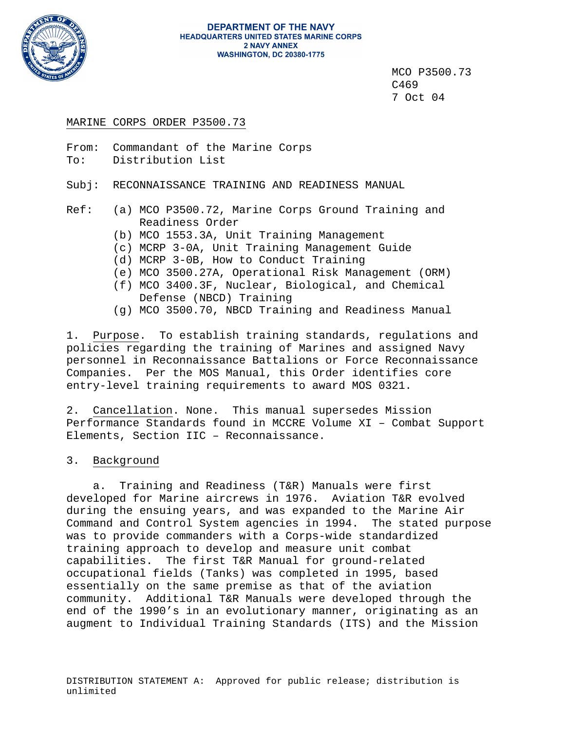**DEPARTMENT OF THE NAVY**
**HEADQUARTERS UNITED STATES MARINE CORPS**
**2 NAVY ANNEX**
**WASHINGTON, DC 20380-1775**

MCO P3500.73
C469
7 Oct 04

MARINE CORPS ORDER P3500.73

From: Commandant of the Marine Corps
To: Distribution List

Subj: RECONNAISSANCE TRAINING AND READINESS MANUAL

Ref: (a) MCO P3500.72, Marine Corps Ground Training and Readiness Order
(b) MCO 1553.3A, Unit Training Management
(c) MCRP 3-0A, Unit Training Management Guide
(d) MCRP 3-0B, How to Conduct Training
(e) MCO 3500.27A, Operational Risk Management (ORM)
(f) MCO 3400.3F, Nuclear, Biological, and Chemical Defense (NBCD) Training
(g) MCO 3500.70, NBCD Training and Readiness Manual

1. Purpose. To establish training standards, regulations and policies regarding the training of Marines and assigned Navy personnel in Reconnaissance Battalions or Force Reconnaissance Companies. Per the MOS Manual, this Order identifies core entry-level training requirements to award MOS 0321.

2. Cancellation. None. This manual supersedes Mission Performance Standards found in MCCRE Volume XI – Combat Support Elements, Section IIC – Reconnaissance.

3. Background

a. Training and Readiness (T&R) Manuals were first developed for Marine aircrews in 1976. Aviation T&R evolved during the ensuing years, and was expanded to the Marine Air Command and Control System agencies in 1994. The stated purpose was to provide commanders with a Corps-wide standardized training approach to develop and measure unit combat capabilities. The first T&R Manual for ground-related occupational fields (Tanks) was completed in 1995, based essentially on the same premise as that of the aviation community. Additional T&R Manuals were developed through the end of the 1990’s in an evolutionary manner, originating as an augment to Individual Training Standards (ITS) and the Mission

DISTRIBUTION STATEMENT A: Approved for public release; distribution is unlimited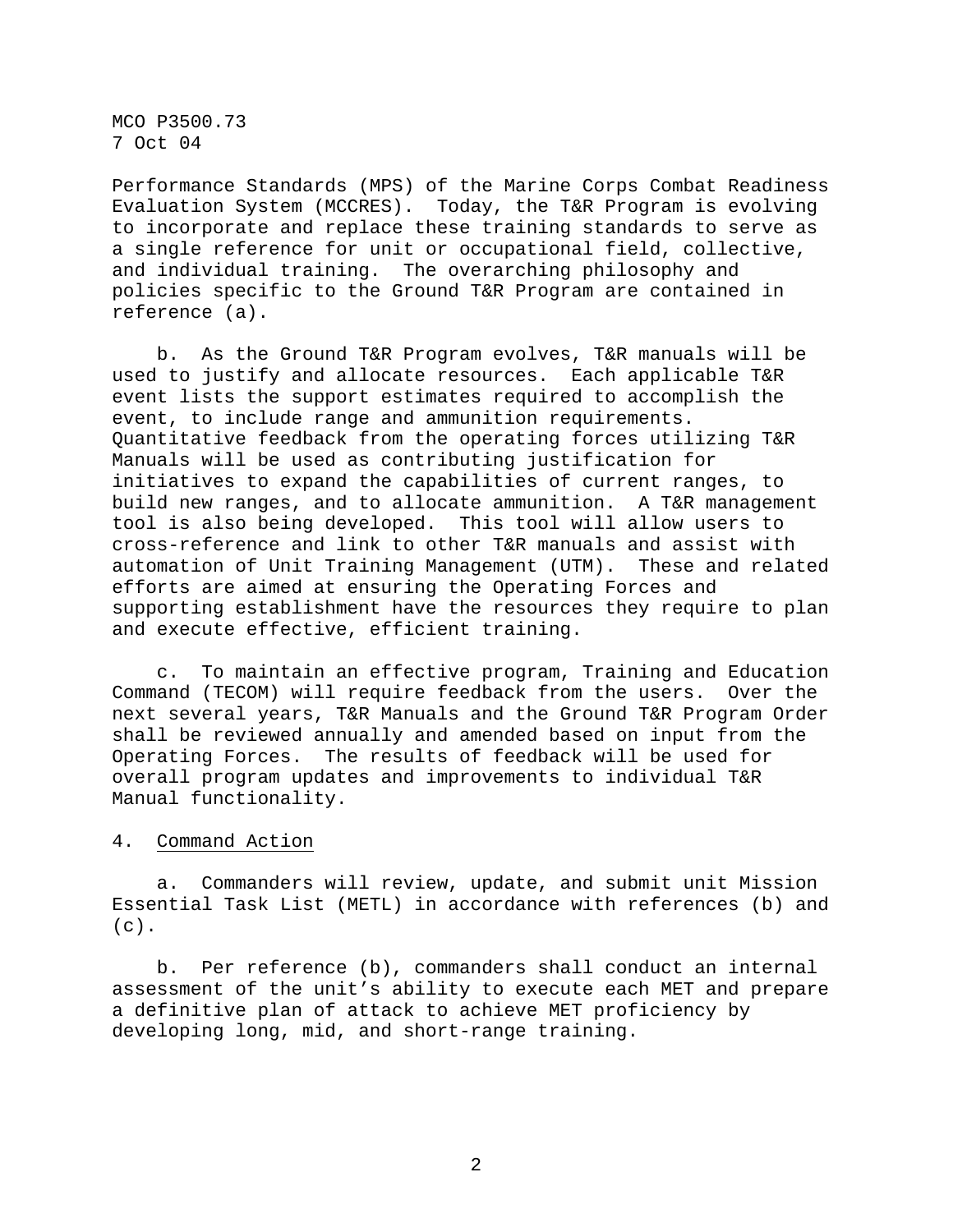Performance Standards (MPS) of the Marine Corps Combat Readiness Evaluation System (MCCRES). Today, the T&R Program is evolving to incorporate and replace these training standards to serve as a single reference for unit or occupational field, collective, and individual training. The overarching philosophy and policies specific to the Ground T&R Program are contained in reference (a).

b. As the Ground T&R Program evolves, T&R manuals will be used to justify and allocate resources. Each applicable T&R event lists the support estimates required to accomplish the event, to include range and ammunition requirements. Quantitative feedback from the operating forces utilizing T&R Manuals will be used as contributing justification for initiatives to expand the capabilities of current ranges, to build new ranges, and to allocate ammunition. A T&R management tool is also being developed. This tool will allow users to cross-reference and link to other T&R manuals and assist with automation of Unit Training Management (UTM). These and related efforts are aimed at ensuring the Operating Forces and supporting establishment have the resources they require to plan and execute effective, efficient training.

c. To maintain an effective program, Training and Education Command (TECOM) will require feedback from the users. Over the next several years, T&R Manuals and the Ground T&R Program Order shall be reviewed annually and amended based on input from the Operating Forces. The results of feedback will be used for overall program updates and improvements to individual T&R Manual functionality.

4. Command Action

a. Commanders will review, update, and submit unit Mission Essential Task List (METL) in accordance with references (b) and (c).

b. Per reference (b), commanders shall conduct an internal assessment of the unit's ability to execute each MET and prepare a definitive plan of attack to achieve MET proficiency by developing long, mid, and short-range training.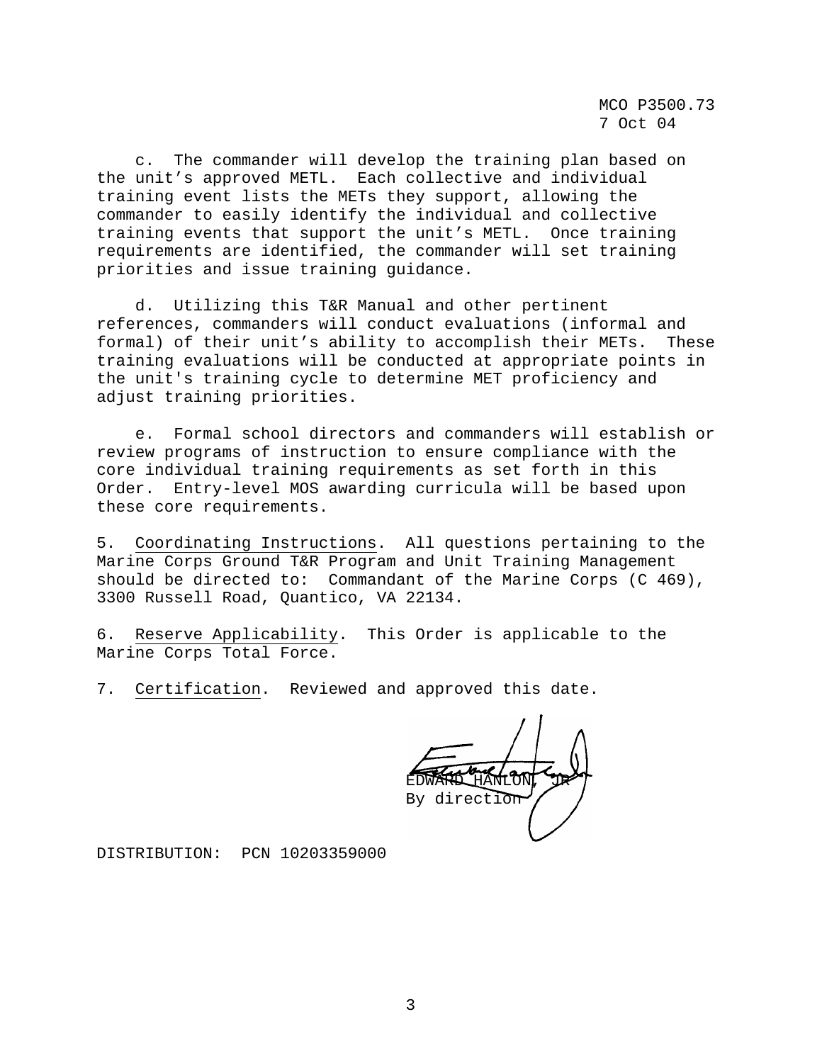c. The commander will develop the training plan based on the unit's approved METL. Each collective and individual training event lists the METs they support, allowing the commander to easily identify the individual and collective training events that support the unit's METL. Once training requirements are identified, the commander will set training priorities and issue training guidance.

d. Utilizing this T&R Manual and other pertinent references, commanders will conduct evaluations (informal and formal) of their unit's ability to accomplish their METs. These training evaluations will be conducted at appropriate points in the unit's training cycle to determine MET proficiency and adjust training priorities.

e. Formal school directors and commanders will establish or review programs of instruction to ensure compliance with the core individual training requirements as set forth in this Order. Entry-level MOS awarding curricula will be based upon these core requirements.

5. Coordinating Instructions. All questions pertaining to the Marine Corps Ground T&R Program and Unit Training Management should be directed to: Commandant of the Marine Corps (C 469), 3300 Russell Road, Quantico, VA 22134.

6. Reserve Applicability. This Order is applicable to the Marine Corps Total Force.

7. Certification. Reviewed and approved this date.

EDWARD HANLON, JR
By direction

DISTRIBUTION: PCN 10203359000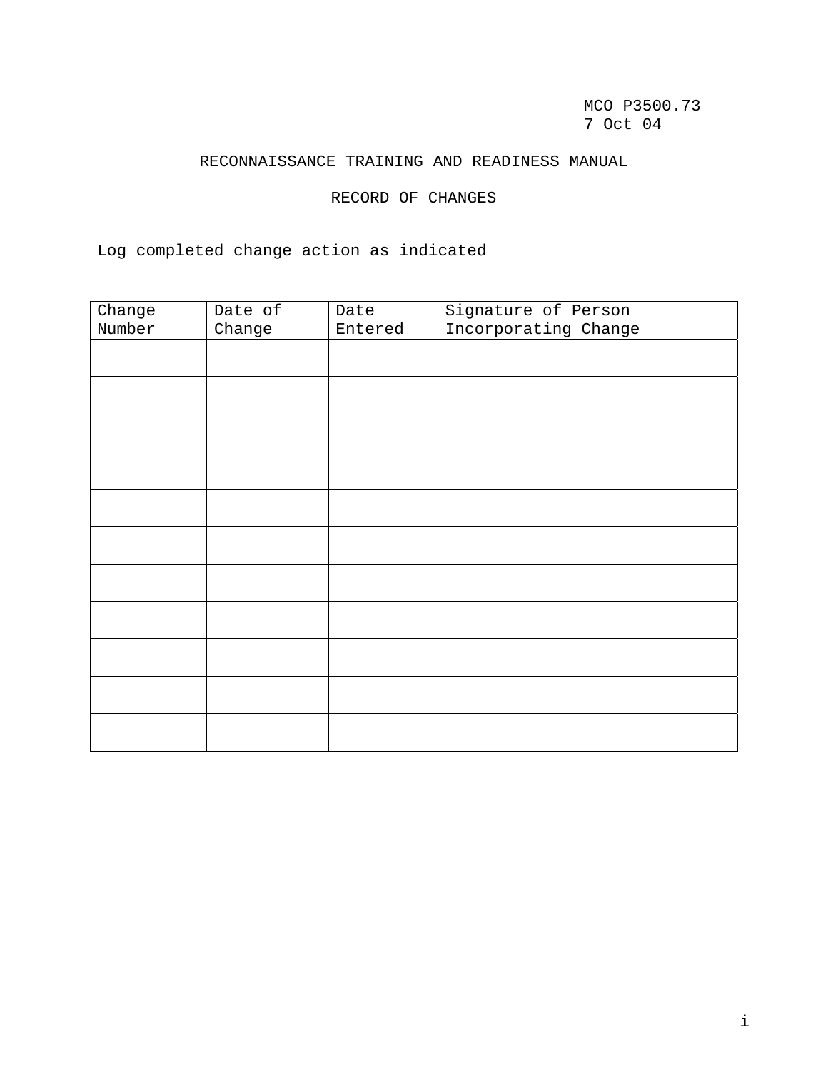MCO P3500.73
7 Oct 04

# RECONNAISSANCE TRAINING AND READINESS MANUAL

## RECORD OF CHANGES

Log completed change action as indicated

| Change Number | Date of Change | Date Entered | Signature of Person Incorporating Change |
|---|---|---|---|
| | | | |
| | | | |
| | | | |
| | | | |
| | | | |
| | | | |
| | | | |
| | | | |
| | | | |
| | | | |
| | | | |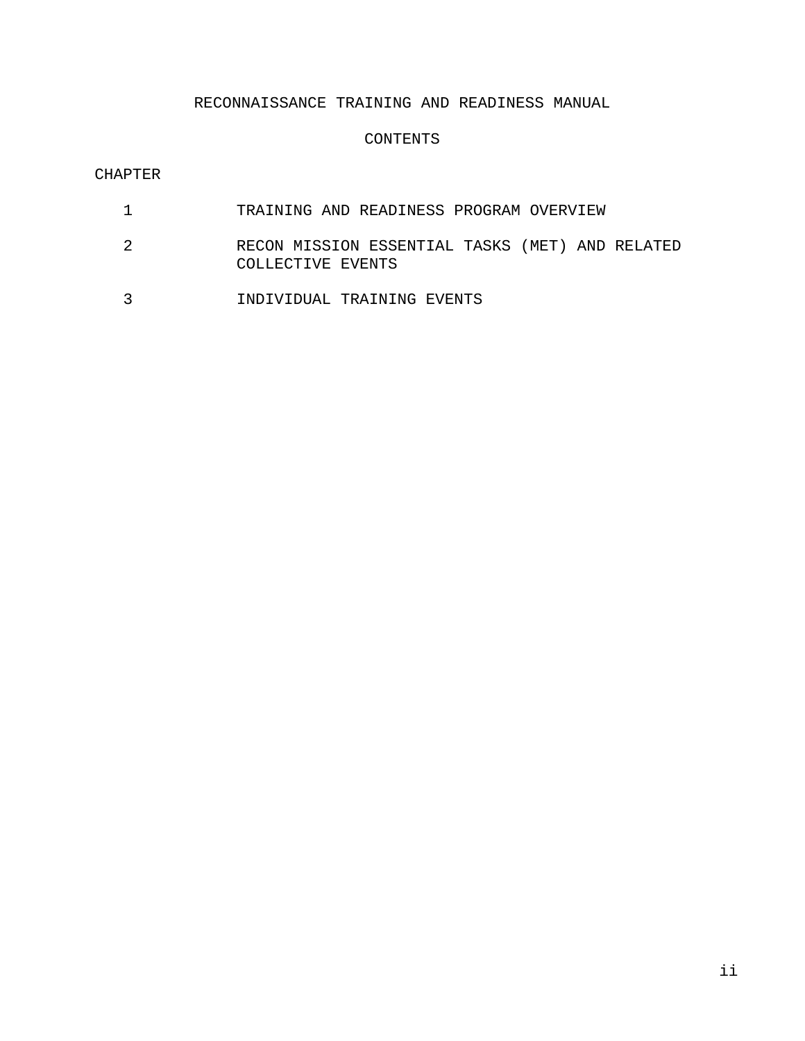# RECONNAISSANCE TRAINING AND READINESS MANUAL

## CONTENTS

CHAPTER

| | |
|---|---|
| 1 | TRAINING AND READINESS PROGRAM OVERVIEW |
| 2 | RECON MISSION ESSENTIAL TASKS (MET) AND RELATED COLLECTIVE EVENTS |
| 3 | INDIVIDUAL TRAINING EVENTS |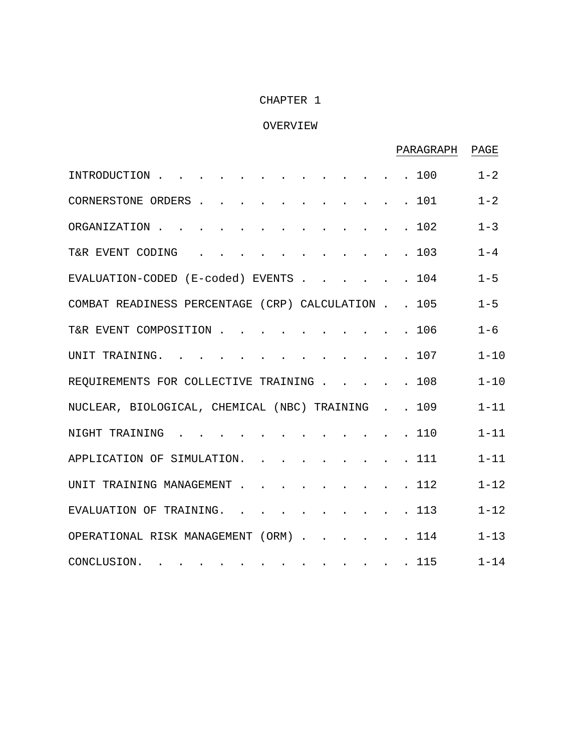# CHAPTER 1

## OVERVIEW

| | PARAGRAPH | PAGE |
|---|---|---|
| INTRODUCTION | 100 | 1-2 |
| CORNERSTONE ORDERS | 101 | 1-2 |
| ORGANIZATION | 102 | 1-3 |
| T&R EVENT CODING | 103 | 1-4 |
| EVALUATION-CODED (E-coded) EVENTS | 104 | 1-5 |
| COMBAT READINESS PERCENTAGE (CRP) CALCULATION | 105 | 1-5 |
| T&R EVENT COMPOSITION | 106 | 1-6 |
| UNIT TRAINING | 107 | 1-10 |
| REQUIREMENTS FOR COLLECTIVE TRAINING | 108 | 1-10 |
| NUCLEAR, BIOLOGICAL, CHEMICAL (NBC) TRAINING | 109 | 1-11 |
| NIGHT TRAINING | 110 | 1-11 |
| APPLICATION OF SIMULATION | 111 | 1-11 |
| UNIT TRAINING MANAGEMENT | 112 | 1-12 |
| EVALUATION OF TRAINING | 113 | 1-12 |
| OPERATIONAL RISK MANAGEMENT (ORM) | 114 | 1-13 |
| CONCLUSION | 115 | 1-14 |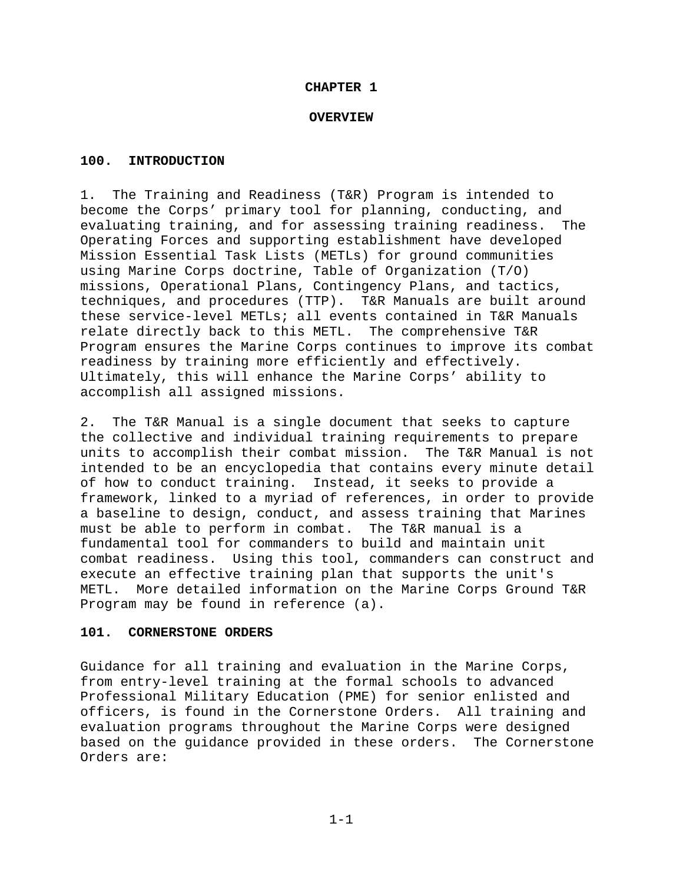# CHAPTER 1

## OVERVIEW

### 100. INTRODUCTION

1. The Training and Readiness (T&R) Program is intended to become the Corps' primary tool for planning, conducting, and evaluating training, and for assessing training readiness. The Operating Forces and supporting establishment have developed Mission Essential Task Lists (METLs) for ground communities using Marine Corps doctrine, Table of Organization (T/O) missions, Operational Plans, Contingency Plans, and tactics, techniques, and procedures (TTP). T&R Manuals are built around these service-level METLs; all events contained in T&R Manuals relate directly back to this METL. The comprehensive T&R Program ensures the Marine Corps continues to improve its combat readiness by training more efficiently and effectively. Ultimately, this will enhance the Marine Corps' ability to accomplish all assigned missions.

2. The T&R Manual is a single document that seeks to capture the collective and individual training requirements to prepare units to accomplish their combat mission. The T&R Manual is not intended to be an encyclopedia that contains every minute detail of how to conduct training. Instead, it seeks to provide a framework, linked to a myriad of references, in order to provide a baseline to design, conduct, and assess training that Marines must be able to perform in combat. The T&R manual is a fundamental tool for commanders to build and maintain unit combat readiness. Using this tool, commanders can construct and execute an effective training plan that supports the unit's METL. More detailed information on the Marine Corps Ground T&R Program may be found in reference (a).

### 101. CORNERSTONE ORDERS

Guidance for all training and evaluation in the Marine Corps, from entry-level training at the formal schools to advanced Professional Military Education (PME) for senior enlisted and officers, is found in the Cornerstone Orders. All training and evaluation programs throughout the Marine Corps were designed based on the guidance provided in these orders. The Cornerstone Orders are: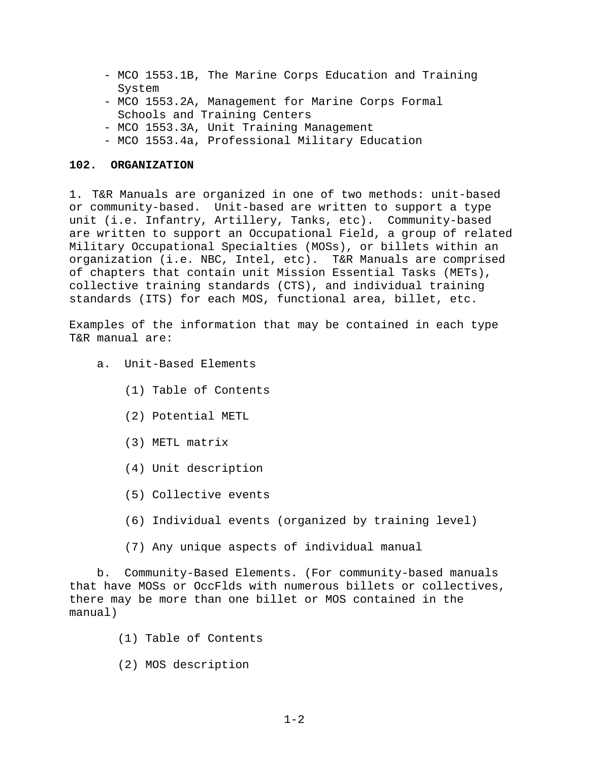- MCO 1553.1B, The Marine Corps Education and Training System
- MCO 1553.2A, Management for Marine Corps Formal Schools and Training Centers
- MCO 1553.3A, Unit Training Management
- MCO 1553.4a, Professional Military Education

**102. ORGANIZATION**

1. T&R Manuals are organized in one of two methods: unit-based or community-based. Unit-based are written to support a type unit (i.e. Infantry, Artillery, Tanks, etc). Community-based are written to support an Occupational Field, a group of related Military Occupational Specialties (MOSs), or billets within an organization (i.e. NBC, Intel, etc). T&R Manuals are comprised of chapters that contain unit Mission Essential Tasks (METs), collective training standards (CTS), and individual training standards (ITS) for each MOS, functional area, billet, etc.

Examples of the information that may be contained in each type T&R manual are:

a. Unit-Based Elements

(1) Table of Contents

(2) Potential METL

(3) METL matrix

(4) Unit description

(5) Collective events

(6) Individual events (organized by training level)

(7) Any unique aspects of individual manual

b. Community-Based Elements. (For community-based manuals that have MOSs or OccFlds with numerous billets or collectives, there may be more than one billet or MOS contained in the manual)

(1) Table of Contents

(2) MOS description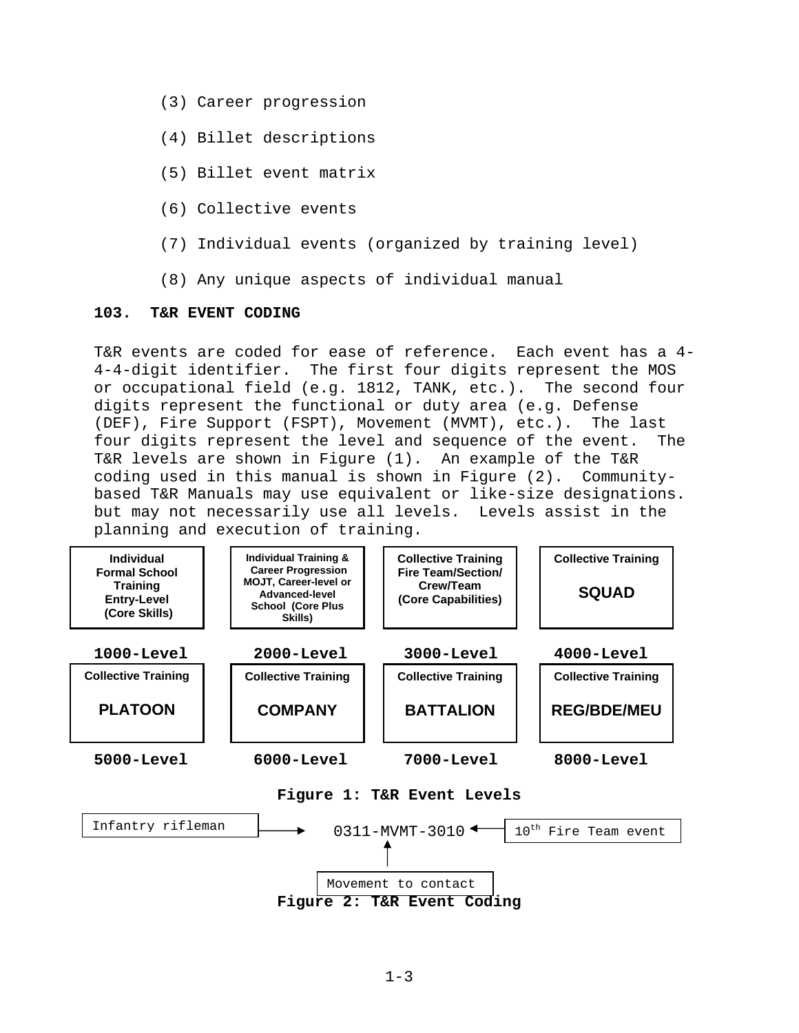(3) Career progression

(4) Billet descriptions

(5) Billet event matrix

(6) Collective events

(7) Individual events (organized by training level)

(8) Any unique aspects of individual manual

**103. T&R EVENT CODING**

T&R events are coded for ease of reference. Each event has a 4-4-4-digit identifier. The first four digits represent the MOS or occupational field (e.g. 1812, TANK, etc.). The second four digits represent the functional or duty area (e.g. Defense (DEF), Fire Support (FSPT), Movement (MVMT), etc.). The last four digits represent the level and sequence of the event. The T&R levels are shown in Figure (1). An example of the T&R coding used in this manual is shown in Figure (2). Community-based T&R Manuals may use equivalent or like-size designations. but may not necessarily use all levels. Levels assist in the planning and execution of training.

| Individual Formal School Training Entry-Level (Core Skills) | Individual Training & Career Progression MOJT, Career-level or Advanced-level School (Core Plus Skills) | Collective Training Fire Team/Section/ Crew/Team (Core Capabilities) | Collective Training SQUAD |
|---|---|---|---|
| **1000-Level** | **2000-Level** | **3000-Level** | **4000-Level** |
| Collective Training PLATOON | Collective Training COMPANY | Collective Training BATTALION | Collective Training REG/BDE/MEU |
| **5000-Level** | **6000-Level** | **7000-Level** | **8000-Level** |

**Figure 1: T&R Event Levels**

0311-MVMT-3010

- 0311: Infantry rifleman
- MVMT: Movement to contact
- 3010: 10th Fire Team event

**Figure 2: T&R Event Coding**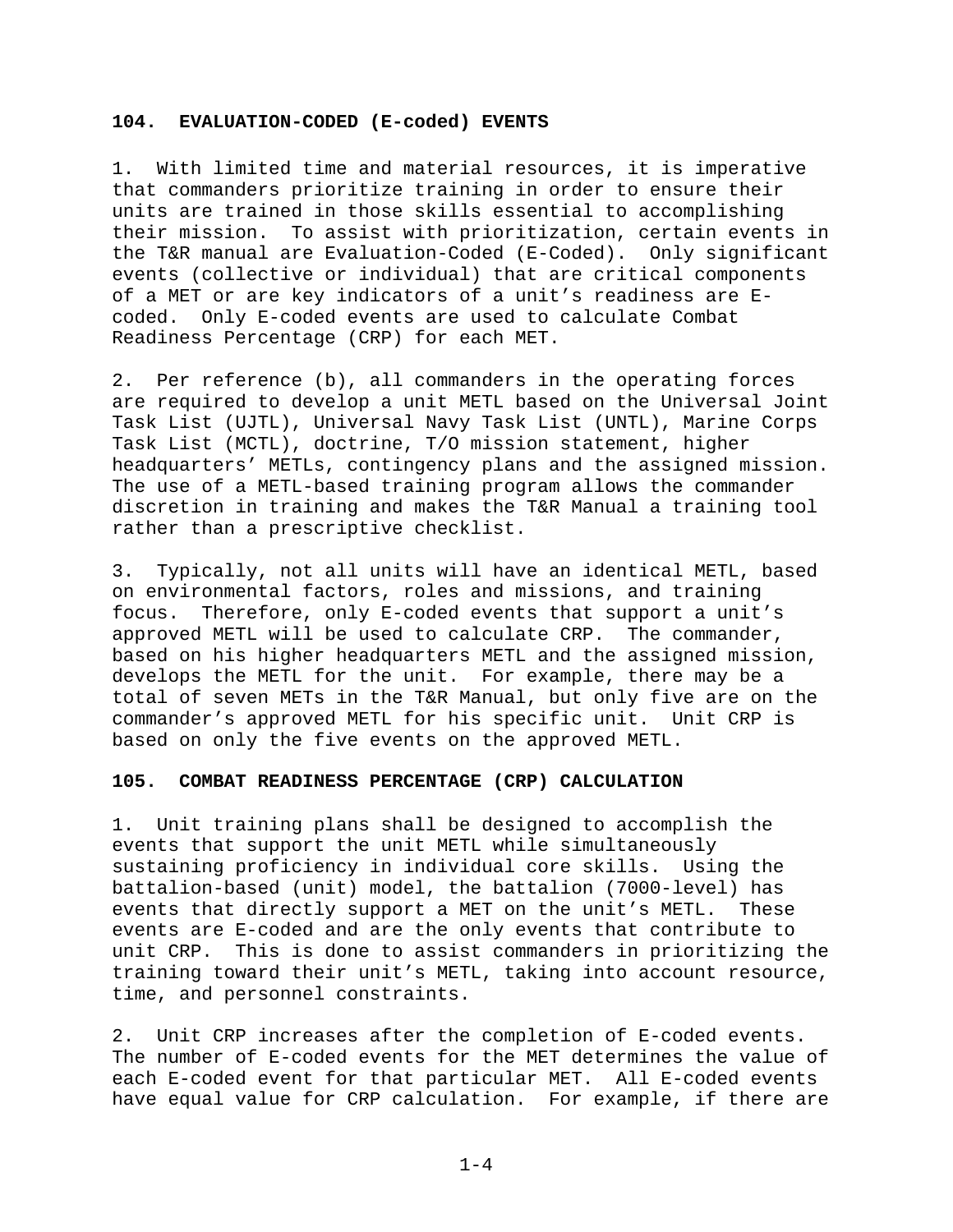## 104. EVALUATION-CODED (E-coded) EVENTS

1. With limited time and material resources, it is imperative that commanders prioritize training in order to ensure their units are trained in those skills essential to accomplishing their mission. To assist with prioritization, certain events in the T&R manual are Evaluation-Coded (E-Coded). Only significant events (collective or individual) that are critical components of a MET or are key indicators of a unit's readiness are E-coded. Only E-coded events are used to calculate Combat Readiness Percentage (CRP) for each MET.

2. Per reference (b), all commanders in the operating forces are required to develop a unit METL based on the Universal Joint Task List (UJTL), Universal Navy Task List (UNTL), Marine Corps Task List (MCTL), doctrine, T/O mission statement, higher headquarters' METLs, contingency plans and the assigned mission. The use of a METL-based training program allows the commander discretion in training and makes the T&R Manual a training tool rather than a prescriptive checklist.

3. Typically, not all units will have an identical METL, based on environmental factors, roles and missions, and training focus. Therefore, only E-coded events that support a unit's approved METL will be used to calculate CRP. The commander, based on his higher headquarters METL and the assigned mission, develops the METL for the unit. For example, there may be a total of seven METs in the T&R Manual, but only five are on the commander's approved METL for his specific unit. Unit CRP is based on only the five events on the approved METL.

## 105. COMBAT READINESS PERCENTAGE (CRP) CALCULATION

1. Unit training plans shall be designed to accomplish the events that support the unit METL while simultaneously sustaining proficiency in individual core skills. Using the battalion-based (unit) model, the battalion (7000-level) has events that directly support a MET on the unit's METL. These events are E-coded and are the only events that contribute to unit CRP. This is done to assist commanders in prioritizing the training toward their unit's METL, taking into account resource, time, and personnel constraints.

2. Unit CRP increases after the completion of E-coded events. The number of E-coded events for the MET determines the value of each E-coded event for that particular MET. All E-coded events have equal value for CRP calculation. For example, if there are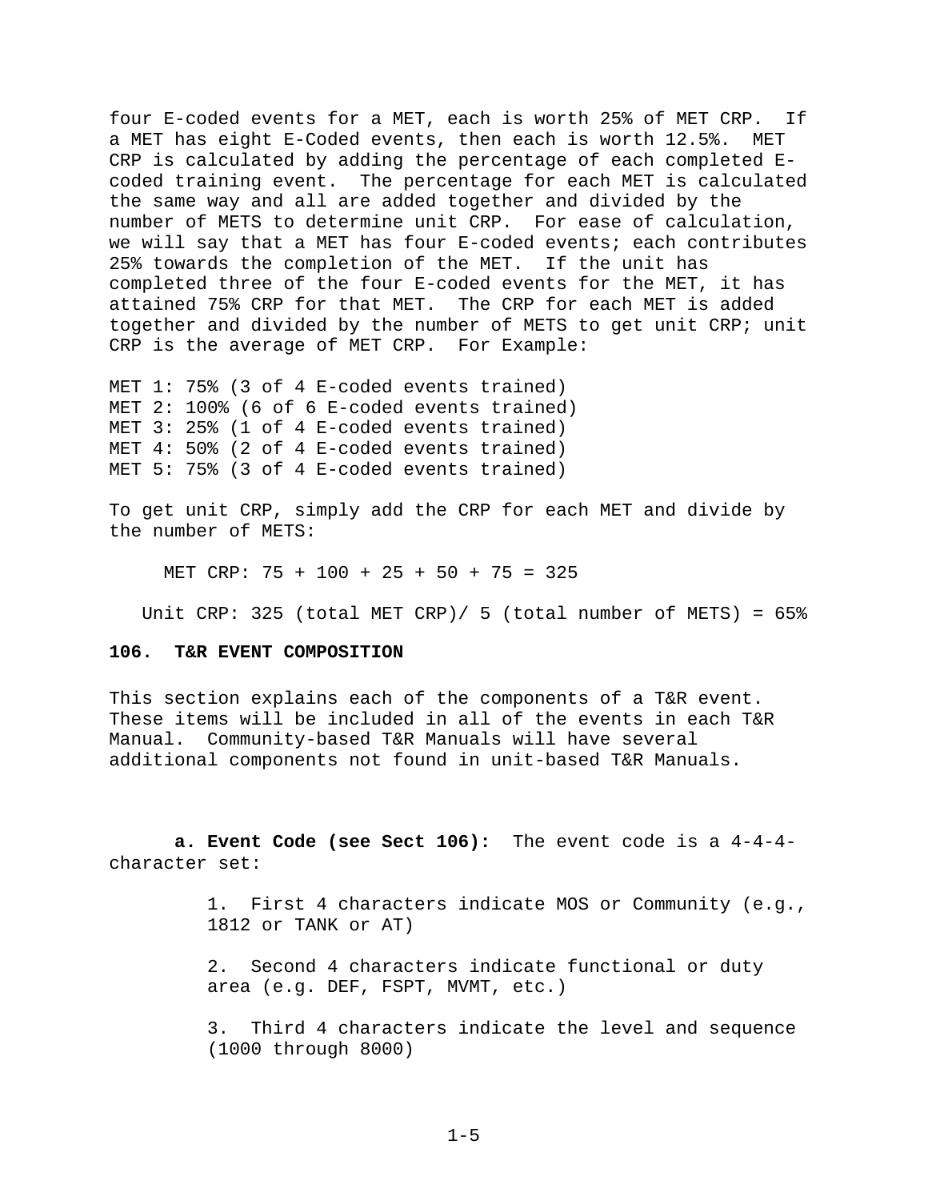four E-coded events for a MET, each is worth 25% of MET CRP. If a MET has eight E-Coded events, then each is worth 12.5%. MET CRP is calculated by adding the percentage of each completed E-coded training event. The percentage for each MET is calculated the same way and all are added together and divided by the number of METS to determine unit CRP. For ease of calculation, we will say that a MET has four E-coded events; each contributes 25% towards the completion of the MET. If the unit has completed three of the four E-coded events for the MET, it has attained 75% CRP for that MET. The CRP for each MET is added together and divided by the number of METS to get unit CRP; unit CRP is the average of MET CRP. For Example:

MET 1: 75% (3 of 4 E-coded events trained)
MET 2: 100% (6 of 6 E-coded events trained)
MET 3: 25% (1 of 4 E-coded events trained)
MET 4: 50% (2 of 4 E-coded events trained)
MET 5: 75% (3 of 4 E-coded events trained)

To get unit CRP, simply add the CRP for each MET and divide by the number of METS:

MET CRP: 75 + 100 + 25 + 50 + 75 = 325

Unit CRP: 325 (total MET CRP)/ 5 (total number of METS) = 65%

**106. T&R EVENT COMPOSITION**

This section explains each of the components of a T&R event. These items will be included in all of the events in each T&R Manual. Community-based T&R Manuals will have several additional components not found in unit-based T&R Manuals.

**a. Event Code (see Sect 106):** The event code is a 4-4-4-character set:

1. First 4 characters indicate MOS or Community (e.g., 1812 or TANK or AT)

2. Second 4 characters indicate functional or duty area (e.g. DEF, FSPT, MVMT, etc.)

3. Third 4 characters indicate the level and sequence (1000 through 8000)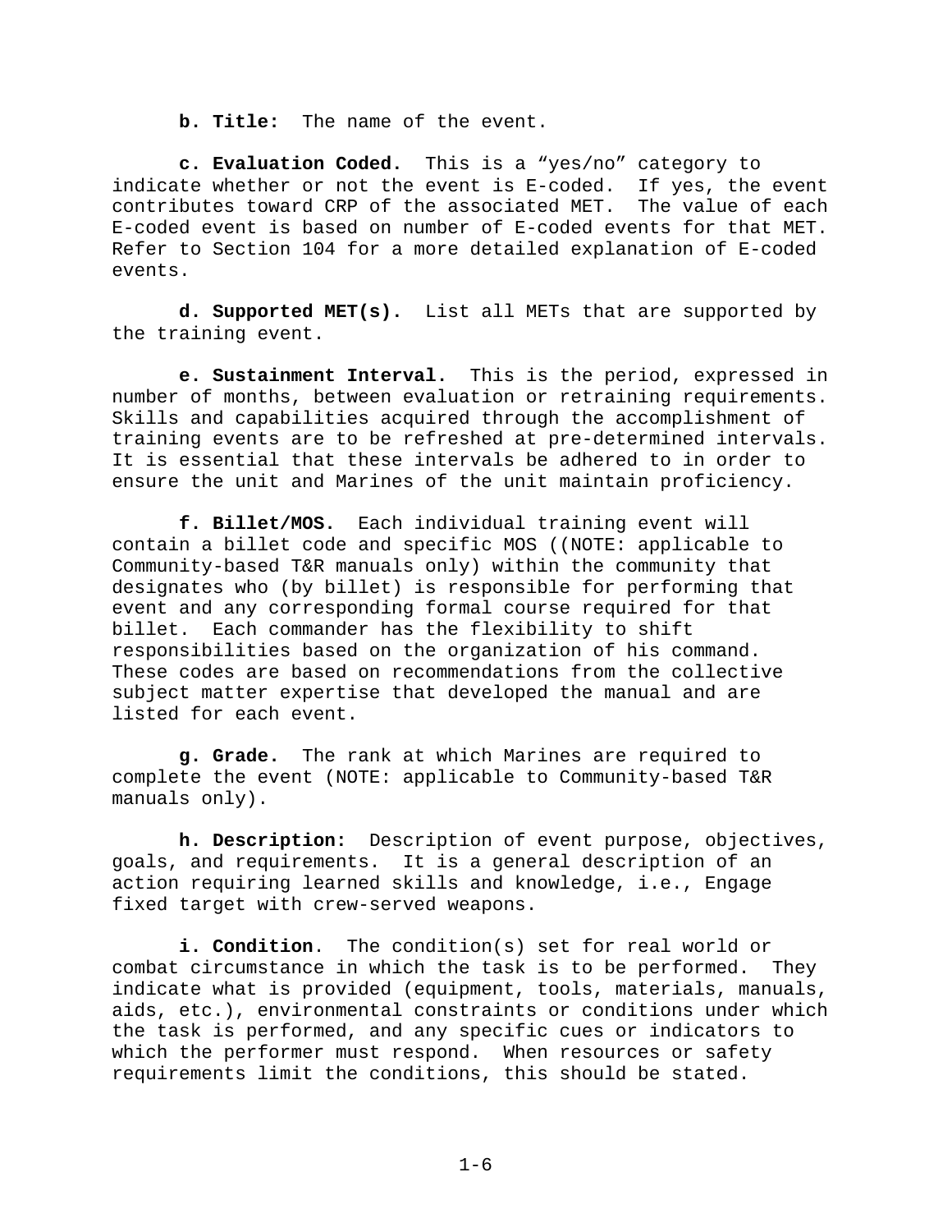**b. Title:** The name of the event.

**c. Evaluation Coded.** This is a “yes/no” category to indicate whether or not the event is E-coded. If yes, the event contributes toward CRP of the associated MET. The value of each E-coded event is based on number of E-coded events for that MET. Refer to Section 104 for a more detailed explanation of E-coded events.

**d. Supported MET(s).** List all METs that are supported by the training event.

**e. Sustainment Interval.** This is the period, expressed in number of months, between evaluation or retraining requirements. Skills and capabilities acquired through the accomplishment of training events are to be refreshed at pre-determined intervals. It is essential that these intervals be adhered to in order to ensure the unit and Marines of the unit maintain proficiency.

**f. Billet/MOS.** Each individual training event will contain a billet code and specific MOS ((NOTE: applicable to Community-based T&R manuals only) within the community that designates who (by billet) is responsible for performing that event and any corresponding formal course required for that billet. Each commander has the flexibility to shift responsibilities based on the organization of his command. These codes are based on recommendations from the collective subject matter expertise that developed the manual and are listed for each event.

**g. Grade.** The rank at which Marines are required to complete the event (NOTE: applicable to Community-based T&R manuals only).

**h. Description:** Description of event purpose, objectives, goals, and requirements. It is a general description of an action requiring learned skills and knowledge, i.e., Engage fixed target with crew-served weapons.

**i. Condition**. The condition(s) set for real world or combat circumstance in which the task is to be performed. They indicate what is provided (equipment, tools, materials, manuals, aids, etc.), environmental constraints or conditions under which the task is performed, and any specific cues or indicators to which the performer must respond. When resources or safety requirements limit the conditions, this should be stated.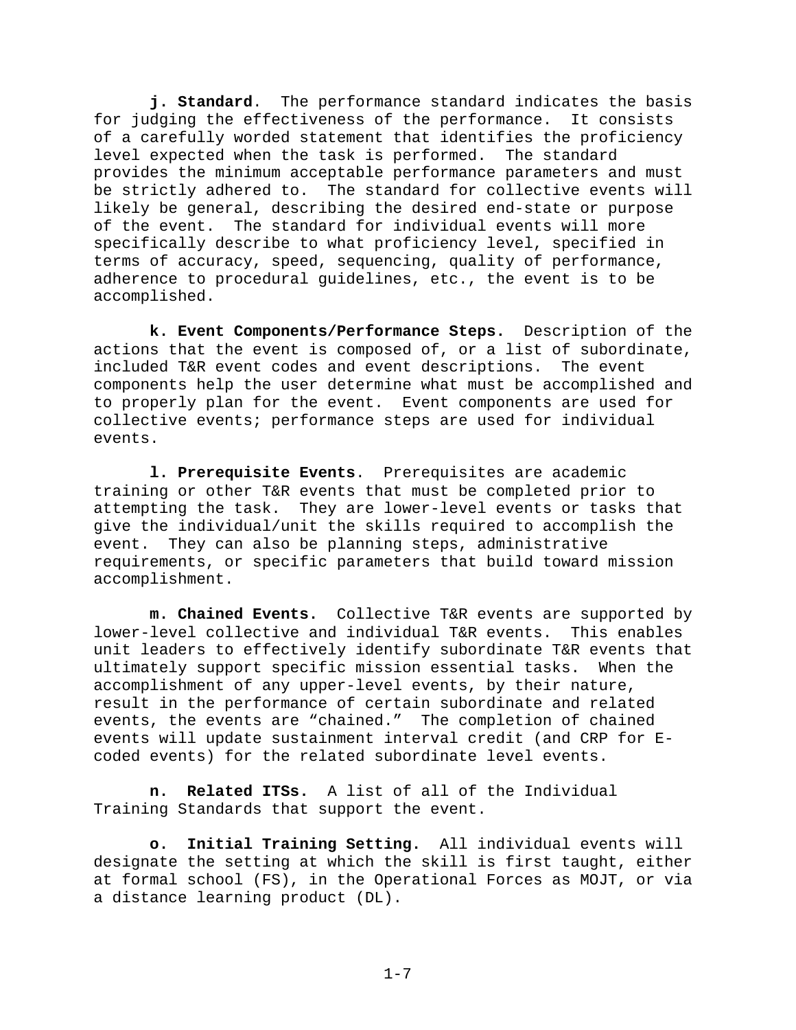**j. Standard**. The performance standard indicates the basis for judging the effectiveness of the performance. It consists of a carefully worded statement that identifies the proficiency level expected when the task is performed. The standard provides the minimum acceptable performance parameters and must be strictly adhered to. The standard for collective events will likely be general, describing the desired end-state or purpose of the event. The standard for individual events will more specifically describe to what proficiency level, specified in terms of accuracy, speed, sequencing, quality of performance, adherence to procedural guidelines, etc., the event is to be accomplished.

**k. Event Components/Performance Steps.** Description of the actions that the event is composed of, or a list of subordinate, included T&R event codes and event descriptions. The event components help the user determine what must be accomplished and to properly plan for the event. Event components are used for collective events; performance steps are used for individual events.

**l. Prerequisite Events**. Prerequisites are academic training or other T&R events that must be completed prior to attempting the task. They are lower-level events or tasks that give the individual/unit the skills required to accomplish the event. They can also be planning steps, administrative requirements, or specific parameters that build toward mission accomplishment.

**m. Chained Events.** Collective T&R events are supported by lower-level collective and individual T&R events. This enables unit leaders to effectively identify subordinate T&R events that ultimately support specific mission essential tasks. When the accomplishment of any upper-level events, by their nature, result in the performance of certain subordinate and related events, the events are "chained." The completion of chained events will update sustainment interval credit (and CRP for E-coded events) for the related subordinate level events.

**n. Related ITSs.** A list of all of the Individual Training Standards that support the event.

**o. Initial Training Setting.** All individual events will designate the setting at which the skill is first taught, either at formal school (FS), in the Operational Forces as MOJT, or via a distance learning product (DL).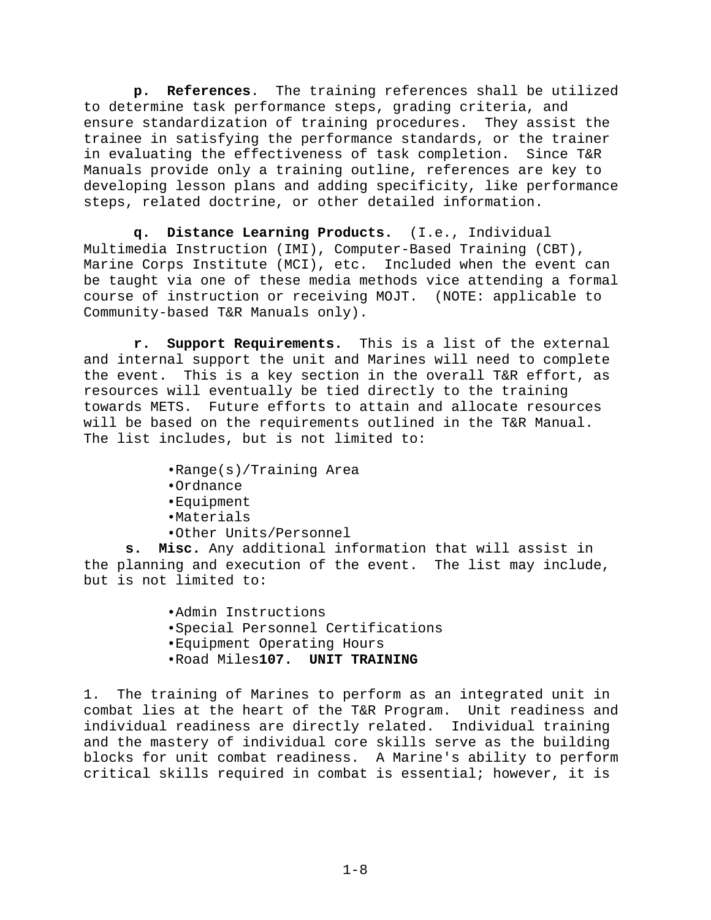**p. References**. The training references shall be utilized to determine task performance steps, grading criteria, and ensure standardization of training procedures. They assist the trainee in satisfying the performance standards, or the trainer in evaluating the effectiveness of task completion. Since T&R Manuals provide only a training outline, references are key to developing lesson plans and adding specificity, like performance steps, related doctrine, or other detailed information.

**q. Distance Learning Products.** (I.e., Individual Multimedia Instruction (IMI), Computer-Based Training (CBT), Marine Corps Institute (MCI), etc. Included when the event can be taught via one of these media methods vice attending a formal course of instruction or receiving MOJT. (NOTE: applicable to Community-based T&R Manuals only).

**r. Support Requirements.** This is a list of the external and internal support the unit and Marines will need to complete the event. This is a key section in the overall T&R effort, as resources will eventually be tied directly to the training towards METS. Future efforts to attain and allocate resources will be based on the requirements outlined in the T&R Manual. The list includes, but is not limited to:

- Range(s)/Training Area
- Ordnance
- Equipment
- Materials
- Other Units/Personnel

**s. Misc.** Any additional information that will assist in the planning and execution of the event. The list may include, but is not limited to:

- Admin Instructions
- Special Personnel Certifications
- Equipment Operating Hours
- Road Miles

**107. UNIT TRAINING**

1. The training of Marines to perform as an integrated unit in combat lies at the heart of the T&R Program. Unit readiness and individual readiness are directly related. Individual training and the mastery of individual core skills serve as the building blocks for unit combat readiness. A Marine's ability to perform critical skills required in combat is essential; however, it is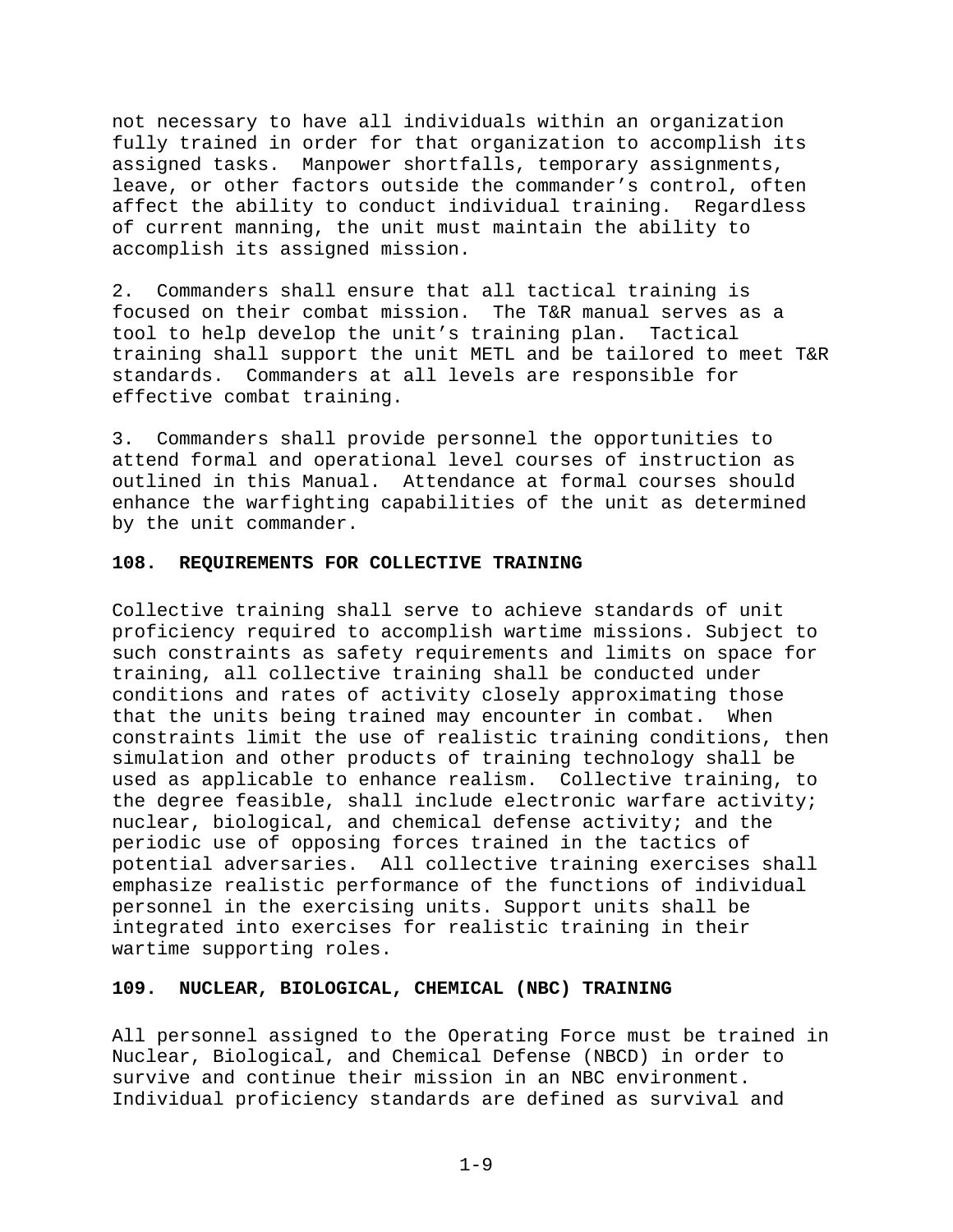not necessary to have all individuals within an organization fully trained in order for that organization to accomplish its assigned tasks. Manpower shortfalls, temporary assignments, leave, or other factors outside the commander's control, often affect the ability to conduct individual training. Regardless of current manning, the unit must maintain the ability to accomplish its assigned mission.

2. Commanders shall ensure that all tactical training is focused on their combat mission. The T&R manual serves as a tool to help develop the unit's training plan. Tactical training shall support the unit METL and be tailored to meet T&R standards. Commanders at all levels are responsible for effective combat training.

3. Commanders shall provide personnel the opportunities to attend formal and operational level courses of instruction as outlined in this Manual. Attendance at formal courses should enhance the warfighting capabilities of the unit as determined by the unit commander.

**108. REQUIREMENTS FOR COLLECTIVE TRAINING**

Collective training shall serve to achieve standards of unit proficiency required to accomplish wartime missions. Subject to such constraints as safety requirements and limits on space for training, all collective training shall be conducted under conditions and rates of activity closely approximating those that the units being trained may encounter in combat. When constraints limit the use of realistic training conditions, then simulation and other products of training technology shall be used as applicable to enhance realism. Collective training, to the degree feasible, shall include electronic warfare activity; nuclear, biological, and chemical defense activity; and the periodic use of opposing forces trained in the tactics of potential adversaries. All collective training exercises shall emphasize realistic performance of the functions of individual personnel in the exercising units. Support units shall be integrated into exercises for realistic training in their wartime supporting roles.

**109. NUCLEAR, BIOLOGICAL, CHEMICAL (NBC) TRAINING**

All personnel assigned to the Operating Force must be trained in Nuclear, Biological, and Chemical Defense (NBCD) in order to survive and continue their mission in an NBC environment. Individual proficiency standards are defined as survival and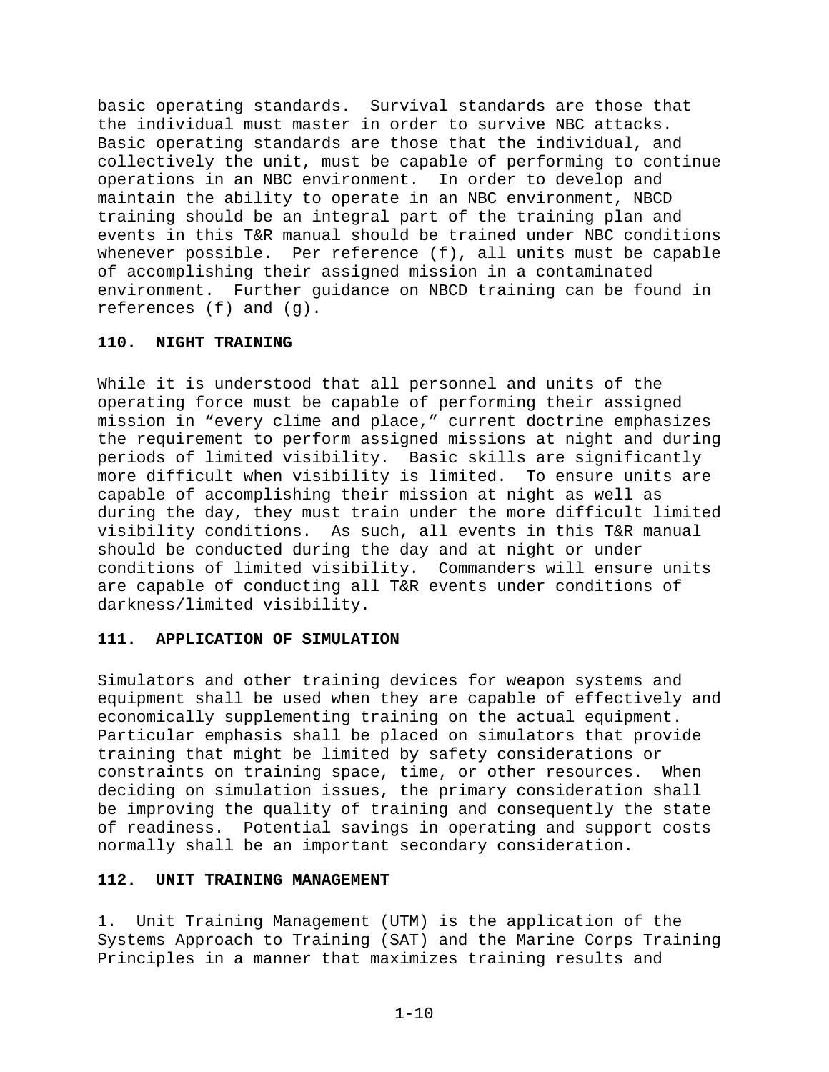basic operating standards. Survival standards are those that the individual must master in order to survive NBC attacks. Basic operating standards are those that the individual, and collectively the unit, must be capable of performing to continue operations in an NBC environment. In order to develop and maintain the ability to operate in an NBC environment, NBCD training should be an integral part of the training plan and events in this T&R manual should be trained under NBC conditions whenever possible. Per reference (f), all units must be capable of accomplishing their assigned mission in a contaminated environment. Further guidance on NBCD training can be found in references (f) and (g).

**110. NIGHT TRAINING**

While it is understood that all personnel and units of the operating force must be capable of performing their assigned mission in “every clime and place,” current doctrine emphasizes the requirement to perform assigned missions at night and during periods of limited visibility. Basic skills are significantly more difficult when visibility is limited. To ensure units are capable of accomplishing their mission at night as well as during the day, they must train under the more difficult limited visibility conditions. As such, all events in this T&R manual should be conducted during the day and at night or under conditions of limited visibility. Commanders will ensure units are capable of conducting all T&R events under conditions of darkness/limited visibility.

**111. APPLICATION OF SIMULATION**

Simulators and other training devices for weapon systems and equipment shall be used when they are capable of effectively and economically supplementing training on the actual equipment. Particular emphasis shall be placed on simulators that provide training that might be limited by safety considerations or constraints on training space, time, or other resources. When deciding on simulation issues, the primary consideration shall be improving the quality of training and consequently the state of readiness. Potential savings in operating and support costs normally shall be an important secondary consideration.

**112. UNIT TRAINING MANAGEMENT**

1. Unit Training Management (UTM) is the application of the Systems Approach to Training (SAT) and the Marine Corps Training Principles in a manner that maximizes training results and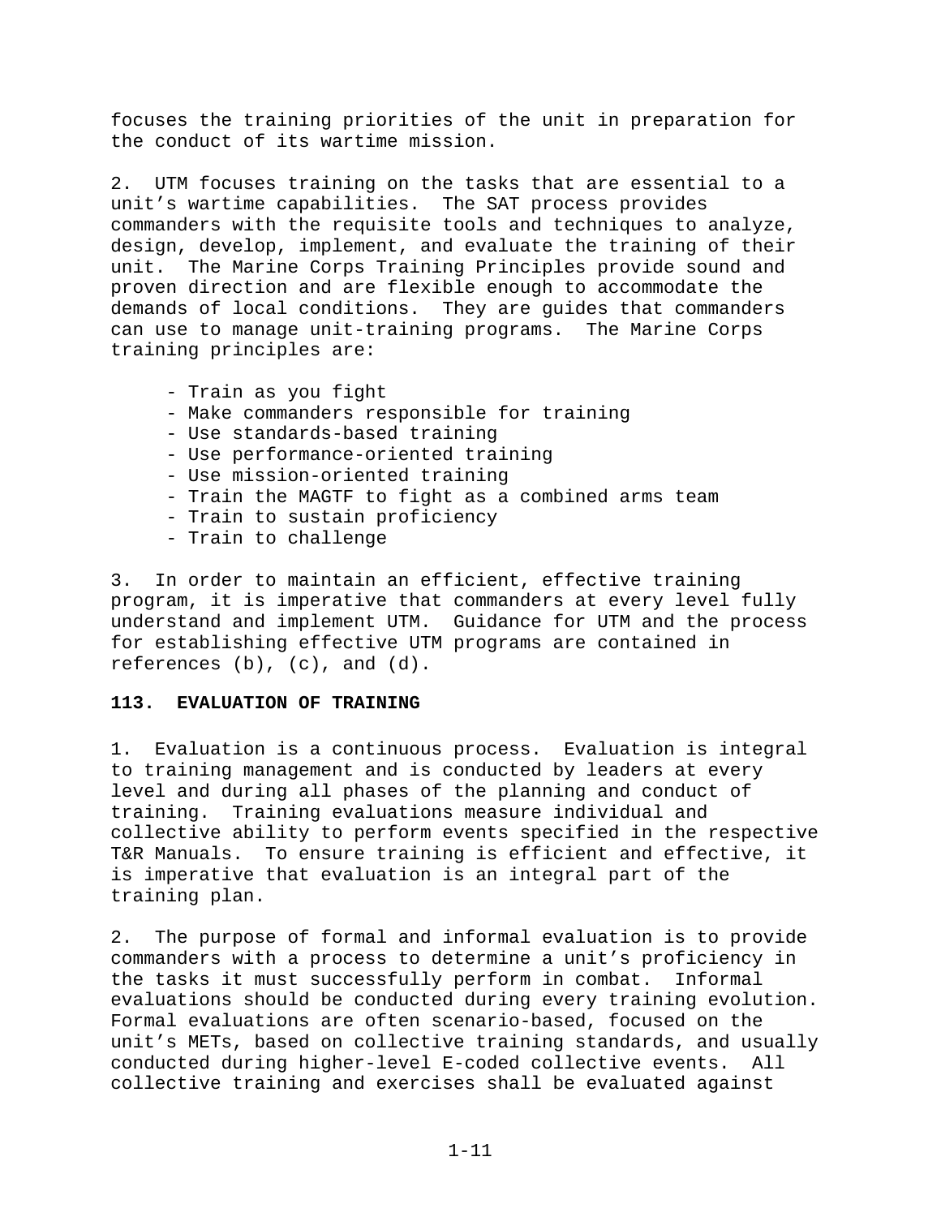focuses the training priorities of the unit in preparation for the conduct of its wartime mission.

2. UTM focuses training on the tasks that are essential to a unit's wartime capabilities. The SAT process provides commanders with the requisite tools and techniques to analyze, design, develop, implement, and evaluate the training of their unit. The Marine Corps Training Principles provide sound and proven direction and are flexible enough to accommodate the demands of local conditions. They are guides that commanders can use to manage unit-training programs. The Marine Corps training principles are:

- Train as you fight
- Make commanders responsible for training
- Use standards-based training
- Use performance-oriented training
- Use mission-oriented training
- Train the MAGTF to fight as a combined arms team
- Train to sustain proficiency
- Train to challenge

3. In order to maintain an efficient, effective training program, it is imperative that commanders at every level fully understand and implement UTM. Guidance for UTM and the process for establishing effective UTM programs are contained in references (b), (c), and (d).

**113. EVALUATION OF TRAINING**

1. Evaluation is a continuous process. Evaluation is integral to training management and is conducted by leaders at every level and during all phases of the planning and conduct of training. Training evaluations measure individual and collective ability to perform events specified in the respective T&R Manuals. To ensure training is efficient and effective, it is imperative that evaluation is an integral part of the training plan.

2. The purpose of formal and informal evaluation is to provide commanders with a process to determine a unit's proficiency in the tasks it must successfully perform in combat. Informal evaluations should be conducted during every training evolution. Formal evaluations are often scenario-based, focused on the unit's METs, based on collective training standards, and usually conducted during higher-level E-coded collective events. All collective training and exercises shall be evaluated against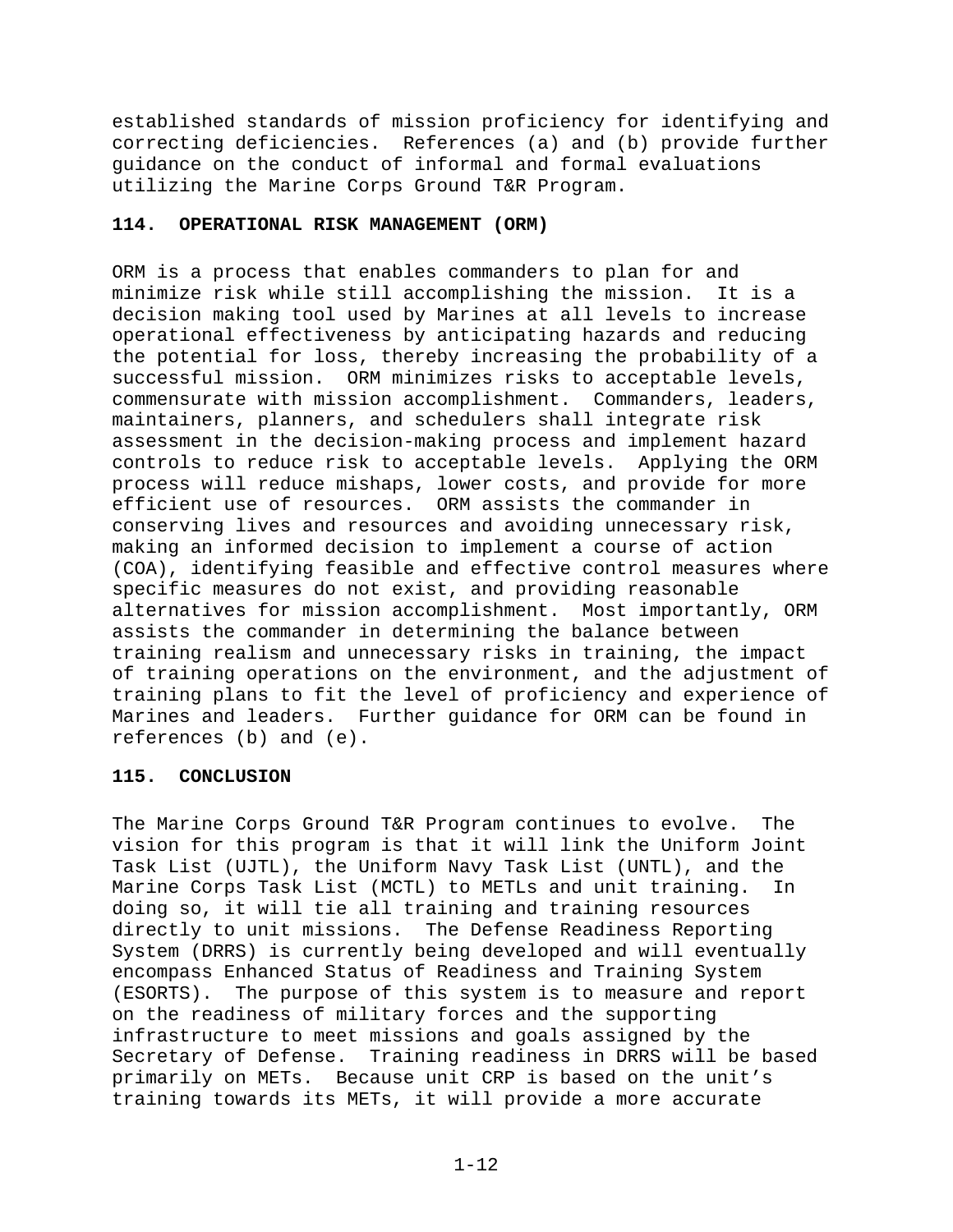established standards of mission proficiency for identifying and correcting deficiencies. References (a) and (b) provide further guidance on the conduct of informal and formal evaluations utilizing the Marine Corps Ground T&R Program.

**114. OPERATIONAL RISK MANAGEMENT (ORM)**

ORM is a process that enables commanders to plan for and minimize risk while still accomplishing the mission. It is a decision making tool used by Marines at all levels to increase operational effectiveness by anticipating hazards and reducing the potential for loss, thereby increasing the probability of a successful mission. ORM minimizes risks to acceptable levels, commensurate with mission accomplishment. Commanders, leaders, maintainers, planners, and schedulers shall integrate risk assessment in the decision-making process and implement hazard controls to reduce risk to acceptable levels. Applying the ORM process will reduce mishaps, lower costs, and provide for more efficient use of resources. ORM assists the commander in conserving lives and resources and avoiding unnecessary risk, making an informed decision to implement a course of action (COA), identifying feasible and effective control measures where specific measures do not exist, and providing reasonable alternatives for mission accomplishment. Most importantly, ORM assists the commander in determining the balance between training realism and unnecessary risks in training, the impact of training operations on the environment, and the adjustment of training plans to fit the level of proficiency and experience of Marines and leaders. Further guidance for ORM can be found in references (b) and (e).

**115. CONCLUSION**

The Marine Corps Ground T&R Program continues to evolve. The vision for this program is that it will link the Uniform Joint Task List (UJTL), the Uniform Navy Task List (UNTL), and the Marine Corps Task List (MCTL) to METLs and unit training. In doing so, it will tie all training and training resources directly to unit missions. The Defense Readiness Reporting System (DRRS) is currently being developed and will eventually encompass Enhanced Status of Readiness and Training System (ESORTS). The purpose of this system is to measure and report on the readiness of military forces and the supporting infrastructure to meet missions and goals assigned by the Secretary of Defense. Training readiness in DRRS will be based primarily on METs. Because unit CRP is based on the unit's training towards its METs, it will provide a more accurate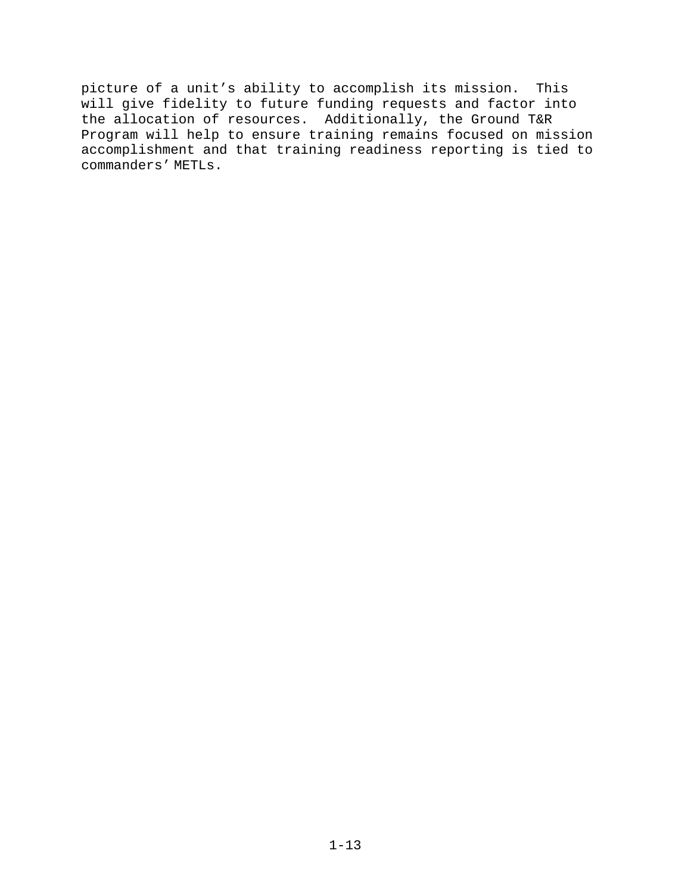picture of a unit's ability to accomplish its mission. This will give fidelity to future funding requests and factor into the allocation of resources. Additionally, the Ground T&R Program will help to ensure training remains focused on mission accomplishment and that training readiness reporting is tied to commanders' METLs.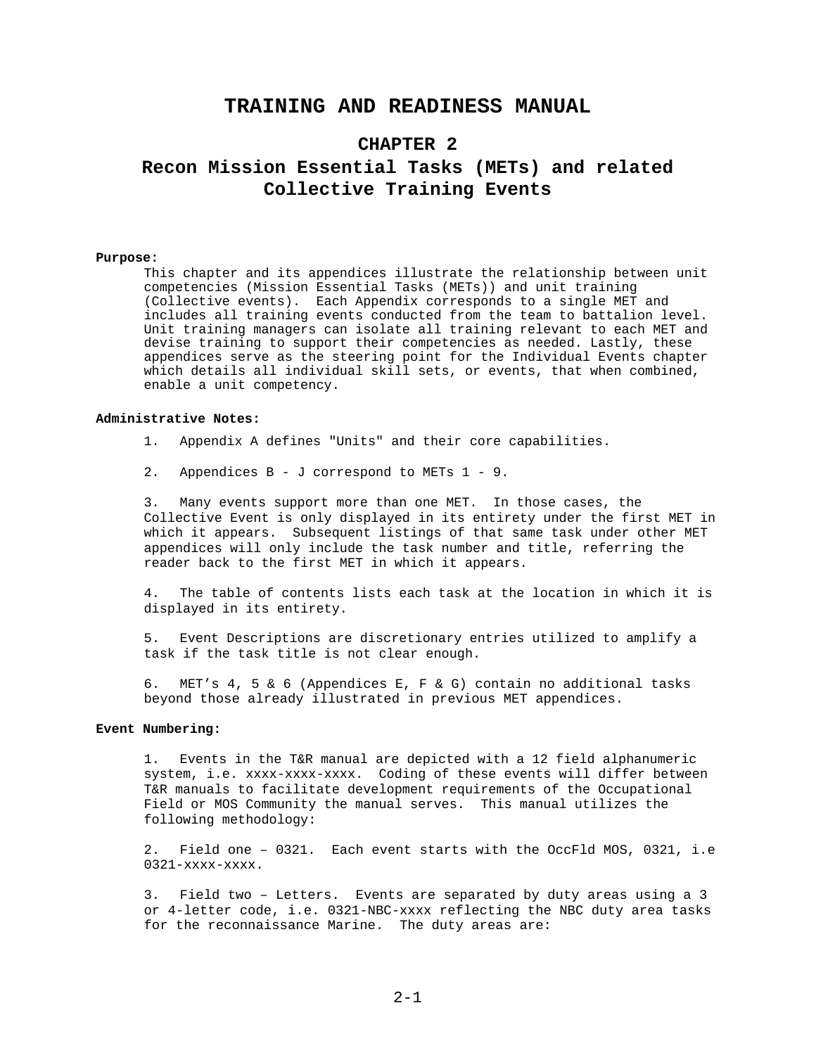# TRAINING AND READINESS MANUAL

## CHAPTER 2

## Recon Mission Essential Tasks (METs) and related Collective Training Events

**Purpose:**

This chapter and its appendices illustrate the relationship between unit competencies (Mission Essential Tasks (METs)) and unit training (Collective events). Each Appendix corresponds to a single MET and includes all training events conducted from the team to battalion level. Unit training managers can isolate all training relevant to each MET and devise training to support their competencies as needed. Lastly, these appendices serve as the steering point for the Individual Events chapter which details all individual skill sets, or events, that when combined, enable a unit competency.

**Administrative Notes:**

1. Appendix A defines "Units" and their core capabilities.

2. Appendices B - J correspond to METs 1 - 9.

3. Many events support more than one MET. In those cases, the Collective Event is only displayed in its entirety under the first MET in which it appears. Subsequent listings of that same task under other MET appendices will only include the task number and title, referring the reader back to the first MET in which it appears.

4. The table of contents lists each task at the location in which it is displayed in its entirety.

5. Event Descriptions are discretionary entries utilized to amplify a task if the task title is not clear enough.

6. MET's 4, 5 & 6 (Appendices E, F & G) contain no additional tasks beyond those already illustrated in previous MET appendices.

**Event Numbering:**

1. Events in the T&R manual are depicted with a 12 field alphanumeric system, i.e. xxxx-xxxx-xxxx. Coding of these events will differ between T&R manuals to facilitate development requirements of the Occupational Field or MOS Community the manual serves. This manual utilizes the following methodology:

2. Field one – 0321. Each event starts with the OccFld MOS, 0321, i.e 0321-xxxx-xxxx.

3. Field two – Letters. Events are separated by duty areas using a 3 or 4-letter code, i.e. 0321-NBC-xxxx reflecting the NBC duty area tasks for the reconnaissance Marine. The duty areas are: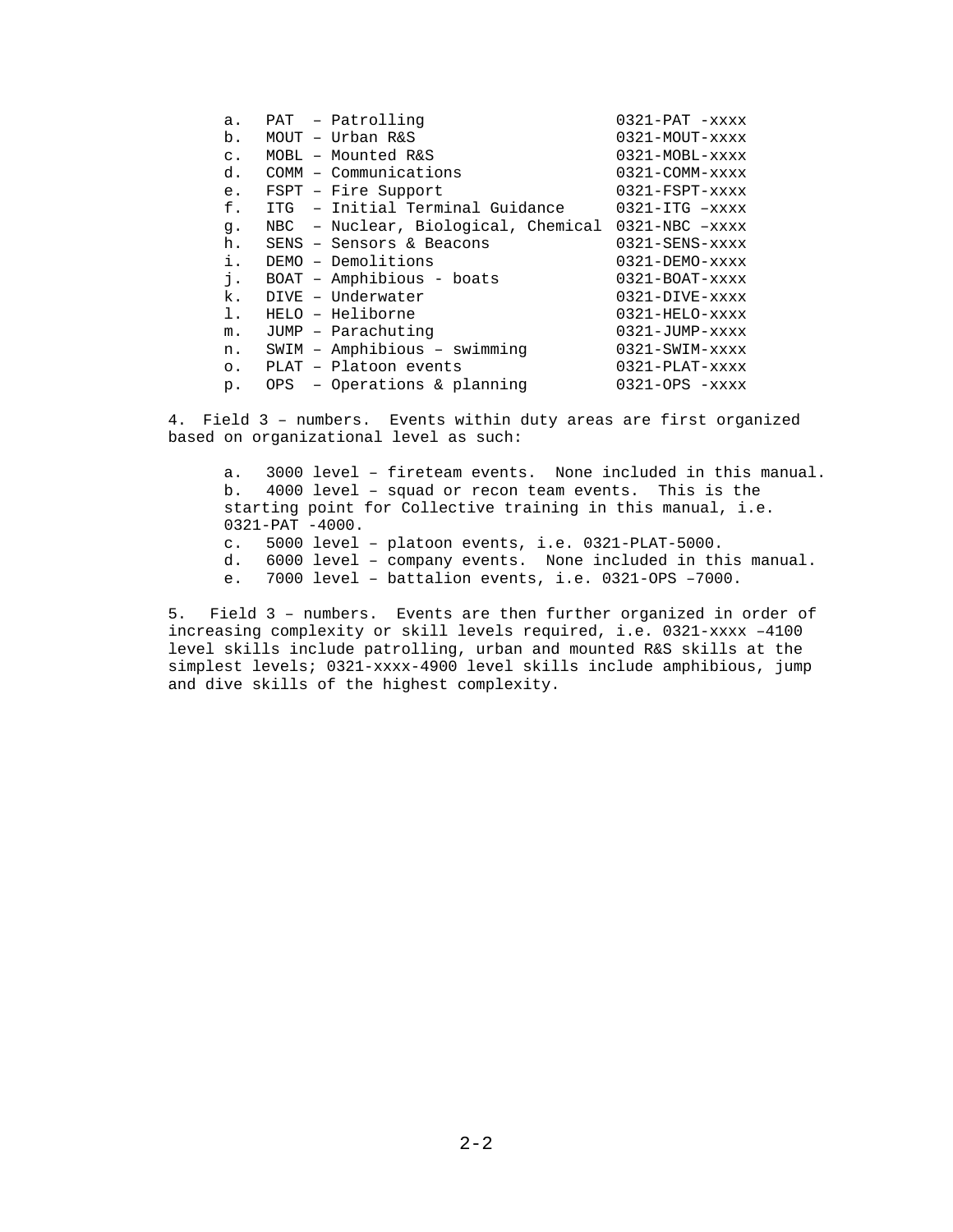a. PAT – Patrolling 0321-PAT -xxxx
b. MOUT – Urban R&S 0321-MOUT-xxxx
c. MOBL – Mounted R&S 0321-MOBL-xxxx
d. COMM – Communications 0321-COMM-xxxx
e. FSPT – Fire Support 0321-FSPT-xxxx
f. ITG – Initial Terminal Guidance 0321-ITG –xxxx
g. NBC – Nuclear, Biological, Chemical 0321-NBC –xxxx
h. SENS – Sensors & Beacons 0321-SENS-xxxx
i. DEMO – Demolitions 0321-DEMO-xxxx
j. BOAT – Amphibious - boats 0321-BOAT-xxxx
k. DIVE – Underwater 0321-DIVE-xxxx
l. HELO – Heliborne 0321-HELO-xxxx
m. JUMP – Parachuting 0321-JUMP-xxxx
n. SWIM – Amphibious – swimming 0321-SWIM-xxxx
o. PLAT – Platoon events 0321-PLAT-xxxx
p. OPS – Operations & planning 0321-OPS -xxxx

4. Field 3 – numbers. Events within duty areas are first organized based on organizational level as such:

a. 3000 level – fireteam events. None included in this manual.
b. 4000 level – squad or recon team events. This is the starting point for Collective training in this manual, i.e. 0321-PAT -4000.
c. 5000 level – platoon events, i.e. 0321-PLAT-5000.
d. 6000 level – company events. None included in this manual.
e. 7000 level – battalion events, i.e. 0321-OPS –7000.

5. Field 3 – numbers. Events are then further organized in order of increasing complexity or skill levels required, i.e. 0321-xxxx –4100 level skills include patrolling, urban and mounted R&S skills at the simplest levels; 0321-xxxx-4900 level skills include amphibious, jump and dive skills of the highest complexity.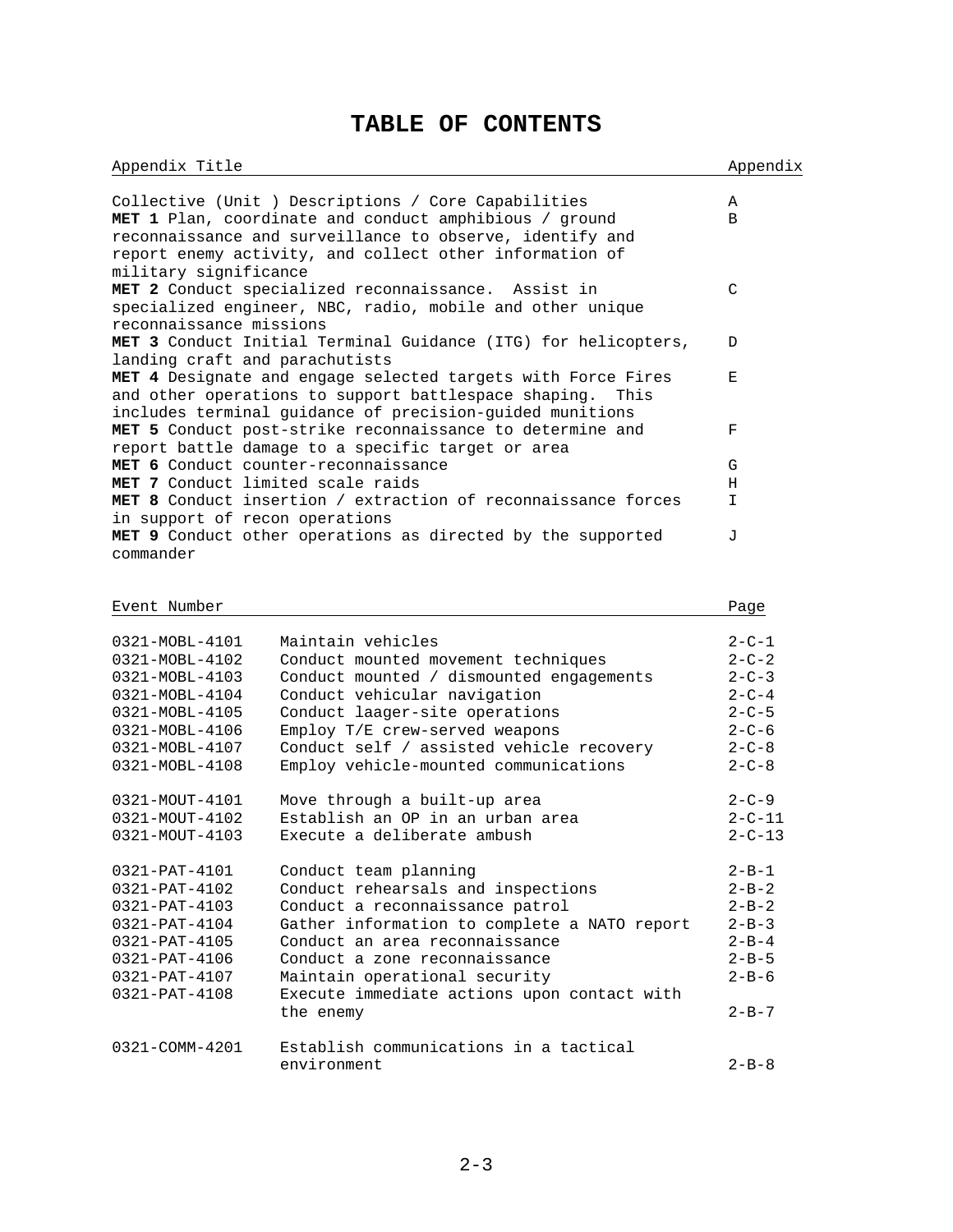# TABLE OF CONTENTS

| Appendix Title | Appendix |
|---|---|
| Collective (Unit ) Descriptions / Core Capabilities | A |
| **MET 1** Plan, coordinate and conduct amphibious / ground reconnaissance and surveillance to observe, identify and report enemy activity, and collect other information of military significance | B |
| **MET 2** Conduct specialized reconnaissance. Assist in specialized engineer, NBC, radio, mobile and other unique reconnaissance missions | C |
| **MET 3** Conduct Initial Terminal Guidance (ITG) for helicopters, landing craft and parachutists | D |
| **MET 4** Designate and engage selected targets with Force Fires and other operations to support battlespace shaping. This includes terminal guidance of precision-guided munitions | E |
| **MET 5** Conduct post-strike reconnaissance to determine and report battle damage to a specific target or area | F |
| **MET 6** Conduct counter-reconnaissance | G |
| **MET 7** Conduct limited scale raids | H |
| **MET 8** Conduct insertion / extraction of reconnaissance forces in support of recon operations | I |
| **MET 9** Conduct other operations as directed by the supported commander | J |

| Event Number | | Page |
|---|---|---|
| 0321-MOBL-4101 | Maintain vehicles | 2-C-1 |
| 0321-MOBL-4102 | Conduct mounted movement techniques | 2-C-2 |
| 0321-MOBL-4103 | Conduct mounted / dismounted engagements | 2-C-3 |
| 0321-MOBL-4104 | Conduct vehicular navigation | 2-C-4 |
| 0321-MOBL-4105 | Conduct laager-site operations | 2-C-5 |
| 0321-MOBL-4106 | Employ T/E crew-served weapons | 2-C-6 |
| 0321-MOBL-4107 | Conduct self / assisted vehicle recovery | 2-C-8 |
| 0321-MOBL-4108 | Employ vehicle-mounted communications | 2-C-8 |
| 0321-MOUT-4101 | Move through a built-up area | 2-C-9 |
| 0321-MOUT-4102 | Establish an OP in an urban area | 2-C-11 |
| 0321-MOUT-4103 | Execute a deliberate ambush | 2-C-13 |
| 0321-PAT-4101 | Conduct team planning | 2-B-1 |
| 0321-PAT-4102 | Conduct rehearsals and inspections | 2-B-2 |
| 0321-PAT-4103 | Conduct a reconnaissance patrol | 2-B-2 |
| 0321-PAT-4104 | Gather information to complete a NATO report | 2-B-3 |
| 0321-PAT-4105 | Conduct an area reconnaissance | 2-B-4 |
| 0321-PAT-4106 | Conduct a zone reconnaissance | 2-B-5 |
| 0321-PAT-4107 | Maintain operational security | 2-B-6 |
| 0321-PAT-4108 | Execute immediate actions upon contact with the enemy | 2-B-7 |
| 0321-COMM-4201 | Establish communications in a tactical environment | 2-B-8 |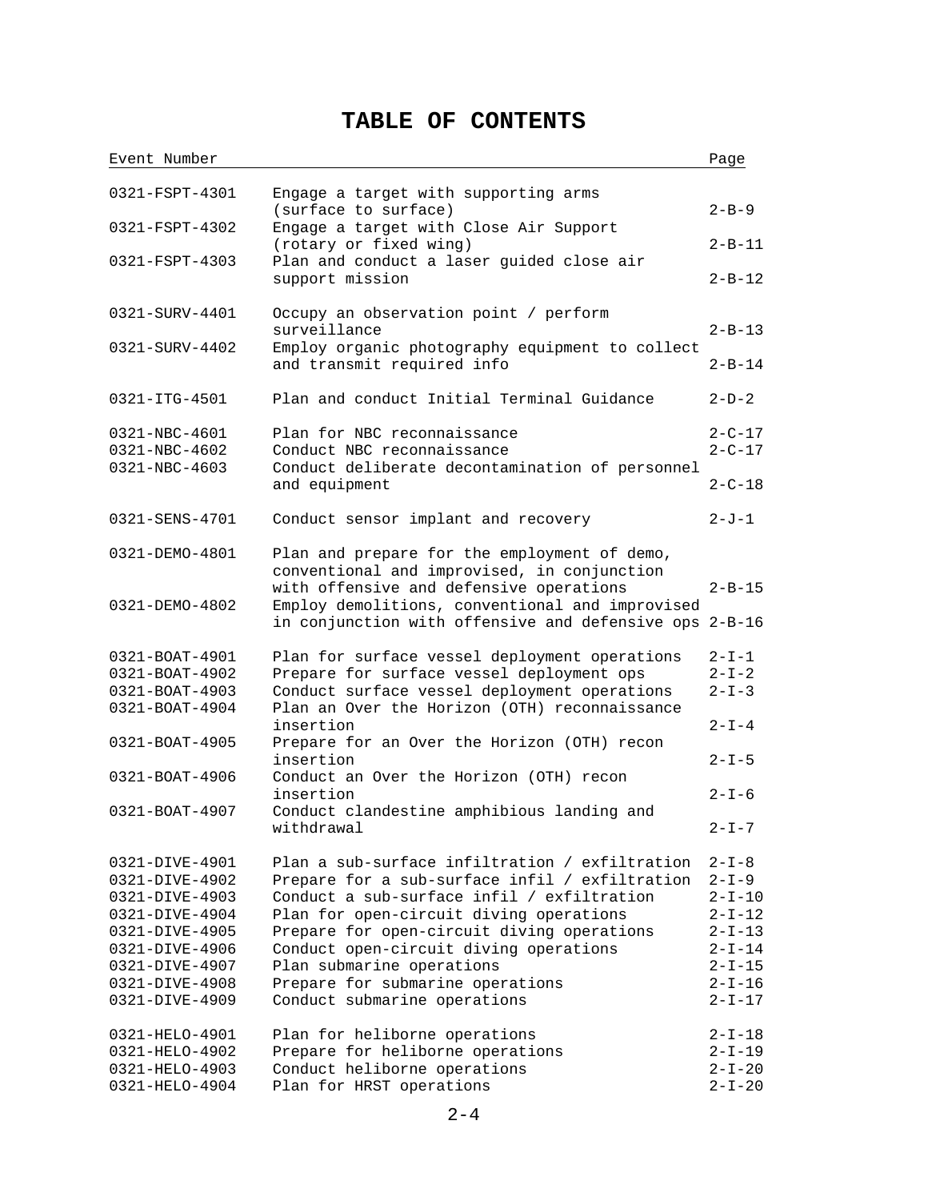# TABLE OF CONTENTS

| Event Number | | Page |
|---|---|---|
| 0321-FSPT-4301 | Engage a target with supporting arms (surface to surface) | 2-B-9 |
| 0321-FSPT-4302 | Engage a target with Close Air Support (rotary or fixed wing) | 2-B-11 |
| 0321-FSPT-4303 | Plan and conduct a laser guided close air support mission | 2-B-12 |
| | | |
| 0321-SURV-4401 | Occupy an observation point / perform surveillance | 2-B-13 |
| 0321-SURV-4402 | Employ organic photography equipment to collect and transmit required info | 2-B-14 |
| | | |
| 0321-ITG-4501 | Plan and conduct Initial Terminal Guidance | 2-D-2 |
| | | |
| 0321-NBC-4601 | Plan for NBC reconnaissance | 2-C-17 |
| 0321-NBC-4602 | Conduct NBC reconnaissance | 2-C-17 |
| 0321-NBC-4603 | Conduct deliberate decontamination of personnel and equipment | 2-C-18 |
| | | |
| 0321-SENS-4701 | Conduct sensor implant and recovery | 2-J-1 |
| | | |
| 0321-DEMO-4801 | Plan and prepare for the employment of demo, conventional and improvised, in conjunction with offensive and defensive operations | 2-B-15 |
| 0321-DEMO-4802 | Employ demolitions, conventional and improvised in conjunction with offensive and defensive ops | 2-B-16 |
| | | |
| 0321-BOAT-4901 | Plan for surface vessel deployment operations | 2-I-1 |
| 0321-BOAT-4902 | Prepare for surface vessel deployment ops | 2-I-2 |
| 0321-BOAT-4903 | Conduct surface vessel deployment operations | 2-I-3 |
| 0321-BOAT-4904 | Plan an Over the Horizon (OTH) reconnaissance insertion | 2-I-4 |
| 0321-BOAT-4905 | Prepare for an Over the Horizon (OTH) recon insertion | 2-I-5 |
| 0321-BOAT-4906 | Conduct an Over the Horizon (OTH) recon insertion | 2-I-6 |
| 0321-BOAT-4907 | Conduct clandestine amphibious landing and withdrawal | 2-I-7 |
| | | |
| 0321-DIVE-4901 | Plan a sub-surface infiltration / exfiltration | 2-I-8 |
| 0321-DIVE-4902 | Prepare for a sub-surface infil / exfiltration | 2-I-9 |
| 0321-DIVE-4903 | Conduct a sub-surface infil / exfiltration | 2-I-10 |
| 0321-DIVE-4904 | Plan for open-circuit diving operations | 2-I-12 |
| 0321-DIVE-4905 | Prepare for open-circuit diving operations | 2-I-13 |
| 0321-DIVE-4906 | Conduct open-circuit diving operations | 2-I-14 |
| 0321-DIVE-4907 | Plan submarine operations | 2-I-15 |
| 0321-DIVE-4908 | Prepare for submarine operations | 2-I-16 |
| 0321-DIVE-4909 | Conduct submarine operations | 2-I-17 |
| | | |
| 0321-HELO-4901 | Plan for heliborne operations | 2-I-18 |
| 0321-HELO-4902 | Prepare for heliborne operations | 2-I-19 |
| 0321-HELO-4903 | Conduct heliborne operations | 2-I-20 |
| 0321-HELO-4904 | Plan for HRST operations | 2-I-20 |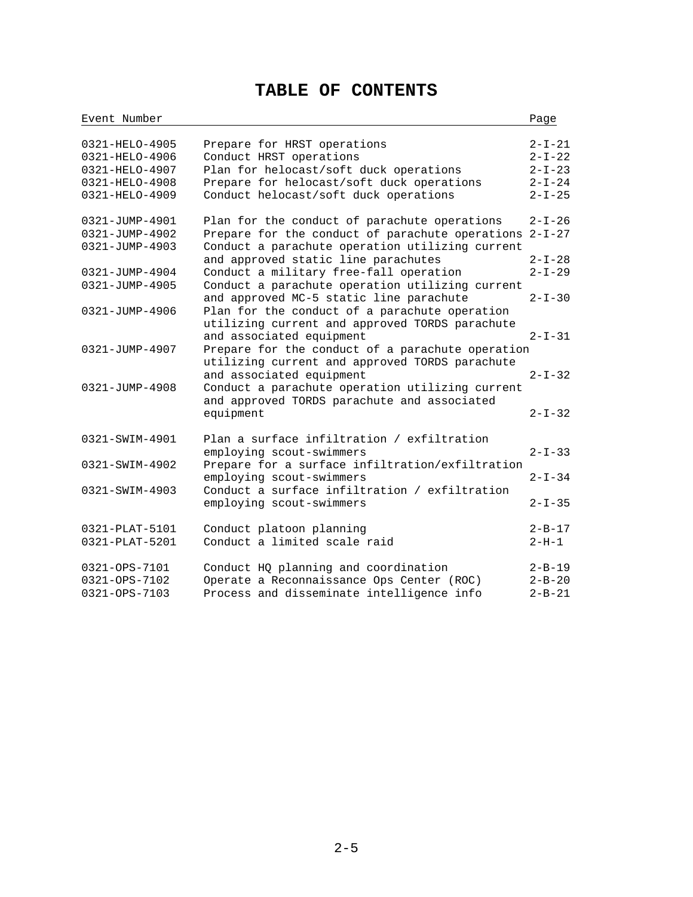# TABLE OF CONTENTS

| Event Number | | Page |
|---|---|---|
| 0321-HELO-4905 | Prepare for HRST operations | 2-I-21 |
| 0321-HELO-4906 | Conduct HRST operations | 2-I-22 |
| 0321-HELO-4907 | Plan for helocast/soft duck operations | 2-I-23 |
| 0321-HELO-4908 | Prepare for helocast/soft duck operations | 2-I-24 |
| 0321-HELO-4909 | Conduct helocast/soft duck operations | 2-I-25 |
| 0321-JUMP-4901 | Plan for the conduct of parachute operations | 2-I-26 |
| 0321-JUMP-4902 | Prepare for the conduct of parachute operations | 2-I-27 |
| 0321-JUMP-4903 | Conduct a parachute operation utilizing current and approved static line parachutes | 2-I-28 |
| 0321-JUMP-4904 | Conduct a military free-fall operation | 2-I-29 |
| 0321-JUMP-4905 | Conduct a parachute operation utilizing current and approved MC-5 static line parachute | 2-I-30 |
| 0321-JUMP-4906 | Plan for the conduct of a parachute operation utilizing current and approved TORDS parachute and associated equipment | 2-I-31 |
| 0321-JUMP-4907 | Prepare for the conduct of a parachute operation utilizing current and approved TORDS parachute and associated equipment | 2-I-32 |
| 0321-JUMP-4908 | Conduct a parachute operation utilizing current and approved TORDS parachute and associated equipment | 2-I-32 |
| 0321-SWIM-4901 | Plan a surface infiltration / exfiltration employing scout-swimmers | 2-I-33 |
| 0321-SWIM-4902 | Prepare for a surface infiltration/exfiltration employing scout-swimmers | 2-I-34 |
| 0321-SWIM-4903 | Conduct a surface infiltration / exfiltration employing scout-swimmers | 2-I-35 |
| 0321-PLAT-5101 | Conduct platoon planning | 2-B-17 |
| 0321-PLAT-5201 | Conduct a limited scale raid | 2-H-1 |
| 0321-OPS-7101 | Conduct HQ planning and coordination | 2-B-19 |
| 0321-OPS-7102 | Operate a Reconnaissance Ops Center (ROC) | 2-B-20 |
| 0321-OPS-7103 | Process and disseminate intelligence info | 2-B-21 |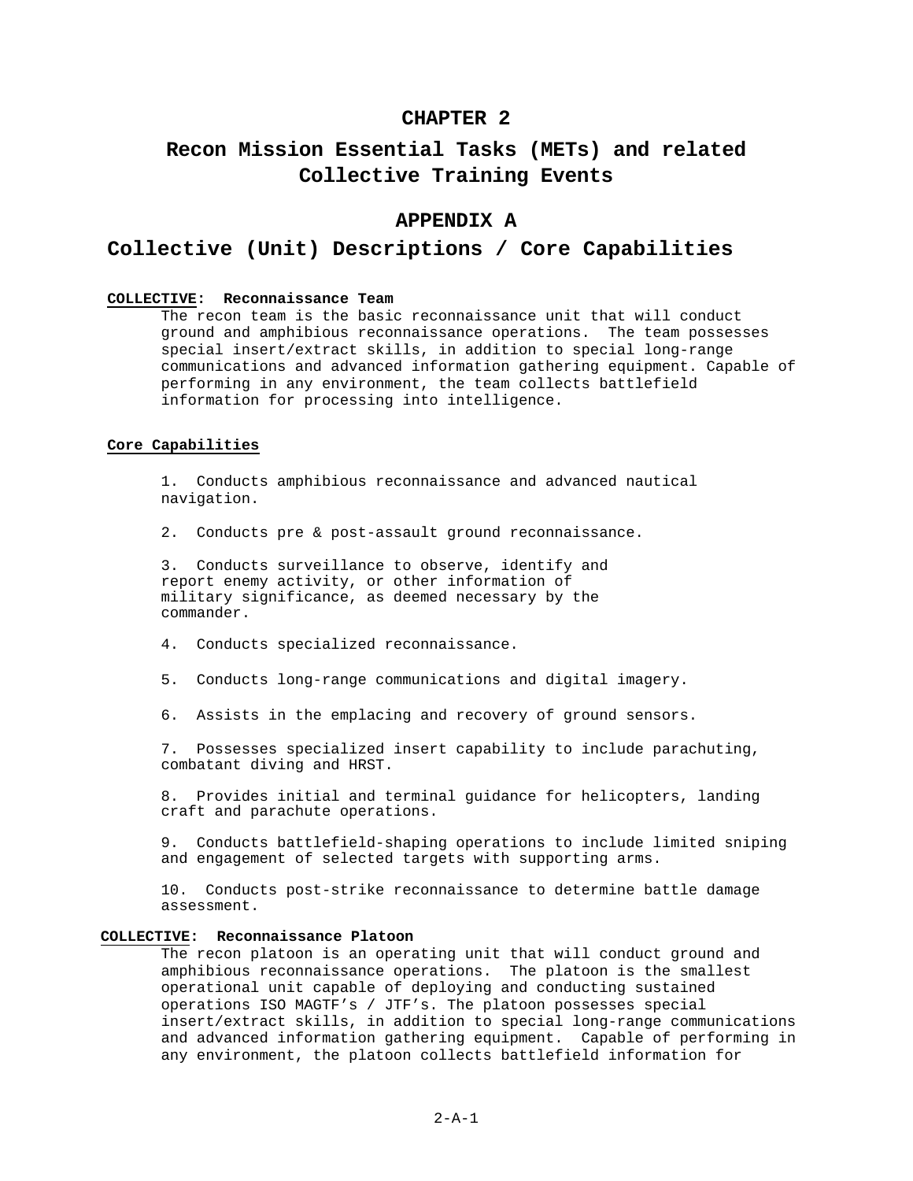# CHAPTER 2

# Recon Mission Essential Tasks (METs) and related Collective Training Events

## APPENDIX A

## Collective (Unit) Descriptions / Core Capabilities

**COLLECTIVE: Reconnaissance Team**

The recon team is the basic reconnaissance unit that will conduct ground and amphibious reconnaissance operations. The team possesses special insert/extract skills, in addition to special long-range communications and advanced information gathering equipment. Capable of performing in any environment, the team collects battlefield information for processing into intelligence.

**Core Capabilities**

1. Conducts amphibious reconnaissance and advanced nautical navigation.

2. Conducts pre & post-assault ground reconnaissance.

3. Conducts surveillance to observe, identify and report enemy activity, or other information of military significance, as deemed necessary by the commander.

4. Conducts specialized reconnaissance.

5. Conducts long-range communications and digital imagery.

6. Assists in the emplacing and recovery of ground sensors.

7. Possesses specialized insert capability to include parachuting, combatant diving and HRST.

8. Provides initial and terminal guidance for helicopters, landing craft and parachute operations.

9. Conducts battlefield-shaping operations to include limited sniping and engagement of selected targets with supporting arms.

10. Conducts post-strike reconnaissance to determine battle damage assessment.

**COLLECTIVE: Reconnaissance Platoon**

The recon platoon is an operating unit that will conduct ground and amphibious reconnaissance operations. The platoon is the smallest operational unit capable of deploying and conducting sustained operations ISO MAGTF's / JTF's. The platoon possesses special insert/extract skills, in addition to special long-range communications and advanced information gathering equipment. Capable of performing in any environment, the platoon collects battlefield information for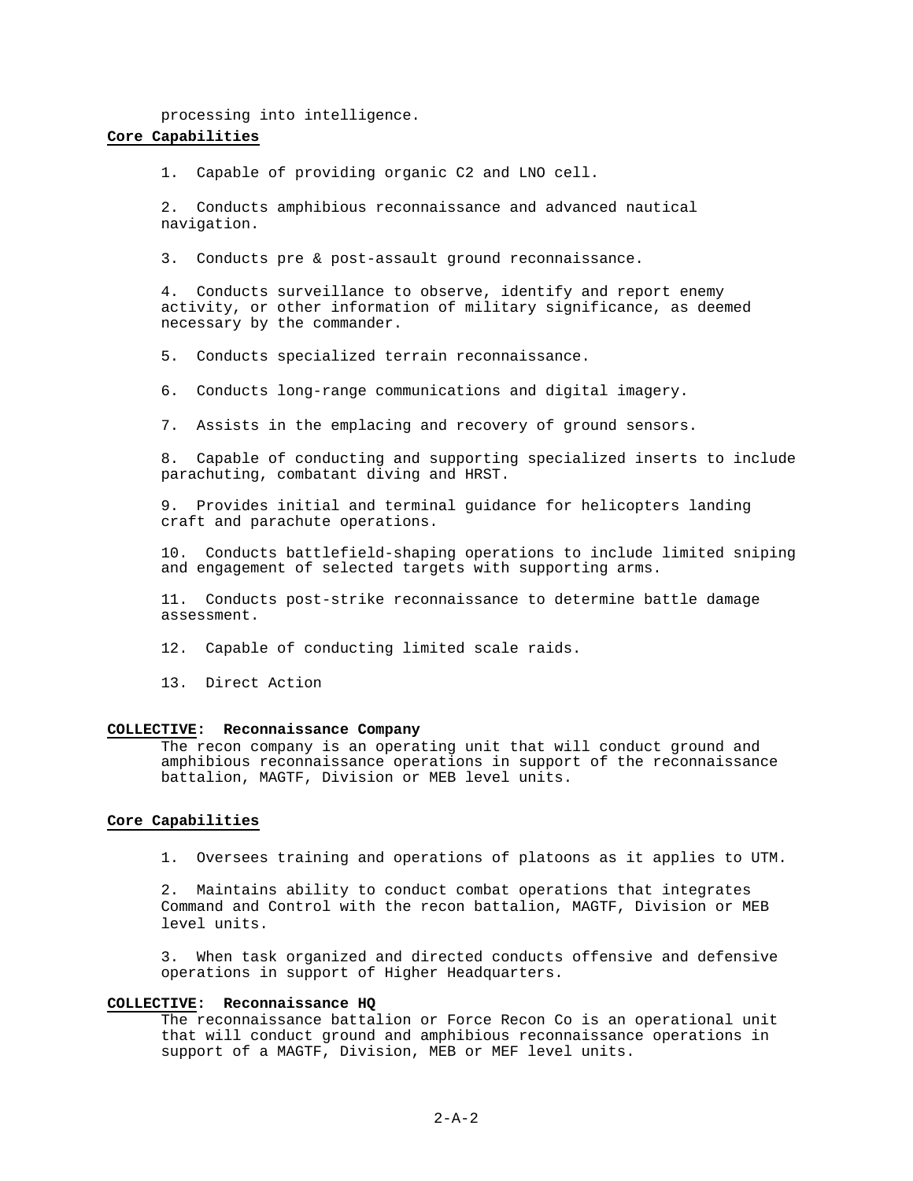processing into intelligence.

**Core Capabilities**

1. Capable of providing organic C2 and LNO cell.

2. Conducts amphibious reconnaissance and advanced nautical navigation.

3. Conducts pre & post-assault ground reconnaissance.

4. Conducts surveillance to observe, identify and report enemy activity, or other information of military significance, as deemed necessary by the commander.

5. Conducts specialized terrain reconnaissance.

6. Conducts long-range communications and digital imagery.

7. Assists in the emplacing and recovery of ground sensors.

8. Capable of conducting and supporting specialized inserts to include parachuting, combatant diving and HRST.

9. Provides initial and terminal guidance for helicopters landing craft and parachute operations.

10. Conducts battlefield-shaping operations to include limited sniping and engagement of selected targets with supporting arms.

11. Conducts post-strike reconnaissance to determine battle damage assessment.

12. Capable of conducting limited scale raids.

13. Direct Action

**COLLECTIVE: Reconnaissance Company**

The recon company is an operating unit that will conduct ground and amphibious reconnaissance operations in support of the reconnaissance battalion, MAGTF, Division or MEB level units.

**Core Capabilities**

1. Oversees training and operations of platoons as it applies to UTM.

2. Maintains ability to conduct combat operations that integrates Command and Control with the recon battalion, MAGTF, Division or MEB level units.

3. When task organized and directed conducts offensive and defensive operations in support of Higher Headquarters.

**COLLECTIVE: Reconnaissance HQ**

The reconnaissance battalion or Force Recon Co is an operational unit that will conduct ground and amphibious reconnaissance operations in support of a MAGTF, Division, MEB or MEF level units.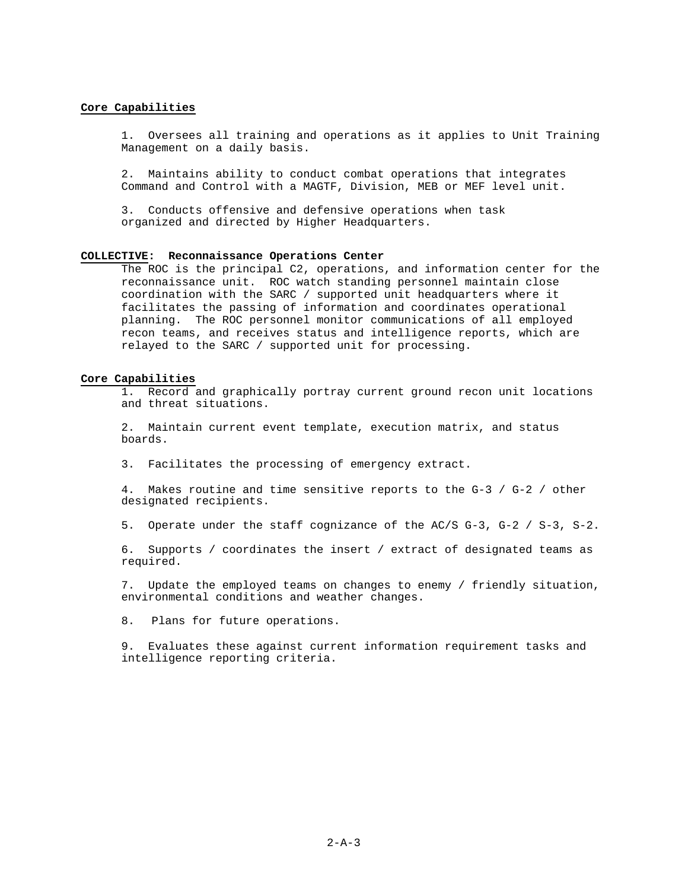**Core Capabilities**

1. Oversees all training and operations as it applies to Unit Training Management on a daily basis.

2. Maintains ability to conduct combat operations that integrates Command and Control with a MAGTF, Division, MEB or MEF level unit.

3. Conducts offensive and defensive operations when task organized and directed by Higher Headquarters.

**COLLECTIVE: Reconnaissance Operations Center**

The ROC is the principal C2, operations, and information center for the reconnaissance unit. ROC watch standing personnel maintain close coordination with the SARC / supported unit headquarters where it facilitates the passing of information and coordinates operational planning. The ROC personnel monitor communications of all employed recon teams, and receives status and intelligence reports, which are relayed to the SARC / supported unit for processing.

**Core Capabilities**

1. Record and graphically portray current ground recon unit locations and threat situations.

2. Maintain current event template, execution matrix, and status boards.

3. Facilitates the processing of emergency extract.

4. Makes routine and time sensitive reports to the G-3 / G-2 / other designated recipients.

5. Operate under the staff cognizance of the AC/S G-3, G-2 / S-3, S-2.

6. Supports / coordinates the insert / extract of designated teams as required.

7. Update the employed teams on changes to enemy / friendly situation, environmental conditions and weather changes.

8. Plans for future operations.

9. Evaluates these against current information requirement tasks and intelligence reporting criteria.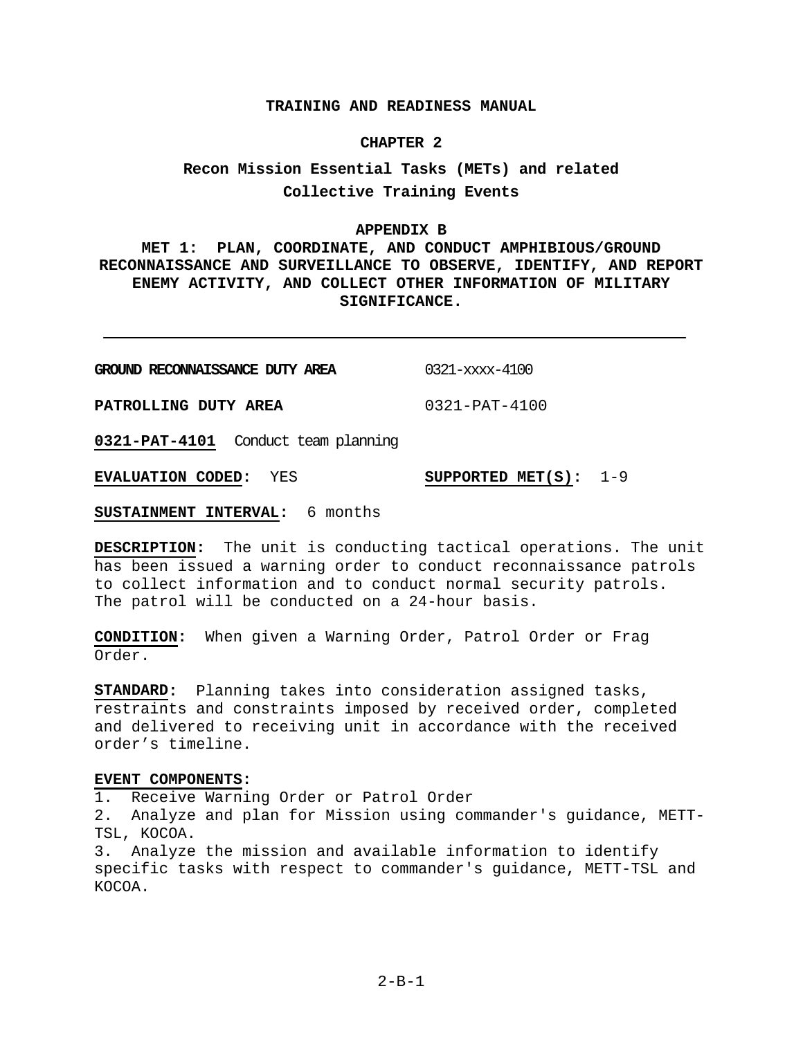# TRAINING AND READINESS MANUAL

## CHAPTER 2

## Recon Mission Essential Tasks (METs) and related Collective Training Events

### APPENDIX B

### MET 1: PLAN, COORDINATE, AND CONDUCT AMPHIBIOUS/GROUND RECONNAISSANCE AND SURVEILLANCE TO OBSERVE, IDENTIFY, AND REPORT ENEMY ACTIVITY, AND COLLECT OTHER INFORMATION OF MILITARY SIGNIFICANCE.

---

**GROUND RECONNAISSANCE DUTY AREA** 0321-xxxx-4100

**PATROLLING DUTY AREA** 0321-PAT-4100

**0321-PAT-4101** Conduct team planning

**EVALUATION CODED:** YES **SUPPORTED MET(S):** 1-9

**SUSTAINMENT INTERVAL:** 6 months

**DESCRIPTION:** The unit is conducting tactical operations. The unit has been issued a warning order to conduct reconnaissance patrols to collect information and to conduct normal security patrols. The patrol will be conducted on a 24-hour basis.

**CONDITION:** When given a Warning Order, Patrol Order or Frag Order.

**STANDARD:** Planning takes into consideration assigned tasks, restraints and constraints imposed by received order, completed and delivered to receiving unit in accordance with the received order's timeline.

**EVENT COMPONENTS:**
1. Receive Warning Order or Patrol Order
2. Analyze and plan for Mission using commander's guidance, METT-TSL, KOCOA.
3. Analyze the mission and available information to identify specific tasks with respect to commander's guidance, METT-TSL and KOCOA.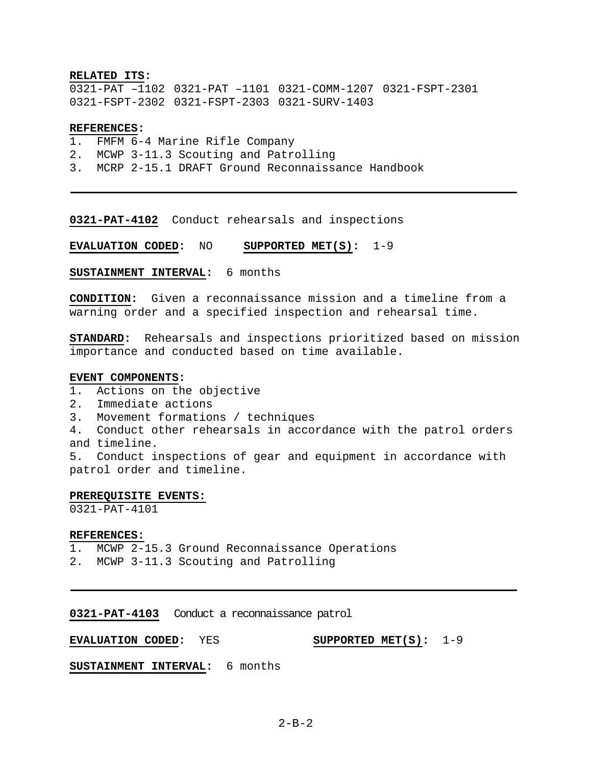**RELATED ITS:**
0321-PAT –1102 0321-PAT –1101 0321-COMM-1207 0321-FSPT-2301
0321-FSPT-2302 0321-FSPT-2303 0321-SURV-1403

**REFERENCES:**
1. FMFM 6-4 Marine Rifle Company
2. MCWP 3-11.3 Scouting and Patrolling
3. MCRP 2-15.1 DRAFT Ground Reconnaissance Handbook

---

**0321-PAT-4102** Conduct rehearsals and inspections

**EVALUATION CODED:** NO **SUPPORTED MET(S):** 1-9

**SUSTAINMENT INTERVAL:** 6 months

**CONDITION:** Given a reconnaissance mission and a timeline from a warning order and a specified inspection and rehearsal time.

**STANDARD:** Rehearsals and inspections prioritized based on mission importance and conducted based on time available.

**EVENT COMPONENTS:**
1. Actions on the objective
2. Immediate actions
3. Movement formations / techniques
4. Conduct other rehearsals in accordance with the patrol orders and timeline.
5. Conduct inspections of gear and equipment in accordance with patrol order and timeline.

**PREREQUISITE EVENTS:**
0321-PAT-4101

**REFERENCES:**
1. MCWP 2-15.3 Ground Reconnaissance Operations
2. MCWP 3-11.3 Scouting and Patrolling

---

**0321-PAT-4103** Conduct a reconnaissance patrol

**EVALUATION CODED:** YES **SUPPORTED MET(S):** 1-9

**SUSTAINMENT INTERVAL:** 6 months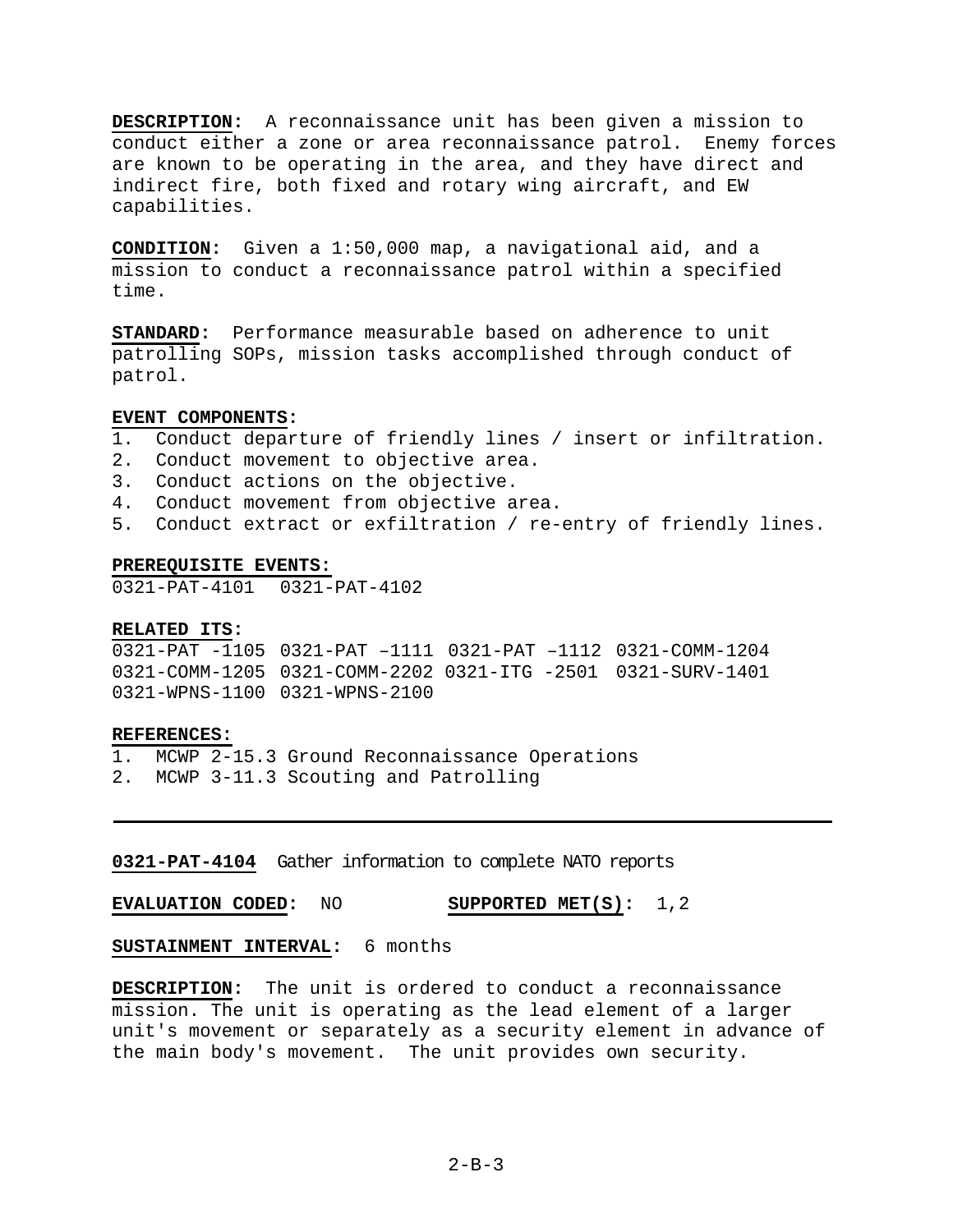**DESCRIPTION:** A reconnaissance unit has been given a mission to conduct either a zone or area reconnaissance patrol. Enemy forces are known to be operating in the area, and they have direct and indirect fire, both fixed and rotary wing aircraft, and EW capabilities.

**CONDITION:** Given a 1:50,000 map, a navigational aid, and a mission to conduct a reconnaissance patrol within a specified time.

**STANDARD:** Performance measurable based on adherence to unit patrolling SOPs, mission tasks accomplished through conduct of patrol.

**EVENT COMPONENTS:**
1. Conduct departure of friendly lines / insert or infiltration.
2. Conduct movement to objective area.
3. Conduct actions on the objective.
4. Conduct movement from objective area.
5. Conduct extract or exfiltration / re-entry of friendly lines.

**PREREQUISITE EVENTS:**
0321-PAT-4101 0321-PAT-4102

**RELATED ITS:**
0321-PAT -1105 0321-PAT –1111 0321-PAT –1112 0321-COMM-1204
0321-COMM-1205 0321-COMM-2202 0321-ITG -2501 0321-SURV-1401
0321-WPNS-1100 0321-WPNS-2100

**REFERENCES:**
1. MCWP 2-15.3 Ground Reconnaissance Operations
2. MCWP 3-11.3 Scouting and Patrolling

---

**0321-PAT-4104** Gather information to complete NATO reports

**EVALUATION CODED:** NO **SUPPORTED MET(S):** 1,2

**SUSTAINMENT INTERVAL:** 6 months

**DESCRIPTION:** The unit is ordered to conduct a reconnaissance mission. The unit is operating as the lead element of a larger unit's movement or separately as a security element in advance of the main body's movement. The unit provides own security.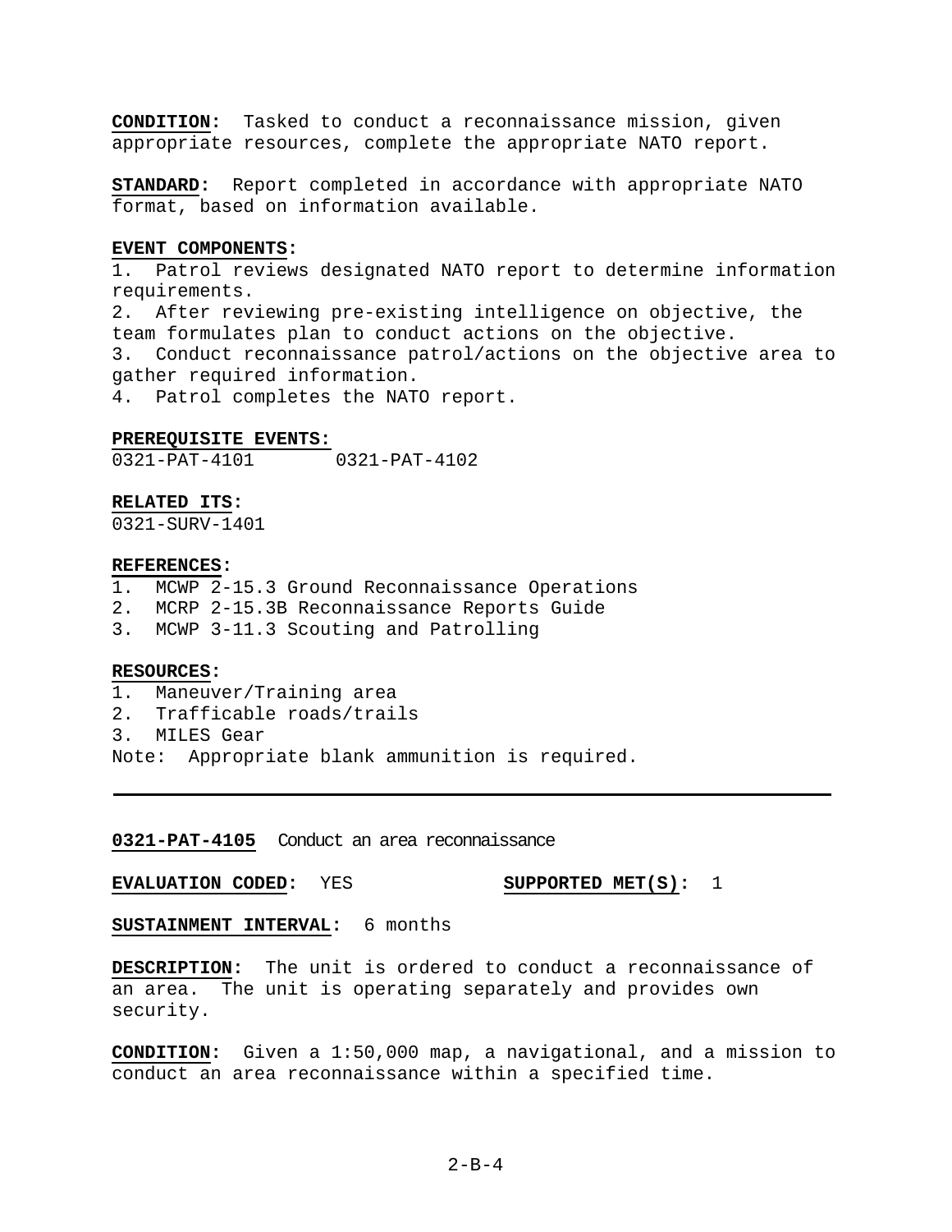**CONDITION:** Tasked to conduct a reconnaissance mission, given appropriate resources, complete the appropriate NATO report.

**STANDARD:** Report completed in accordance with appropriate NATO format, based on information available.

**EVENT COMPONENTS:**

1. Patrol reviews designated NATO report to determine information requirements.
2. After reviewing pre-existing intelligence on objective, the team formulates plan to conduct actions on the objective.
3. Conduct reconnaissance patrol/actions on the objective area to gather required information.
4. Patrol completes the NATO report.

**PREREQUISITE EVENTS:**
0321-PAT-4101        0321-PAT-4102

**RELATED ITS:**
0321-SURV-1401

**REFERENCES:**

1. MCWP 2-15.3 Ground Reconnaissance Operations
2. MCRP 2-15.3B Reconnaissance Reports Guide
3. MCWP 3-11.3 Scouting and Patrolling

**RESOURCES:**

1. Maneuver/Training area
2. Trafficable roads/trails
3. MILES Gear

Note: Appropriate blank ammunition is required.

---

**0321-PAT-4105** Conduct an area reconnaissance

**EVALUATION CODED:** YES        **SUPPORTED MET(S):** 1

**SUSTAINMENT INTERVAL:** 6 months

**DESCRIPTION:** The unit is ordered to conduct a reconnaissance of an area. The unit is operating separately and provides own security.

**CONDITION:** Given a 1:50,000 map, a navigational, and a mission to conduct an area reconnaissance within a specified time.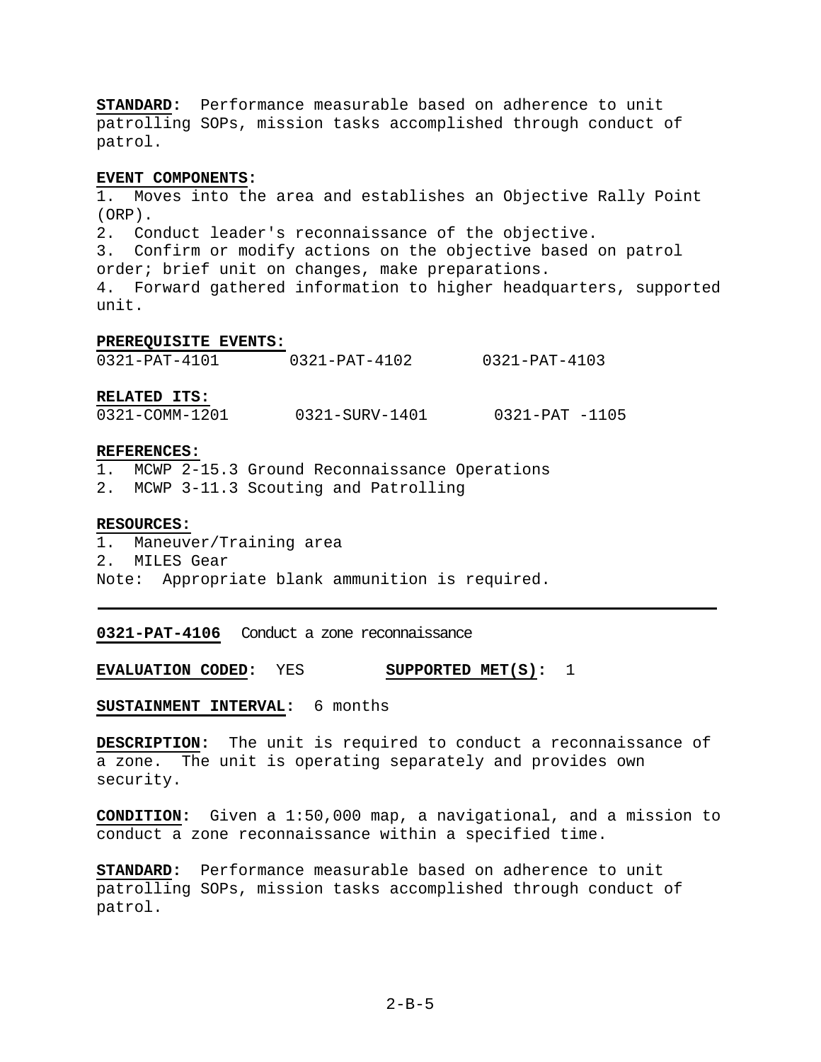**STANDARD:** Performance measurable based on adherence to unit patrolling SOPs, mission tasks accomplished through conduct of patrol.

**EVENT COMPONENTS:**

1. Moves into the area and establishes an Objective Rally Point (ORP).
2. Conduct leader's reconnaissance of the objective.
3. Confirm or modify actions on the objective based on patrol order; brief unit on changes, make preparations.
4. Forward gathered information to higher headquarters, supported unit.

**PREREQUISITE EVENTS:**

0321-PAT-4101 0321-PAT-4102 0321-PAT-4103

**RELATED ITS:**

0321-COMM-1201 0321-SURV-1401 0321-PAT -1105

**REFERENCES:**

1. MCWP 2-15.3 Ground Reconnaissance Operations
2. MCWP 3-11.3 Scouting and Patrolling

**RESOURCES:**

1. Maneuver/Training area
2. MILES Gear

Note: Appropriate blank ammunition is required.

---

**0321-PAT-4106** Conduct a zone reconnaissance

**EVALUATION CODED:** YES **SUPPORTED MET(S):** 1

**SUSTAINMENT INTERVAL:** 6 months

**DESCRIPTION:** The unit is required to conduct a reconnaissance of a zone. The unit is operating separately and provides own security.

**CONDITION:** Given a 1:50,000 map, a navigational, and a mission to conduct a zone reconnaissance within a specified time.

**STANDARD:** Performance measurable based on adherence to unit patrolling SOPs, mission tasks accomplished through conduct of patrol.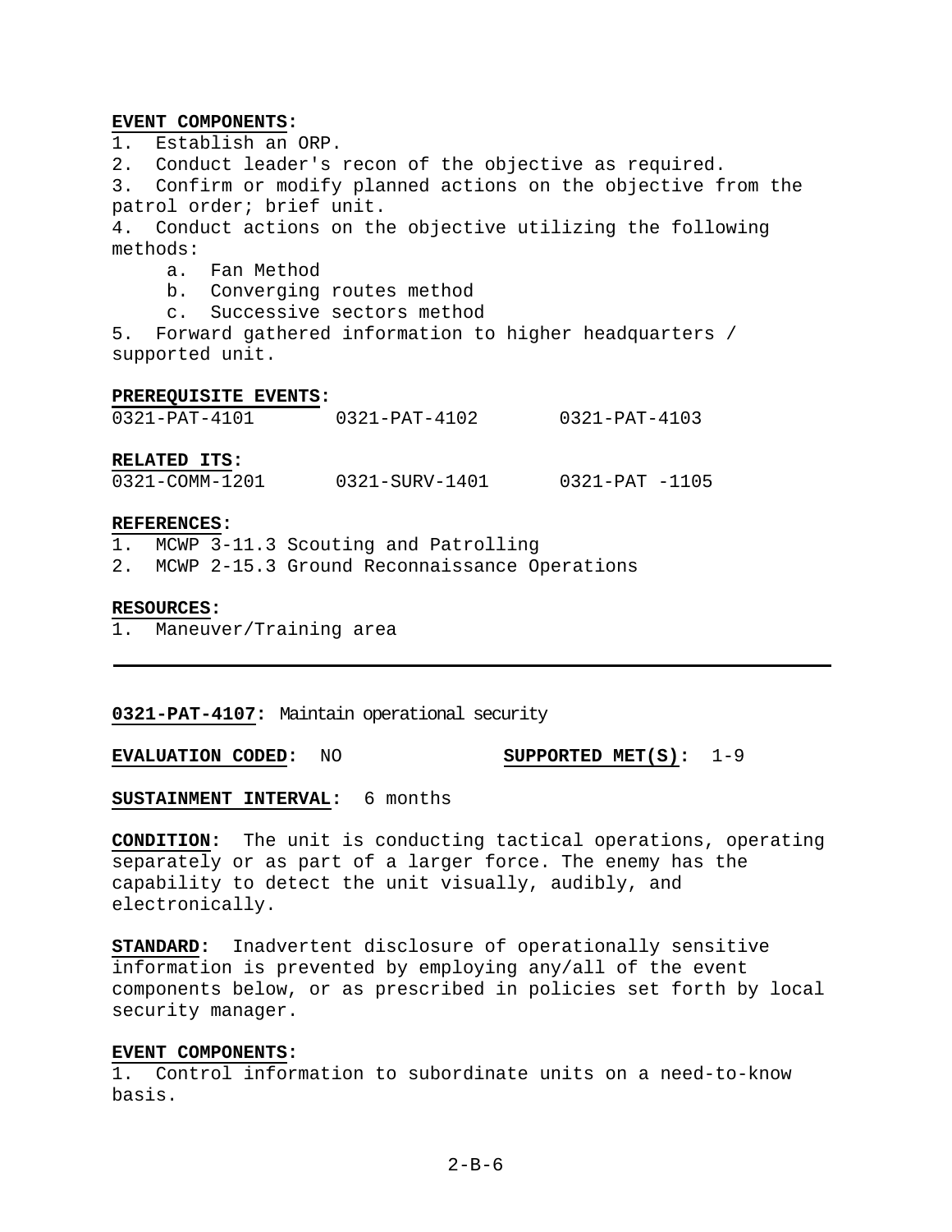**EVENT COMPONENTS:**

1. Establish an ORP.
2. Conduct leader's recon of the objective as required.
3. Confirm or modify planned actions on the objective from the patrol order; brief unit.
4. Conduct actions on the objective utilizing the following methods:
   a. Fan Method
   b. Converging routes method
   c. Successive sectors method
5. Forward gathered information to higher headquarters / supported unit.

**PREREQUISITE EVENTS:**

0321-PAT-4101 0321-PAT-4102 0321-PAT-4103

**RELATED ITS:**

0321-COMM-1201 0321-SURV-1401 0321-PAT -1105

**REFERENCES:**

1. MCWP 3-11.3 Scouting and Patrolling
2. MCWP 2-15.3 Ground Reconnaissance Operations

**RESOURCES:**

1. Maneuver/Training area

---

**0321-PAT-4107:** Maintain operational security

**EVALUATION CODED:** NO **SUPPORTED MET(S):** 1-9

**SUSTAINMENT INTERVAL:** 6 months

**CONDITION:** The unit is conducting tactical operations, operating separately or as part of a larger force. The enemy has the capability to detect the unit visually, audibly, and electronically.

**STANDARD:** Inadvertent disclosure of operationally sensitive information is prevented by employing any/all of the event components below, or as prescribed in policies set forth by local security manager.

**EVENT COMPONENTS:**

1. Control information to subordinate units on a need-to-know basis.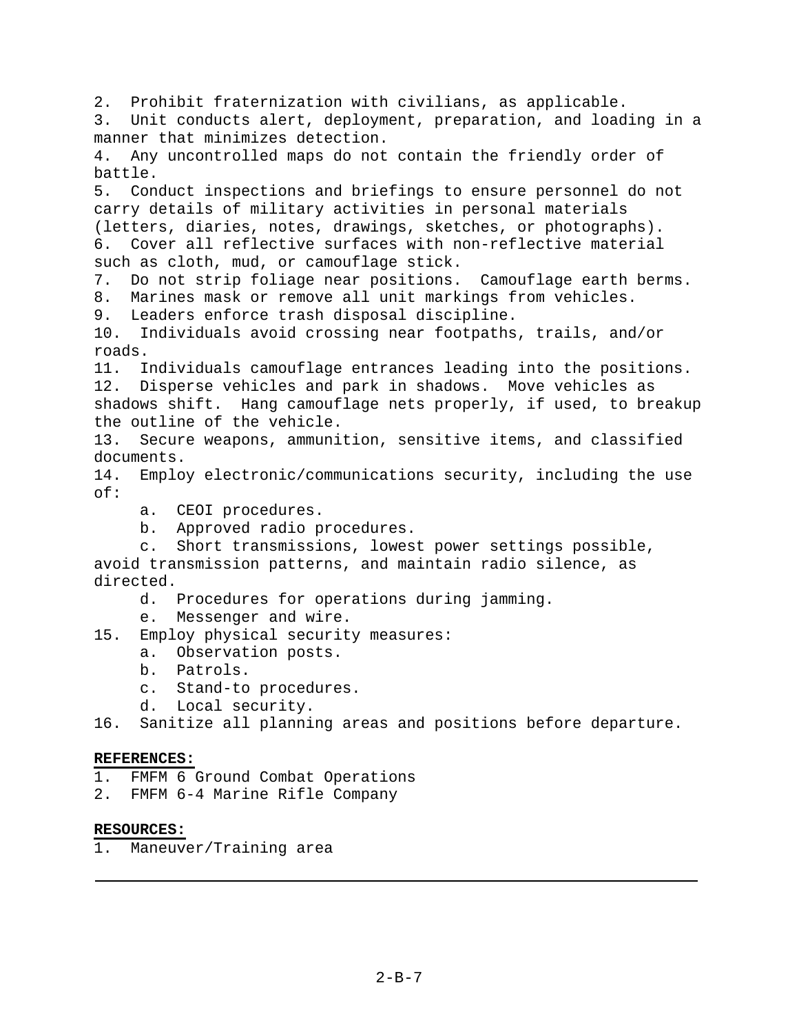2. Prohibit fraternization with civilians, as applicable.
3. Unit conducts alert, deployment, preparation, and loading in a manner that minimizes detection.
4. Any uncontrolled maps do not contain the friendly order of battle.
5. Conduct inspections and briefings to ensure personnel do not carry details of military activities in personal materials (letters, diaries, notes, drawings, sketches, or photographs).
6. Cover all reflective surfaces with non-reflective material such as cloth, mud, or camouflage stick.
7. Do not strip foliage near positions. Camouflage earth berms.
8. Marines mask or remove all unit markings from vehicles.
9. Leaders enforce trash disposal discipline.
10. Individuals avoid crossing near footpaths, trails, and/or roads.
11. Individuals camouflage entrances leading into the positions.
12. Disperse vehicles and park in shadows. Move vehicles as shadows shift. Hang camouflage nets properly, if used, to breakup the outline of the vehicle.
13. Secure weapons, ammunition, sensitive items, and classified documents.
14. Employ electronic/communications security, including the use of:
    a. CEOI procedures.
    b. Approved radio procedures.
    c. Short transmissions, lowest power settings possible, avoid transmission patterns, and maintain radio silence, as directed.
    d. Procedures for operations during jamming.
    e. Messenger and wire.
15. Employ physical security measures:
    a. Observation posts.
    b. Patrols.
    c. Stand-to procedures.
    d. Local security.
16. Sanitize all planning areas and positions before departure.

**REFERENCES:**
1. FMFM 6 Ground Combat Operations
2. FMFM 6-4 Marine Rifle Company

**RESOURCES:**
1. Maneuver/Training area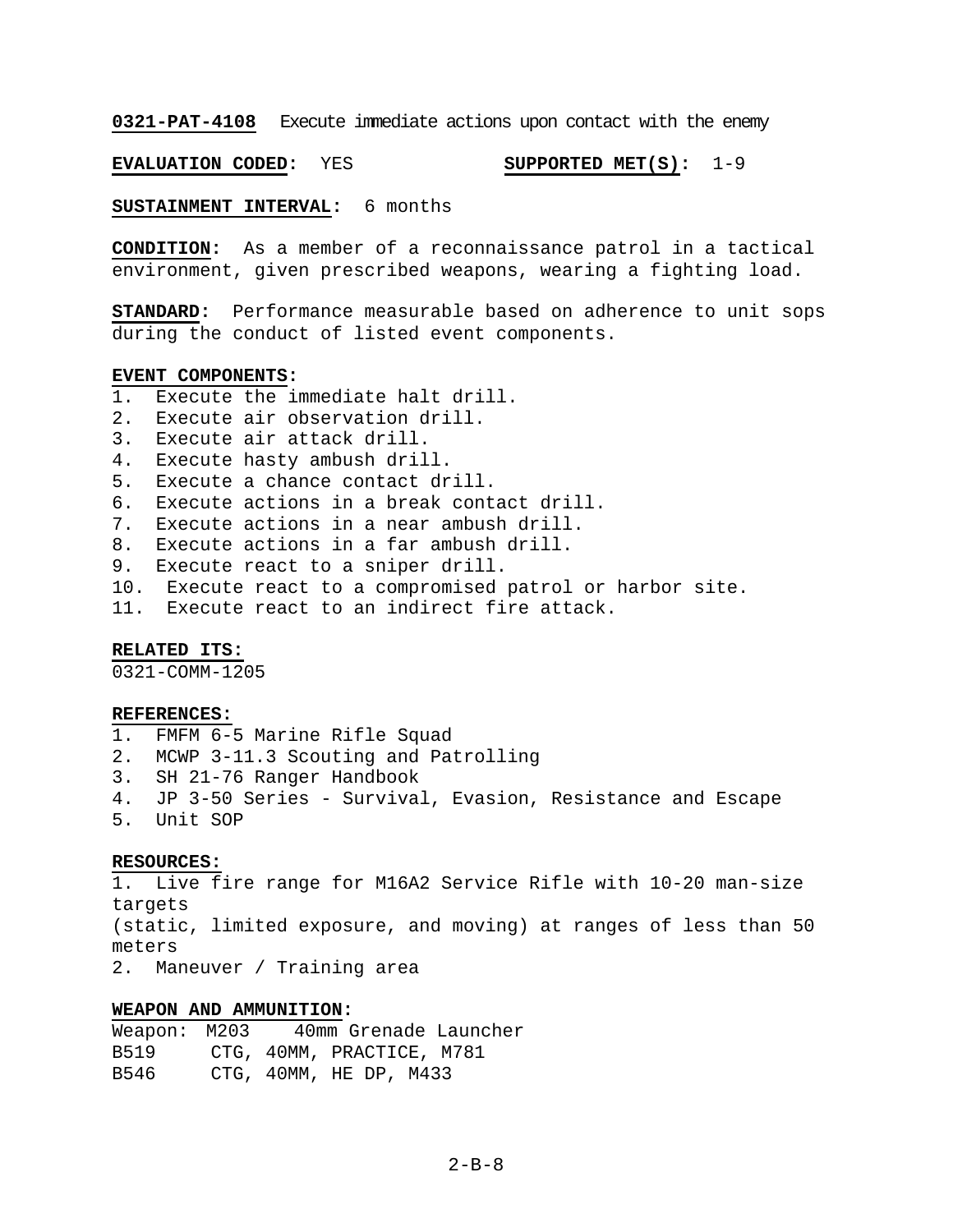**0321-PAT-4108** Execute immediate actions upon contact with the enemy

**EVALUATION CODED:** YES **SUPPORTED MET(S):** 1-9

**SUSTAINMENT INTERVAL:** 6 months

**CONDITION:** As a member of a reconnaissance patrol in a tactical environment, given prescribed weapons, wearing a fighting load.

**STANDARD:** Performance measurable based on adherence to unit sops during the conduct of listed event components.

**EVENT COMPONENTS:**
1. Execute the immediate halt drill.
2. Execute air observation drill.
3. Execute air attack drill.
4. Execute hasty ambush drill.
5. Execute a chance contact drill.
6. Execute actions in a break contact drill.
7. Execute actions in a near ambush drill.
8. Execute actions in a far ambush drill.
9. Execute react to a sniper drill.
10. Execute react to a compromised patrol or harbor site.
11. Execute react to an indirect fire attack.

**RELATED ITS:**
0321-COMM-1205

**REFERENCES:**
1. FMFM 6-5 Marine Rifle Squad
2. MCWP 3-11.3 Scouting and Patrolling
3. SH 21-76 Ranger Handbook
4. JP 3-50 Series - Survival, Evasion, Resistance and Escape
5. Unit SOP

**RESOURCES:**
1. Live fire range for M16A2 Service Rifle with 10-20 man-size targets
(static, limited exposure, and moving) at ranges of less than 50 meters
2. Maneuver / Training area

**WEAPON AND AMMUNITION:**
Weapon: M203 40mm Grenade Launcher
B519 CTG, 40MM, PRACTICE, M781
B546 CTG, 40MM, HE DP, M433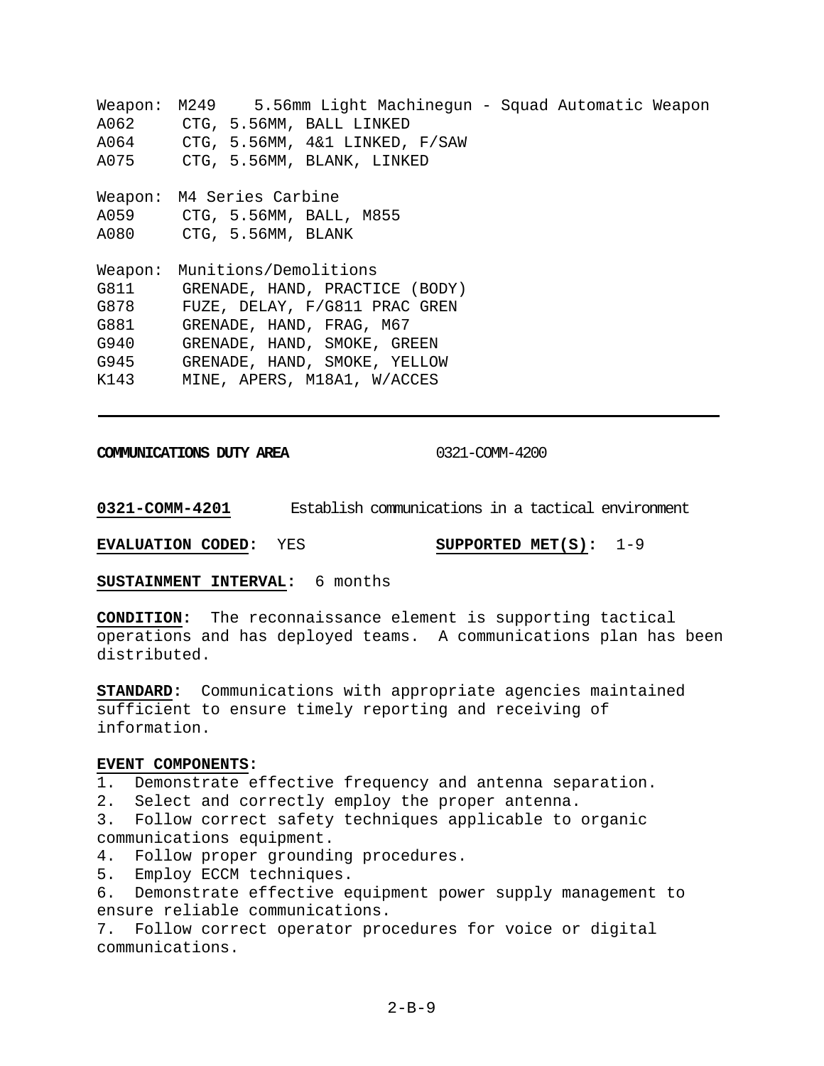Weapon: M249 5.56mm Light Machinegun - Squad Automatic Weapon
A062 CTG, 5.56MM, BALL LINKED
A064 CTG, 5.56MM, 4&1 LINKED, F/SAW
A075 CTG, 5.56MM, BLANK, LINKED

Weapon: M4 Series Carbine
A059 CTG, 5.56MM, BALL, M855
A080 CTG, 5.56MM, BLANK

Weapon: Munitions/Demolitions
G811 GRENADE, HAND, PRACTICE (BODY)
G878 FUZE, DELAY, F/G811 PRAC GREN
G881 GRENADE, HAND, FRAG, M67
G940 GRENADE, HAND, SMOKE, GREEN
G945 GRENADE, HAND, SMOKE, YELLOW
K143 MINE, APERS, M18A1, W/ACCES

---

**COMMUNICATIONS DUTY AREA** 0321-COMM-4200

**0321-COMM-4201** Establish communications in a tactical environment

**EVALUATION CODED:** YES **SUPPORTED MET(S):** 1-9

**SUSTAINMENT INTERVAL:** 6 months

**CONDITION:** The reconnaissance element is supporting tactical operations and has deployed teams. A communications plan has been distributed.

**STANDARD:** Communications with appropriate agencies maintained sufficient to ensure timely reporting and receiving of information.

**EVENT COMPONENTS:**
1. Demonstrate effective frequency and antenna separation.
2. Select and correctly employ the proper antenna.
3. Follow correct safety techniques applicable to organic communications equipment.
4. Follow proper grounding procedures.
5. Employ ECCM techniques.
6. Demonstrate effective equipment power supply management to ensure reliable communications.
7. Follow correct operator procedures for voice or digital communications.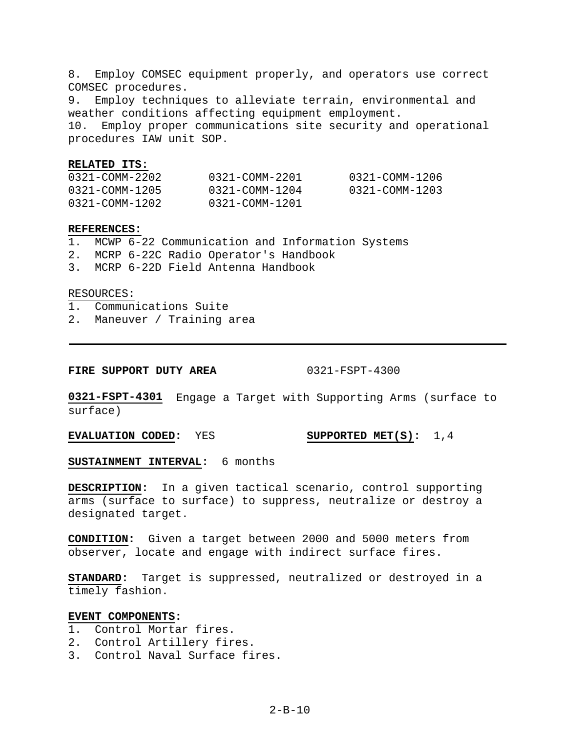8. Employ COMSEC equipment properly, and operators use correct COMSEC procedures.
9. Employ techniques to alleviate terrain, environmental and weather conditions affecting equipment employment.
10. Employ proper communications site security and operational procedures IAW unit SOP.

**RELATED ITS:**

| | | |
|---|---|---|
| 0321-COMM-2202 | 0321-COMM-2201 | 0321-COMM-1206 |
| 0321-COMM-1205 | 0321-COMM-1204 | 0321-COMM-1203 |
| 0321-COMM-1202 | 0321-COMM-1201 | |

**REFERENCES:**
1. MCWP 6-22 Communication and Information Systems
2. MCRP 6-22C Radio Operator's Handbook
3. MCRP 6-22D Field Antenna Handbook

RESOURCES:
1. Communications Suite
2. Maneuver / Training area

---

**FIRE SUPPORT DUTY AREA** 0321-FSPT-4300

**0321-FSPT-4301** Engage a Target with Supporting Arms (surface to surface)

**EVALUATION CODED:** YES **SUPPORTED MET(S):** 1,4

**SUSTAINMENT INTERVAL:** 6 months

**DESCRIPTION:** In a given tactical scenario, control supporting arms (surface to surface) to suppress, neutralize or destroy a designated target.

**CONDITION:** Given a target between 2000 and 5000 meters from observer, locate and engage with indirect surface fires.

**STANDARD:** Target is suppressed, neutralized or destroyed in a timely fashion.

**EVENT COMPONENTS:**
1. Control Mortar fires.
2. Control Artillery fires.
3. Control Naval Surface fires.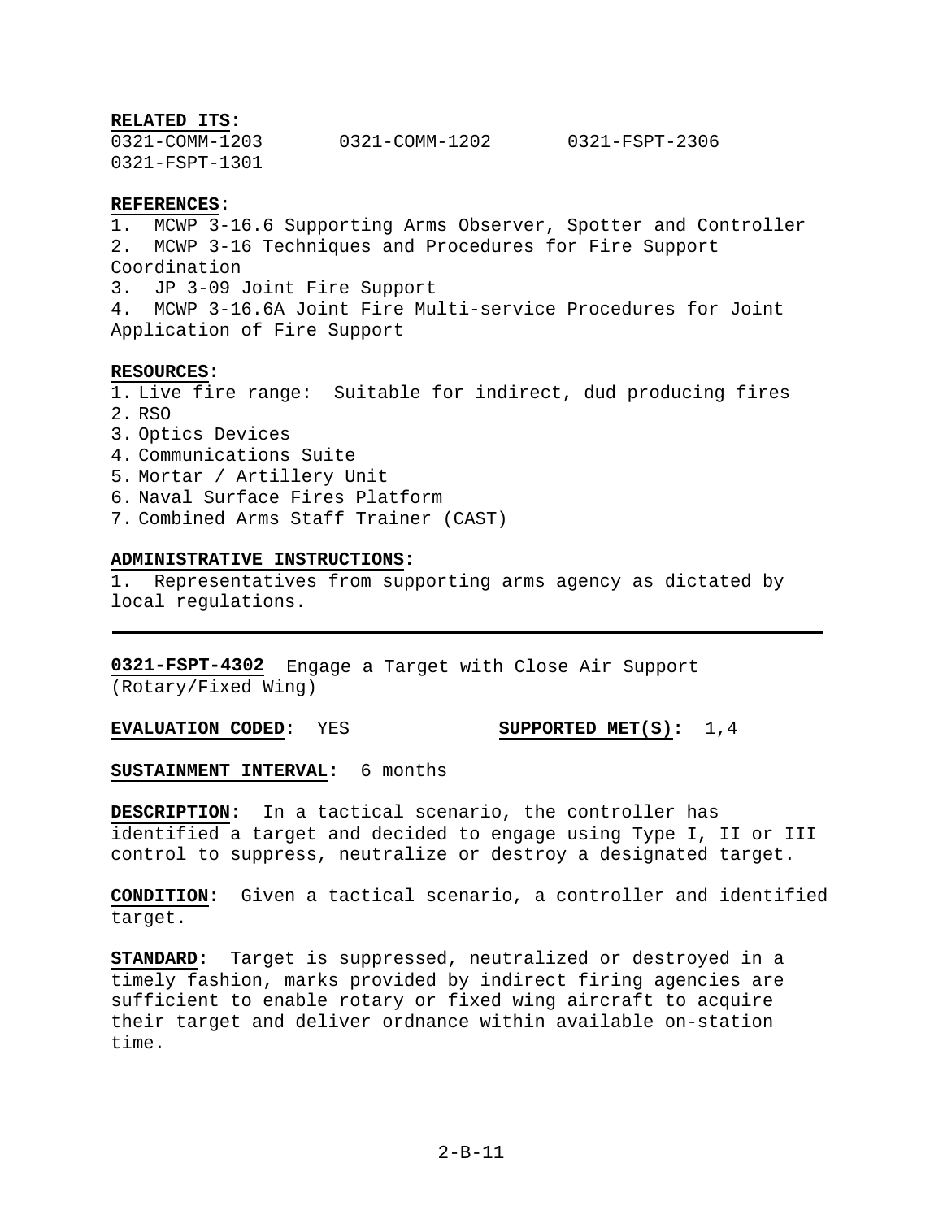**RELATED ITS:**
0321-COMM-1203 0321-COMM-1202 0321-FSPT-2306
0321-FSPT-1301

**REFERENCES:**
1. MCWP 3-16.6 Supporting Arms Observer, Spotter and Controller
2. MCWP 3-16 Techniques and Procedures for Fire Support Coordination
3. JP 3-09 Joint Fire Support
4. MCWP 3-16.6A Joint Fire Multi-service Procedures for Joint Application of Fire Support

**RESOURCES:**
1. Live fire range: Suitable for indirect, dud producing fires
2. RSO
3. Optics Devices
4. Communications Suite
5. Mortar / Artillery Unit
6. Naval Surface Fires Platform
7. Combined Arms Staff Trainer (CAST)

**ADMINISTRATIVE INSTRUCTIONS:**
1. Representatives from supporting arms agency as dictated by local regulations.

---

**0321-FSPT-4302** Engage a Target with Close Air Support (Rotary/Fixed Wing)

**EVALUATION CODED:** YES **SUPPORTED MET(S):** 1,4

**SUSTAINMENT INTERVAL:** 6 months

**DESCRIPTION:** In a tactical scenario, the controller has identified a target and decided to engage using Type I, II or III control to suppress, neutralize or destroy a designated target.

**CONDITION:** Given a tactical scenario, a controller and identified target.

**STANDARD:** Target is suppressed, neutralized or destroyed in a timely fashion, marks provided by indirect firing agencies are sufficient to enable rotary or fixed wing aircraft to acquire their target and deliver ordnance within available on-station time.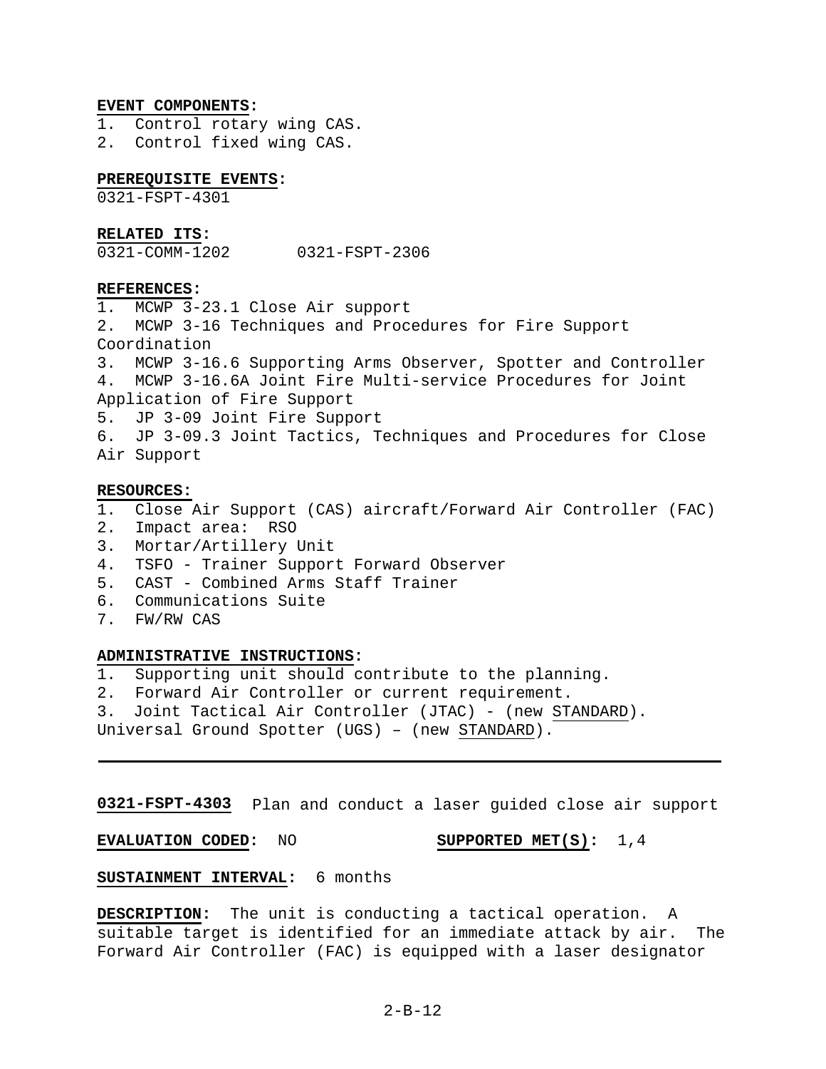**EVENT COMPONENTS:**
1. Control rotary wing CAS.
2. Control fixed wing CAS.

**PREREQUISITE EVENTS:**
0321-FSPT-4301

**RELATED ITS:**
0321-COMM-1202 0321-FSPT-2306

**REFERENCES:**
1. MCWP 3-23.1 Close Air support
2. MCWP 3-16 Techniques and Procedures for Fire Support Coordination
3. MCWP 3-16.6 Supporting Arms Observer, Spotter and Controller
4. MCWP 3-16.6A Joint Fire Multi-service Procedures for Joint Application of Fire Support
5. JP 3-09 Joint Fire Support
6. JP 3-09.3 Joint Tactics, Techniques and Procedures for Close Air Support

**RESOURCES:**
1. Close Air Support (CAS) aircraft/Forward Air Controller (FAC)
2. Impact area: RSO
3. Mortar/Artillery Unit
4. TSFO - Trainer Support Forward Observer
5. CAST - Combined Arms Staff Trainer
6. Communications Suite
7. FW/RW CAS

**ADMINISTRATIVE INSTRUCTIONS:**
1. Supporting unit should contribute to the planning.
2. Forward Air Controller or current requirement.
3. Joint Tactical Air Controller (JTAC) - (new STANDARD).
Universal Ground Spotter (UGS) – (new STANDARD).

---

**0321-FSPT-4303** Plan and conduct a laser guided close air support

**EVALUATION CODED:** NO **SUPPORTED MET(S):** 1,4

**SUSTAINMENT INTERVAL:** 6 months

**DESCRIPTION:** The unit is conducting a tactical operation. A suitable target is identified for an immediate attack by air. The Forward Air Controller (FAC) is equipped with a laser designator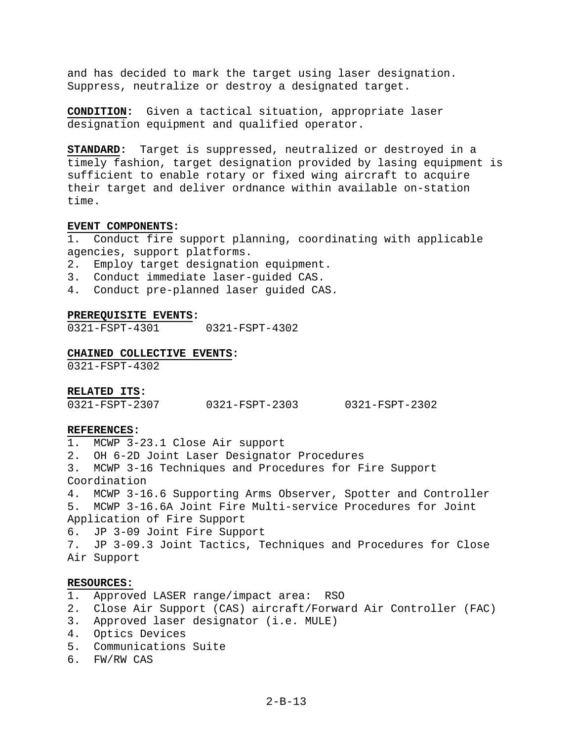and has decided to mark the target using laser designation. Suppress, neutralize or destroy a designated target.

**CONDITION**: Given a tactical situation, appropriate laser designation equipment and qualified operator.

**STANDARD**: Target is suppressed, neutralized or destroyed in a timely fashion, target designation provided by lasing equipment is sufficient to enable rotary or fixed wing aircraft to acquire their target and deliver ordnance within available on-station time.

**EVENT COMPONENTS:**

1. Conduct fire support planning, coordinating with applicable agencies, support platforms.
2. Employ target designation equipment.
3. Conduct immediate laser-guided CAS.
4. Conduct pre-planned laser guided CAS.

**PREREQUISITE EVENTS:**

0321-FSPT-4301 0321-FSPT-4302

**CHAINED COLLECTIVE EVENTS:**

0321-FSPT-4302

**RELATED ITS:**

0321-FSPT-2307 0321-FSPT-2303 0321-FSPT-2302

**REFERENCES:**

1. MCWP 3-23.1 Close Air support
2. OH 6-2D Joint Laser Designator Procedures
3. MCWP 3-16 Techniques and Procedures for Fire Support Coordination
4. MCWP 3-16.6 Supporting Arms Observer, Spotter and Controller
5. MCWP 3-16.6A Joint Fire Multi-service Procedures for Joint Application of Fire Support
6. JP 3-09 Joint Fire Support
7. JP 3-09.3 Joint Tactics, Techniques and Procedures for Close Air Support

**RESOURCES:**

1. Approved LASER range/impact area: RSO
2. Close Air Support (CAS) aircraft/Forward Air Controller (FAC)
3. Approved laser designator (i.e. MULE)
4. Optics Devices
5. Communications Suite
6. FW/RW CAS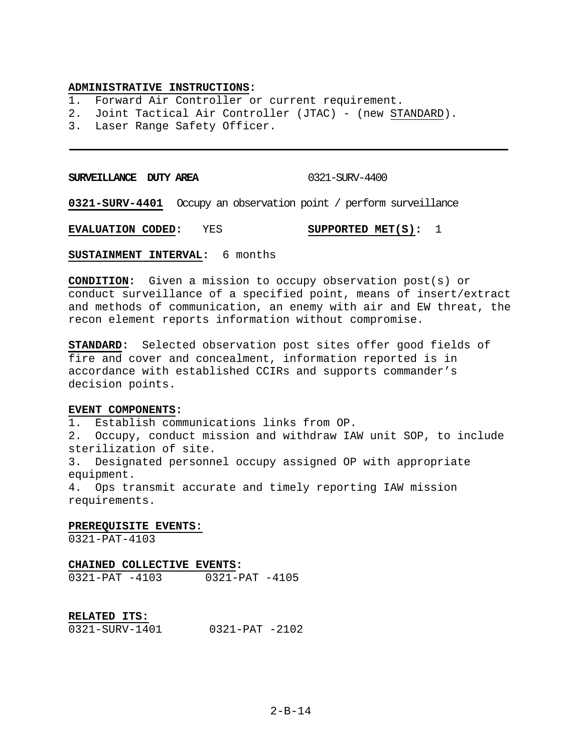**ADMINISTRATIVE INSTRUCTIONS:**

1. Forward Air Controller or current requirement.
2. Joint Tactical Air Controller (JTAC) - (new STANDARD).
3. Laser Range Safety Officer.

---

**SURVEILLANCE DUTY AREA** 0321-SURV-4400

**0321-SURV-4401** Occupy an observation point / perform surveillance

**EVALUATION CODED:** YES **SUPPORTED MET(S):** 1

**SUSTAINMENT INTERVAL:** 6 months

**CONDITION:** Given a mission to occupy observation post(s) or conduct surveillance of a specified point, means of insert/extract and methods of communication, an enemy with air and EW threat, the recon element reports information without compromise.

**STANDARD:** Selected observation post sites offer good fields of fire and cover and concealment, information reported is in accordance with established CCIRs and supports commander's decision points.

**EVENT COMPONENTS:**

1. Establish communications links from OP.
2. Occupy, conduct mission and withdraw IAW unit SOP, to include sterilization of site.
3. Designated personnel occupy assigned OP with appropriate equipment.
4. Ops transmit accurate and timely reporting IAW mission requirements.

**PREREQUISITE EVENTS:**
0321-PAT-4103

**CHAINED COLLECTIVE EVENTS:**
0321-PAT -4103 0321-PAT -4105

**RELATED ITS:**
0321-SURV-1401 0321-PAT -2102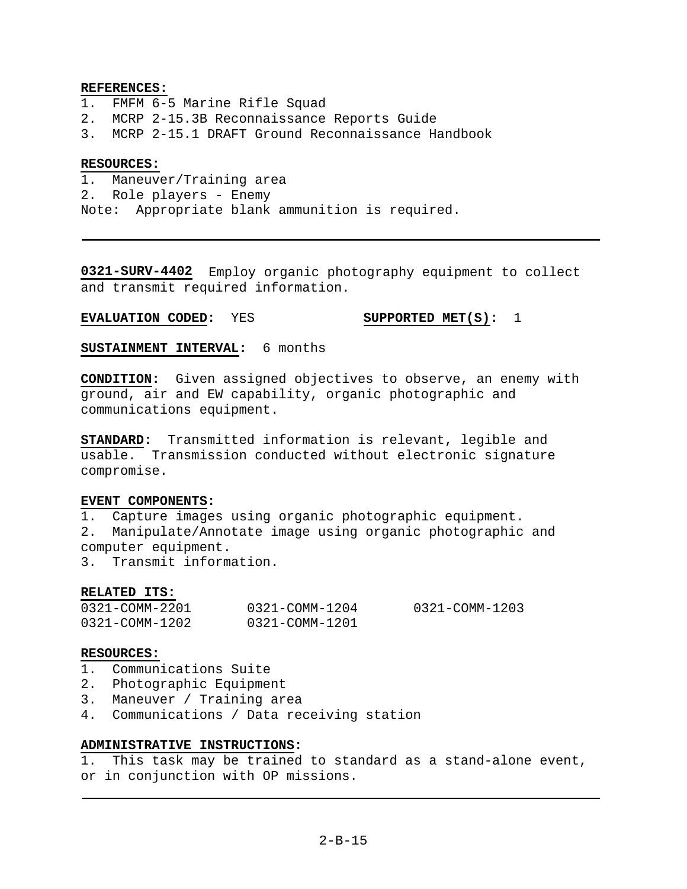**REFERENCES:**
1. FMFM 6-5 Marine Rifle Squad
2. MCRP 2-15.3B Reconnaissance Reports Guide
3. MCRP 2-15.1 DRAFT Ground Reconnaissance Handbook

**RESOURCES:**
1. Maneuver/Training area
2. Role players - Enemy

Note: Appropriate blank ammunition is required.

---

**0321-SURV-4402** Employ organic photography equipment to collect and transmit required information.

**EVALUATION CODED:** YES **SUPPORTED MET(S):** 1

**SUSTAINMENT INTERVAL:** 6 months

**CONDITION:** Given assigned objectives to observe, an enemy with ground, air and EW capability, organic photographic and communications equipment.

**STANDARD:** Transmitted information is relevant, legible and usable. Transmission conducted without electronic signature compromise.

**EVENT COMPONENTS:**
1. Capture images using organic photographic equipment.
2. Manipulate/Annotate image using organic photographic and computer equipment.
3. Transmit information.

**RELATED ITS:**

| | | |
|---|---|---|
| 0321-COMM-2201 | 0321-COMM-1204 | 0321-COMM-1203 |
| 0321-COMM-1202 | 0321-COMM-1201 | |

**RESOURCES:**
1. Communications Suite
2. Photographic Equipment
3. Maneuver / Training area
4. Communications / Data receiving station

**ADMINISTRATIVE INSTRUCTIONS:**
1. This task may be trained to standard as a stand-alone event, or in conjunction with OP missions.

---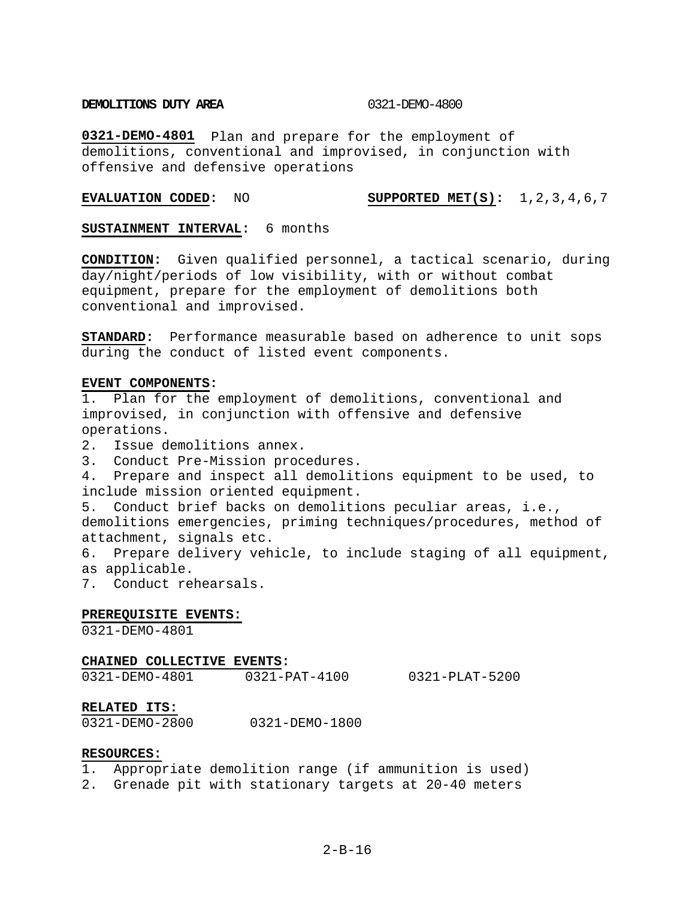**DEMOLITIONS DUTY AREA** 0321-DEMO-4800

**0321-DEMO-4801** Plan and prepare for the employment of demolitions, conventional and improvised, in conjunction with offensive and defensive operations

**EVALUATION CODED:** NO **SUPPORTED MET(S):** 1,2,3,4,6,7

**SUSTAINMENT INTERVAL:** 6 months

**CONDITION:** Given qualified personnel, a tactical scenario, during day/night/periods of low visibility, with or without combat equipment, prepare for the employment of demolitions both conventional and improvised.

**STANDARD:** Performance measurable based on adherence to unit sops during the conduct of listed event components.

**EVENT COMPONENTS:**
1. Plan for the employment of demolitions, conventional and improvised, in conjunction with offensive and defensive operations.
2. Issue demolitions annex.
3. Conduct Pre-Mission procedures.
4. Prepare and inspect all demolitions equipment to be used, to include mission oriented equipment.
5. Conduct brief backs on demolitions peculiar areas, i.e., demolitions emergencies, priming techniques/procedures, method of attachment, signals etc.
6. Prepare delivery vehicle, to include staging of all equipment, as applicable.
7. Conduct rehearsals.

**PREREQUISITE EVENTS:**
0321-DEMO-4801

**CHAINED COLLECTIVE EVENTS:**
0321-DEMO-4801 0321-PAT-4100 0321-PLAT-5200

**RELATED ITS:**
0321-DEMO-2800 0321-DEMO-1800

**RESOURCES:**
1. Appropriate demolition range (if ammunition is used)
2. Grenade pit with stationary targets at 20-40 meters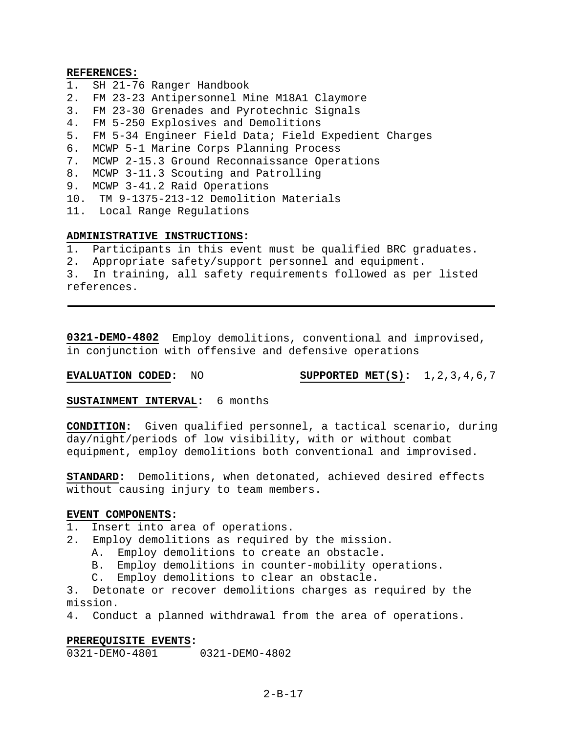**REFERENCES:**

1. SH 21-76 Ranger Handbook
2. FM 23-23 Antipersonnel Mine M18A1 Claymore
3. FM 23-30 Grenades and Pyrotechnic Signals
4. FM 5-250 Explosives and Demolitions
5. FM 5-34 Engineer Field Data; Field Expedient Charges
6. MCWP 5-1 Marine Corps Planning Process
7. MCWP 2-15.3 Ground Reconnaissance Operations
8. MCWP 3-11.3 Scouting and Patrolling
9. MCWP 3-41.2 Raid Operations
10. TM 9-1375-213-12 Demolition Materials
11. Local Range Regulations

**ADMINISTRATIVE INSTRUCTIONS:**

1. Participants in this event must be qualified BRC graduates.
2. Appropriate safety/support personnel and equipment.
3. In training, all safety requirements followed as per listed references.

---

**0321-DEMO-4802** Employ demolitions, conventional and improvised, in conjunction with offensive and defensive operations

**EVALUATION CODED:** NO **SUPPORTED MET(S):** 1,2,3,4,6,7

**SUSTAINMENT INTERVAL:** 6 months

**CONDITION:** Given qualified personnel, a tactical scenario, during day/night/periods of low visibility, with or without combat equipment, employ demolitions both conventional and improvised.

**STANDARD:** Demolitions, when detonated, achieved desired effects without causing injury to team members.

**EVENT COMPONENTS:**

1. Insert into area of operations.
2. Employ demolitions as required by the mission.
   A. Employ demolitions to create an obstacle.
   B. Employ demolitions in counter-mobility operations.
   C. Employ demolitions to clear an obstacle.
3. Detonate or recover demolitions charges as required by the mission.
4. Conduct a planned withdrawal from the area of operations.

**PREREQUISITE EVENTS:**

0321-DEMO-4801 0321-DEMO-4802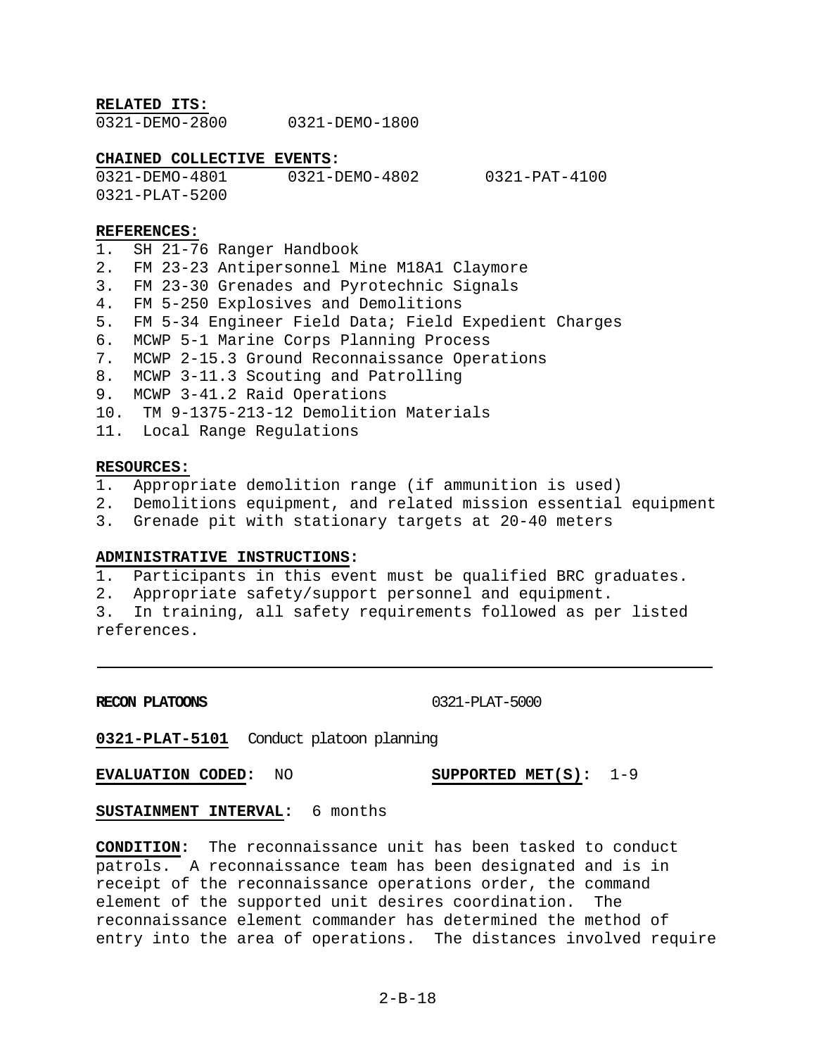**RELATED ITS:**
0321-DEMO-2800 0321-DEMO-1800

**CHAINED COLLECTIVE EVENTS:**
0321-DEMO-4801 0321-DEMO-4802 0321-PAT-4100
0321-PLAT-5200

**REFERENCES:**
1. SH 21-76 Ranger Handbook
2. FM 23-23 Antipersonnel Mine M18A1 Claymore
3. FM 23-30 Grenades and Pyrotechnic Signals
4. FM 5-250 Explosives and Demolitions
5. FM 5-34 Engineer Field Data; Field Expedient Charges
6. MCWP 5-1 Marine Corps Planning Process
7. MCWP 2-15.3 Ground Reconnaissance Operations
8. MCWP 3-11.3 Scouting and Patrolling
9. MCWP 3-41.2 Raid Operations
10. TM 9-1375-213-12 Demolition Materials
11. Local Range Regulations

**RESOURCES:**
1. Appropriate demolition range (if ammunition is used)
2. Demolitions equipment, and related mission essential equipment
3. Grenade pit with stationary targets at 20-40 meters

**ADMINISTRATIVE INSTRUCTIONS:**
1. Participants in this event must be qualified BRC graduates.
2. Appropriate safety/support personnel and equipment.
3. In training, all safety requirements followed as per listed references.

---

**RECON PLATOONS** 0321-PLAT-5000

**0321-PLAT-5101** Conduct platoon planning

**EVALUATION CODED:** NO **SUPPORTED MET(S):** 1-9

**SUSTAINMENT INTERVAL:** 6 months

**CONDITION:** The reconnaissance unit has been tasked to conduct patrols. A reconnaissance team has been designated and is in receipt of the reconnaissance operations order, the command element of the supported unit desires coordination. The reconnaissance element commander has determined the method of entry into the area of operations. The distances involved require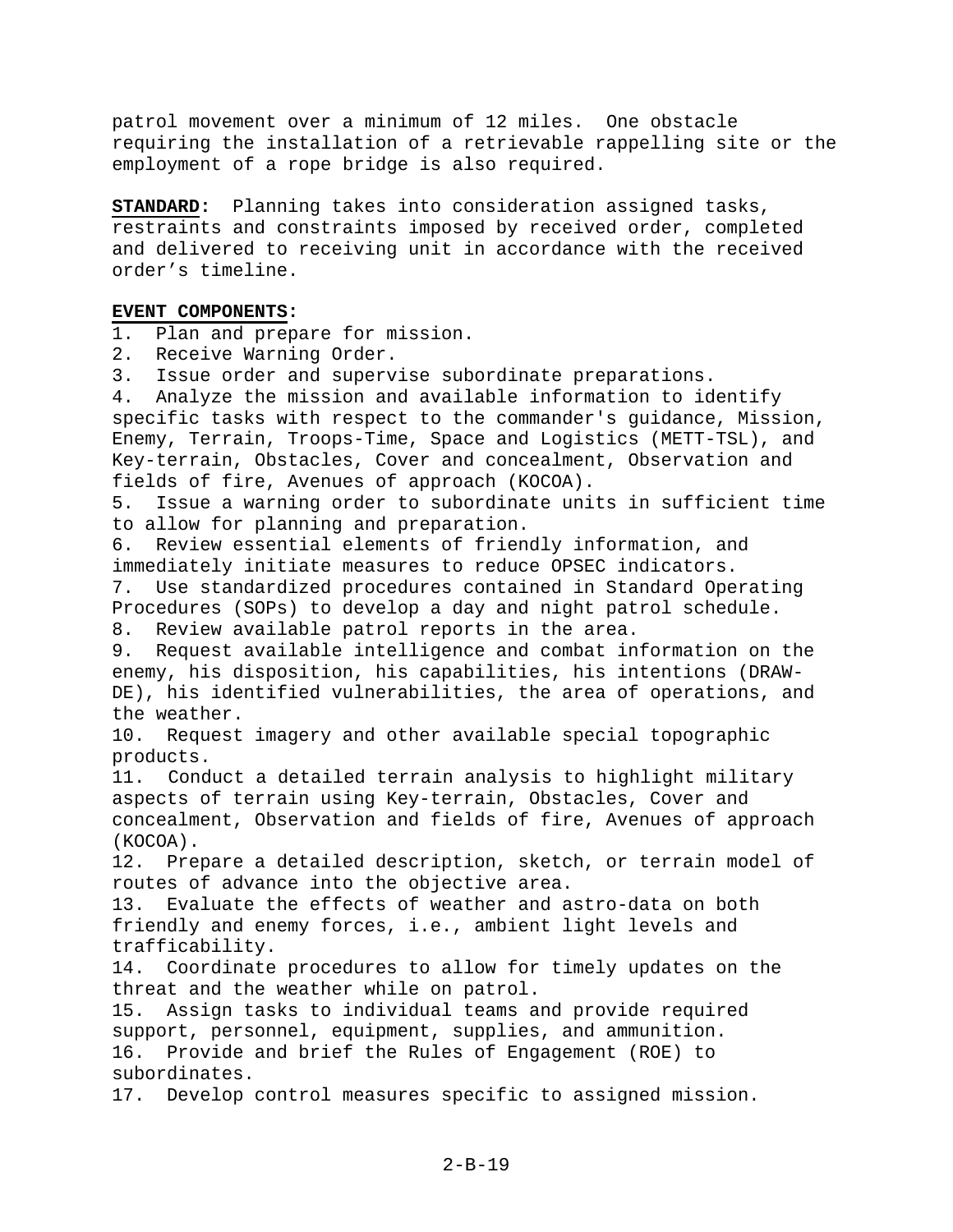patrol movement over a minimum of 12 miles. One obstacle requiring the installation of a retrievable rappelling site or the employment of a rope bridge is also required.

**STANDARD:** Planning takes into consideration assigned tasks, restraints and constraints imposed by received order, completed and delivered to receiving unit in accordance with the received order's timeline.

**EVENT COMPONENTS:**

1. Plan and prepare for mission.
2. Receive Warning Order.
3. Issue order and supervise subordinate preparations.
4. Analyze the mission and available information to identify specific tasks with respect to the commander's guidance, Mission, Enemy, Terrain, Troops-Time, Space and Logistics (METT-TSL), and Key-terrain, Obstacles, Cover and concealment, Observation and fields of fire, Avenues of approach (KOCOA).
5. Issue a warning order to subordinate units in sufficient time to allow for planning and preparation.
6. Review essential elements of friendly information, and immediately initiate measures to reduce OPSEC indicators.
7. Use standardized procedures contained in Standard Operating Procedures (SOPs) to develop a day and night patrol schedule.
8. Review available patrol reports in the area.
9. Request available intelligence and combat information on the enemy, his disposition, his capabilities, his intentions (DRAW-DE), his identified vulnerabilities, the area of operations, and the weather.
10. Request imagery and other available special topographic products.
11. Conduct a detailed terrain analysis to highlight military aspects of terrain using Key-terrain, Obstacles, Cover and concealment, Observation and fields of fire, Avenues of approach (KOCOA).
12. Prepare a detailed description, sketch, or terrain model of routes of advance into the objective area.
13. Evaluate the effects of weather and astro-data on both friendly and enemy forces, i.e., ambient light levels and trafficability.
14. Coordinate procedures to allow for timely updates on the threat and the weather while on patrol.
15. Assign tasks to individual teams and provide required support, personnel, equipment, supplies, and ammunition.
16. Provide and brief the Rules of Engagement (ROE) to subordinates.
17. Develop control measures specific to assigned mission.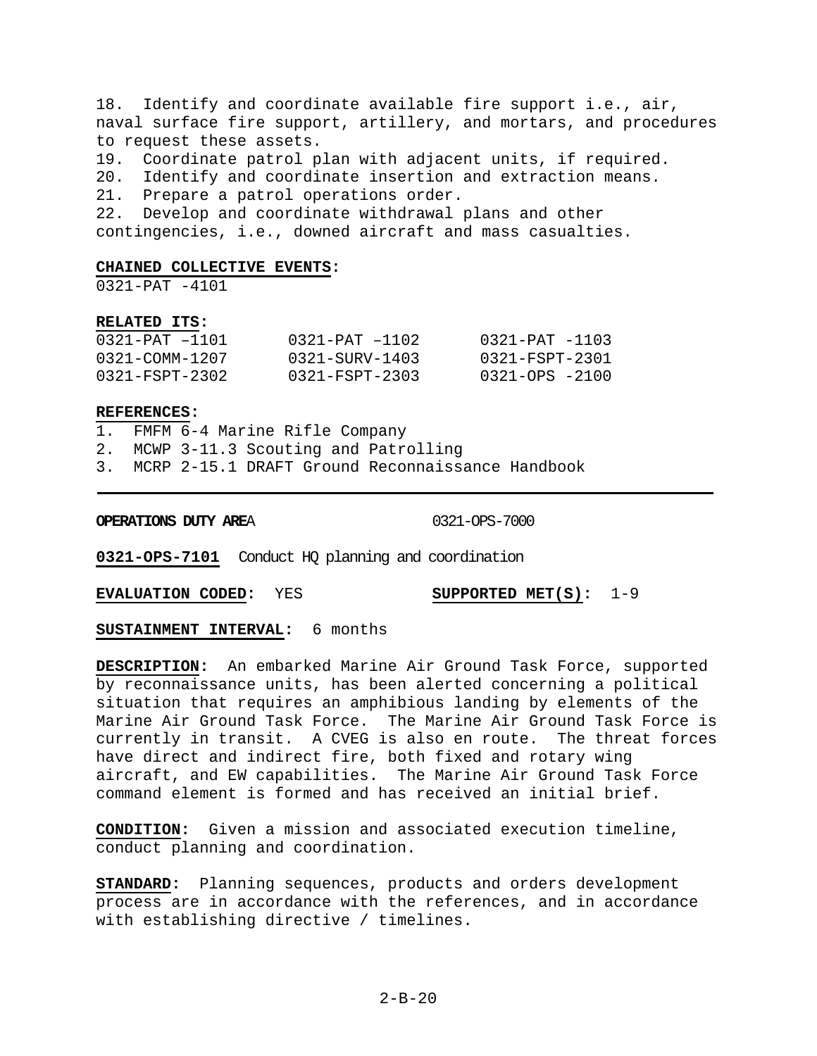18. Identify and coordinate available fire support i.e., air, naval surface fire support, artillery, and mortars, and procedures to request these assets.
19. Coordinate patrol plan with adjacent units, if required.
20. Identify and coordinate insertion and extraction means.
21. Prepare a patrol operations order.
22. Develop and coordinate withdrawal plans and other contingencies, i.e., downed aircraft and mass casualties.

**CHAINED COLLECTIVE EVENTS:**
0321-PAT -4101

**RELATED ITS:**

| | | |
|---|---|---|
| 0321-PAT –1101 | 0321-PAT –1102 | 0321-PAT -1103 |
| 0321-COMM-1207 | 0321-SURV-1403 | 0321-FSPT-2301 |
| 0321-FSPT-2302 | 0321-FSPT-2303 | 0321-OPS -2100 |

**REFERENCES:**
1. FMFM 6-4 Marine Rifle Company
2. MCWP 3-11.3 Scouting and Patrolling
3. MCRP 2-15.1 DRAFT Ground Reconnaissance Handbook

---

**OPERATIONS DUTY AREA** 0321-OPS-7000

**0321-OPS-7101** Conduct HQ planning and coordination

**EVALUATION CODED:** YES **SUPPORTED MET(S):** 1-9

**SUSTAINMENT INTERVAL:** 6 months

**DESCRIPTION:** An embarked Marine Air Ground Task Force, supported by reconnaissance units, has been alerted concerning a political situation that requires an amphibious landing by elements of the Marine Air Ground Task Force. The Marine Air Ground Task Force is currently in transit. A CVEG is also en route. The threat forces have direct and indirect fire, both fixed and rotary wing aircraft, and EW capabilities. The Marine Air Ground Task Force command element is formed and has received an initial brief.

**CONDITION:** Given a mission and associated execution timeline, conduct planning and coordination.

**STANDARD:** Planning sequences, products and orders development process are in accordance with the references, and in accordance with establishing directive / timelines.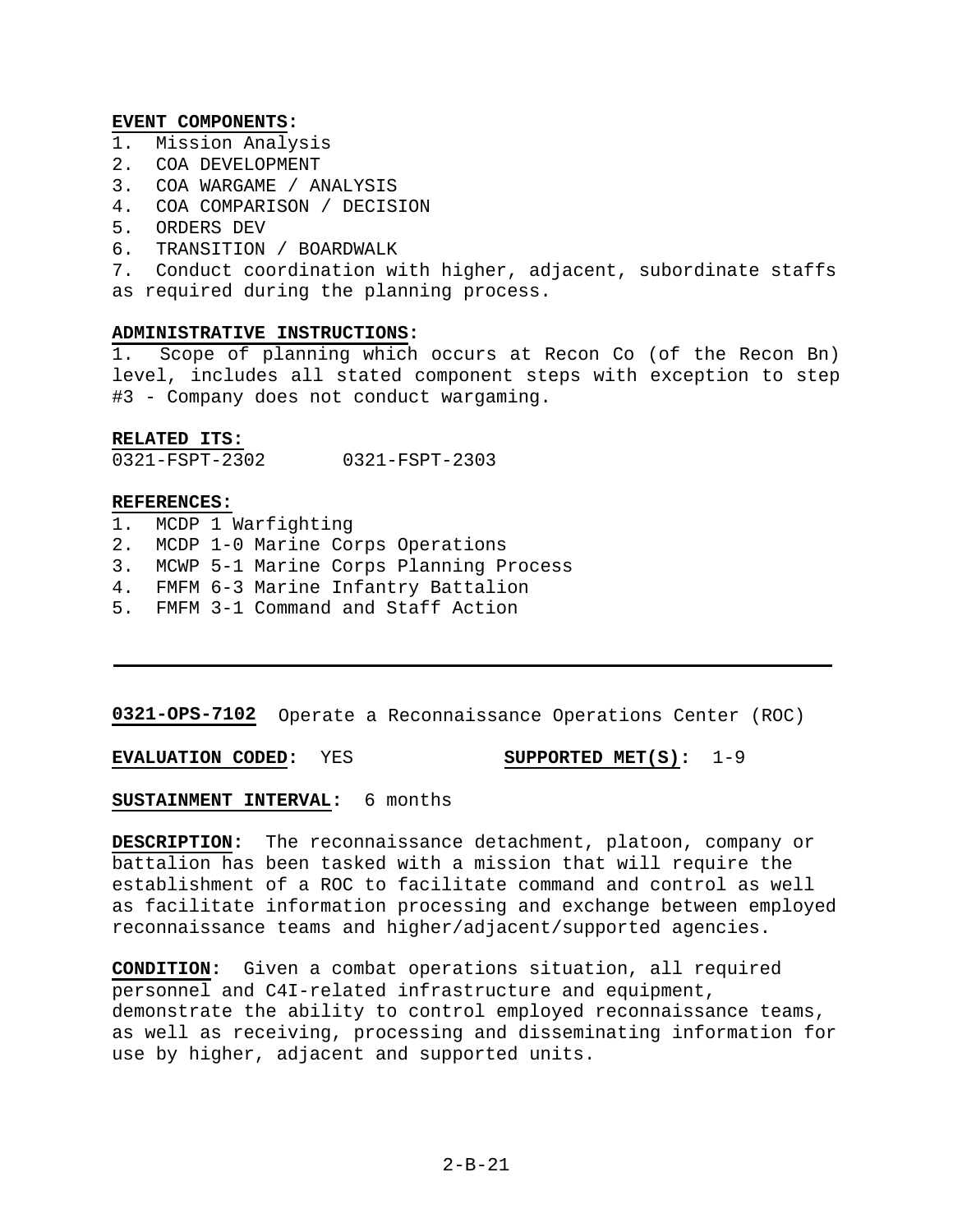**EVENT COMPONENTS:**

1. Mission Analysis
2. COA DEVELOPMENT
3. COA WARGAME / ANALYSIS
4. COA COMPARISON / DECISION
5. ORDERS DEV
6. TRANSITION / BOARDWALK
7. Conduct coordination with higher, adjacent, subordinate staffs as required during the planning process.

**ADMINISTRATIVE INSTRUCTIONS:**

1. Scope of planning which occurs at Recon Co (of the Recon Bn) level, includes all stated component steps with exception to step #3 - Company does not conduct wargaming.

**RELATED ITS:**

0321-FSPT-2302 0321-FSPT-2303

**REFERENCES:**

1. MCDP 1 Warfighting
2. MCDP 1-0 Marine Corps Operations
3. MCWP 5-1 Marine Corps Planning Process
4. FMFM 6-3 Marine Infantry Battalion
5. FMFM 3-1 Command and Staff Action

---

**0321-OPS-7102** Operate a Reconnaissance Operations Center (ROC)

**EVALUATION CODED:** YES **SUPPORTED MET(S):** 1-9

**SUSTAINMENT INTERVAL:** 6 months

**DESCRIPTION:** The reconnaissance detachment, platoon, company or battalion has been tasked with a mission that will require the establishment of a ROC to facilitate command and control as well as facilitate information processing and exchange between employed reconnaissance teams and higher/adjacent/supported agencies.

**CONDITION:** Given a combat operations situation, all required personnel and C4I-related infrastructure and equipment, demonstrate the ability to control employed reconnaissance teams, as well as receiving, processing and disseminating information for use by higher, adjacent and supported units.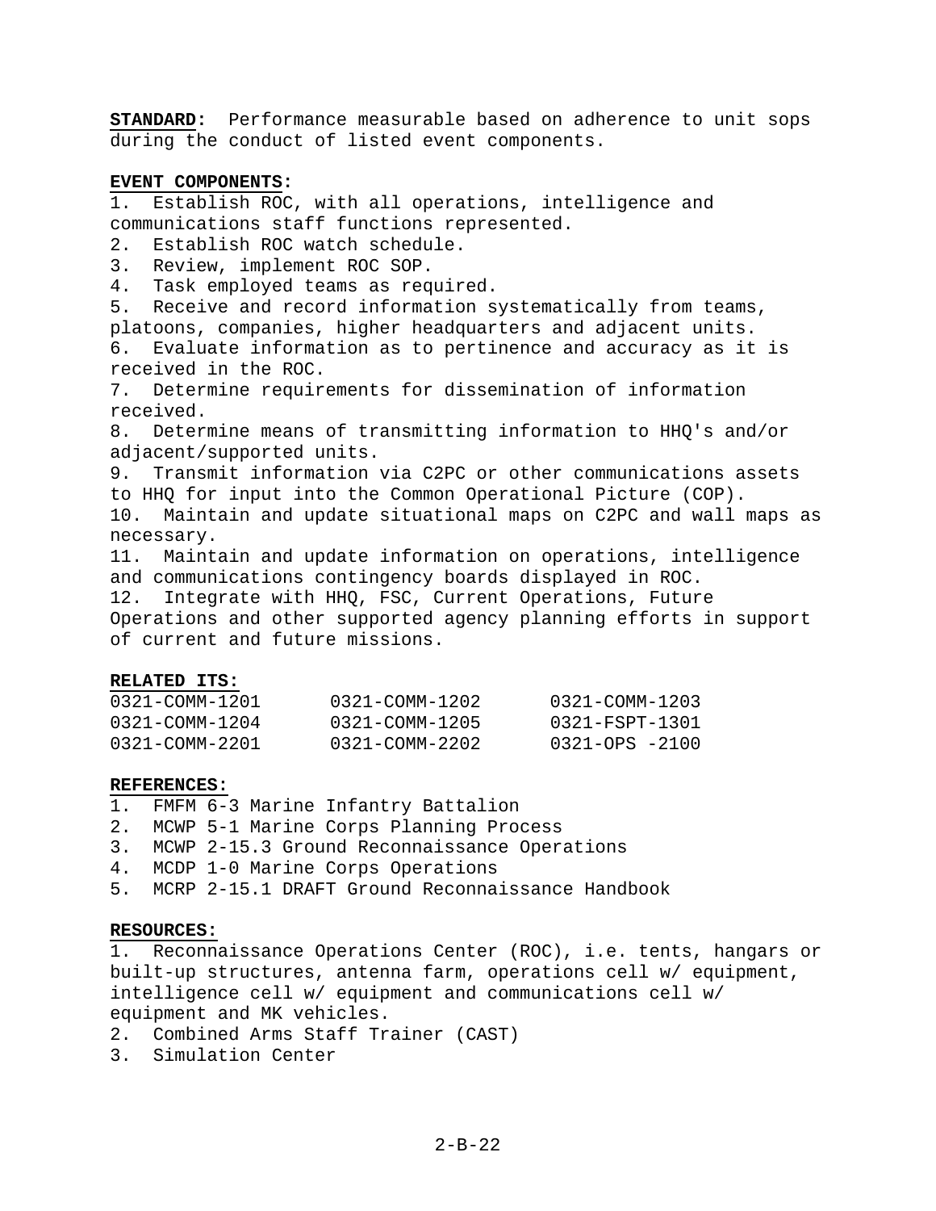**STANDARD:** Performance measurable based on adherence to unit sops during the conduct of listed event components.

**EVENT COMPONENTS:**

1. Establish ROC, with all operations, intelligence and communications staff functions represented.
2. Establish ROC watch schedule.
3. Review, implement ROC SOP.
4. Task employed teams as required.
5. Receive and record information systematically from teams, platoons, companies, higher headquarters and adjacent units.
6. Evaluate information as to pertinence and accuracy as it is received in the ROC.
7. Determine requirements for dissemination of information received.
8. Determine means of transmitting information to HHQ's and/or adjacent/supported units.
9. Transmit information via C2PC or other communications assets to HHQ for input into the Common Operational Picture (COP).
10. Maintain and update situational maps on C2PC and wall maps as necessary.
11. Maintain and update information on operations, intelligence and communications contingency boards displayed in ROC.
12. Integrate with HHQ, FSC, Current Operations, Future Operations and other supported agency planning efforts in support of current and future missions.

**RELATED ITS:**

| | | |
|---|---|---|
| 0321-COMM-1201 | 0321-COMM-1202 | 0321-COMM-1203 |
| 0321-COMM-1204 | 0321-COMM-1205 | 0321-FSPT-1301 |
| 0321-COMM-2201 | 0321-COMM-2202 | 0321-OPS -2100 |

**REFERENCES:**

1. FMFM 6-3 Marine Infantry Battalion
2. MCWP 5-1 Marine Corps Planning Process
3. MCWP 2-15.3 Ground Reconnaissance Operations
4. MCDP 1-0 Marine Corps Operations
5. MCRP 2-15.1 DRAFT Ground Reconnaissance Handbook

**RESOURCES:**

1. Reconnaissance Operations Center (ROC), i.e. tents, hangars or built-up structures, antenna farm, operations cell w/ equipment, intelligence cell w/ equipment and communications cell w/ equipment and MK vehicles.
2. Combined Arms Staff Trainer (CAST)
3. Simulation Center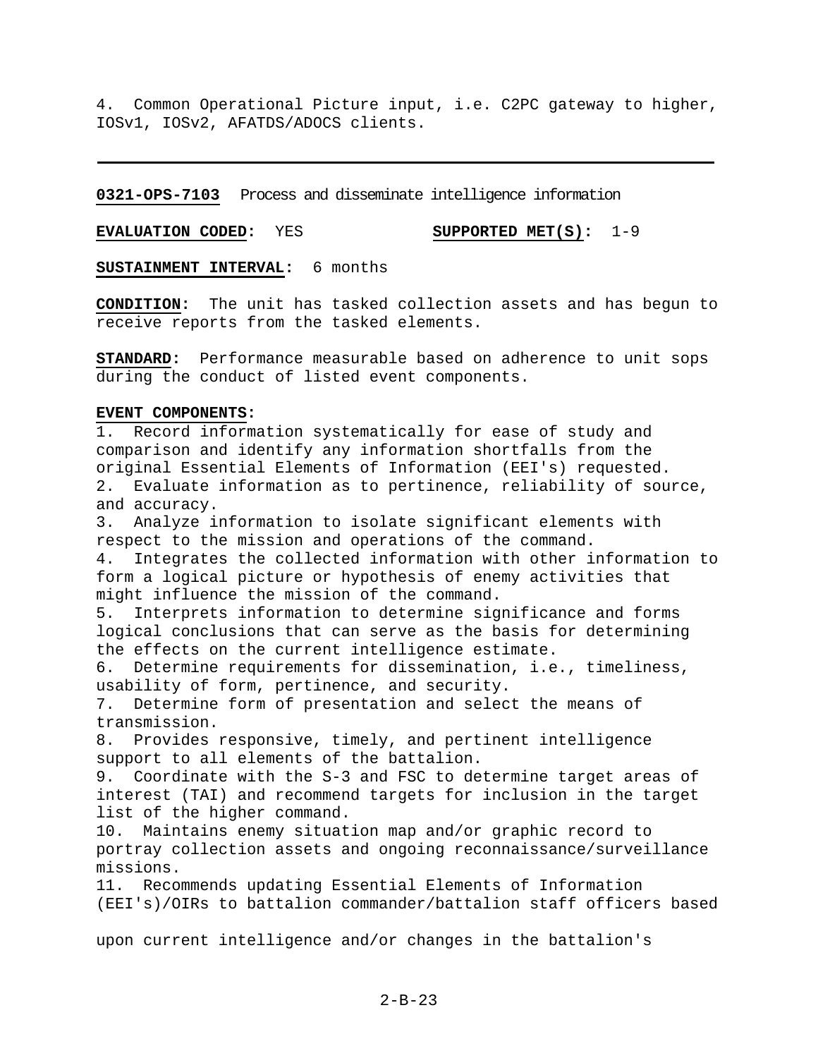4. Common Operational Picture input, i.e. C2PC gateway to higher, IOSv1, IOSv2, AFATDS/ADOCS clients.

---

**0321-OPS-7103** Process and disseminate intelligence information

**EVALUATION CODED:** YES **SUPPORTED MET(S):** 1-9

**SUSTAINMENT INTERVAL:** 6 months

**CONDITION:** The unit has tasked collection assets and has begun to receive reports from the tasked elements.

**STANDARD:** Performance measurable based on adherence to unit sops during the conduct of listed event components.

**EVENT COMPONENTS:**

1. Record information systematically for ease of study and comparison and identify any information shortfalls from the original Essential Elements of Information (EEI's) requested.
2. Evaluate information as to pertinence, reliability of source, and accuracy.
3. Analyze information to isolate significant elements with respect to the mission and operations of the command.
4. Integrates the collected information with other information to form a logical picture or hypothesis of enemy activities that might influence the mission of the command.
5. Interprets information to determine significance and forms logical conclusions that can serve as the basis for determining the effects on the current intelligence estimate.
6. Determine requirements for dissemination, i.e., timeliness, usability of form, pertinence, and security.
7. Determine form of presentation and select the means of transmission.
8. Provides responsive, timely, and pertinent intelligence support to all elements of the battalion.
9. Coordinate with the S-3 and FSC to determine target areas of interest (TAI) and recommend targets for inclusion in the target list of the higher command.
10. Maintains enemy situation map and/or graphic record to portray collection assets and ongoing reconnaissance/surveillance missions.
11. Recommends updating Essential Elements of Information (EEI's)/OIRs to battalion commander/battalion staff officers based upon current intelligence and/or changes in the battalion's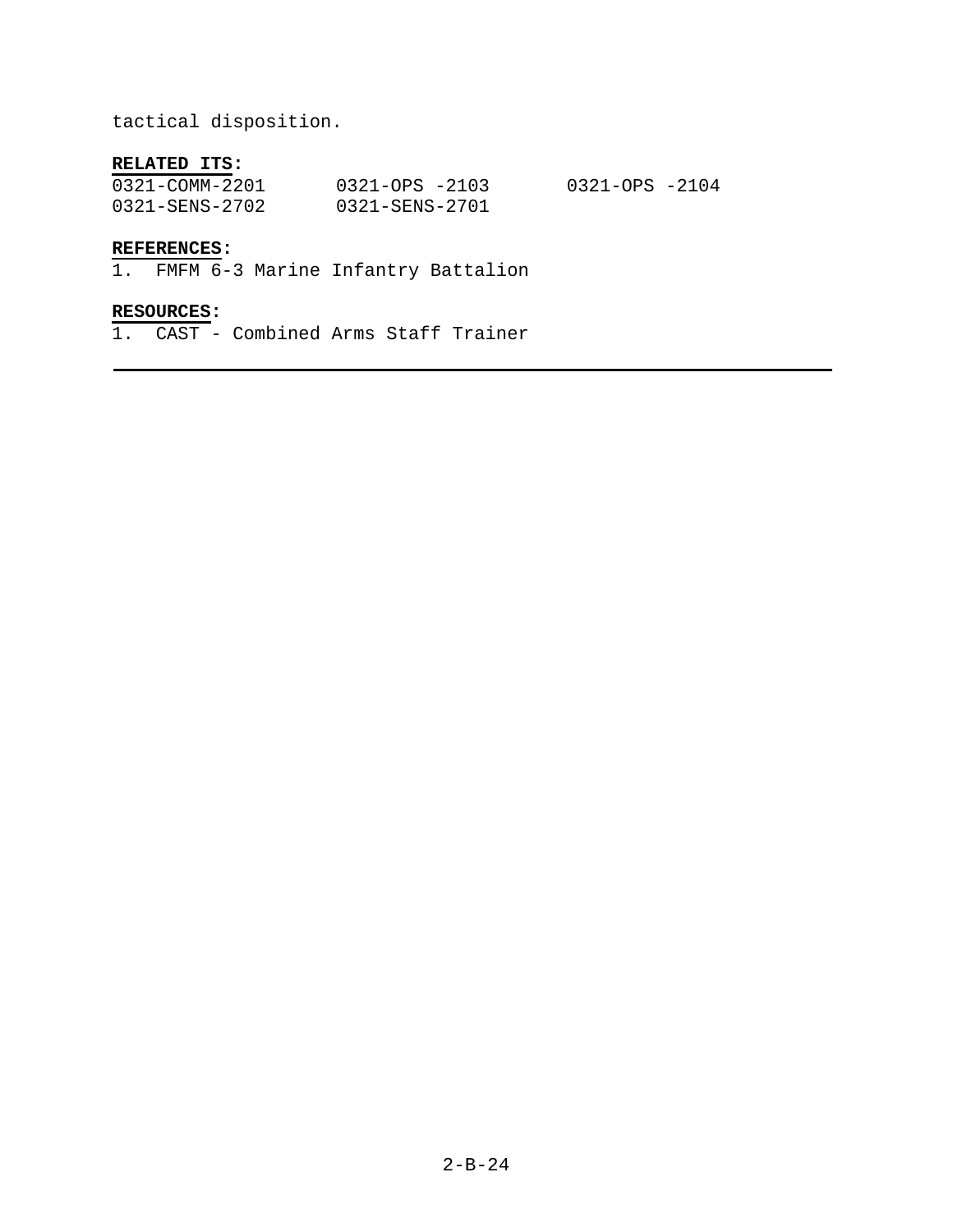tactical disposition.

**RELATED ITS:**

| | | |
|---|---|---|
| 0321-COMM-2201 | 0321-OPS -2103 | 0321-OPS -2104 |
| 0321-SENS-2702 | 0321-SENS-2701 | |

**REFERENCES:**

1. FMFM 6-3 Marine Infantry Battalion

**RESOURCES:**

1. CAST - Combined Arms Staff Trainer

---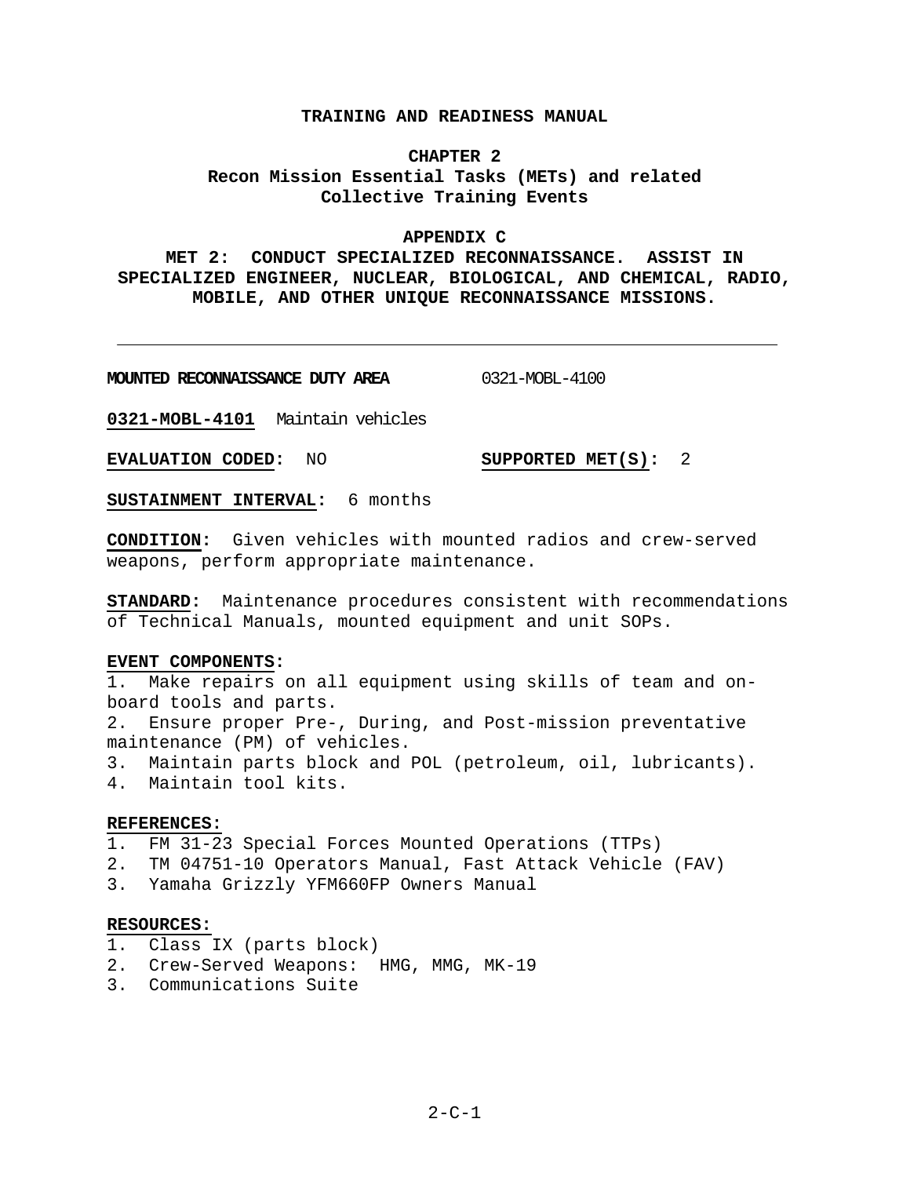# TRAINING AND READINESS MANUAL

## CHAPTER 2
## Recon Mission Essential Tasks (METs) and related Collective Training Events

## APPENDIX C
## MET 2: CONDUCT SPECIALIZED RECONNAISSANCE. ASSIST IN SPECIALIZED ENGINEER, NUCLEAR, BIOLOGICAL, AND CHEMICAL, RADIO, MOBILE, AND OTHER UNIQUE RECONNAISSANCE MISSIONS.

---

**MOUNTED RECONNAISSANCE DUTY AREA** 0321-MOBL-4100

**0321-MOBL-4101** Maintain vehicles

**EVALUATION CODED:** NO **SUPPORTED MET(S):** 2

**SUSTAINMENT INTERVAL:** 6 months

**CONDITION:** Given vehicles with mounted radios and crew-served weapons, perform appropriate maintenance.

**STANDARD:** Maintenance procedures consistent with recommendations of Technical Manuals, mounted equipment and unit SOPs.

**EVENT COMPONENTS:**
1. Make repairs on all equipment using skills of team and on-board tools and parts.
2. Ensure proper Pre-, During, and Post-mission preventative maintenance (PM) of vehicles.
3. Maintain parts block and POL (petroleum, oil, lubricants).
4. Maintain tool kits.

**REFERENCES:**
1. FM 31-23 Special Forces Mounted Operations (TTPs)
2. TM 04751-10 Operators Manual, Fast Attack Vehicle (FAV)
3. Yamaha Grizzly YFM660FP Owners Manual

**RESOURCES:**
1. Class IX (parts block)
2. Crew-Served Weapons: HMG, MMG, MK-19
3. Communications Suite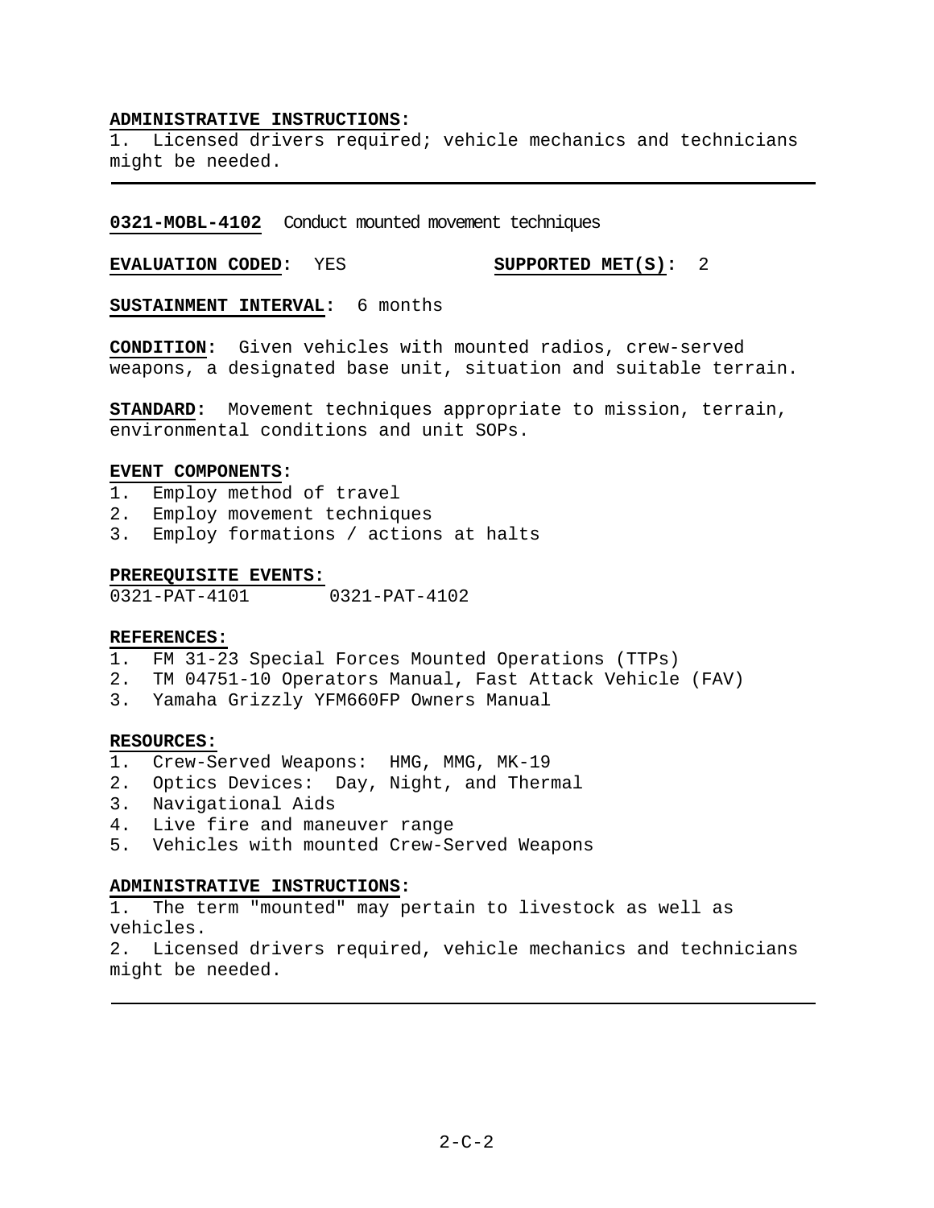**ADMINISTRATIVE INSTRUCTIONS:**
1. Licensed drivers required; vehicle mechanics and technicians might be needed.

---

**0321-MOBL-4102** Conduct mounted movement techniques

**EVALUATION CODED:** YES **SUPPORTED MET(S):** 2

**SUSTAINMENT INTERVAL:** 6 months

**CONDITION:** Given vehicles with mounted radios, crew-served weapons, a designated base unit, situation and suitable terrain.

**STANDARD:** Movement techniques appropriate to mission, terrain, environmental conditions and unit SOPs.

**EVENT COMPONENTS:**
1. Employ method of travel
2. Employ movement techniques
3. Employ formations / actions at halts

**PREREQUISITE EVENTS:**
0321-PAT-4101 0321-PAT-4102

**REFERENCES:**
1. FM 31-23 Special Forces Mounted Operations (TTPs)
2. TM 04751-10 Operators Manual, Fast Attack Vehicle (FAV)
3. Yamaha Grizzly YFM660FP Owners Manual

**RESOURCES:**
1. Crew-Served Weapons: HMG, MMG, MK-19
2. Optics Devices: Day, Night, and Thermal
3. Navigational Aids
4. Live fire and maneuver range
5. Vehicles with mounted Crew-Served Weapons

**ADMINISTRATIVE INSTRUCTIONS:**
1. The term "mounted" may pertain to livestock as well as vehicles.
2. Licensed drivers required, vehicle mechanics and technicians might be needed.

---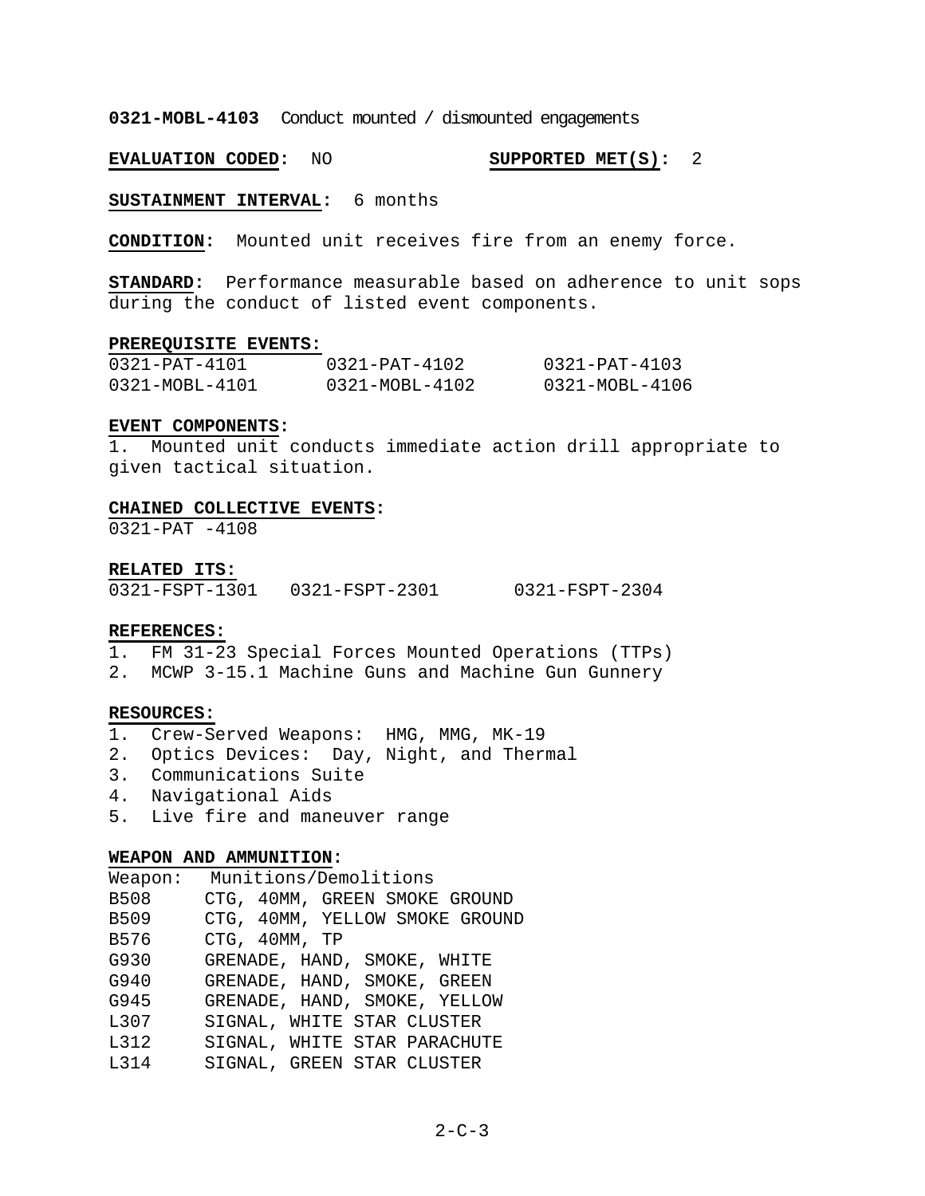**0321-MOBL-4103** Conduct mounted / dismounted engagements

**EVALUATION CODED:** NO **SUPPORTED MET(S):** 2

**SUSTAINMENT INTERVAL:** 6 months

**CONDITION:** Mounted unit receives fire from an enemy force.

**STANDARD:** Performance measurable based on adherence to unit sops during the conduct of listed event components.

**PREREQUISITE EVENTS:**

| | | |
|---|---|---|
| 0321-PAT-4101 | 0321-PAT-4102 | 0321-PAT-4103 |
| 0321-MOBL-4101 | 0321-MOBL-4102 | 0321-MOBL-4106 |

**EVENT COMPONENTS:**

1. Mounted unit conducts immediate action drill appropriate to given tactical situation.

**CHAINED COLLECTIVE EVENTS:**

0321-PAT -4108

**RELATED ITS:**

0321-FSPT-1301 0321-FSPT-2301 0321-FSPT-2304

**REFERENCES:**

1. FM 31-23 Special Forces Mounted Operations (TTPs)
2. MCWP 3-15.1 Machine Guns and Machine Gun Gunnery

**RESOURCES:**

1. Crew-Served Weapons: HMG, MMG, MK-19
2. Optics Devices: Day, Night, and Thermal
3. Communications Suite
4. Navigational Aids
5. Live fire and maneuver range

**WEAPON AND AMMUNITION:**

| Weapon: | Munitions/Demolitions |
|---|---|
| B508 | CTG, 40MM, GREEN SMOKE GROUND |
| B509 | CTG, 40MM, YELLOW SMOKE GROUND |
| B576 | CTG, 40MM, TP |
| G930 | GRENADE, HAND, SMOKE, WHITE |
| G940 | GRENADE, HAND, SMOKE, GREEN |
| G945 | GRENADE, HAND, SMOKE, YELLOW |
| L307 | SIGNAL, WHITE STAR CLUSTER |
| L312 | SIGNAL, WHITE STAR PARACHUTE |
| L314 | SIGNAL, GREEN STAR CLUSTER |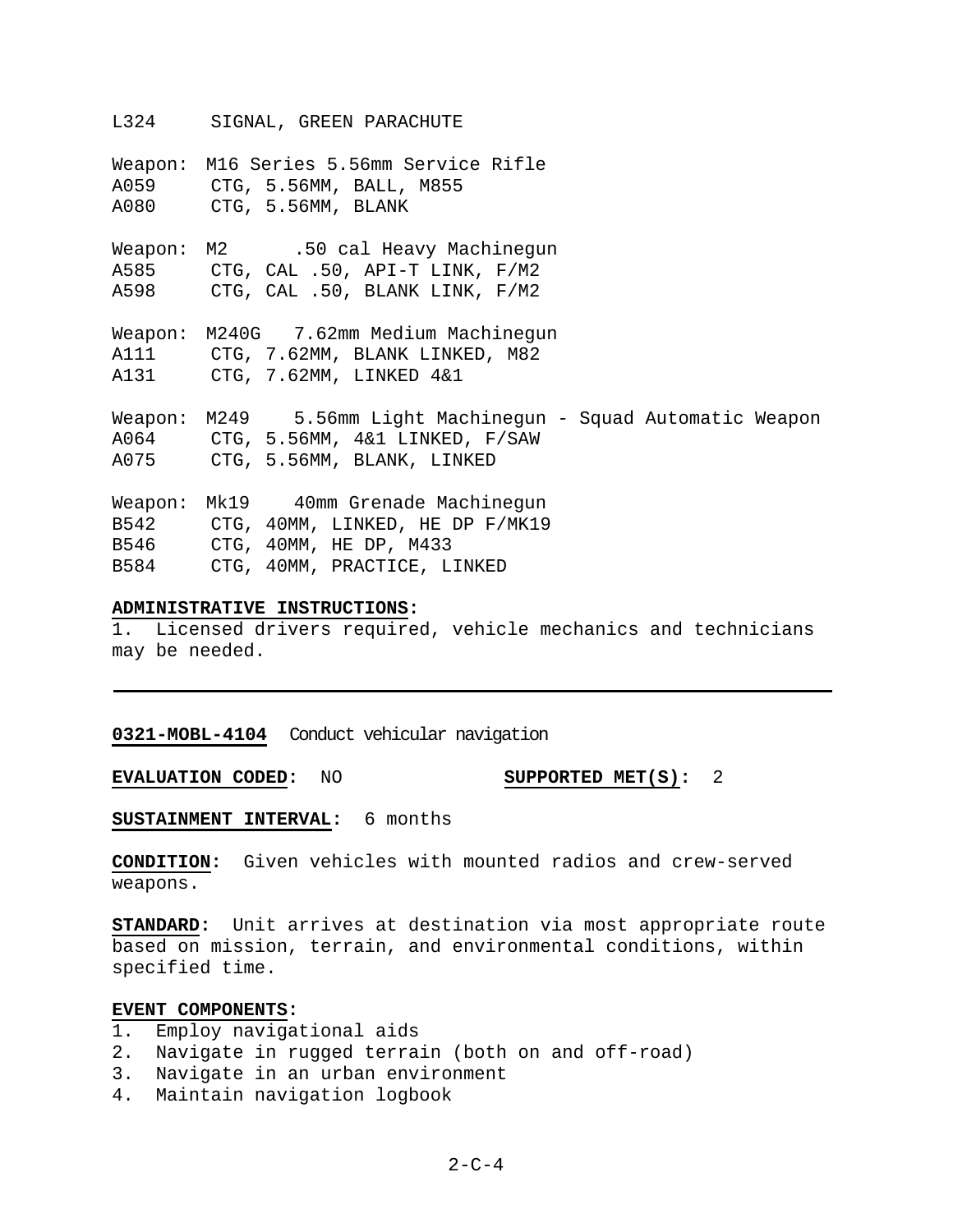L324     SIGNAL, GREEN PARACHUTE

Weapon:  M16 Series 5.56mm Service Rifle
A059     CTG, 5.56MM, BALL, M855
A080     CTG, 5.56MM, BLANK

Weapon:  M2      .50 cal Heavy Machinegun
A585     CTG, CAL .50, API-T LINK, F/M2
A598     CTG, CAL .50, BLANK LINK, F/M2

Weapon:  M240G   7.62mm Medium Machinegun
A111     CTG, 7.62MM, BLANK LINKED, M82
A131     CTG, 7.62MM, LINKED 4&1

Weapon:  M249    5.56mm Light Machinegun - Squad Automatic Weapon
A064     CTG, 5.56MM, 4&1 LINKED, F/SAW
A075     CTG, 5.56MM, BLANK, LINKED

Weapon:  Mk19    40mm Grenade Machinegun
B542     CTG, 40MM, LINKED, HE DP F/MK19
B546     CTG, 40MM, HE DP, M433
B584     CTG, 40MM, PRACTICE, LINKED

**ADMINISTRATIVE INSTRUCTIONS:**
1. Licensed drivers required, vehicle mechanics and technicians may be needed.

---

**0321-MOBL-4104** Conduct vehicular navigation

**EVALUATION CODED:** NO  **SUPPORTED MET(S):** 2

**SUSTAINMENT INTERVAL:** 6 months

**CONDITION:** Given vehicles with mounted radios and crew-served weapons.

**STANDARD:** Unit arrives at destination via most appropriate route based on mission, terrain, and environmental conditions, within specified time.

**EVENT COMPONENTS:**
1. Employ navigational aids
2. Navigate in rugged terrain (both on and off-road)
3. Navigate in an urban environment
4. Maintain navigation logbook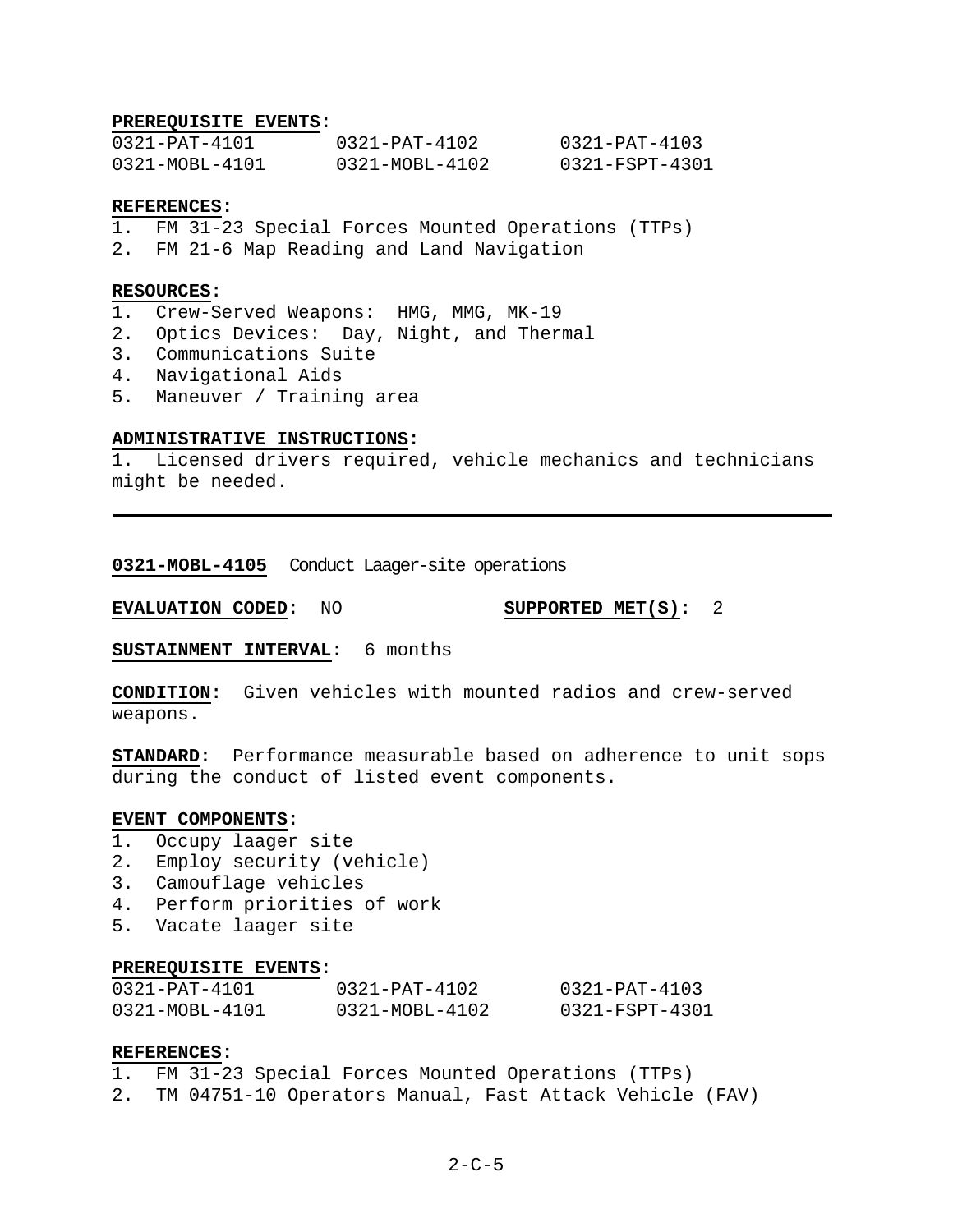**PREREQUISITE EVENTS:**

| | | |
|---|---|---|
| 0321-PAT-4101 | 0321-PAT-4102 | 0321-PAT-4103 |
| 0321-MOBL-4101 | 0321-MOBL-4102 | 0321-FSPT-4301 |

**REFERENCES:**
1. FM 31-23 Special Forces Mounted Operations (TTPs)
2. FM 21-6 Map Reading and Land Navigation

**RESOURCES:**
1. Crew-Served Weapons: HMG, MMG, MK-19
2. Optics Devices: Day, Night, and Thermal
3. Communications Suite
4. Navigational Aids
5. Maneuver / Training area

**ADMINISTRATIVE INSTRUCTIONS:**
1. Licensed drivers required, vehicle mechanics and technicians might be needed.

---

**0321-MOBL-4105** Conduct Laager-site operations

**EVALUATION CODED:** NO **SUPPORTED MET(S):** 2

**SUSTAINMENT INTERVAL:** 6 months

**CONDITION:** Given vehicles with mounted radios and crew-served weapons.

**STANDARD:** Performance measurable based on adherence to unit sops during the conduct of listed event components.

**EVENT COMPONENTS:**
1. Occupy laager site
2. Employ security (vehicle)
3. Camouflage vehicles
4. Perform priorities of work
5. Vacate laager site

**PREREQUISITE EVENTS:**

| | | |
|---|---|---|
| 0321-PAT-4101 | 0321-PAT-4102 | 0321-PAT-4103 |
| 0321-MOBL-4101 | 0321-MOBL-4102 | 0321-FSPT-4301 |

**REFERENCES:**
1. FM 31-23 Special Forces Mounted Operations (TTPs)
2. TM 04751-10 Operators Manual, Fast Attack Vehicle (FAV)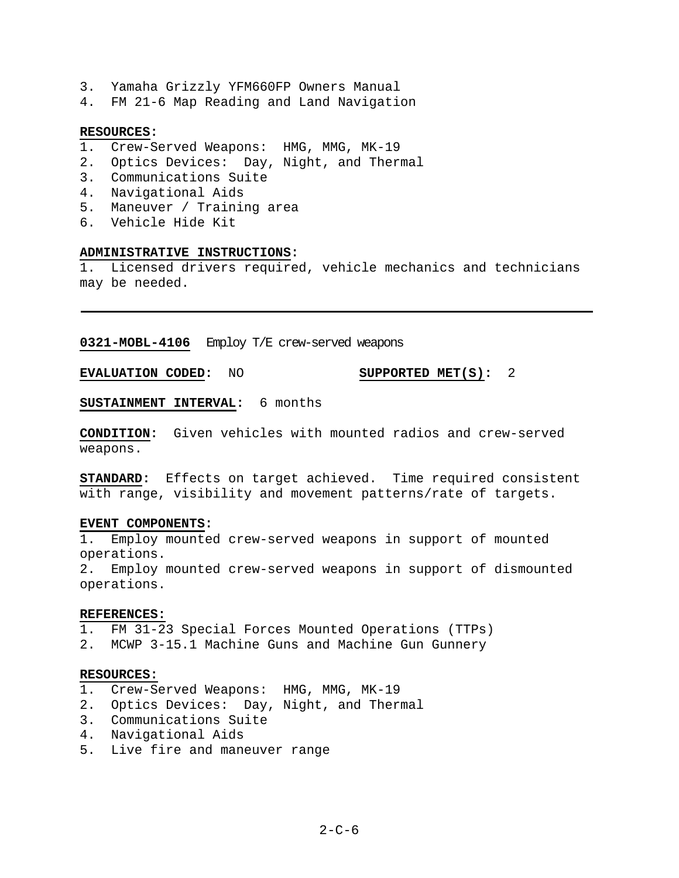3. Yamaha Grizzly YFM660FP Owners Manual
4. FM 21-6 Map Reading and Land Navigation

**RESOURCES:**
1. Crew-Served Weapons: HMG, MMG, MK-19
2. Optics Devices: Day, Night, and Thermal
3. Communications Suite
4. Navigational Aids
5. Maneuver / Training area
6. Vehicle Hide Kit

**ADMINISTRATIVE INSTRUCTIONS:**
1. Licensed drivers required, vehicle mechanics and technicians may be needed.

---

**0321-MOBL-4106** Employ T/E crew-served weapons

**EVALUATION CODED:** NO **SUPPORTED MET(S):** 2

**SUSTAINMENT INTERVAL:** 6 months

**CONDITION:** Given vehicles with mounted radios and crew-served weapons.

**STANDARD:** Effects on target achieved. Time required consistent with range, visibility and movement patterns/rate of targets.

**EVENT COMPONENTS:**
1. Employ mounted crew-served weapons in support of mounted operations.
2. Employ mounted crew-served weapons in support of dismounted operations.

**REFERENCES:**
1. FM 31-23 Special Forces Mounted Operations (TTPs)
2. MCWP 3-15.1 Machine Guns and Machine Gun Gunnery

**RESOURCES:**
1. Crew-Served Weapons: HMG, MMG, MK-19
2. Optics Devices: Day, Night, and Thermal
3. Communications Suite
4. Navigational Aids
5. Live fire and maneuver range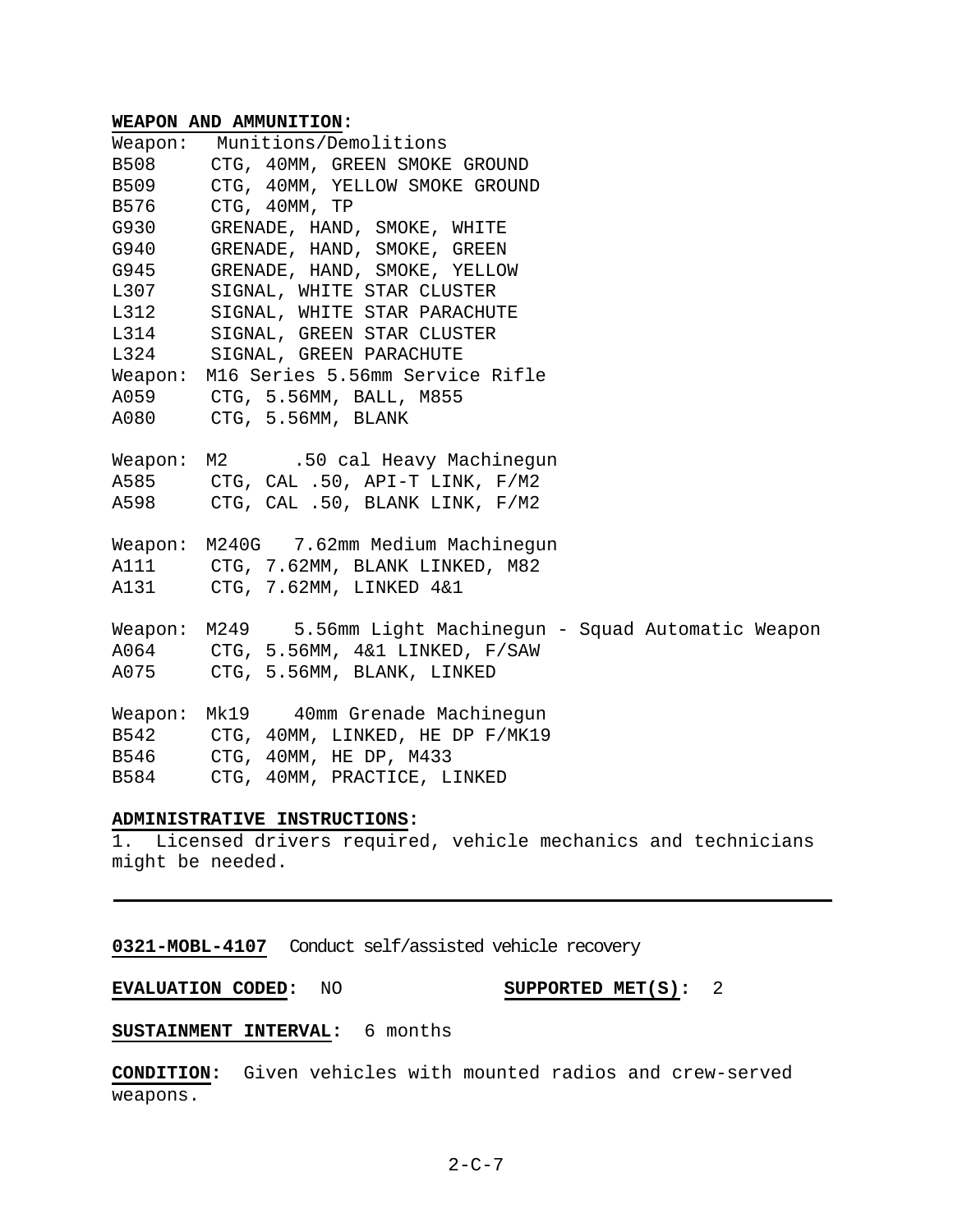**WEAPON AND AMMUNITION:**

Weapon: Munitions/Demolitions

| | |
|---|---|
| B508 | CTG, 40MM, GREEN SMOKE GROUND |
| B509 | CTG, 40MM, YELLOW SMOKE GROUND |
| B576 | CTG, 40MM, TP |
| G930 | GRENADE, HAND, SMOKE, WHITE |
| G940 | GRENADE, HAND, SMOKE, GREEN |
| G945 | GRENADE, HAND, SMOKE, YELLOW |
| L307 | SIGNAL, WHITE STAR CLUSTER |
| L312 | SIGNAL, WHITE STAR PARACHUTE |
| L314 | SIGNAL, GREEN STAR CLUSTER |
| L324 | SIGNAL, GREEN PARACHUTE |

Weapon: M16 Series 5.56mm Service Rifle

| | |
|---|---|
| A059 | CTG, 5.56MM, BALL, M855 |
| A080 | CTG, 5.56MM, BLANK |

Weapon: M2 .50 cal Heavy Machinegun

| | |
|---|---|
| A585 | CTG, CAL .50, API-T LINK, F/M2 |
| A598 | CTG, CAL .50, BLANK LINK, F/M2 |

Weapon: M240G 7.62mm Medium Machinegun

| | |
|---|---|
| A111 | CTG, 7.62MM, BLANK LINKED, M82 |
| A131 | CTG, 7.62MM, LINKED 4&1 |

Weapon: M249 5.56mm Light Machinegun - Squad Automatic Weapon

| | |
|---|---|
| A064 | CTG, 5.56MM, 4&1 LINKED, F/SAW |
| A075 | CTG, 5.56MM, BLANK, LINKED |

Weapon: Mk19 40mm Grenade Machinegun

| | |
|---|---|
| B542 | CTG, 40MM, LINKED, HE DP F/MK19 |
| B546 | CTG, 40MM, HE DP, M433 |
| B584 | CTG, 40MM, PRACTICE, LINKED |

**ADMINISTRATIVE INSTRUCTIONS:**

1. Licensed drivers required, vehicle mechanics and technicians might be needed.

---

**0321-MOBL-4107** Conduct self/assisted vehicle recovery

**EVALUATION CODED:** NO **SUPPORTED MET(S):** 2

**SUSTAINMENT INTERVAL:** 6 months

**CONDITION:** Given vehicles with mounted radios and crew-served weapons.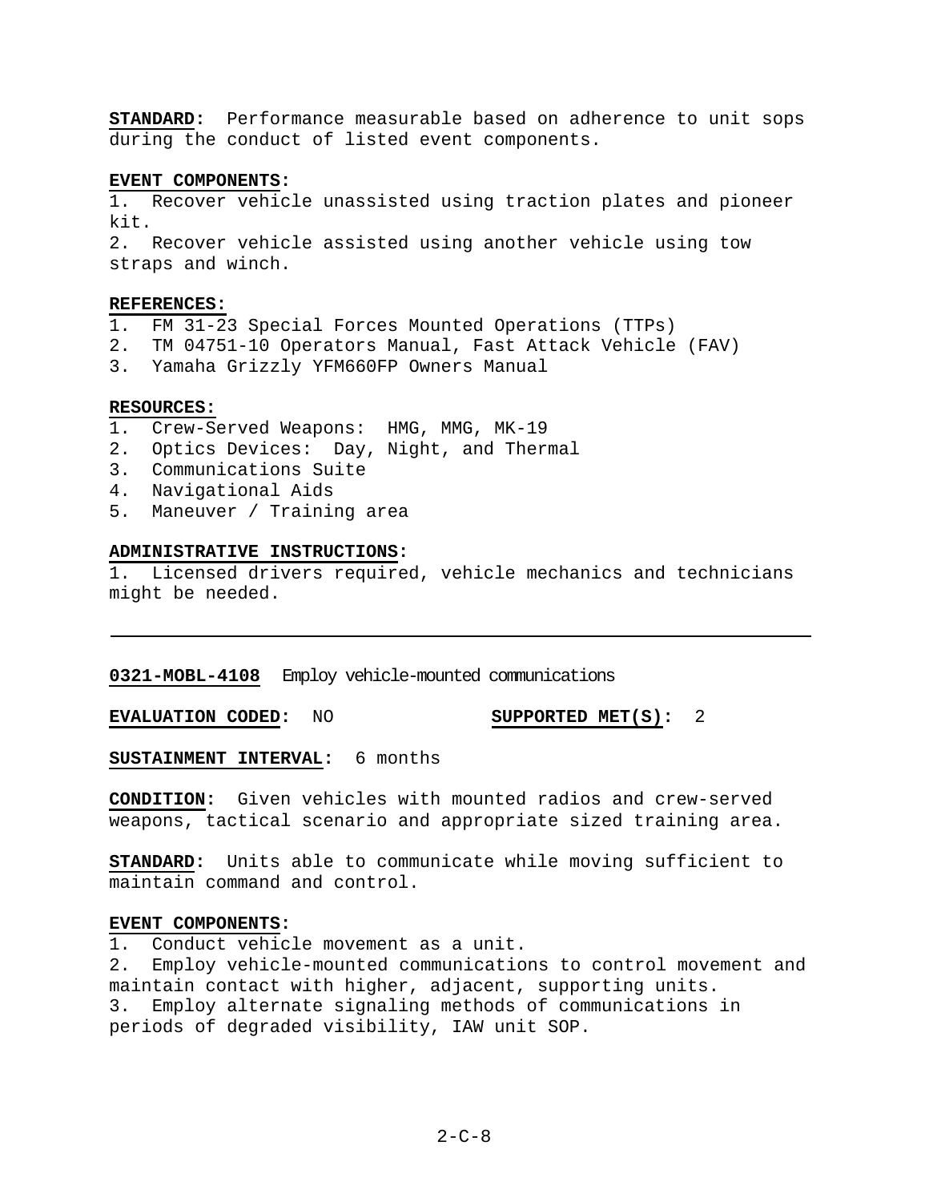**STANDARD:** Performance measurable based on adherence to unit sops during the conduct of listed event components.

**EVENT COMPONENTS:**
1. Recover vehicle unassisted using traction plates and pioneer kit.
2. Recover vehicle assisted using another vehicle using tow straps and winch.

**REFERENCES:**
1. FM 31-23 Special Forces Mounted Operations (TTPs)
2. TM 04751-10 Operators Manual, Fast Attack Vehicle (FAV)
3. Yamaha Grizzly YFM660FP Owners Manual

**RESOURCES:**
1. Crew-Served Weapons: HMG, MMG, MK-19
2. Optics Devices: Day, Night, and Thermal
3. Communications Suite
4. Navigational Aids
5. Maneuver / Training area

**ADMINISTRATIVE INSTRUCTIONS:**
1. Licensed drivers required, vehicle mechanics and technicians might be needed.

---

**0321-MOBL-4108** Employ vehicle-mounted communications

**EVALUATION CODED:** NO **SUPPORTED MET(S):** 2

**SUSTAINMENT INTERVAL:** 6 months

**CONDITION:** Given vehicles with mounted radios and crew-served weapons, tactical scenario and appropriate sized training area.

**STANDARD:** Units able to communicate while moving sufficient to maintain command and control.

**EVENT COMPONENTS:**
1. Conduct vehicle movement as a unit.
2. Employ vehicle-mounted communications to control movement and maintain contact with higher, adjacent, supporting units.
3. Employ alternate signaling methods of communications in periods of degraded visibility, IAW unit SOP.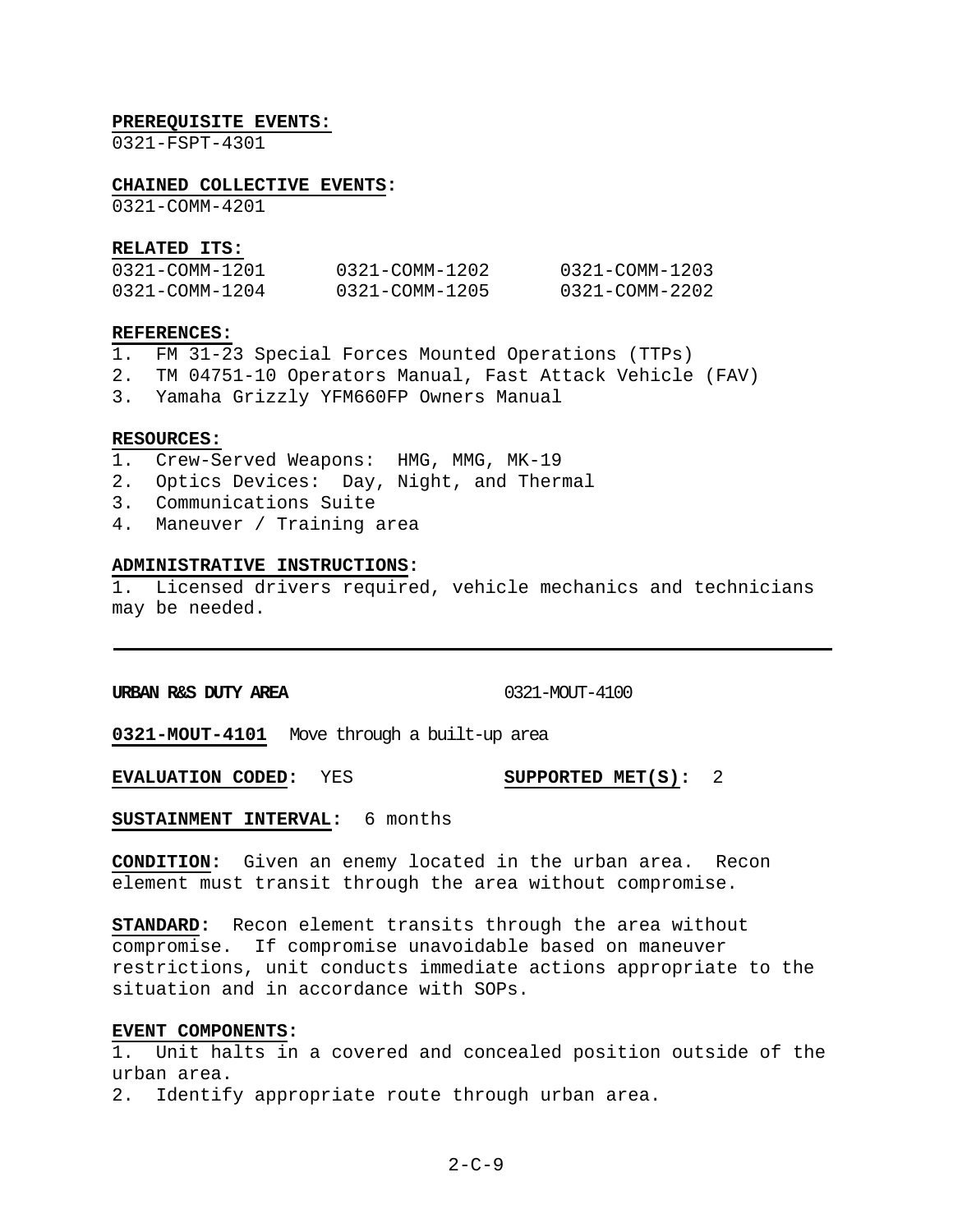**PREREQUISITE EVENTS:**
0321-FSPT-4301

**CHAINED COLLECTIVE EVENTS:**
0321-COMM-4201

**RELATED ITS:**

| | | |
|---|---|---|
| 0321-COMM-1201 | 0321-COMM-1202 | 0321-COMM-1203 |
| 0321-COMM-1204 | 0321-COMM-1205 | 0321-COMM-2202 |

**REFERENCES:**
1. FM 31-23 Special Forces Mounted Operations (TTPs)
2. TM 04751-10 Operators Manual, Fast Attack Vehicle (FAV)
3. Yamaha Grizzly YFM660FP Owners Manual

**RESOURCES:**
1. Crew-Served Weapons: HMG, MMG, MK-19
2. Optics Devices: Day, Night, and Thermal
3. Communications Suite
4. Maneuver / Training area

**ADMINISTRATIVE INSTRUCTIONS:**
1. Licensed drivers required, vehicle mechanics and technicians may be needed.

---

**URBAN R&S DUTY AREA** 0321-MOUT-4100

**0321-MOUT-4101** Move through a built-up area

**EVALUATION CODED:** YES **SUPPORTED MET(S):** 2

**SUSTAINMENT INTERVAL:** 6 months

**CONDITION:** Given an enemy located in the urban area. Recon element must transit through the area without compromise.

**STANDARD:** Recon element transits through the area without compromise. If compromise unavoidable based on maneuver restrictions, unit conducts immediate actions appropriate to the situation and in accordance with SOPs.

**EVENT COMPONENTS:**
1. Unit halts in a covered and concealed position outside of the urban area.
2. Identify appropriate route through urban area.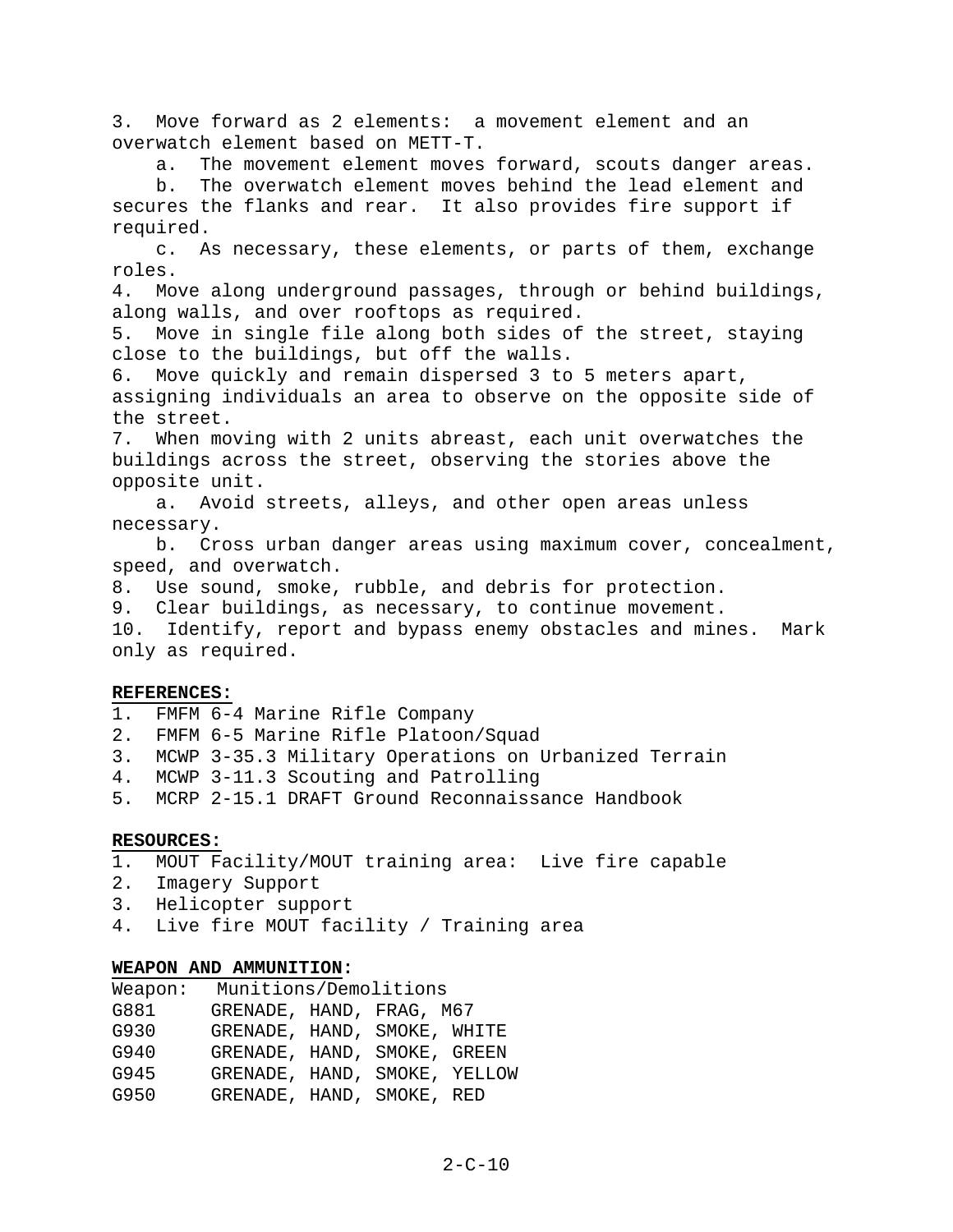3. Move forward as 2 elements: a movement element and an overwatch element based on METT-T.

   a. The movement element moves forward, scouts danger areas.

   b. The overwatch element moves behind the lead element and secures the flanks and rear. It also provides fire support if required.

   c. As necessary, these elements, or parts of them, exchange roles.

4. Move along underground passages, through or behind buildings, along walls, and over rooftops as required.

5. Move in single file along both sides of the street, staying close to the buildings, but off the walls.

6. Move quickly and remain dispersed 3 to 5 meters apart, assigning individuals an area to observe on the opposite side of the street.

7. When moving with 2 units abreast, each unit overwatches the buildings across the street, observing the stories above the opposite unit.

   a. Avoid streets, alleys, and other open areas unless necessary.

   b. Cross urban danger areas using maximum cover, concealment, speed, and overwatch.

8. Use sound, smoke, rubble, and debris for protection.

9. Clear buildings, as necessary, to continue movement.

10. Identify, report and bypass enemy obstacles and mines. Mark only as required.

**REFERENCES:**

1. FMFM 6-4 Marine Rifle Company
2. FMFM 6-5 Marine Rifle Platoon/Squad
3. MCWP 3-35.3 Military Operations on Urbanized Terrain
4. MCWP 3-11.3 Scouting and Patrolling
5. MCRP 2-15.1 DRAFT Ground Reconnaissance Handbook

**RESOURCES:**

1. MOUT Facility/MOUT training area: Live fire capable
2. Imagery Support
3. Helicopter support
4. Live fire MOUT facility / Training area

**WEAPON AND AMMUNITION:**

| Weapon: | Munitions/Demolitions |
|---|---|
| G881 | GRENADE, HAND, FRAG, M67 |
| G930 | GRENADE, HAND, SMOKE, WHITE |
| G940 | GRENADE, HAND, SMOKE, GREEN |
| G945 | GRENADE, HAND, SMOKE, YELLOW |
| G950 | GRENADE, HAND, SMOKE, RED |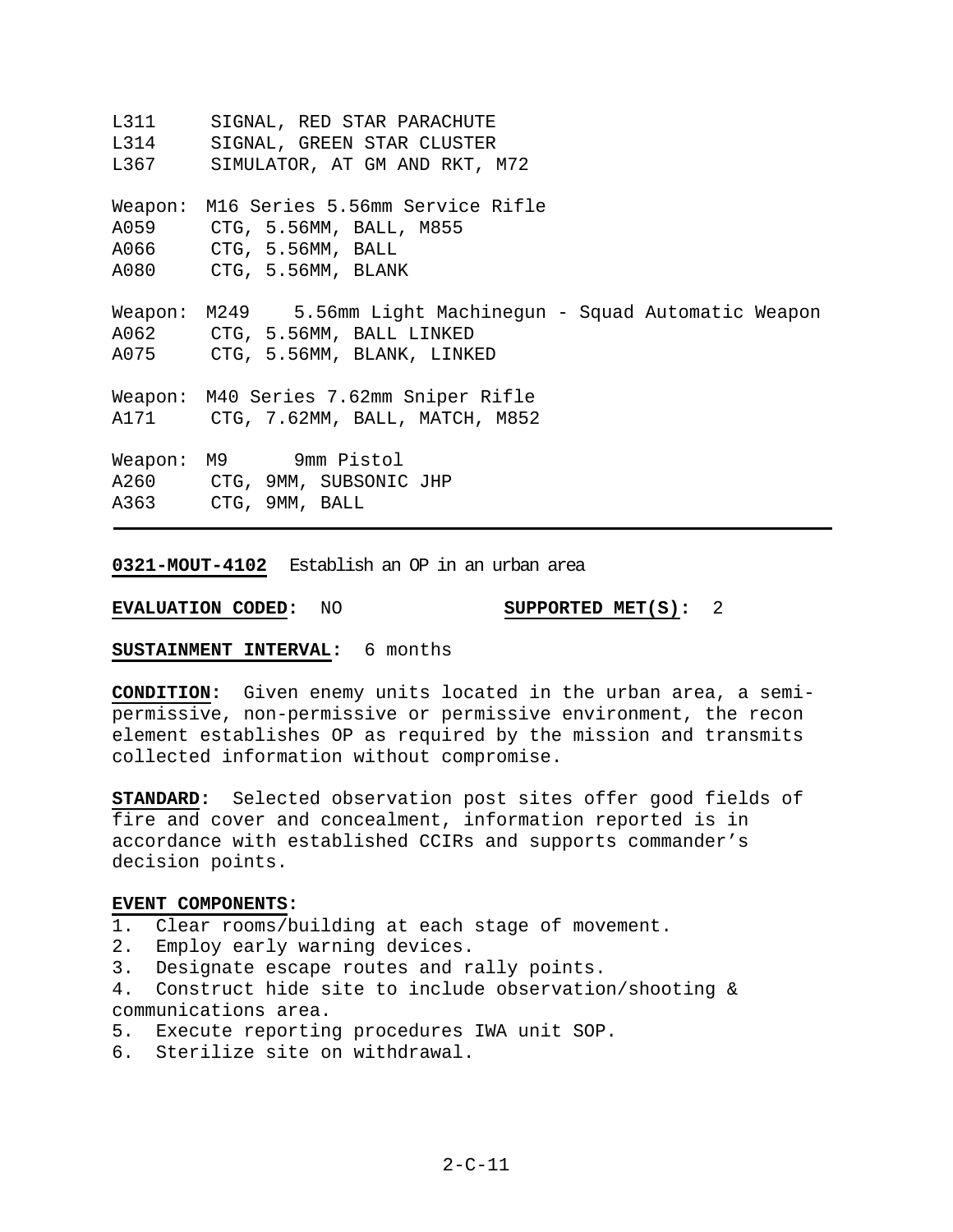L311    SIGNAL, RED STAR PARACHUTE
L314    SIGNAL, GREEN STAR CLUSTER
L367    SIMULATOR, AT GM AND RKT, M72

Weapon: M16 Series 5.56mm Service Rifle
A059    CTG, 5.56MM, BALL, M855
A066    CTG, 5.56MM, BALL
A080    CTG, 5.56MM, BLANK

Weapon: M249  5.56mm Light Machinegun - Squad Automatic Weapon
A062    CTG, 5.56MM, BALL LINKED
A075    CTG, 5.56MM, BLANK, LINKED

Weapon: M40 Series 7.62mm Sniper Rifle
A171    CTG, 7.62MM, BALL, MATCH, M852

Weapon: M9    9mm Pistol
A260    CTG, 9MM, SUBSONIC JHP
A363    CTG, 9MM, BALL

---

**0321-MOUT-4102** Establish an OP in an urban area

**EVALUATION CODED:** NO    **SUPPORTED MET(S):** 2

**SUSTAINMENT INTERVAL:** 6 months

**CONDITION:** Given enemy units located in the urban area, a semi-permissive, non-permissive or permissive environment, the recon element establishes OP as required by the mission and transmits collected information without compromise.

**STANDARD:** Selected observation post sites offer good fields of fire and cover and concealment, information reported is in accordance with established CCIRs and supports commander's decision points.

**EVENT COMPONENTS:**

1. Clear rooms/building at each stage of movement.
2. Employ early warning devices.
3. Designate escape routes and rally points.
4. Construct hide site to include observation/shooting & communications area.
5. Execute reporting procedures IWA unit SOP.
6. Sterilize site on withdrawal.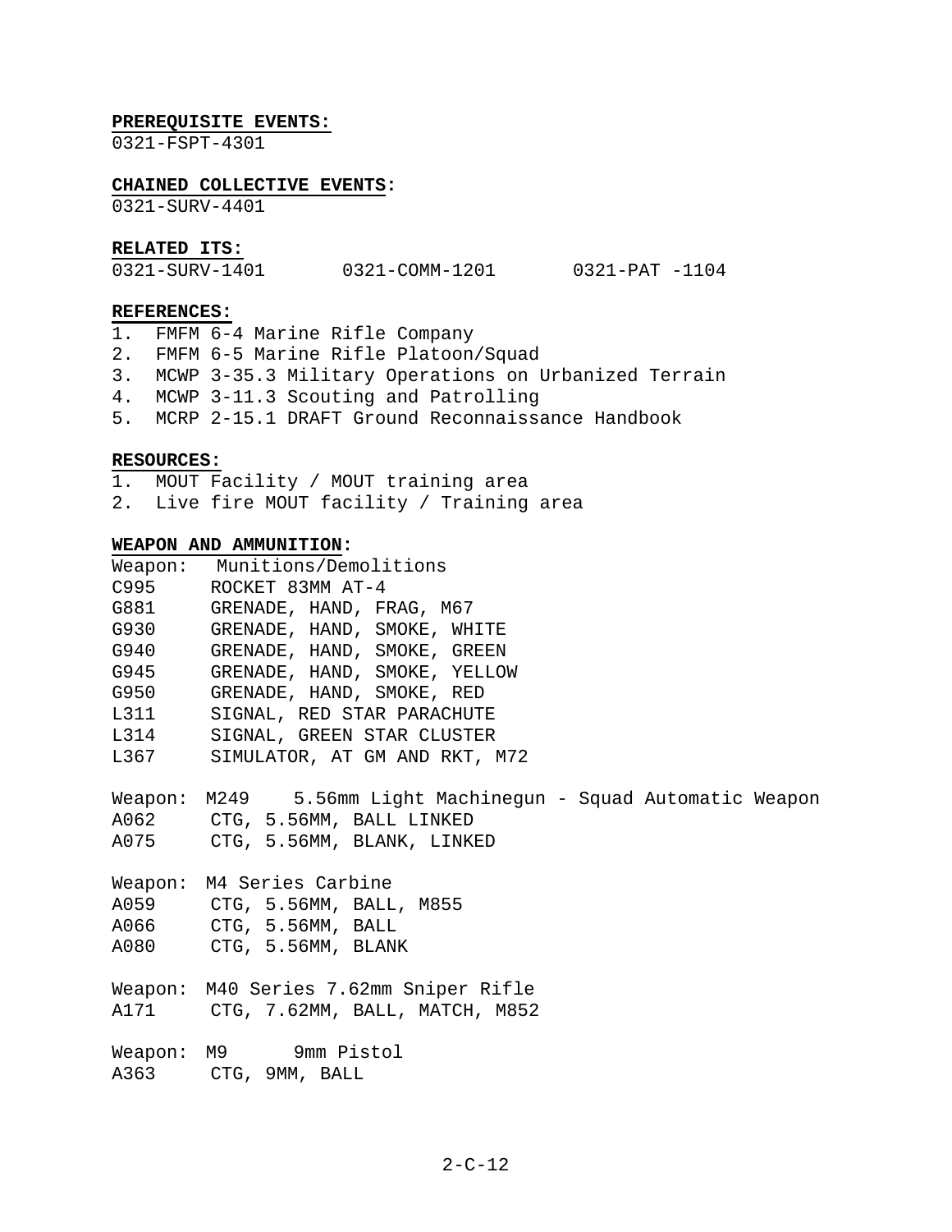**PREREQUISITE EVENTS:**
0321-FSPT-4301

**CHAINED COLLECTIVE EVENTS:**
0321-SURV-4401

**RELATED ITS:**

| | | |
|---|---|---|
| 0321-SURV-1401 | 0321-COMM-1201 | 0321-PAT -1104 |

**REFERENCES:**
1. FMFM 6-4 Marine Rifle Company
2. FMFM 6-5 Marine Rifle Platoon/Squad
3. MCWP 3-35.3 Military Operations on Urbanized Terrain
4. MCWP 3-11.3 Scouting and Patrolling
5. MCRP 2-15.1 DRAFT Ground Reconnaissance Handbook

**RESOURCES:**
1. MOUT Facility / MOUT training area
2. Live fire MOUT facility / Training area

**WEAPON AND AMMUNITION:**

Weapon: Munitions/Demolitions

| | |
|---|---|
| C995 | ROCKET 83MM AT-4 |
| G881 | GRENADE, HAND, FRAG, M67 |
| G930 | GRENADE, HAND, SMOKE, WHITE |
| G940 | GRENADE, HAND, SMOKE, GREEN |
| G945 | GRENADE, HAND, SMOKE, YELLOW |
| G950 | GRENADE, HAND, SMOKE, RED |
| L311 | SIGNAL, RED STAR PARACHUTE |
| L314 | SIGNAL, GREEN STAR CLUSTER |
| L367 | SIMULATOR, AT GM AND RKT, M72 |

Weapon: M249 5.56mm Light Machinegun - Squad Automatic Weapon

| | |
|---|---|
| A062 | CTG, 5.56MM, BALL LINKED |
| A075 | CTG, 5.56MM, BLANK, LINKED |

Weapon: M4 Series Carbine

| | |
|---|---|
| A059 | CTG, 5.56MM, BALL, M855 |
| A066 | CTG, 5.56MM, BALL |
| A080 | CTG, 5.56MM, BLANK |

Weapon: M40 Series 7.62mm Sniper Rifle

| | |
|---|---|
| A171 | CTG, 7.62MM, BALL, MATCH, M852 |

Weapon: M9 9mm Pistol

| | |
|---|---|
| A363 | CTG, 9MM, BALL |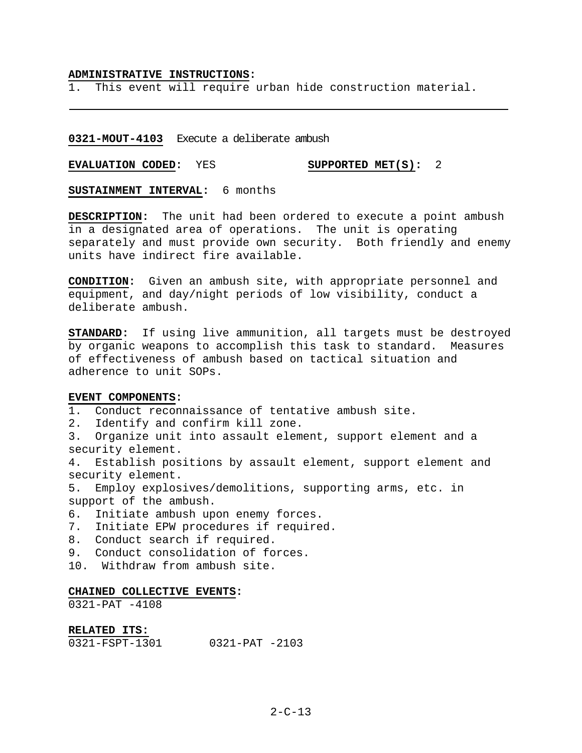**ADMINISTRATIVE INSTRUCTIONS:**
1. This event will require urban hide construction material.

---

**0321-MOUT-4103** Execute a deliberate ambush

**EVALUATION CODED:** YES **SUPPORTED MET(S):** 2

**SUSTAINMENT INTERVAL:** 6 months

**DESCRIPTION:** The unit had been ordered to execute a point ambush in a designated area of operations. The unit is operating separately and must provide own security. Both friendly and enemy units have indirect fire available.

**CONDITION:** Given an ambush site, with appropriate personnel and equipment, and day/night periods of low visibility, conduct a deliberate ambush.

**STANDARD:** If using live ammunition, all targets must be destroyed by organic weapons to accomplish this task to standard. Measures of effectiveness of ambush based on tactical situation and adherence to unit SOPs.

**EVENT COMPONENTS:**
1. Conduct reconnaissance of tentative ambush site.
2. Identify and confirm kill zone.
3. Organize unit into assault element, support element and a security element.
4. Establish positions by assault element, support element and security element.
5. Employ explosives/demolitions, supporting arms, etc. in support of the ambush.
6. Initiate ambush upon enemy forces.
7. Initiate EPW procedures if required.
8. Conduct search if required.
9. Conduct consolidation of forces.
10. Withdraw from ambush site.

**CHAINED COLLECTIVE EVENTS:**
0321-PAT -4108

**RELATED ITS:**
0321-FSPT-1301 0321-PAT -2103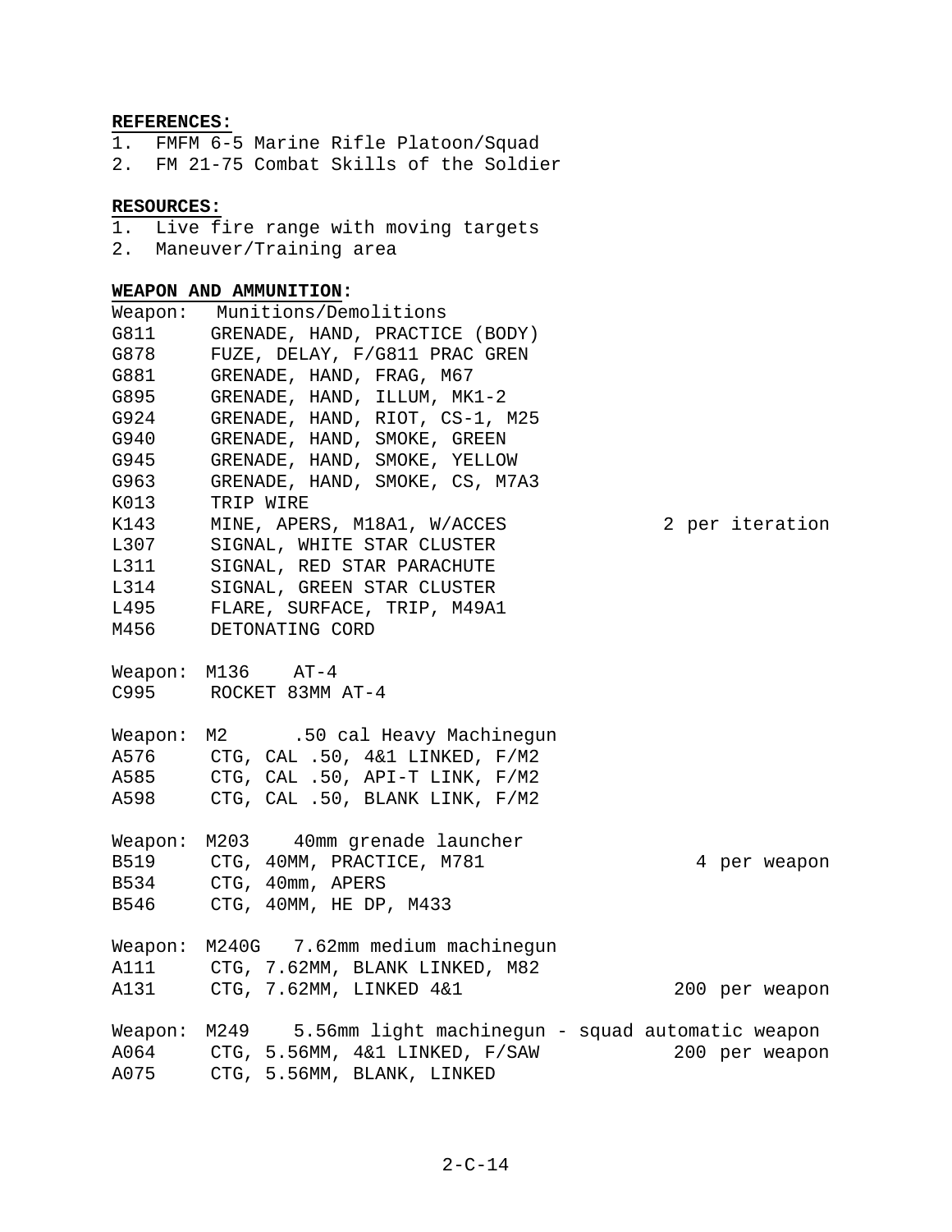**REFERENCES:**

1. FMFM 6-5 Marine Rifle Platoon/Squad
2. FM 21-75 Combat Skills of the Soldier

**RESOURCES:**

1. Live fire range with moving targets
2. Maneuver/Training area

**WEAPON AND AMMUNITION:**

Weapon: Munitions/Demolitions

| | | |
|---|---|---|
| G811 | GRENADE, HAND, PRACTICE (BODY) | |
| G878 | FUZE, DELAY, F/G811 PRAC GREN | |
| G881 | GRENADE, HAND, FRAG, M67 | |
| G895 | GRENADE, HAND, ILLUM, MK1-2 | |
| G924 | GRENADE, HAND, RIOT, CS-1, M25 | |
| G940 | GRENADE, HAND, SMOKE, GREEN | |
| G945 | GRENADE, HAND, SMOKE, YELLOW | |
| G963 | GRENADE, HAND, SMOKE, CS, M7A3 | |
| K013 | TRIP WIRE | |
| K143 | MINE, APERS, M18A1, W/ACCES | 2 per iteration |
| L307 | SIGNAL, WHITE STAR CLUSTER | |
| L311 | SIGNAL, RED STAR PARACHUTE | |
| L314 | SIGNAL, GREEN STAR CLUSTER | |
| L495 | FLARE, SURFACE, TRIP, M49A1 | |
| M456 | DETONATING CORD | |

Weapon: M136 AT-4

| | | |
|---|---|---|
| C995 | ROCKET 83MM AT-4 | |

Weapon: M2 .50 cal Heavy Machinegun

| | | |
|---|---|---|
| A576 | CTG, CAL .50, 4&1 LINKED, F/M2 | |
| A585 | CTG, CAL .50, API-T LINK, F/M2 | |
| A598 | CTG, CAL .50, BLANK LINK, F/M2 | |

Weapon: M203 40mm grenade launcher

| | | |
|---|---|---|
| B519 | CTG, 40MM, PRACTICE, M781 | 4 per weapon |
| B534 | CTG, 40mm, APERS | |
| B546 | CTG, 40MM, HE DP, M433 | |

Weapon: M240G 7.62mm medium machinegun

| | | |
|---|---|---|
| A111 | CTG, 7.62MM, BLANK LINKED, M82 | |
| A131 | CTG, 7.62MM, LINKED 4&1 | 200 per weapon |

Weapon: M249 5.56mm light machinegun - squad automatic weapon

| | | |
|---|---|---|
| A064 | CTG, 5.56MM, 4&1 LINKED, F/SAW | 200 per weapon |
| A075 | CTG, 5.56MM, BLANK, LINKED | |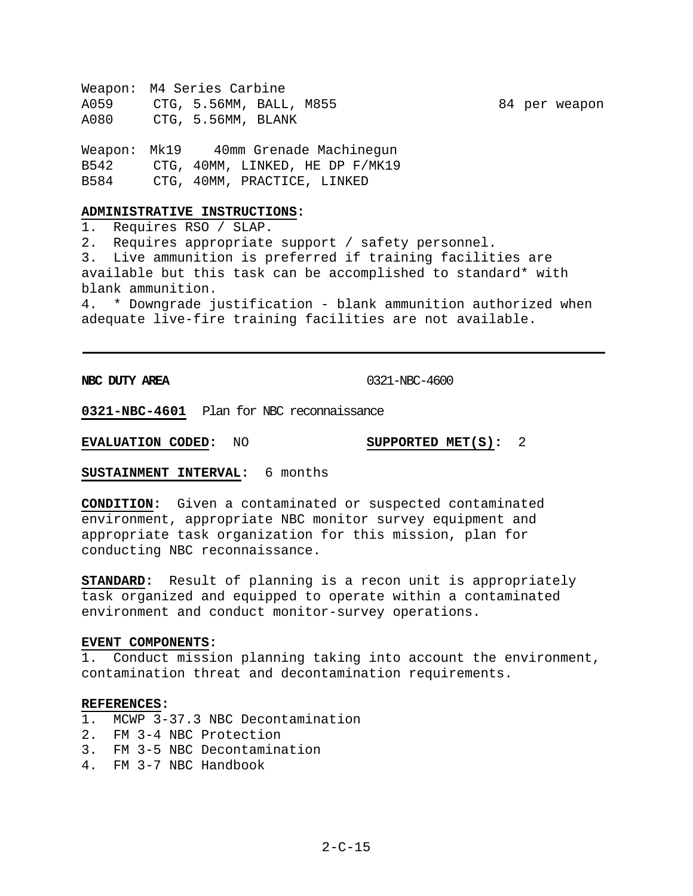Weapon: M4 Series Carbine

| | | |
|---|---|---|
| A059 | CTG, 5.56MM, BALL, M855 | 84 per weapon |
| A080 | CTG, 5.56MM, BLANK | |

Weapon: Mk19 40mm Grenade Machinegun

| | |
|---|---|
| B542 | CTG, 40MM, LINKED, HE DP F/MK19 |
| B584 | CTG, 40MM, PRACTICE, LINKED |

**ADMINISTRATIVE INSTRUCTIONS:**

1. Requires RSO / SLAP.
2. Requires appropriate support / safety personnel.
3. Live ammunition is preferred if training facilities are available but this task can be accomplished to standard* with blank ammunition.
4. * Downgrade justification - blank ammunition authorized when adequate live-fire training facilities are not available.

---

**NBC DUTY AREA** 0321-NBC-4600

**0321-NBC-4601** Plan for NBC reconnaissance

**EVALUATION CODED:** NO **SUPPORTED MET(S):** 2

**SUSTAINMENT INTERVAL:** 6 months

**CONDITION:** Given a contaminated or suspected contaminated environment, appropriate NBC monitor survey equipment and appropriate task organization for this mission, plan for conducting NBC reconnaissance.

**STANDARD:** Result of planning is a recon unit is appropriately task organized and equipped to operate within a contaminated environment and conduct monitor-survey operations.

**EVENT COMPONENTS:**

1. Conduct mission planning taking into account the environment, contamination threat and decontamination requirements.

**REFERENCES:**

1. MCWP 3-37.3 NBC Decontamination
2. FM 3-4 NBC Protection
3. FM 3-5 NBC Decontamination
4. FM 3-7 NBC Handbook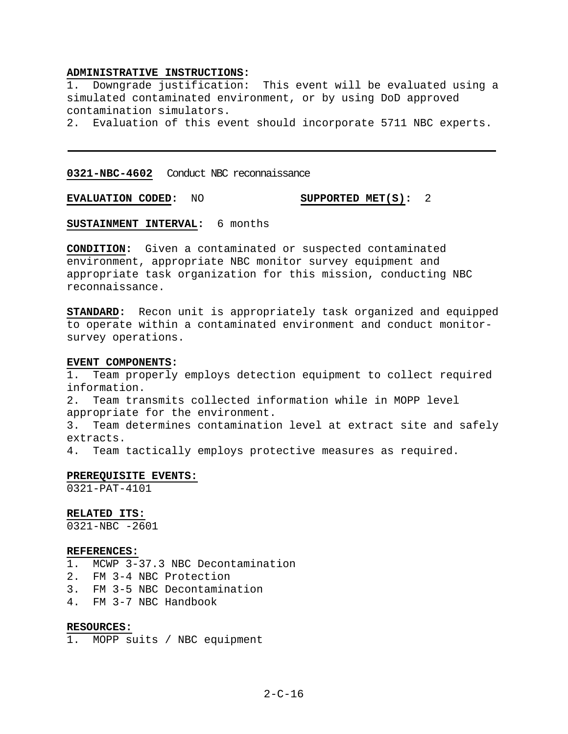**ADMINISTRATIVE INSTRUCTIONS:**
1. Downgrade justification: This event will be evaluated using a simulated contaminated environment, or by using DoD approved contamination simulators.
2. Evaluation of this event should incorporate 5711 NBC experts.

---

**0321-NBC-4602** Conduct NBC reconnaissance

**EVALUATION CODED:** NO **SUPPORTED MET(S):** 2

**SUSTAINMENT INTERVAL:** 6 months

**CONDITION:** Given a contaminated or suspected contaminated environment, appropriate NBC monitor survey equipment and appropriate task organization for this mission, conducting NBC reconnaissance.

**STANDARD:** Recon unit is appropriately task organized and equipped to operate within a contaminated environment and conduct monitor-survey operations.

**EVENT COMPONENTS:**
1. Team properly employs detection equipment to collect required information.
2. Team transmits collected information while in MOPP level appropriate for the environment.
3. Team determines contamination level at extract site and safely extracts.
4. Team tactically employs protective measures as required.

**PREREQUISITE EVENTS:**
0321-PAT-4101

**RELATED ITS:**
0321-NBC -2601

**REFERENCES:**
1. MCWP 3-37.3 NBC Decontamination
2. FM 3-4 NBC Protection
3. FM 3-5 NBC Decontamination
4. FM 3-7 NBC Handbook

**RESOURCES:**
1. MOPP suits / NBC equipment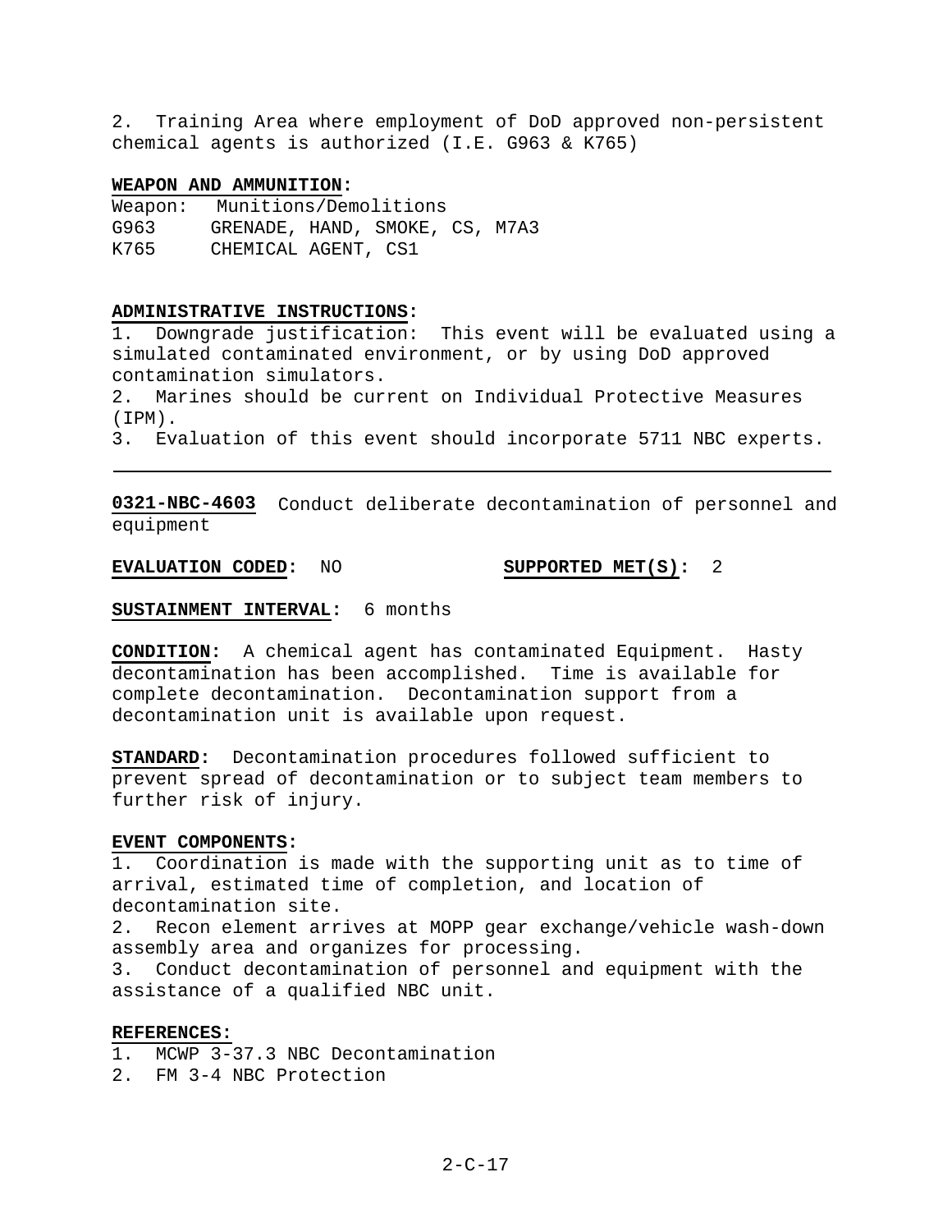2. Training Area where employment of DoD approved non-persistent chemical agents is authorized (I.E. G963 & K765)

**WEAPON AND AMMUNITION:**

Weapon: Munitions/Demolitions
G963 GRENADE, HAND, SMOKE, CS, M7A3
K765 CHEMICAL AGENT, CS1

**ADMINISTRATIVE INSTRUCTIONS:**

1. Downgrade justification: This event will be evaluated using a simulated contaminated environment, or by using DoD approved contamination simulators.
2. Marines should be current on Individual Protective Measures (IPM).
3. Evaluation of this event should incorporate 5711 NBC experts.

---

**0321-NBC-4603** Conduct deliberate decontamination of personnel and equipment

**EVALUATION CODED:** NO **SUPPORTED MET(S):** 2

**SUSTAINMENT INTERVAL:** 6 months

**CONDITION:** A chemical agent has contaminated Equipment. Hasty decontamination has been accomplished. Time is available for complete decontamination. Decontamination support from a decontamination unit is available upon request.

**STANDARD:** Decontamination procedures followed sufficient to prevent spread of decontamination or to subject team members to further risk of injury.

**EVENT COMPONENTS:**

1. Coordination is made with the supporting unit as to time of arrival, estimated time of completion, and location of decontamination site.
2. Recon element arrives at MOPP gear exchange/vehicle wash-down assembly area and organizes for processing.
3. Conduct decontamination of personnel and equipment with the assistance of a qualified NBC unit.

**REFERENCES:**

1. MCWP 3-37.3 NBC Decontamination
2. FM 3-4 NBC Protection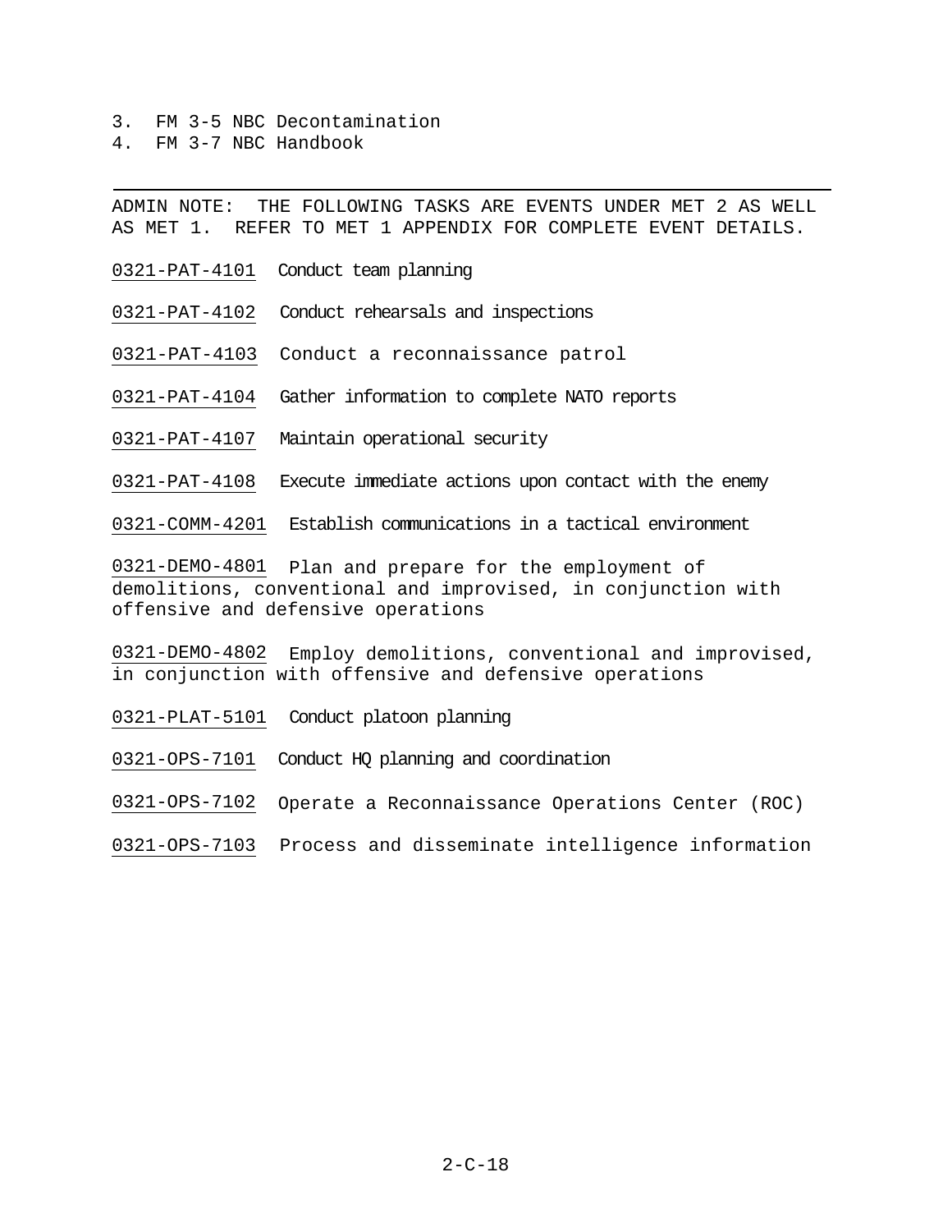3. FM 3-5 NBC Decontamination
4. FM 3-7 NBC Handbook

---

ADMIN NOTE: THE FOLLOWING TASKS ARE EVENTS UNDER MET 2 AS WELL AS MET 1. REFER TO MET 1 APPENDIX FOR COMPLETE EVENT DETAILS.

0321-PAT-4101 Conduct team planning

0321-PAT-4102 Conduct rehearsals and inspections

0321-PAT-4103 Conduct a reconnaissance patrol

0321-PAT-4104 Gather information to complete NATO reports

0321-PAT-4107 Maintain operational security

0321-PAT-4108 Execute immediate actions upon contact with the enemy

0321-COMM-4201 Establish communications in a tactical environment

0321-DEMO-4801 Plan and prepare for the employment of demolitions, conventional and improvised, in conjunction with offensive and defensive operations

0321-DEMO-4802 Employ demolitions, conventional and improvised, in conjunction with offensive and defensive operations

0321-PLAT-5101 Conduct platoon planning

0321-OPS-7101 Conduct HQ planning and coordination

0321-OPS-7102 Operate a Reconnaissance Operations Center (ROC)

0321-OPS-7103 Process and disseminate intelligence information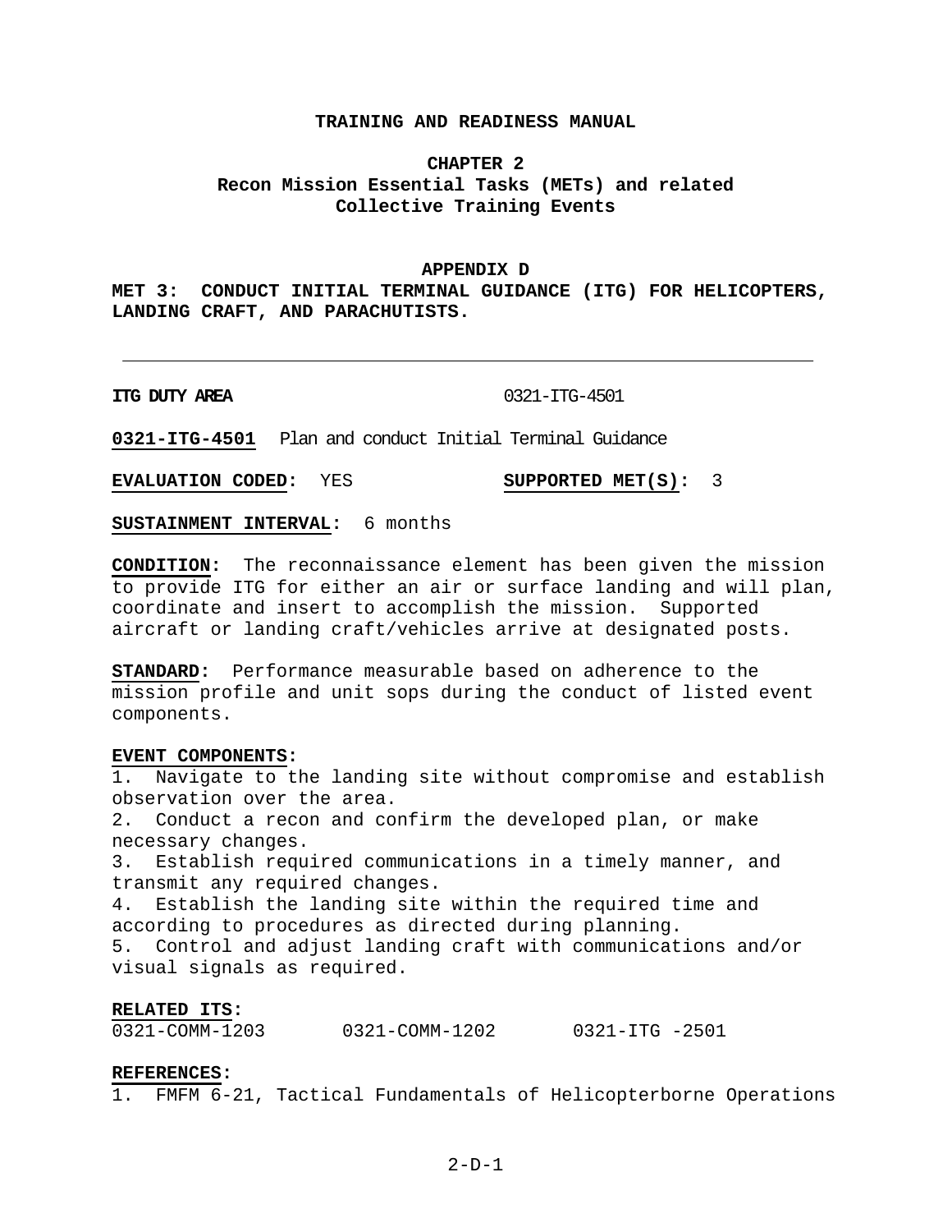# TRAINING AND READINESS MANUAL

## CHAPTER 2
## Recon Mission Essential Tasks (METs) and related Collective Training Events

### APPENDIX D
### MET 3: CONDUCT INITIAL TERMINAL GUIDANCE (ITG) FOR HELICOPTERS, LANDING CRAFT, AND PARACHUTISTS.

---

**ITG DUTY AREA** 0321-ITG-4501

**0321-ITG-4501** Plan and conduct Initial Terminal Guidance

**EVALUATION CODED:** YES **SUPPORTED MET(S):** 3

**SUSTAINMENT INTERVAL:** 6 months

**CONDITION:** The reconnaissance element has been given the mission to provide ITG for either an air or surface landing and will plan, coordinate and insert to accomplish the mission. Supported aircraft or landing craft/vehicles arrive at designated posts.

**STANDARD:** Performance measurable based on adherence to the mission profile and unit sops during the conduct of listed event components.

**EVENT COMPONENTS:**
1. Navigate to the landing site without compromise and establish observation over the area.
2. Conduct a recon and confirm the developed plan, or make necessary changes.
3. Establish required communications in a timely manner, and transmit any required changes.
4. Establish the landing site within the required time and according to procedures as directed during planning.
5. Control and adjust landing craft with communications and/or visual signals as required.

**RELATED ITS:**
0321-COMM-1203 0321-COMM-1202 0321-ITG -2501

**REFERENCES:**
1. FMFM 6-21, Tactical Fundamentals of Helicopterborne Operations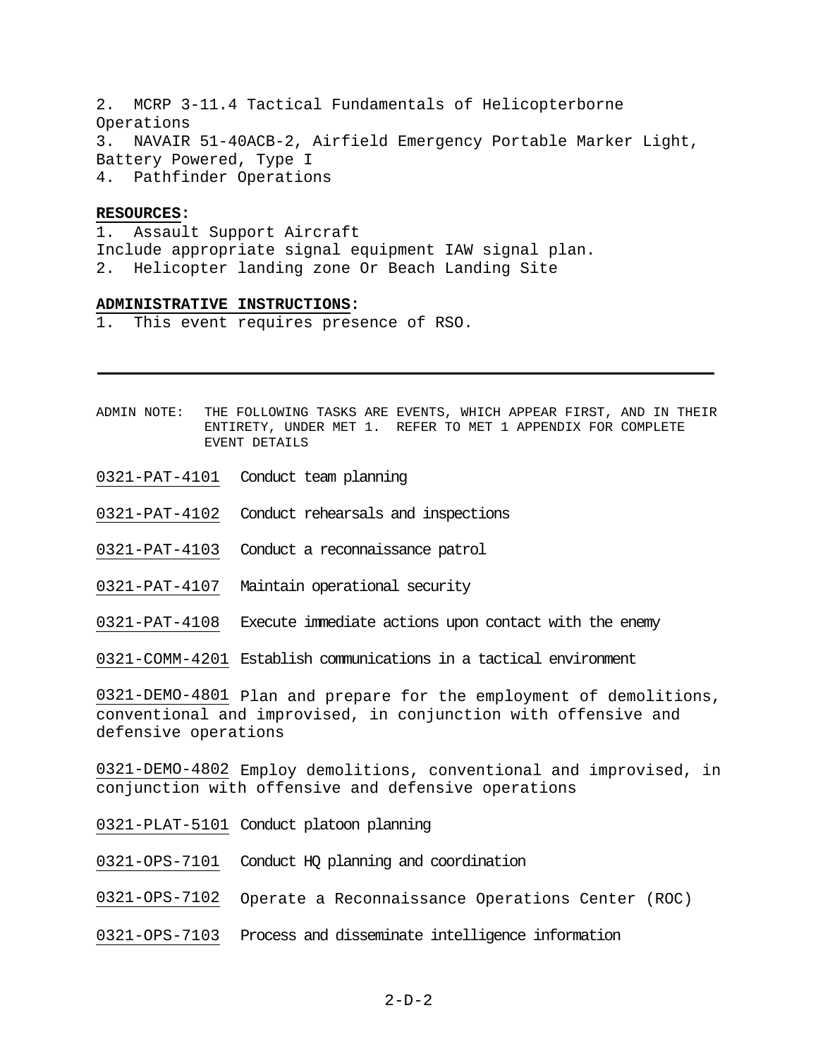2. MCRP 3-11.4 Tactical Fundamentals of Helicopterborne Operations
3. NAVAIR 51-40ACB-2, Airfield Emergency Portable Marker Light, Battery Powered, Type I
4. Pathfinder Operations

**RESOURCES:**
1. Assault Support Aircraft
Include appropriate signal equipment IAW signal plan.
2. Helicopter landing zone Or Beach Landing Site

**ADMINISTRATIVE INSTRUCTIONS:**
1. This event requires presence of RSO.

---

ADMIN NOTE: THE FOLLOWING TASKS ARE EVENTS, WHICH APPEAR FIRST, AND IN THEIR ENTIRETY, UNDER MET 1. REFER TO MET 1 APPENDIX FOR COMPLETE EVENT DETAILS

0321-PAT-4101 Conduct team planning

0321-PAT-4102 Conduct rehearsals and inspections

0321-PAT-4103 Conduct a reconnaissance patrol

0321-PAT-4107 Maintain operational security

0321-PAT-4108 Execute immediate actions upon contact with the enemy

0321-COMM-4201 Establish communications in a tactical environment

0321-DEMO-4801 Plan and prepare for the employment of demolitions, conventional and improvised, in conjunction with offensive and defensive operations

0321-DEMO-4802 Employ demolitions, conventional and improvised, in conjunction with offensive and defensive operations

0321-PLAT-5101 Conduct platoon planning

0321-OPS-7101 Conduct HQ planning and coordination

0321-OPS-7102 Operate a Reconnaissance Operations Center (ROC)

0321-OPS-7103 Process and disseminate intelligence information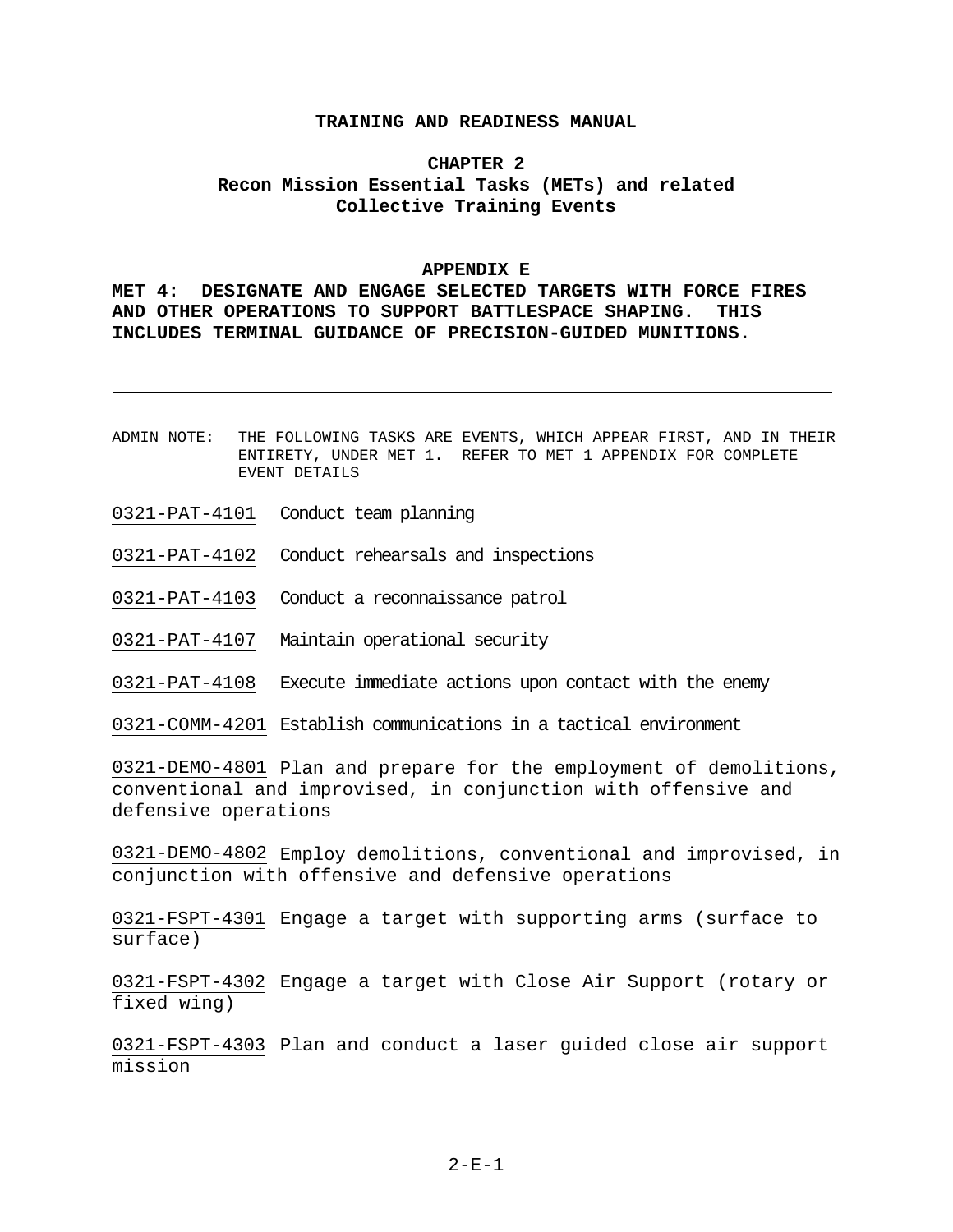# TRAINING AND READINESS MANUAL

## CHAPTER 2
## Recon Mission Essential Tasks (METs) and related Collective Training Events

### APPENDIX E
### MET 4: DESIGNATE AND ENGAGE SELECTED TARGETS WITH FORCE FIRES AND OTHER OPERATIONS TO SUPPORT BATTLESPACE SHAPING. THIS INCLUDES TERMINAL GUIDANCE OF PRECISION-GUIDED MUNITIONS.

---

ADMIN NOTE: THE FOLLOWING TASKS ARE EVENTS, WHICH APPEAR FIRST, AND IN THEIR ENTIRETY, UNDER MET 1. REFER TO MET 1 APPENDIX FOR COMPLETE EVENT DETAILS

0321-PAT-4101 Conduct team planning

0321-PAT-4102 Conduct rehearsals and inspections

0321-PAT-4103 Conduct a reconnaissance patrol

0321-PAT-4107 Maintain operational security

0321-PAT-4108 Execute immediate actions upon contact with the enemy

0321-COMM-4201 Establish communications in a tactical environment

0321-DEMO-4801 Plan and prepare for the employment of demolitions, conventional and improvised, in conjunction with offensive and defensive operations

0321-DEMO-4802 Employ demolitions, conventional and improvised, in conjunction with offensive and defensive operations

0321-FSPT-4301 Engage a target with supporting arms (surface to surface)

0321-FSPT-4302 Engage a target with Close Air Support (rotary or fixed wing)

0321-FSPT-4303 Plan and conduct a laser guided close air support mission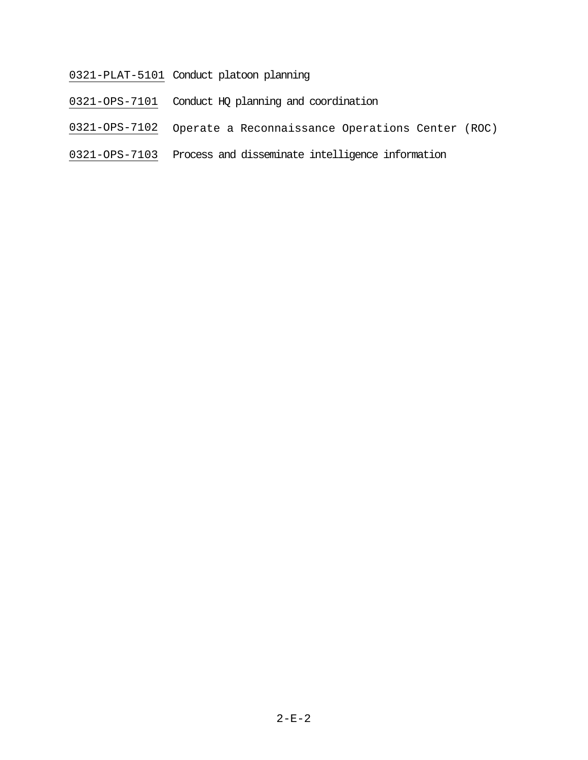0321-PLAT-5101 Conduct platoon planning

0321-OPS-7101 Conduct HQ planning and coordination

0321-OPS-7102 Operate a Reconnaissance Operations Center (ROC)

0321-OPS-7103 Process and disseminate intelligence information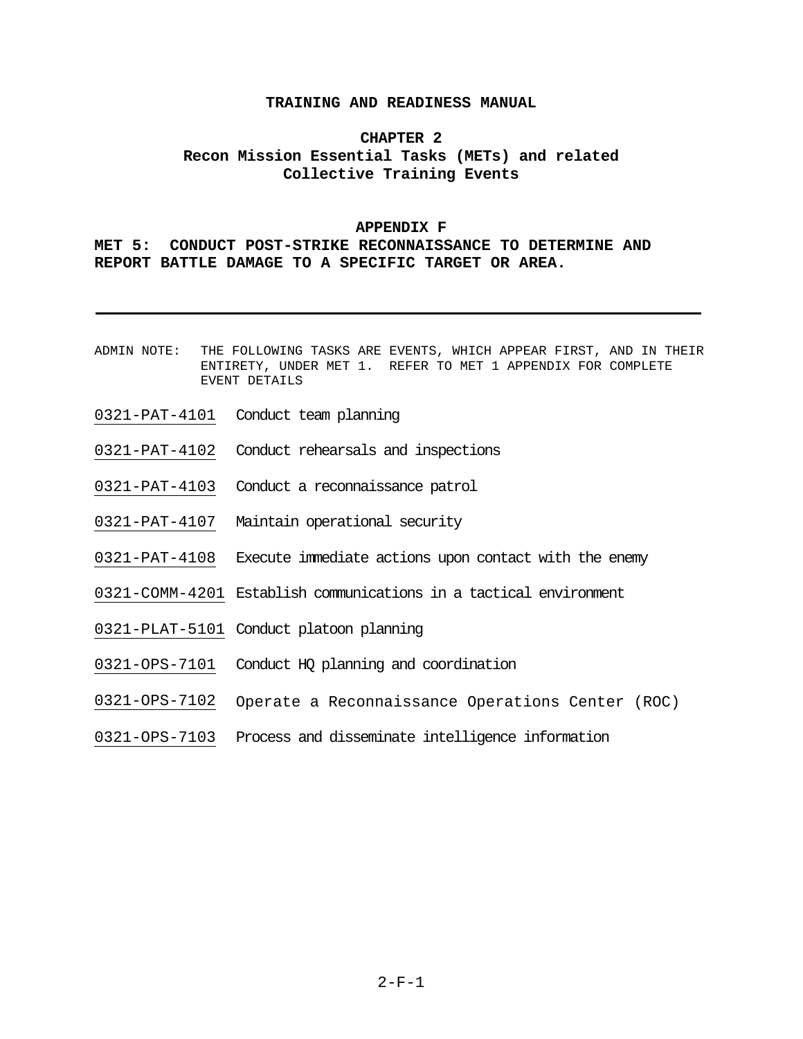**TRAINING AND READINESS MANUAL**

# CHAPTER 2
## Recon Mission Essential Tasks (METs) and related Collective Training Events

## APPENDIX F
## MET 5: CONDUCT POST-STRIKE RECONNAISSANCE TO DETERMINE AND REPORT BATTLE DAMAGE TO A SPECIFIC TARGET OR AREA.

---

ADMIN NOTE: THE FOLLOWING TASKS ARE EVENTS, WHICH APPEAR FIRST, AND IN THEIR ENTIRETY, UNDER MET 1. REFER TO MET 1 APPENDIX FOR COMPLETE EVENT DETAILS

0321-PAT-4101 Conduct team planning

0321-PAT-4102 Conduct rehearsals and inspections

0321-PAT-4103 Conduct a reconnaissance patrol

0321-PAT-4107 Maintain operational security

0321-PAT-4108 Execute immediate actions upon contact with the enemy

0321-COMM-4201 Establish communications in a tactical environment

0321-PLAT-5101 Conduct platoon planning

0321-OPS-7101 Conduct HQ planning and coordination

0321-OPS-7102 Operate a Reconnaissance Operations Center (ROC)

0321-OPS-7103 Process and disseminate intelligence information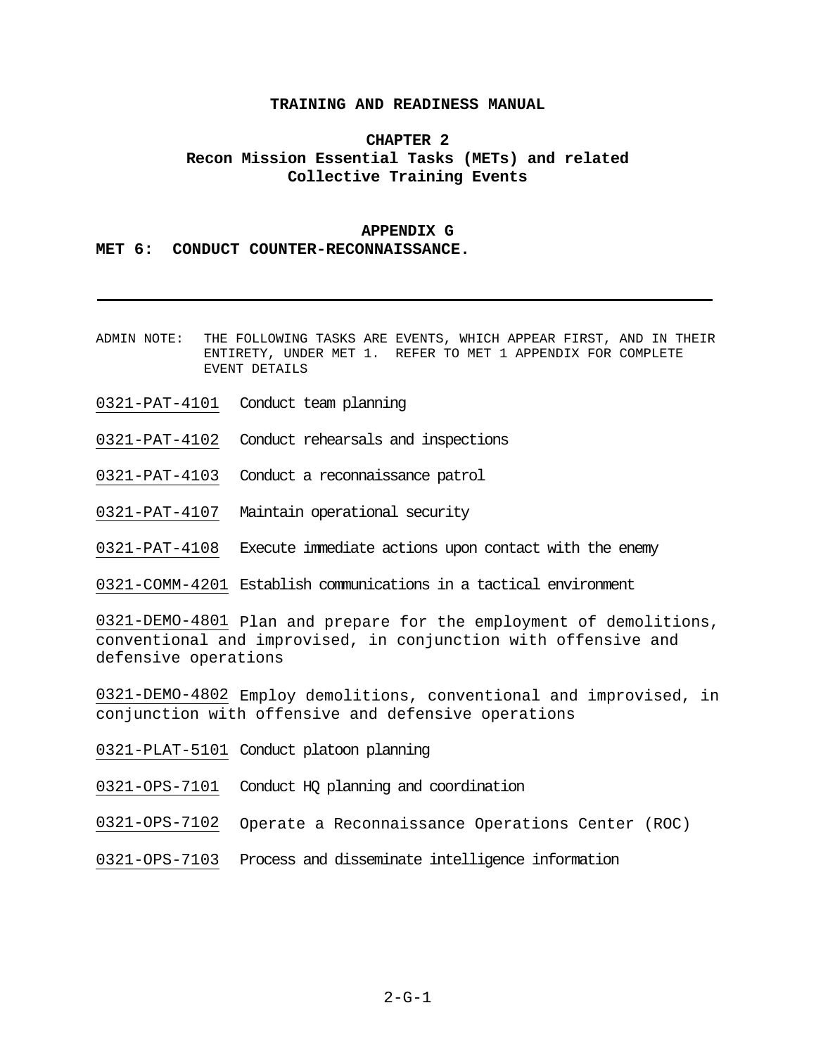**TRAINING AND READINESS MANUAL**

**CHAPTER 2**
**Recon Mission Essential Tasks (METs) and related Collective Training Events**

**APPENDIX G**
**MET 6: CONDUCT COUNTER-RECONNAISSANCE.**

---

ADMIN NOTE: THE FOLLOWING TASKS ARE EVENTS, WHICH APPEAR FIRST, AND IN THEIR ENTIRETY, UNDER MET 1. REFER TO MET 1 APPENDIX FOR COMPLETE EVENT DETAILS

0321-PAT-4101 Conduct team planning

0321-PAT-4102 Conduct rehearsals and inspections

0321-PAT-4103 Conduct a reconnaissance patrol

0321-PAT-4107 Maintain operational security

0321-PAT-4108 Execute immediate actions upon contact with the enemy

0321-COMM-4201 Establish communications in a tactical environment

0321-DEMO-4801 Plan and prepare for the employment of demolitions, conventional and improvised, in conjunction with offensive and defensive operations

0321-DEMO-4802 Employ demolitions, conventional and improvised, in conjunction with offensive and defensive operations

0321-PLAT-5101 Conduct platoon planning

0321-OPS-7101 Conduct HQ planning and coordination

0321-OPS-7102 Operate a Reconnaissance Operations Center (ROC)

0321-OPS-7103 Process and disseminate intelligence information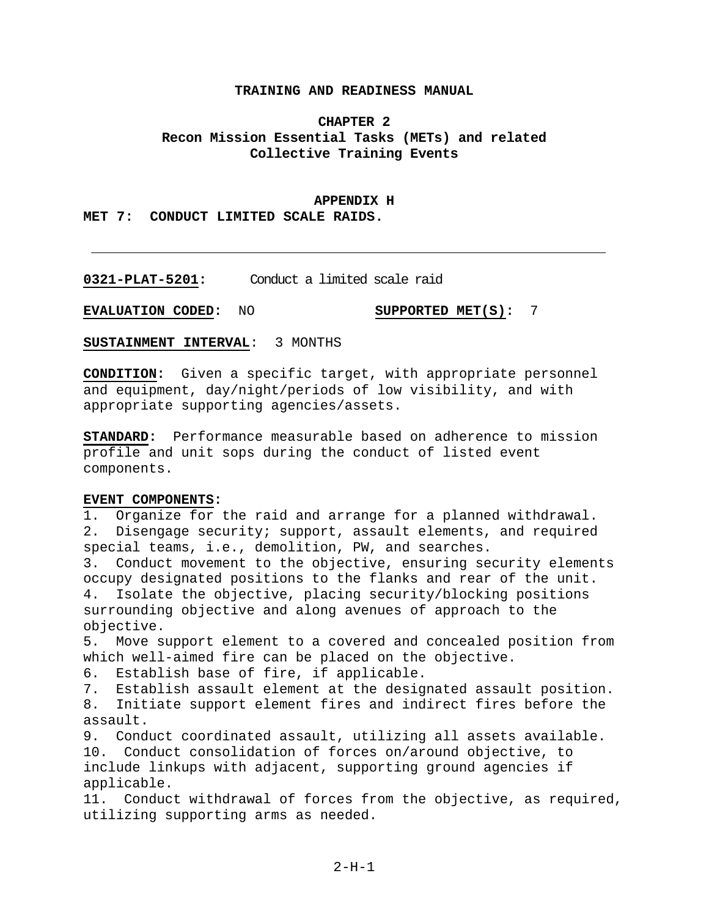# TRAINING AND READINESS MANUAL

## CHAPTER 2
## Recon Mission Essential Tasks (METs) and related Collective Training Events

### APPENDIX H
### MET 7: CONDUCT LIMITED SCALE RAIDS.

---

**0321-PLAT-5201:** Conduct a limited scale raid

**EVALUATION CODED:** NO **SUPPORTED MET(S):** 7

**SUSTAINMENT INTERVAL:** 3 MONTHS

**CONDITION:** Given a specific target, with appropriate personnel and equipment, day/night/periods of low visibility, and with appropriate supporting agencies/assets.

**STANDARD:** Performance measurable based on adherence to mission profile and unit sops during the conduct of listed event components.

**EVENT COMPONENTS:**

1. Organize for the raid and arrange for a planned withdrawal.
2. Disengage security; support, assault elements, and required special teams, i.e., demolition, PW, and searches.
3. Conduct movement to the objective, ensuring security elements occupy designated positions to the flanks and rear of the unit.
4. Isolate the objective, placing security/blocking positions surrounding objective and along avenues of approach to the objective.
5. Move support element to a covered and concealed position from which well-aimed fire can be placed on the objective.
6. Establish base of fire, if applicable.
7. Establish assault element at the designated assault position.
8. Initiate support element fires and indirect fires before the assault.
9. Conduct coordinated assault, utilizing all assets available.
10. Conduct consolidation of forces on/around objective, to include linkups with adjacent, supporting ground agencies if applicable.
11. Conduct withdrawal of forces from the objective, as required, utilizing supporting arms as needed.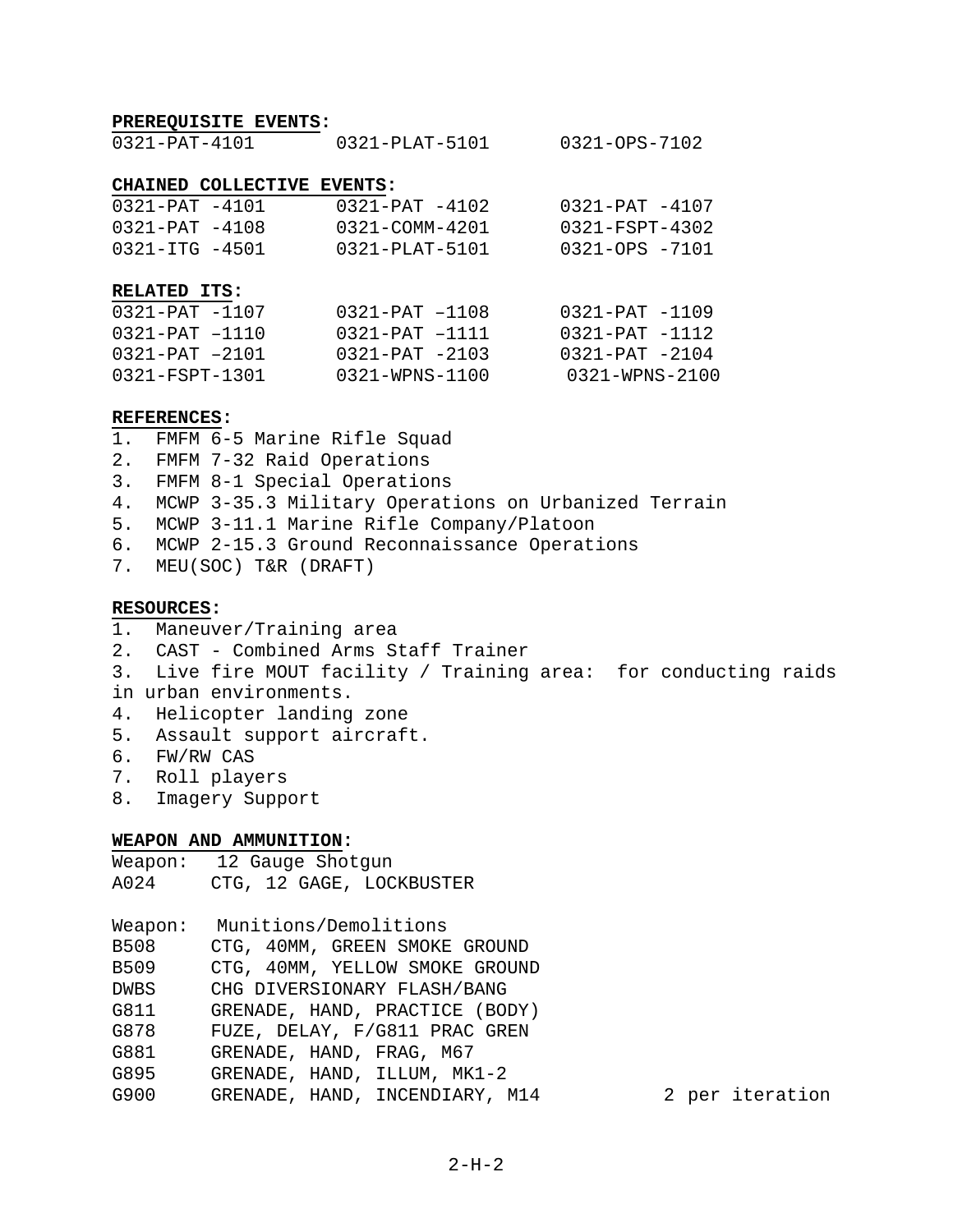**PREREQUISITE EVENTS:**

| | | |
|---|---|---|
| 0321-PAT-4101 | 0321-PLAT-5101 | 0321-OPS-7102 |

**CHAINED COLLECTIVE EVENTS:**

| | | |
|---|---|---|
| 0321-PAT -4101 | 0321-PAT -4102 | 0321-PAT -4107 |
| 0321-PAT -4108 | 0321-COMM-4201 | 0321-FSPT-4302 |
| 0321-ITG -4501 | 0321-PLAT-5101 | 0321-OPS -7101 |

**RELATED ITS:**

| | | |
|---|---|---|
| 0321-PAT -1107 | 0321-PAT –1108 | 0321-PAT -1109 |
| 0321-PAT –1110 | 0321-PAT –1111 | 0321-PAT -1112 |
| 0321-PAT –2101 | 0321-PAT -2103 | 0321-PAT -2104 |
| 0321-FSPT-1301 | 0321-WPNS-1100 | 0321-WPNS-2100 |

**REFERENCES:**

1. FMFM 6-5 Marine Rifle Squad
2. FMFM 7-32 Raid Operations
3. FMFM 8-1 Special Operations
4. MCWP 3-35.3 Military Operations on Urbanized Terrain
5. MCWP 3-11.1 Marine Rifle Company/Platoon
6. MCWP 2-15.3 Ground Reconnaissance Operations
7. MEU(SOC) T&R (DRAFT)

**RESOURCES:**

1. Maneuver/Training area
2. CAST - Combined Arms Staff Trainer
3. Live fire MOUT facility / Training area: for conducting raids in urban environments.
4. Helicopter landing zone
5. Assault support aircraft.
6. FW/RW CAS
7. Roll players
8. Imagery Support

**WEAPON AND AMMUNITION:**

| | | |
|---|---|---|
| Weapon: | 12 Gauge Shotgun | |
| A024 | CTG, 12 GAGE, LOCKBUSTER | |
| | | |
| Weapon: | Munitions/Demolitions | |
| B508 | CTG, 40MM, GREEN SMOKE GROUND | |
| B509 | CTG, 40MM, YELLOW SMOKE GROUND | |
| DWBS | CHG DIVERSIONARY FLASH/BANG | |
| G811 | GRENADE, HAND, PRACTICE (BODY) | |
| G878 | FUZE, DELAY, F/G811 PRAC GREN | |
| G881 | GRENADE, HAND, FRAG, M67 | |
| G895 | GRENADE, HAND, ILLUM, MK1-2 | |
| G900 | GRENADE, HAND, INCENDIARY, M14 | 2 per iteration |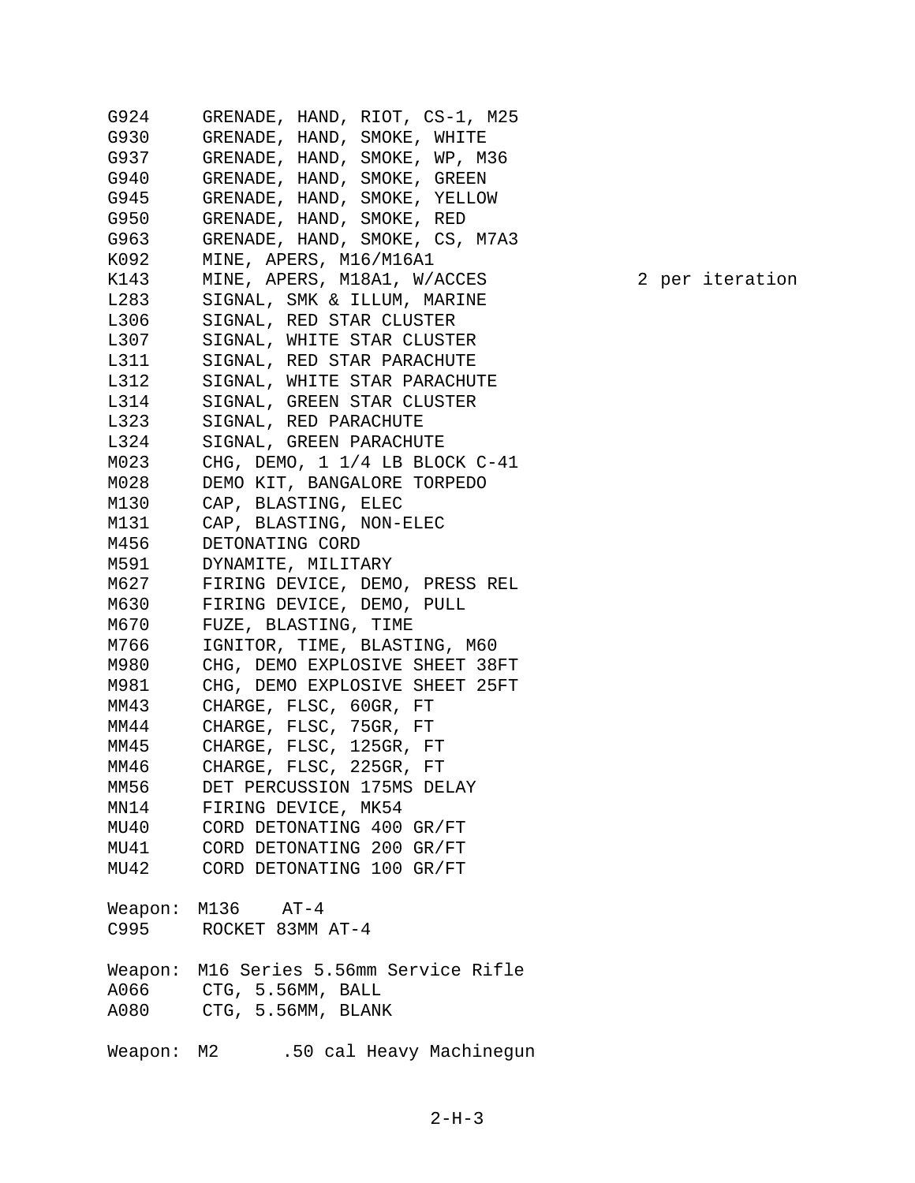G924 GRENADE, HAND, RIOT, CS-1, M25
G930 GRENADE, HAND, SMOKE, WHITE
G937 GRENADE, HAND, SMOKE, WP, M36
G940 GRENADE, HAND, SMOKE, GREEN
G945 GRENADE, HAND, SMOKE, YELLOW
G950 GRENADE, HAND, SMOKE, RED
G963 GRENADE, HAND, SMOKE, CS, M7A3
K092 MINE, APERS, M16/M16A1
K143 MINE, APERS, M18A1, W/ACCES 2 per iteration
L283 SIGNAL, SMK & ILLUM, MARINE
L306 SIGNAL, RED STAR CLUSTER
L307 SIGNAL, WHITE STAR CLUSTER
L311 SIGNAL, RED STAR PARACHUTE
L312 SIGNAL, WHITE STAR PARACHUTE
L314 SIGNAL, GREEN STAR CLUSTER
L323 SIGNAL, RED PARACHUTE
L324 SIGNAL, GREEN PARACHUTE
M023 CHG, DEMO, 1 1/4 LB BLOCK C-41
M028 DEMO KIT, BANGALORE TORPEDO
M130 CAP, BLASTING, ELEC
M131 CAP, BLASTING, NON-ELEC
M456 DETONATING CORD
M591 DYNAMITE, MILITARY
M627 FIRING DEVICE, DEMO, PRESS REL
M630 FIRING DEVICE, DEMO, PULL
M670 FUZE, BLASTING, TIME
M766 IGNITOR, TIME, BLASTING, M60
M980 CHG, DEMO EXPLOSIVE SHEET 38FT
M981 CHG, DEMO EXPLOSIVE SHEET 25FT
MM43 CHARGE, FLSC, 60GR, FT
MM44 CHARGE, FLSC, 75GR, FT
MM45 CHARGE, FLSC, 125GR, FT
MM46 CHARGE, FLSC, 225GR, FT
MM56 DET PERCUSSION 175MS DELAY
MN14 FIRING DEVICE, MK54
MU40 CORD DETONATING 400 GR/FT
MU41 CORD DETONATING 200 GR/FT
MU42 CORD DETONATING 100 GR/FT

Weapon: M136 AT-4
C995 ROCKET 83MM AT-4

Weapon: M16 Series 5.56mm Service Rifle
A066 CTG, 5.56MM, BALL
A080 CTG, 5.56MM, BLANK

Weapon: M2 .50 cal Heavy Machinegun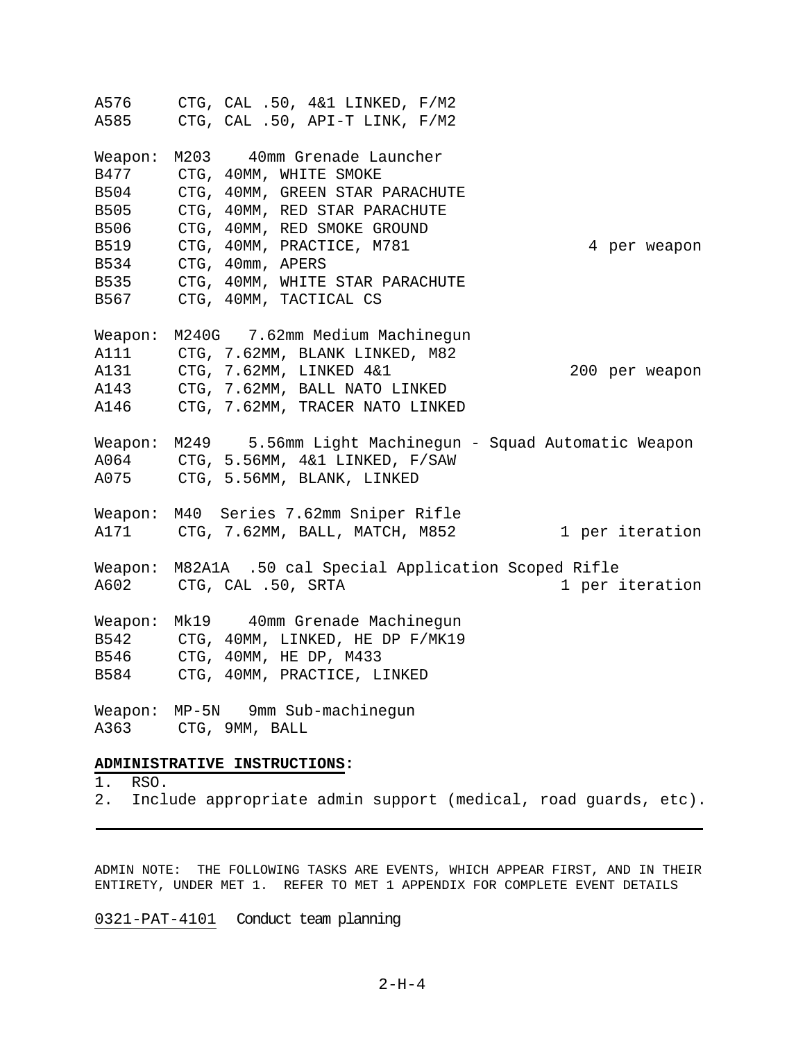| | | |
|---|---|---|
| A576 | CTG, CAL .50, 4&1 LINKED, F/M2 | |
| A585 | CTG, CAL .50, API-T LINK, F/M2 | |

Weapon: M203 40mm Grenade Launcher

| | | |
|---|---|---|
| B477 | CTG, 40MM, WHITE SMOKE | |
| B504 | CTG, 40MM, GREEN STAR PARACHUTE | |
| B505 | CTG, 40MM, RED STAR PARACHUTE | |
| B506 | CTG, 40MM, RED SMOKE GROUND | |
| B519 | CTG, 40MM, PRACTICE, M781 | 4 per weapon |
| B534 | CTG, 40mm, APERS | |
| B535 | CTG, 40MM, WHITE STAR PARACHUTE | |
| B567 | CTG, 40MM, TACTICAL CS | |

Weapon: M240G 7.62mm Medium Machinegun

| | | |
|---|---|---|
| A111 | CTG, 7.62MM, BLANK LINKED, M82 | |
| A131 | CTG, 7.62MM, LINKED 4&1 | 200 per weapon |
| A143 | CTG, 7.62MM, BALL NATO LINKED | |
| A146 | CTG, 7.62MM, TRACER NATO LINKED | |

Weapon: M249 5.56mm Light Machinegun - Squad Automatic Weapon

| | | |
|---|---|---|
| A064 | CTG, 5.56MM, 4&1 LINKED, F/SAW | |
| A075 | CTG, 5.56MM, BLANK, LINKED | |

Weapon: M40 Series 7.62mm Sniper Rifle

| | | |
|---|---|---|
| A171 | CTG, 7.62MM, BALL, MATCH, M852 | 1 per iteration |

Weapon: M82A1A .50 cal Special Application Scoped Rifle

| | | |
|---|---|---|
| A602 | CTG, CAL .50, SRTA | 1 per iteration |

Weapon: Mk19 40mm Grenade Machinegun

| | | |
|---|---|---|
| B542 | CTG, 40MM, LINKED, HE DP F/MK19 | |
| B546 | CTG, 40MM, HE DP, M433 | |
| B584 | CTG, 40MM, PRACTICE, LINKED | |

Weapon: MP-5N 9mm Sub-machinegun

| | | |
|---|---|---|
| A363 | CTG, 9MM, BALL | |

**ADMINISTRATIVE INSTRUCTIONS:**

1. RSO.
2. Include appropriate admin support (medical, road guards, etc).

---

ADMIN NOTE: THE FOLLOWING TASKS ARE EVENTS, WHICH APPEAR FIRST, AND IN THEIR ENTIRETY, UNDER MET 1. REFER TO MET 1 APPENDIX FOR COMPLETE EVENT DETAILS

0321-PAT-4101 Conduct team planning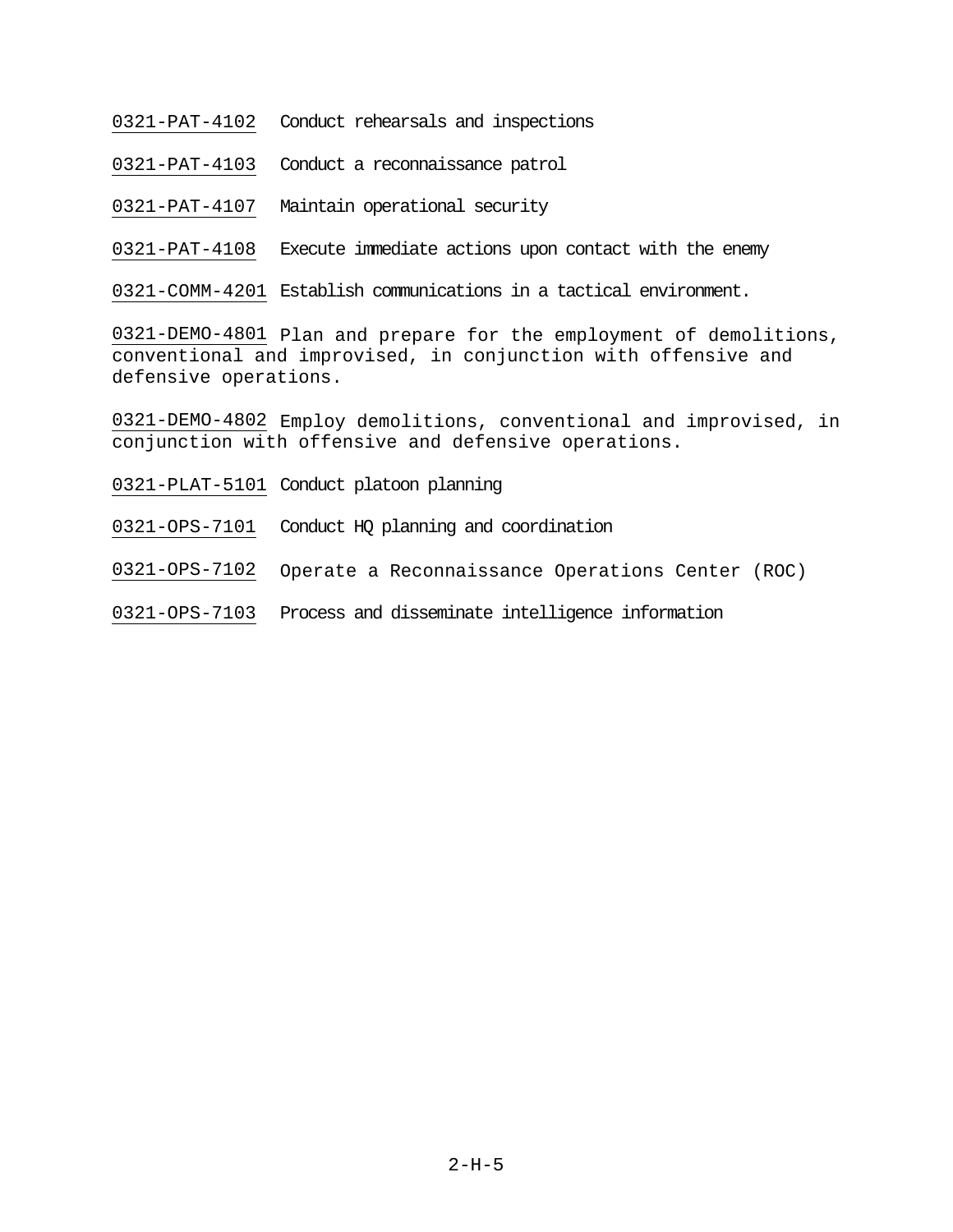0321-PAT-4102 Conduct rehearsals and inspections

0321-PAT-4103 Conduct a reconnaissance patrol

0321-PAT-4107 Maintain operational security

0321-PAT-4108 Execute immediate actions upon contact with the enemy

0321-COMM-4201 Establish communications in a tactical environment.

0321-DEMO-4801 Plan and prepare for the employment of demolitions, conventional and improvised, in conjunction with offensive and defensive operations.

0321-DEMO-4802 Employ demolitions, conventional and improvised, in conjunction with offensive and defensive operations.

0321-PLAT-5101 Conduct platoon planning

0321-OPS-7101 Conduct HQ planning and coordination

0321-OPS-7102 Operate a Reconnaissance Operations Center (ROC)

0321-OPS-7103 Process and disseminate intelligence information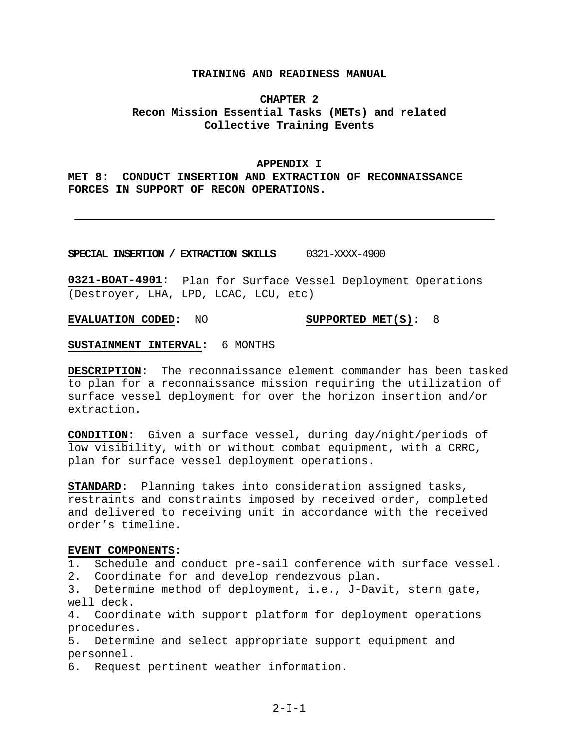**TRAINING AND READINESS MANUAL**

**CHAPTER 2**
**Recon Mission Essential Tasks (METs) and related Collective Training Events**

**APPENDIX I**
**MET 8: CONDUCT INSERTION AND EXTRACTION OF RECONNAISSANCE FORCES IN SUPPORT OF RECON OPERATIONS.**

---

**SPECIAL INSERTION / EXTRACTION SKILLS** 0321-XXXX-4900

**0321-BOAT-4901:** Plan for Surface Vessel Deployment Operations (Destroyer, LHA, LPD, LCAC, LCU, etc)

**EVALUATION CODED:** NO **SUPPORTED MET(S):** 8

**SUSTAINMENT INTERVAL:** 6 MONTHS

**DESCRIPTION:** The reconnaissance element commander has been tasked to plan for a reconnaissance mission requiring the utilization of surface vessel deployment for over the horizon insertion and/or extraction.

**CONDITION:** Given a surface vessel, during day/night/periods of low visibility, with or without combat equipment, with a CRRC, plan for surface vessel deployment operations.

**STANDARD:** Planning takes into consideration assigned tasks, restraints and constraints imposed by received order, completed and delivered to receiving unit in accordance with the received order's timeline.

**EVENT COMPONENTS:**
1. Schedule and conduct pre-sail conference with surface vessel.
2. Coordinate for and develop rendezvous plan.
3. Determine method of deployment, i.e., J-Davit, stern gate, well deck.
4. Coordinate with support platform for deployment operations procedures.
5. Determine and select appropriate support equipment and personnel.
6. Request pertinent weather information.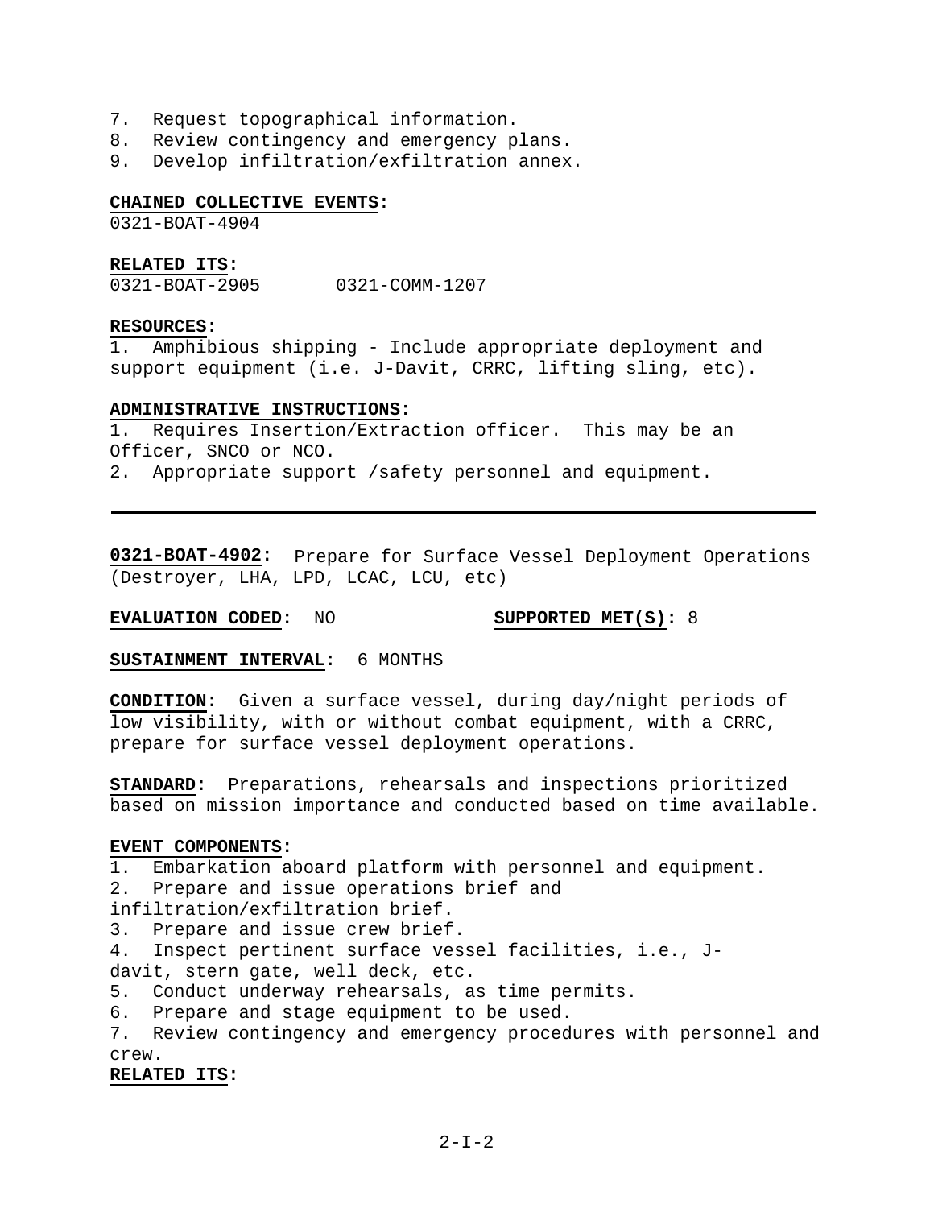7. Request topographical information.
8. Review contingency and emergency plans.
9. Develop infiltration/exfiltration annex.

**CHAINED COLLECTIVE EVENTS:**
0321-BOAT-4904

**RELATED ITS:**
0321-BOAT-2905 0321-COMM-1207

**RESOURCES:**
1. Amphibious shipping - Include appropriate deployment and support equipment (i.e. J-Davit, CRRC, lifting sling, etc).

**ADMINISTRATIVE INSTRUCTIONS:**
1. Requires Insertion/Extraction officer. This may be an Officer, SNCO or NCO.
2. Appropriate support /safety personnel and equipment.

---

**0321-BOAT-4902:** Prepare for Surface Vessel Deployment Operations (Destroyer, LHA, LPD, LCAC, LCU, etc)

**EVALUATION CODED:** NO **SUPPORTED MET(S):** 8

**SUSTAINMENT INTERVAL:** 6 MONTHS

**CONDITION:** Given a surface vessel, during day/night periods of low visibility, with or without combat equipment, with a CRRC, prepare for surface vessel deployment operations.

**STANDARD:** Preparations, rehearsals and inspections prioritized based on mission importance and conducted based on time available.

**EVENT COMPONENTS:**
1. Embarkation aboard platform with personnel and equipment.
2. Prepare and issue operations brief and infiltration/exfiltration brief.
3. Prepare and issue crew brief.
4. Inspect pertinent surface vessel facilities, i.e., J-davit, stern gate, well deck, etc.
5. Conduct underway rehearsals, as time permits.
6. Prepare and stage equipment to be used.
7. Review contingency and emergency procedures with personnel and crew.

**RELATED ITS:**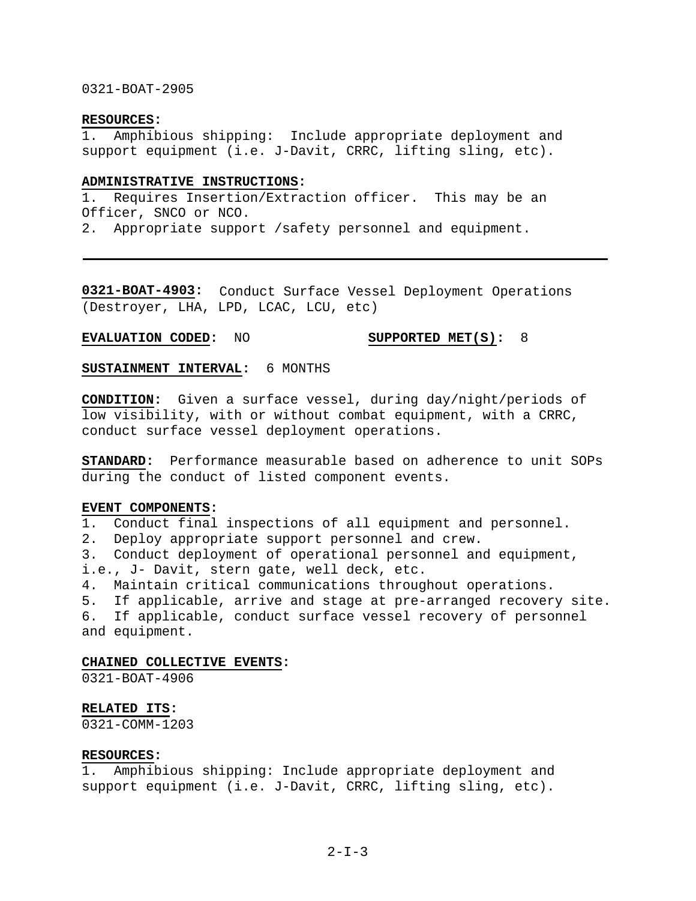0321-BOAT-2905

**RESOURCES:**
1. Amphibious shipping: Include appropriate deployment and support equipment (i.e. J-Davit, CRRC, lifting sling, etc).

**ADMINISTRATIVE INSTRUCTIONS:**
1. Requires Insertion/Extraction officer. This may be an Officer, SNCO or NCO.
2. Appropriate support /safety personnel and equipment.

---

**0321-BOAT-4903:** Conduct Surface Vessel Deployment Operations (Destroyer, LHA, LPD, LCAC, LCU, etc)

**EVALUATION CODED:** NO **SUPPORTED MET(S):** 8

**SUSTAINMENT INTERVAL:** 6 MONTHS

**CONDITION:** Given a surface vessel, during day/night/periods of low visibility, with or without combat equipment, with a CRRC, conduct surface vessel deployment operations.

**STANDARD:** Performance measurable based on adherence to unit SOPs during the conduct of listed component events.

**EVENT COMPONENTS:**
1. Conduct final inspections of all equipment and personnel.
2. Deploy appropriate support personnel and crew.
3. Conduct deployment of operational personnel and equipment, i.e., J- Davit, stern gate, well deck, etc.
4. Maintain critical communications throughout operations.
5. If applicable, arrive and stage at pre-arranged recovery site.
6. If applicable, conduct surface vessel recovery of personnel and equipment.

**CHAINED COLLECTIVE EVENTS:**
0321-BOAT-4906

**RELATED ITS:**
0321-COMM-1203

**RESOURCES:**
1. Amphibious shipping: Include appropriate deployment and support equipment (i.e. J-Davit, CRRC, lifting sling, etc).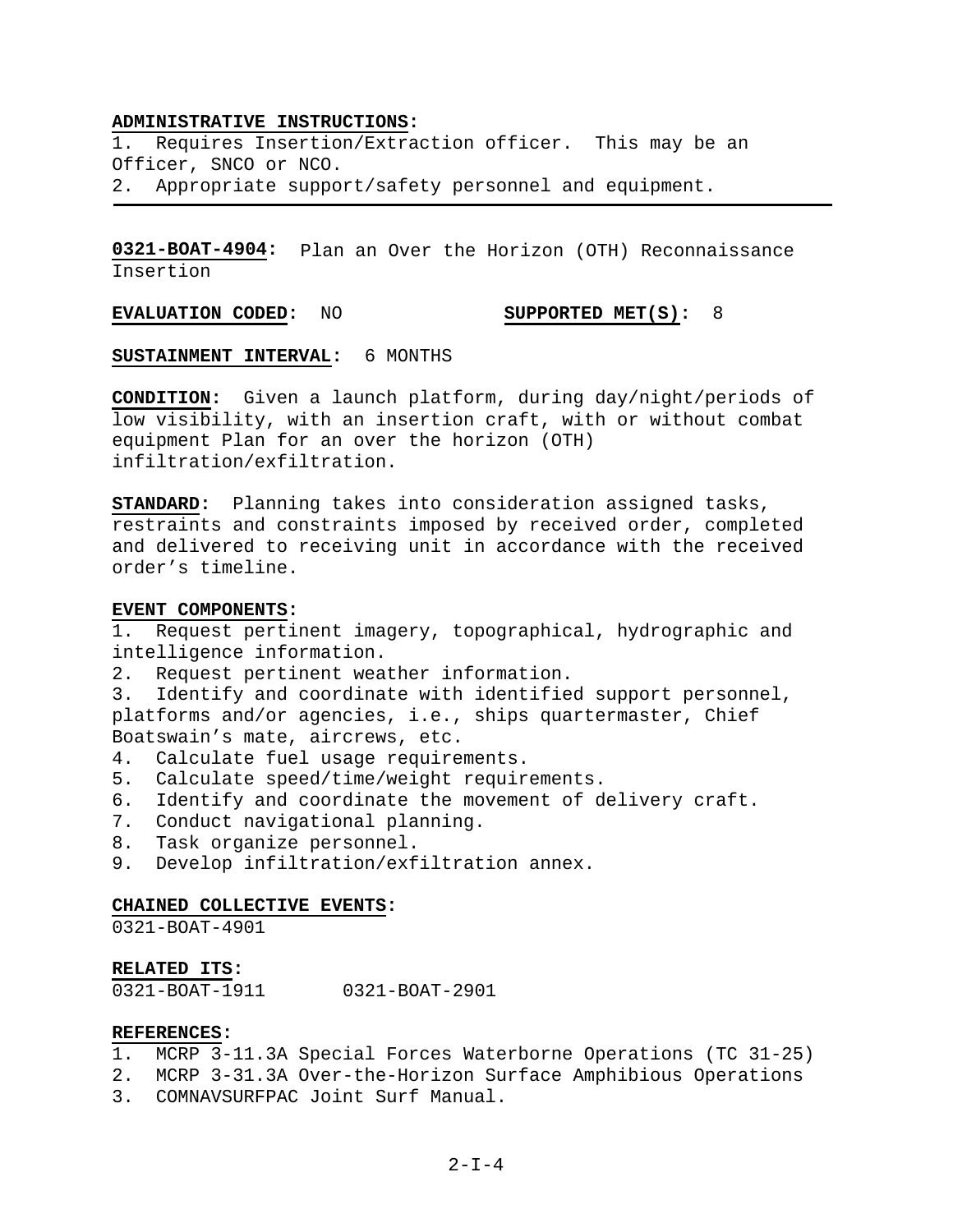**ADMINISTRATIVE INSTRUCTIONS:**
1. Requires Insertion/Extraction officer. This may be an Officer, SNCO or NCO.
2. Appropriate support/safety personnel and equipment.

---

**0321-BOAT-4904:** Plan an Over the Horizon (OTH) Reconnaissance Insertion

**EVALUATION CODED:** NO **SUPPORTED MET(S):** 8

**SUSTAINMENT INTERVAL:** 6 MONTHS

**CONDITION:** Given a launch platform, during day/night/periods of low visibility, with an insertion craft, with or without combat equipment Plan for an over the horizon (OTH) infiltration/exfiltration.

**STANDARD:** Planning takes into consideration assigned tasks, restraints and constraints imposed by received order, completed and delivered to receiving unit in accordance with the received order's timeline.

**EVENT COMPONENTS:**
1. Request pertinent imagery, topographical, hydrographic and intelligence information.
2. Request pertinent weather information.
3. Identify and coordinate with identified support personnel, platforms and/or agencies, i.e., ships quartermaster, Chief Boatswain's mate, aircrews, etc.
4. Calculate fuel usage requirements.
5. Calculate speed/time/weight requirements.
6. Identify and coordinate the movement of delivery craft.
7. Conduct navigational planning.
8. Task organize personnel.
9. Develop infiltration/exfiltration annex.

**CHAINED COLLECTIVE EVENTS:**
0321-BOAT-4901

**RELATED ITS:**
0321-BOAT-1911 0321-BOAT-2901

**REFERENCES:**
1. MCRP 3-11.3A Special Forces Waterborne Operations (TC 31-25)
2. MCRP 3-31.3A Over-the-Horizon Surface Amphibious Operations
3. COMNAVSURFPAC Joint Surf Manual.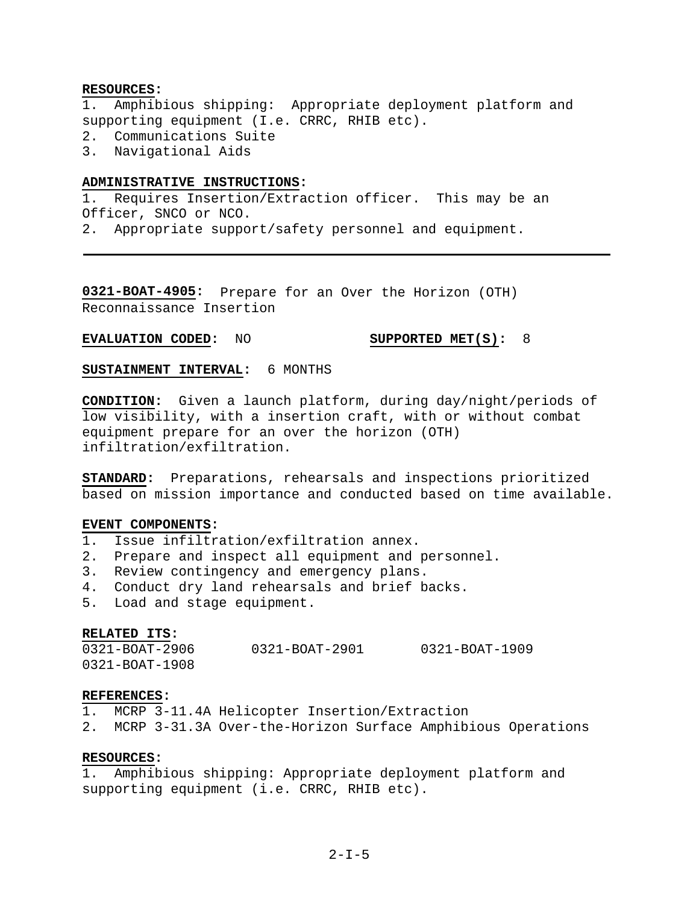**RESOURCES:**

1. Amphibious shipping: Appropriate deployment platform and supporting equipment (I.e. CRRC, RHIB etc).
2. Communications Suite
3. Navigational Aids

**ADMINISTRATIVE INSTRUCTIONS:**

1. Requires Insertion/Extraction officer. This may be an Officer, SNCO or NCO.
2. Appropriate support/safety personnel and equipment.

---

**0321-BOAT-4905:** Prepare for an Over the Horizon (OTH) Reconnaissance Insertion

**EVALUATION CODED:** NO **SUPPORTED MET(S):** 8

**SUSTAINMENT INTERVAL:** 6 MONTHS

**CONDITION:** Given a launch platform, during day/night/periods of low visibility, with a insertion craft, with or without combat equipment prepare for an over the horizon (OTH) infiltration/exfiltration.

**STANDARD:** Preparations, rehearsals and inspections prioritized based on mission importance and conducted based on time available.

**EVENT COMPONENTS:**

1. Issue infiltration/exfiltration annex.
2. Prepare and inspect all equipment and personnel.
3. Review contingency and emergency plans.
4. Conduct dry land rehearsals and brief backs.
5. Load and stage equipment.

**RELATED ITS:**

0321-BOAT-2906 0321-BOAT-2901 0321-BOAT-1909
0321-BOAT-1908

**REFERENCES:**

1. MCRP 3-11.4A Helicopter Insertion/Extraction
2. MCRP 3-31.3A Over-the-Horizon Surface Amphibious Operations

**RESOURCES:**

1. Amphibious shipping: Appropriate deployment platform and supporting equipment (i.e. CRRC, RHIB etc).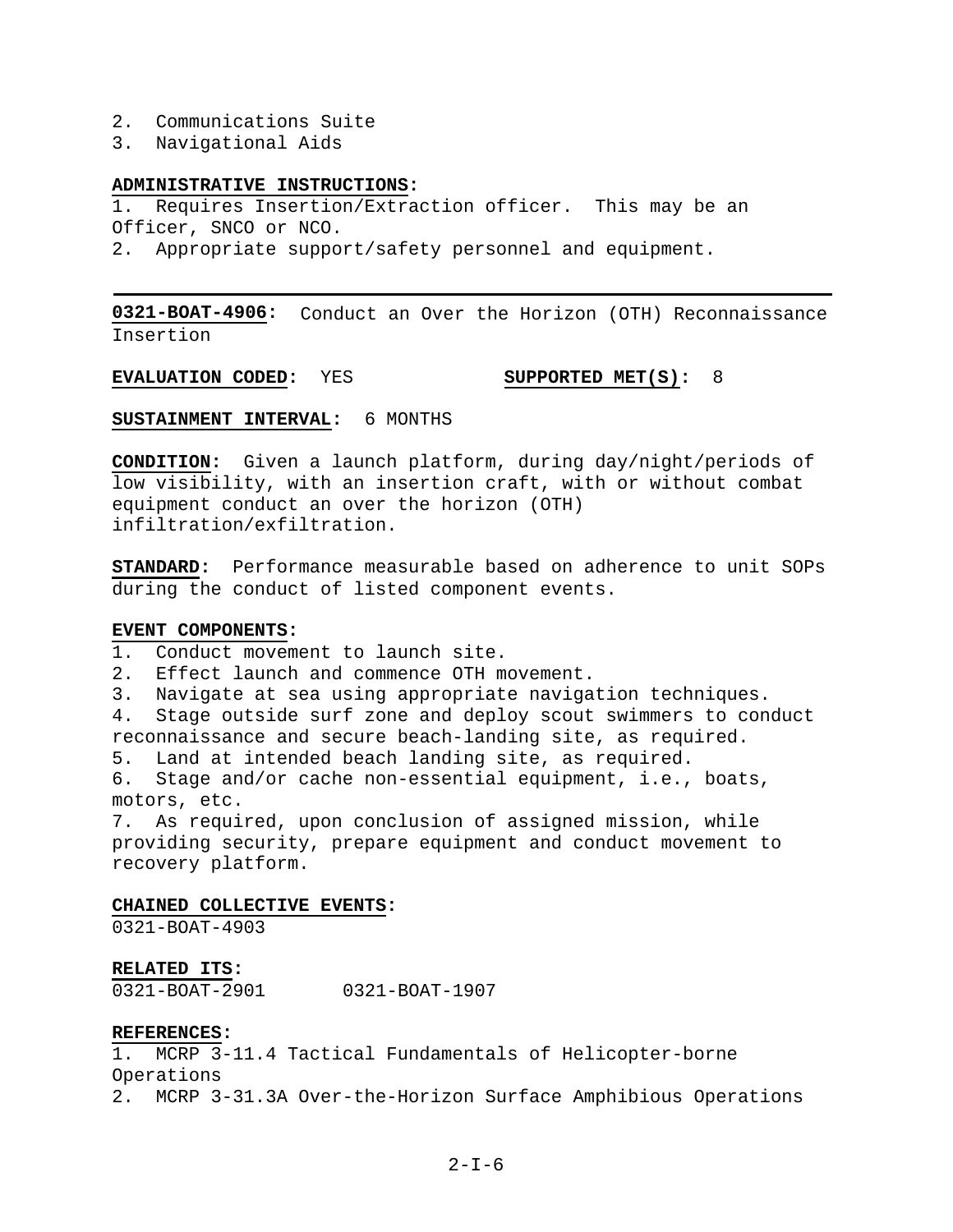2. Communications Suite
3. Navigational Aids

**ADMINISTRATIVE INSTRUCTIONS:**
1. Requires Insertion/Extraction officer. This may be an Officer, SNCO or NCO.
2. Appropriate support/safety personnel and equipment.

---

**0321-BOAT-4906:** Conduct an Over the Horizon (OTH) Reconnaissance Insertion

**EVALUATION CODED:** YES **SUPPORTED MET(S):** 8

**SUSTAINMENT INTERVAL:** 6 MONTHS

**CONDITION:** Given a launch platform, during day/night/periods of low visibility, with an insertion craft, with or without combat equipment conduct an over the horizon (OTH) infiltration/exfiltration.

**STANDARD:** Performance measurable based on adherence to unit SOPs during the conduct of listed component events.

**EVENT COMPONENTS:**
1. Conduct movement to launch site.
2. Effect launch and commence OTH movement.
3. Navigate at sea using appropriate navigation techniques.
4. Stage outside surf zone and deploy scout swimmers to conduct reconnaissance and secure beach-landing site, as required.
5. Land at intended beach landing site, as required.
6. Stage and/or cache non-essential equipment, i.e., boats, motors, etc.
7. As required, upon conclusion of assigned mission, while providing security, prepare equipment and conduct movement to recovery platform.

**CHAINED COLLECTIVE EVENTS:**
0321-BOAT-4903

**RELATED ITS:**
0321-BOAT-2901 0321-BOAT-1907

**REFERENCES:**
1. MCRP 3-11.4 Tactical Fundamentals of Helicopter-borne Operations
2. MCRP 3-31.3A Over-the-Horizon Surface Amphibious Operations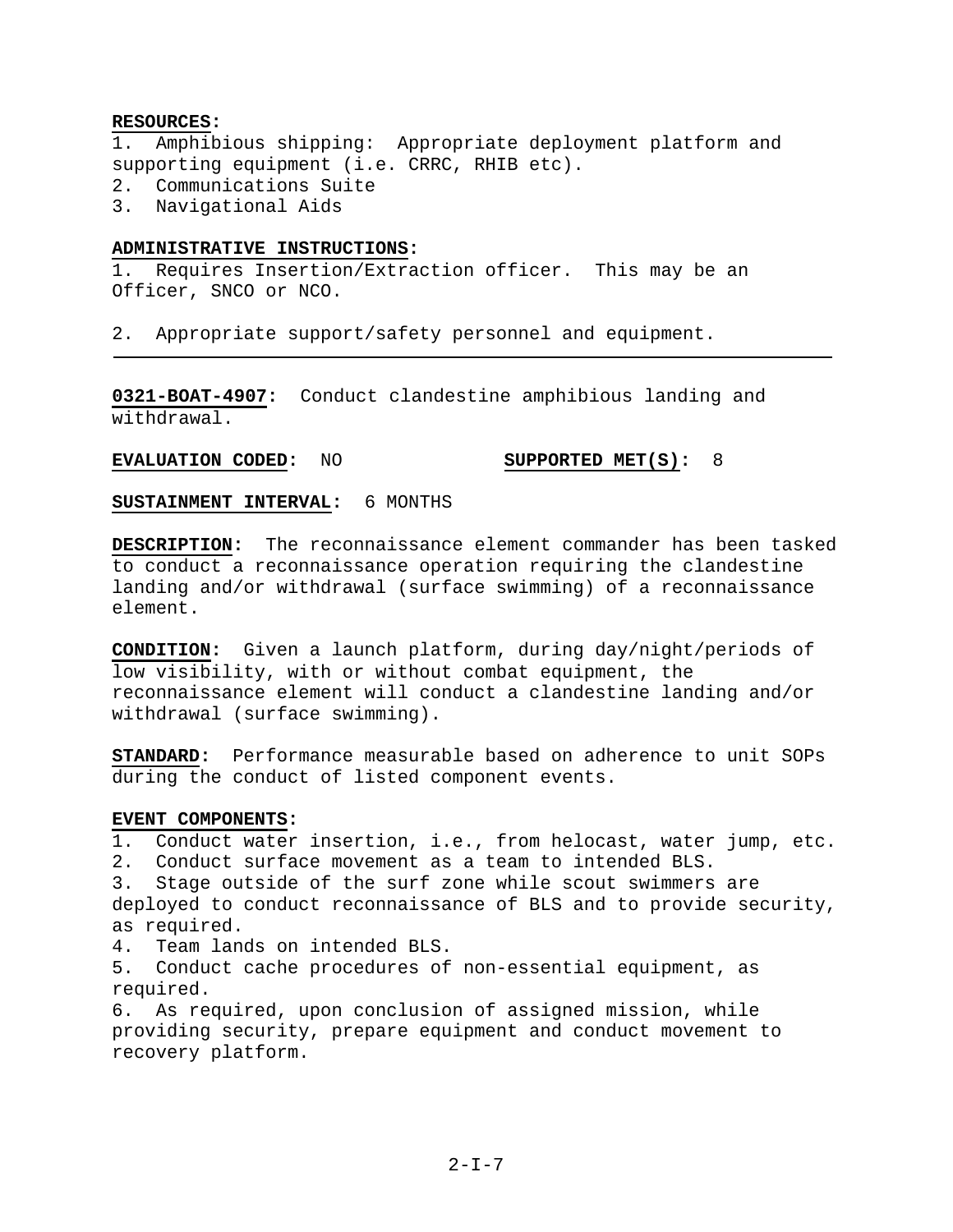**RESOURCES:**
1. Amphibious shipping: Appropriate deployment platform and supporting equipment (i.e. CRRC, RHIB etc).
2. Communications Suite
3. Navigational Aids

**ADMINISTRATIVE INSTRUCTIONS:**
1. Requires Insertion/Extraction officer. This may be an Officer, SNCO or NCO.

2. Appropriate support/safety personnel and equipment.

---

**0321-BOAT-4907:** Conduct clandestine amphibious landing and withdrawal.

**EVALUATION CODED:** NO **SUPPORTED MET(S):** 8

**SUSTAINMENT INTERVAL:** 6 MONTHS

**DESCRIPTION:** The reconnaissance element commander has been tasked to conduct a reconnaissance operation requiring the clandestine landing and/or withdrawal (surface swimming) of a reconnaissance element.

**CONDITION:** Given a launch platform, during day/night/periods of low visibility, with or without combat equipment, the reconnaissance element will conduct a clandestine landing and/or withdrawal (surface swimming).

**STANDARD:** Performance measurable based on adherence to unit SOPs during the conduct of listed component events.

**EVENT COMPONENTS:**
1. Conduct water insertion, i.e., from helocast, water jump, etc.
2. Conduct surface movement as a team to intended BLS.
3. Stage outside of the surf zone while scout swimmers are deployed to conduct reconnaissance of BLS and to provide security, as required.
4. Team lands on intended BLS.
5. Conduct cache procedures of non-essential equipment, as required.
6. As required, upon conclusion of assigned mission, while providing security, prepare equipment and conduct movement to recovery platform.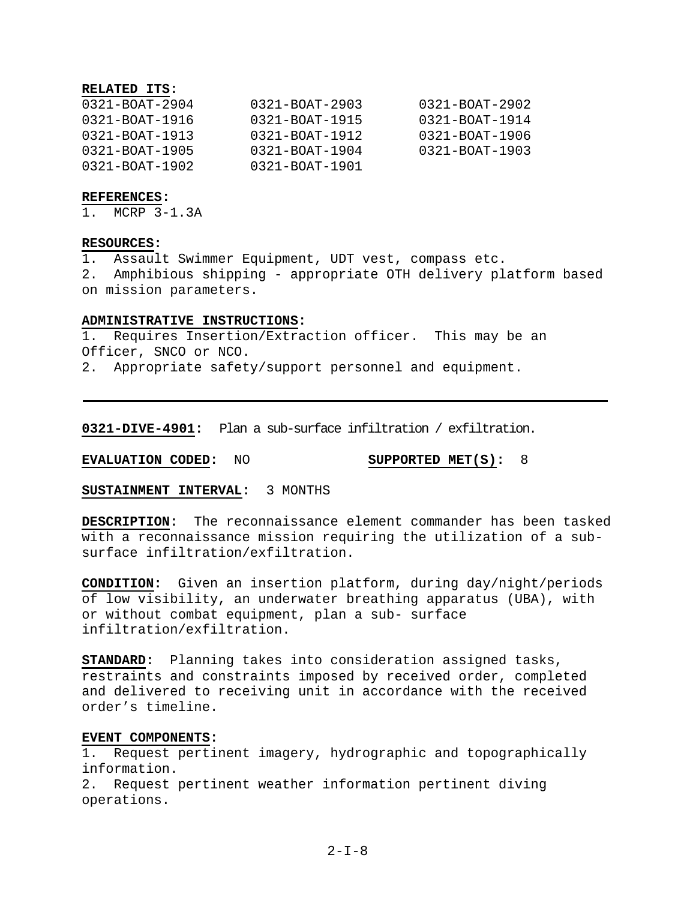**RELATED ITS:**

| | | |
|---|---|---|
| 0321-BOAT-2904 | 0321-BOAT-2903 | 0321-BOAT-2902 |
| 0321-BOAT-1916 | 0321-BOAT-1915 | 0321-BOAT-1914 |
| 0321-BOAT-1913 | 0321-BOAT-1912 | 0321-BOAT-1906 |
| 0321-BOAT-1905 | 0321-BOAT-1904 | 0321-BOAT-1903 |
| 0321-BOAT-1902 | 0321-BOAT-1901 | |

**REFERENCES:**
1. MCRP 3-1.3A

**RESOURCES:**
1. Assault Swimmer Equipment, UDT vest, compass etc.
2. Amphibious shipping - appropriate OTH delivery platform based on mission parameters.

**ADMINISTRATIVE INSTRUCTIONS:**
1. Requires Insertion/Extraction officer. This may be an Officer, SNCO or NCO.
2. Appropriate safety/support personnel and equipment.

---

**0321-DIVE-4901:** Plan a sub-surface infiltration / exfiltration.

**EVALUATION CODED:** NO **SUPPORTED MET(S):** 8

**SUSTAINMENT INTERVAL:** 3 MONTHS

**DESCRIPTION:** The reconnaissance element commander has been tasked with a reconnaissance mission requiring the utilization of a sub-surface infiltration/exfiltration.

**CONDITION:** Given an insertion platform, during day/night/periods of low visibility, an underwater breathing apparatus (UBA), with or without combat equipment, plan a sub- surface infiltration/exfiltration.

**STANDARD:** Planning takes into consideration assigned tasks, restraints and constraints imposed by received order, completed and delivered to receiving unit in accordance with the received order's timeline.

**EVENT COMPONENTS:**
1. Request pertinent imagery, hydrographic and topographically information.
2. Request pertinent weather information pertinent diving operations.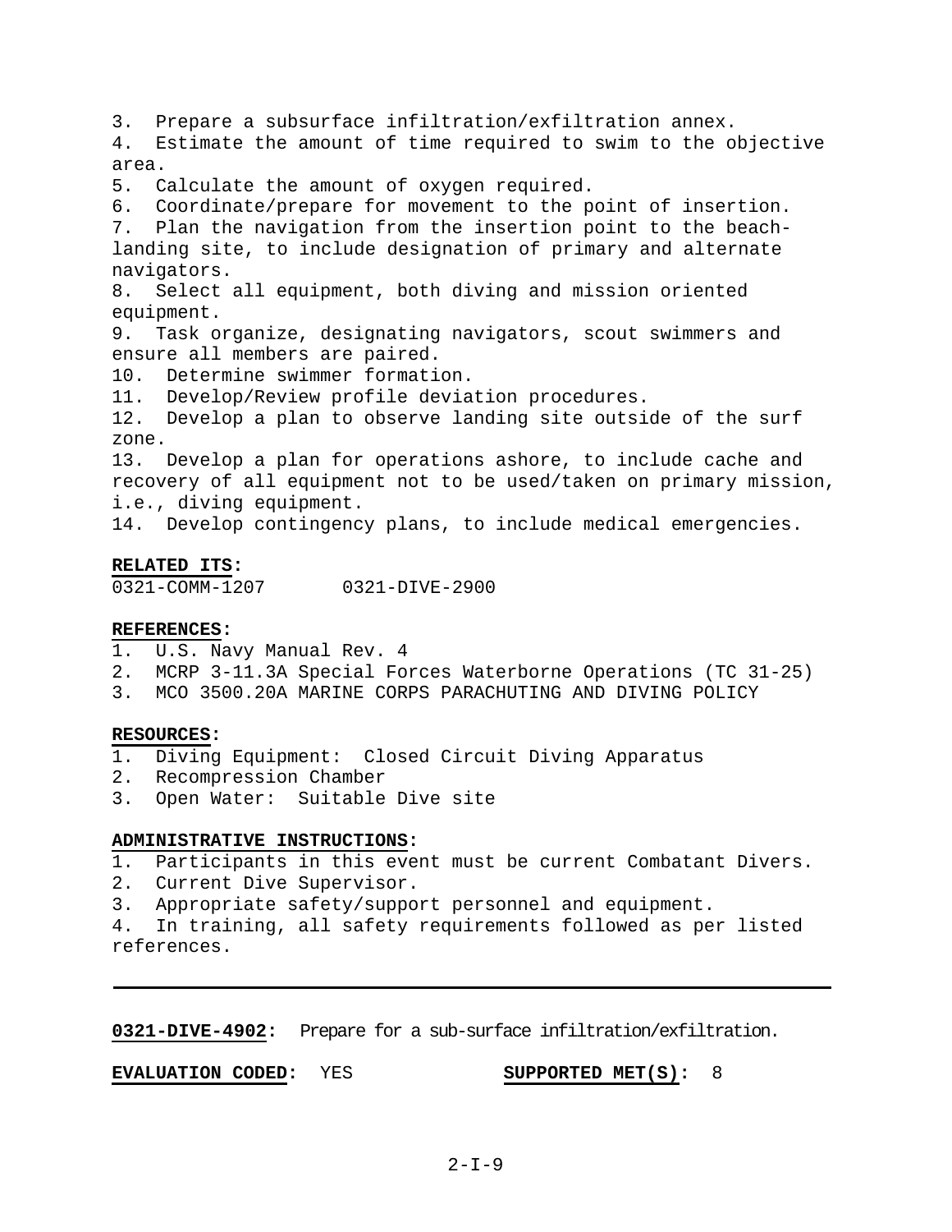3. Prepare a subsurface infiltration/exfiltration annex.
4. Estimate the amount of time required to swim to the objective area.
5. Calculate the amount of oxygen required.
6. Coordinate/prepare for movement to the point of insertion.
7. Plan the navigation from the insertion point to the beach-landing site, to include designation of primary and alternate navigators.
8. Select all equipment, both diving and mission oriented equipment.
9. Task organize, designating navigators, scout swimmers and ensure all members are paired.
10. Determine swimmer formation.
11. Develop/Review profile deviation procedures.
12. Develop a plan to observe landing site outside of the surf zone.
13. Develop a plan for operations ashore, to include cache and recovery of all equipment not to be used/taken on primary mission, i.e., diving equipment.
14. Develop contingency plans, to include medical emergencies.

**RELATED ITS:**
0321-COMM-1207 0321-DIVE-2900

**REFERENCES:**
1. U.S. Navy Manual Rev. 4
2. MCRP 3-11.3A Special Forces Waterborne Operations (TC 31-25)
3. MCO 3500.20A MARINE CORPS PARACHUTING AND DIVING POLICY

**RESOURCES:**
1. Diving Equipment: Closed Circuit Diving Apparatus
2. Recompression Chamber
3. Open Water: Suitable Dive site

**ADMINISTRATIVE INSTRUCTIONS:**
1. Participants in this event must be current Combatant Divers.
2. Current Dive Supervisor.
3. Appropriate safety/support personnel and equipment.
4. In training, all safety requirements followed as per listed references.

---

**0321-DIVE-4902:** Prepare for a sub-surface infiltration/exfiltration.

**EVALUATION CODED:** YES **SUPPORTED MET(S):** 8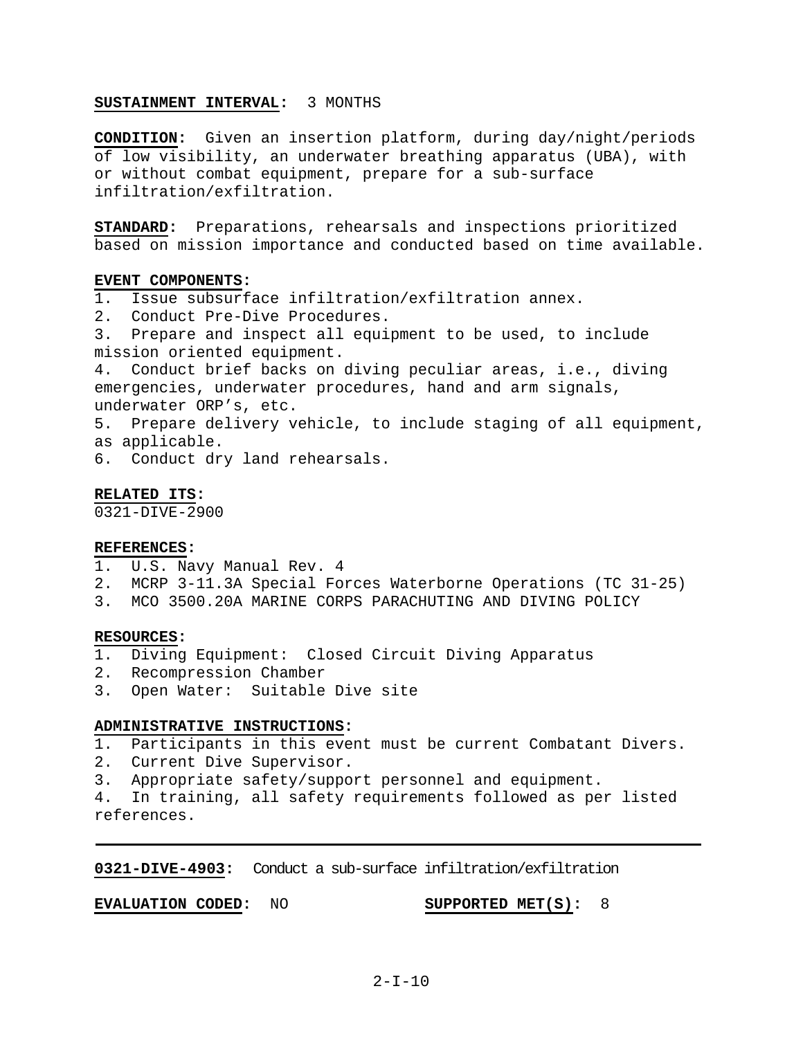**SUSTAINMENT INTERVAL:** 3 MONTHS

**CONDITION:** Given an insertion platform, during day/night/periods of low visibility, an underwater breathing apparatus (UBA), with or without combat equipment, prepare for a sub-surface infiltration/exfiltration.

**STANDARD:** Preparations, rehearsals and inspections prioritized based on mission importance and conducted based on time available.

**EVENT COMPONENTS:**

1. Issue subsurface infiltration/exfiltration annex.
2. Conduct Pre-Dive Procedures.
3. Prepare and inspect all equipment to be used, to include mission oriented equipment.
4. Conduct brief backs on diving peculiar areas, i.e., diving emergencies, underwater procedures, hand and arm signals, underwater ORP's, etc.
5. Prepare delivery vehicle, to include staging of all equipment, as applicable.
6. Conduct dry land rehearsals.

**RELATED ITS:**
0321-DIVE-2900

**REFERENCES:**

1. U.S. Navy Manual Rev. 4
2. MCRP 3-11.3A Special Forces Waterborne Operations (TC 31-25)
3. MCO 3500.20A MARINE CORPS PARACHUTING AND DIVING POLICY

**RESOURCES:**

1. Diving Equipment: Closed Circuit Diving Apparatus
2. Recompression Chamber
3. Open Water: Suitable Dive site

**ADMINISTRATIVE INSTRUCTIONS:**

1. Participants in this event must be current Combatant Divers.
2. Current Dive Supervisor.
3. Appropriate safety/support personnel and equipment.
4. In training, all safety requirements followed as per listed references.

---

**0321-DIVE-4903:** Conduct a sub-surface infiltration/exfiltration

**EVALUATION CODED:** NO **SUPPORTED MET(S):** 8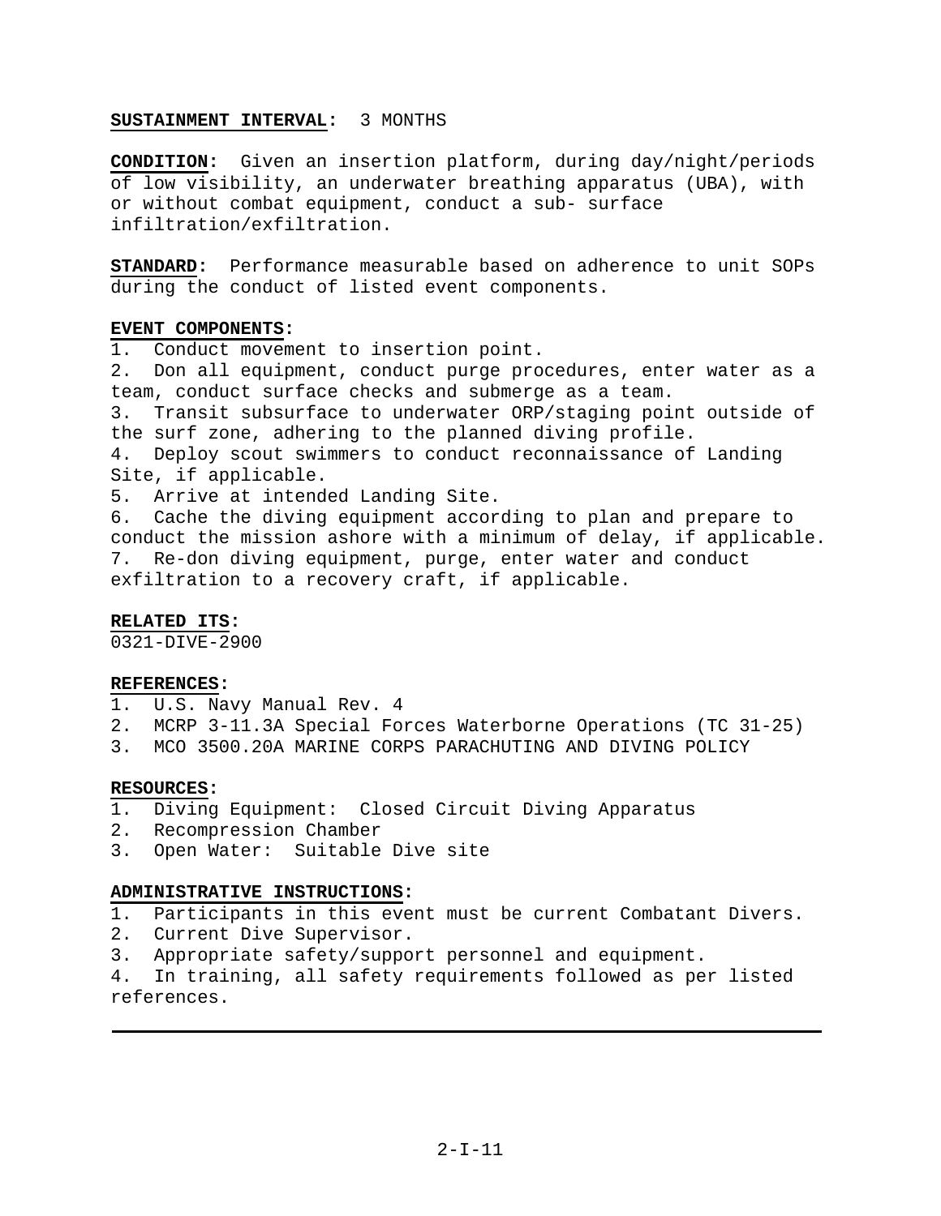**SUSTAINMENT INTERVAL:** 3 MONTHS

**CONDITION:** Given an insertion platform, during day/night/periods of low visibility, an underwater breathing apparatus (UBA), with or without combat equipment, conduct a sub- surface infiltration/exfiltration.

**STANDARD:** Performance measurable based on adherence to unit SOPs during the conduct of listed event components.

**EVENT COMPONENTS:**
1. Conduct movement to insertion point.
2. Don all equipment, conduct purge procedures, enter water as a team, conduct surface checks and submerge as a team.
3. Transit subsurface to underwater ORP/staging point outside of the surf zone, adhering to the planned diving profile.
4. Deploy scout swimmers to conduct reconnaissance of Landing Site, if applicable.
5. Arrive at intended Landing Site.
6. Cache the diving equipment according to plan and prepare to conduct the mission ashore with a minimum of delay, if applicable.
7. Re-don diving equipment, purge, enter water and conduct exfiltration to a recovery craft, if applicable.

**RELATED ITS:**
0321-DIVE-2900

**REFERENCES:**
1. U.S. Navy Manual Rev. 4
2. MCRP 3-11.3A Special Forces Waterborne Operations (TC 31-25)
3. MCO 3500.20A MARINE CORPS PARACHUTING AND DIVING POLICY

**RESOURCES:**
1. Diving Equipment: Closed Circuit Diving Apparatus
2. Recompression Chamber
3. Open Water: Suitable Dive site

**ADMINISTRATIVE INSTRUCTIONS:**
1. Participants in this event must be current Combatant Divers.
2. Current Dive Supervisor.
3. Appropriate safety/support personnel and equipment.
4. In training, all safety requirements followed as per listed references.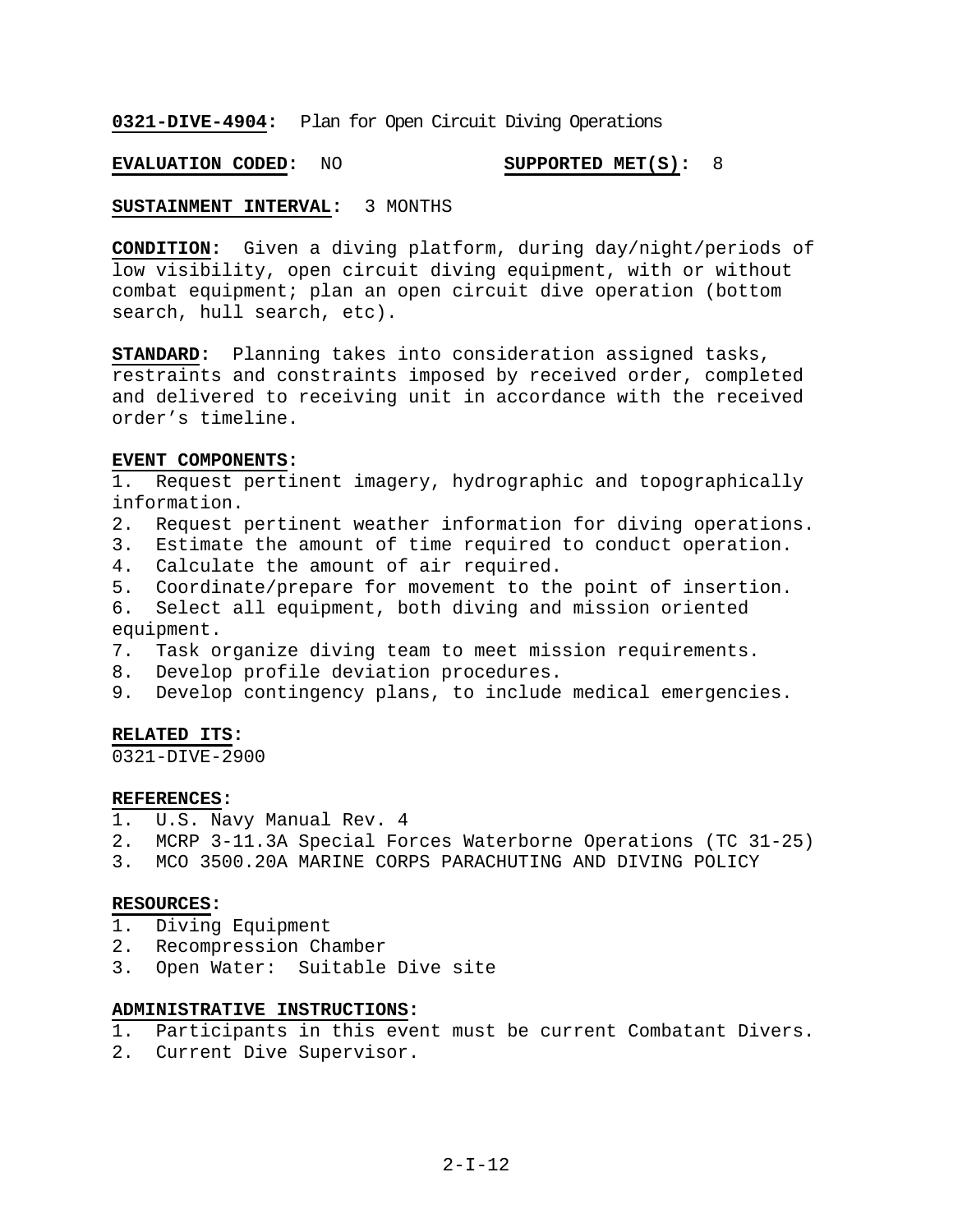**0321-DIVE-4904:** Plan for Open Circuit Diving Operations

**EVALUATION CODED:** NO  **SUPPORTED MET(S):** 8

**SUSTAINMENT INTERVAL:** 3 MONTHS

**CONDITION:** Given a diving platform, during day/night/periods of low visibility, open circuit diving equipment, with or without combat equipment; plan an open circuit dive operation (bottom search, hull search, etc).

**STANDARD:** Planning takes into consideration assigned tasks, restraints and constraints imposed by received order, completed and delivered to receiving unit in accordance with the received order's timeline.

**EVENT COMPONENTS:**

1. Request pertinent imagery, hydrographic and topographically information.
2. Request pertinent weather information for diving operations.
3. Estimate the amount of time required to conduct operation.
4. Calculate the amount of air required.
5. Coordinate/prepare for movement to the point of insertion.
6. Select all equipment, both diving and mission oriented equipment.
7. Task organize diving team to meet mission requirements.
8. Develop profile deviation procedures.
9. Develop contingency plans, to include medical emergencies.

**RELATED ITS:**

0321-DIVE-2900

**REFERENCES:**

1. U.S. Navy Manual Rev. 4
2. MCRP 3-11.3A Special Forces Waterborne Operations (TC 31-25)
3. MCO 3500.20A MARINE CORPS PARACHUTING AND DIVING POLICY

**RESOURCES:**

1. Diving Equipment
2. Recompression Chamber
3. Open Water: Suitable Dive site

**ADMINISTRATIVE INSTRUCTIONS:**

1. Participants in this event must be current Combatant Divers.
2. Current Dive Supervisor.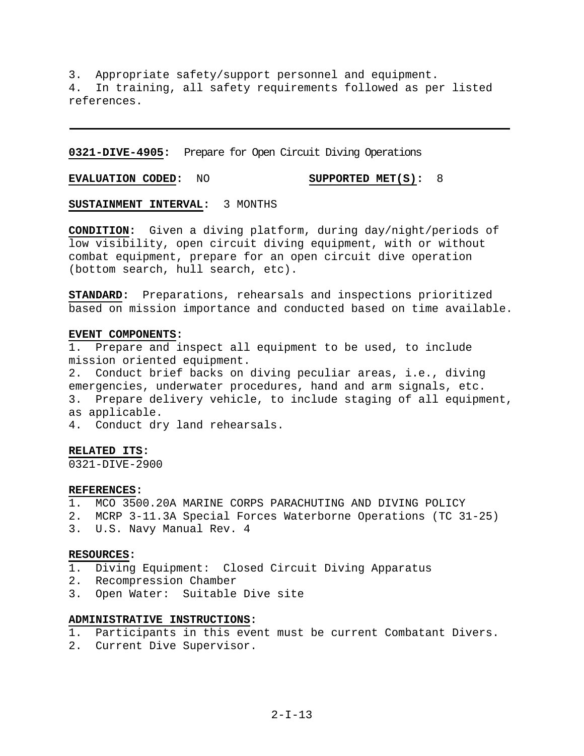3. Appropriate safety/support personnel and equipment.
4. In training, all safety requirements followed as per listed references.

---

**0321-DIVE-4905:** Prepare for Open Circuit Diving Operations

**EVALUATION CODED:** NO **SUPPORTED MET(S):** 8

**SUSTAINMENT INTERVAL:** 3 MONTHS

**CONDITION:** Given a diving platform, during day/night/periods of low visibility, open circuit diving equipment, with or without combat equipment, prepare for an open circuit dive operation (bottom search, hull search, etc).

**STANDARD:** Preparations, rehearsals and inspections prioritized based on mission importance and conducted based on time available.

**EVENT COMPONENTS:**
1. Prepare and inspect all equipment to be used, to include mission oriented equipment.
2. Conduct brief backs on diving peculiar areas, i.e., diving emergencies, underwater procedures, hand and arm signals, etc.
3. Prepare delivery vehicle, to include staging of all equipment, as applicable.
4. Conduct dry land rehearsals.

**RELATED ITS:**
0321-DIVE-2900

**REFERENCES:**
1. MCO 3500.20A MARINE CORPS PARACHUTING AND DIVING POLICY
2. MCRP 3-11.3A Special Forces Waterborne Operations (TC 31-25)
3. U.S. Navy Manual Rev. 4

**RESOURCES:**
1. Diving Equipment: Closed Circuit Diving Apparatus
2. Recompression Chamber
3. Open Water: Suitable Dive site

**ADMINISTRATIVE INSTRUCTIONS:**
1. Participants in this event must be current Combatant Divers.
2. Current Dive Supervisor.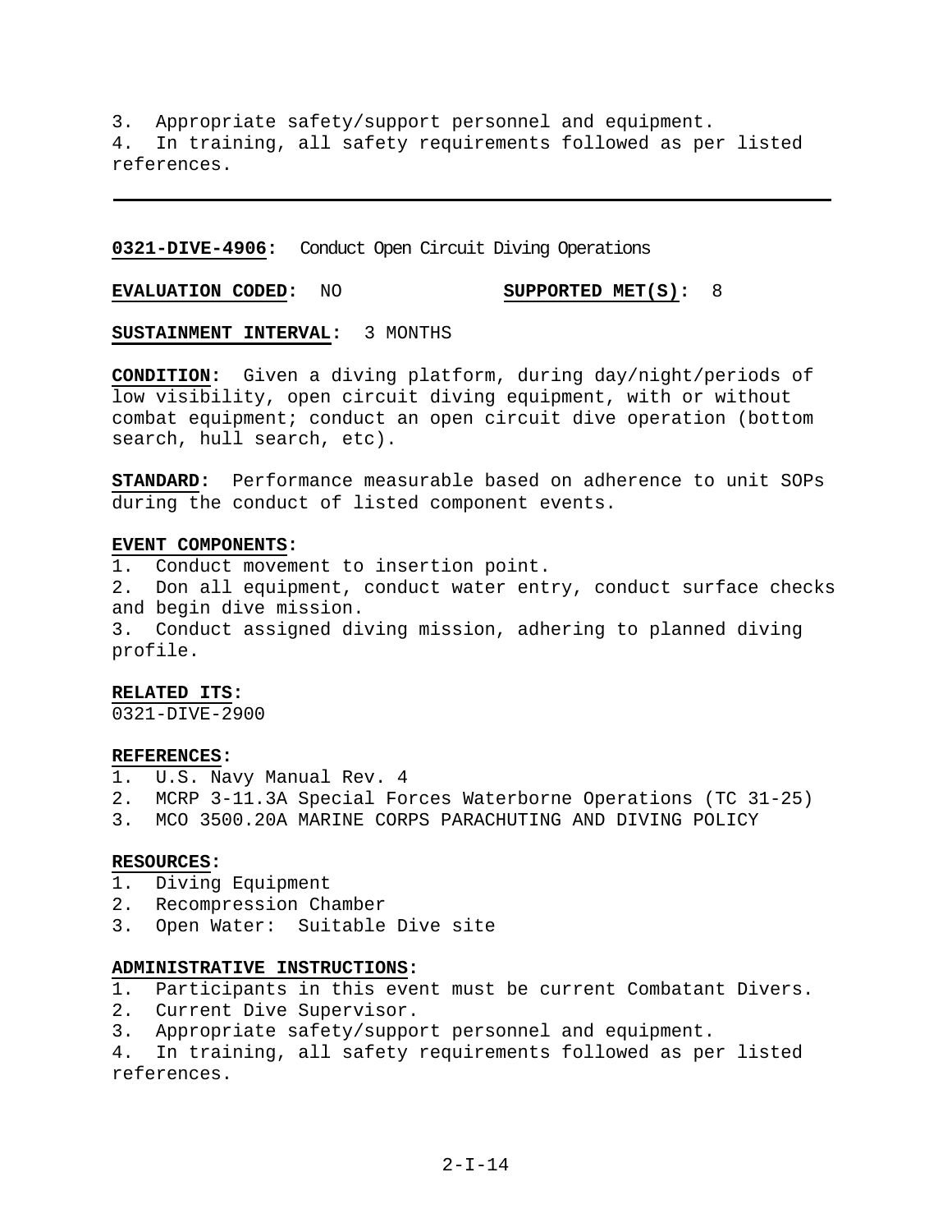3. Appropriate safety/support personnel and equipment.
4. In training, all safety requirements followed as per listed references.

---

**0321-DIVE-4906:** Conduct Open Circuit Diving Operations

**EVALUATION CODED:** NO **SUPPORTED MET(S):** 8

**SUSTAINMENT INTERVAL:** 3 MONTHS

**CONDITION:** Given a diving platform, during day/night/periods of low visibility, open circuit diving equipment, with or without combat equipment; conduct an open circuit dive operation (bottom search, hull search, etc).

**STANDARD:** Performance measurable based on adherence to unit SOPs during the conduct of listed component events.

**EVENT COMPONENTS:**

1. Conduct movement to insertion point.
2. Don all equipment, conduct water entry, conduct surface checks and begin dive mission.
3. Conduct assigned diving mission, adhering to planned diving profile.

**RELATED ITS:**

0321-DIVE-2900

**REFERENCES:**

1. U.S. Navy Manual Rev. 4
2. MCRP 3-11.3A Special Forces Waterborne Operations (TC 31-25)
3. MCO 3500.20A MARINE CORPS PARACHUTING AND DIVING POLICY

**RESOURCES:**

1. Diving Equipment
2. Recompression Chamber
3. Open Water: Suitable Dive site

**ADMINISTRATIVE INSTRUCTIONS:**

1. Participants in this event must be current Combatant Divers.
2. Current Dive Supervisor.
3. Appropriate safety/support personnel and equipment.
4. In training, all safety requirements followed as per listed references.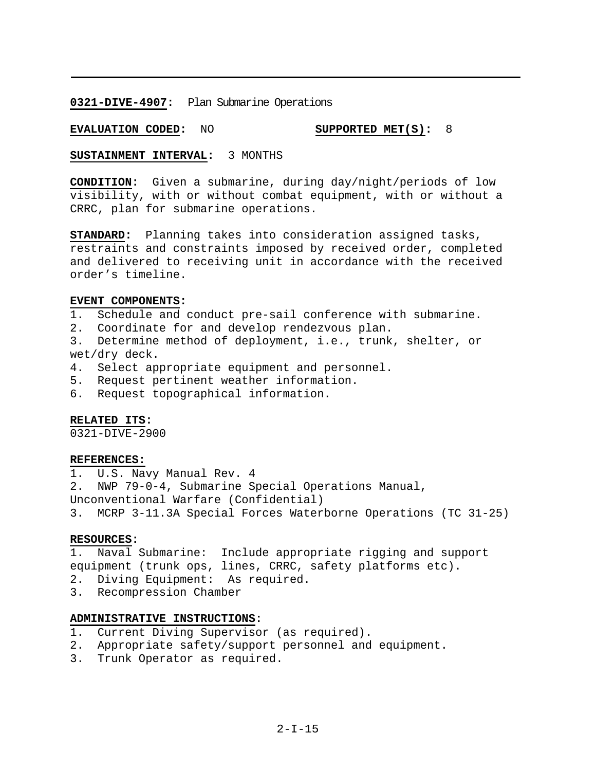**0321-DIVE-4907:** Plan Submarine Operations

**EVALUATION CODED:** NO **SUPPORTED MET(S):** 8

**SUSTAINMENT INTERVAL:** 3 MONTHS

**CONDITION:** Given a submarine, during day/night/periods of low visibility, with or without combat equipment, with or without a CRRC, plan for submarine operations.

**STANDARD:** Planning takes into consideration assigned tasks, restraints and constraints imposed by received order, completed and delivered to receiving unit in accordance with the received order's timeline.

**EVENT COMPONENTS:**

1. Schedule and conduct pre-sail conference with submarine.
2. Coordinate for and develop rendezvous plan.
3. Determine method of deployment, i.e., trunk, shelter, or wet/dry deck.
4. Select appropriate equipment and personnel.
5. Request pertinent weather information.
6. Request topographical information.

**RELATED ITS:**

0321-DIVE-2900

**REFERENCES:**

1. U.S. Navy Manual Rev. 4
2. NWP 79-0-4, Submarine Special Operations Manual, Unconventional Warfare (Confidential)
3. MCRP 3-11.3A Special Forces Waterborne Operations (TC 31-25)

**RESOURCES:**

1. Naval Submarine: Include appropriate rigging and support equipment (trunk ops, lines, CRRC, safety platforms etc).
2. Diving Equipment: As required.
3. Recompression Chamber

**ADMINISTRATIVE INSTRUCTIONS:**

1. Current Diving Supervisor (as required).
2. Appropriate safety/support personnel and equipment.
3. Trunk Operator as required.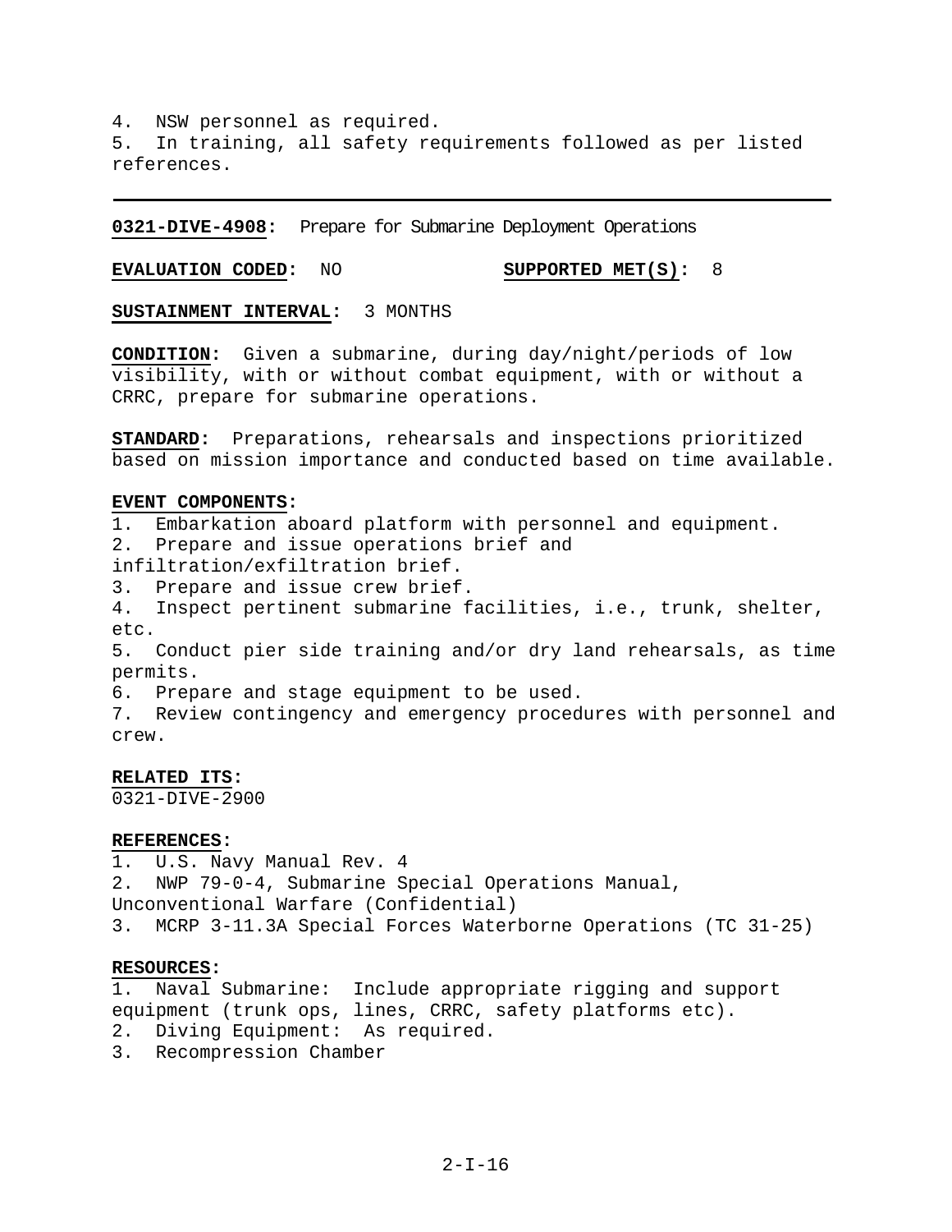4. NSW personnel as required.
5. In training, all safety requirements followed as per listed references.

---

**0321-DIVE-4908:** Prepare for Submarine Deployment Operations

**EVALUATION CODED:** NO **SUPPORTED MET(S):** 8

**SUSTAINMENT INTERVAL:** 3 MONTHS

**CONDITION:** Given a submarine, during day/night/periods of low visibility, with or without combat equipment, with or without a CRRC, prepare for submarine operations.

**STANDARD:** Preparations, rehearsals and inspections prioritized based on mission importance and conducted based on time available.

**EVENT COMPONENTS:**
1. Embarkation aboard platform with personnel and equipment.
2. Prepare and issue operations brief and infiltration/exfiltration brief.
3. Prepare and issue crew brief.
4. Inspect pertinent submarine facilities, i.e., trunk, shelter, etc.
5. Conduct pier side training and/or dry land rehearsals, as time permits.
6. Prepare and stage equipment to be used.
7. Review contingency and emergency procedures with personnel and crew.

**RELATED ITS:**
0321-DIVE-2900

**REFERENCES:**
1. U.S. Navy Manual Rev. 4
2. NWP 79-0-4, Submarine Special Operations Manual, Unconventional Warfare (Confidential)
3. MCRP 3-11.3A Special Forces Waterborne Operations (TC 31-25)

**RESOURCES:**
1. Naval Submarine: Include appropriate rigging and support equipment (trunk ops, lines, CRRC, safety platforms etc).
2. Diving Equipment: As required.
3. Recompression Chamber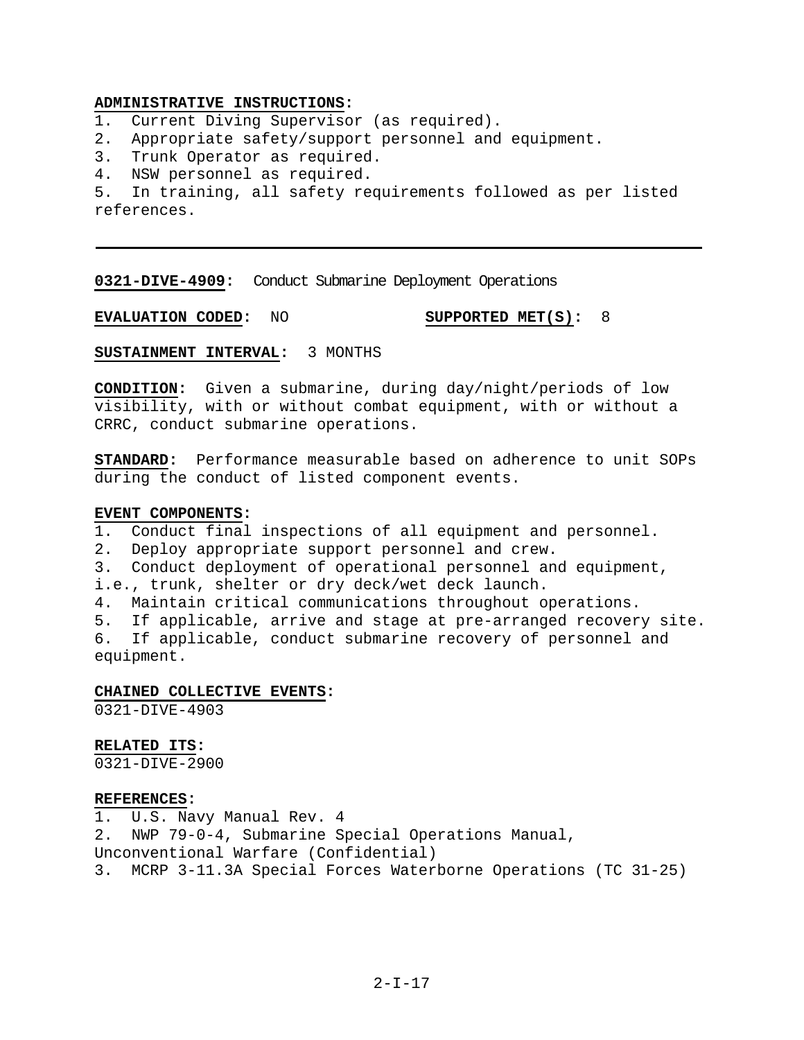**ADMINISTRATIVE INSTRUCTIONS:**
1. Current Diving Supervisor (as required).
2. Appropriate safety/support personnel and equipment.
3. Trunk Operator as required.
4. NSW personnel as required.
5. In training, all safety requirements followed as per listed references.

---

**0321-DIVE-4909:** Conduct Submarine Deployment Operations

**EVALUATION CODED:** NO **SUPPORTED MET(S):** 8

**SUSTAINMENT INTERVAL:** 3 MONTHS

**CONDITION:** Given a submarine, during day/night/periods of low visibility, with or without combat equipment, with or without a CRRC, conduct submarine operations.

**STANDARD:** Performance measurable based on adherence to unit SOPs during the conduct of listed component events.

**EVENT COMPONENTS:**
1. Conduct final inspections of all equipment and personnel.
2. Deploy appropriate support personnel and crew.
3. Conduct deployment of operational personnel and equipment, i.e., trunk, shelter or dry deck/wet deck launch.
4. Maintain critical communications throughout operations.
5. If applicable, arrive and stage at pre-arranged recovery site.
6. If applicable, conduct submarine recovery of personnel and equipment.

**CHAINED COLLECTIVE EVENTS:**
0321-DIVE-4903

**RELATED ITS:**
0321-DIVE-2900

**REFERENCES:**
1. U.S. Navy Manual Rev. 4
2. NWP 79-0-4, Submarine Special Operations Manual, Unconventional Warfare (Confidential)
3. MCRP 3-11.3A Special Forces Waterborne Operations (TC 31-25)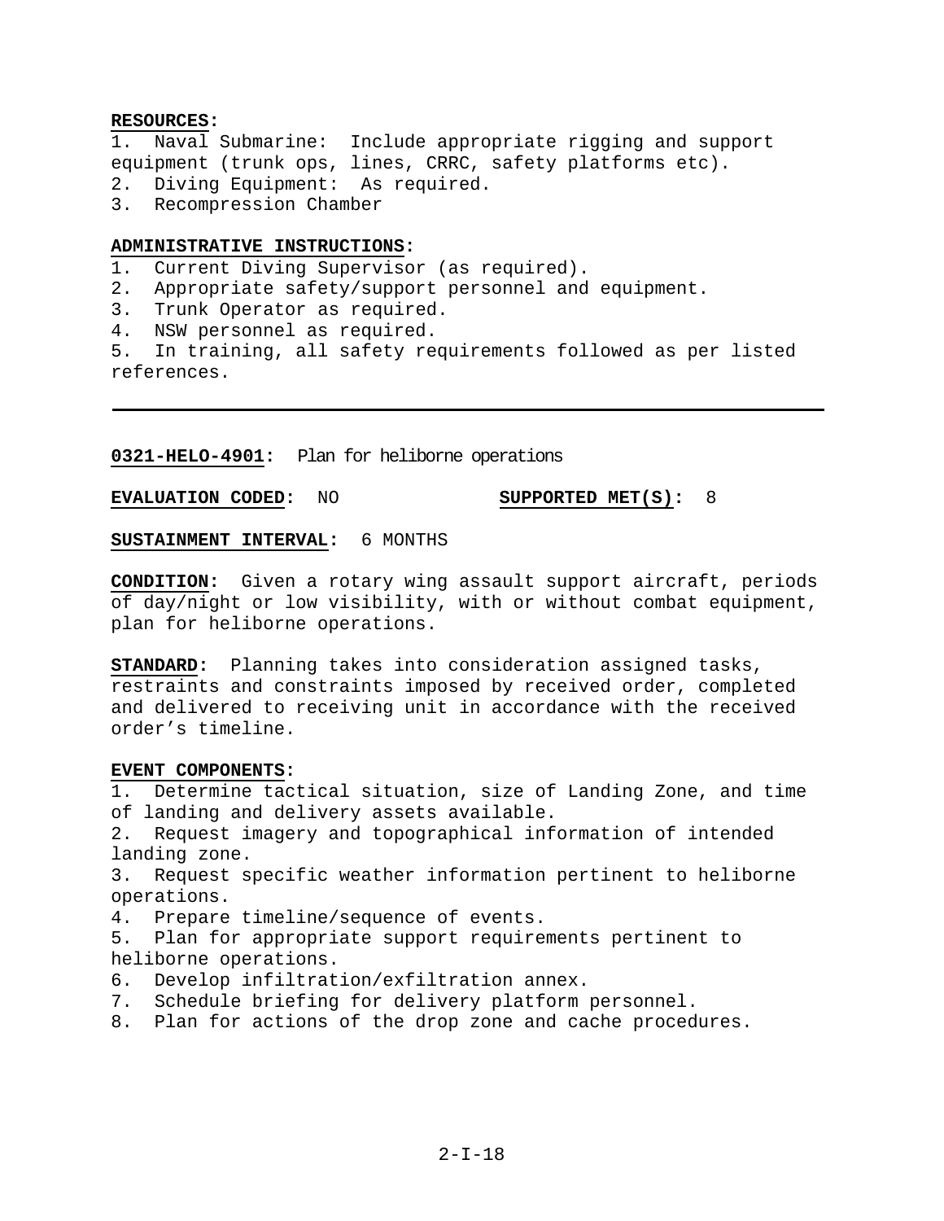**RESOURCES:**
1. Naval Submarine: Include appropriate rigging and support equipment (trunk ops, lines, CRRC, safety platforms etc).
2. Diving Equipment: As required.
3. Recompression Chamber

**ADMINISTRATIVE INSTRUCTIONS:**
1. Current Diving Supervisor (as required).
2. Appropriate safety/support personnel and equipment.
3. Trunk Operator as required.
4. NSW personnel as required.
5. In training, all safety requirements followed as per listed references.

---

**0321-HELO-4901:** Plan for heliborne operations

**EVALUATION CODED:** NO **SUPPORTED MET(S):** 8

**SUSTAINMENT INTERVAL:** 6 MONTHS

**CONDITION:** Given a rotary wing assault support aircraft, periods of day/night or low visibility, with or without combat equipment, plan for heliborne operations.

**STANDARD:** Planning takes into consideration assigned tasks, restraints and constraints imposed by received order, completed and delivered to receiving unit in accordance with the received order's timeline.

**EVENT COMPONENTS:**
1. Determine tactical situation, size of Landing Zone, and time of landing and delivery assets available.
2. Request imagery and topographical information of intended landing zone.
3. Request specific weather information pertinent to heliborne operations.
4. Prepare timeline/sequence of events.
5. Plan for appropriate support requirements pertinent to heliborne operations.
6. Develop infiltration/exfiltration annex.
7. Schedule briefing for delivery platform personnel.
8. Plan for actions of the drop zone and cache procedures.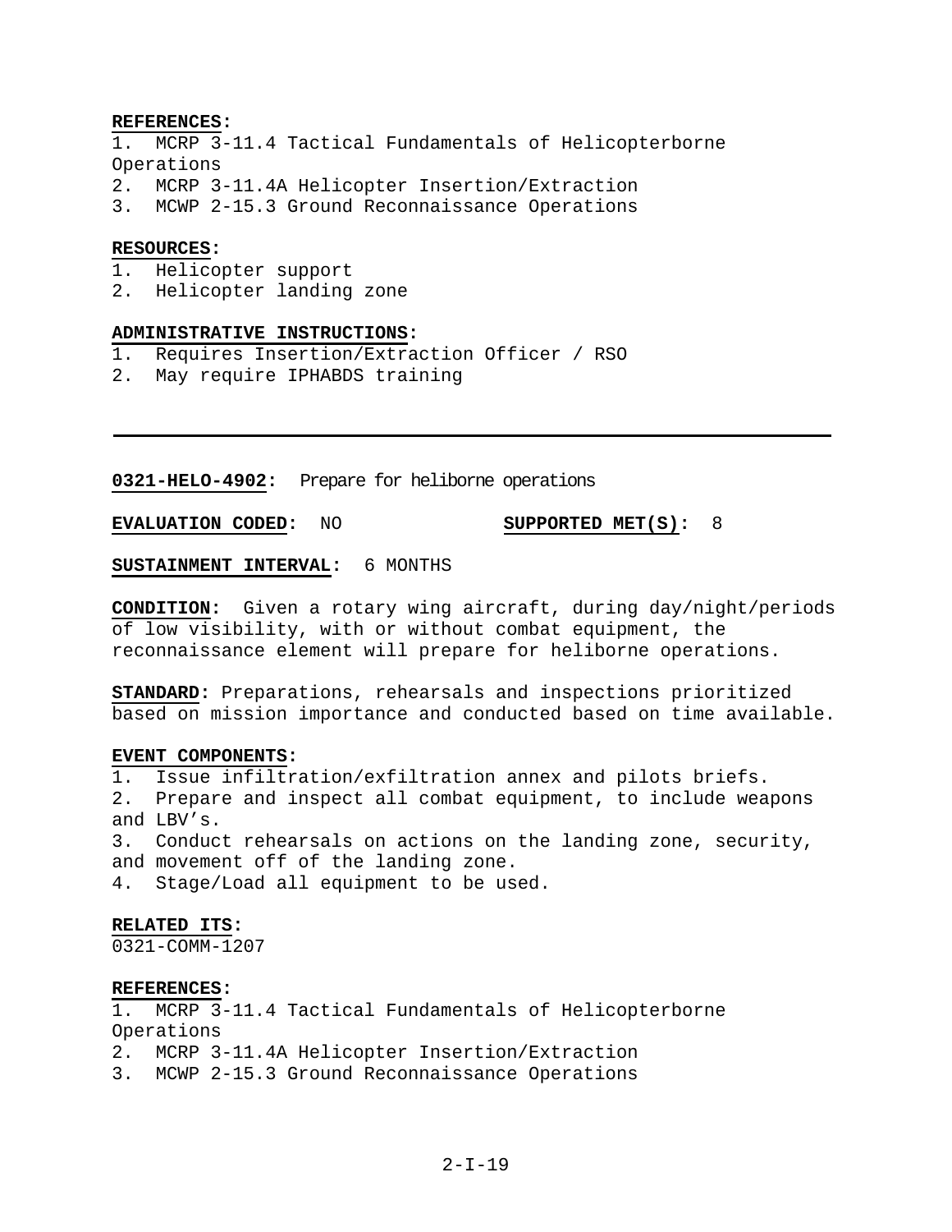**REFERENCES:**
1. MCRP 3-11.4 Tactical Fundamentals of Helicopterborne Operations
2. MCRP 3-11.4A Helicopter Insertion/Extraction
3. MCWP 2-15.3 Ground Reconnaissance Operations

**RESOURCES:**
1. Helicopter support
2. Helicopter landing zone

**ADMINISTRATIVE INSTRUCTIONS:**
1. Requires Insertion/Extraction Officer / RSO
2. May require IPHABDS training

---

**0321-HELO-4902:** Prepare for heliborne operations

**EVALUATION CODED:** NO **SUPPORTED MET(S):** 8

**SUSTAINMENT INTERVAL:** 6 MONTHS

**CONDITION:** Given a rotary wing aircraft, during day/night/periods of low visibility, with or without combat equipment, the reconnaissance element will prepare for heliborne operations.

**STANDARD:** Preparations, rehearsals and inspections prioritized based on mission importance and conducted based on time available.

**EVENT COMPONENTS:**
1. Issue infiltration/exfiltration annex and pilots briefs.
2. Prepare and inspect all combat equipment, to include weapons and LBV's.
3. Conduct rehearsals on actions on the landing zone, security, and movement off of the landing zone.
4. Stage/Load all equipment to be used.

**RELATED ITS:**
0321-COMM-1207

**REFERENCES:**
1. MCRP 3-11.4 Tactical Fundamentals of Helicopterborne Operations
2. MCRP 3-11.4A Helicopter Insertion/Extraction
3. MCWP 2-15.3 Ground Reconnaissance Operations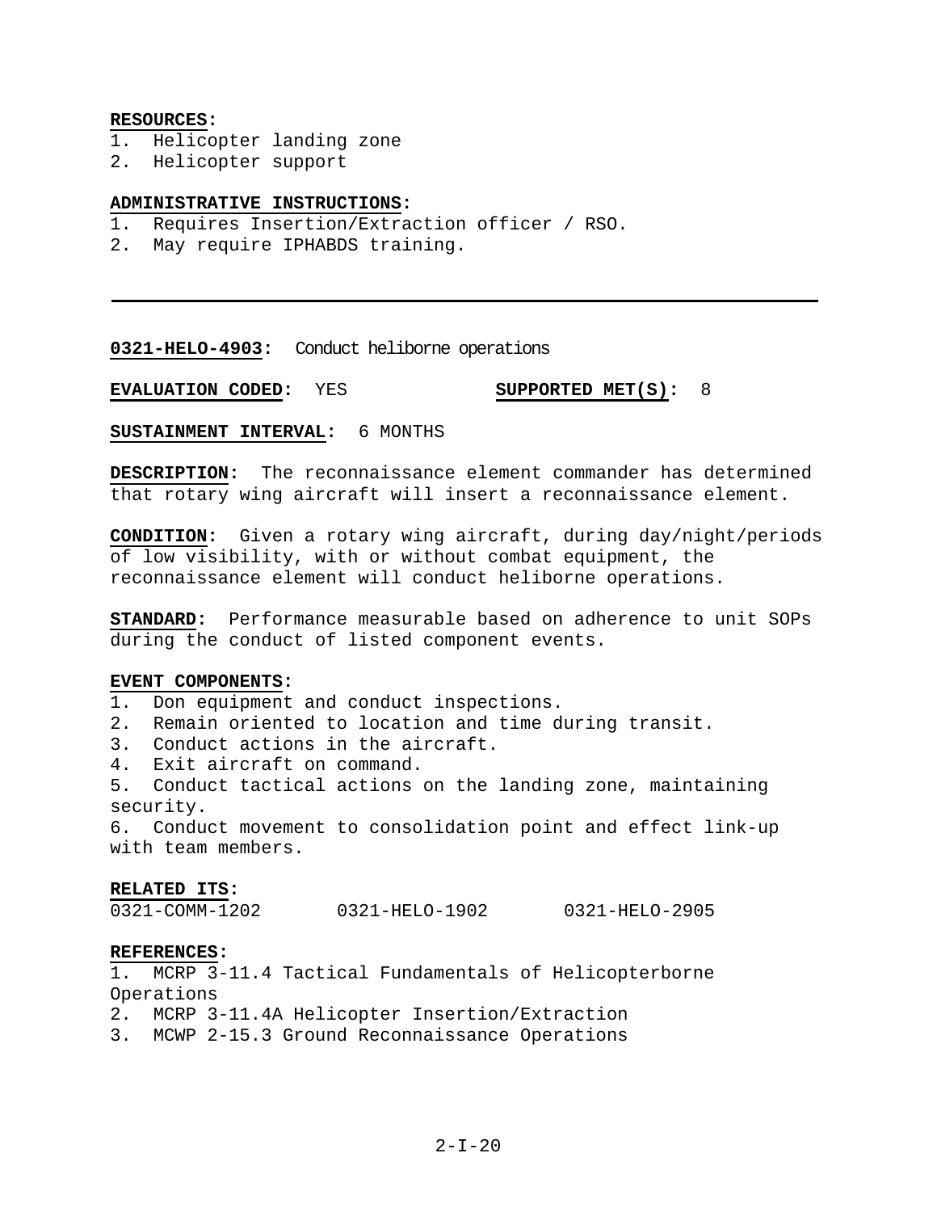**RESOURCES:**
1. Helicopter landing zone
2. Helicopter support

**ADMINISTRATIVE INSTRUCTIONS:**
1. Requires Insertion/Extraction officer / RSO.
2. May require IPHABDS training.

---

**0321-HELO-4903:** Conduct heliborne operations

**EVALUATION CODED:** YES **SUPPORTED MET(S):** 8

**SUSTAINMENT INTERVAL:** 6 MONTHS

**DESCRIPTION:** The reconnaissance element commander has determined that rotary wing aircraft will insert a reconnaissance element.

**CONDITION:** Given a rotary wing aircraft, during day/night/periods of low visibility, with or without combat equipment, the reconnaissance element will conduct heliborne operations.

**STANDARD:** Performance measurable based on adherence to unit SOPs during the conduct of listed component events.

**EVENT COMPONENTS:**
1. Don equipment and conduct inspections.
2. Remain oriented to location and time during transit.
3. Conduct actions in the aircraft.
4. Exit aircraft on command.
5. Conduct tactical actions on the landing zone, maintaining security.
6. Conduct movement to consolidation point and effect link-up with team members.

**RELATED ITS:**
0321-COMM-1202 0321-HELO-1902 0321-HELO-2905

**REFERENCES:**
1. MCRP 3-11.4 Tactical Fundamentals of Helicopterborne Operations
2. MCRP 3-11.4A Helicopter Insertion/Extraction
3. MCWP 2-15.3 Ground Reconnaissance Operations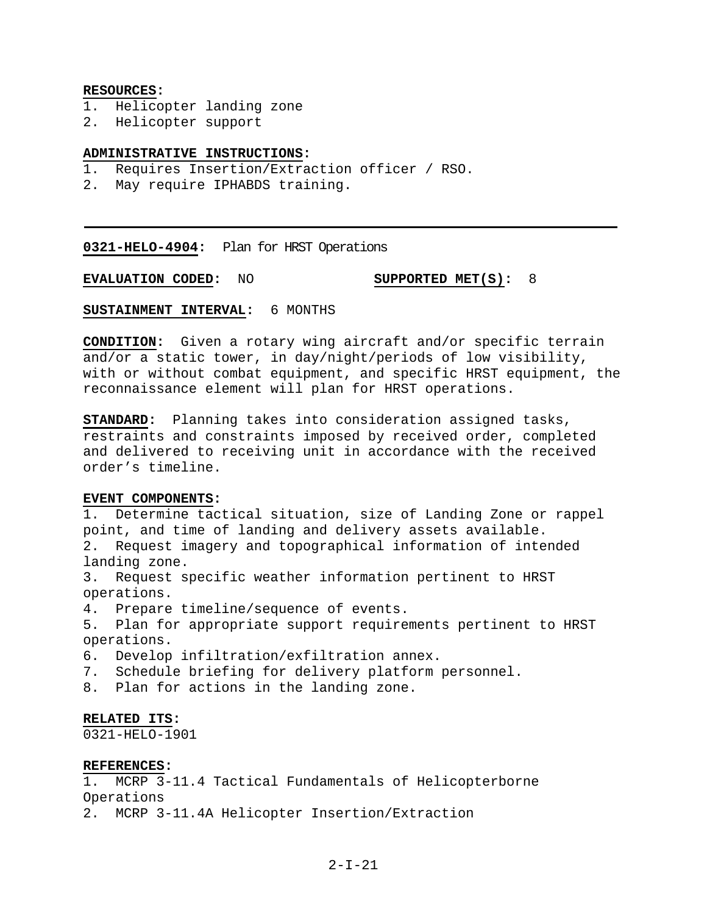**RESOURCES:**
1. Helicopter landing zone
2. Helicopter support

**ADMINISTRATIVE INSTRUCTIONS:**
1. Requires Insertion/Extraction officer / RSO.
2. May require IPHABDS training.

---

**0321-HELO-4904:** Plan for HRST Operations

**EVALUATION CODED:** NO **SUPPORTED MET(S):** 8

**SUSTAINMENT INTERVAL:** 6 MONTHS

**CONDITION:** Given a rotary wing aircraft and/or specific terrain and/or a static tower, in day/night/periods of low visibility, with or without combat equipment, and specific HRST equipment, the reconnaissance element will plan for HRST operations.

**STANDARD:** Planning takes into consideration assigned tasks, restraints and constraints imposed by received order, completed and delivered to receiving unit in accordance with the received order's timeline.

**EVENT COMPONENTS:**
1. Determine tactical situation, size of Landing Zone or rappel point, and time of landing and delivery assets available.
2. Request imagery and topographical information of intended landing zone.
3. Request specific weather information pertinent to HRST operations.
4. Prepare timeline/sequence of events.
5. Plan for appropriate support requirements pertinent to HRST operations.
6. Develop infiltration/exfiltration annex.
7. Schedule briefing for delivery platform personnel.
8. Plan for actions in the landing zone.

**RELATED ITS:**
0321-HELO-1901

**REFERENCES:**
1. MCRP 3-11.4 Tactical Fundamentals of Helicopterborne Operations
2. MCRP 3-11.4A Helicopter Insertion/Extraction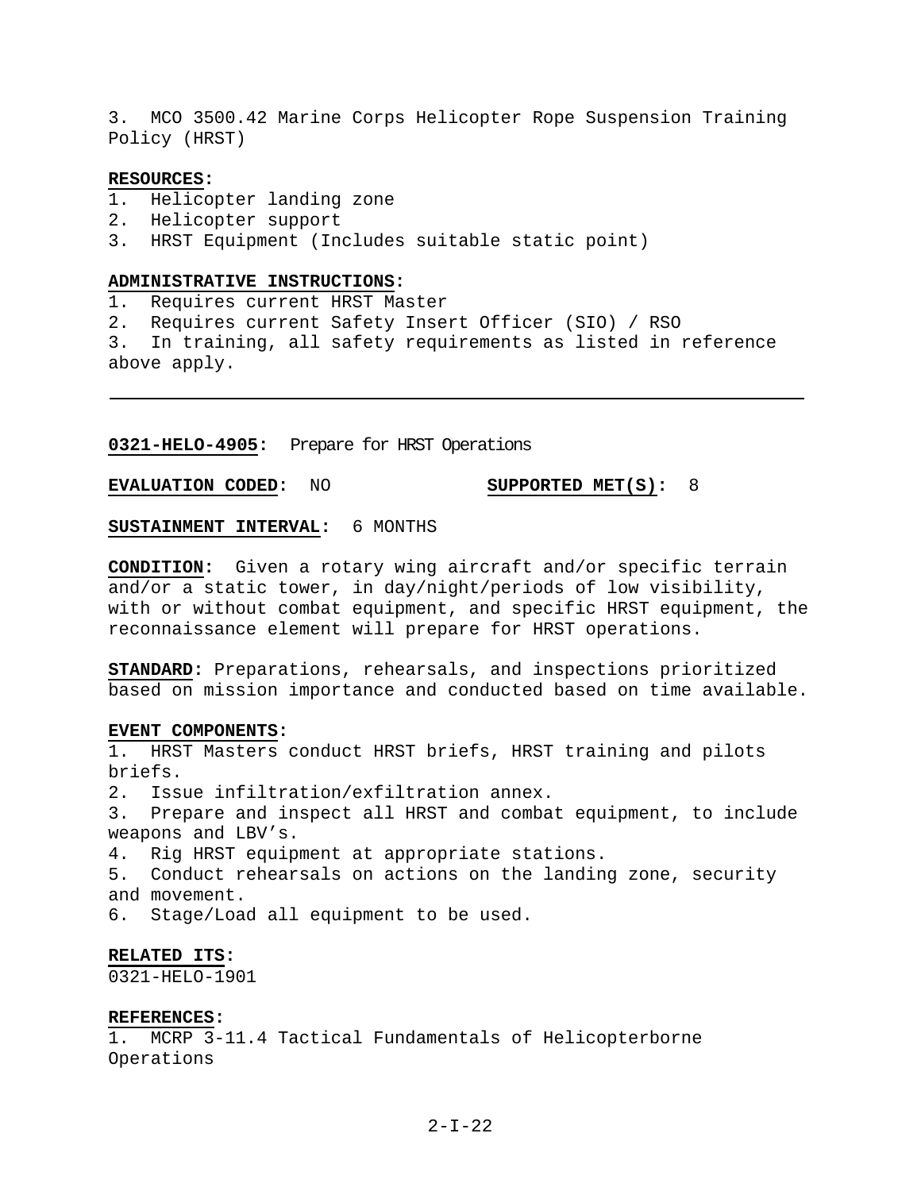3. MCO 3500.42 Marine Corps Helicopter Rope Suspension Training Policy (HRST)

**RESOURCES:**
1. Helicopter landing zone
2. Helicopter support
3. HRST Equipment (Includes suitable static point)

**ADMINISTRATIVE INSTRUCTIONS:**
1. Requires current HRST Master
2. Requires current Safety Insert Officer (SIO) / RSO
3. In training, all safety requirements as listed in reference above apply.

---

**0321-HELO-4905:** Prepare for HRST Operations

**EVALUATION CODED:** NO **SUPPORTED MET(S):** 8

**SUSTAINMENT INTERVAL:** 6 MONTHS

**CONDITION:** Given a rotary wing aircraft and/or specific terrain and/or a static tower, in day/night/periods of low visibility, with or without combat equipment, and specific HRST equipment, the reconnaissance element will prepare for HRST operations.

**STANDARD:** Preparations, rehearsals, and inspections prioritized based on mission importance and conducted based on time available.

**EVENT COMPONENTS:**
1. HRST Masters conduct HRST briefs, HRST training and pilots briefs.
2. Issue infiltration/exfiltration annex.
3. Prepare and inspect all HRST and combat equipment, to include weapons and LBV's.
4. Rig HRST equipment at appropriate stations.
5. Conduct rehearsals on actions on the landing zone, security and movement.
6. Stage/Load all equipment to be used.

**RELATED ITS:**
0321-HELO-1901

**REFERENCES:**
1. MCRP 3-11.4 Tactical Fundamentals of Helicopterborne Operations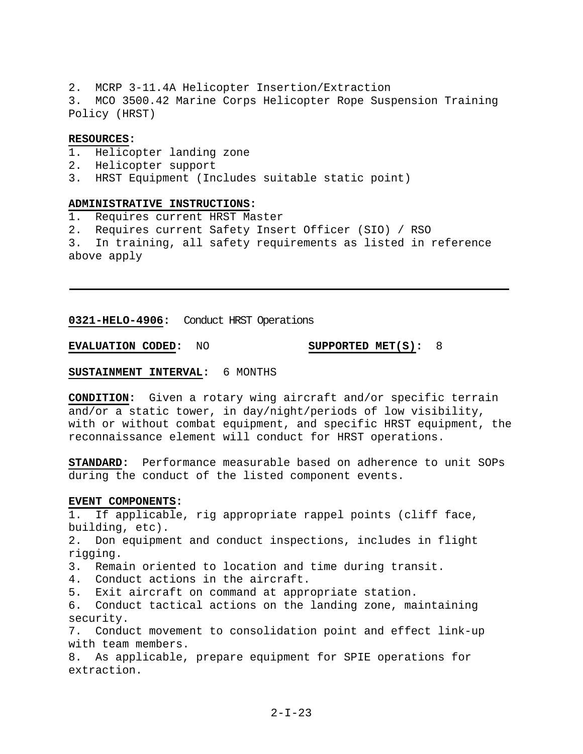2. MCRP 3-11.4A Helicopter Insertion/Extraction
3. MCO 3500.42 Marine Corps Helicopter Rope Suspension Training Policy (HRST)

**RESOURCES:**
1. Helicopter landing zone
2. Helicopter support
3. HRST Equipment (Includes suitable static point)

**ADMINISTRATIVE INSTRUCTIONS:**
1. Requires current HRST Master
2. Requires current Safety Insert Officer (SIO) / RSO
3. In training, all safety requirements as listed in reference above apply

---

**0321-HELO-4906:** Conduct HRST Operations

**EVALUATION CODED:** NO **SUPPORTED MET(S):** 8

**SUSTAINMENT INTERVAL:** 6 MONTHS

**CONDITION:** Given a rotary wing aircraft and/or specific terrain and/or a static tower, in day/night/periods of low visibility, with or without combat equipment, and specific HRST equipment, the reconnaissance element will conduct for HRST operations.

**STANDARD:** Performance measurable based on adherence to unit SOPs during the conduct of the listed component events.

**EVENT COMPONENTS:**
1. If applicable, rig appropriate rappel points (cliff face, building, etc).
2. Don equipment and conduct inspections, includes in flight rigging.
3. Remain oriented to location and time during transit.
4. Conduct actions in the aircraft.
5. Exit aircraft on command at appropriate station.
6. Conduct tactical actions on the landing zone, maintaining security.
7. Conduct movement to consolidation point and effect link-up with team members.
8. As applicable, prepare equipment for SPIE operations for extraction.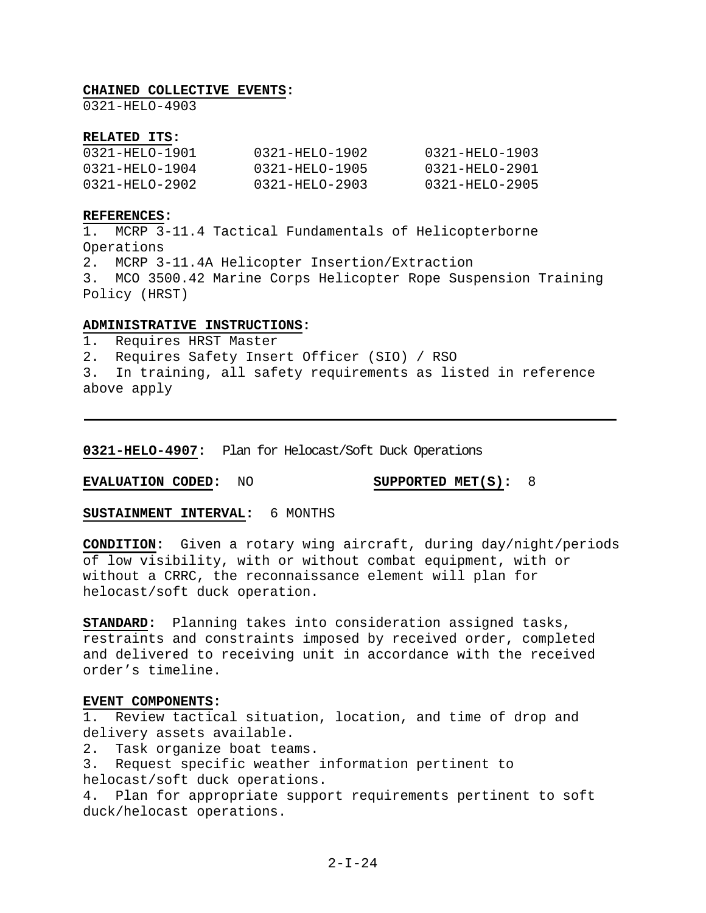**CHAINED COLLECTIVE EVENTS:**
0321-HELO-4903

**RELATED ITS:**

| | | |
|---|---|---|
| 0321-HELO-1901 | 0321-HELO-1902 | 0321-HELO-1903 |
| 0321-HELO-1904 | 0321-HELO-1905 | 0321-HELO-2901 |
| 0321-HELO-2902 | 0321-HELO-2903 | 0321-HELO-2905 |

**REFERENCES:**
1. MCRP 3-11.4 Tactical Fundamentals of Helicopterborne Operations
2. MCRP 3-11.4A Helicopter Insertion/Extraction
3. MCO 3500.42 Marine Corps Helicopter Rope Suspension Training Policy (HRST)

**ADMINISTRATIVE INSTRUCTIONS:**
1. Requires HRST Master
2. Requires Safety Insert Officer (SIO) / RSO
3. In training, all safety requirements as listed in reference above apply

---

**0321-HELO-4907:** Plan for Helocast/Soft Duck Operations

**EVALUATION CODED:** NO **SUPPORTED MET(S):** 8

**SUSTAINMENT INTERVAL:** 6 MONTHS

**CONDITION:** Given a rotary wing aircraft, during day/night/periods of low visibility, with or without combat equipment, with or without a CRRC, the reconnaissance element will plan for helocast/soft duck operation.

**STANDARD:** Planning takes into consideration assigned tasks, restraints and constraints imposed by received order, completed and delivered to receiving unit in accordance with the received order's timeline.

**EVENT COMPONENTS:**
1. Review tactical situation, location, and time of drop and delivery assets available.
2. Task organize boat teams.
3. Request specific weather information pertinent to helocast/soft duck operations.
4. Plan for appropriate support requirements pertinent to soft duck/helocast operations.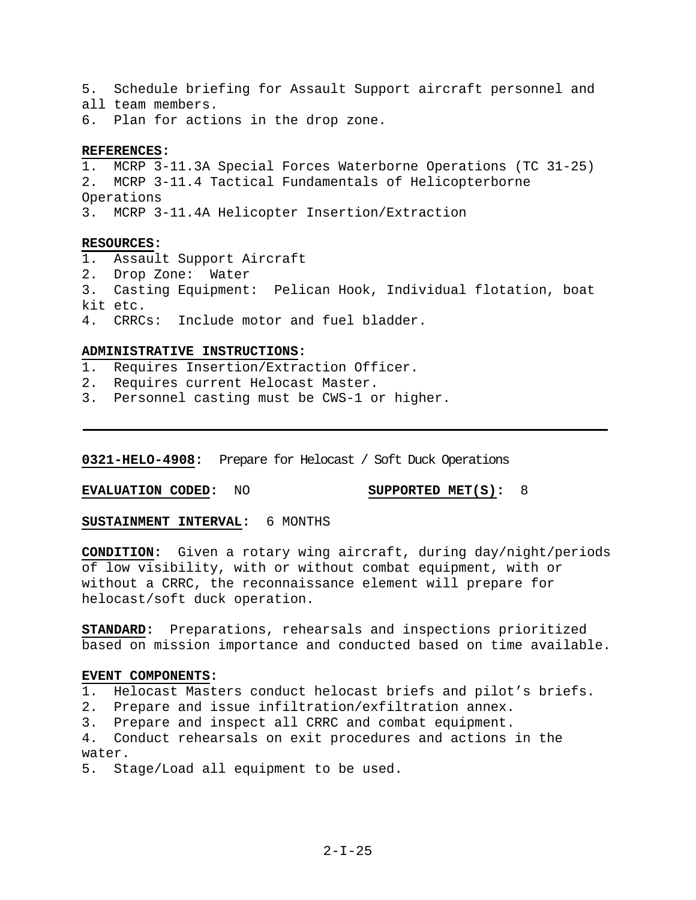5. Schedule briefing for Assault Support aircraft personnel and all team members.
6. Plan for actions in the drop zone.

**REFERENCES:**
1. MCRP 3-11.3A Special Forces Waterborne Operations (TC 31-25)
2. MCRP 3-11.4 Tactical Fundamentals of Helicopterborne Operations
3. MCRP 3-11.4A Helicopter Insertion/Extraction

**RESOURCES:**
1. Assault Support Aircraft
2. Drop Zone: Water
3. Casting Equipment: Pelican Hook, Individual flotation, boat kit etc.
4. CRRCs: Include motor and fuel bladder.

**ADMINISTRATIVE INSTRUCTIONS:**
1. Requires Insertion/Extraction Officer.
2. Requires current Helocast Master.
3. Personnel casting must be CWS-1 or higher.

---

**0321-HELO-4908:** Prepare for Helocast / Soft Duck Operations

**EVALUATION CODED:** NO **SUPPORTED MET(S):** 8

**SUSTAINMENT INTERVAL:** 6 MONTHS

**CONDITION:** Given a rotary wing aircraft, during day/night/periods of low visibility, with or without combat equipment, with or without a CRRC, the reconnaissance element will prepare for helocast/soft duck operation.

**STANDARD:** Preparations, rehearsals and inspections prioritized based on mission importance and conducted based on time available.

**EVENT COMPONENTS:**
1. Helocast Masters conduct helocast briefs and pilot's briefs.
2. Prepare and issue infiltration/exfiltration annex.
3. Prepare and inspect all CRRC and combat equipment.
4. Conduct rehearsals on exit procedures and actions in the water.
5. Stage/Load all equipment to be used.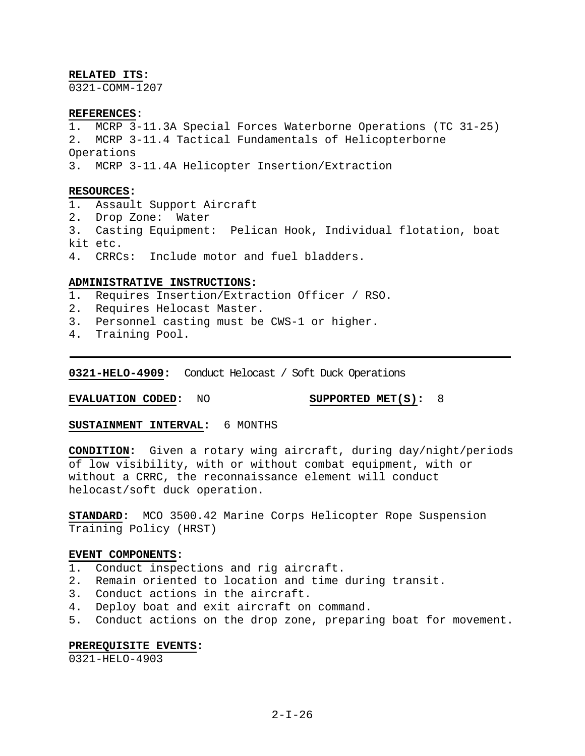**RELATED ITS:**
0321-COMM-1207

**REFERENCES:**
1. MCRP 3-11.3A Special Forces Waterborne Operations (TC 31-25)
2. MCRP 3-11.4 Tactical Fundamentals of Helicopterborne Operations
3. MCRP 3-11.4A Helicopter Insertion/Extraction

**RESOURCES:**
1. Assault Support Aircraft
2. Drop Zone: Water
3. Casting Equipment: Pelican Hook, Individual flotation, boat kit etc.
4. CRRCs: Include motor and fuel bladders.

**ADMINISTRATIVE INSTRUCTIONS:**
1. Requires Insertion/Extraction Officer / RSO.
2. Requires Helocast Master.
3. Personnel casting must be CWS-1 or higher.
4. Training Pool.

---

**0321-HELO-4909:** Conduct Helocast / Soft Duck Operations

**EVALUATION CODED:** NO **SUPPORTED MET(S):** 8

**SUSTAINMENT INTERVAL:** 6 MONTHS

**CONDITION:** Given a rotary wing aircraft, during day/night/periods of low visibility, with or without combat equipment, with or without a CRRC, the reconnaissance element will conduct helocast/soft duck operation.

**STANDARD:** MCO 3500.42 Marine Corps Helicopter Rope Suspension Training Policy (HRST)

**EVENT COMPONENTS:**
1. Conduct inspections and rig aircraft.
2. Remain oriented to location and time during transit.
3. Conduct actions in the aircraft.
4. Deploy boat and exit aircraft on command.
5. Conduct actions on the drop zone, preparing boat for movement.

**PREREQUISITE EVENTS:**
0321-HELO-4903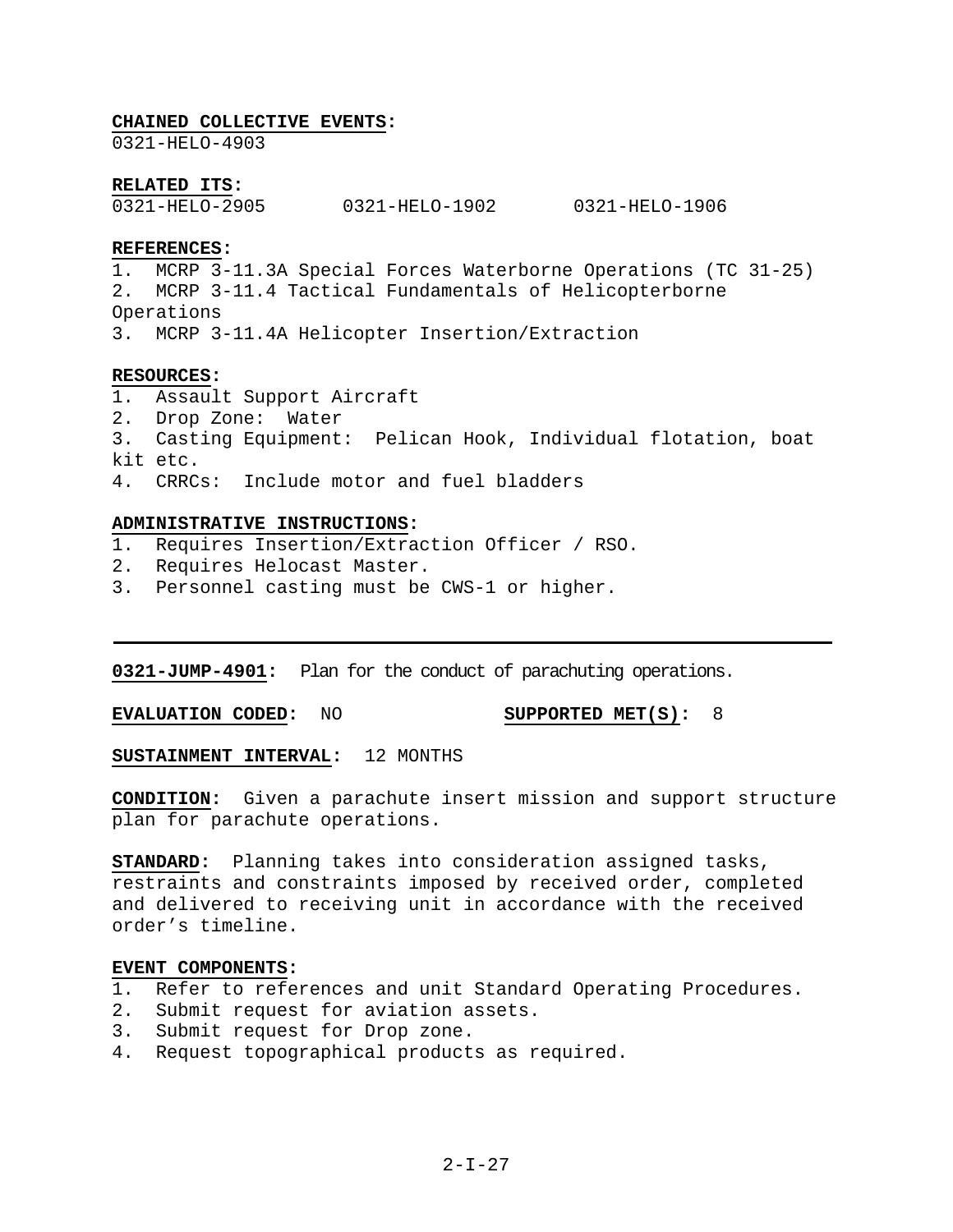**CHAINED COLLECTIVE EVENTS:**
0321-HELO-4903

**RELATED ITS:**
0321-HELO-2905 0321-HELO-1902 0321-HELO-1906

**REFERENCES:**
1. MCRP 3-11.3A Special Forces Waterborne Operations (TC 31-25)
2. MCRP 3-11.4 Tactical Fundamentals of Helicopterborne Operations
3. MCRP 3-11.4A Helicopter Insertion/Extraction

**RESOURCES:**
1. Assault Support Aircraft
2. Drop Zone: Water
3. Casting Equipment: Pelican Hook, Individual flotation, boat kit etc.
4. CRRCs: Include motor and fuel bladders

**ADMINISTRATIVE INSTRUCTIONS:**
1. Requires Insertion/Extraction Officer / RSO.
2. Requires Helocast Master.
3. Personnel casting must be CWS-1 or higher.

---

**0321-JUMP-4901:** Plan for the conduct of parachuting operations.

**EVALUATION CODED:** NO **SUPPORTED MET(S):** 8

**SUSTAINMENT INTERVAL:** 12 MONTHS

**CONDITION:** Given a parachute insert mission and support structure plan for parachute operations.

**STANDARD:** Planning takes into consideration assigned tasks, restraints and constraints imposed by received order, completed and delivered to receiving unit in accordance with the received order's timeline.

**EVENT COMPONENTS:**
1. Refer to references and unit Standard Operating Procedures.
2. Submit request for aviation assets.
3. Submit request for Drop zone.
4. Request topographical products as required.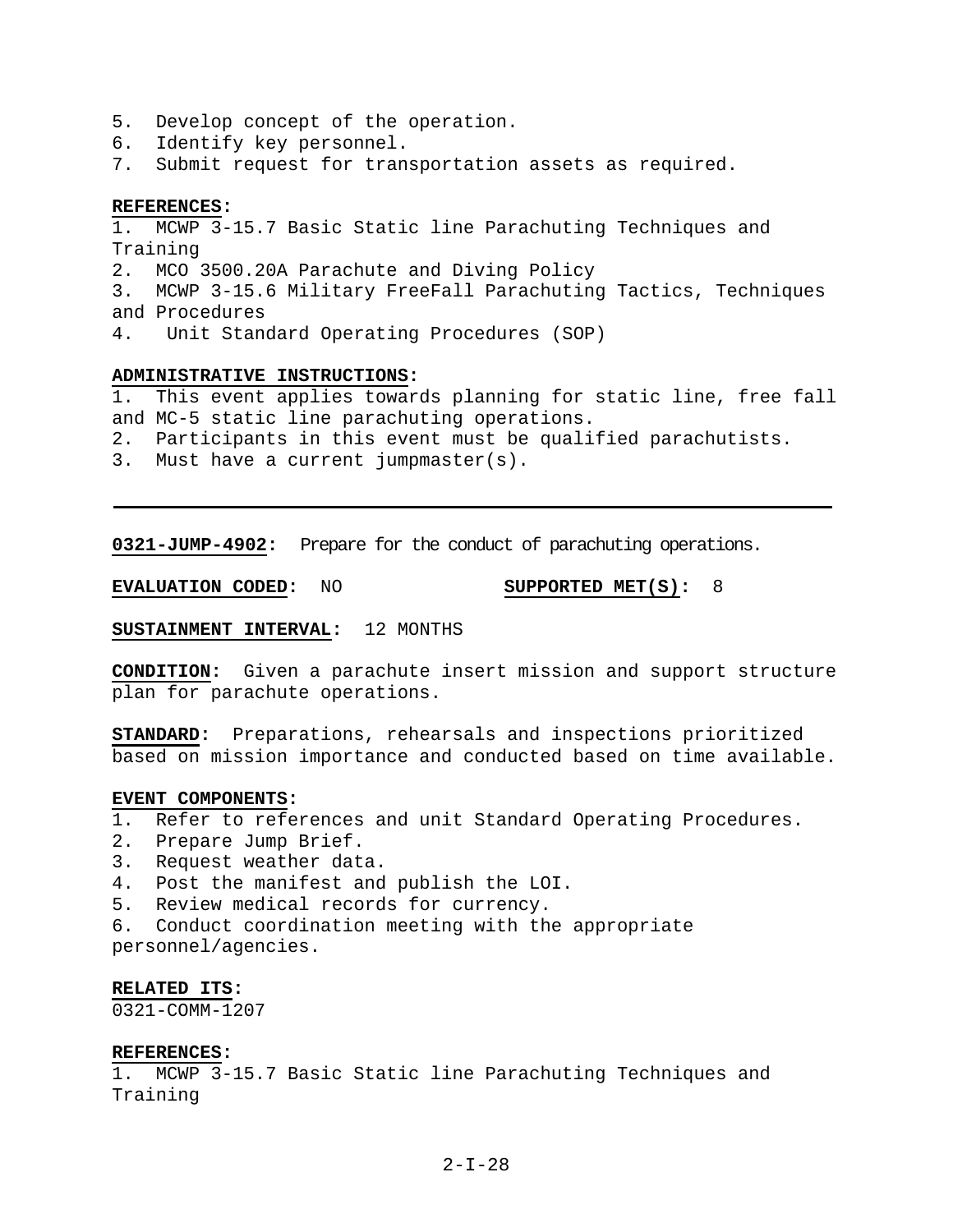5. Develop concept of the operation.
6. Identify key personnel.
7. Submit request for transportation assets as required.

**REFERENCES:**
1. MCWP 3-15.7 Basic Static line Parachuting Techniques and Training
2. MCO 3500.20A Parachute and Diving Policy
3. MCWP 3-15.6 Military FreeFall Parachuting Tactics, Techniques and Procedures
4. Unit Standard Operating Procedures (SOP)

**ADMINISTRATIVE INSTRUCTIONS:**
1. This event applies towards planning for static line, free fall and MC-5 static line parachuting operations.
2. Participants in this event must be qualified parachutists.
3. Must have a current jumpmaster(s).

---

**0321-JUMP-4902:** Prepare for the conduct of parachuting operations.

**EVALUATION CODED:** NO **SUPPORTED MET(S):** 8

**SUSTAINMENT INTERVAL:** 12 MONTHS

**CONDITION:** Given a parachute insert mission and support structure plan for parachute operations.

**STANDARD:** Preparations, rehearsals and inspections prioritized based on mission importance and conducted based on time available.

**EVENT COMPONENTS:**
1. Refer to references and unit Standard Operating Procedures.
2. Prepare Jump Brief.
3. Request weather data.
4. Post the manifest and publish the LOI.
5. Review medical records for currency.
6. Conduct coordination meeting with the appropriate personnel/agencies.

**RELATED ITS:**
0321-COMM-1207

**REFERENCES:**
1. MCWP 3-15.7 Basic Static line Parachuting Techniques and Training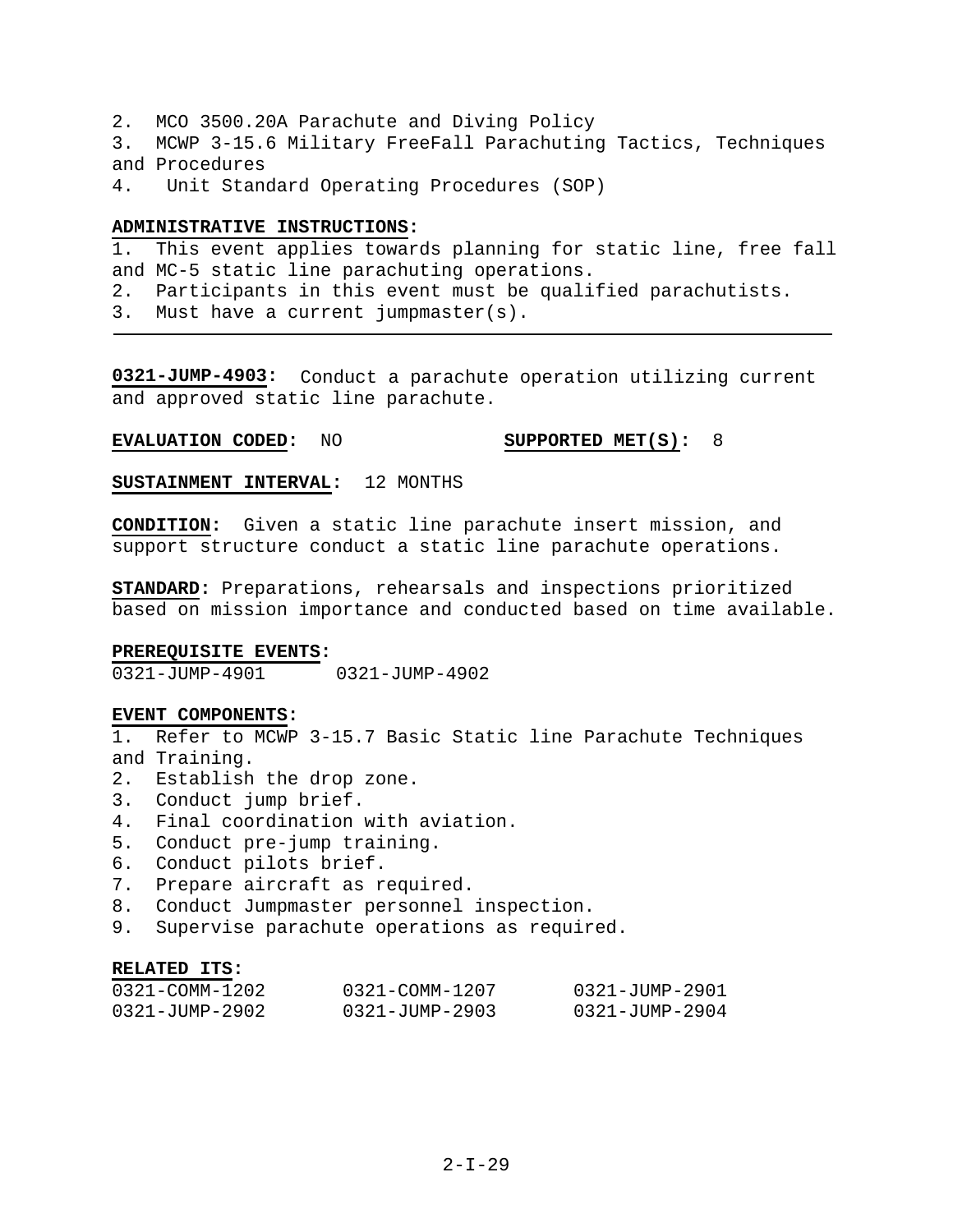2. MCO 3500.20A Parachute and Diving Policy
3. MCWP 3-15.6 Military FreeFall Parachuting Tactics, Techniques and Procedures
4. Unit Standard Operating Procedures (SOP)

**ADMINISTRATIVE INSTRUCTIONS:**
1. This event applies towards planning for static line, free fall and MC-5 static line parachuting operations.
2. Participants in this event must be qualified parachutists.
3. Must have a current jumpmaster(s).

---

**0321-JUMP-4903:** Conduct a parachute operation utilizing current and approved static line parachute.

**EVALUATION CODED:** NO **SUPPORTED MET(S):** 8

**SUSTAINMENT INTERVAL:** 12 MONTHS

**CONDITION:** Given a static line parachute insert mission, and support structure conduct a static line parachute operations.

**STANDARD:** Preparations, rehearsals and inspections prioritized based on mission importance and conducted based on time available.

**PREREQUISITE EVENTS:**
0321-JUMP-4901 0321-JUMP-4902

**EVENT COMPONENTS:**
1. Refer to MCWP 3-15.7 Basic Static line Parachute Techniques and Training.
2. Establish the drop zone.
3. Conduct jump brief.
4. Final coordination with aviation.
5. Conduct pre-jump training.
6. Conduct pilots brief.
7. Prepare aircraft as required.
8. Conduct Jumpmaster personnel inspection.
9. Supervise parachute operations as required.

**RELATED ITS:**

| | | |
|---|---|---|
| 0321-COMM-1202 | 0321-COMM-1207 | 0321-JUMP-2901 |
| 0321-JUMP-2902 | 0321-JUMP-2903 | 0321-JUMP-2904 |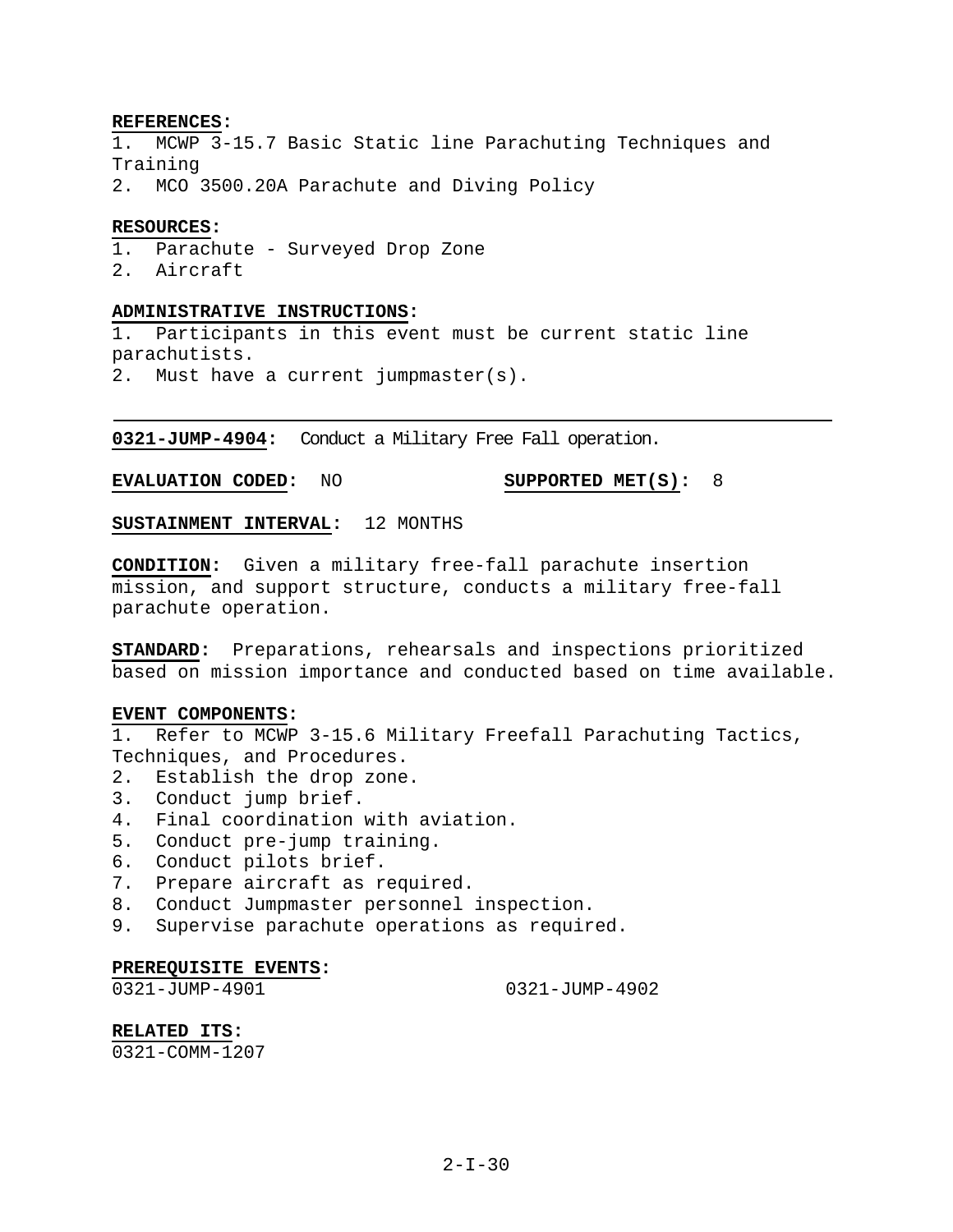**REFERENCES:**

1. MCWP 3-15.7 Basic Static line Parachuting Techniques and Training
2. MCO 3500.20A Parachute and Diving Policy

**RESOURCES:**

1. Parachute - Surveyed Drop Zone
2. Aircraft

**ADMINISTRATIVE INSTRUCTIONS:**

1. Participants in this event must be current static line parachutists.
2. Must have a current jumpmaster(s).

---

**0321-JUMP-4904:** Conduct a Military Free Fall operation.

**EVALUATION CODED:** NO **SUPPORTED MET(S):** 8

**SUSTAINMENT INTERVAL:** 12 MONTHS

**CONDITION:** Given a military free-fall parachute insertion mission, and support structure, conducts a military free-fall parachute operation.

**STANDARD:** Preparations, rehearsals and inspections prioritized based on mission importance and conducted based on time available.

**EVENT COMPONENTS:**

1. Refer to MCWP 3-15.6 Military Freefall Parachuting Tactics, Techniques, and Procedures.
2. Establish the drop zone.
3. Conduct jump brief.
4. Final coordination with aviation.
5. Conduct pre-jump training.
6. Conduct pilots brief.
7. Prepare aircraft as required.
8. Conduct Jumpmaster personnel inspection.
9. Supervise parachute operations as required.

**PREREQUISITE EVENTS:**

0321-JUMP-4901 0321-JUMP-4902

**RELATED ITS:**

0321-COMM-1207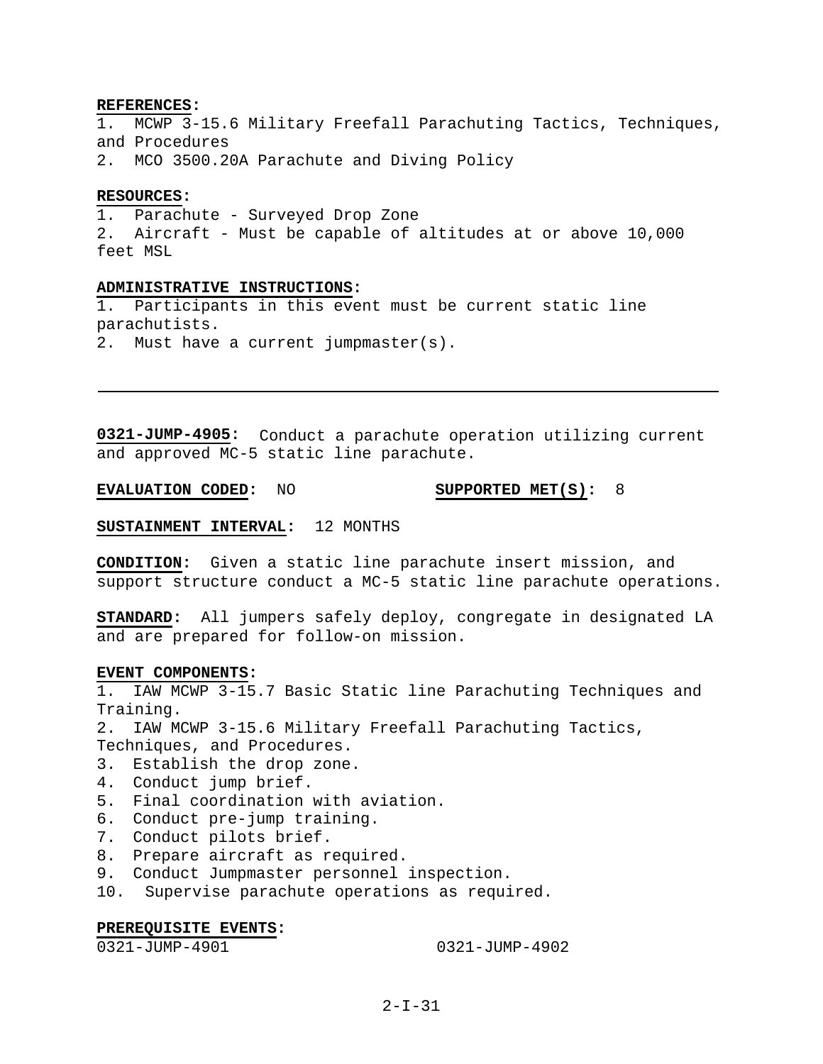**REFERENCES:**
1. MCWP 3-15.6 Military Freefall Parachuting Tactics, Techniques, and Procedures
2. MCO 3500.20A Parachute and Diving Policy

**RESOURCES:**
1. Parachute - Surveyed Drop Zone
2. Aircraft - Must be capable of altitudes at or above 10,000 feet MSL

**ADMINISTRATIVE INSTRUCTIONS:**
1. Participants in this event must be current static line parachutists.
2. Must have a current jumpmaster(s).

---

**0321-JUMP-4905:** Conduct a parachute operation utilizing current and approved MC-5 static line parachute.

**EVALUATION CODED:** NO **SUPPORTED MET(S):** 8

**SUSTAINMENT INTERVAL:** 12 MONTHS

**CONDITION:** Given a static line parachute insert mission, and support structure conduct a MC-5 static line parachute operations.

**STANDARD:** All jumpers safely deploy, congregate in designated LA and are prepared for follow-on mission.

**EVENT COMPONENTS:**
1. IAW MCWP 3-15.7 Basic Static line Parachuting Techniques and Training.
2. IAW MCWP 3-15.6 Military Freefall Parachuting Tactics, Techniques, and Procedures.
3. Establish the drop zone.
4. Conduct jump brief.
5. Final coordination with aviation.
6. Conduct pre-jump training.
7. Conduct pilots brief.
8. Prepare aircraft as required.
9. Conduct Jumpmaster personnel inspection.
10. Supervise parachute operations as required.

**PREREQUISITE EVENTS:**
0321-JUMP-4901 0321-JUMP-4902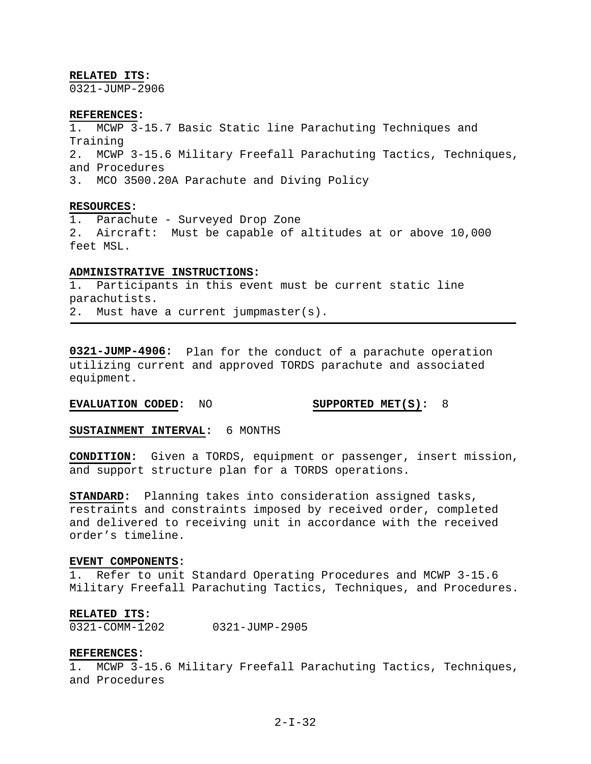**RELATED ITS:**
0321-JUMP-2906

**REFERENCES:**
1. MCWP 3-15.7 Basic Static line Parachuting Techniques and Training
2. MCWP 3-15.6 Military Freefall Parachuting Tactics, Techniques, and Procedures
3. MCO 3500.20A Parachute and Diving Policy

**RESOURCES:**
1. Parachute - Surveyed Drop Zone
2. Aircraft: Must be capable of altitudes at or above 10,000 feet MSL.

**ADMINISTRATIVE INSTRUCTIONS:**
1. Participants in this event must be current static line parachutists.
2. Must have a current jumpmaster(s).

---

**0321-JUMP-4906:** Plan for the conduct of a parachute operation utilizing current and approved TORDS parachute and associated equipment.

**EVALUATION CODED:** NO **SUPPORTED MET(S):** 8

**SUSTAINMENT INTERVAL:** 6 MONTHS

**CONDITION:** Given a TORDS, equipment or passenger, insert mission, and support structure plan for a TORDS operations.

**STANDARD:** Planning takes into consideration assigned tasks, restraints and constraints imposed by received order, completed and delivered to receiving unit in accordance with the received order's timeline.

**EVENT COMPONENTS:**
1. Refer to unit Standard Operating Procedures and MCWP 3-15.6 Military Freefall Parachuting Tactics, Techniques, and Procedures.

**RELATED ITS:**
0321-COMM-1202 0321-JUMP-2905

**REFERENCES:**
1. MCWP 3-15.6 Military Freefall Parachuting Tactics, Techniques, and Procedures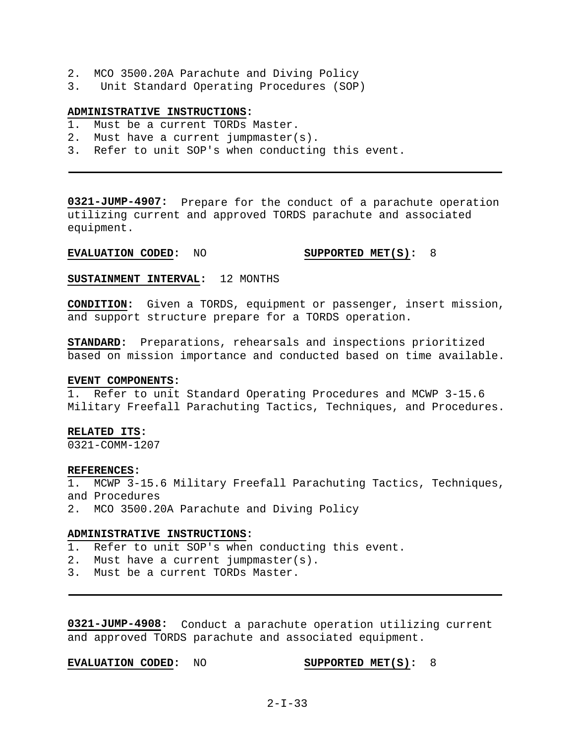2. MCO 3500.20A Parachute and Diving Policy
3. Unit Standard Operating Procedures (SOP)

**ADMINISTRATIVE INSTRUCTIONS:**
1. Must be a current TORDs Master.
2. Must have a current jumpmaster(s).
3. Refer to unit SOP's when conducting this event.

---

**0321-JUMP-4907:** Prepare for the conduct of a parachute operation utilizing current and approved TORDS parachute and associated equipment.

**EVALUATION CODED:** NO **SUPPORTED MET(S):** 8

**SUSTAINMENT INTERVAL:** 12 MONTHS

**CONDITION:** Given a TORDS, equipment or passenger, insert mission, and support structure prepare for a TORDS operation.

**STANDARD:** Preparations, rehearsals and inspections prioritized based on mission importance and conducted based on time available.

**EVENT COMPONENTS:**
1. Refer to unit Standard Operating Procedures and MCWP 3-15.6 Military Freefall Parachuting Tactics, Techniques, and Procedures.

**RELATED ITS:**
0321-COMM-1207

**REFERENCES:**
1. MCWP 3-15.6 Military Freefall Parachuting Tactics, Techniques, and Procedures
2. MCO 3500.20A Parachute and Diving Policy

**ADMINISTRATIVE INSTRUCTIONS:**
1. Refer to unit SOP's when conducting this event.
2. Must have a current jumpmaster(s).
3. Must be a current TORDs Master.

---

**0321-JUMP-4908:** Conduct a parachute operation utilizing current and approved TORDS parachute and associated equipment.

**EVALUATION CODED:** NO **SUPPORTED MET(S):** 8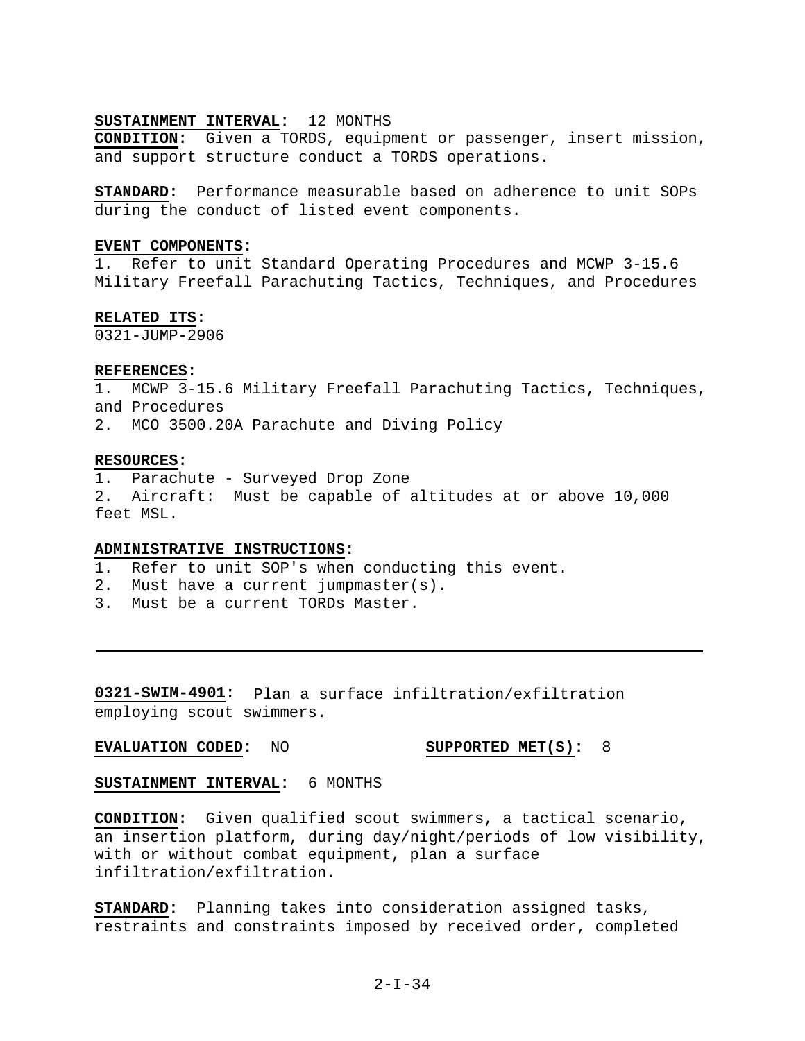**SUSTAINMENT INTERVAL:** 12 MONTHS

**CONDITION:** Given a TORDS, equipment or passenger, insert mission, and support structure conduct a TORDS operations.

**STANDARD:** Performance measurable based on adherence to unit SOPs during the conduct of listed event components.

**EVENT COMPONENTS:**

1. Refer to unit Standard Operating Procedures and MCWP 3-15.6 Military Freefall Parachuting Tactics, Techniques, and Procedures

**RELATED ITS:**

0321-JUMP-2906

**REFERENCES:**

1. MCWP 3-15.6 Military Freefall Parachuting Tactics, Techniques, and Procedures
2. MCO 3500.20A Parachute and Diving Policy

**RESOURCES:**

1. Parachute - Surveyed Drop Zone
2. Aircraft: Must be capable of altitudes at or above 10,000 feet MSL.

**ADMINISTRATIVE INSTRUCTIONS:**

1. Refer to unit SOP's when conducting this event.
2. Must have a current jumpmaster(s).
3. Must be a current TORDs Master.

---

**0321-SWIM-4901:** Plan a surface infiltration/exfiltration employing scout swimmers.

**EVALUATION CODED:** NO **SUPPORTED MET(S):** 8

**SUSTAINMENT INTERVAL:** 6 MONTHS

**CONDITION:** Given qualified scout swimmers, a tactical scenario, an insertion platform, during day/night/periods of low visibility, with or without combat equipment, plan a surface infiltration/exfiltration.

**STANDARD:** Planning takes into consideration assigned tasks, restraints and constraints imposed by received order, completed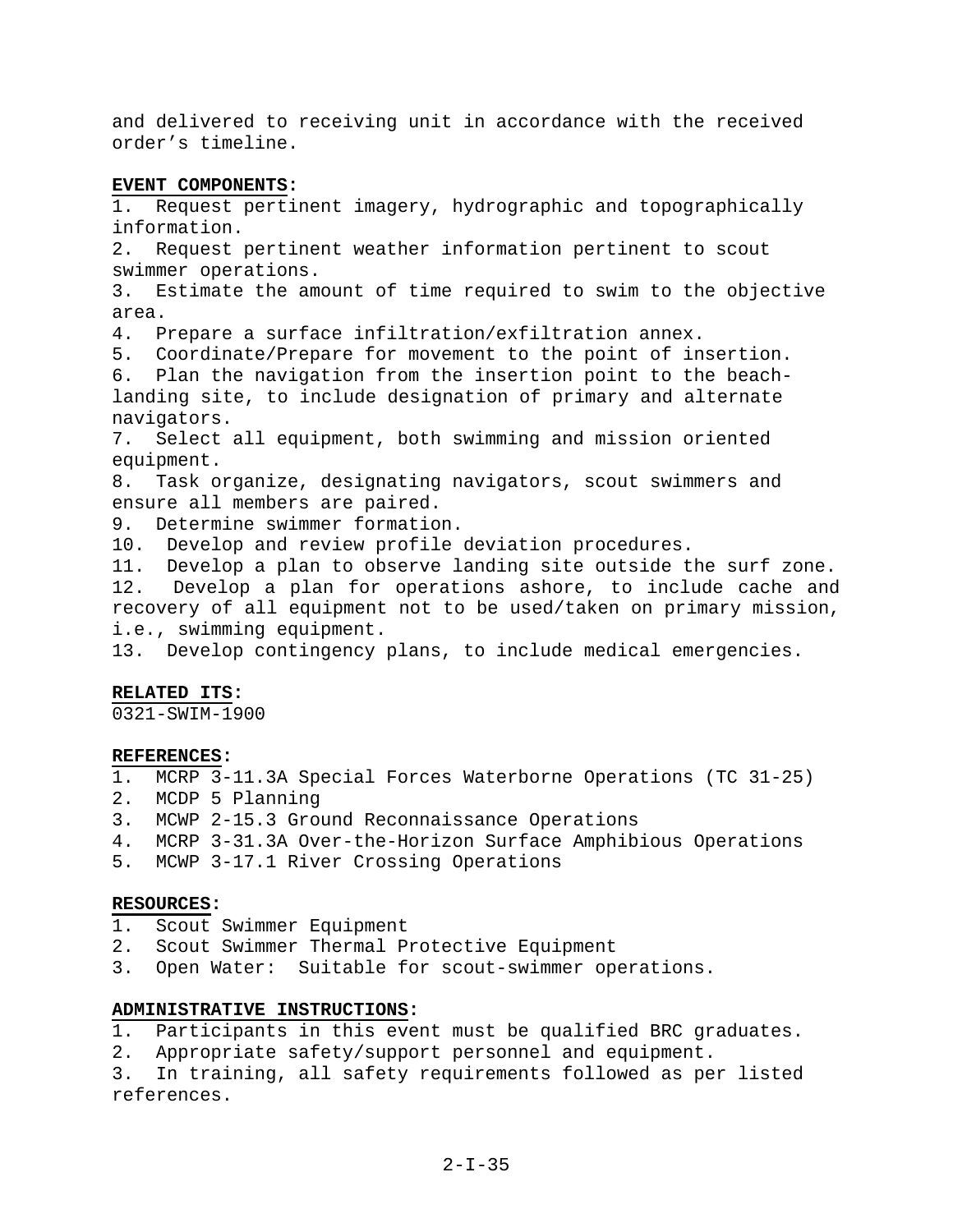and delivered to receiving unit in accordance with the received order's timeline.

**EVENT COMPONENTS:**

1. Request pertinent imagery, hydrographic and topographically information.
2. Request pertinent weather information pertinent to scout swimmer operations.
3. Estimate the amount of time required to swim to the objective area.
4. Prepare a surface infiltration/exfiltration annex.
5. Coordinate/Prepare for movement to the point of insertion.
6. Plan the navigation from the insertion point to the beach-landing site, to include designation of primary and alternate navigators.
7. Select all equipment, both swimming and mission oriented equipment.
8. Task organize, designating navigators, scout swimmers and ensure all members are paired.
9. Determine swimmer formation.
10. Develop and review profile deviation procedures.
11. Develop a plan to observe landing site outside the surf zone.
12. Develop a plan for operations ashore, to include cache and recovery of all equipment not to be used/taken on primary mission, i.e., swimming equipment.
13. Develop contingency plans, to include medical emergencies.

**RELATED ITS:**

0321-SWIM-1900

**REFERENCES:**

1. MCRP 3-11.3A Special Forces Waterborne Operations (TC 31-25)
2. MCDP 5 Planning
3. MCWP 2-15.3 Ground Reconnaissance Operations
4. MCRP 3-31.3A Over-the-Horizon Surface Amphibious Operations
5. MCWP 3-17.1 River Crossing Operations

**RESOURCES:**

1. Scout Swimmer Equipment
2. Scout Swimmer Thermal Protective Equipment
3. Open Water: Suitable for scout-swimmer operations.

**ADMINISTRATIVE INSTRUCTIONS:**

1. Participants in this event must be qualified BRC graduates.
2. Appropriate safety/support personnel and equipment.
3. In training, all safety requirements followed as per listed references.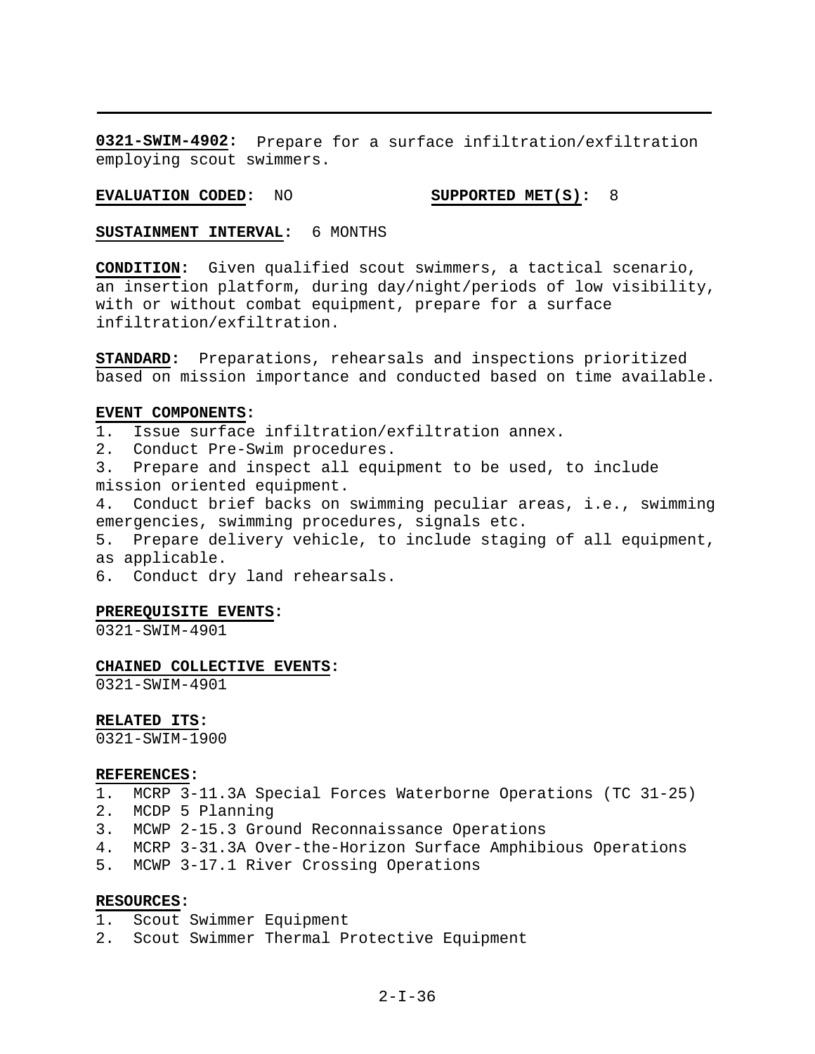**0321-SWIM-4902:** Prepare for a surface infiltration/exfiltration employing scout swimmers.

**EVALUATION CODED:** NO **SUPPORTED MET(S):** 8

**SUSTAINMENT INTERVAL:** 6 MONTHS

**CONDITION:** Given qualified scout swimmers, a tactical scenario, an insertion platform, during day/night/periods of low visibility, with or without combat equipment, prepare for a surface infiltration/exfiltration.

**STANDARD:** Preparations, rehearsals and inspections prioritized based on mission importance and conducted based on time available.

**EVENT COMPONENTS:**

1. Issue surface infiltration/exfiltration annex.
2. Conduct Pre-Swim procedures.
3. Prepare and inspect all equipment to be used, to include mission oriented equipment.
4. Conduct brief backs on swimming peculiar areas, i.e., swimming emergencies, swimming procedures, signals etc.
5. Prepare delivery vehicle, to include staging of all equipment, as applicable.
6. Conduct dry land rehearsals.

**PREREQUISITE EVENTS:**
0321-SWIM-4901

**CHAINED COLLECTIVE EVENTS:**
0321-SWIM-4901

**RELATED ITS:**
0321-SWIM-1900

**REFERENCES:**

1. MCRP 3-11.3A Special Forces Waterborne Operations (TC 31-25)
2. MCDP 5 Planning
3. MCWP 2-15.3 Ground Reconnaissance Operations
4. MCRP 3-31.3A Over-the-Horizon Surface Amphibious Operations
5. MCWP 3-17.1 River Crossing Operations

**RESOURCES:**

1. Scout Swimmer Equipment
2. Scout Swimmer Thermal Protective Equipment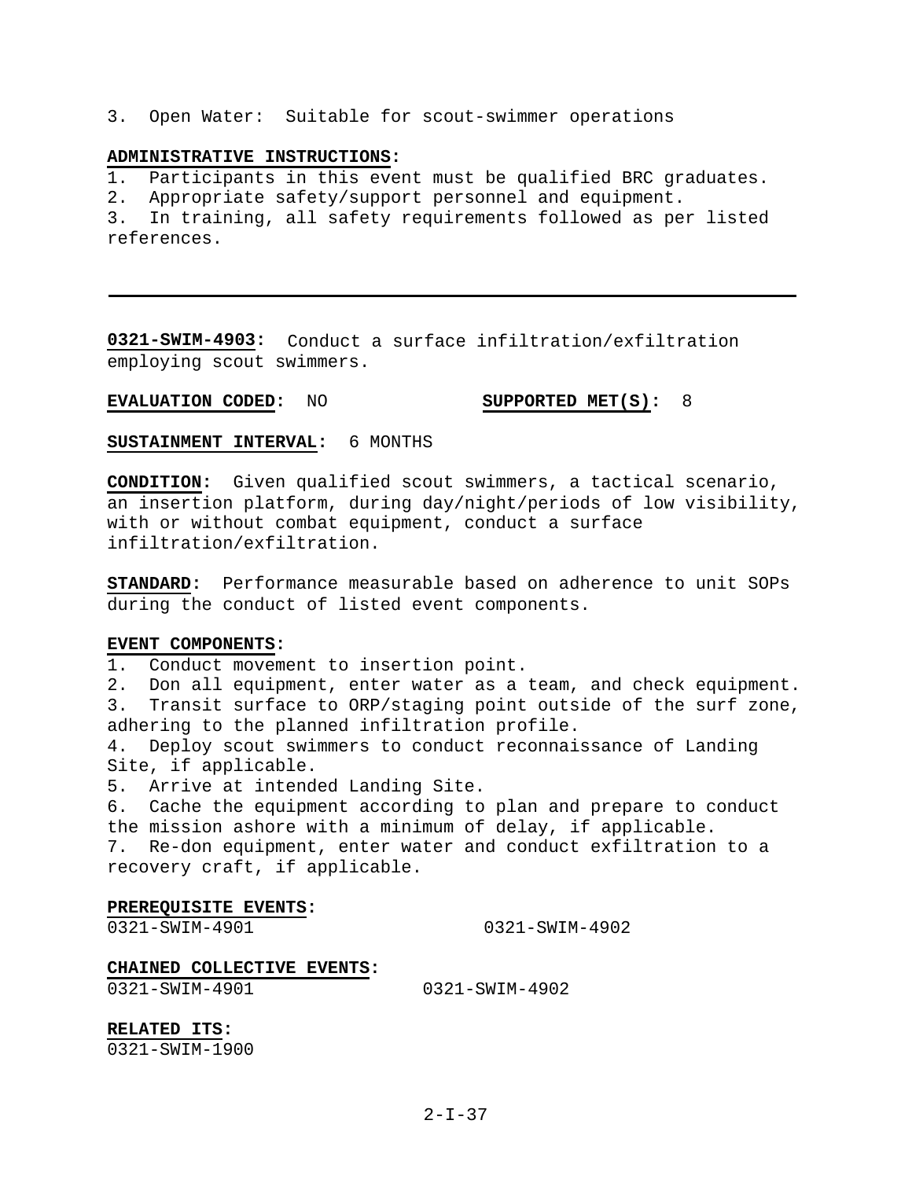3. Open Water: Suitable for scout-swimmer operations

**ADMINISTRATIVE INSTRUCTIONS:**
1. Participants in this event must be qualified BRC graduates.
2. Appropriate safety/support personnel and equipment.
3. In training, all safety requirements followed as per listed references.

---

**0321-SWIM-4903:** Conduct a surface infiltration/exfiltration employing scout swimmers.

**EVALUATION CODED:** NO **SUPPORTED MET(S):** 8

**SUSTAINMENT INTERVAL:** 6 MONTHS

**CONDITION:** Given qualified scout swimmers, a tactical scenario, an insertion platform, during day/night/periods of low visibility, with or without combat equipment, conduct a surface infiltration/exfiltration.

**STANDARD:** Performance measurable based on adherence to unit SOPs during the conduct of listed event components.

**EVENT COMPONENTS:**
1. Conduct movement to insertion point.
2. Don all equipment, enter water as a team, and check equipment.
3. Transit surface to ORP/staging point outside of the surf zone, adhering to the planned infiltration profile.
4. Deploy scout swimmers to conduct reconnaissance of Landing Site, if applicable.
5. Arrive at intended Landing Site.
6. Cache the equipment according to plan and prepare to conduct the mission ashore with a minimum of delay, if applicable.
7. Re-don equipment, enter water and conduct exfiltration to a recovery craft, if applicable.

**PREREQUISITE EVENTS:**
0321-SWIM-4901 0321-SWIM-4902

**CHAINED COLLECTIVE EVENTS:**
0321-SWIM-4901 0321-SWIM-4902

**RELATED ITS:**
0321-SWIM-1900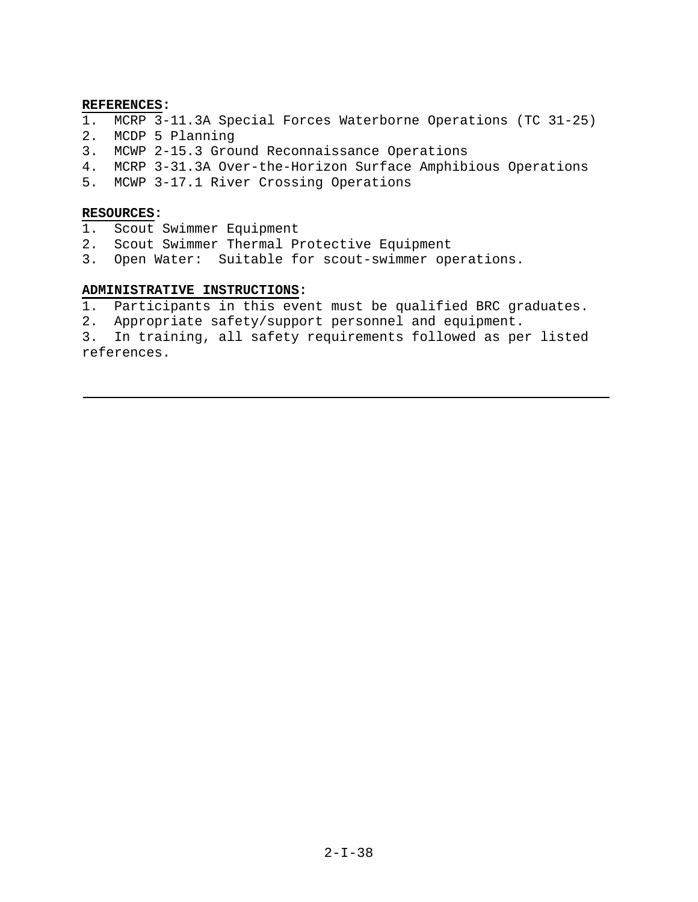**REFERENCES:**

1. MCRP 3-11.3A Special Forces Waterborne Operations (TC 31-25)
2. MCDP 5 Planning
3. MCWP 2-15.3 Ground Reconnaissance Operations
4. MCRP 3-31.3A Over-the-Horizon Surface Amphibious Operations
5. MCWP 3-17.1 River Crossing Operations

**RESOURCES:**

1. Scout Swimmer Equipment
2. Scout Swimmer Thermal Protective Equipment
3. Open Water: Suitable for scout-swimmer operations.

**ADMINISTRATIVE INSTRUCTIONS:**

1. Participants in this event must be qualified BRC graduates.
2. Appropriate safety/support personnel and equipment.
3. In training, all safety requirements followed as per listed references.

---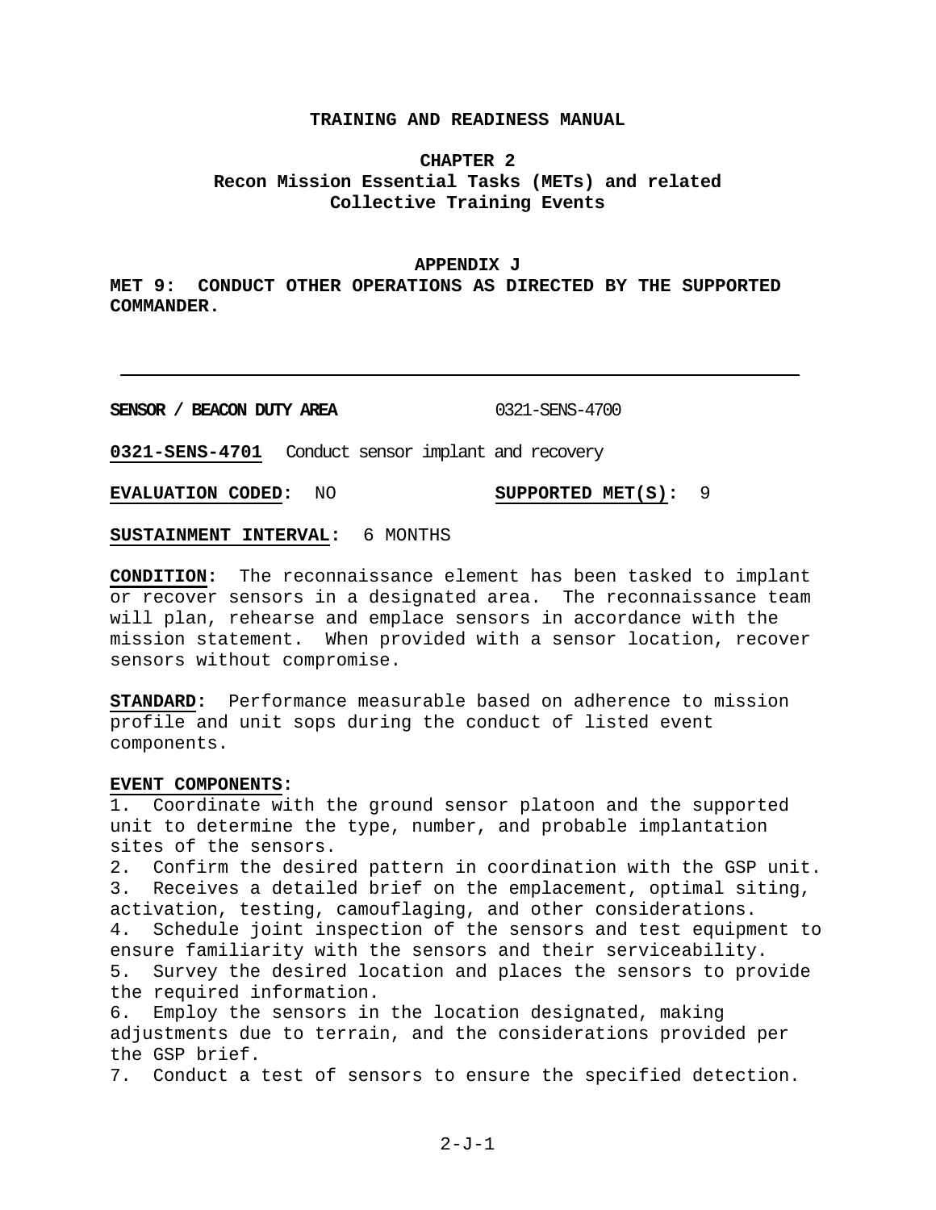**TRAINING AND READINESS MANUAL**

**CHAPTER 2**
**Recon Mission Essential Tasks (METs) and related Collective Training Events**

**APPENDIX J**
**MET 9: CONDUCT OTHER OPERATIONS AS DIRECTED BY THE SUPPORTED COMMANDER.**

---

**SENSOR / BEACON DUTY AREA** 0321-SENS-4700

**0321-SENS-4701** Conduct sensor implant and recovery

**EVALUATION CODED:** NO **SUPPORTED MET(S):** 9

**SUSTAINMENT INTERVAL:** 6 MONTHS

**CONDITION:** The reconnaissance element has been tasked to implant or recover sensors in a designated area. The reconnaissance team will plan, rehearse and emplace sensors in accordance with the mission statement. When provided with a sensor location, recover sensors without compromise.

**STANDARD:** Performance measurable based on adherence to mission profile and unit sops during the conduct of listed event components.

**EVENT COMPONENTS:**

1. Coordinate with the ground sensor platoon and the supported unit to determine the type, number, and probable implantation sites of the sensors.
2. Confirm the desired pattern in coordination with the GSP unit.
3. Receives a detailed brief on the emplacement, optimal siting, activation, testing, camouflaging, and other considerations.
4. Schedule joint inspection of the sensors and test equipment to ensure familiarity with the sensors and their serviceability.
5. Survey the desired location and places the sensors to provide the required information.
6. Employ the sensors in the location designated, making adjustments due to terrain, and the considerations provided per the GSP brief.
7. Conduct a test of sensors to ensure the specified detection.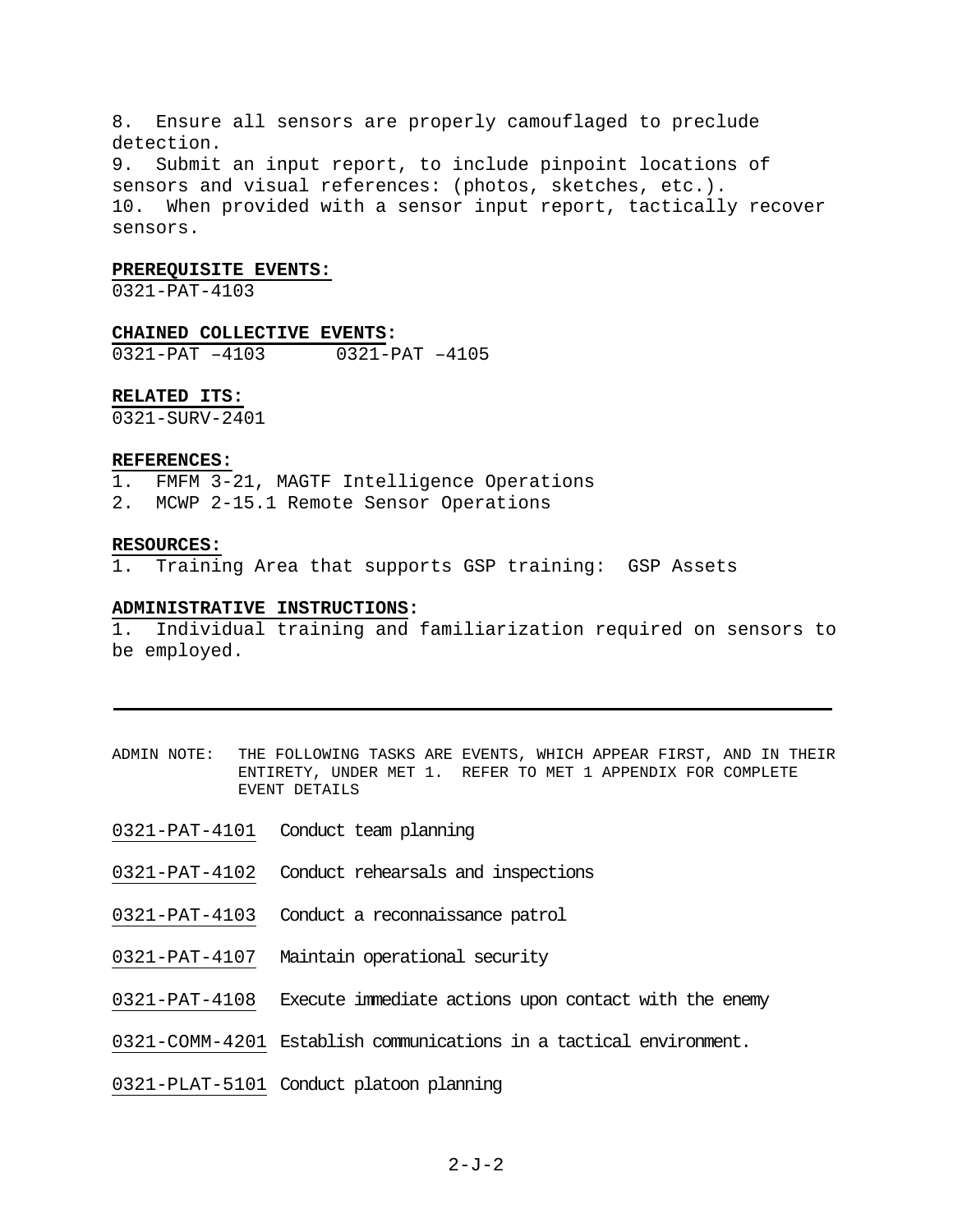8. Ensure all sensors are properly camouflaged to preclude detection.
9. Submit an input report, to include pinpoint locations of sensors and visual references: (photos, sketches, etc.).
10. When provided with a sensor input report, tactically recover sensors.

**PREREQUISITE EVENTS:**
0321-PAT-4103

**CHAINED COLLECTIVE EVENTS:**
0321-PAT –4103 0321-PAT –4105

**RELATED ITS:**
0321-SURV-2401

**REFERENCES:**
1. FMFM 3-21, MAGTF Intelligence Operations
2. MCWP 2-15.1 Remote Sensor Operations

**RESOURCES:**
1. Training Area that supports GSP training: GSP Assets

**ADMINISTRATIVE INSTRUCTIONS:**
1. Individual training and familiarization required on sensors to be employed.

---

ADMIN NOTE: THE FOLLOWING TASKS ARE EVENTS, WHICH APPEAR FIRST, AND IN THEIR ENTIRETY, UNDER MET 1. REFER TO MET 1 APPENDIX FOR COMPLETE EVENT DETAILS

0321-PAT-4101 Conduct team planning

0321-PAT-4102 Conduct rehearsals and inspections

0321-PAT-4103 Conduct a reconnaissance patrol

0321-PAT-4107 Maintain operational security

0321-PAT-4108 Execute immediate actions upon contact with the enemy

0321-COMM-4201 Establish communications in a tactical environment.

0321-PLAT-5101 Conduct platoon planning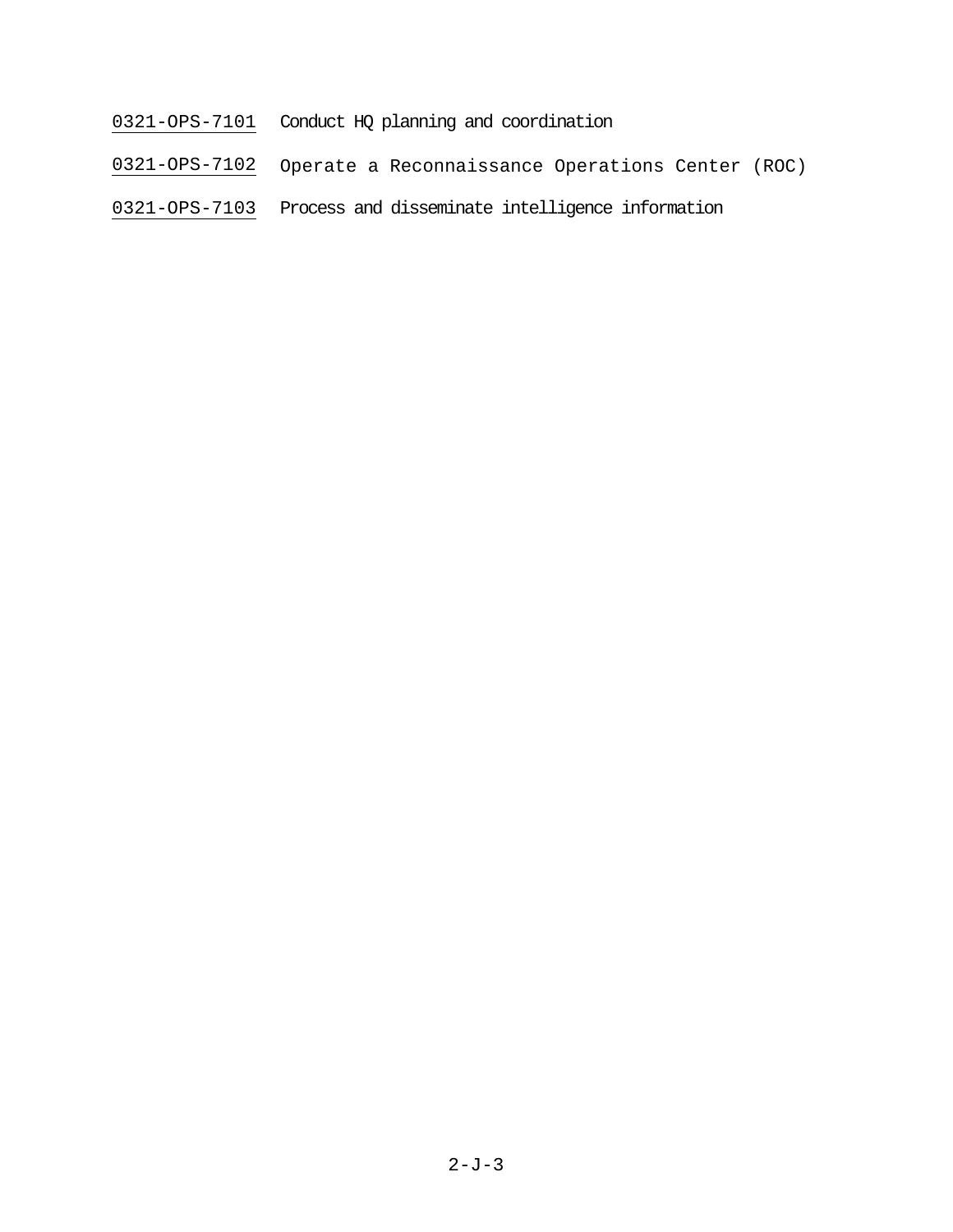0321-OPS-7101 Conduct HQ planning and coordination

0321-OPS-7102 Operate a Reconnaissance Operations Center (ROC)

0321-OPS-7103 Process and disseminate intelligence information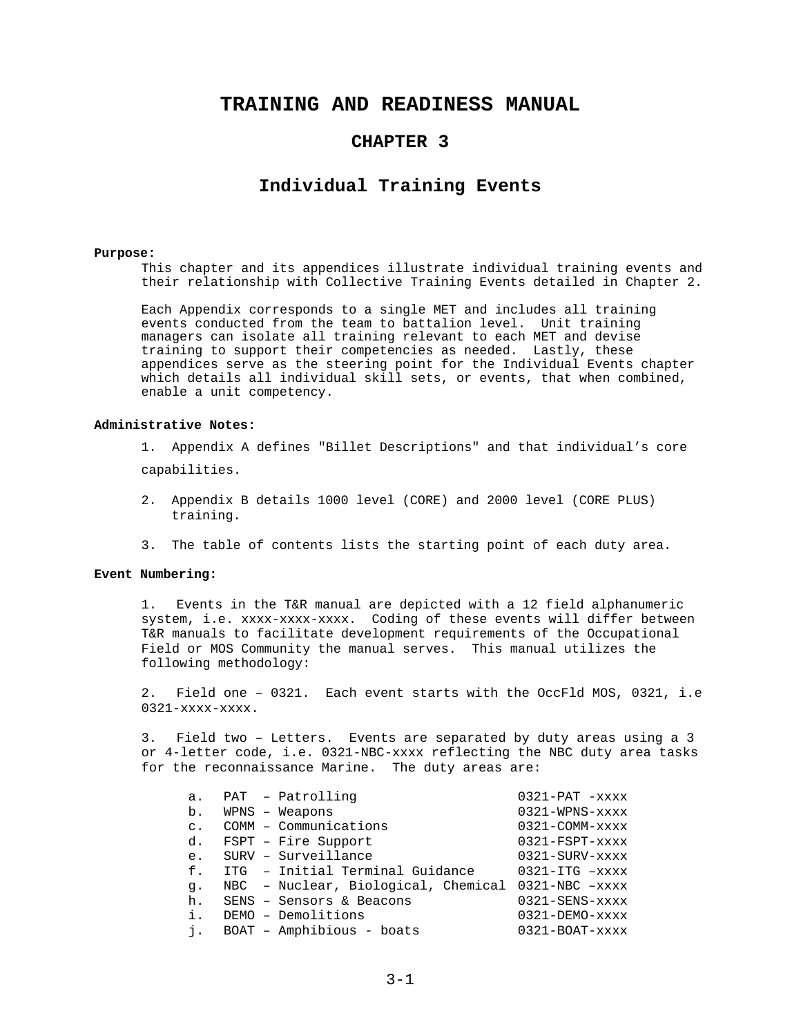# TRAINING AND READINESS MANUAL

## CHAPTER 3

## Individual Training Events

**Purpose:**

This chapter and its appendices illustrate individual training events and their relationship with Collective Training Events detailed in Chapter 2.

Each Appendix corresponds to a single MET and includes all training events conducted from the team to battalion level. Unit training managers can isolate all training relevant to each MET and devise training to support their competencies as needed. Lastly, these appendices serve as the steering point for the Individual Events chapter which details all individual skill sets, or events, that when combined, enable a unit competency.

**Administrative Notes:**

1. Appendix A defines "Billet Descriptions" and that individual's core capabilities.

2. Appendix B details 1000 level (CORE) and 2000 level (CORE PLUS) training.

3. The table of contents lists the starting point of each duty area.

**Event Numbering:**

1. Events in the T&R manual are depicted with a 12 field alphanumeric system, i.e. xxxx-xxxx-xxxx. Coding of these events will differ between T&R manuals to facilitate development requirements of the Occupational Field or MOS Community the manual serves. This manual utilizes the following methodology:

2. Field one – 0321. Each event starts with the OccFld MOS, 0321, i.e 0321-xxxx-xxxx.

3. Field two – Letters. Events are separated by duty areas using a 3 or 4-letter code, i.e. 0321-NBC-xxxx reflecting the NBC duty area tasks for the reconnaissance Marine. The duty areas are:

| | | |
|---|---|---|
| a. | PAT – Patrolling | 0321-PAT -xxxx |
| b. | WPNS – Weapons | 0321-WPNS-xxxx |
| c. | COMM – Communications | 0321-COMM-xxxx |
| d. | FSPT – Fire Support | 0321-FSPT-xxxx |
| e. | SURV – Surveillance | 0321-SURV-xxxx |
| f. | ITG – Initial Terminal Guidance | 0321-ITG –xxxx |
| g. | NBC – Nuclear, Biological, Chemical | 0321-NBC –xxxx |
| h. | SENS – Sensors & Beacons | 0321-SENS-xxxx |
| i. | DEMO – Demolitions | 0321-DEMO-xxxx |
| j. | BOAT – Amphibious - boats | 0321-BOAT-xxxx |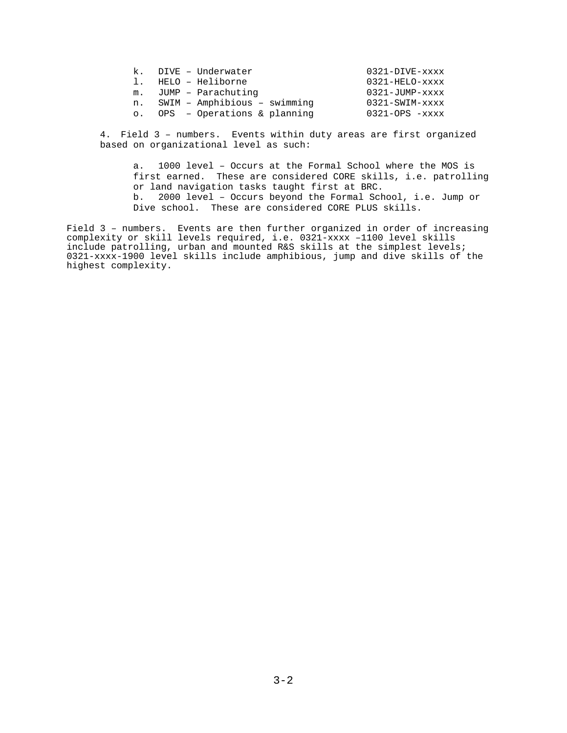k. DIVE – Underwater 0321-DIVE-xxxx
l. HELO – Heliborne 0321-HELO-xxxx
m. JUMP – Parachuting 0321-JUMP-xxxx
n. SWIM – Amphibious – swimming 0321-SWIM-xxxx
o. OPS – Operations & planning 0321-OPS -xxxx

4. Field 3 – numbers. Events within duty areas are first organized based on organizational level as such:

a. 1000 level – Occurs at the Formal School where the MOS is first earned. These are considered CORE skills, i.e. patrolling or land navigation tasks taught first at BRC.
b. 2000 level – Occurs beyond the Formal School, i.e. Jump or Dive school. These are considered CORE PLUS skills.

Field 3 – numbers. Events are then further organized in order of increasing complexity or skill levels required, i.e. 0321-xxxx –1100 level skills include patrolling, urban and mounted R&S skills at the simplest levels; 0321-xxxx-1900 level skills include amphibious, jump and dive skills of the highest complexity.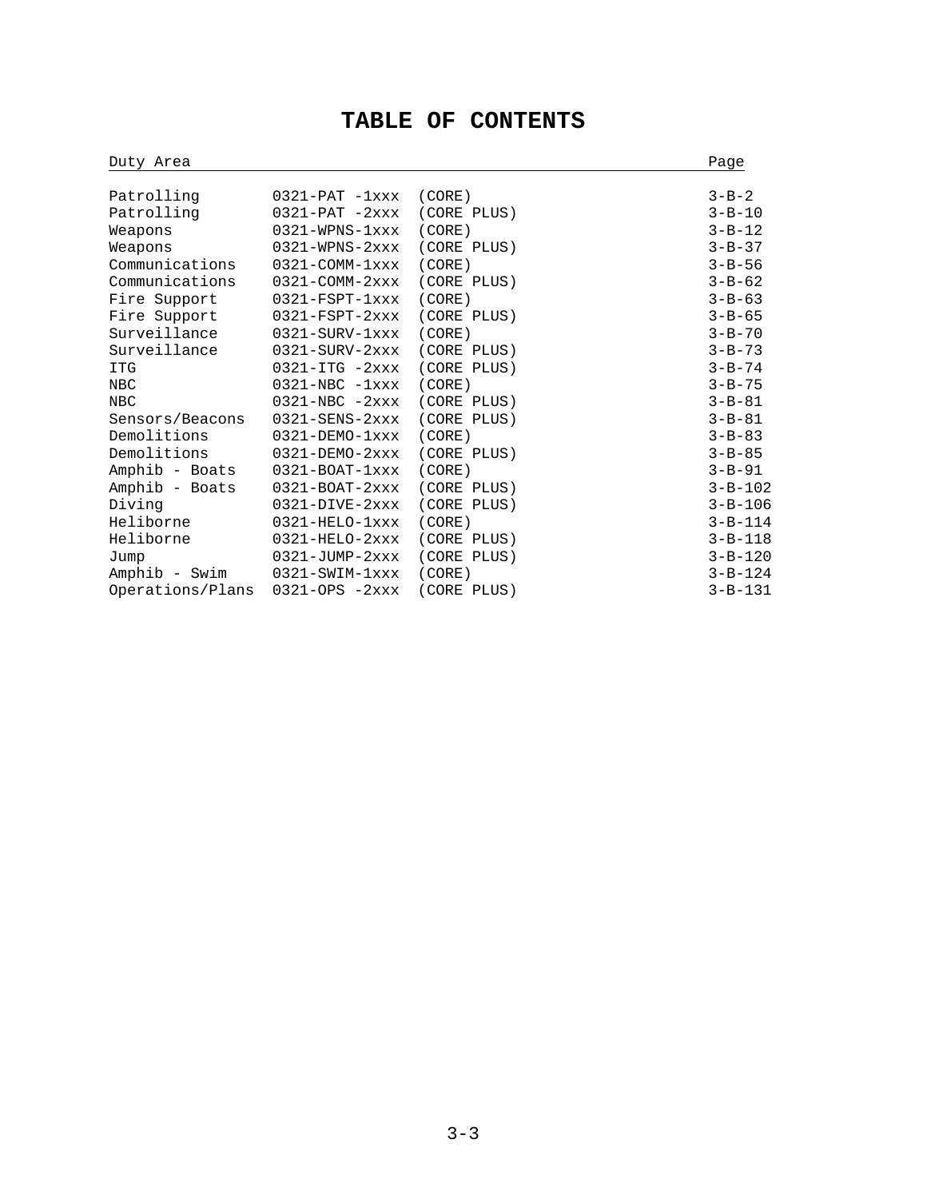# TABLE OF CONTENTS

| Duty Area | | | Page |
|---|---|---|---|
| Patrolling | 0321-PAT -1xxx | (CORE) | 3-B-2 |
| Patrolling | 0321-PAT -2xxx | (CORE PLUS) | 3-B-10 |
| Weapons | 0321-WPNS-1xxx | (CORE) | 3-B-12 |
| Weapons | 0321-WPNS-2xxx | (CORE PLUS) | 3-B-37 |
| Communications | 0321-COMM-1xxx | (CORE) | 3-B-56 |
| Communications | 0321-COMM-2xxx | (CORE PLUS) | 3-B-62 |
| Fire Support | 0321-FSPT-1xxx | (CORE) | 3-B-63 |
| Fire Support | 0321-FSPT-2xxx | (CORE PLUS) | 3-B-65 |
| Surveillance | 0321-SURV-1xxx | (CORE) | 3-B-70 |
| Surveillance | 0321-SURV-2xxx | (CORE PLUS) | 3-B-73 |
| ITG | 0321-ITG -2xxx | (CORE PLUS) | 3-B-74 |
| NBC | 0321-NBC -1xxx | (CORE) | 3-B-75 |
| NBC | 0321-NBC -2xxx | (CORE PLUS) | 3-B-81 |
| Sensors/Beacons | 0321-SENS-2xxx | (CORE PLUS) | 3-B-81 |
| Demolitions | 0321-DEMO-1xxx | (CORE) | 3-B-83 |
| Demolitions | 0321-DEMO-2xxx | (CORE PLUS) | 3-B-85 |
| Amphib - Boats | 0321-BOAT-1xxx | (CORE) | 3-B-91 |
| Amphib - Boats | 0321-BOAT-2xxx | (CORE PLUS) | 3-B-102 |
| Diving | 0321-DIVE-2xxx | (CORE PLUS) | 3-B-106 |
| Heliborne | 0321-HELO-1xxx | (CORE) | 3-B-114 |
| Heliborne | 0321-HELO-2xxx | (CORE PLUS) | 3-B-118 |
| Jump | 0321-JUMP-2xxx | (CORE PLUS) | 3-B-120 |
| Amphib - Swim | 0321-SWIM-1xxx | (CORE) | 3-B-124 |
| Operations/Plans | 0321-OPS -2xxx | (CORE PLUS) | 3-B-131 |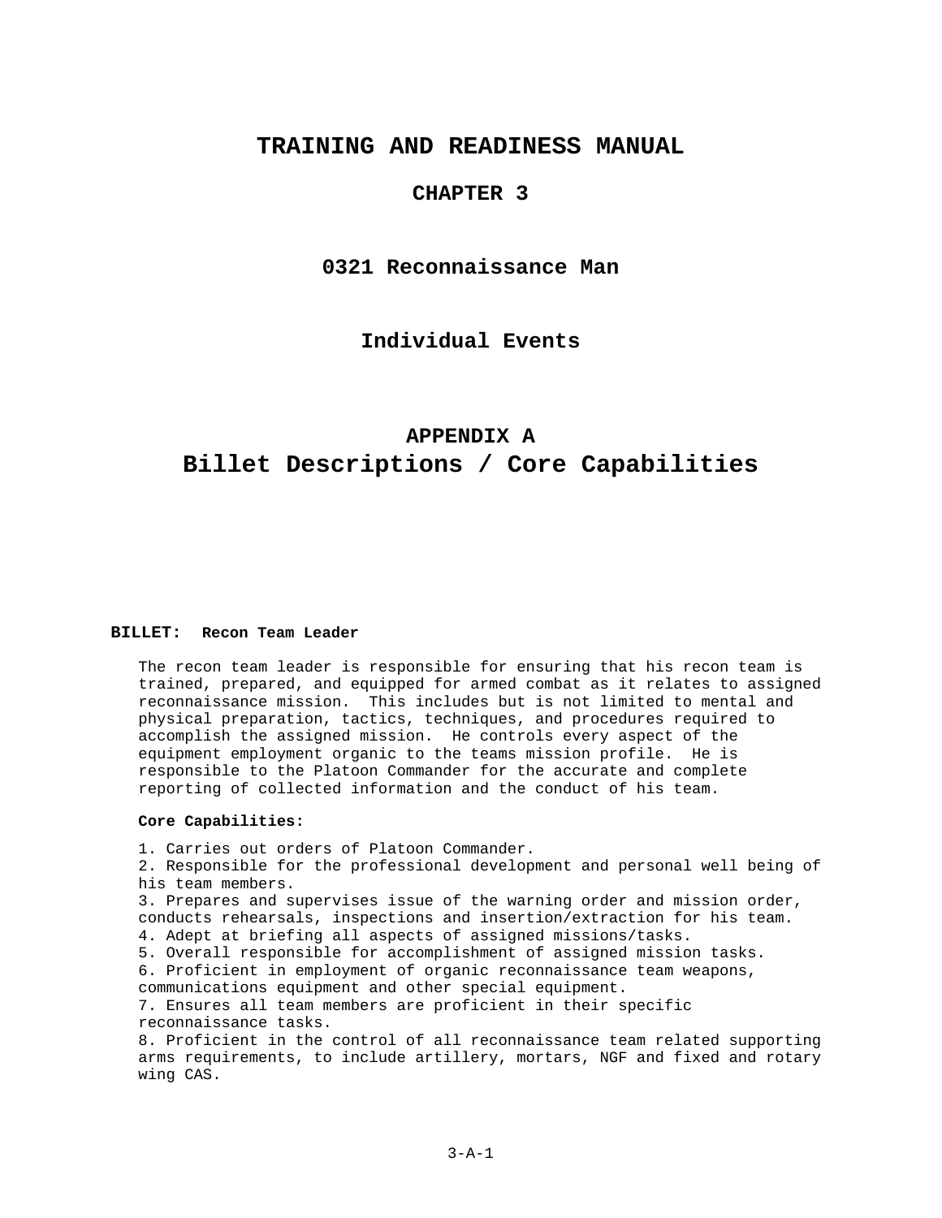# TRAINING AND READINESS MANUAL

## CHAPTER 3

## 0321 Reconnaissance Man

## Individual Events

## APPENDIX A
## Billet Descriptions / Core Capabilities

**BILLET: Recon Team Leader**

The recon team leader is responsible for ensuring that his recon team is trained, prepared, and equipped for armed combat as it relates to assigned reconnaissance mission. This includes but is not limited to mental and physical preparation, tactics, techniques, and procedures required to accomplish the assigned mission. He controls every aspect of the equipment employment organic to the teams mission profile. He is responsible to the Platoon Commander for the accurate and complete reporting of collected information and the conduct of his team.

**Core Capabilities:**

1. Carries out orders of Platoon Commander.
2. Responsible for the professional development and personal well being of his team members.
3. Prepares and supervises issue of the warning order and mission order, conducts rehearsals, inspections and insertion/extraction for his team.
4. Adept at briefing all aspects of assigned missions/tasks.
5. Overall responsible for accomplishment of assigned mission tasks.
6. Proficient in employment of organic reconnaissance team weapons, communications equipment and other special equipment.
7. Ensures all team members are proficient in their specific reconnaissance tasks.
8. Proficient in the control of all reconnaissance team related supporting arms requirements, to include artillery, mortars, NGF and fixed and rotary wing CAS.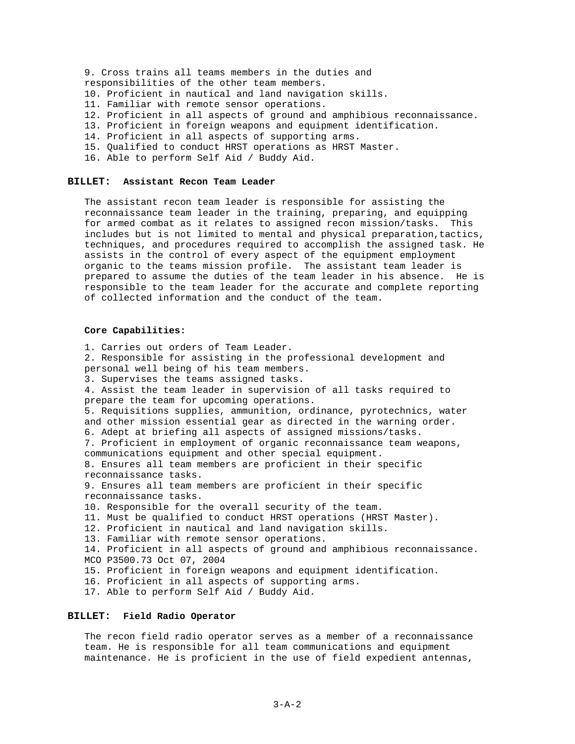9. Cross trains all teams members in the duties and responsibilities of the other team members.
10. Proficient in nautical and land navigation skills.
11. Familiar with remote sensor operations.
12. Proficient in all aspects of ground and amphibious reconnaissance.
13. Proficient in foreign weapons and equipment identification.
14. Proficient in all aspects of supporting arms.
15. Qualified to conduct HRST operations as HRST Master.
16. Able to perform Self Aid / Buddy Aid.

**BILLET: Assistant Recon Team Leader**

The assistant recon team leader is responsible for assisting the reconnaissance team leader in the training, preparing, and equipping for armed combat as it relates to assigned recon mission/tasks. This includes but is not limited to mental and physical preparation,tactics, techniques, and procedures required to accomplish the assigned task. He assists in the control of every aspect of the equipment employment organic to the teams mission profile. The assistant team leader is prepared to assume the duties of the team leader in his absence. He is responsible to the team leader for the accurate and complete reporting of collected information and the conduct of the team.

**Core Capabilities:**

1. Carries out orders of Team Leader.
2. Responsible for assisting in the professional development and personal well being of his team members.
3. Supervises the teams assigned tasks.
4. Assist the team leader in supervision of all tasks required to prepare the team for upcoming operations.
5. Requisitions supplies, ammunition, ordinance, pyrotechnics, water and other mission essential gear as directed in the warning order.
6. Adept at briefing all aspects of assigned missions/tasks.
7. Proficient in employment of organic reconnaissance team weapons, communications equipment and other special equipment.
8. Ensures all team members are proficient in their specific reconnaissance tasks.
9. Ensures all team members are proficient in their specific reconnaissance tasks.
10. Responsible for the overall security of the team.
11. Must be qualified to conduct HRST operations (HRST Master).
12. Proficient in nautical and land navigation skills.
13. Familiar with remote sensor operations.
14. Proficient in all aspects of ground and amphibious reconnaissance.
MCO P3500.73 Oct 07, 2004
15. Proficient in foreign weapons and equipment identification.
16. Proficient in all aspects of supporting arms.
17. Able to perform Self Aid / Buddy Aid.

**BILLET: Field Radio Operator**

The recon field radio operator serves as a member of a reconnaissance team. He is responsible for all team communications and equipment maintenance. He is proficient in the use of field expedient antennas,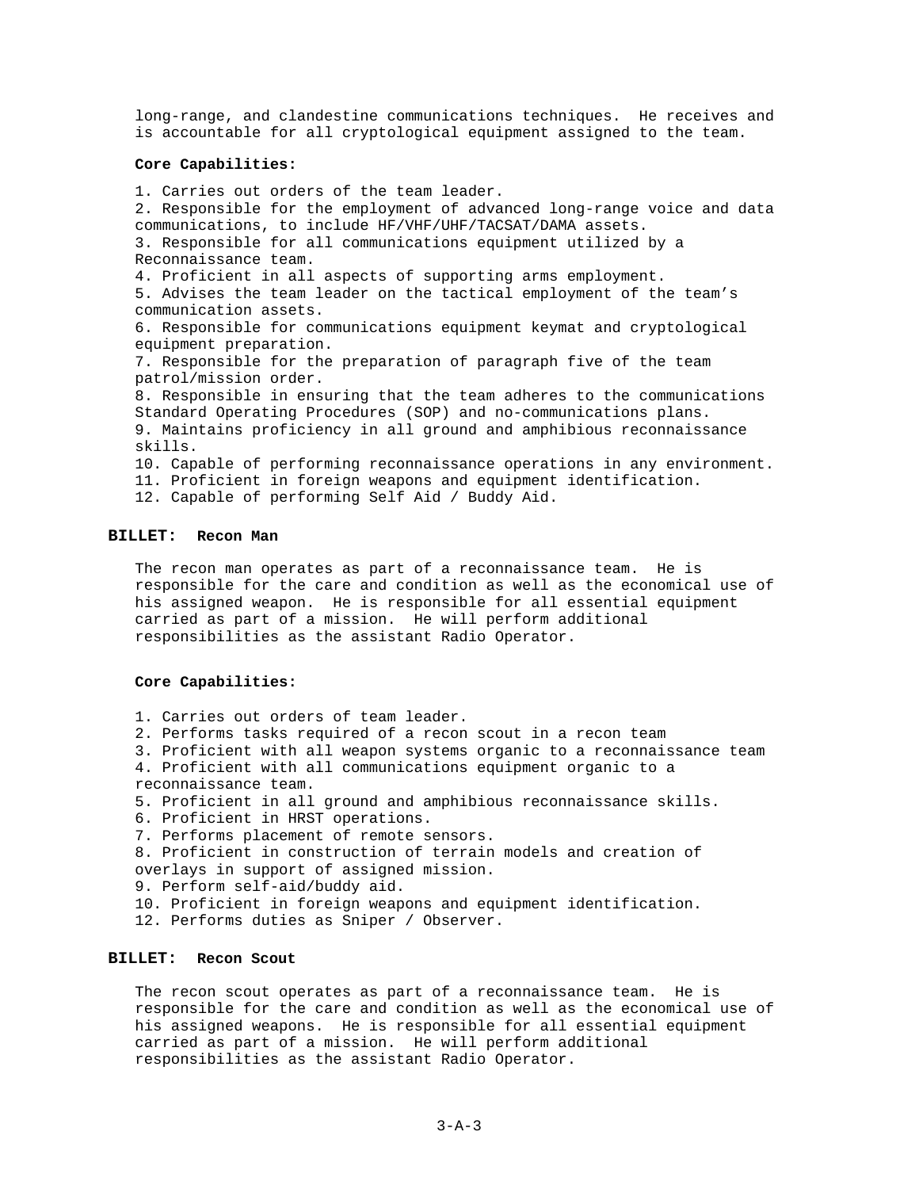long-range, and clandestine communications techniques. He receives and is accountable for all cryptological equipment assigned to the team.

**Core Capabilities:**

1. Carries out orders of the team leader.
2. Responsible for the employment of advanced long-range voice and data communications, to include HF/VHF/UHF/TACSAT/DAMA assets.
3. Responsible for all communications equipment utilized by a Reconnaissance team.
4. Proficient in all aspects of supporting arms employment.
5. Advises the team leader on the tactical employment of the team's communication assets.
6. Responsible for communications equipment keymat and cryptological equipment preparation.
7. Responsible for the preparation of paragraph five of the team patrol/mission order.
8. Responsible in ensuring that the team adheres to the communications Standard Operating Procedures (SOP) and no-communications plans.
9. Maintains proficiency in all ground and amphibious reconnaissance skills.
10. Capable of performing reconnaissance operations in any environment.
11. Proficient in foreign weapons and equipment identification.
12. Capable of performing Self Aid / Buddy Aid.

## BILLET: Recon Man

The recon man operates as part of a reconnaissance team. He is responsible for the care and condition as well as the economical use of his assigned weapon. He is responsible for all essential equipment carried as part of a mission. He will perform additional responsibilities as the assistant Radio Operator.

**Core Capabilities:**

1. Carries out orders of team leader.
2. Performs tasks required of a recon scout in a recon team
3. Proficient with all weapon systems organic to a reconnaissance team
4. Proficient with all communications equipment organic to a reconnaissance team.
5. Proficient in all ground and amphibious reconnaissance skills.
6. Proficient in HRST operations.
7. Performs placement of remote sensors.
8. Proficient in construction of terrain models and creation of overlays in support of assigned mission.
9. Perform self-aid/buddy aid.
10. Proficient in foreign weapons and equipment identification.
12. Performs duties as Sniper / Observer.

## BILLET: Recon Scout

The recon scout operates as part of a reconnaissance team. He is responsible for the care and condition as well as the economical use of his assigned weapons. He is responsible for all essential equipment carried as part of a mission. He will perform additional responsibilities as the assistant Radio Operator.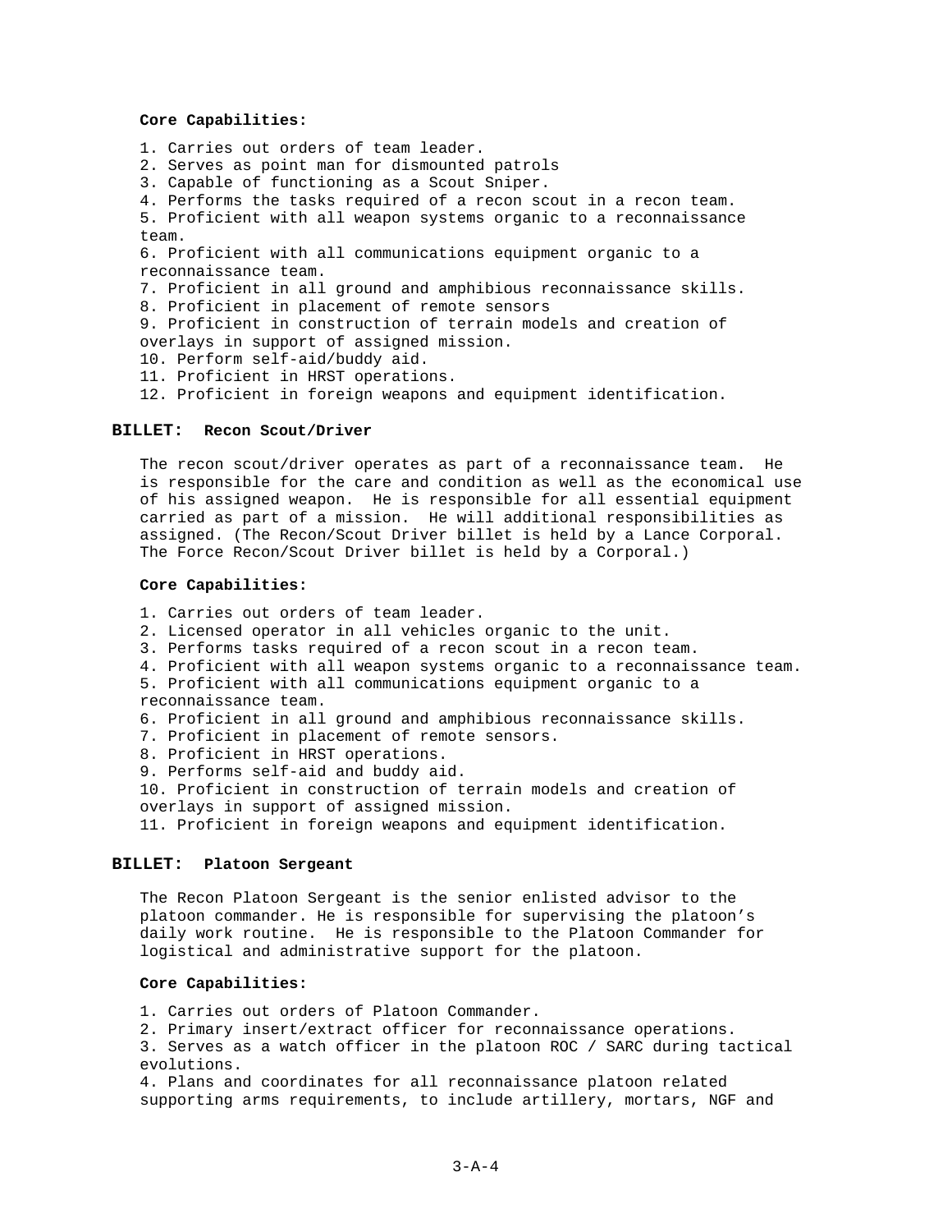**Core Capabilities:**

1. Carries out orders of team leader.
2. Serves as point man for dismounted patrols
3. Capable of functioning as a Scout Sniper.
4. Performs the tasks required of a recon scout in a recon team.
5. Proficient with all weapon systems organic to a reconnaissance team.
6. Proficient with all communications equipment organic to a reconnaissance team.
7. Proficient in all ground and amphibious reconnaissance skills.
8. Proficient in placement of remote sensors
9. Proficient in construction of terrain models and creation of overlays in support of assigned mission.
10. Perform self-aid/buddy aid.
11. Proficient in HRST operations.
12. Proficient in foreign weapons and equipment identification.

**BILLET: Recon Scout/Driver**

The recon scout/driver operates as part of a reconnaissance team. He is responsible for the care and condition as well as the economical use of his assigned weapon. He is responsible for all essential equipment carried as part of a mission. He will additional responsibilities as assigned. (The Recon/Scout Driver billet is held by a Lance Corporal. The Force Recon/Scout Driver billet is held by a Corporal.)

**Core Capabilities:**

1. Carries out orders of team leader.
2. Licensed operator in all vehicles organic to the unit.
3. Performs tasks required of a recon scout in a recon team.
4. Proficient with all weapon systems organic to a reconnaissance team.
5. Proficient with all communications equipment organic to a reconnaissance team.
6. Proficient in all ground and amphibious reconnaissance skills.
7. Proficient in placement of remote sensors.
8. Proficient in HRST operations.
9. Performs self-aid and buddy aid.
10. Proficient in construction of terrain models and creation of overlays in support of assigned mission.
11. Proficient in foreign weapons and equipment identification.

**BILLET: Platoon Sergeant**

The Recon Platoon Sergeant is the senior enlisted advisor to the platoon commander. He is responsible for supervising the platoon's daily work routine. He is responsible to the Platoon Commander for logistical and administrative support for the platoon.

**Core Capabilities:**

1. Carries out orders of Platoon Commander.
2. Primary insert/extract officer for reconnaissance operations.
3. Serves as a watch officer in the platoon ROC / SARC during tactical evolutions.
4. Plans and coordinates for all reconnaissance platoon related supporting arms requirements, to include artillery, mortars, NGF and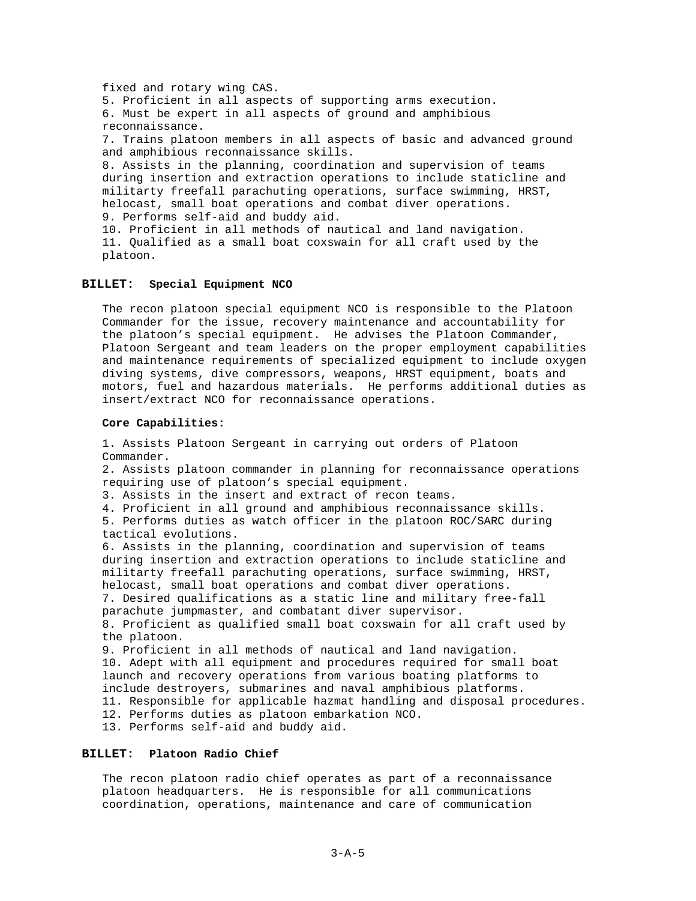fixed and rotary wing CAS.
5. Proficient in all aspects of supporting arms execution.
6. Must be expert in all aspects of ground and amphibious reconnaissance.
7. Trains platoon members in all aspects of basic and advanced ground and amphibious reconnaissance skills.
8. Assists in the planning, coordination and supervision of teams during insertion and extraction operations to include staticline and militarty freefall parachuting operations, surface swimming, HRST, helocast, small boat operations and combat diver operations.
9. Performs self-aid and buddy aid.
10. Proficient in all methods of nautical and land navigation.
11. Qualified as a small boat coxswain for all craft used by the platoon.

## BILLET: Special Equipment NCO

The recon platoon special equipment NCO is responsible to the Platoon Commander for the issue, recovery maintenance and accountability for the platoon's special equipment. He advises the Platoon Commander, Platoon Sergeant and team leaders on the proper employment capabilities and maintenance requirements of specialized equipment to include oxygen diving systems, dive compressors, weapons, HRST equipment, boats and motors, fuel and hazardous materials. He performs additional duties as insert/extract NCO for reconnaissance operations.

**Core Capabilities:**

1. Assists Platoon Sergeant in carrying out orders of Platoon Commander.
2. Assists platoon commander in planning for reconnaissance operations requiring use of platoon's special equipment.
3. Assists in the insert and extract of recon teams.
4. Proficient in all ground and amphibious reconnaissance skills.
5. Performs duties as watch officer in the platoon ROC/SARC during tactical evolutions.
6. Assists in the planning, coordination and supervision of teams during insertion and extraction operations to include staticline and militarty freefall parachuting operations, surface swimming, HRST, helocast, small boat operations and combat diver operations.
7. Desired qualifications as a static line and military free-fall parachute jumpmaster, and combatant diver supervisor.
8. Proficient as qualified small boat coxswain for all craft used by the platoon.
9. Proficient in all methods of nautical and land navigation.
10. Adept with all equipment and procedures required for small boat launch and recovery operations from various boating platforms to include destroyers, submarines and naval amphibious platforms.
11. Responsible for applicable hazmat handling and disposal procedures.
12. Performs duties as platoon embarkation NCO.
13. Performs self-aid and buddy aid.

## BILLET: Platoon Radio Chief

The recon platoon radio chief operates as part of a reconnaissance platoon headquarters. He is responsible for all communications coordination, operations, maintenance and care of communication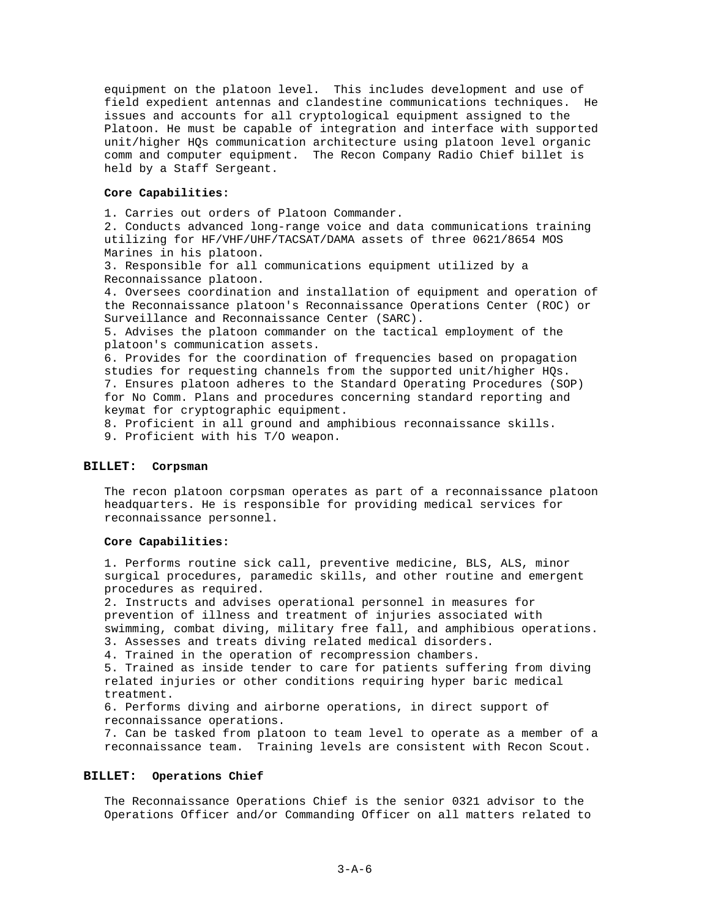equipment on the platoon level. This includes development and use of field expedient antennas and clandestine communications techniques. He issues and accounts for all cryptological equipment assigned to the Platoon. He must be capable of integration and interface with supported unit/higher HQs communication architecture using platoon level organic comm and computer equipment. The Recon Company Radio Chief billet is held by a Staff Sergeant.

**Core Capabilities:**

1. Carries out orders of Platoon Commander.
2. Conducts advanced long-range voice and data communications training utilizing for HF/VHF/UHF/TACSAT/DAMA assets of three 0621/8654 MOS Marines in his platoon.
3. Responsible for all communications equipment utilized by a Reconnaissance platoon.
4. Oversees coordination and installation of equipment and operation of the Reconnaissance platoon's Reconnaissance Operations Center (ROC) or Surveillance and Reconnaissance Center (SARC).
5. Advises the platoon commander on the tactical employment of the platoon's communication assets.
6. Provides for the coordination of frequencies based on propagation studies for requesting channels from the supported unit/higher HQs.
7. Ensures platoon adheres to the Standard Operating Procedures (SOP) for No Comm. Plans and procedures concerning standard reporting and keymat for cryptographic equipment.
8. Proficient in all ground and amphibious reconnaissance skills.
9. Proficient with his T/O weapon.

## BILLET: Corpsman

The recon platoon corpsman operates as part of a reconnaissance platoon headquarters. He is responsible for providing medical services for reconnaissance personnel.

**Core Capabilities:**

1. Performs routine sick call, preventive medicine, BLS, ALS, minor surgical procedures, paramedic skills, and other routine and emergent procedures as required.
2. Instructs and advises operational personnel in measures for prevention of illness and treatment of injuries associated with swimming, combat diving, military free fall, and amphibious operations.
3. Assesses and treats diving related medical disorders.
4. Trained in the operation of recompression chambers.
5. Trained as inside tender to care for patients suffering from diving related injuries or other conditions requiring hyper baric medical treatment.
6. Performs diving and airborne operations, in direct support of reconnaissance operations.
7. Can be tasked from platoon to team level to operate as a member of a reconnaissance team. Training levels are consistent with Recon Scout.

## BILLET: Operations Chief

The Reconnaissance Operations Chief is the senior 0321 advisor to the Operations Officer and/or Commanding Officer on all matters related to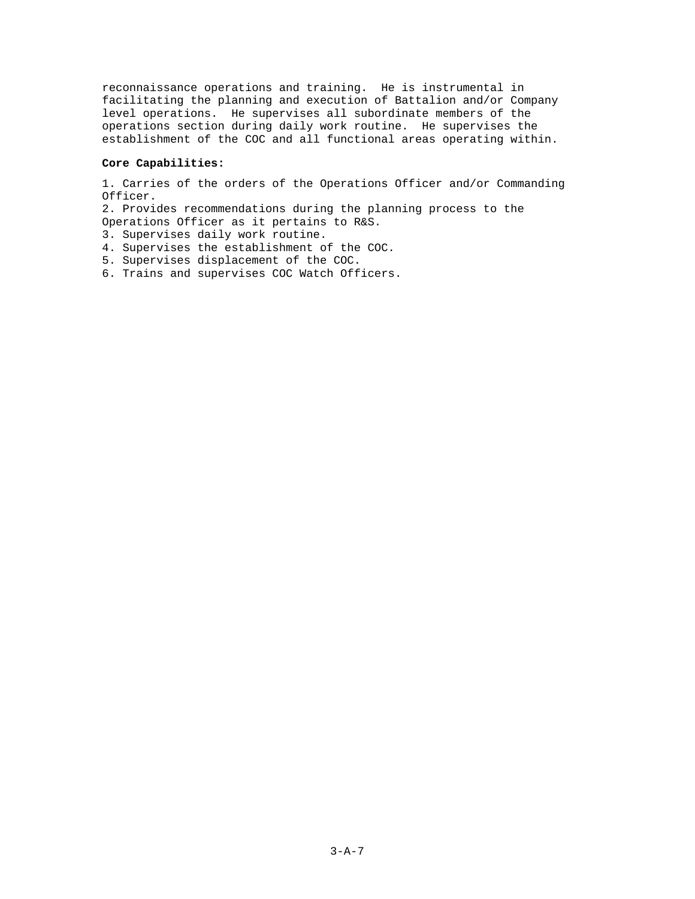reconnaissance operations and training. He is instrumental in facilitating the planning and execution of Battalion and/or Company level operations. He supervises all subordinate members of the operations section during daily work routine. He supervises the establishment of the COC and all functional areas operating within.

**Core Capabilities:**

1. Carries of the orders of the Operations Officer and/or Commanding Officer.
2. Provides recommendations during the planning process to the Operations Officer as it pertains to R&S.
3. Supervises daily work routine.
4. Supervises the establishment of the COC.
5. Supervises displacement of the COC.
6. Trains and supervises COC Watch Officers.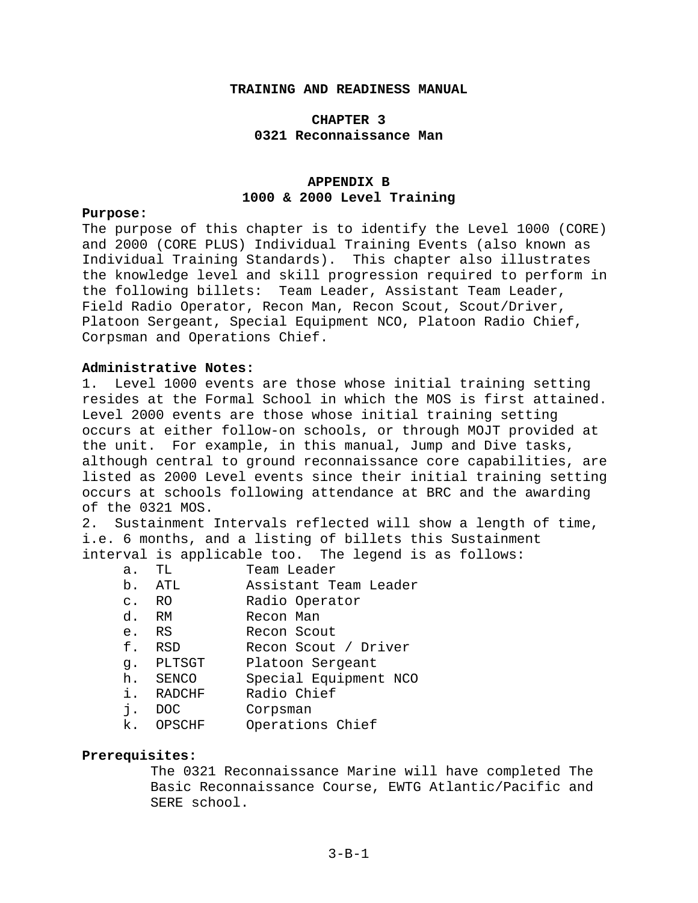# TRAINING AND READINESS MANUAL

## CHAPTER 3
## 0321 Reconnaissance Man

### APPENDIX B
### 1000 & 2000 Level Training

**Purpose:**
The purpose of this chapter is to identify the Level 1000 (CORE) and 2000 (CORE PLUS) Individual Training Events (also known as Individual Training Standards). This chapter also illustrates the knowledge level and skill progression required to perform in the following billets: Team Leader, Assistant Team Leader, Field Radio Operator, Recon Man, Recon Scout, Scout/Driver, Platoon Sergeant, Special Equipment NCO, Platoon Radio Chief, Corpsman and Operations Chief.

**Administrative Notes:**
1. Level 1000 events are those whose initial training setting resides at the Formal School in which the MOS is first attained. Level 2000 events are those whose initial training setting occurs at either follow-on schools, or through MOJT provided at the unit. For example, in this manual, Jump and Dive tasks, although central to ground reconnaissance core capabilities, are listed as 2000 Level events since their initial training setting occurs at schools following attendance at BRC and the awarding of the 0321 MOS.
2. Sustainment Intervals reflected will show a length of time, i.e. 6 months, and a listing of billets this Sustainment interval is applicable too. The legend is as follows:
   a. TL Team Leader
   b. ATL Assistant Team Leader
   c. RO Radio Operator
   d. RM Recon Man
   e. RS Recon Scout
   f. RSD Recon Scout / Driver
   g. PLTSGT Platoon Sergeant
   h. SENCO Special Equipment NCO
   i. RADCHF Radio Chief
   j. DOC Corpsman
   k. OPSCHF Operations Chief

**Prerequisites:**
The 0321 Reconnaissance Marine will have completed The Basic Reconnaissance Course, EWTG Atlantic/Pacific and SERE school.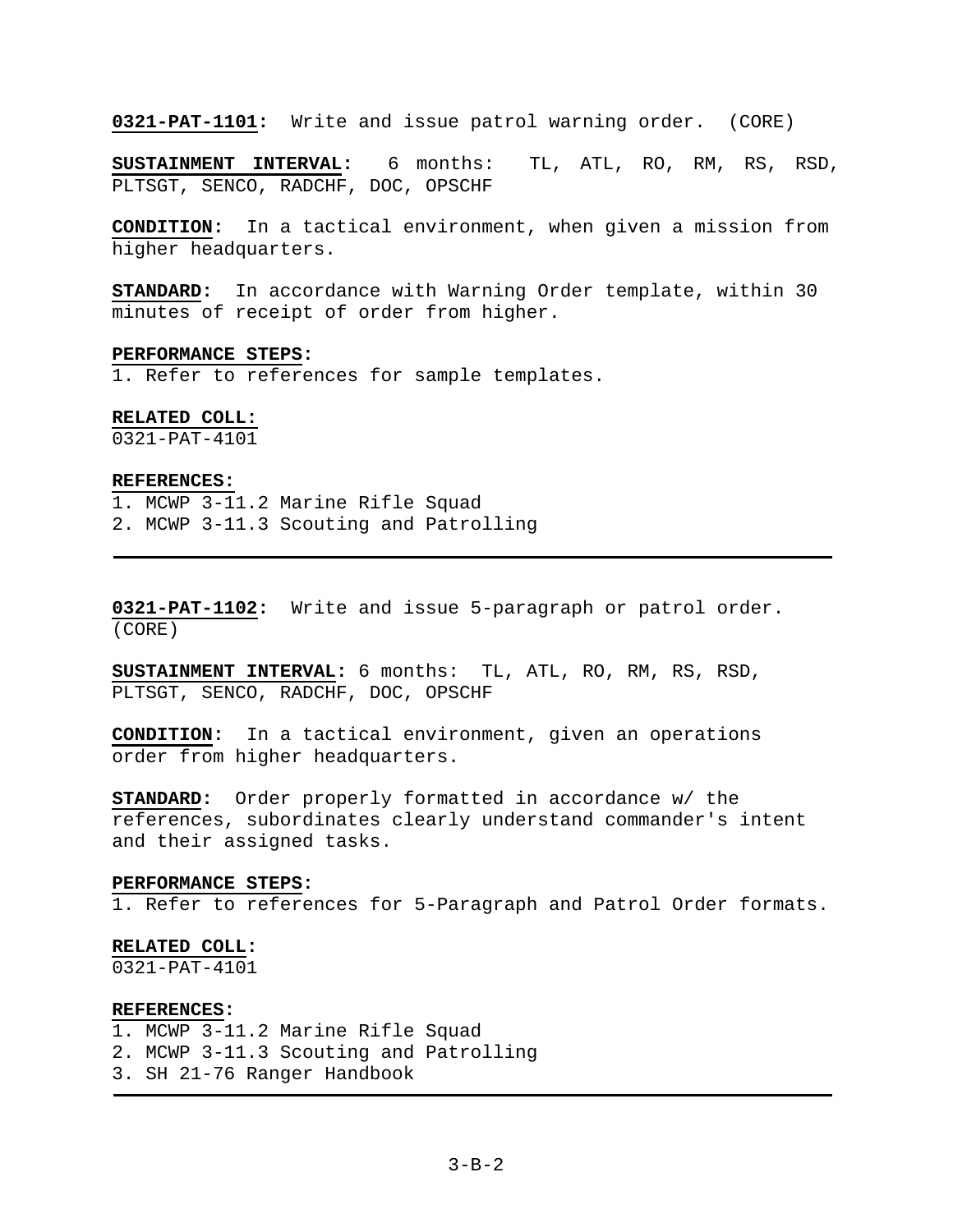**0321-PAT-1101:** Write and issue patrol warning order. (CORE)

**SUSTAINMENT INTERVAL:** 6 months: TL, ATL, RO, RM, RS, RSD, PLTSGT, SENCO, RADCHF, DOC, OPSCHF

**CONDITION:** In a tactical environment, when given a mission from higher headquarters.

**STANDARD:** In accordance with Warning Order template, within 30 minutes of receipt of order from higher.

**PERFORMANCE STEPS:**
1. Refer to references for sample templates.

**RELATED COLL:**
0321-PAT-4101

**REFERENCES:**
1. MCWP 3-11.2 Marine Rifle Squad
2. MCWP 3-11.3 Scouting and Patrolling

---

**0321-PAT-1102:** Write and issue 5-paragraph or patrol order. (CORE)

**SUSTAINMENT INTERVAL:** 6 months: TL, ATL, RO, RM, RS, RSD, PLTSGT, SENCO, RADCHF, DOC, OPSCHF

**CONDITION:** In a tactical environment, given an operations order from higher headquarters.

**STANDARD:** Order properly formatted in accordance w/ the references, subordinates clearly understand commander's intent and their assigned tasks.

**PERFORMANCE STEPS:**
1. Refer to references for 5-Paragraph and Patrol Order formats.

**RELATED COLL:**
0321-PAT-4101

**REFERENCES:**
1. MCWP 3-11.2 Marine Rifle Squad
2. MCWP 3-11.3 Scouting and Patrolling
3. SH 21-76 Ranger Handbook

---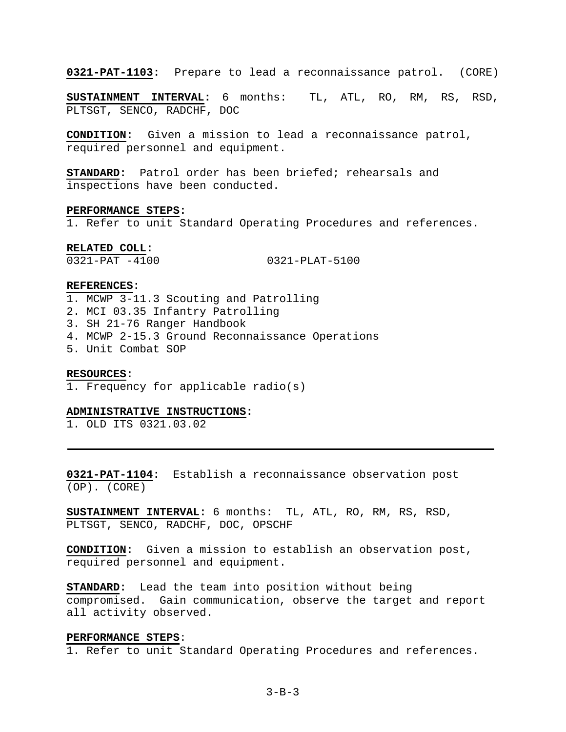**0321-PAT-1103:** Prepare to lead a reconnaissance patrol. (CORE)

**SUSTAINMENT INTERVAL:** 6 months: TL, ATL, RO, RM, RS, RSD, PLTSGT, SENCO, RADCHF, DOC

**CONDITION:** Given a mission to lead a reconnaissance patrol, required personnel and equipment.

**STANDARD:** Patrol order has been briefed; rehearsals and inspections have been conducted.

**PERFORMANCE STEPS:**
1. Refer to unit Standard Operating Procedures and references.

**RELATED COLL:**
0321-PAT -4100 0321-PLAT-5100

**REFERENCES:**
1. MCWP 3-11.3 Scouting and Patrolling
2. MCI 03.35 Infantry Patrolling
3. SH 21-76 Ranger Handbook
4. MCWP 2-15.3 Ground Reconnaissance Operations
5. Unit Combat SOP

**RESOURCES:**
1. Frequency for applicable radio(s)

**ADMINISTRATIVE INSTRUCTIONS:**
1. OLD ITS 0321.03.02

---

**0321-PAT-1104:** Establish a reconnaissance observation post (OP). (CORE)

**SUSTAINMENT INTERVAL:** 6 months: TL, ATL, RO, RM, RS, RSD, PLTSGT, SENCO, RADCHF, DOC, OPSCHF

**CONDITION:** Given a mission to establish an observation post, required personnel and equipment.

**STANDARD:** Lead the team into position without being compromised. Gain communication, observe the target and report all activity observed.

**PERFORMANCE STEPS:**
1. Refer to unit Standard Operating Procedures and references.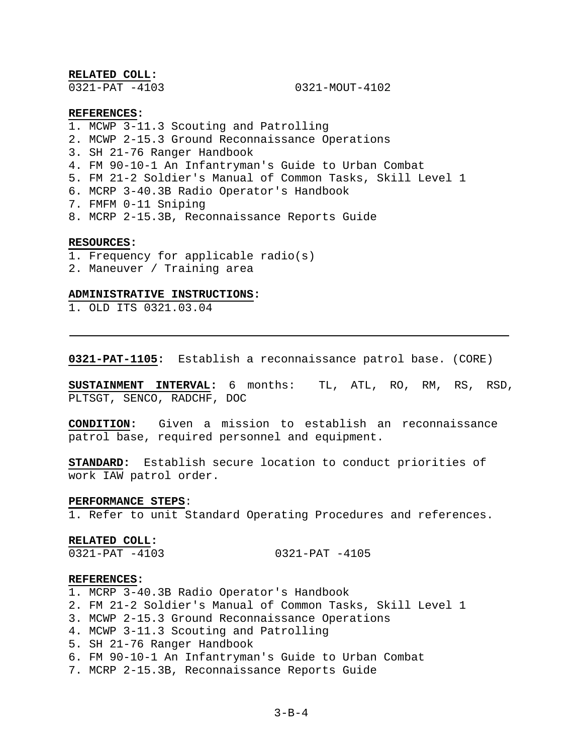**RELATED COLL:**
0321-PAT -4103 0321-MOUT-4102

**REFERENCES:**
1. MCWP 3-11.3 Scouting and Patrolling
2. MCWP 2-15.3 Ground Reconnaissance Operations
3. SH 21-76 Ranger Handbook
4. FM 90-10-1 An Infantryman's Guide to Urban Combat
5. FM 21-2 Soldier's Manual of Common Tasks, Skill Level 1
6. MCRP 3-40.3B Radio Operator's Handbook
7. FMFM 0-11 Sniping
8. MCRP 2-15.3B, Reconnaissance Reports Guide

**RESOURCES:**
1. Frequency for applicable radio(s)
2. Maneuver / Training area

**ADMINISTRATIVE INSTRUCTIONS:**
1. OLD ITS 0321.03.04

---

**0321-PAT-1105:** Establish a reconnaissance patrol base. (CORE)

**SUSTAINMENT INTERVAL:** 6 months: TL, ATL, RO, RM, RS, RSD, PLTSGT, SENCO, RADCHF, DOC

**CONDITION:** Given a mission to establish an reconnaissance patrol base, required personnel and equipment.

**STANDARD:** Establish secure location to conduct priorities of work IAW patrol order.

**PERFORMANCE STEPS:**
1. Refer to unit Standard Operating Procedures and references.

**RELATED COLL:**
0321-PAT -4103 0321-PAT -4105

**REFERENCES:**
1. MCRP 3-40.3B Radio Operator's Handbook
2. FM 21-2 Soldier's Manual of Common Tasks, Skill Level 1
3. MCWP 2-15.3 Ground Reconnaissance Operations
4. MCWP 3-11.3 Scouting and Patrolling
5. SH 21-76 Ranger Handbook
6. FM 90-10-1 An Infantryman's Guide to Urban Combat
7. MCRP 2-15.3B, Reconnaissance Reports Guide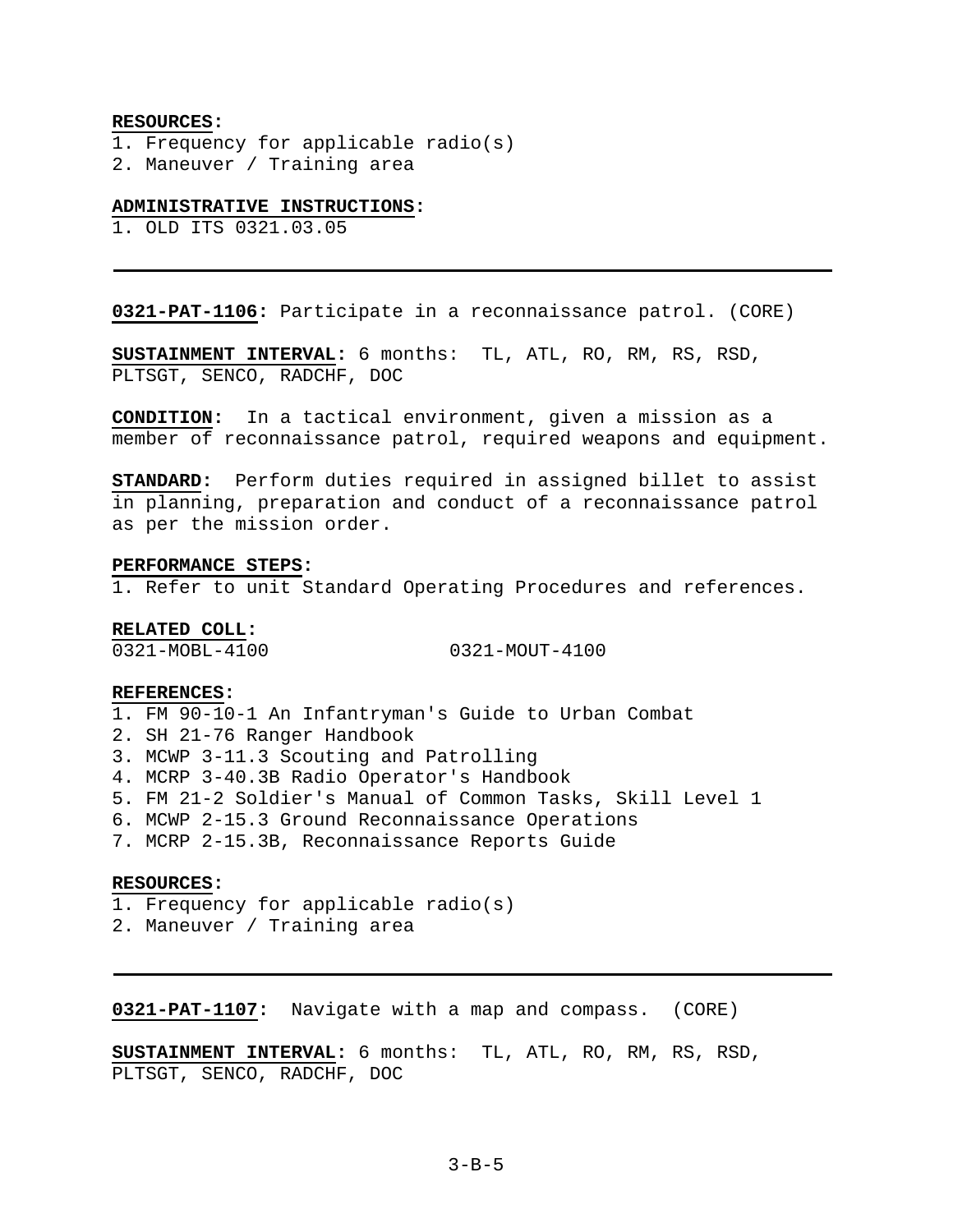**RESOURCES:**
1. Frequency for applicable radio(s)
2. Maneuver / Training area

**ADMINISTRATIVE INSTRUCTIONS:**
1. OLD ITS 0321.03.05

---

**0321-PAT-1106:** Participate in a reconnaissance patrol. (CORE)

**SUSTAINMENT INTERVAL:** 6 months: TL, ATL, RO, RM, RS, RSD, PLTSGT, SENCO, RADCHF, DOC

**CONDITION:** In a tactical environment, given a mission as a member of reconnaissance patrol, required weapons and equipment.

**STANDARD:** Perform duties required in assigned billet to assist in planning, preparation and conduct of a reconnaissance patrol as per the mission order.

**PERFORMANCE STEPS:**
1. Refer to unit Standard Operating Procedures and references.

**RELATED COLL:**
0321-MOBL-4100 0321-MOUT-4100

**REFERENCES:**
1. FM 90-10-1 An Infantryman's Guide to Urban Combat
2. SH 21-76 Ranger Handbook
3. MCWP 3-11.3 Scouting and Patrolling
4. MCRP 3-40.3B Radio Operator's Handbook
5. FM 21-2 Soldier's Manual of Common Tasks, Skill Level 1
6. MCWP 2-15.3 Ground Reconnaissance Operations
7. MCRP 2-15.3B, Reconnaissance Reports Guide

**RESOURCES:**
1. Frequency for applicable radio(s)
2. Maneuver / Training area

---

**0321-PAT-1107:** Navigate with a map and compass. (CORE)

**SUSTAINMENT INTERVAL:** 6 months: TL, ATL, RO, RM, RS, RSD, PLTSGT, SENCO, RADCHF, DOC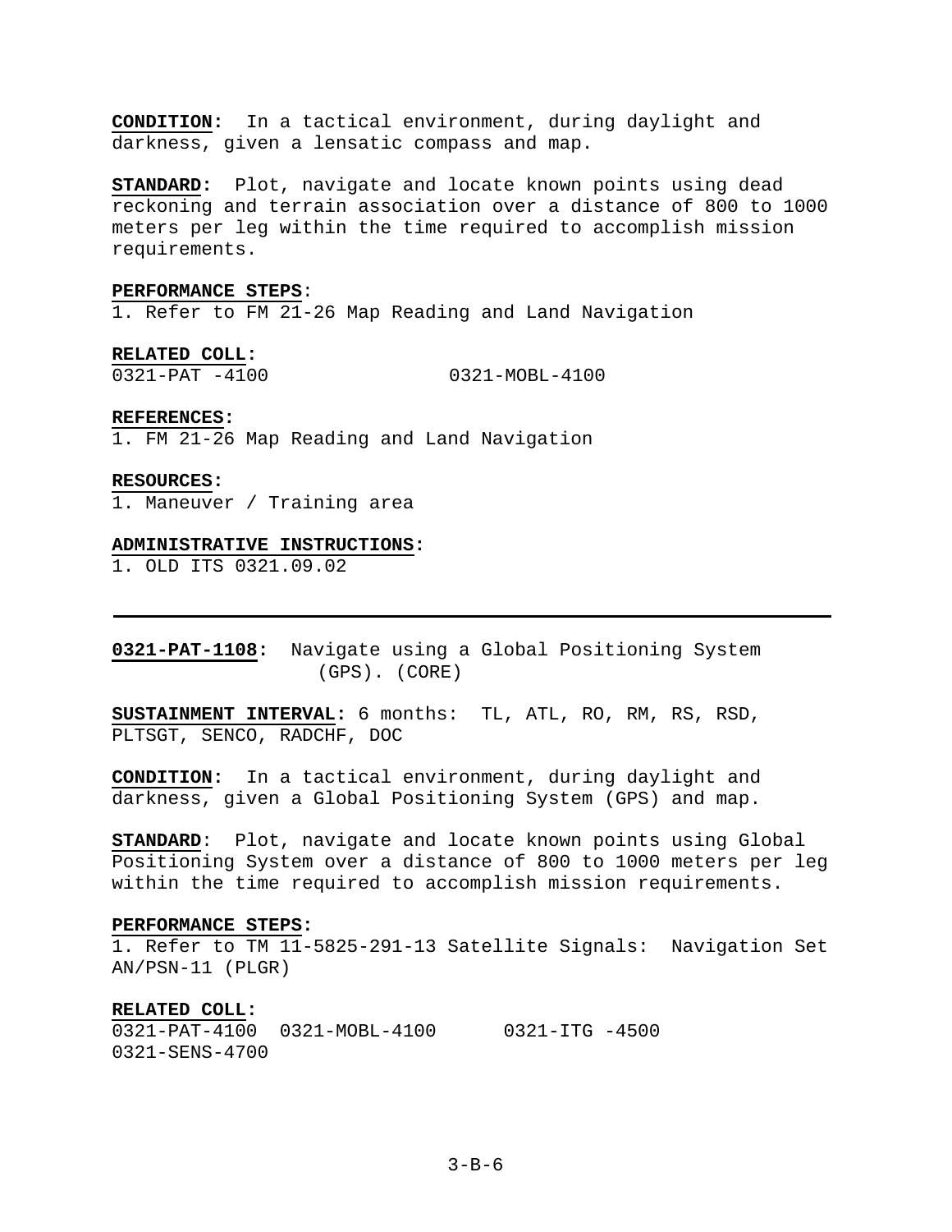**CONDITION:** In a tactical environment, during daylight and darkness, given a lensatic compass and map.

**STANDARD:** Plot, navigate and locate known points using dead reckoning and terrain association over a distance of 800 to 1000 meters per leg within the time required to accomplish mission requirements.

**PERFORMANCE STEPS**:
1. Refer to FM 21-26 Map Reading and Land Navigation

**RELATED COLL:**
0321-PAT -4100 0321-MOBL-4100

**REFERENCES:**
1. FM 21-26 Map Reading and Land Navigation

**RESOURCES:**
1. Maneuver / Training area

**ADMINISTRATIVE INSTRUCTIONS**:
1. OLD ITS 0321.09.02

---

**0321-PAT-1108:** Navigate using a Global Positioning System (GPS). (CORE)

**SUSTAINMENT INTERVAL:** 6 months: TL, ATL, RO, RM, RS, RSD, PLTSGT, SENCO, RADCHF, DOC

**CONDITION:** In a tactical environment, during daylight and darkness, given a Global Positioning System (GPS) and map.

**STANDARD**: Plot, navigate and locate known points using Global Positioning System over a distance of 800 to 1000 meters per leg within the time required to accomplish mission requirements.

**PERFORMANCE STEPS:**
1. Refer to TM 11-5825-291-13 Satellite Signals: Navigation Set AN/PSN-11 (PLGR)

**RELATED COLL:**
0321-PAT-4100 0321-MOBL-4100 0321-ITG -4500
0321-SENS-4700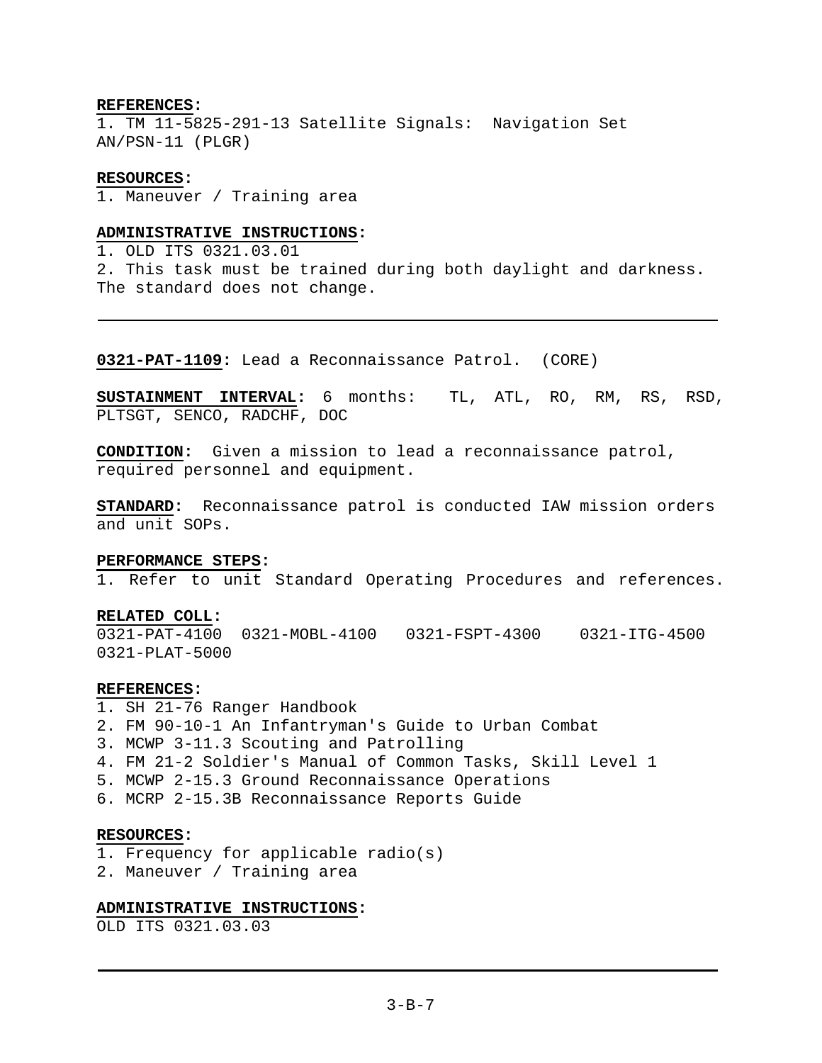**REFERENCES:**
1. TM 11-5825-291-13 Satellite Signals: Navigation Set AN/PSN-11 (PLGR)

**RESOURCES:**
1. Maneuver / Training area

**ADMINISTRATIVE INSTRUCTIONS:**
1. OLD ITS 0321.03.01
2. This task must be trained during both daylight and darkness. The standard does not change.

---

**0321-PAT-1109:** Lead a Reconnaissance Patrol. (CORE)

**SUSTAINMENT INTERVAL:** 6 months: TL, ATL, RO, RM, RS, RSD, PLTSGT, SENCO, RADCHF, DOC

**CONDITION:** Given a mission to lead a reconnaissance patrol, required personnel and equipment.

**STANDARD:** Reconnaissance patrol is conducted IAW mission orders and unit SOPs.

**PERFORMANCE STEPS:**
1. Refer to unit Standard Operating Procedures and references.

**RELATED COLL:**
0321-PAT-4100 0321-MOBL-4100 0321-FSPT-4300 0321-ITG-4500 0321-PLAT-5000

**REFERENCES:**
1. SH 21-76 Ranger Handbook
2. FM 90-10-1 An Infantryman's Guide to Urban Combat
3. MCWP 3-11.3 Scouting and Patrolling
4. FM 21-2 Soldier's Manual of Common Tasks, Skill Level 1
5. MCWP 2-15.3 Ground Reconnaissance Operations
6. MCRP 2-15.3B Reconnaissance Reports Guide

**RESOURCES:**
1. Frequency for applicable radio(s)
2. Maneuver / Training area

**ADMINISTRATIVE INSTRUCTIONS:**
OLD ITS 0321.03.03

---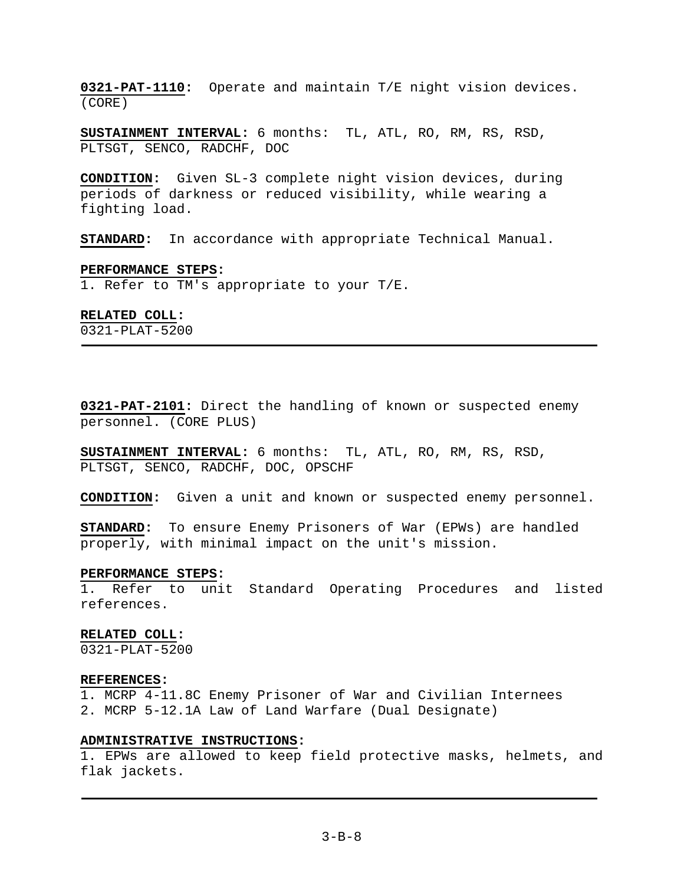**0321-PAT-1110:** Operate and maintain T/E night vision devices. (CORE)

**SUSTAINMENT INTERVAL:** 6 months: TL, ATL, RO, RM, RS, RSD, PLTSGT, SENCO, RADCHF, DOC

**CONDITION:** Given SL-3 complete night vision devices, during periods of darkness or reduced visibility, while wearing a fighting load.

**STANDARD:** In accordance with appropriate Technical Manual.

**PERFORMANCE STEPS:**
1. Refer to TM's appropriate to your T/E.

**RELATED COLL:**
0321-PLAT-5200

---

**0321-PAT-2101:** Direct the handling of known or suspected enemy personnel. (CORE PLUS)

**SUSTAINMENT INTERVAL:** 6 months: TL, ATL, RO, RM, RS, RSD, PLTSGT, SENCO, RADCHF, DOC, OPSCHF

**CONDITION:** Given a unit and known or suspected enemy personnel.

**STANDARD:** To ensure Enemy Prisoners of War (EPWs) are handled properly, with minimal impact on the unit's mission.

**PERFORMANCE STEPS:**
1. Refer to unit Standard Operating Procedures and listed references.

**RELATED COLL:**
0321-PLAT-5200

**REFERENCES:**
1. MCRP 4-11.8C Enemy Prisoner of War and Civilian Internees
2. MCRP 5-12.1A Law of Land Warfare (Dual Designate)

**ADMINISTRATIVE INSTRUCTIONS:**
1. EPWs are allowed to keep field protective masks, helmets, and flak jackets.

---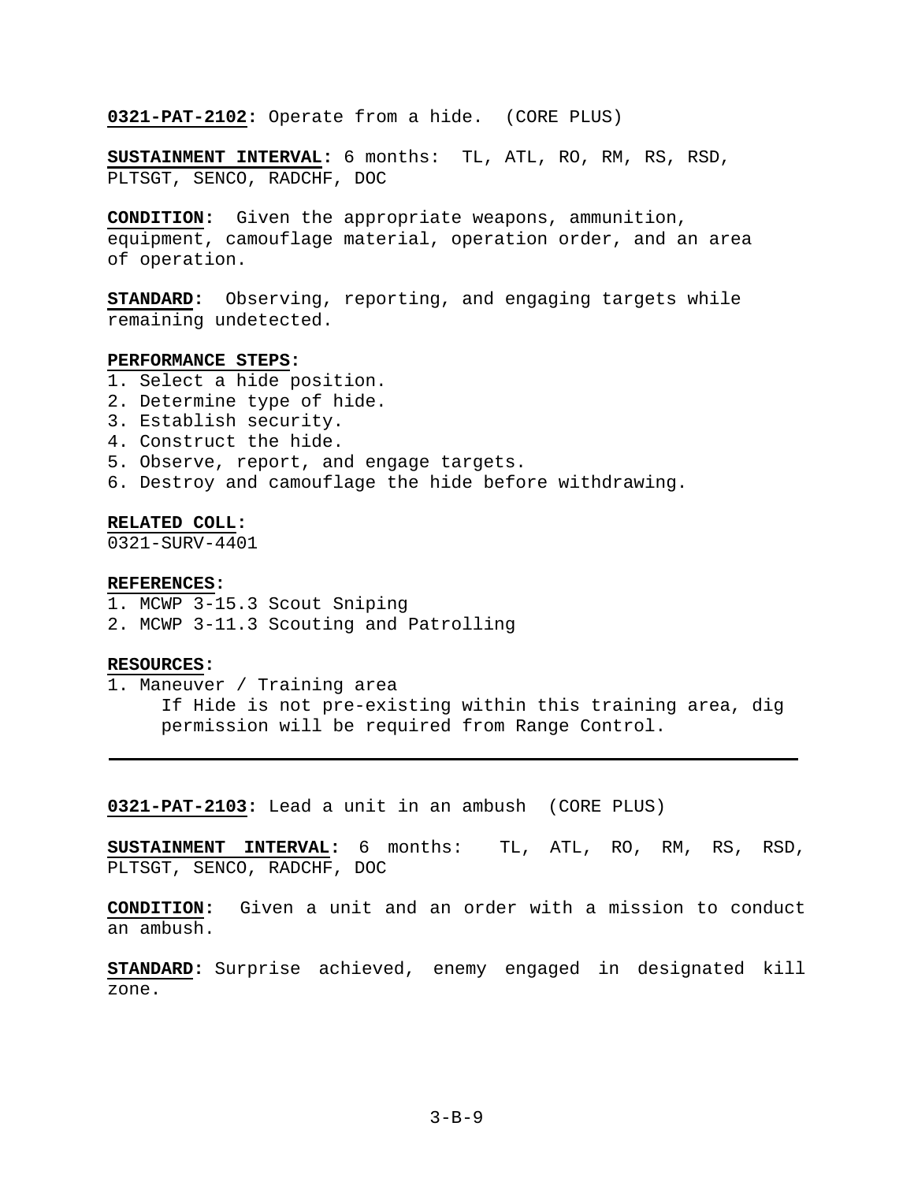**0321-PAT-2102:** Operate from a hide. (CORE PLUS)

**SUSTAINMENT INTERVAL:** 6 months: TL, ATL, RO, RM, RS, RSD, PLTSGT, SENCO, RADCHF, DOC

**CONDITION:** Given the appropriate weapons, ammunition, equipment, camouflage material, operation order, and an area of operation.

**STANDARD:** Observing, reporting, and engaging targets while remaining undetected.

**PERFORMANCE STEPS:**

1. Select a hide position.
2. Determine type of hide.
3. Establish security.
4. Construct the hide.
5. Observe, report, and engage targets.
6. Destroy and camouflage the hide before withdrawing.

**RELATED COLL:**

0321-SURV-4401

**REFERENCES:**

1. MCWP 3-15.3 Scout Sniping
2. MCWP 3-11.3 Scouting and Patrolling

**RESOURCES:**

1. Maneuver / Training area

   If Hide is not pre-existing within this training area, dig permission will be required from Range Control.

---

**0321-PAT-2103:** Lead a unit in an ambush (CORE PLUS)

**SUSTAINMENT INTERVAL:** 6 months: TL, ATL, RO, RM, RS, RSD, PLTSGT, SENCO, RADCHF, DOC

**CONDITION:** Given a unit and an order with a mission to conduct an ambush.

**STANDARD:** Surprise achieved, enemy engaged in designated kill zone.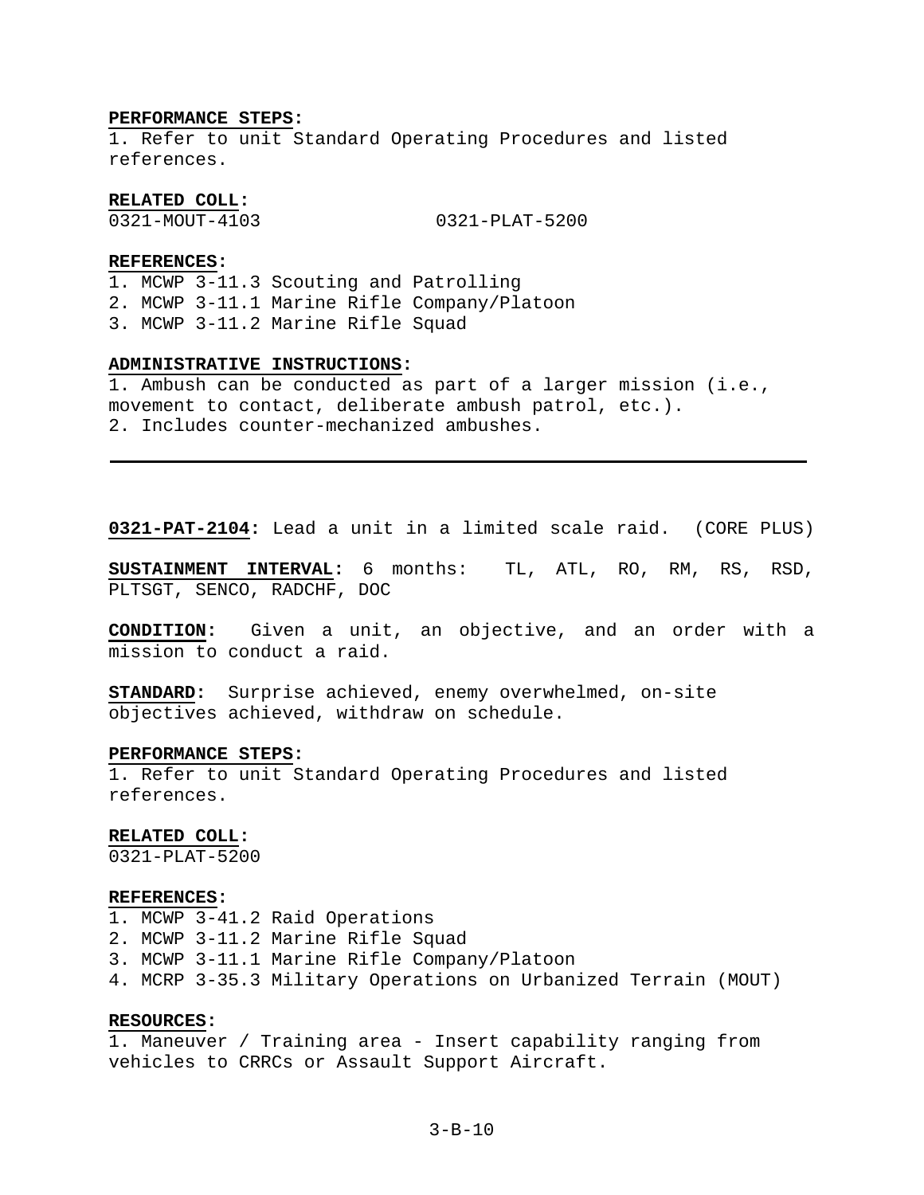**PERFORMANCE STEPS:**
1. Refer to unit Standard Operating Procedures and listed references.

**RELATED COLL:**
0321-MOUT-4103 0321-PLAT-5200

**REFERENCES:**
1. MCWP 3-11.3 Scouting and Patrolling
2. MCWP 3-11.1 Marine Rifle Company/Platoon
3. MCWP 3-11.2 Marine Rifle Squad

**ADMINISTRATIVE INSTRUCTIONS:**
1. Ambush can be conducted as part of a larger mission (i.e., movement to contact, deliberate ambush patrol, etc.).
2. Includes counter-mechanized ambushes.

---

**0321-PAT-2104:** Lead a unit in a limited scale raid. (CORE PLUS)

**SUSTAINMENT INTERVAL:** 6 months: TL, ATL, RO, RM, RS, RSD, PLTSGT, SENCO, RADCHF, DOC

**CONDITION:** Given a unit, an objective, and an order with a mission to conduct a raid.

**STANDARD:** Surprise achieved, enemy overwhelmed, on-site objectives achieved, withdraw on schedule.

**PERFORMANCE STEPS:**
1. Refer to unit Standard Operating Procedures and listed references.

**RELATED COLL:**
0321-PLAT-5200

**REFERENCES:**
1. MCWP 3-41.2 Raid Operations
2. MCWP 3-11.2 Marine Rifle Squad
3. MCWP 3-11.1 Marine Rifle Company/Platoon
4. MCRP 3-35.3 Military Operations on Urbanized Terrain (MOUT)

**RESOURCES:**
1. Maneuver / Training area - Insert capability ranging from vehicles to CRRCs or Assault Support Aircraft.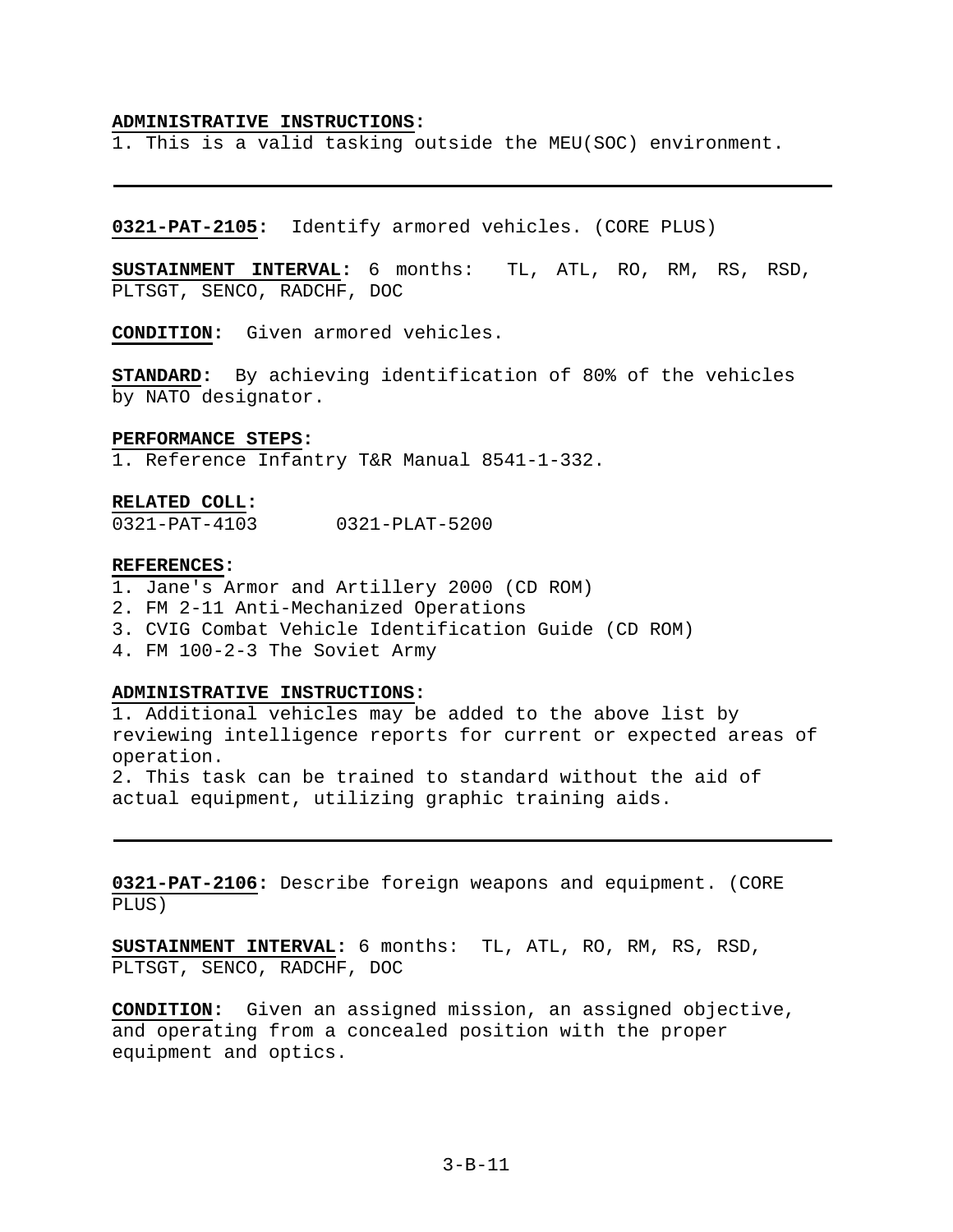**ADMINISTRATIVE INSTRUCTIONS:**
1. This is a valid tasking outside the MEU(SOC) environment.

---

**0321-PAT-2105:** Identify armored vehicles. (CORE PLUS)

**SUSTAINMENT INTERVAL:** 6 months: TL, ATL, RO, RM, RS, RSD, PLTSGT, SENCO, RADCHF, DOC

**CONDITION:** Given armored vehicles.

**STANDARD:** By achieving identification of 80% of the vehicles by NATO designator.

**PERFORMANCE STEPS:**
1. Reference Infantry T&R Manual 8541-1-332.

**RELATED COLL:**
0321-PAT-4103 0321-PLAT-5200

**REFERENCES:**
1. Jane's Armor and Artillery 2000 (CD ROM)
2. FM 2-11 Anti-Mechanized Operations
3. CVIG Combat Vehicle Identification Guide (CD ROM)
4. FM 100-2-3 The Soviet Army

**ADMINISTRATIVE INSTRUCTIONS:**
1. Additional vehicles may be added to the above list by reviewing intelligence reports for current or expected areas of operation.
2. This task can be trained to standard without the aid of actual equipment, utilizing graphic training aids.

---

**0321-PAT-2106:** Describe foreign weapons and equipment. (CORE PLUS)

**SUSTAINMENT INTERVAL:** 6 months: TL, ATL, RO, RM, RS, RSD, PLTSGT, SENCO, RADCHF, DOC

**CONDITION:** Given an assigned mission, an assigned objective, and operating from a concealed position with the proper equipment and optics.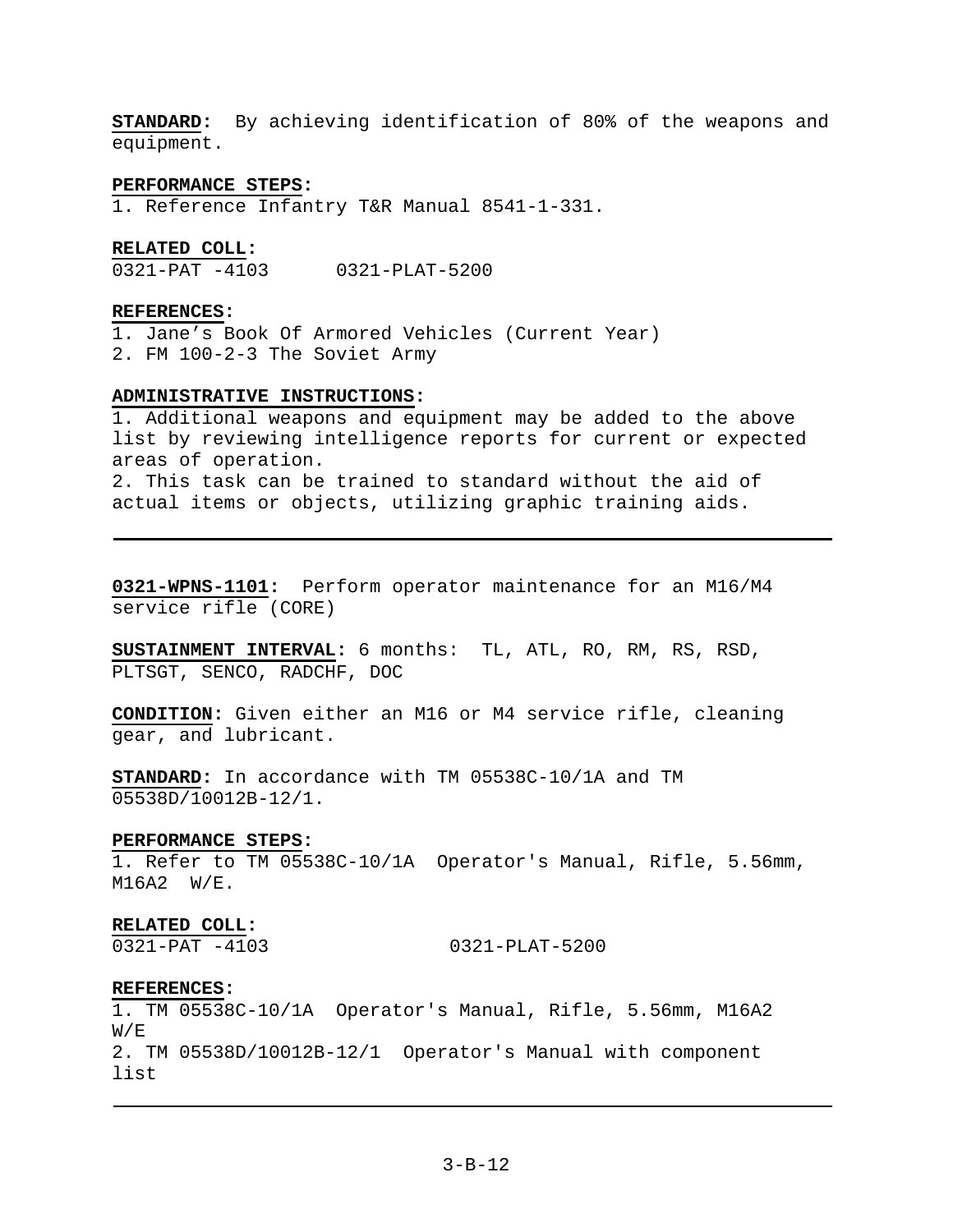**STANDARD:** By achieving identification of 80% of the weapons and equipment.

**PERFORMANCE STEPS:**
1. Reference Infantry T&R Manual 8541-1-331.

**RELATED COLL:**
0321-PAT -4103 0321-PLAT-5200

**REFERENCES:**
1. Jane's Book Of Armored Vehicles (Current Year)
2. FM 100-2-3 The Soviet Army

**ADMINISTRATIVE INSTRUCTIONS:**
1. Additional weapons and equipment may be added to the above list by reviewing intelligence reports for current or expected areas of operation.
2. This task can be trained to standard without the aid of actual items or objects, utilizing graphic training aids.

---

**0321-WPNS-1101:** Perform operator maintenance for an M16/M4 service rifle (CORE)

**SUSTAINMENT INTERVAL:** 6 months: TL, ATL, RO, RM, RS, RSD, PLTSGT, SENCO, RADCHF, DOC

**CONDITION:** Given either an M16 or M4 service rifle, cleaning gear, and lubricant.

**STANDARD:** In accordance with TM 05538C-10/1A and TM 05538D/10012B-12/1.

**PERFORMANCE STEPS:**
1. Refer to TM 05538C-10/1A Operator's Manual, Rifle, 5.56mm, M16A2 W/E.

**RELATED COLL:**
0321-PAT -4103 0321-PLAT-5200

**REFERENCES:**
1. TM 05538C-10/1A Operator's Manual, Rifle, 5.56mm, M16A2 W/E
2. TM 05538D/10012B-12/1 Operator's Manual with component list

---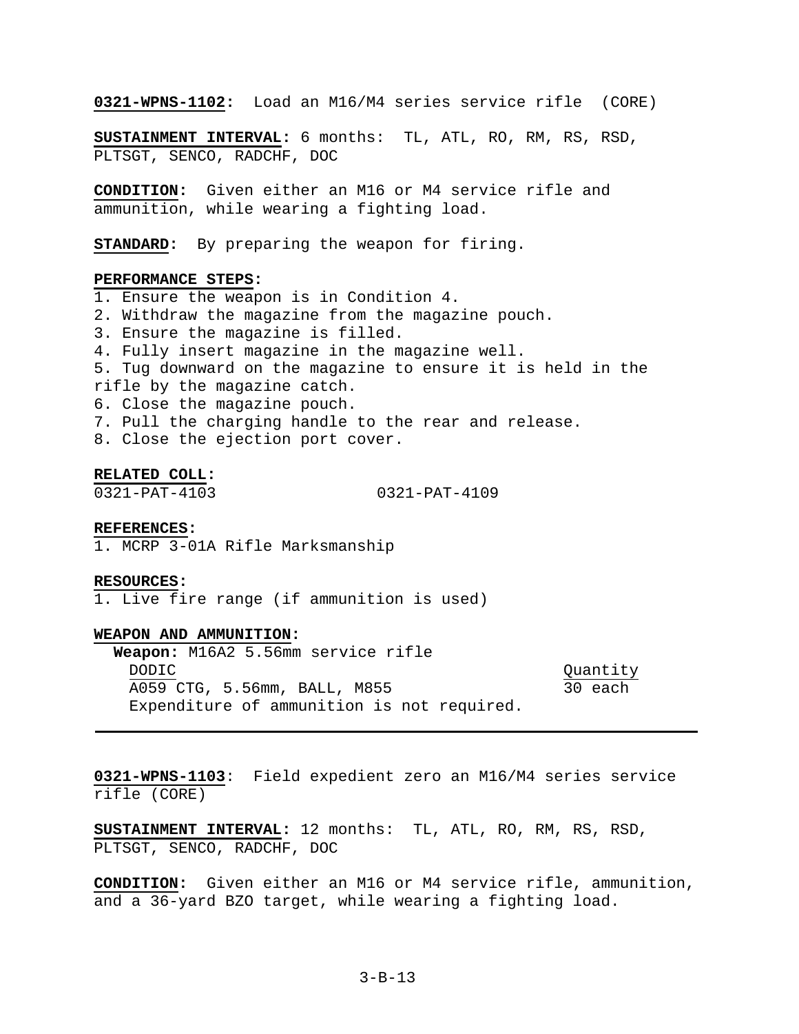**0321-WPNS-1102:** Load an M16/M4 series service rifle (CORE)

**SUSTAINMENT INTERVAL:** 6 months: TL, ATL, RO, RM, RS, RSD, PLTSGT, SENCO, RADCHF, DOC

**CONDITION:** Given either an M16 or M4 service rifle and ammunition, while wearing a fighting load.

**STANDARD:** By preparing the weapon for firing.

**PERFORMANCE STEPS:**

1. Ensure the weapon is in Condition 4.
2. Withdraw the magazine from the magazine pouch.
3. Ensure the magazine is filled.
4. Fully insert magazine in the magazine well.
5. Tug downward on the magazine to ensure it is held in the rifle by the magazine catch.
6. Close the magazine pouch.
7. Pull the charging handle to the rear and release.
8. Close the ejection port cover.

**RELATED COLL:**

0321-PAT-4103 0321-PAT-4109

**REFERENCES:**

1. MCRP 3-01A Rifle Marksmanship

**RESOURCES:**

1. Live fire range (if ammunition is used)

**WEAPON AND AMMUNITION:**

**Weapon:** M16A2 5.56mm service rifle

| DODIC | Quantity |
|---|---|
| A059 CTG, 5.56mm, BALL, M855 | 30 each |

Expenditure of ammunition is not required.

---

**0321-WPNS-1103**: Field expedient zero an M16/M4 series service rifle (CORE)

**SUSTAINMENT INTERVAL:** 12 months: TL, ATL, RO, RM, RS, RSD, PLTSGT, SENCO, RADCHF, DOC

**CONDITION:** Given either an M16 or M4 service rifle, ammunition, and a 36-yard BZO target, while wearing a fighting load.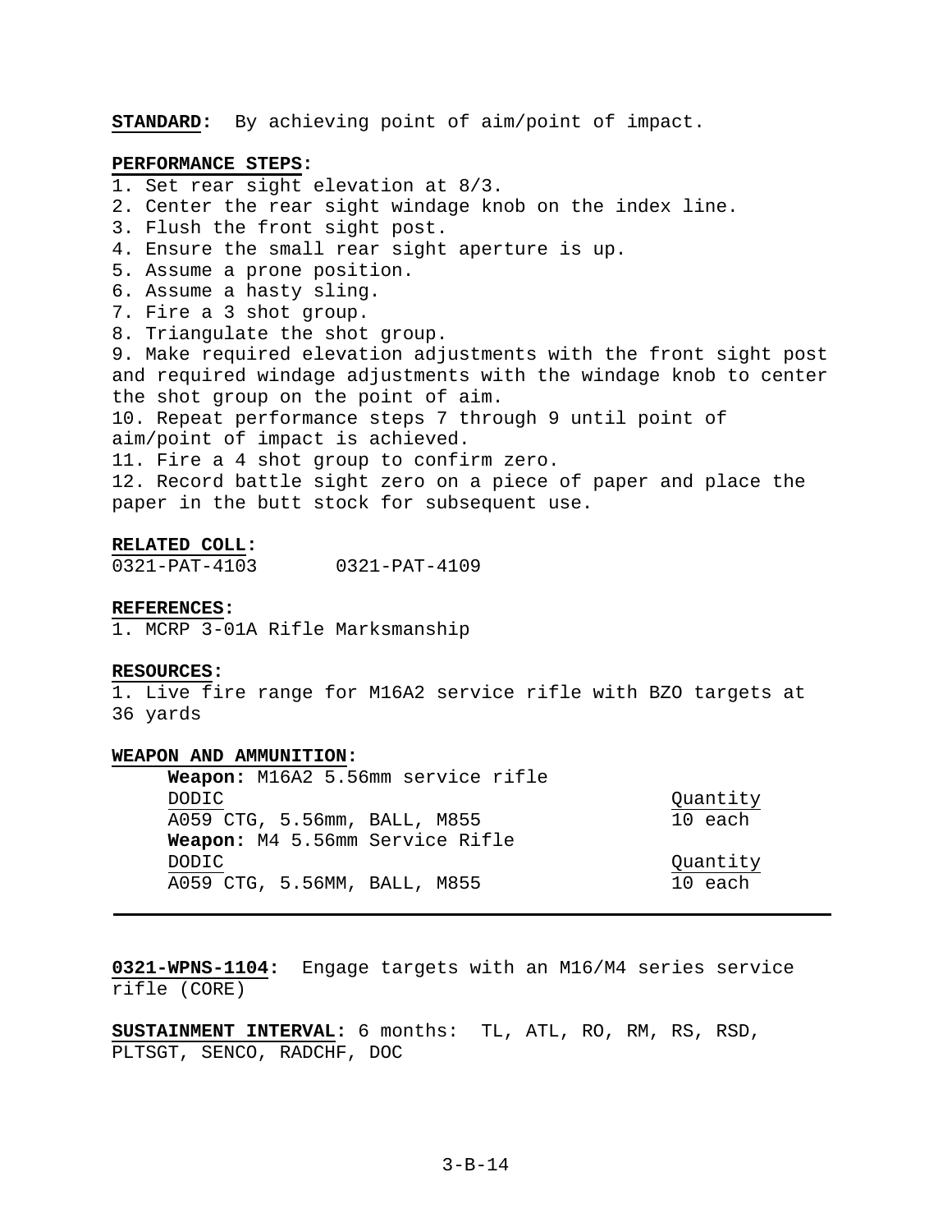**STANDARD:** By achieving point of aim/point of impact.

**PERFORMANCE STEPS:**

1. Set rear sight elevation at 8/3.
2. Center the rear sight windage knob on the index line.
3. Flush the front sight post.
4. Ensure the small rear sight aperture is up.
5. Assume a prone position.
6. Assume a hasty sling.
7. Fire a 3 shot group.
8. Triangulate the shot group.
9. Make required elevation adjustments with the front sight post and required windage adjustments with the windage knob to center the shot group on the point of aim.
10. Repeat performance steps 7 through 9 until point of aim/point of impact is achieved.
11. Fire a 4 shot group to confirm zero.
12. Record battle sight zero on a piece of paper and place the paper in the butt stock for subsequent use.

**RELATED COLL:**

0321-PAT-4103 0321-PAT-4109

**REFERENCES:**

1. MCRP 3-01A Rifle Marksmanship

**RESOURCES:**

1. Live fire range for M16A2 service rifle with BZO targets at 36 yards

**WEAPON AND AMMUNITION:**

**Weapon:** M16A2 5.56mm service rifle

| DODIC | Quantity |
|---|---|
| A059 CTG, 5.56mm, BALL, M855 | 10 each |

**Weapon:** M4 5.56mm Service Rifle

| DODIC | Quantity |
|---|---|
| A059 CTG, 5.56MM, BALL, M855 | 10 each |

---

**0321-WPNS-1104:** Engage targets with an M16/M4 series service rifle (CORE)

**SUSTAINMENT INTERVAL:** 6 months: TL, ATL, RO, RM, RS, RSD, PLTSGT, SENCO, RADCHF, DOC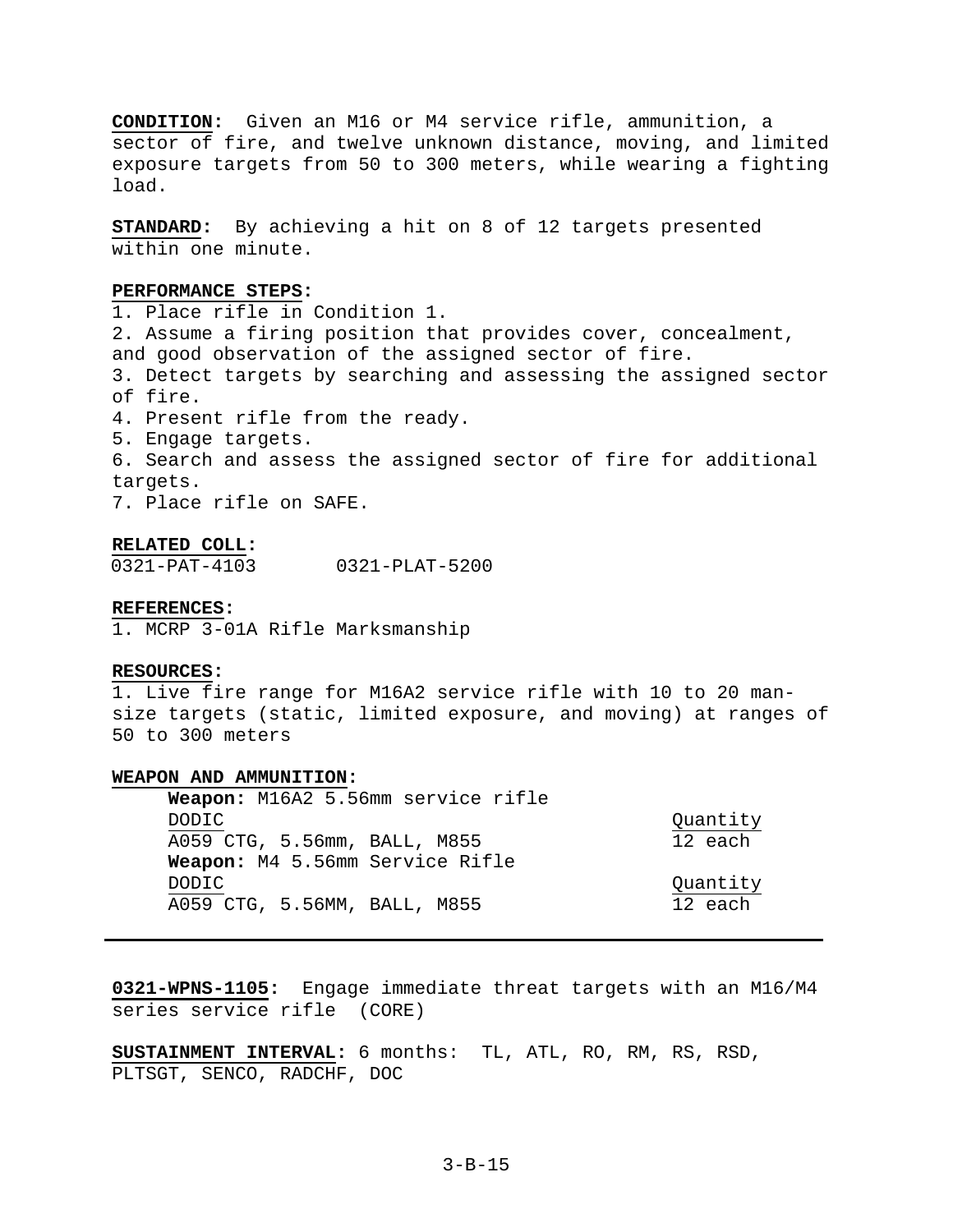**CONDITION:** Given an M16 or M4 service rifle, ammunition, a sector of fire, and twelve unknown distance, moving, and limited exposure targets from 50 to 300 meters, while wearing a fighting load.

**STANDARD:** By achieving a hit on 8 of 12 targets presented within one minute.

**PERFORMANCE STEPS:**
1. Place rifle in Condition 1.
2. Assume a firing position that provides cover, concealment, and good observation of the assigned sector of fire.
3. Detect targets by searching and assessing the assigned sector of fire.
4. Present rifle from the ready.
5. Engage targets.
6. Search and assess the assigned sector of fire for additional targets.
7. Place rifle on SAFE.

**RELATED COLL:**
0321-PAT-4103        0321-PLAT-5200

**REFERENCES:**
1. MCRP 3-01A Rifle Marksmanship

**RESOURCES:**
1. Live fire range for M16A2 service rifle with 10 to 20 man-size targets (static, limited exposure, and moving) at ranges of 50 to 300 meters

**WEAPON AND AMMUNITION:**

**Weapon:** M16A2 5.56mm service rifle

| DODIC | Quantity |
|---|---|
| A059 CTG, 5.56mm, BALL, M855 | 12 each |

**Weapon:** M4 5.56mm Service Rifle

| DODIC | Quantity |
|---|---|
| A059 CTG, 5.56MM, BALL, M855 | 12 each |

---

**0321-WPNS-1105:** Engage immediate threat targets with an M16/M4 series service rifle (CORE)

**SUSTAINMENT INTERVAL:** 6 months: TL, ATL, RO, RM, RS, RSD, PLTSGT, SENCO, RADCHF, DOC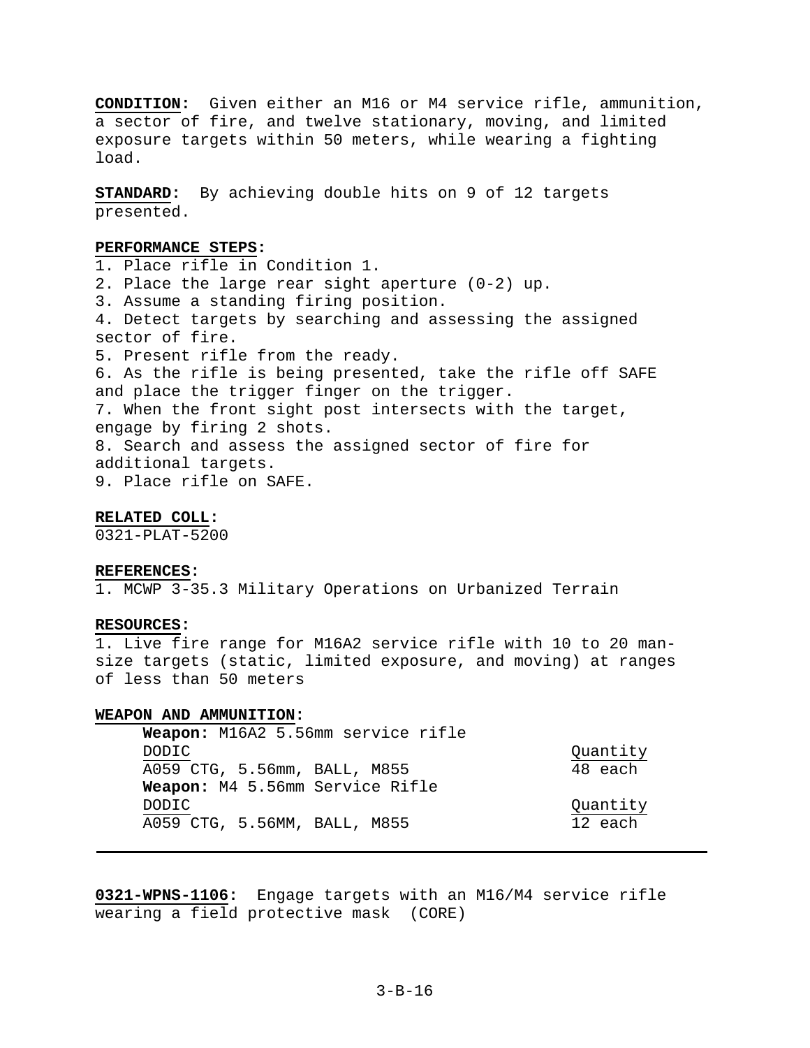**CONDITION:** Given either an M16 or M4 service rifle, ammunition, a sector of fire, and twelve stationary, moving, and limited exposure targets within 50 meters, while wearing a fighting load.

**STANDARD:** By achieving double hits on 9 of 12 targets presented.

**PERFORMANCE STEPS:**

1. Place rifle in Condition 1.
2. Place the large rear sight aperture (0-2) up.
3. Assume a standing firing position.
4. Detect targets by searching and assessing the assigned sector of fire.
5. Present rifle from the ready.
6. As the rifle is being presented, take the rifle off SAFE and place the trigger finger on the trigger.
7. When the front sight post intersects with the target, engage by firing 2 shots.
8. Search and assess the assigned sector of fire for additional targets.
9. Place rifle on SAFE.

**RELATED COLL:**
0321-PLAT-5200

**REFERENCES:**
1. MCWP 3-35.3 Military Operations on Urbanized Terrain

**RESOURCES:**
1. Live fire range for M16A2 service rifle with 10 to 20 man-size targets (static, limited exposure, and moving) at ranges of less than 50 meters

**WEAPON AND AMMUNITION:**

**Weapon:** M16A2 5.56mm service rifle

| DODIC | Quantity |
|---|---|
| A059 CTG, 5.56mm, BALL, M855 | 48 each |

**Weapon:** M4 5.56mm Service Rifle

| DODIC | Quantity |
|---|---|
| A059 CTG, 5.56MM, BALL, M855 | 12 each |

---

**0321-WPNS-1106:** Engage targets with an M16/M4 service rifle wearing a field protective mask (CORE)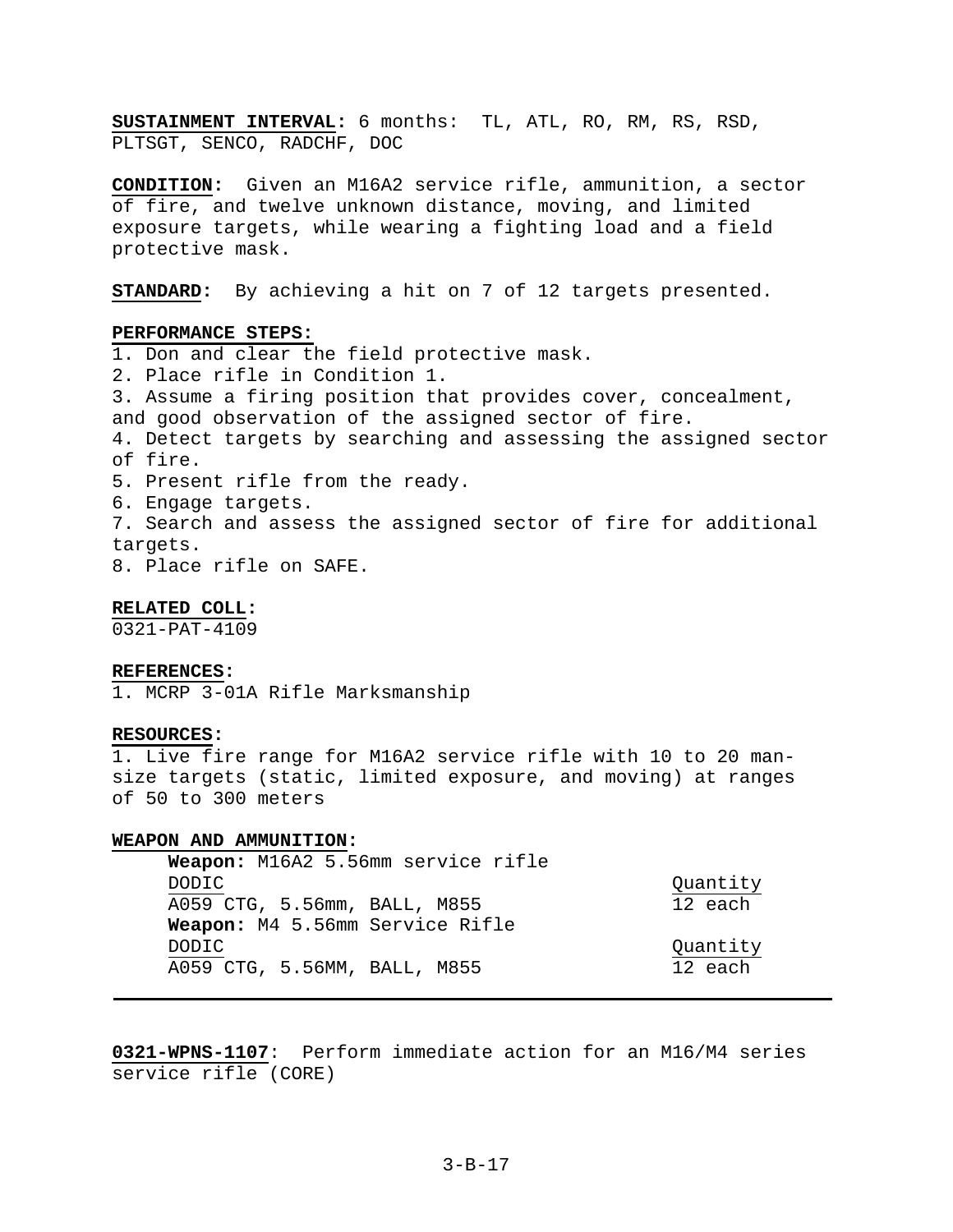**SUSTAINMENT INTERVAL:** 6 months: TL, ATL, RO, RM, RS, RSD, PLTSGT, SENCO, RADCHF, DOC

**CONDITION:** Given an M16A2 service rifle, ammunition, a sector of fire, and twelve unknown distance, moving, and limited exposure targets, while wearing a fighting load and a field protective mask.

**STANDARD:** By achieving a hit on 7 of 12 targets presented.

**PERFORMANCE STEPS:**

1. Don and clear the field protective mask.
2. Place rifle in Condition 1.
3. Assume a firing position that provides cover, concealment, and good observation of the assigned sector of fire.
4. Detect targets by searching and assessing the assigned sector of fire.
5. Present rifle from the ready.
6. Engage targets.
7. Search and assess the assigned sector of fire for additional targets.
8. Place rifle on SAFE.

**RELATED COLL:**

0321-PAT-4109

**REFERENCES:**

1. MCRP 3-01A Rifle Marksmanship

**RESOURCES:**

1. Live fire range for M16A2 service rifle with 10 to 20 man-size targets (static, limited exposure, and moving) at ranges of 50 to 300 meters

**WEAPON AND AMMUNITION:**

**Weapon:** M16A2 5.56mm service rifle

| DODIC | Quantity |
|---|---|
| A059 CTG, 5.56mm, BALL, M855 | 12 each |

**Weapon:** M4 5.56mm Service Rifle

| DODIC | Quantity |
|---|---|
| A059 CTG, 5.56MM, BALL, M855 | 12 each |

---

**0321-WPNS-1107**: Perform immediate action for an M16/M4 series service rifle (CORE)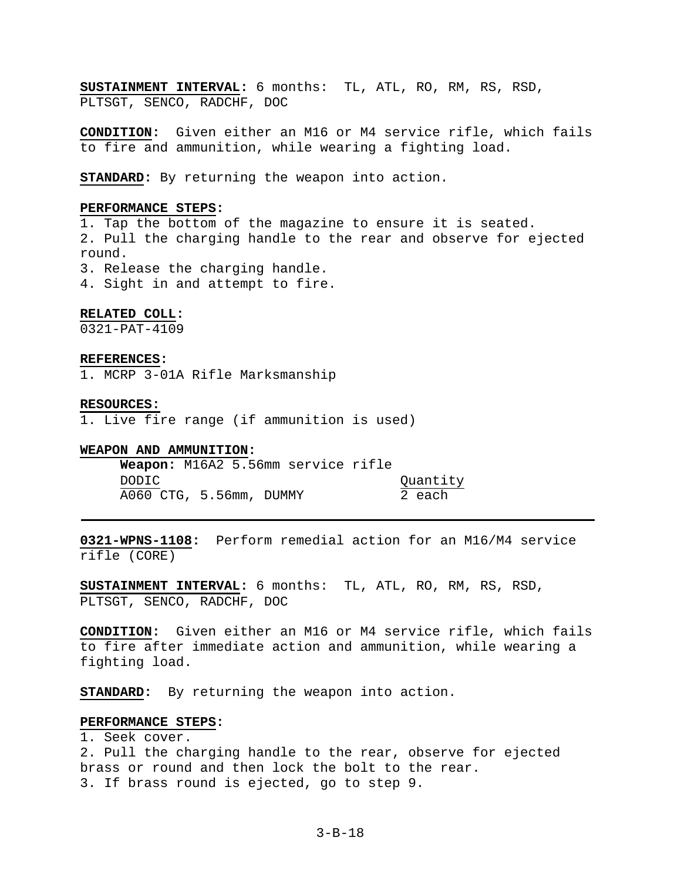**SUSTAINMENT INTERVAL:** 6 months: TL, ATL, RO, RM, RS, RSD, PLTSGT, SENCO, RADCHF, DOC

**CONDITION:** Given either an M16 or M4 service rifle, which fails to fire and ammunition, while wearing a fighting load.

**STANDARD:** By returning the weapon into action.

**PERFORMANCE STEPS:**

1. Tap the bottom of the magazine to ensure it is seated.
2. Pull the charging handle to the rear and observe for ejected round.
3. Release the charging handle.
4. Sight in and attempt to fire.

**RELATED COLL:**

0321-PAT-4109

**REFERENCES:**

1. MCRP 3-01A Rifle Marksmanship

**RESOURCES:**

1. Live fire range (if ammunition is used)

**WEAPON AND AMMUNITION:**

**Weapon:** M16A2 5.56mm service rifle

| DODIC | Quantity |
|---|---|
| A060 CTG, 5.56mm, DUMMY | 2 each |

---

**0321-WPNS-1108:** Perform remedial action for an M16/M4 service rifle (CORE)

**SUSTAINMENT INTERVAL:** 6 months: TL, ATL, RO, RM, RS, RSD, PLTSGT, SENCO, RADCHF, DOC

**CONDITION:** Given either an M16 or M4 service rifle, which fails to fire after immediate action and ammunition, while wearing a fighting load.

**STANDARD:** By returning the weapon into action.

**PERFORMANCE STEPS:**

1. Seek cover.
2. Pull the charging handle to the rear, observe for ejected brass or round and then lock the bolt to the rear.
3. If brass round is ejected, go to step 9.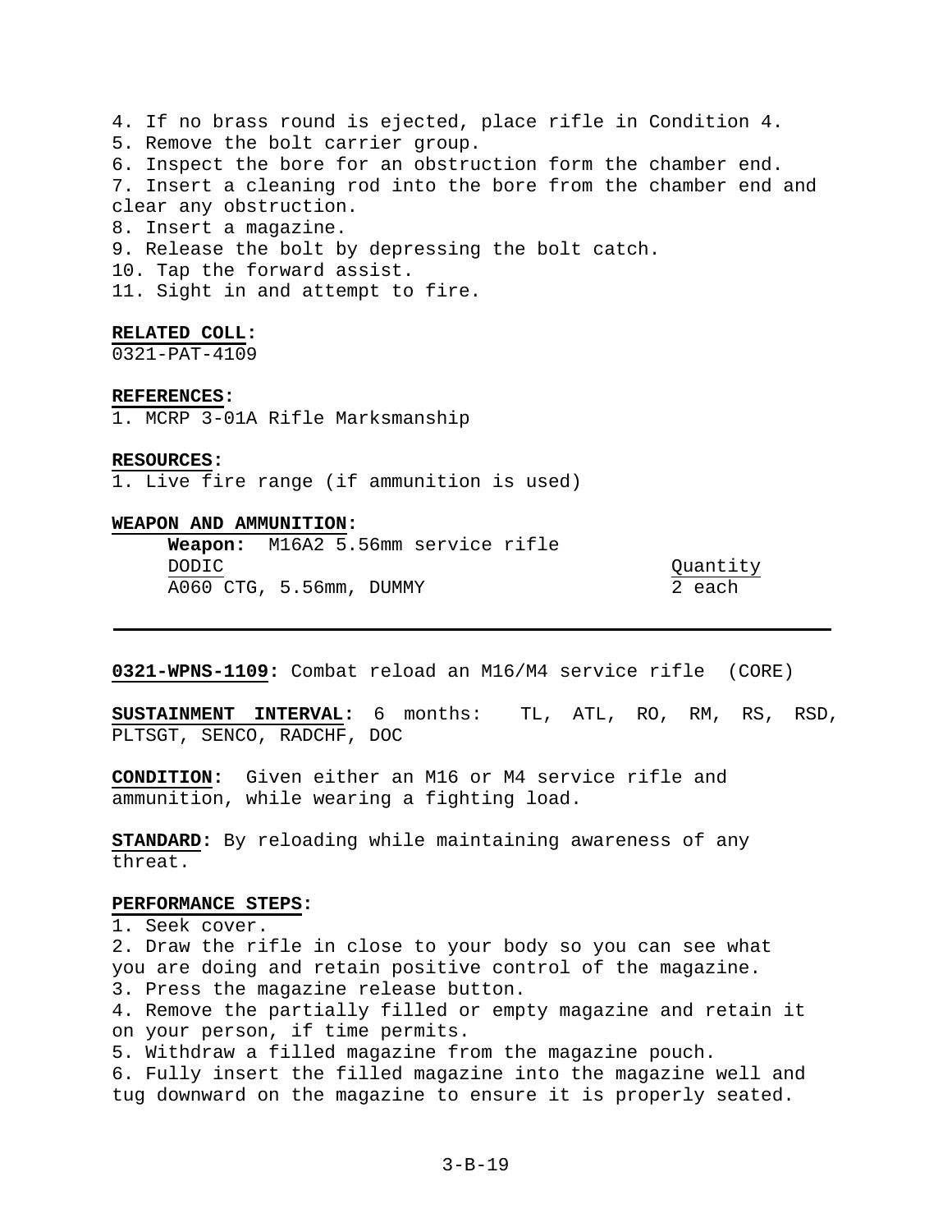4. If no brass round is ejected, place rifle in Condition 4.
5. Remove the bolt carrier group.
6. Inspect the bore for an obstruction form the chamber end.
7. Insert a cleaning rod into the bore from the chamber end and clear any obstruction.
8. Insert a magazine.
9. Release the bolt by depressing the bolt catch.
10. Tap the forward assist.
11. Sight in and attempt to fire.

**RELATED COLL:**
0321-PAT-4109

**REFERENCES:**
1. MCRP 3-01A Rifle Marksmanship

**RESOURCES:**
1. Live fire range (if ammunition is used)

**WEAPON AND AMMUNITION:**

**Weapon:** M16A2 5.56mm service rifle

| DODIC | Quantity |
| --- | --- |
| A060 CTG, 5.56mm, DUMMY | 2 each |

---

**0321-WPNS-1109:** Combat reload an M16/M4 service rifle (CORE)

**SUSTAINMENT INTERVAL:** 6 months: TL, ATL, RO, RM, RS, RSD, PLTSGT, SENCO, RADCHF, DOC

**CONDITION:** Given either an M16 or M4 service rifle and ammunition, while wearing a fighting load.

**STANDARD:** By reloading while maintaining awareness of any threat.

**PERFORMANCE STEPS:**
1. Seek cover.
2. Draw the rifle in close to your body so you can see what you are doing and retain positive control of the magazine.
3. Press the magazine release button.
4. Remove the partially filled or empty magazine and retain it on your person, if time permits.
5. Withdraw a filled magazine from the magazine pouch.
6. Fully insert the filled magazine into the magazine well and tug downward on the magazine to ensure it is properly seated.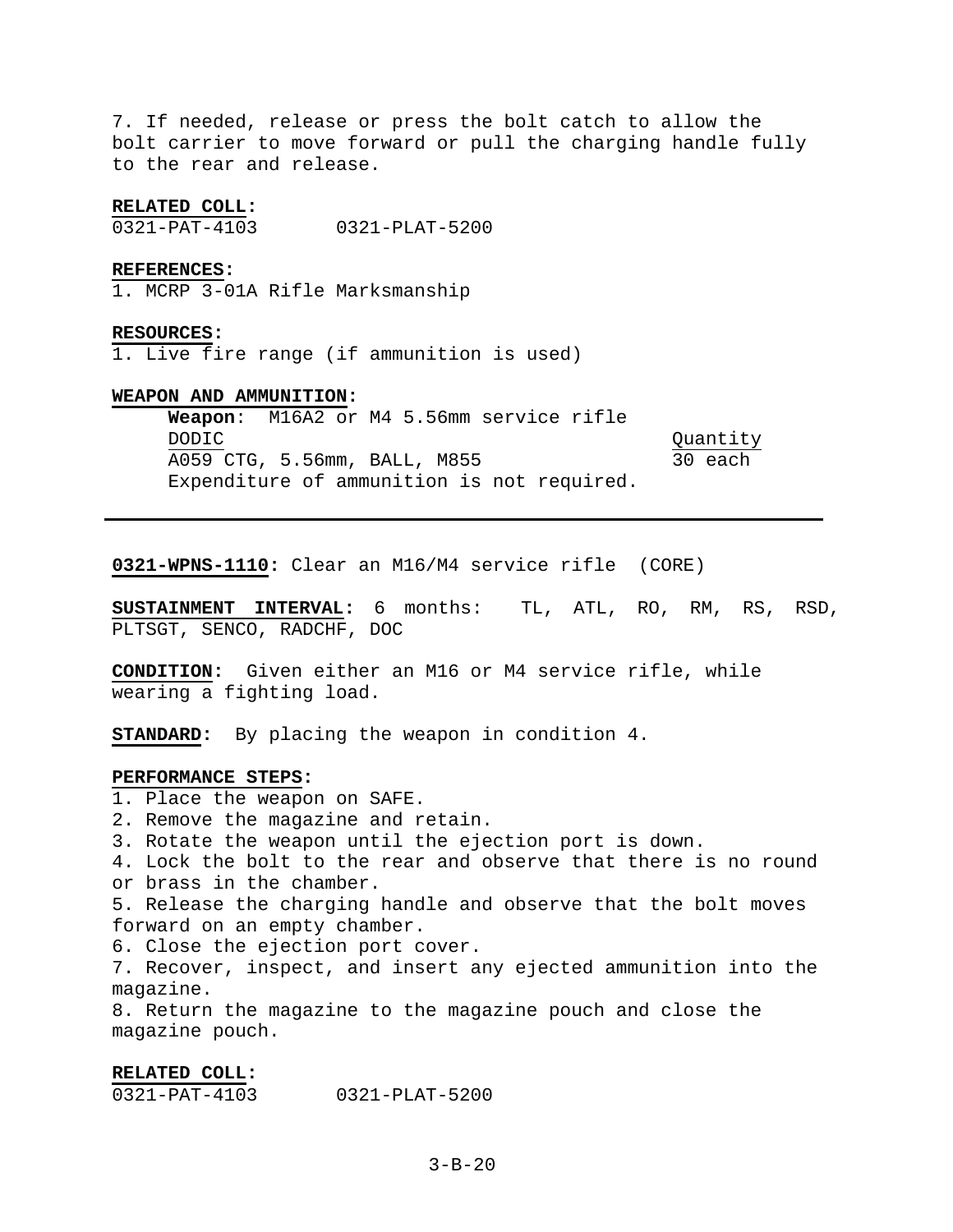7. If needed, release or press the bolt catch to allow the bolt carrier to move forward or pull the charging handle fully to the rear and release.

**RELATED COLL:**
0321-PAT-4103 0321-PLAT-5200

**REFERENCES:**
1. MCRP 3-01A Rifle Marksmanship

**RESOURCES:**
1. Live fire range (if ammunition is used)

**WEAPON AND AMMUNITION:**

**Weapon**: M16A2 or M4 5.56mm service rifle

| DODIC | Quantity |
| --- | --- |
| A059 CTG, 5.56mm, BALL, M855 | 30 each |

Expenditure of ammunition is not required.

---

**0321-WPNS-1110:** Clear an M16/M4 service rifle (CORE)

**SUSTAINMENT INTERVAL:** 6 months: TL, ATL, RO, RM, RS, RSD, PLTSGT, SENCO, RADCHF, DOC

**CONDITION:** Given either an M16 or M4 service rifle, while wearing a fighting load.

**STANDARD:** By placing the weapon in condition 4.

**PERFORMANCE STEPS:**
1. Place the weapon on SAFE.
2. Remove the magazine and retain.
3. Rotate the weapon until the ejection port is down.
4. Lock the bolt to the rear and observe that there is no round or brass in the chamber.
5. Release the charging handle and observe that the bolt moves forward on an empty chamber.
6. Close the ejection port cover.
7. Recover, inspect, and insert any ejected ammunition into the magazine.
8. Return the magazine to the magazine pouch and close the magazine pouch.

**RELATED COLL:**
0321-PAT-4103 0321-PLAT-5200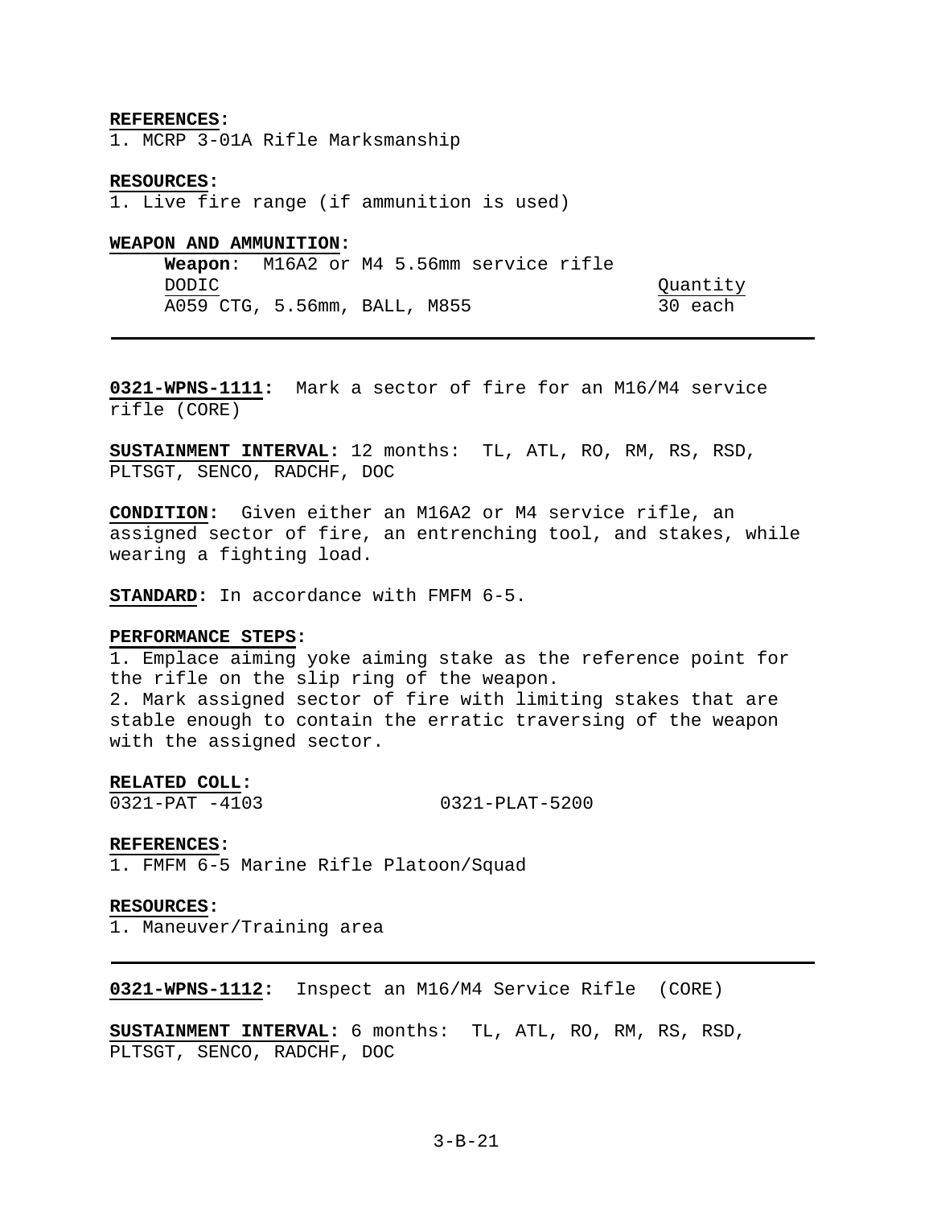**REFERENCES:**
1. MCRP 3-01A Rifle Marksmanship

**RESOURCES:**
1. Live fire range (if ammunition is used)

**WEAPON AND AMMUNITION:**

**Weapon**: M16A2 or M4 5.56mm service rifle

| DODIC | Quantity |
|---|---|
| A059 CTG, 5.56mm, BALL, M855 | 30 each |

---

**0321-WPNS-1111:** Mark a sector of fire for an M16/M4 service rifle (CORE)

**SUSTAINMENT INTERVAL:** 12 months: TL, ATL, RO, RM, RS, RSD, PLTSGT, SENCO, RADCHF, DOC

**CONDITION:** Given either an M16A2 or M4 service rifle, an assigned sector of fire, an entrenching tool, and stakes, while wearing a fighting load.

**STANDARD:** In accordance with FMFM 6-5.

**PERFORMANCE STEPS:**
1. Emplace aiming yoke aiming stake as the reference point for the rifle on the slip ring of the weapon.
2. Mark assigned sector of fire with limiting stakes that are stable enough to contain the erratic traversing of the weapon with the assigned sector.

**RELATED COLL:**
0321-PAT -4103 0321-PLAT-5200

**REFERENCES:**
1. FMFM 6-5 Marine Rifle Platoon/Squad

**RESOURCES:**
1. Maneuver/Training area

---

**0321-WPNS-1112:** Inspect an M16/M4 Service Rifle (CORE)

**SUSTAINMENT INTERVAL:** 6 months: TL, ATL, RO, RM, RS, RSD, PLTSGT, SENCO, RADCHF, DOC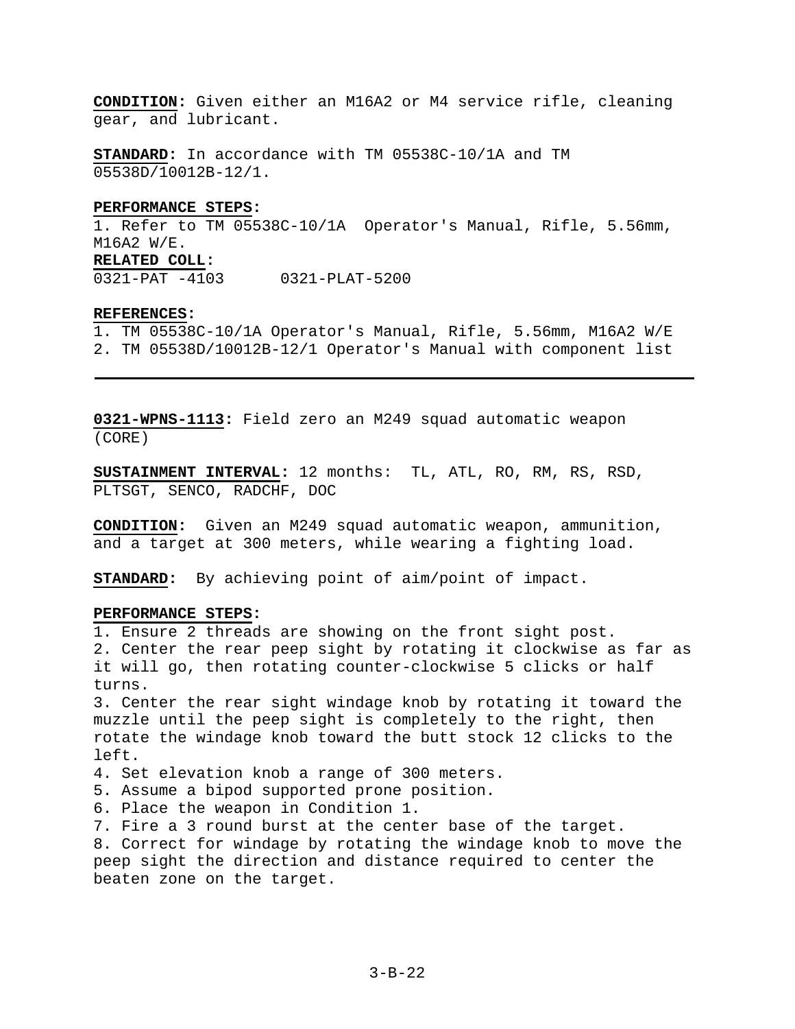**CONDITION:** Given either an M16A2 or M4 service rifle, cleaning gear, and lubricant.

**STANDARD:** In accordance with TM 05538C-10/1A and TM 05538D/10012B-12/1.

**PERFORMANCE STEPS:**

1. Refer to TM 05538C-10/1A Operator's Manual, Rifle, 5.56mm, M16A2 W/E.

**RELATED COLL:**

0321-PAT -4103      0321-PLAT-5200

**REFERENCES:**

1. TM 05538C-10/1A Operator's Manual, Rifle, 5.56mm, M16A2 W/E
2. TM 05538D/10012B-12/1 Operator's Manual with component list

---

**0321-WPNS-1113:** Field zero an M249 squad automatic weapon (CORE)

**SUSTAINMENT INTERVAL:** 12 months: TL, ATL, RO, RM, RS, RSD, PLTSGT, SENCO, RADCHF, DOC

**CONDITION:** Given an M249 squad automatic weapon, ammunition, and a target at 300 meters, while wearing a fighting load.

**STANDARD:** By achieving point of aim/point of impact.

**PERFORMANCE STEPS:**

1. Ensure 2 threads are showing on the front sight post.
2. Center the rear peep sight by rotating it clockwise as far as it will go, then rotating counter-clockwise 5 clicks or half turns.
3. Center the rear sight windage knob by rotating it toward the muzzle until the peep sight is completely to the right, then rotate the windage knob toward the butt stock 12 clicks to the left.
4. Set elevation knob a range of 300 meters.
5. Assume a bipod supported prone position.
6. Place the weapon in Condition 1.
7. Fire a 3 round burst at the center base of the target.
8. Correct for windage by rotating the windage knob to move the peep sight the direction and distance required to center the beaten zone on the target.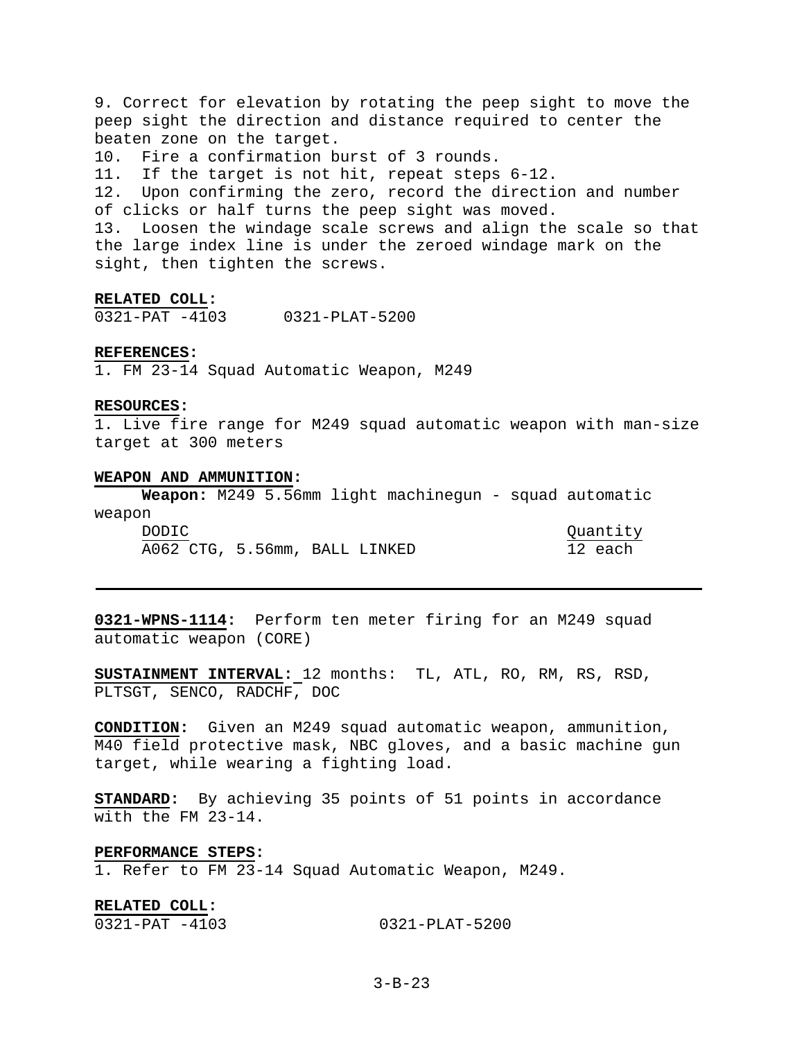9. Correct for elevation by rotating the peep sight to move the peep sight the direction and distance required to center the beaten zone on the target.
10. Fire a confirmation burst of 3 rounds.
11. If the target is not hit, repeat steps 6-12.
12. Upon confirming the zero, record the direction and number of clicks or half turns the peep sight was moved.
13. Loosen the windage scale screws and align the scale so that the large index line is under the zeroed windage mark on the sight, then tighten the screws.

**RELATED COLL:**
0321-PAT -4103 0321-PLAT-5200

**REFERENCES:**
1. FM 23-14 Squad Automatic Weapon, M249

**RESOURCES:**
1. Live fire range for M249 squad automatic weapon with man-size target at 300 meters

**WEAPON AND AMMUNITION:**
**Weapon:** M249 5.56mm light machinegun - squad automatic weapon

| DODIC | Quantity |
|---|---|
| A062 CTG, 5.56mm, BALL LINKED | 12 each |

---

**0321-WPNS-1114:** Perform ten meter firing for an M249 squad automatic weapon (CORE)

**SUSTAINMENT INTERVAL:** 12 months: TL, ATL, RO, RM, RS, RSD, PLTSGT, SENCO, RADCHF, DOC

**CONDITION:** Given an M249 squad automatic weapon, ammunition, M40 field protective mask, NBC gloves, and a basic machine gun target, while wearing a fighting load.

**STANDARD:** By achieving 35 points of 51 points in accordance with the FM 23-14.

**PERFORMANCE STEPS:**
1. Refer to FM 23-14 Squad Automatic Weapon, M249.

**RELATED COLL:**
0321-PAT -4103 0321-PLAT-5200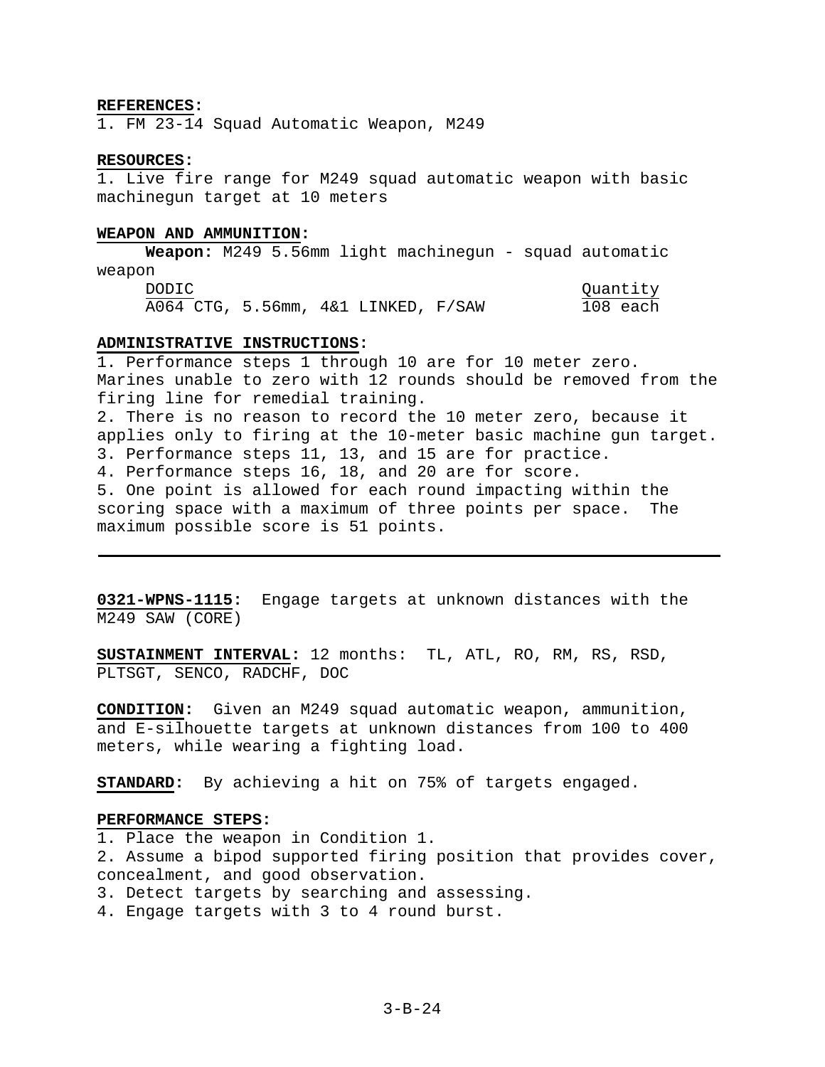**REFERENCES:**
1. FM 23-14 Squad Automatic Weapon, M249

**RESOURCES:**
1. Live fire range for M249 squad automatic weapon with basic machinegun target at 10 meters

**WEAPON AND AMMUNITION:**

**Weapon:** M249 5.56mm light machinegun - squad automatic weapon

| DODIC | Quantity |
|---|---|
| A064 CTG, 5.56mm, 4&1 LINKED, F/SAW | 108 each |

**ADMINISTRATIVE INSTRUCTIONS:**
1. Performance steps 1 through 10 are for 10 meter zero. Marines unable to zero with 12 rounds should be removed from the firing line for remedial training.
2. There is no reason to record the 10 meter zero, because it applies only to firing at the 10-meter basic machine gun target.
3. Performance steps 11, 13, and 15 are for practice.
4. Performance steps 16, 18, and 20 are for score.
5. One point is allowed for each round impacting within the scoring space with a maximum of three points per space. The maximum possible score is 51 points.

---

**0321-WPNS-1115:** Engage targets at unknown distances with the M249 SAW (CORE)

**SUSTAINMENT INTERVAL:** 12 months: TL, ATL, RO, RM, RS, RSD, PLTSGT, SENCO, RADCHF, DOC

**CONDITION:** Given an M249 squad automatic weapon, ammunition, and E-silhouette targets at unknown distances from 100 to 400 meters, while wearing a fighting load.

**STANDARD:** By achieving a hit on 75% of targets engaged.

**PERFORMANCE STEPS:**
1. Place the weapon in Condition 1.
2. Assume a bipod supported firing position that provides cover, concealment, and good observation.
3. Detect targets by searching and assessing.
4. Engage targets with 3 to 4 round burst.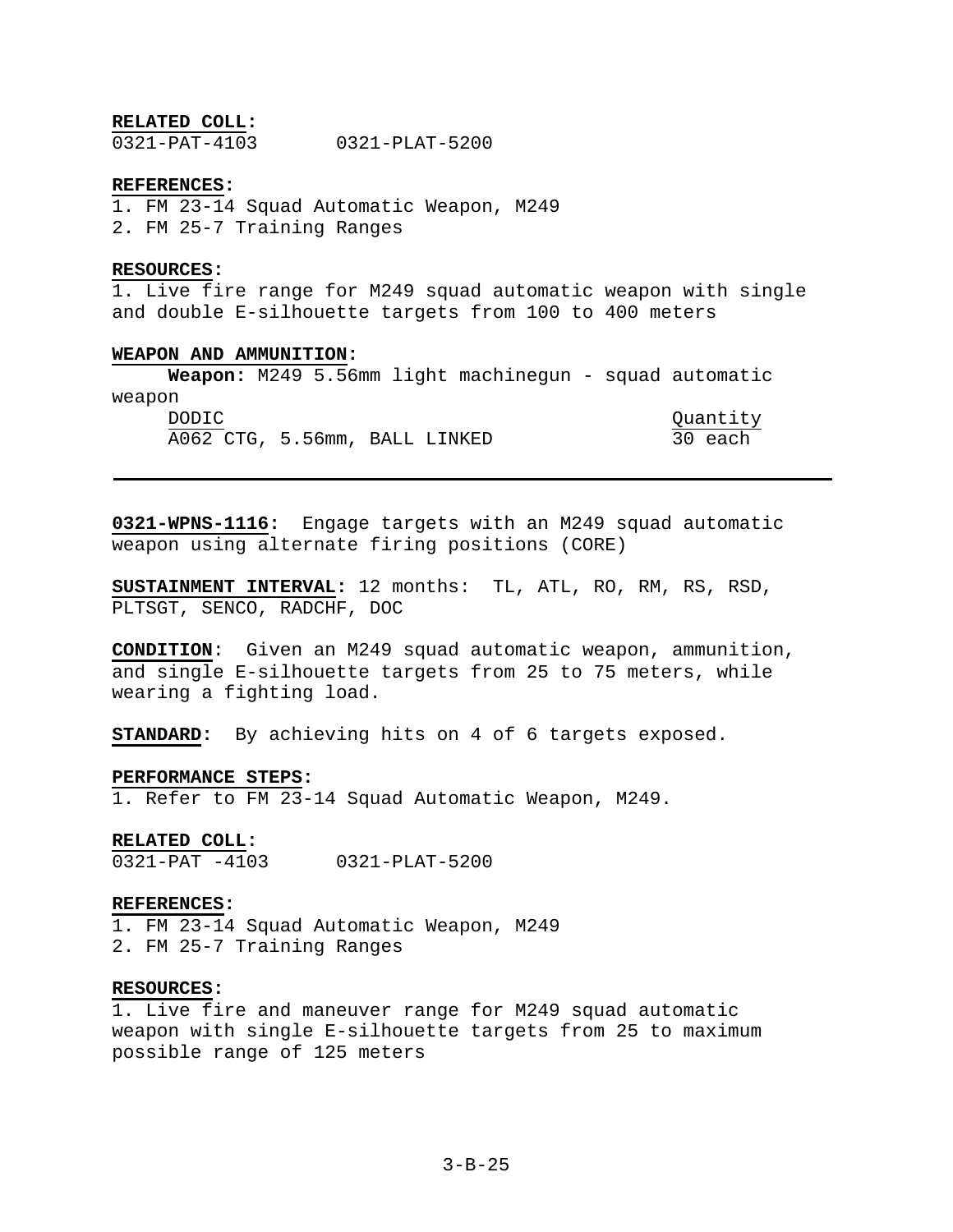**RELATED COLL:**
0321-PAT-4103 0321-PLAT-5200

**REFERENCES:**
1. FM 23-14 Squad Automatic Weapon, M249
2. FM 25-7 Training Ranges

**RESOURCES:**
1. Live fire range for M249 squad automatic weapon with single and double E-silhouette targets from 100 to 400 meters

**WEAPON AND AMMUNITION:**
**Weapon:** M249 5.56mm light machinegun - squad automatic weapon

| DODIC | Quantity |
|---|---|
| A062 CTG, 5.56mm, BALL LINKED | 30 each |

---

**0321-WPNS-1116:** Engage targets with an M249 squad automatic weapon using alternate firing positions (CORE)

**SUSTAINMENT INTERVAL:** 12 months: TL, ATL, RO, RM, RS, RSD, PLTSGT, SENCO, RADCHF, DOC

**CONDITION**: Given an M249 squad automatic weapon, ammunition, and single E-silhouette targets from 25 to 75 meters, while wearing a fighting load.

**STANDARD:** By achieving hits on 4 of 6 targets exposed.

**PERFORMANCE STEPS:**
1. Refer to FM 23-14 Squad Automatic Weapon, M249.

**RELATED COLL:**
0321-PAT -4103 0321-PLAT-5200

**REFERENCES:**
1. FM 23-14 Squad Automatic Weapon, M249
2. FM 25-7 Training Ranges

**RESOURCES:**
1. Live fire and maneuver range for M249 squad automatic weapon with single E-silhouette targets from 25 to maximum possible range of 125 meters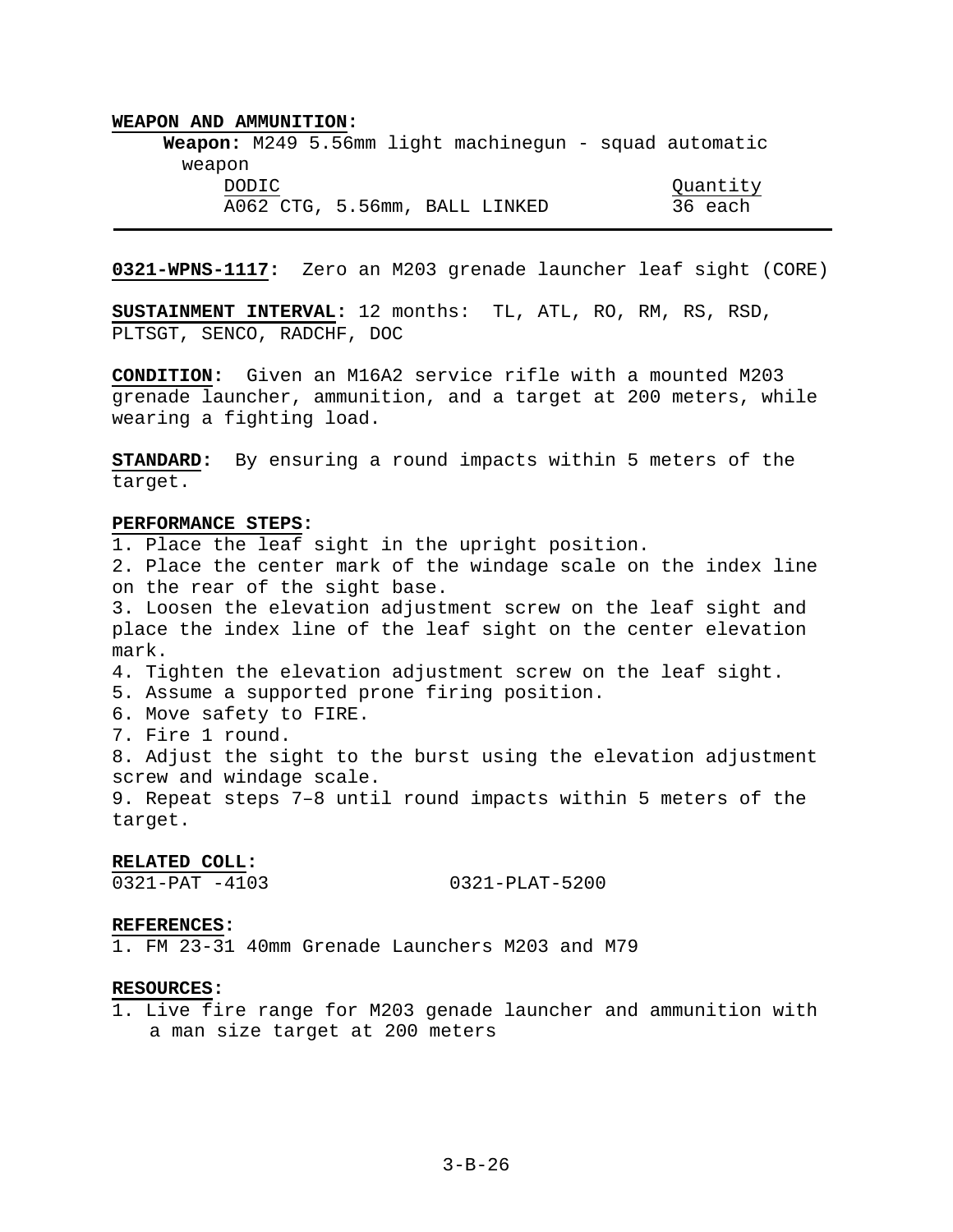**WEAPON AND AMMUNITION:**

**Weapon:** M249 5.56mm light machinegun - squad automatic weapon

| DODIC | Quantity |
| --- | --- |
| A062 CTG, 5.56mm, BALL LINKED | 36 each |

---

**0321-WPNS-1117:** Zero an M203 grenade launcher leaf sight (CORE)

**SUSTAINMENT INTERVAL:** 12 months: TL, ATL, RO, RM, RS, RSD, PLTSGT, SENCO, RADCHF, DOC

**CONDITION:** Given an M16A2 service rifle with a mounted M203 grenade launcher, ammunition, and a target at 200 meters, while wearing a fighting load.

**STANDARD:** By ensuring a round impacts within 5 meters of the target.

**PERFORMANCE STEPS:**
1. Place the leaf sight in the upright position.
2. Place the center mark of the windage scale on the index line on the rear of the sight base.
3. Loosen the elevation adjustment screw on the leaf sight and place the index line of the leaf sight on the center elevation mark.
4. Tighten the elevation adjustment screw on the leaf sight.
5. Assume a supported prone firing position.
6. Move safety to FIRE.
7. Fire 1 round.
8. Adjust the sight to the burst using the elevation adjustment screw and windage scale.
9. Repeat steps 7–8 until round impacts within 5 meters of the target.

**RELATED COLL:**

0321-PAT -4103     0321-PLAT-5200

**REFERENCES:**
1. FM 23-31 40mm Grenade Launchers M203 and M79

**RESOURCES:**
1. Live fire range for M203 genade launcher and ammunition with a man size target at 200 meters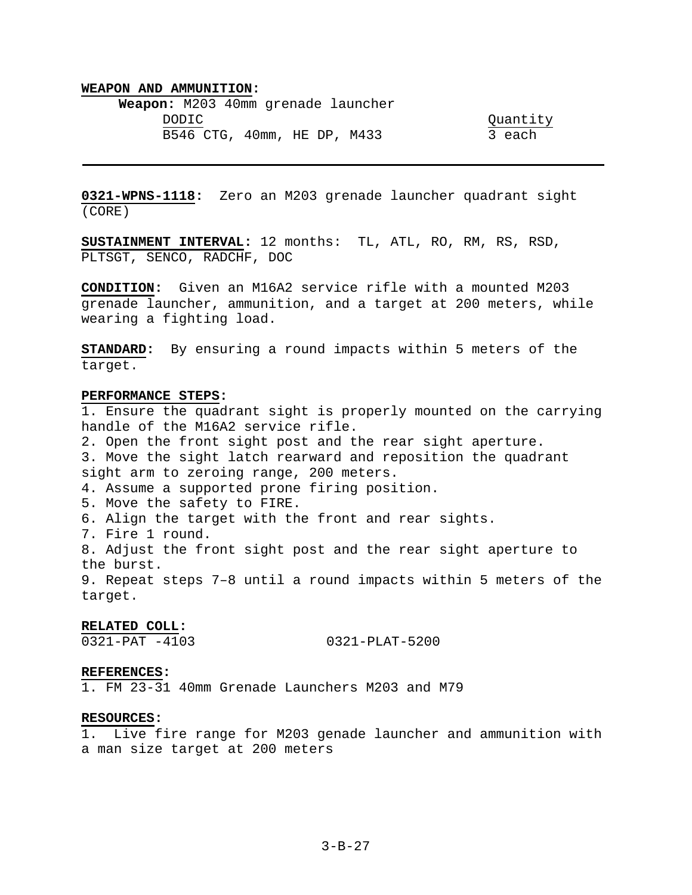**WEAPON AND AMMUNITION:**

**Weapon:** M203 40mm grenade launcher

| DODIC | Quantity |
| --- | --- |
| B546 CTG, 40mm, HE DP, M433 | 3 each |

---

**0321-WPNS-1118:** Zero an M203 grenade launcher quadrant sight (CORE)

**SUSTAINMENT INTERVAL:** 12 months: TL, ATL, RO, RM, RS, RSD, PLTSGT, SENCO, RADCHF, DOC

**CONDITION:** Given an M16A2 service rifle with a mounted M203 grenade launcher, ammunition, and a target at 200 meters, while wearing a fighting load.

**STANDARD:** By ensuring a round impacts within 5 meters of the target.

**PERFORMANCE STEPS:**

1. Ensure the quadrant sight is properly mounted on the carrying handle of the M16A2 service rifle.
2. Open the front sight post and the rear sight aperture.
3. Move the sight latch rearward and reposition the quadrant sight arm to zeroing range, 200 meters.
4. Assume a supported prone firing position.
5. Move the safety to FIRE.
6. Align the target with the front and rear sights.
7. Fire 1 round.
8. Adjust the front sight post and the rear sight aperture to the burst.
9. Repeat steps 7–8 until a round impacts within 5 meters of the target.

**RELATED COLL:**

0321-PAT -4103 0321-PLAT-5200

**REFERENCES:**

1. FM 23-31 40mm Grenade Launchers M203 and M79

**RESOURCES:**

1. Live fire range for M203 genade launcher and ammunition with a man size target at 200 meters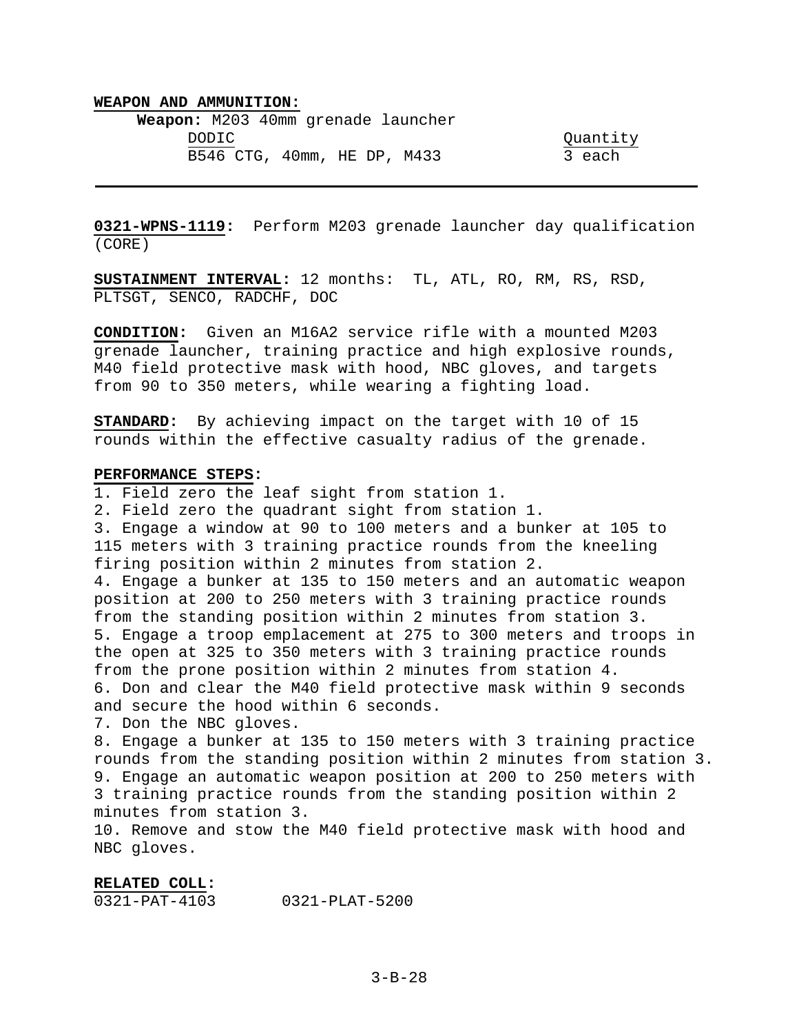**WEAPON AND AMMUNITION:**

**Weapon:** M203 40mm grenade launcher

| DODIC | Quantity |
|---|---|
| B546 CTG, 40mm, HE DP, M433 | 3 each |

---

**0321-WPNS-1119:** Perform M203 grenade launcher day qualification (CORE)

**SUSTAINMENT INTERVAL:** 12 months: TL, ATL, RO, RM, RS, RSD, PLTSGT, SENCO, RADCHF, DOC

**CONDITION:** Given an M16A2 service rifle with a mounted M203 grenade launcher, training practice and high explosive rounds, M40 field protective mask with hood, NBC gloves, and targets from 90 to 350 meters, while wearing a fighting load.

**STANDARD:** By achieving impact on the target with 10 of 15 rounds within the effective casualty radius of the grenade.

**PERFORMANCE STEPS:**

1. Field zero the leaf sight from station 1.
2. Field zero the quadrant sight from station 1.
3. Engage a window at 90 to 100 meters and a bunker at 105 to 115 meters with 3 training practice rounds from the kneeling firing position within 2 minutes from station 2.
4. Engage a bunker at 135 to 150 meters and an automatic weapon position at 200 to 250 meters with 3 training practice rounds from the standing position within 2 minutes from station 3.
5. Engage a troop emplacement at 275 to 300 meters and troops in the open at 325 to 350 meters with 3 training practice rounds from the prone position within 2 minutes from station 4.
6. Don and clear the M40 field protective mask within 9 seconds and secure the hood within 6 seconds.
7. Don the NBC gloves.
8. Engage a bunker at 135 to 150 meters with 3 training practice rounds from the standing position within 2 minutes from station 3.
9. Engage an automatic weapon position at 200 to 250 meters with 3 training practice rounds from the standing position within 2 minutes from station 3.
10. Remove and stow the M40 field protective mask with hood and NBC gloves.

**RELATED COLL:**

0321-PAT-4103 0321-PLAT-5200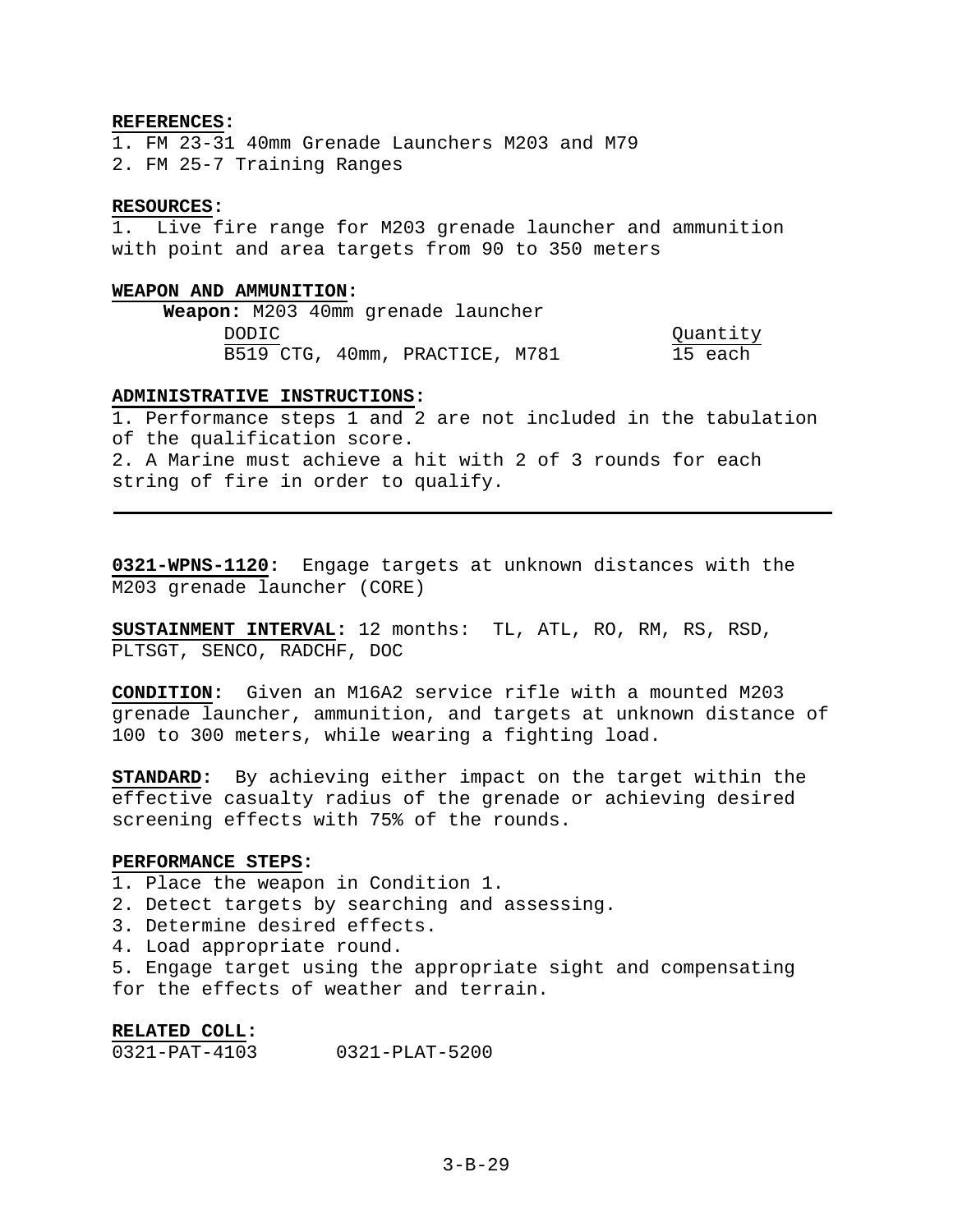**REFERENCES:**
1. FM 23-31 40mm Grenade Launchers M203 and M79
2. FM 25-7 Training Ranges

**RESOURCES:**
1. Live fire range for M203 grenade launcher and ammunition with point and area targets from 90 to 350 meters

**WEAPON AND AMMUNITION:**

**Weapon:** M203 40mm grenade launcher

| DODIC | Quantity |
|---|---|
| B519 CTG, 40mm, PRACTICE, M781 | 15 each |

**ADMINISTRATIVE INSTRUCTIONS:**
1. Performance steps 1 and 2 are not included in the tabulation of the qualification score.
2. A Marine must achieve a hit with 2 of 3 rounds for each string of fire in order to qualify.

---

**0321-WPNS-1120:** Engage targets at unknown distances with the M203 grenade launcher (CORE)

**SUSTAINMENT INTERVAL:** 12 months: TL, ATL, RO, RM, RS, RSD, PLTSGT, SENCO, RADCHF, DOC

**CONDITION:** Given an M16A2 service rifle with a mounted M203 grenade launcher, ammunition, and targets at unknown distance of 100 to 300 meters, while wearing a fighting load.

**STANDARD:** By achieving either impact on the target within the effective casualty radius of the grenade or achieving desired screening effects with 75% of the rounds.

**PERFORMANCE STEPS:**
1. Place the weapon in Condition 1.
2. Detect targets by searching and assessing.
3. Determine desired effects.
4. Load appropriate round.
5. Engage target using the appropriate sight and compensating for the effects of weather and terrain.

**RELATED COLL:**
0321-PAT-4103 0321-PLAT-5200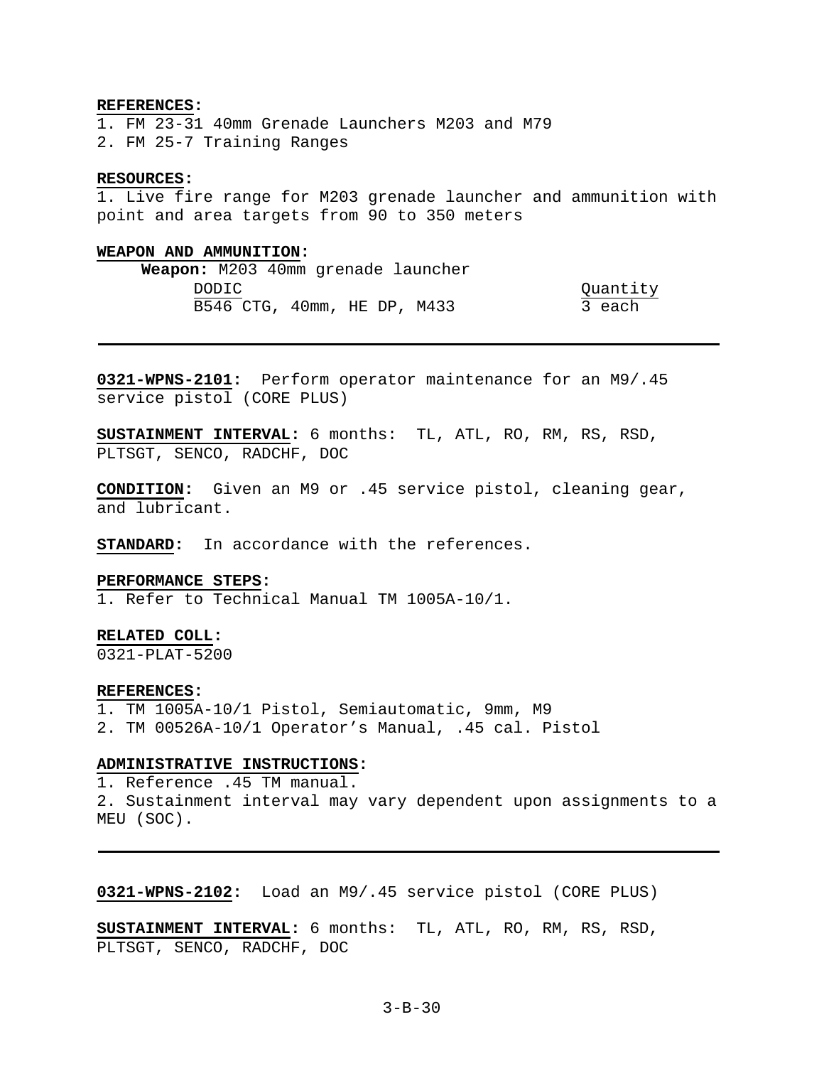**REFERENCES:**
1. FM 23-31 40mm Grenade Launchers M203 and M79
2. FM 25-7 Training Ranges

**RESOURCES:**
1. Live fire range for M203 grenade launcher and ammunition with point and area targets from 90 to 350 meters

**WEAPON AND AMMUNITION:**

**Weapon:** M203 40mm grenade launcher

| DODIC | Quantity |
|---|---|
| B546 CTG, 40mm, HE DP, M433 | 3 each |

---

**0321-WPNS-2101:** Perform operator maintenance for an M9/.45 service pistol (CORE PLUS)

**SUSTAINMENT INTERVAL:** 6 months: TL, ATL, RO, RM, RS, RSD, PLTSGT, SENCO, RADCHF, DOC

**CONDITION:** Given an M9 or .45 service pistol, cleaning gear, and lubricant.

**STANDARD:** In accordance with the references.

**PERFORMANCE STEPS:**
1. Refer to Technical Manual TM 1005A-10/1.

**RELATED COLL:**
0321-PLAT-5200

**REFERENCES:**
1. TM 1005A-10/1 Pistol, Semiautomatic, 9mm, M9
2. TM 00526A-10/1 Operator's Manual, .45 cal. Pistol

**ADMINISTRATIVE INSTRUCTIONS:**
1. Reference .45 TM manual.
2. Sustainment interval may vary dependent upon assignments to a MEU (SOC).

---

**0321-WPNS-2102:** Load an M9/.45 service pistol (CORE PLUS)

**SUSTAINMENT INTERVAL:** 6 months: TL, ATL, RO, RM, RS, RSD, PLTSGT, SENCO, RADCHF, DOC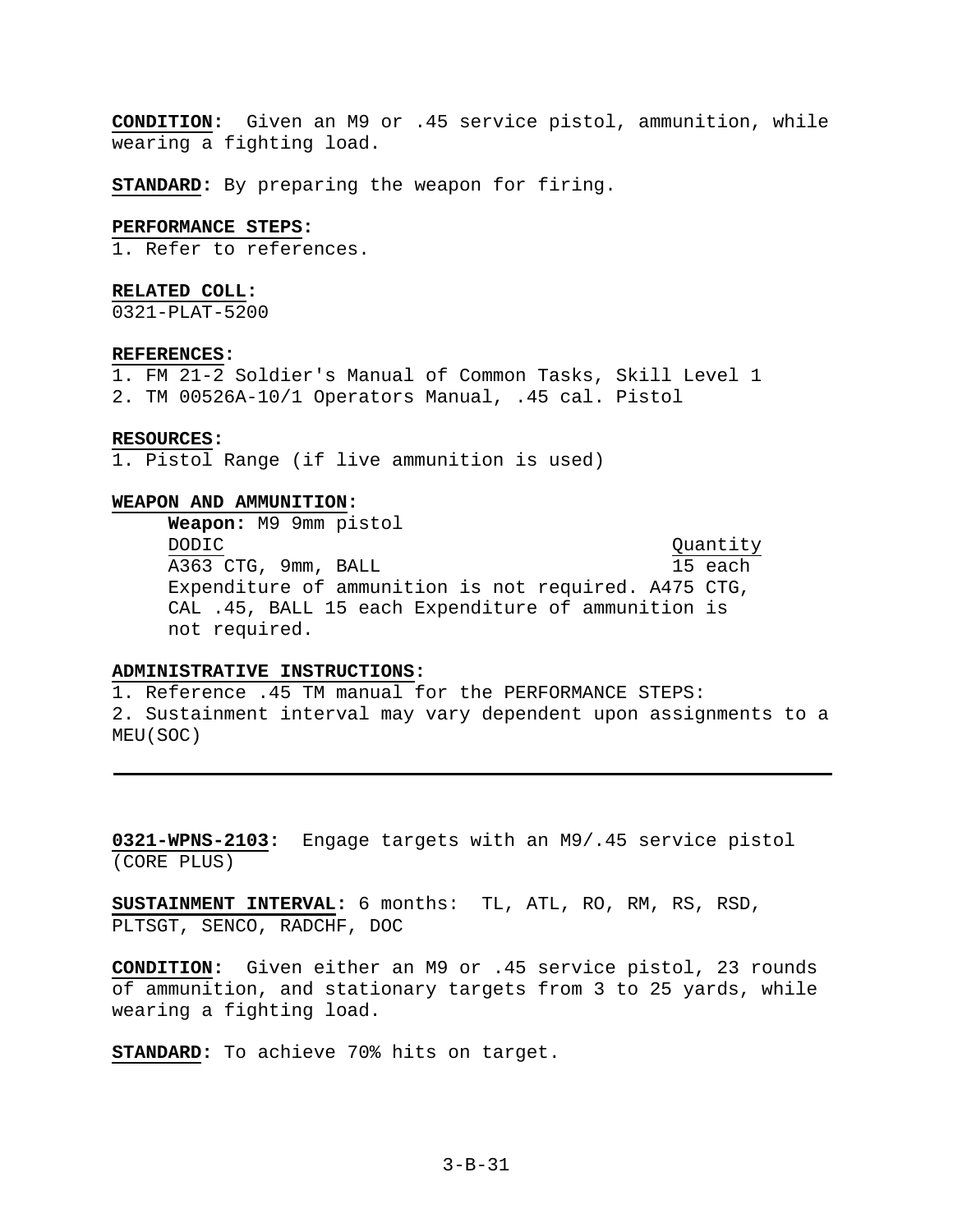**CONDITION:** Given an M9 or .45 service pistol, ammunition, while wearing a fighting load.

**STANDARD:** By preparing the weapon for firing.

**PERFORMANCE STEPS:**
1. Refer to references.

**RELATED COLL:**
0321-PLAT-5200

**REFERENCES:**
1. FM 21-2 Soldier's Manual of Common Tasks, Skill Level 1
2. TM 00526A-10/1 Operators Manual, .45 cal. Pistol

**RESOURCES:**
1. Pistol Range (if live ammunition is used)

**WEAPON AND AMMUNITION:**

**Weapon:** M9 9mm pistol

| DODIC | Quantity |
|---|---|
| A363 CTG, 9mm, BALL | 15 each |

Expenditure of ammunition is not required. A475 CTG, CAL .45, BALL 15 each Expenditure of ammunition is not required.

**ADMINISTRATIVE INSTRUCTIONS:**
1. Reference .45 TM manual for the PERFORMANCE STEPS:
2. Sustainment interval may vary dependent upon assignments to a MEU(SOC)

---

**0321-WPNS-2103:** Engage targets with an M9/.45 service pistol (CORE PLUS)

**SUSTAINMENT INTERVAL:** 6 months: TL, ATL, RO, RM, RS, RSD, PLTSGT, SENCO, RADCHF, DOC

**CONDITION:** Given either an M9 or .45 service pistol, 23 rounds of ammunition, and stationary targets from 3 to 25 yards, while wearing a fighting load.

**STANDARD:** To achieve 70% hits on target.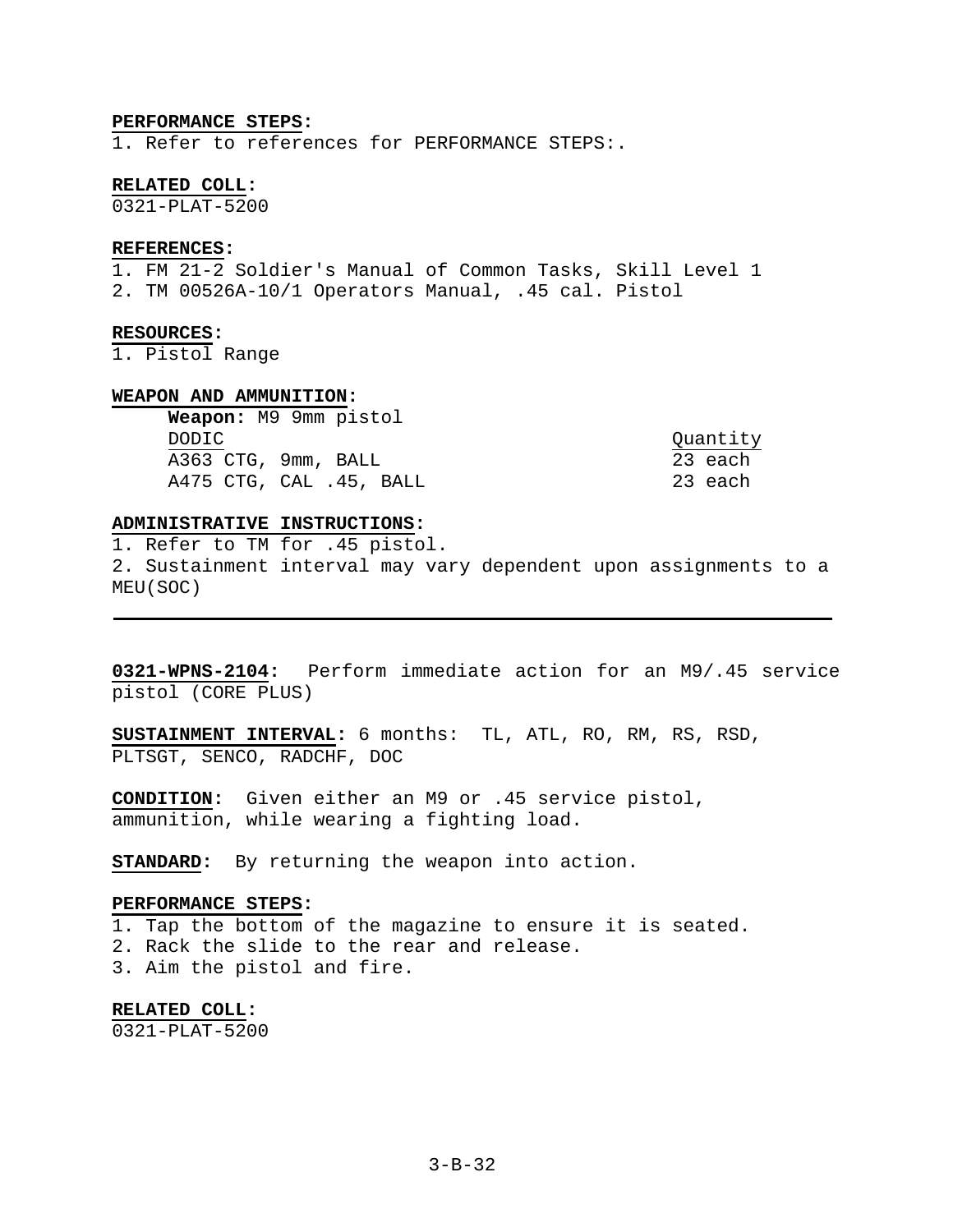**PERFORMANCE STEPS:**
1. Refer to references for PERFORMANCE STEPS:.

**RELATED COLL:**
0321-PLAT-5200

**REFERENCES:**
1. FM 21-2 Soldier's Manual of Common Tasks, Skill Level 1
2. TM 00526A-10/1 Operators Manual, .45 cal. Pistol

**RESOURCES:**
1. Pistol Range

**WEAPON AND AMMUNITION:**

**Weapon:** M9 9mm pistol

| DODIC | Quantity |
| --- | --- |
| A363 CTG, 9mm, BALL | 23 each |
| A475 CTG, CAL .45, BALL | 23 each |

**ADMINISTRATIVE INSTRUCTIONS:**
1. Refer to TM for .45 pistol.
2. Sustainment interval may vary dependent upon assignments to a MEU(SOC)

---

**0321-WPNS-2104:** Perform immediate action for an M9/.45 service pistol (CORE PLUS)

**SUSTAINMENT INTERVAL:** 6 months: TL, ATL, RO, RM, RS, RSD, PLTSGT, SENCO, RADCHF, DOC

**CONDITION:** Given either an M9 or .45 service pistol, ammunition, while wearing a fighting load.

**STANDARD:** By returning the weapon into action.

**PERFORMANCE STEPS:**
1. Tap the bottom of the magazine to ensure it is seated.
2. Rack the slide to the rear and release.
3. Aim the pistol and fire.

**RELATED COLL:**
0321-PLAT-5200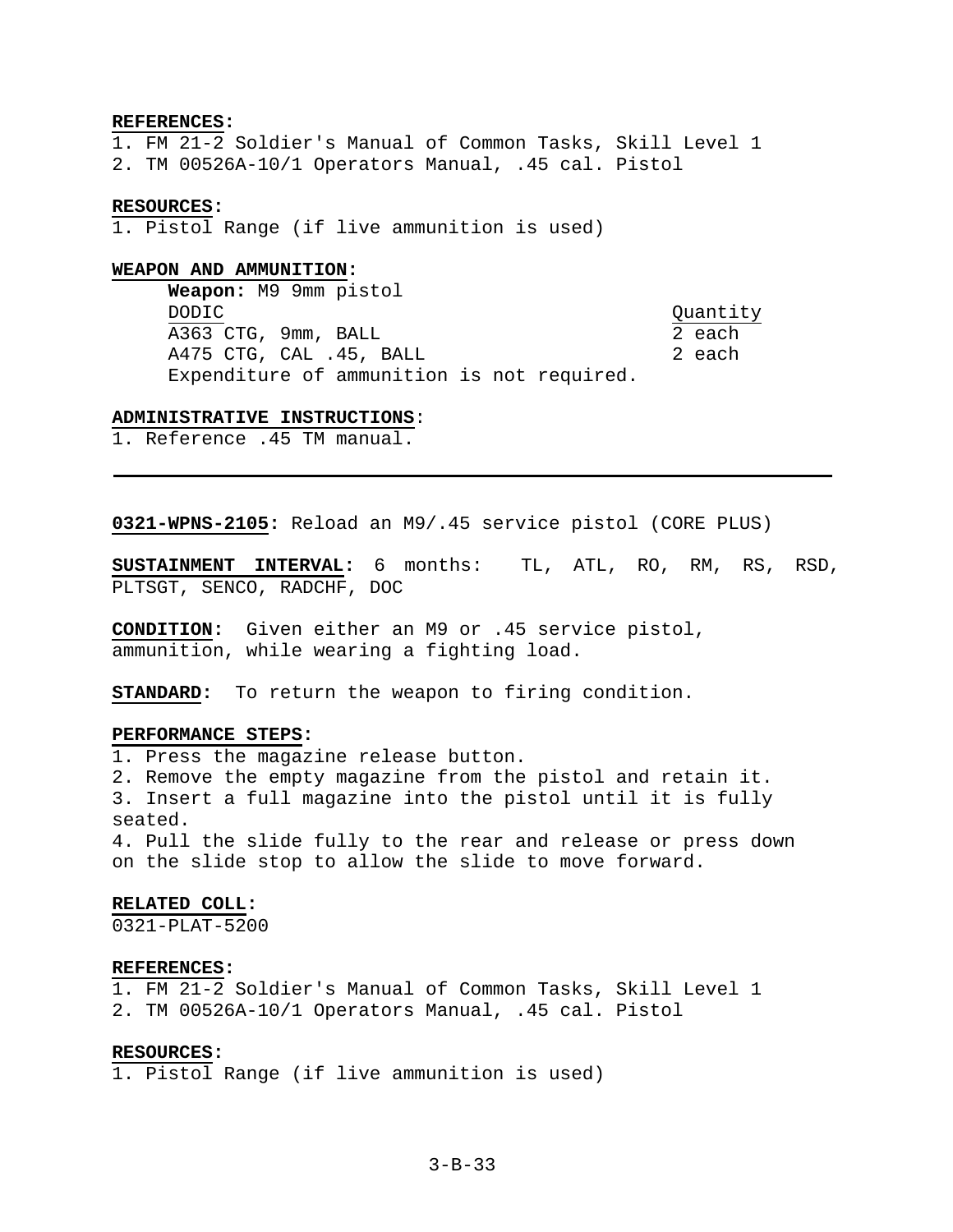**REFERENCES:**
1. FM 21-2 Soldier's Manual of Common Tasks, Skill Level 1
2. TM 00526A-10/1 Operators Manual, .45 cal. Pistol

**RESOURCES:**
1. Pistol Range (if live ammunition is used)

**WEAPON AND AMMUNITION:**

**Weapon:** M9 9mm pistol

| DODIC | Quantity |
|---|---|
| A363 CTG, 9mm, BALL | 2 each |
| A475 CTG, CAL .45, BALL | 2 each |

Expenditure of ammunition is not required.

**ADMINISTRATIVE INSTRUCTIONS:**
1. Reference .45 TM manual.

---

**0321-WPNS-2105:** Reload an M9/.45 service pistol (CORE PLUS)

**SUSTAINMENT INTERVAL:** 6 months: TL, ATL, RO, RM, RS, RSD, PLTSGT, SENCO, RADCHF, DOC

**CONDITION:** Given either an M9 or .45 service pistol, ammunition, while wearing a fighting load.

**STANDARD:** To return the weapon to firing condition.

**PERFORMANCE STEPS:**
1. Press the magazine release button.
2. Remove the empty magazine from the pistol and retain it.
3. Insert a full magazine into the pistol until it is fully seated.
4. Pull the slide fully to the rear and release or press down on the slide stop to allow the slide to move forward.

**RELATED COLL:**
0321-PLAT-5200

**REFERENCES:**
1. FM 21-2 Soldier's Manual of Common Tasks, Skill Level 1
2. TM 00526A-10/1 Operators Manual, .45 cal. Pistol

**RESOURCES:**
1. Pistol Range (if live ammunition is used)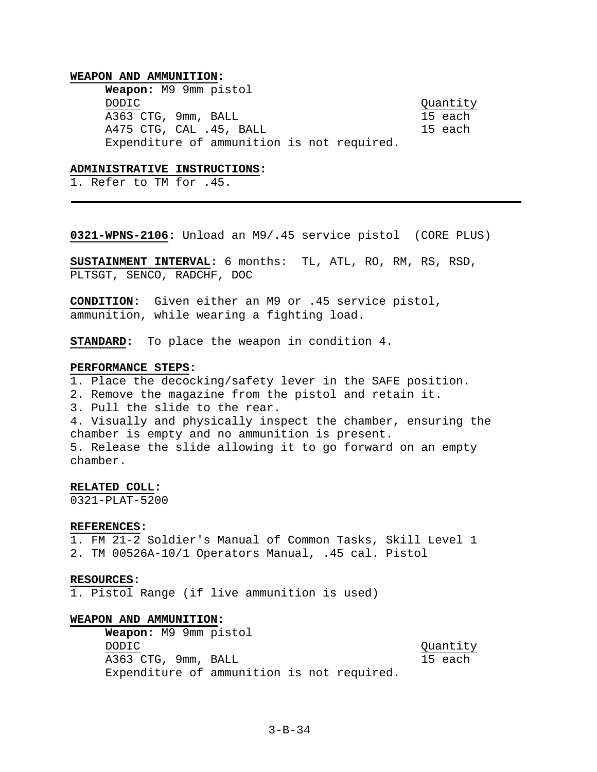**WEAPON AND AMMUNITION:**

**Weapon:** M9 9mm pistol

| DODIC | Quantity |
|---|---|
| A363 CTG, 9mm, BALL | 15 each |
| A475 CTG, CAL .45, BALL | 15 each |

Expenditure of ammunition is not required.

**ADMINISTRATIVE INSTRUCTIONS:**

1. Refer to TM for .45.

---

**0321-WPNS-2106:** Unload an M9/.45 service pistol (CORE PLUS)

**SUSTAINMENT INTERVAL:** 6 months: TL, ATL, RO, RM, RS, RSD, PLTSGT, SENCO, RADCHF, DOC

**CONDITION:** Given either an M9 or .45 service pistol, ammunition, while wearing a fighting load.

**STANDARD:** To place the weapon in condition 4.

**PERFORMANCE STEPS:**

1. Place the decocking/safety lever in the SAFE position.
2. Remove the magazine from the pistol and retain it.
3. Pull the slide to the rear.
4. Visually and physically inspect the chamber, ensuring the chamber is empty and no ammunition is present.
5. Release the slide allowing it to go forward on an empty chamber.

**RELATED COLL:**

0321-PLAT-5200

**REFERENCES:**

1. FM 21-2 Soldier's Manual of Common Tasks, Skill Level 1
2. TM 00526A-10/1 Operators Manual, .45 cal. Pistol

**RESOURCES:**

1. Pistol Range (if live ammunition is used)

**WEAPON AND AMMUNITION:**

**Weapon:** M9 9mm pistol

| DODIC | Quantity |
|---|---|
| A363 CTG, 9mm, BALL | 15 each |

Expenditure of ammunition is not required.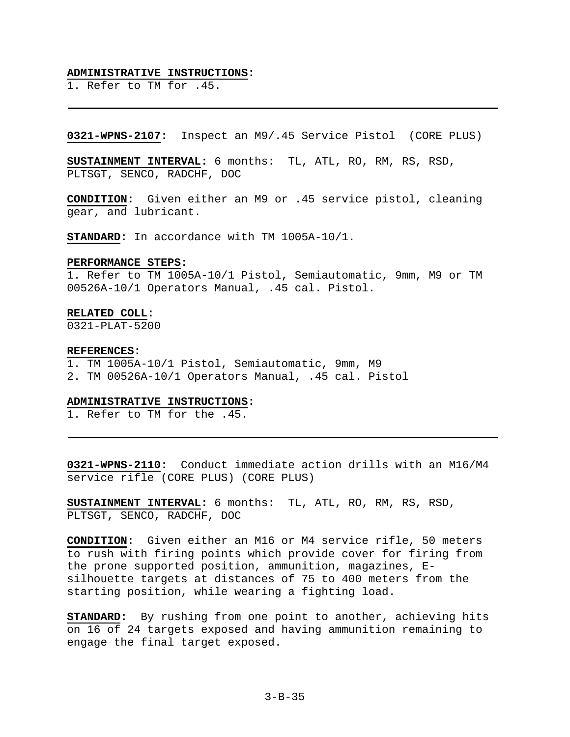**ADMINISTRATIVE INSTRUCTIONS:**
1. Refer to TM for .45.

---

**0321-WPNS-2107:** Inspect an M9/.45 Service Pistol (CORE PLUS)

**SUSTAINMENT INTERVAL:** 6 months: TL, ATL, RO, RM, RS, RSD, PLTSGT, SENCO, RADCHF, DOC

**CONDITION:** Given either an M9 or .45 service pistol, cleaning gear, and lubricant.

**STANDARD:** In accordance with TM 1005A-10/1.

**PERFORMANCE STEPS:**
1. Refer to TM 1005A-10/1 Pistol, Semiautomatic, 9mm, M9 or TM 00526A-10/1 Operators Manual, .45 cal. Pistol.

**RELATED COLL:**
0321-PLAT-5200

**REFERENCES:**
1. TM 1005A-10/1 Pistol, Semiautomatic, 9mm, M9
2. TM 00526A-10/1 Operators Manual, .45 cal. Pistol

**ADMINISTRATIVE INSTRUCTIONS:**
1. Refer to TM for the .45.

---

**0321-WPNS-2110:** Conduct immediate action drills with an M16/M4 service rifle (CORE PLUS) (CORE PLUS)

**SUSTAINMENT INTERVAL:** 6 months: TL, ATL, RO, RM, RS, RSD, PLTSGT, SENCO, RADCHF, DOC

**CONDITION:** Given either an M16 or M4 service rifle, 50 meters to rush with firing points which provide cover for firing from the prone supported position, ammunition, magazines, E-silhouette targets at distances of 75 to 400 meters from the starting position, while wearing a fighting load.

**STANDARD:** By rushing from one point to another, achieving hits on 16 of 24 targets exposed and having ammunition remaining to engage the final target exposed.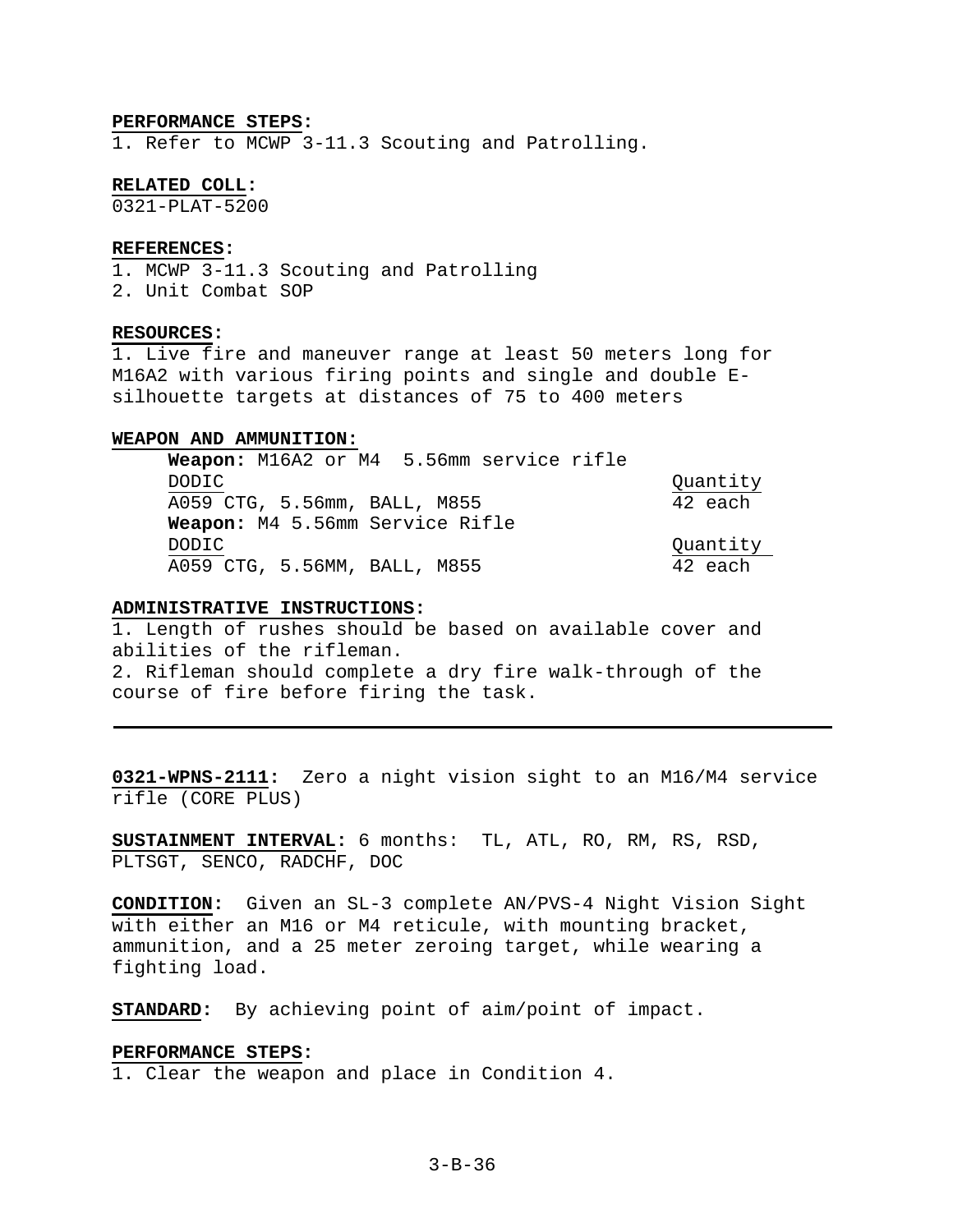**PERFORMANCE STEPS:**
1. Refer to MCWP 3-11.3 Scouting and Patrolling.

**RELATED COLL:**
0321-PLAT-5200

**REFERENCES:**
1. MCWP 3-11.3 Scouting and Patrolling
2. Unit Combat SOP

**RESOURCES:**
1. Live fire and maneuver range at least 50 meters long for M16A2 with various firing points and single and double E-silhouette targets at distances of 75 to 400 meters

**WEAPON AND AMMUNITION:**

**Weapon:** M16A2 or M4 5.56mm service rifle

| DODIC | Quantity |
|---|---|
| A059 CTG, 5.56mm, BALL, M855 | 42 each |

**Weapon:** M4 5.56mm Service Rifle

| DODIC | Quantity |
|---|---|
| A059 CTG, 5.56MM, BALL, M855 | 42 each |

**ADMINISTRATIVE INSTRUCTIONS:**
1. Length of rushes should be based on available cover and abilities of the rifleman.
2. Rifleman should complete a dry fire walk-through of the course of fire before firing the task.

---

**0321-WPNS-2111:** Zero a night vision sight to an M16/M4 service rifle (CORE PLUS)

**SUSTAINMENT INTERVAL:** 6 months: TL, ATL, RO, RM, RS, RSD, PLTSGT, SENCO, RADCHF, DOC

**CONDITION:** Given an SL-3 complete AN/PVS-4 Night Vision Sight with either an M16 or M4 reticule, with mounting bracket, ammunition, and a 25 meter zeroing target, while wearing a fighting load.

**STANDARD:** By achieving point of aim/point of impact.

**PERFORMANCE STEPS:**
1. Clear the weapon and place in Condition 4.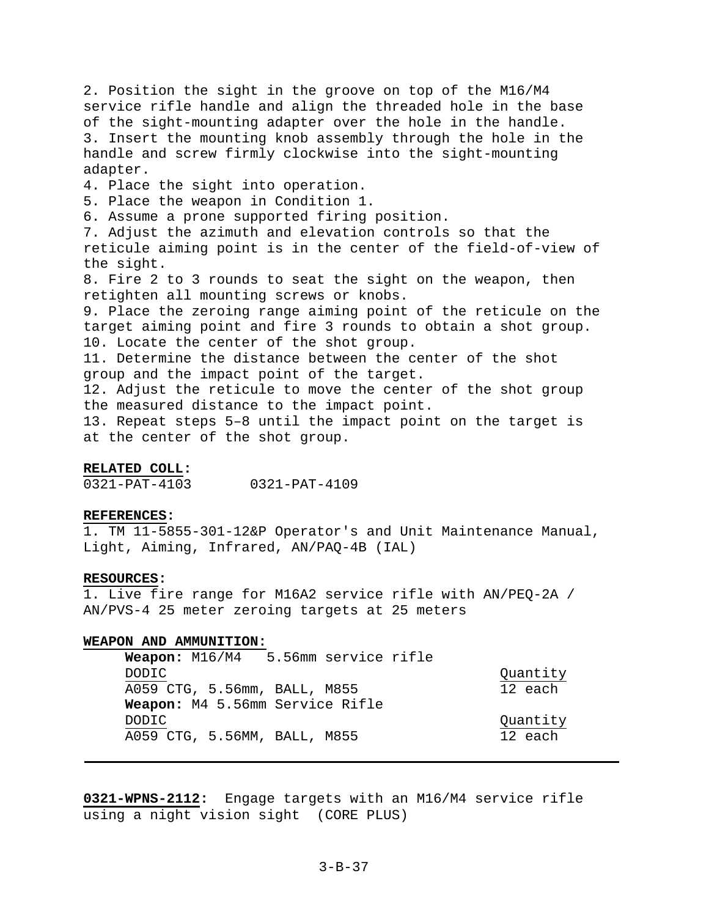2. Position the sight in the groove on top of the M16/M4 service rifle handle and align the threaded hole in the base of the sight-mounting adapter over the hole in the handle.
3. Insert the mounting knob assembly through the hole in the handle and screw firmly clockwise into the sight-mounting adapter.
4. Place the sight into operation.
5. Place the weapon in Condition 1.
6. Assume a prone supported firing position.
7. Adjust the azimuth and elevation controls so that the reticule aiming point is in the center of the field-of-view of the sight.
8. Fire 2 to 3 rounds to seat the sight on the weapon, then retighten all mounting screws or knobs.
9. Place the zeroing range aiming point of the reticule on the target aiming point and fire 3 rounds to obtain a shot group.
10. Locate the center of the shot group.
11. Determine the distance between the center of the shot group and the impact point of the target.
12. Adjust the reticule to move the center of the shot group the measured distance to the impact point.
13. Repeat steps 5–8 until the impact point on the target is at the center of the shot group.

**RELATED COLL:**
0321-PAT-4103 0321-PAT-4109

**REFERENCES:**
1. TM 11-5855-301-12&P Operator's and Unit Maintenance Manual, Light, Aiming, Infrared, AN/PAQ-4B (IAL)

**RESOURCES:**
1. Live fire range for M16A2 service rifle with AN/PEQ-2A / AN/PVS-4 25 meter zeroing targets at 25 meters

**WEAPON AND AMMUNITION:**

**Weapon:** M16/M4 5.56mm service rifle

| DODIC | Quantity |
|---|---|
| A059 CTG, 5.56mm, BALL, M855 | 12 each |

**Weapon:** M4 5.56mm Service Rifle

| DODIC | Quantity |
|---|---|
| A059 CTG, 5.56MM, BALL, M855 | 12 each |

---

**0321-WPNS-2112:** Engage targets with an M16/M4 service rifle using a night vision sight (CORE PLUS)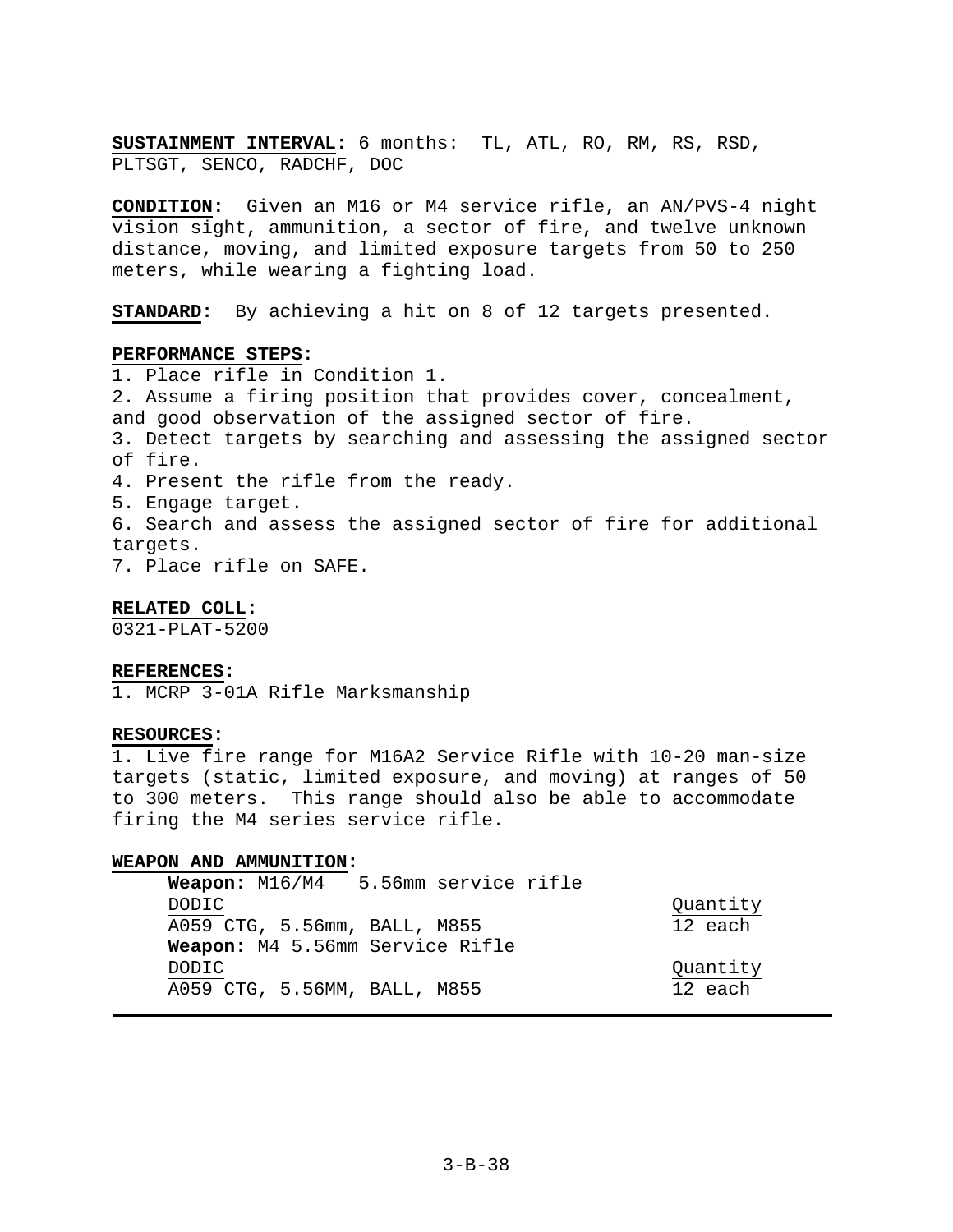**SUSTAINMENT INTERVAL:** 6 months: TL, ATL, RO, RM, RS, RSD, PLTSGT, SENCO, RADCHF, DOC

**CONDITION:** Given an M16 or M4 service rifle, an AN/PVS-4 night vision sight, ammunition, a sector of fire, and twelve unknown distance, moving, and limited exposure targets from 50 to 250 meters, while wearing a fighting load.

**STANDARD:** By achieving a hit on 8 of 12 targets presented.

**PERFORMANCE STEPS:**

1. Place rifle in Condition 1.
2. Assume a firing position that provides cover, concealment, and good observation of the assigned sector of fire.
3. Detect targets by searching and assessing the assigned sector of fire.
4. Present the rifle from the ready.
5. Engage target.
6. Search and assess the assigned sector of fire for additional targets.
7. Place rifle on SAFE.

**RELATED COLL:**
0321-PLAT-5200

**REFERENCES:**
1. MCRP 3-01A Rifle Marksmanship

**RESOURCES:**
1. Live fire range for M16A2 Service Rifle with 10-20 man-size targets (static, limited exposure, and moving) at ranges of 50 to 300 meters. This range should also be able to accommodate firing the M4 series service rifle.

**WEAPON AND AMMUNITION:**

**Weapon:** M16/M4 5.56mm service rifle

| DODIC | Quantity |
|---|---|
| A059 CTG, 5.56mm, BALL, M855 | 12 each |

**Weapon:** M4 5.56mm Service Rifle

| DODIC | Quantity |
|---|---|
| A059 CTG, 5.56MM, BALL, M855 | 12 each |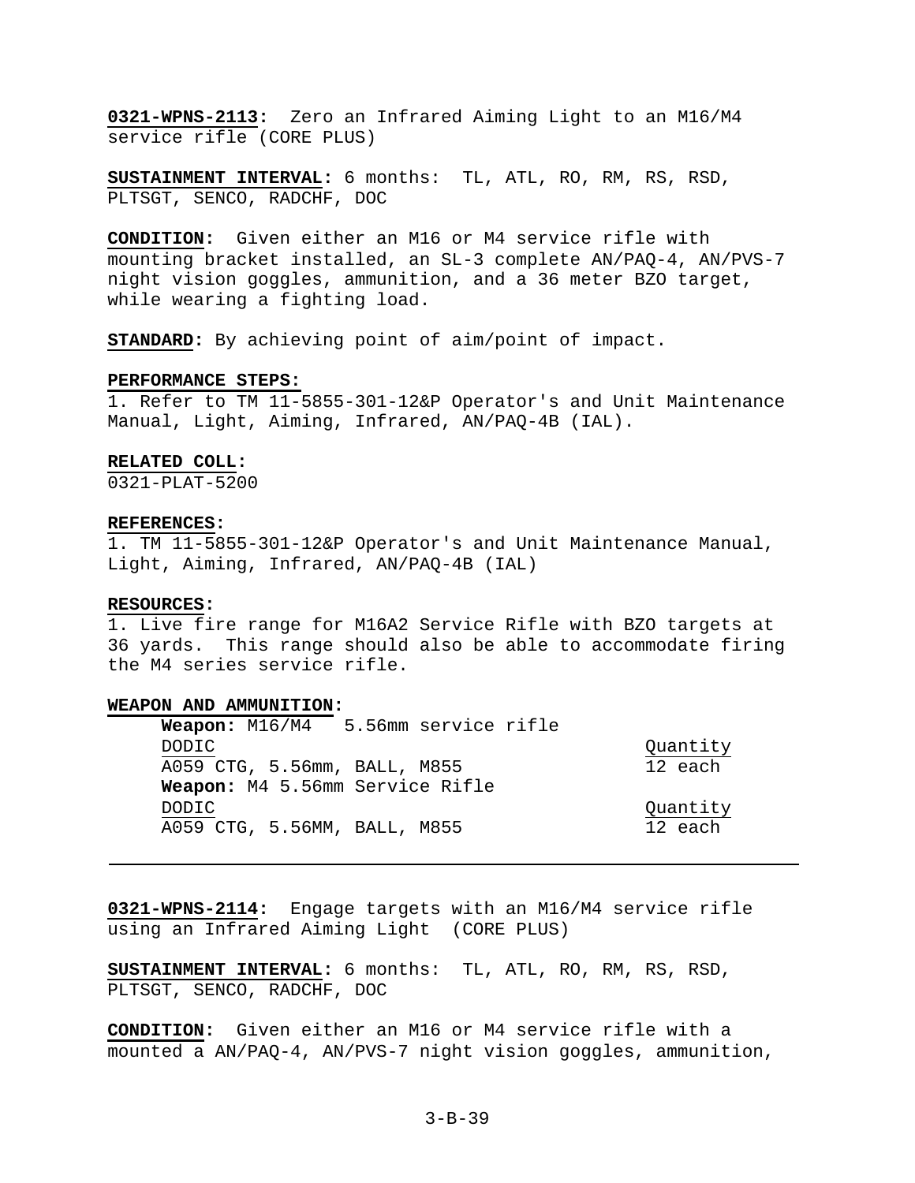**0321-WPNS-2113:** Zero an Infrared Aiming Light to an M16/M4 service rifle (CORE PLUS)

**SUSTAINMENT INTERVAL:** 6 months: TL, ATL, RO, RM, RS, RSD, PLTSGT, SENCO, RADCHF, DOC

**CONDITION:** Given either an M16 or M4 service rifle with mounting bracket installed, an SL-3 complete AN/PAQ-4, AN/PVS-7 night vision goggles, ammunition, and a 36 meter BZO target, while wearing a fighting load.

**STANDARD:** By achieving point of aim/point of impact.

**PERFORMANCE STEPS:**

1. Refer to TM 11-5855-301-12&P Operator's and Unit Maintenance Manual, Light, Aiming, Infrared, AN/PAQ-4B (IAL).

**RELATED COLL:**

0321-PLAT-5200

**REFERENCES:**

1. TM 11-5855-301-12&P Operator's and Unit Maintenance Manual, Light, Aiming, Infrared, AN/PAQ-4B (IAL)

**RESOURCES:**

1. Live fire range for M16A2 Service Rifle with BZO targets at 36 yards. This range should also be able to accommodate firing the M4 series service rifle.

**WEAPON AND AMMUNITION:**

**Weapon:** M16/M4 5.56mm service rifle

| DODIC | Quantity |
|---|---|
| A059 CTG, 5.56mm, BALL, M855 | 12 each |

**Weapon:** M4 5.56mm Service Rifle

| DODIC | Quantity |
|---|---|
| A059 CTG, 5.56MM, BALL, M855 | 12 each |

---

**0321-WPNS-2114:** Engage targets with an M16/M4 service rifle using an Infrared Aiming Light (CORE PLUS)

**SUSTAINMENT INTERVAL:** 6 months: TL, ATL, RO, RM, RS, RSD, PLTSGT, SENCO, RADCHF, DOC

**CONDITION:** Given either an M16 or M4 service rifle with a mounted a AN/PAQ-4, AN/PVS-7 night vision goggles, ammunition,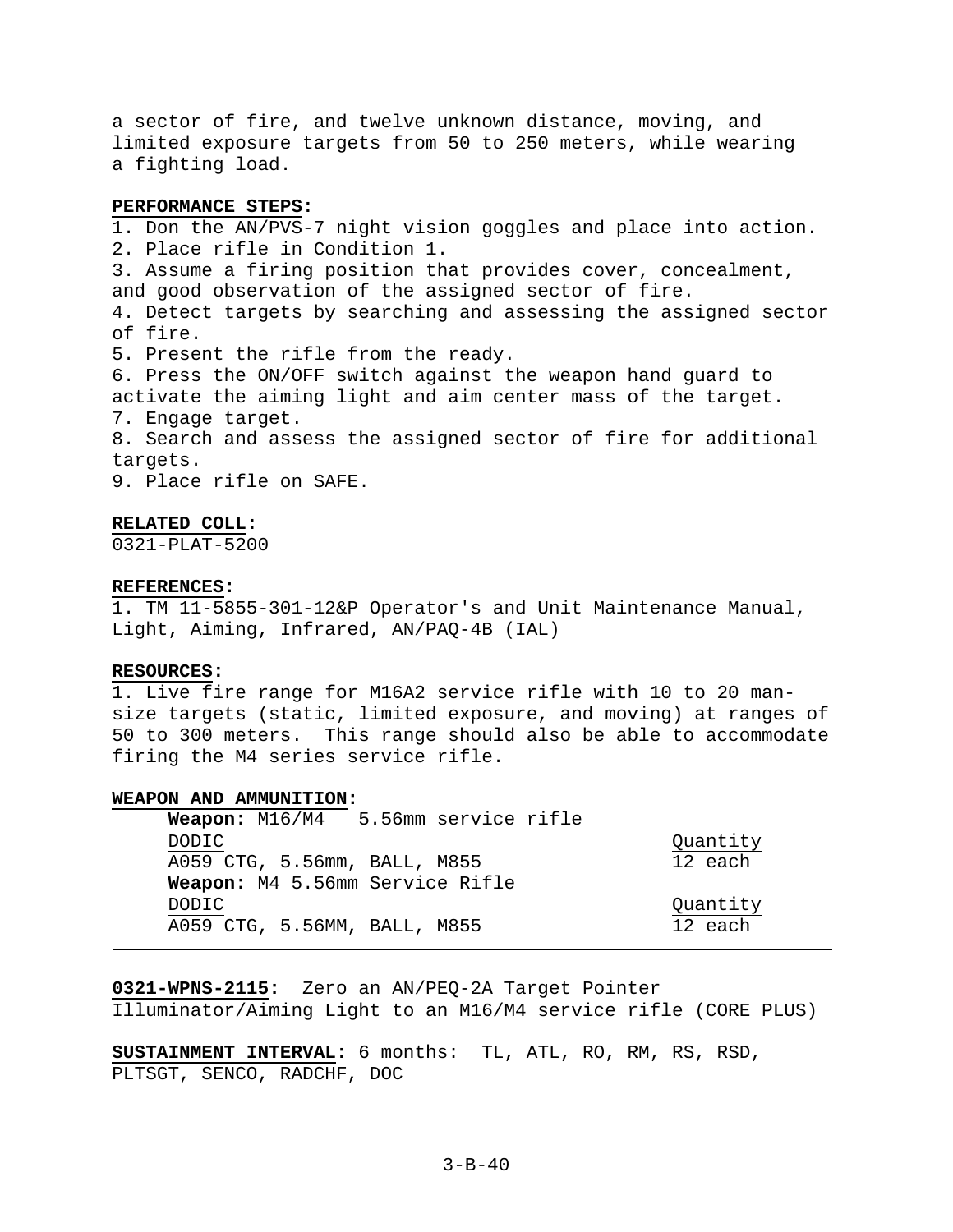a sector of fire, and twelve unknown distance, moving, and limited exposure targets from 50 to 250 meters, while wearing a fighting load.

**PERFORMANCE STEPS:**

1. Don the AN/PVS-7 night vision goggles and place into action.
2. Place rifle in Condition 1.
3. Assume a firing position that provides cover, concealment, and good observation of the assigned sector of fire.
4. Detect targets by searching and assessing the assigned sector of fire.
5. Present the rifle from the ready.
6. Press the ON/OFF switch against the weapon hand guard to activate the aiming light and aim center mass of the target.
7. Engage target.
8. Search and assess the assigned sector of fire for additional targets.
9. Place rifle on SAFE.

**RELATED COLL:**
0321-PLAT-5200

**REFERENCES:**
1. TM 11-5855-301-12&P Operator's and Unit Maintenance Manual, Light, Aiming, Infrared, AN/PAQ-4B (IAL)

**RESOURCES:**
1. Live fire range for M16A2 service rifle with 10 to 20 man-size targets (static, limited exposure, and moving) at ranges of 50 to 300 meters. This range should also be able to accommodate firing the M4 series service rifle.

**WEAPON AND AMMUNITION:**

**Weapon:** M16/M4 5.56mm service rifle

| DODIC | Quantity |
|---|---|
| A059 CTG, 5.56mm, BALL, M855 | 12 each |

**Weapon:** M4 5.56mm Service Rifle

| DODIC | Quantity |
|---|---|
| A059 CTG, 5.56MM, BALL, M855 | 12 each |

---

**0321-WPNS-2115:** Zero an AN/PEQ-2A Target Pointer Illuminator/Aiming Light to an M16/M4 service rifle (CORE PLUS)

**SUSTAINMENT INTERVAL:** 6 months: TL, ATL, RO, RM, RS, RSD, PLTSGT, SENCO, RADCHF, DOC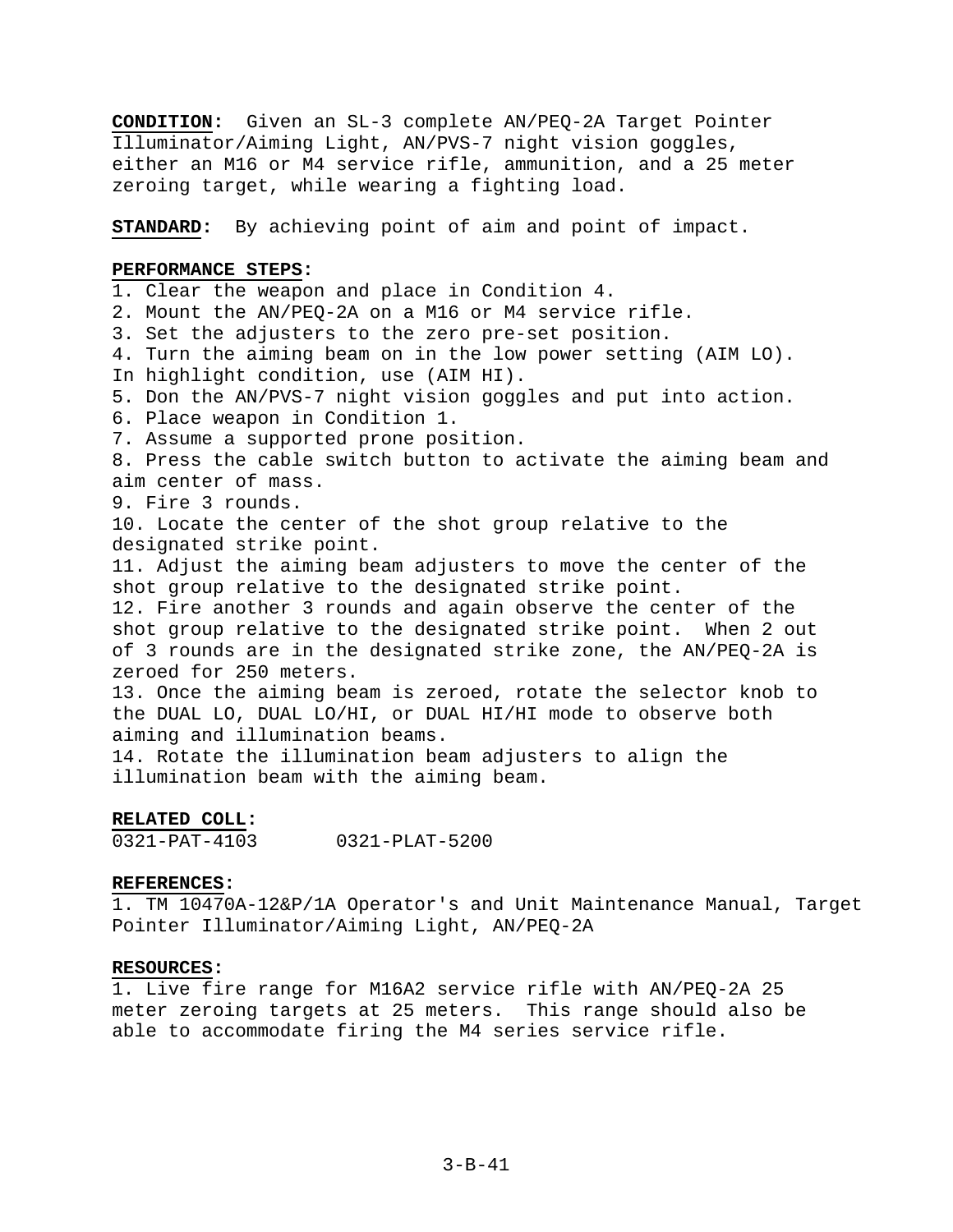**CONDITION:** Given an SL-3 complete AN/PEQ-2A Target Pointer Illuminator/Aiming Light, AN/PVS-7 night vision goggles, either an M16 or M4 service rifle, ammunition, and a 25 meter zeroing target, while wearing a fighting load.

**STANDARD:** By achieving point of aim and point of impact.

**PERFORMANCE STEPS:**

1. Clear the weapon and place in Condition 4.
2. Mount the AN/PEQ-2A on a M16 or M4 service rifle.
3. Set the adjusters to the zero pre-set position.
4. Turn the aiming beam on in the low power setting (AIM LO). In highlight condition, use (AIM HI).
5. Don the AN/PVS-7 night vision goggles and put into action.
6. Place weapon in Condition 1.
7. Assume a supported prone position.
8. Press the cable switch button to activate the aiming beam and aim center of mass.
9. Fire 3 rounds.
10. Locate the center of the shot group relative to the designated strike point.
11. Adjust the aiming beam adjusters to move the center of the shot group relative to the designated strike point.
12. Fire another 3 rounds and again observe the center of the shot group relative to the designated strike point. When 2 out of 3 rounds are in the designated strike zone, the AN/PEQ-2A is zeroed for 250 meters.
13. Once the aiming beam is zeroed, rotate the selector knob to the DUAL LO, DUAL LO/HI, or DUAL HI/HI mode to observe both aiming and illumination beams.
14. Rotate the illumination beam adjusters to align the illumination beam with the aiming beam.

**RELATED COLL:**

0321-PAT-4103 0321-PLAT-5200

**REFERENCES:**

1. TM 10470A-12&P/1A Operator's and Unit Maintenance Manual, Target Pointer Illuminator/Aiming Light, AN/PEQ-2A

**RESOURCES:**

1. Live fire range for M16A2 service rifle with AN/PEQ-2A 25 meter zeroing targets at 25 meters. This range should also be able to accommodate firing the M4 series service rifle.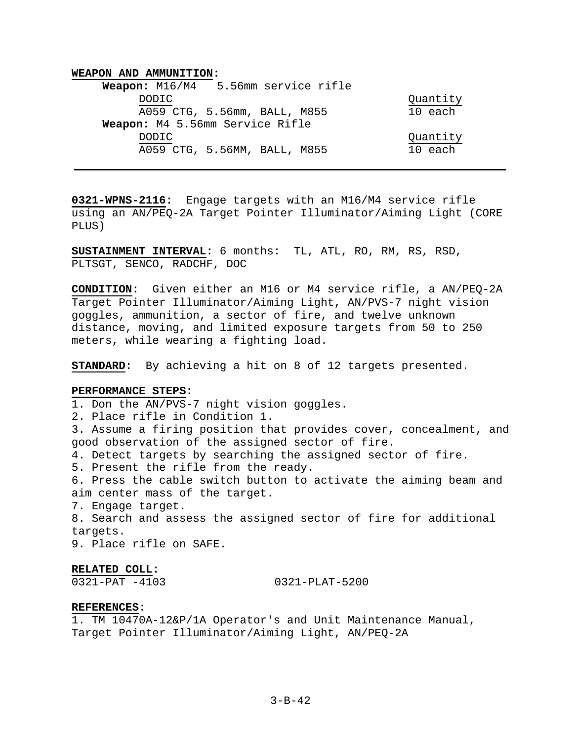**WEAPON AND AMMUNITION:**

**Weapon:** M16/M4 5.56mm service rifle

| DODIC | Quantity |
| --- | --- |
| A059 CTG, 5.56mm, BALL, M855 | 10 each |

**Weapon:** M4 5.56mm Service Rifle

| DODIC | Quantity |
| --- | --- |
| A059 CTG, 5.56MM, BALL, M855 | 10 each |

---

**0321-WPNS-2116:** Engage targets with an M16/M4 service rifle using an AN/PEQ-2A Target Pointer Illuminator/Aiming Light (CORE PLUS)

**SUSTAINMENT INTERVAL:** 6 months: TL, ATL, RO, RM, RS, RSD, PLTSGT, SENCO, RADCHF, DOC

**CONDITION:** Given either an M16 or M4 service rifle, a AN/PEQ-2A Target Pointer Illuminator/Aiming Light, AN/PVS-7 night vision goggles, ammunition, a sector of fire, and twelve unknown distance, moving, and limited exposure targets from 50 to 250 meters, while wearing a fighting load.

**STANDARD:** By achieving a hit on 8 of 12 targets presented.

**PERFORMANCE STEPS:**

1. Don the AN/PVS-7 night vision goggles.
2. Place rifle in Condition 1.
3. Assume a firing position that provides cover, concealment, and good observation of the assigned sector of fire.
4. Detect targets by searching the assigned sector of fire.
5. Present the rifle from the ready.
6. Press the cable switch button to activate the aiming beam and aim center mass of the target.
7. Engage target.
8. Search and assess the assigned sector of fire for additional targets.
9. Place rifle on SAFE.

**RELATED COLL:**

0321-PAT -4103 0321-PLAT-5200

**REFERENCES:**

1. TM 10470A-12&P/1A Operator's and Unit Maintenance Manual, Target Pointer Illuminator/Aiming Light, AN/PEQ-2A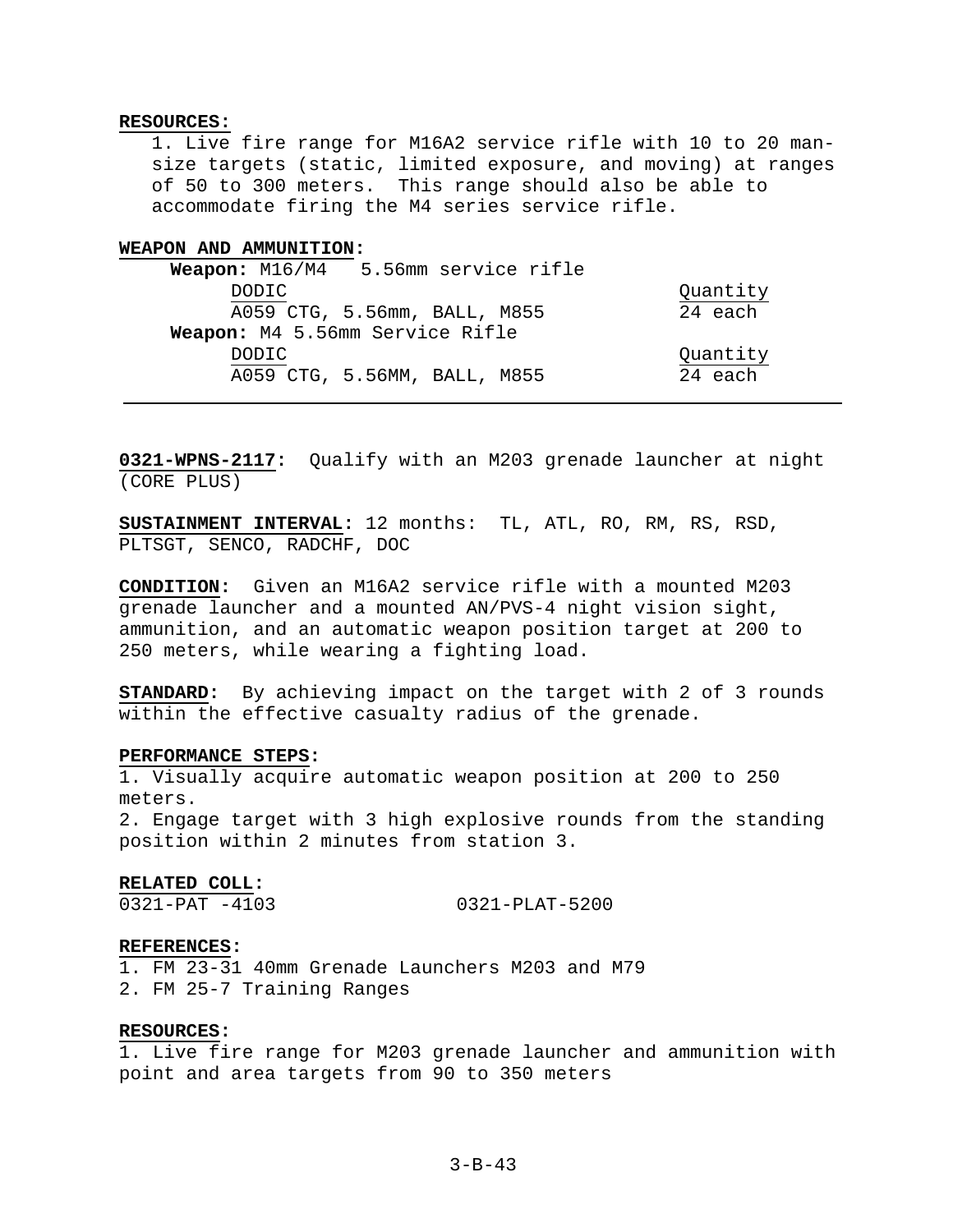**RESOURCES:**

1. Live fire range for M16A2 service rifle with 10 to 20 man-size targets (static, limited exposure, and moving) at ranges of 50 to 300 meters. This range should also be able to accommodate firing the M4 series service rifle.

**WEAPON AND AMMUNITION:**

**Weapon:** M16/M4 5.56mm service rifle

| DODIC | Quantity |
|---|---|
| A059 CTG, 5.56mm, BALL, M855 | 24 each |

**Weapon:** M4 5.56mm Service Rifle

| DODIC | Quantity |
|---|---|
| A059 CTG, 5.56MM, BALL, M855 | 24 each |

---

**0321-WPNS-2117:** Qualify with an M203 grenade launcher at night (CORE PLUS)

**SUSTAINMENT INTERVAL:** 12 months: TL, ATL, RO, RM, RS, RSD, PLTSGT, SENCO, RADCHF, DOC

**CONDITION:** Given an M16A2 service rifle with a mounted M203 grenade launcher and a mounted AN/PVS-4 night vision sight, ammunition, and an automatic weapon position target at 200 to 250 meters, while wearing a fighting load.

**STANDARD:** By achieving impact on the target with 2 of 3 rounds within the effective casualty radius of the grenade.

**PERFORMANCE STEPS:**

1. Visually acquire automatic weapon position at 200 to 250 meters.
2. Engage target with 3 high explosive rounds from the standing position within 2 minutes from station 3.

**RELATED COLL:**

0321-PAT -4103 0321-PLAT-5200

**REFERENCES:**

1. FM 23-31 40mm Grenade Launchers M203 and M79
2. FM 25-7 Training Ranges

**RESOURCES:**

1. Live fire range for M203 grenade launcher and ammunition with point and area targets from 90 to 350 meters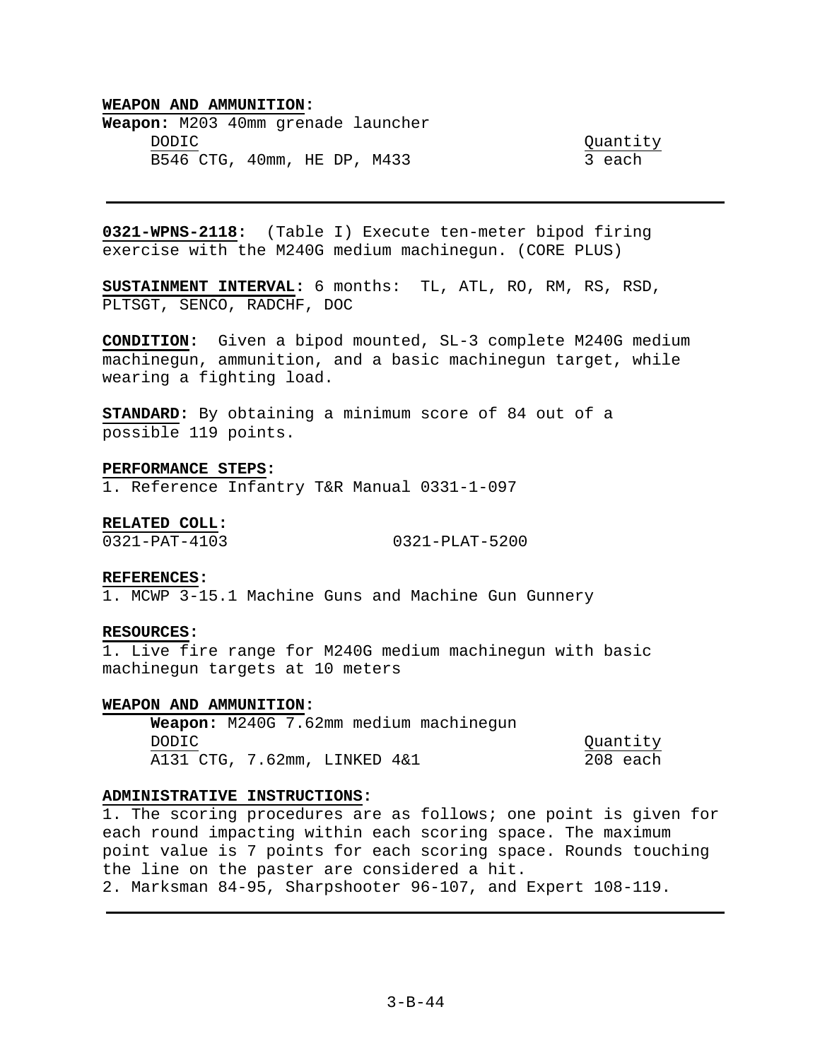**WEAPON AND AMMUNITION:**

**Weapon:** M203 40mm grenade launcher

| DODIC | Quantity |
|---|---|
| B546 CTG, 40mm, HE DP, M433 | 3 each |

---

**0321-WPNS-2118:** (Table I) Execute ten-meter bipod firing exercise with the M240G medium machinegun. (CORE PLUS)

**SUSTAINMENT INTERVAL:** 6 months: TL, ATL, RO, RM, RS, RSD, PLTSGT, SENCO, RADCHF, DOC

**CONDITION:** Given a bipod mounted, SL-3 complete M240G medium machinegun, ammunition, and a basic machinegun target, while wearing a fighting load.

**STANDARD:** By obtaining a minimum score of 84 out of a possible 119 points.

**PERFORMANCE STEPS:**

1. Reference Infantry T&R Manual 0331-1-097

**RELATED COLL:**

0321-PAT-4103 0321-PLAT-5200

**REFERENCES:**

1. MCWP 3-15.1 Machine Guns and Machine Gun Gunnery

**RESOURCES:**

1. Live fire range for M240G medium machinegun with basic machinegun targets at 10 meters

**WEAPON AND AMMUNITION:**

**Weapon:** M240G 7.62mm medium machinegun

| DODIC | Quantity |
|---|---|
| A131 CTG, 7.62mm, LINKED 4&1 | 208 each |

**ADMINISTRATIVE INSTRUCTIONS:**

1. The scoring procedures are as follows; one point is given for each round impacting within each scoring space. The maximum point value is 7 points for each scoring space. Rounds touching the line on the paster are considered a hit.
2. Marksman 84-95, Sharpshooter 96-107, and Expert 108-119.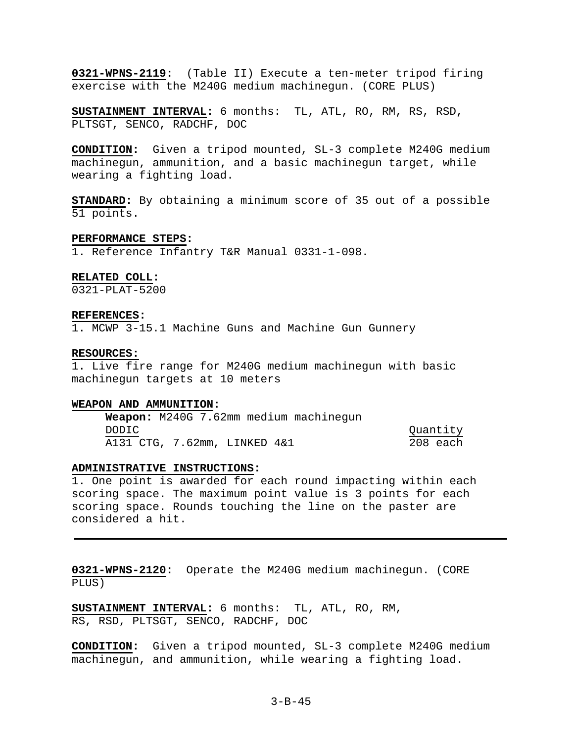**0321-WPNS-2119**: (Table II) Execute a ten-meter tripod firing exercise with the M240G medium machinegun. (CORE PLUS)

**SUSTAINMENT INTERVAL:** 6 months: TL, ATL, RO, RM, RS, RSD, PLTSGT, SENCO, RADCHF, DOC

**CONDITION**: Given a tripod mounted, SL-3 complete M240G medium machinegun, ammunition, and a basic machinegun target, while wearing a fighting load.

**STANDARD**: By obtaining a minimum score of 35 out of a possible 51 points.

**PERFORMANCE STEPS:**

1. Reference Infantry T&R Manual 0331-1-098.

**RELATED COLL:**

0321-PLAT-5200

**REFERENCES:**

1. MCWP 3-15.1 Machine Guns and Machine Gun Gunnery

**RESOURCES:**

1. Live fire range for M240G medium machinegun with basic machinegun targets at 10 meters

**WEAPON AND AMMUNITION:**

**Weapon:** M240G 7.62mm medium machinegun

| DODIC | Quantity |
|---|---|
| A131 CTG, 7.62mm, LINKED 4&1 | 208 each |

**ADMINISTRATIVE INSTRUCTIONS:**

1. One point is awarded for each round impacting within each scoring space. The maximum point value is 3 points for each scoring space. Rounds touching the line on the paster are considered a hit.

---

**0321-WPNS-2120**: Operate the M240G medium machinegun. (CORE PLUS)

**SUSTAINMENT INTERVAL:** 6 months: TL, ATL, RO, RM, RS, RSD, PLTSGT, SENCO, RADCHF, DOC

**CONDITION**: Given a tripod mounted, SL-3 complete M240G medium machinegun, and ammunition, while wearing a fighting load.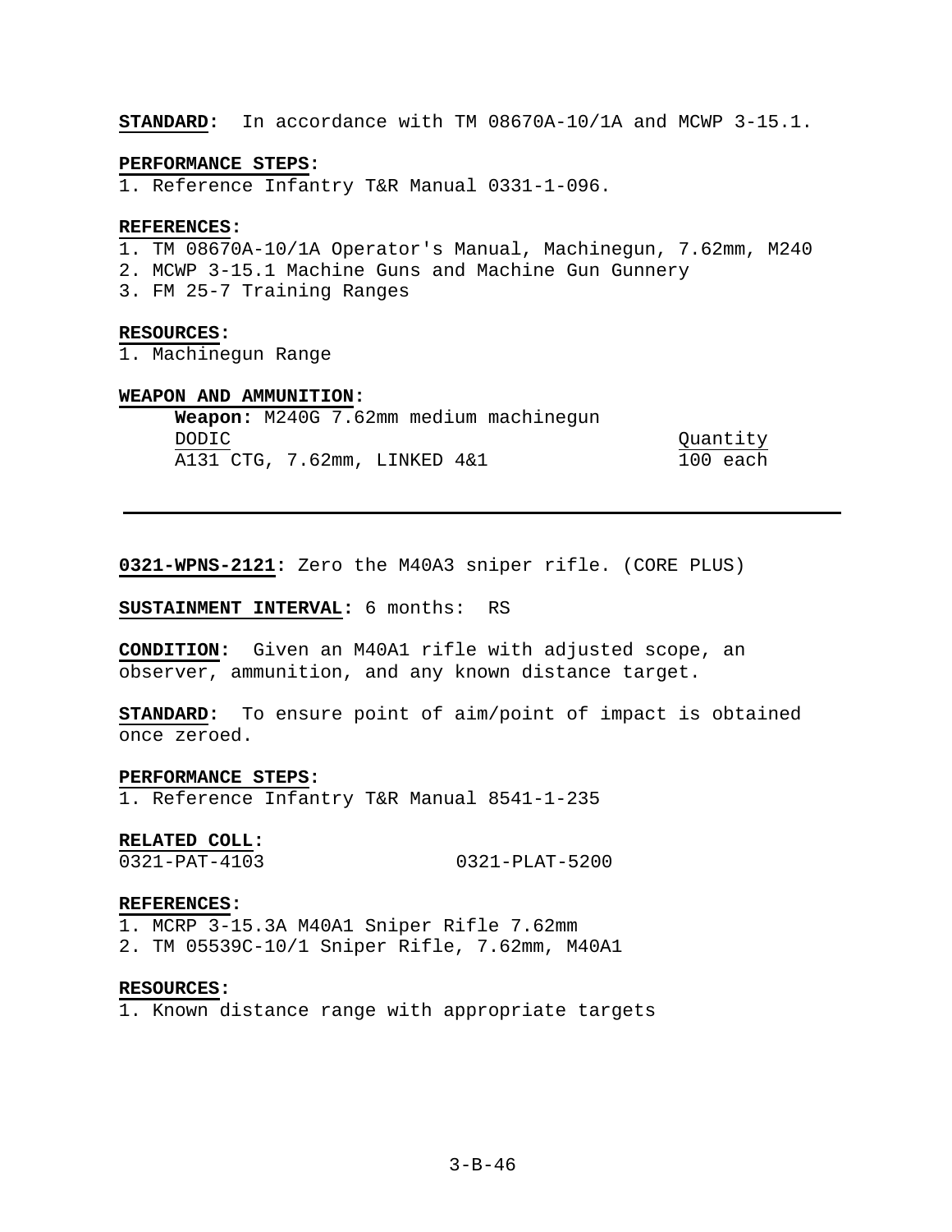**STANDARD:** In accordance with TM 08670A-10/1A and MCWP 3-15.1.

**PERFORMANCE STEPS:**
1. Reference Infantry T&R Manual 0331-1-096.

**REFERENCES:**
1. TM 08670A-10/1A Operator's Manual, Machinegun, 7.62mm, M240
2. MCWP 3-15.1 Machine Guns and Machine Gun Gunnery
3. FM 25-7 Training Ranges

**RESOURCES:**
1. Machinegun Range

**WEAPON AND AMMUNITION:**

**Weapon:** M240G 7.62mm medium machinegun

| DODIC | Quantity |
|---|---|
| A131 CTG, 7.62mm, LINKED 4&1 | 100 each |

---

**0321-WPNS-2121:** Zero the M40A3 sniper rifle. (CORE PLUS)

**SUSTAINMENT INTERVAL:** 6 months: RS

**CONDITION:** Given an M40A1 rifle with adjusted scope, an observer, ammunition, and any known distance target.

**STANDARD:** To ensure point of aim/point of impact is obtained once zeroed.

**PERFORMANCE STEPS:**
1. Reference Infantry T&R Manual 8541-1-235

**RELATED COLL:**
0321-PAT-4103 0321-PLAT-5200

**REFERENCES:**
1. MCRP 3-15.3A M40A1 Sniper Rifle 7.62mm
2. TM 05539C-10/1 Sniper Rifle, 7.62mm, M40A1

**RESOURCES:**
1. Known distance range with appropriate targets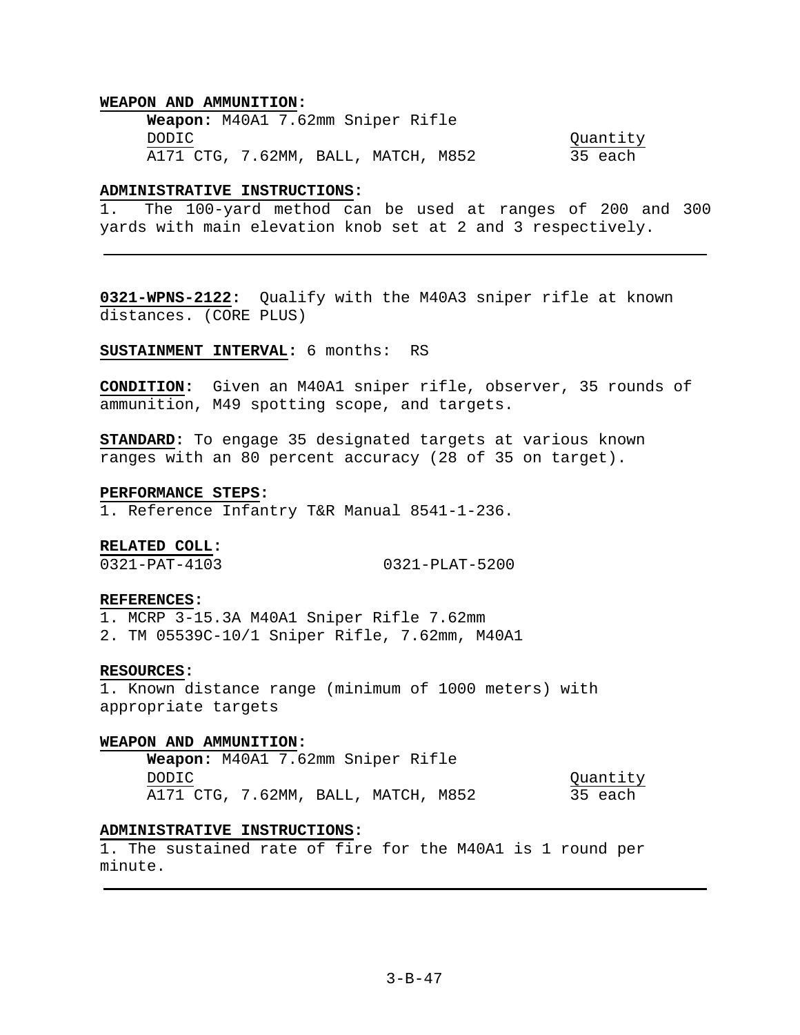**WEAPON AND AMMUNITION:**

**Weapon:** M40A1 7.62mm Sniper Rifle

| DODIC | Quantity |
|---|---|
| A171 CTG, 7.62MM, BALL, MATCH, M852 | 35 each |

**ADMINISTRATIVE INSTRUCTIONS:**
1. The 100-yard method can be used at ranges of 200 and 300 yards with main elevation knob set at 2 and 3 respectively.

---

**0321-WPNS-2122:** Qualify with the M40A3 sniper rifle at known distances. (CORE PLUS)

**SUSTAINMENT INTERVAL:** 6 months: RS

**CONDITION:** Given an M40A1 sniper rifle, observer, 35 rounds of ammunition, M49 spotting scope, and targets.

**STANDARD:** To engage 35 designated targets at various known ranges with an 80 percent accuracy (28 of 35 on target).

**PERFORMANCE STEPS:**
1. Reference Infantry T&R Manual 8541-1-236.

**RELATED COLL:**
0321-PAT-4103 0321-PLAT-5200

**REFERENCES:**
1. MCRP 3-15.3A M40A1 Sniper Rifle 7.62mm
2. TM 05539C-10/1 Sniper Rifle, 7.62mm, M40A1

**RESOURCES:**
1. Known distance range (minimum of 1000 meters) with appropriate targets

**WEAPON AND AMMUNITION:**

**Weapon:** M40A1 7.62mm Sniper Rifle

| DODIC | Quantity |
|---|---|
| A171 CTG, 7.62MM, BALL, MATCH, M852 | 35 each |

**ADMINISTRATIVE INSTRUCTIONS:**
1. The sustained rate of fire for the M40A1 is 1 round per minute.

---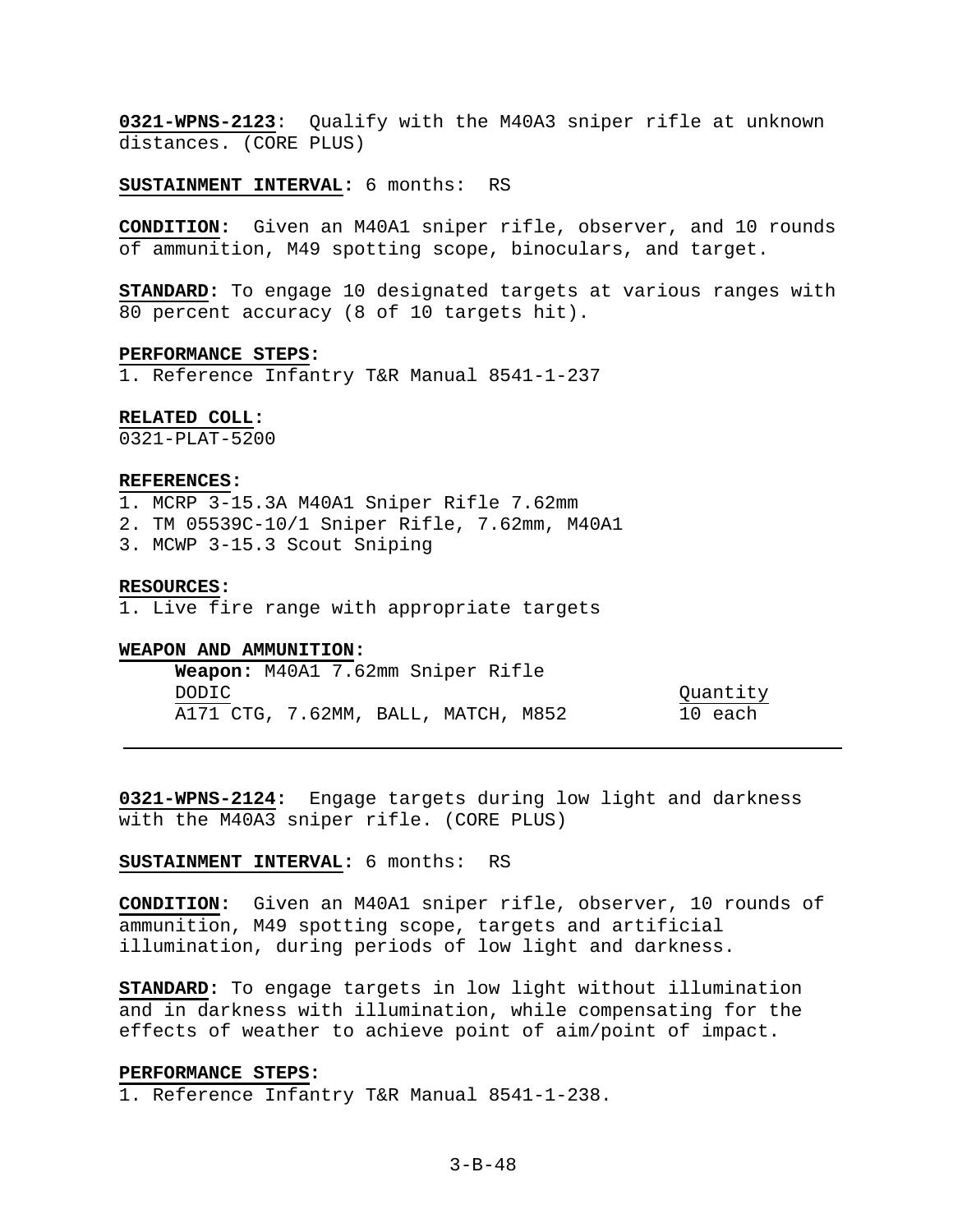**0321-WPNS-2123**: Qualify with the M40A3 sniper rifle at unknown distances. (CORE PLUS)

**SUSTAINMENT INTERVAL:** 6 months: RS

**CONDITION:** Given an M40A1 sniper rifle, observer, and 10 rounds of ammunition, M49 spotting scope, binoculars, and target.

**STANDARD:** To engage 10 designated targets at various ranges with 80 percent accuracy (8 of 10 targets hit).

**PERFORMANCE STEPS:**
1. Reference Infantry T&R Manual 8541-1-237

**RELATED COLL:**
0321-PLAT-5200

**REFERENCES:**
1. MCRP 3-15.3A M40A1 Sniper Rifle 7.62mm
2. TM 05539C-10/1 Sniper Rifle, 7.62mm, M40A1
3. MCWP 3-15.3 Scout Sniping

**RESOURCES:**
1. Live fire range with appropriate targets

**WEAPON AND AMMUNITION:**

**Weapon:** M40A1 7.62mm Sniper Rifle

| DODIC | Quantity |
|---|---|
| A171 CTG, 7.62MM, BALL, MATCH, M852 | 10 each |

---

**0321-WPNS-2124:** Engage targets during low light and darkness with the M40A3 sniper rifle. (CORE PLUS)

**SUSTAINMENT INTERVAL:** 6 months: RS

**CONDITION:** Given an M40A1 sniper rifle, observer, 10 rounds of ammunition, M49 spotting scope, targets and artificial illumination, during periods of low light and darkness.

**STANDARD:** To engage targets in low light without illumination and in darkness with illumination, while compensating for the effects of weather to achieve point of aim/point of impact.

**PERFORMANCE STEPS:**
1. Reference Infantry T&R Manual 8541-1-238.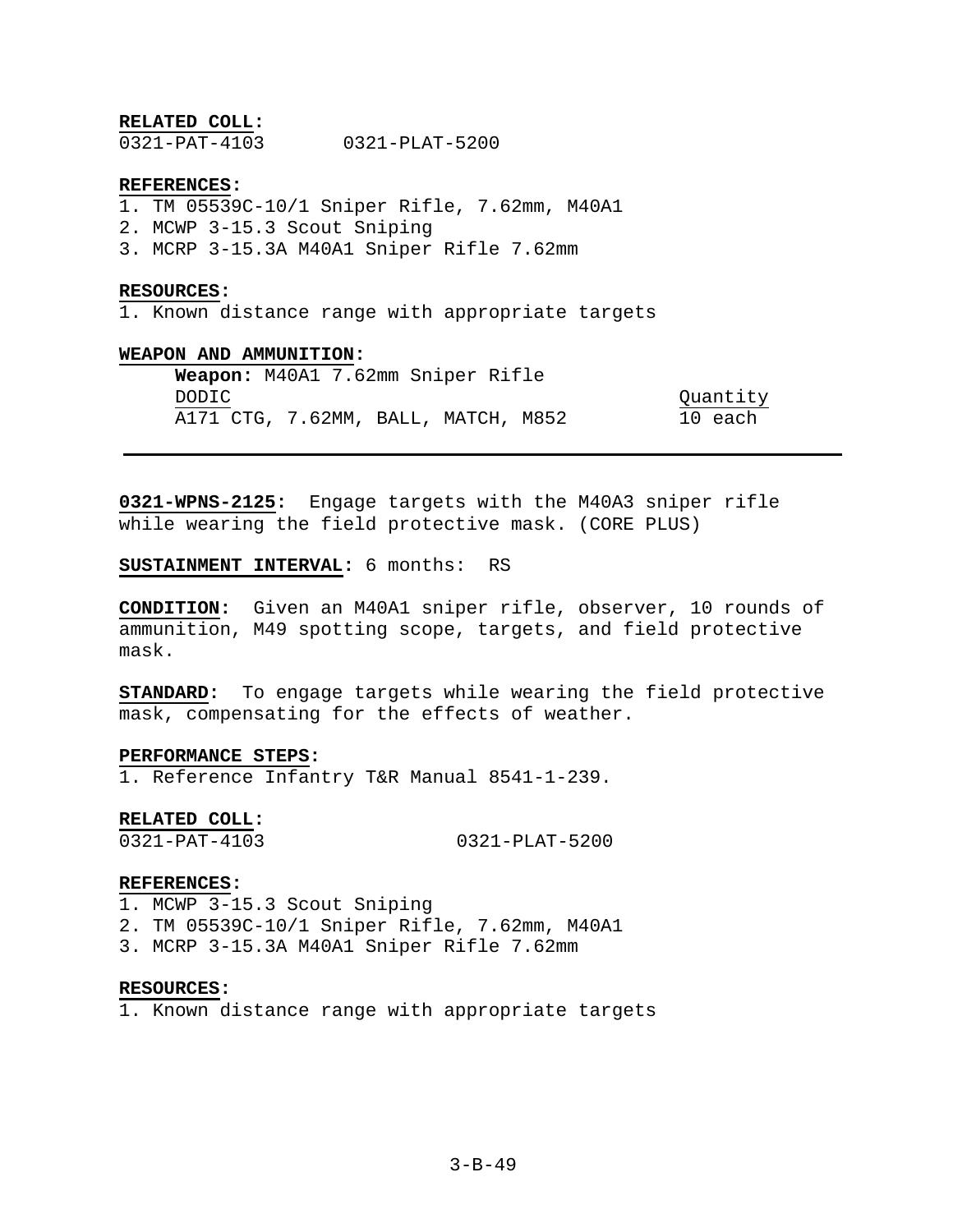**RELATED COLL:**
0321-PAT-4103 0321-PLAT-5200

**REFERENCES:**
1. TM 05539C-10/1 Sniper Rifle, 7.62mm, M40A1
2. MCWP 3-15.3 Scout Sniping
3. MCRP 3-15.3A M40A1 Sniper Rifle 7.62mm

**RESOURCES:**
1. Known distance range with appropriate targets

**WEAPON AND AMMUNITION:**

**Weapon:** M40A1 7.62mm Sniper Rifle

| DODIC | Quantity |
|---|---|
| A171 CTG, 7.62MM, BALL, MATCH, M852 | 10 each |

---

**0321-WPNS-2125:** Engage targets with the M40A3 sniper rifle while wearing the field protective mask. (CORE PLUS)

**SUSTAINMENT INTERVAL:** 6 months: RS

**CONDITION:** Given an M40A1 sniper rifle, observer, 10 rounds of ammunition, M49 spotting scope, targets, and field protective mask.

**STANDARD:** To engage targets while wearing the field protective mask, compensating for the effects of weather.

**PERFORMANCE STEPS:**
1. Reference Infantry T&R Manual 8541-1-239.

**RELATED COLL:**
0321-PAT-4103 0321-PLAT-5200

**REFERENCES:**
1. MCWP 3-15.3 Scout Sniping
2. TM 05539C-10/1 Sniper Rifle, 7.62mm, M40A1
3. MCRP 3-15.3A M40A1 Sniper Rifle 7.62mm

**RESOURCES:**
1. Known distance range with appropriate targets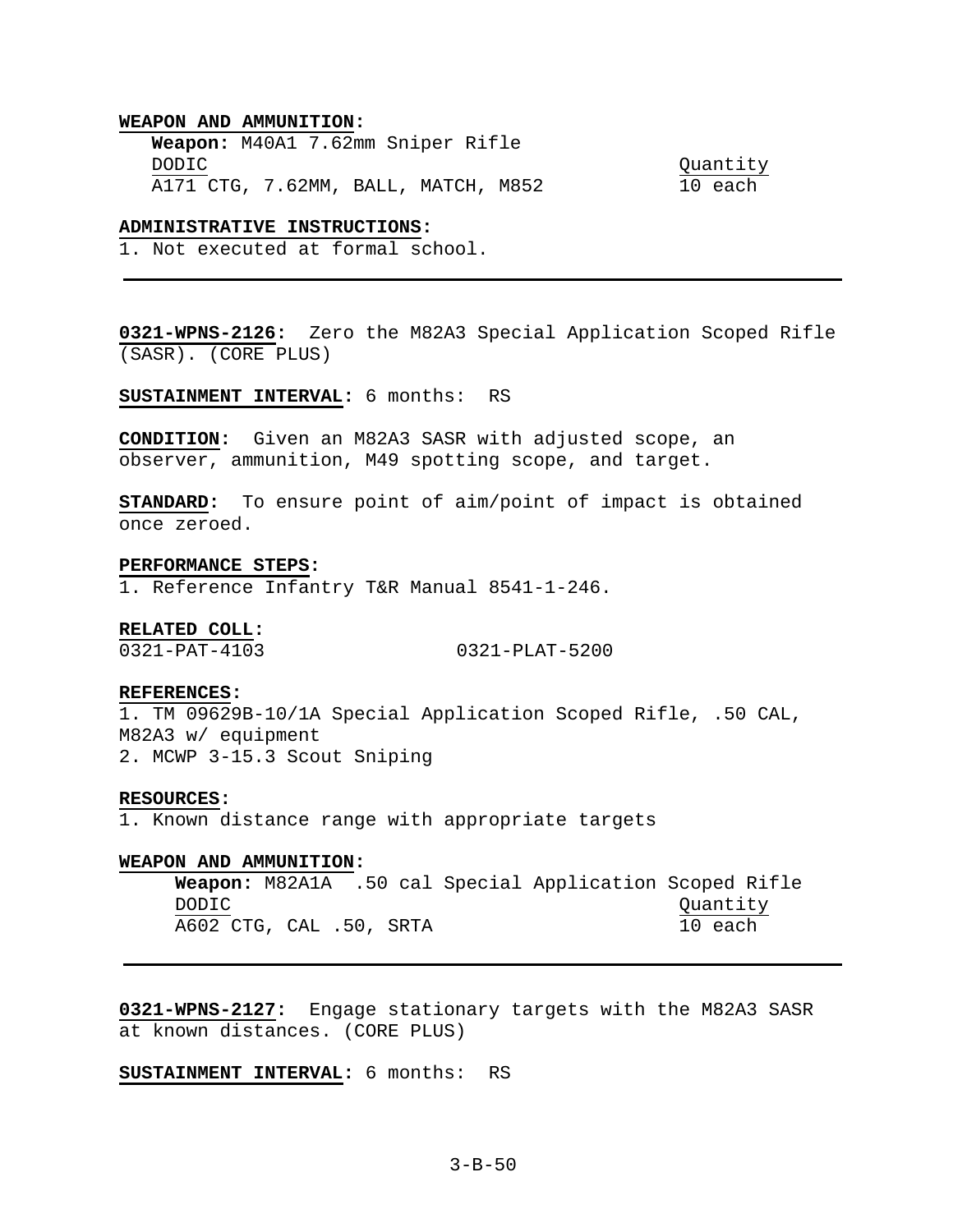**WEAPON AND AMMUNITION:**

**Weapon:** M40A1 7.62mm Sniper Rifle

| DODIC | Quantity |
|---|---|
| A171 CTG, 7.62MM, BALL, MATCH, M852 | 10 each |

**ADMINISTRATIVE INSTRUCTIONS:**

1. Not executed at formal school.

---

**0321-WPNS-2126:** Zero the M82A3 Special Application Scoped Rifle (SASR). (CORE PLUS)

**SUSTAINMENT INTERVAL:** 6 months: RS

**CONDITION:** Given an M82A3 SASR with adjusted scope, an observer, ammunition, M49 spotting scope, and target.

**STANDARD:** To ensure point of aim/point of impact is obtained once zeroed.

**PERFORMANCE STEPS:**

1. Reference Infantry T&R Manual 8541-1-246.

**RELATED COLL:**

0321-PAT-4103 0321-PLAT-5200

**REFERENCES:**

1. TM 09629B-10/1A Special Application Scoped Rifle, .50 CAL, M82A3 w/ equipment
2. MCWP 3-15.3 Scout Sniping

**RESOURCES:**

1. Known distance range with appropriate targets

**WEAPON AND AMMUNITION:**

**Weapon:** M82A1A .50 cal Special Application Scoped Rifle

| DODIC | Quantity |
|---|---|
| A602 CTG, CAL .50, SRTA | 10 each |

---

**0321-WPNS-2127:** Engage stationary targets with the M82A3 SASR at known distances. (CORE PLUS)

**SUSTAINMENT INTERVAL:** 6 months: RS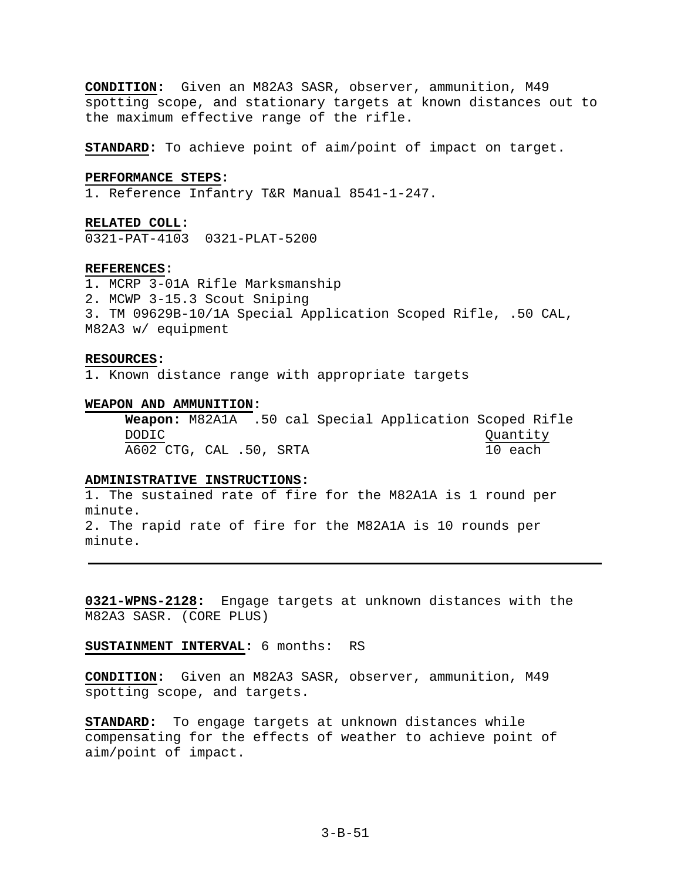**CONDITION**: Given an M82A3 SASR, observer, ammunition, M49 spotting scope, and stationary targets at known distances out to the maximum effective range of the rifle.

**STANDARD**: To achieve point of aim/point of impact on target.

**PERFORMANCE STEPS**:

1. Reference Infantry T&R Manual 8541-1-247.

**RELATED COLL**:

0321-PAT-4103 0321-PLAT-5200

**REFERENCES**:

1. MCRP 3-01A Rifle Marksmanship
2. MCWP 3-15.3 Scout Sniping
3. TM 09629B-10/1A Special Application Scoped Rifle, .50 CAL, M82A3 w/ equipment

**RESOURCES**:

1. Known distance range with appropriate targets

**WEAPON AND AMMUNITION**:

**Weapon:** M82A1A .50 cal Special Application Scoped Rifle

| DODIC | Quantity |
|---|---|
| A602 CTG, CAL .50, SRTA | 10 each |

**ADMINISTRATIVE INSTRUCTIONS**:

1. The sustained rate of fire for the M82A1A is 1 round per minute.
2. The rapid rate of fire for the M82A1A is 10 rounds per minute.

---

**0321-WPNS-2128**: Engage targets at unknown distances with the M82A3 SASR. (CORE PLUS)

**SUSTAINMENT INTERVAL**: 6 months: RS

**CONDITION**: Given an M82A3 SASR, observer, ammunition, M49 spotting scope, and targets.

**STANDARD**: To engage targets at unknown distances while compensating for the effects of weather to achieve point of aim/point of impact.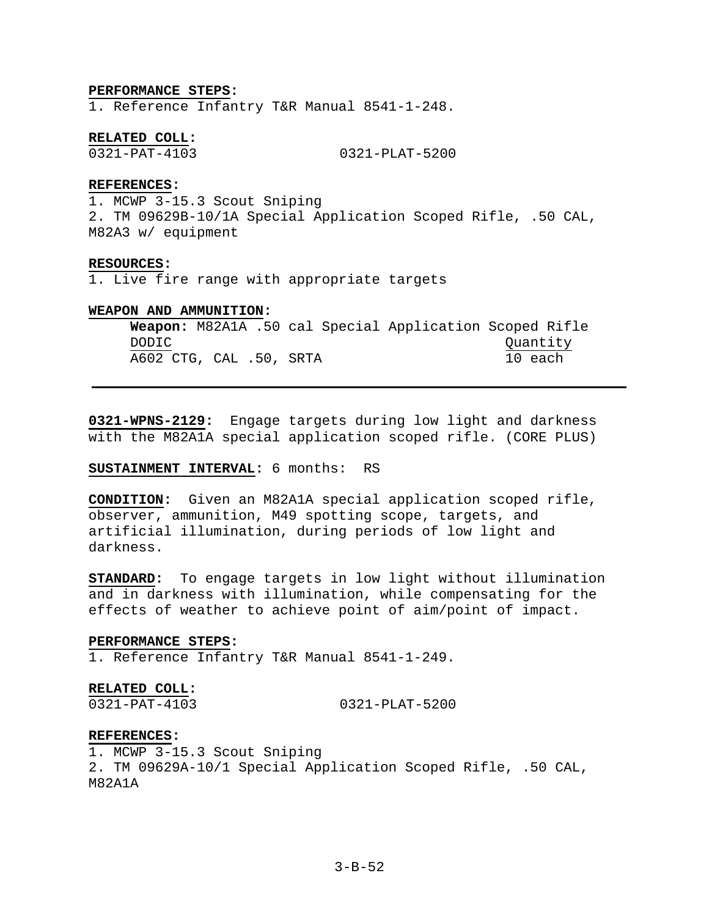**PERFORMANCE STEPS:**
1. Reference Infantry T&R Manual 8541-1-248.

**RELATED COLL:**
0321-PAT-4103 0321-PLAT-5200

**REFERENCES:**
1. MCWP 3-15.3 Scout Sniping
2. TM 09629B-10/1A Special Application Scoped Rifle, .50 CAL, M82A3 w/ equipment

**RESOURCES:**
1. Live fire range with appropriate targets

**WEAPON AND AMMUNITION:**

**Weapon:** M82A1A .50 cal Special Application Scoped Rifle

| DODIC | Quantity |
|---|---|
| A602 CTG, CAL .50, SRTA | 10 each |

---

**0321-WPNS-2129:** Engage targets during low light and darkness with the M82A1A special application scoped rifle. (CORE PLUS)

**SUSTAINMENT INTERVAL:** 6 months: RS

**CONDITION:** Given an M82A1A special application scoped rifle, observer, ammunition, M49 spotting scope, targets, and artificial illumination, during periods of low light and darkness.

**STANDARD:** To engage targets in low light without illumination and in darkness with illumination, while compensating for the effects of weather to achieve point of aim/point of impact.

**PERFORMANCE STEPS:**
1. Reference Infantry T&R Manual 8541-1-249.

**RELATED COLL:**
0321-PAT-4103 0321-PLAT-5200

**REFERENCES:**
1. MCWP 3-15.3 Scout Sniping
2. TM 09629A-10/1 Special Application Scoped Rifle, .50 CAL, M82A1A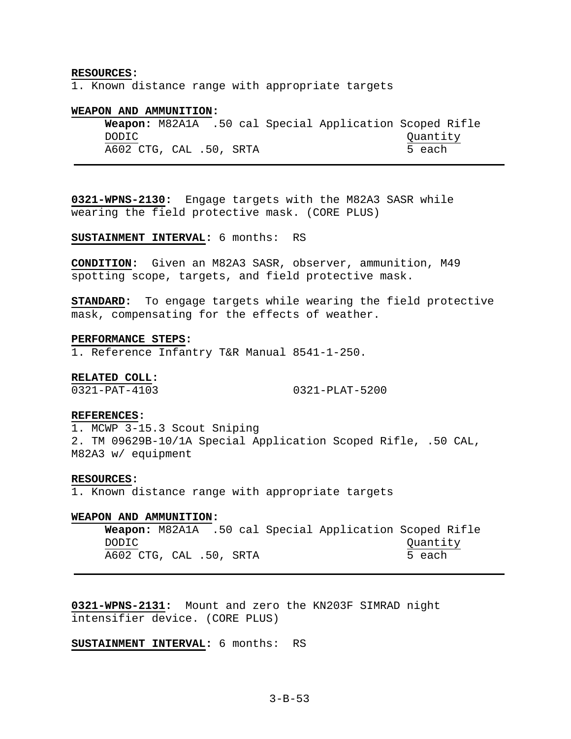**RESOURCES:**
1. Known distance range with appropriate targets

**WEAPON AND AMMUNITION:**

**Weapon:** M82A1A .50 cal Special Application Scoped Rifle

| DODIC | Quantity |
| --- | --- |
| A602 CTG, CAL .50, SRTA | 5 each |

---

**0321-WPNS-2130:** Engage targets with the M82A3 SASR while wearing the field protective mask. (CORE PLUS)

**SUSTAINMENT INTERVAL:** 6 months: RS

**CONDITION:** Given an M82A3 SASR, observer, ammunition, M49 spotting scope, targets, and field protective mask.

**STANDARD:** To engage targets while wearing the field protective mask, compensating for the effects of weather.

**PERFORMANCE STEPS:**
1. Reference Infantry T&R Manual 8541-1-250.

**RELATED COLL:**
0321-PAT-4103 0321-PLAT-5200

**REFERENCES:**
1. MCWP 3-15.3 Scout Sniping
2. TM 09629B-10/1A Special Application Scoped Rifle, .50 CAL, M82A3 w/ equipment

**RESOURCES:**
1. Known distance range with appropriate targets

**WEAPON AND AMMUNITION:**

**Weapon:** M82A1A .50 cal Special Application Scoped Rifle

| DODIC | Quantity |
| --- | --- |
| A602 CTG, CAL .50, SRTA | 5 each |

---

**0321-WPNS-2131:** Mount and zero the KN203F SIMRAD night intensifier device. (CORE PLUS)

**SUSTAINMENT INTERVAL:** 6 months: RS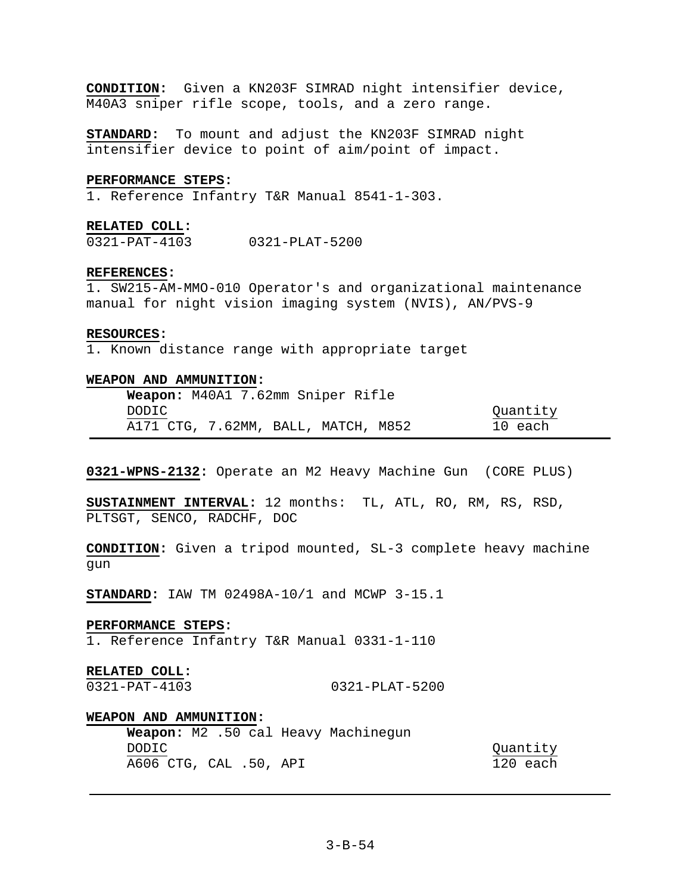**CONDITION:** Given a KN203F SIMRAD night intensifier device, M40A3 sniper rifle scope, tools, and a zero range.

**STANDARD:** To mount and adjust the KN203F SIMRAD night intensifier device to point of aim/point of impact.

**PERFORMANCE STEPS:**
1. Reference Infantry T&R Manual 8541-1-303.

**RELATED COLL:**
0321-PAT-4103 0321-PLAT-5200

**REFERENCES:**
1. SW215-AM-MMO-010 Operator's and organizational maintenance manual for night vision imaging system (NVIS), AN/PVS-9

**RESOURCES:**
1. Known distance range with appropriate target

**WEAPON AND AMMUNITION:**

**Weapon:** M40A1 7.62mm Sniper Rifle

| DODIC | Quantity |
|---|---|
| A171 CTG, 7.62MM, BALL, MATCH, M852 | 10 each |

---

**0321-WPNS-2132:** Operate an M2 Heavy Machine Gun (CORE PLUS)

**SUSTAINMENT INTERVAL:** 12 months: TL, ATL, RO, RM, RS, RSD, PLTSGT, SENCO, RADCHF, DOC

**CONDITION:** Given a tripod mounted, SL-3 complete heavy machine gun

**STANDARD:** IAW TM 02498A-10/1 and MCWP 3-15.1

**PERFORMANCE STEPS:**
1. Reference Infantry T&R Manual 0331-1-110

**RELATED COLL:**
0321-PAT-4103 0321-PLAT-5200

**WEAPON AND AMMUNITION:**

**Weapon:** M2 .50 cal Heavy Machinegun

| DODIC | Quantity |
|---|---|
| A606 CTG, CAL .50, API | 120 each |

---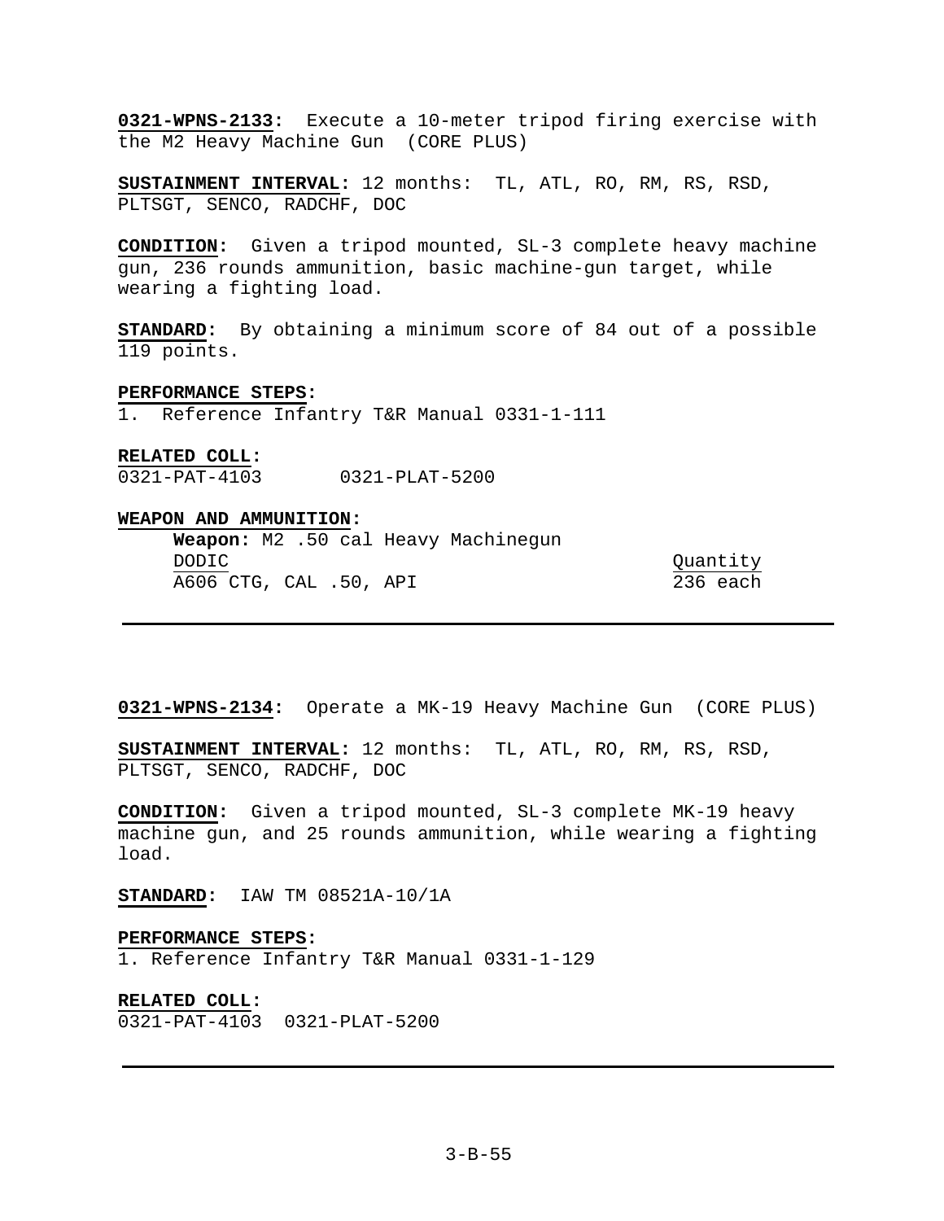**0321-WPNS-2133:** Execute a 10-meter tripod firing exercise with the M2 Heavy Machine Gun (CORE PLUS)

**SUSTAINMENT INTERVAL:** 12 months: TL, ATL, RO, RM, RS, RSD, PLTSGT, SENCO, RADCHF, DOC

**CONDITION:** Given a tripod mounted, SL-3 complete heavy machine gun, 236 rounds ammunition, basic machine-gun target, while wearing a fighting load.

**STANDARD:** By obtaining a minimum score of 84 out of a possible 119 points.

**PERFORMANCE STEPS:**
1. Reference Infantry T&R Manual 0331-1-111

**RELATED COLL:**
0321-PAT-4103 0321-PLAT-5200

**WEAPON AND AMMUNITION:**

**Weapon:** M2 .50 cal Heavy Machinegun

| DODIC | Quantity |
|---|---|
| A606 CTG, CAL .50, API | 236 each |

---

**0321-WPNS-2134:** Operate a MK-19 Heavy Machine Gun (CORE PLUS)

**SUSTAINMENT INTERVAL:** 12 months: TL, ATL, RO, RM, RS, RSD, PLTSGT, SENCO, RADCHF, DOC

**CONDITION:** Given a tripod mounted, SL-3 complete MK-19 heavy machine gun, and 25 rounds ammunition, while wearing a fighting load.

**STANDARD:** IAW TM 08521A-10/1A

**PERFORMANCE STEPS:**
1. Reference Infantry T&R Manual 0331-1-129

**RELATED COLL:**
0321-PAT-4103 0321-PLAT-5200

---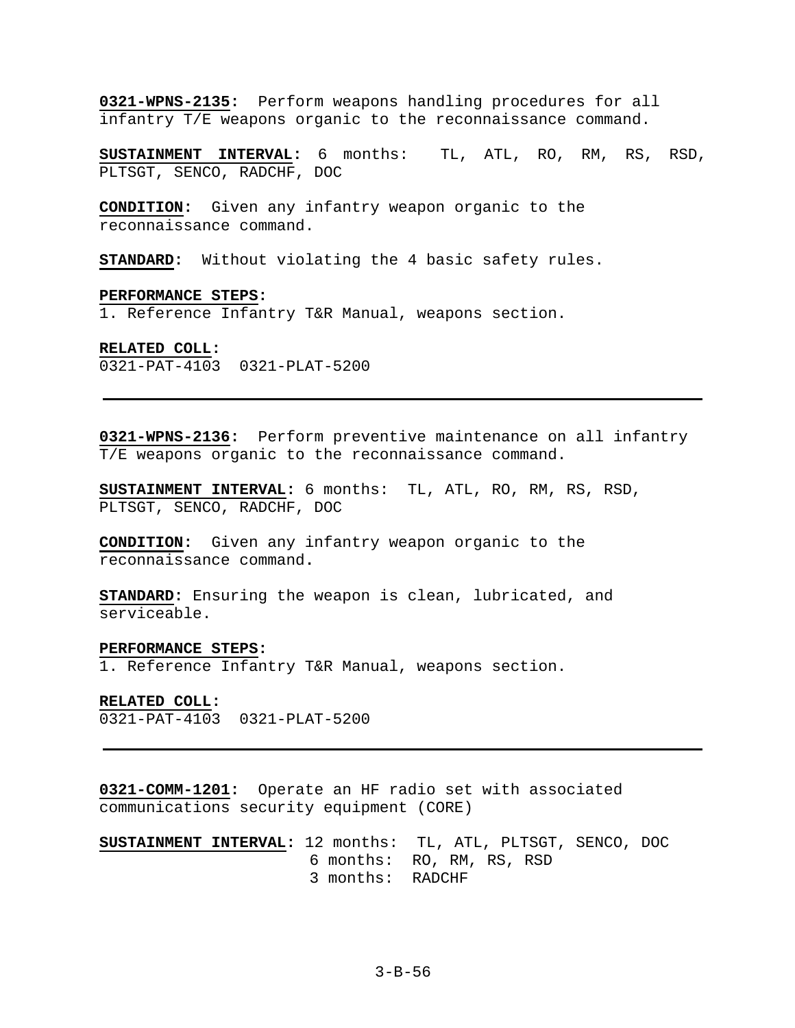**0321-WPNS-2135:** Perform weapons handling procedures for all infantry T/E weapons organic to the reconnaissance command.

**SUSTAINMENT INTERVAL:** 6 months: TL, ATL, RO, RM, RS, RSD, PLTSGT, SENCO, RADCHF, DOC

**CONDITION:** Given any infantry weapon organic to the reconnaissance command.

**STANDARD:** Without violating the 4 basic safety rules.

**PERFORMANCE STEPS:**
1. Reference Infantry T&R Manual, weapons section.

**RELATED COLL:**
0321-PAT-4103 0321-PLAT-5200

---

**0321-WPNS-2136:** Perform preventive maintenance on all infantry T/E weapons organic to the reconnaissance command.

**SUSTAINMENT INTERVAL:** 6 months: TL, ATL, RO, RM, RS, RSD, PLTSGT, SENCO, RADCHF, DOC

**CONDITION:** Given any infantry weapon organic to the reconnaissance command.

**STANDARD:** Ensuring the weapon is clean, lubricated, and serviceable.

**PERFORMANCE STEPS:**
1. Reference Infantry T&R Manual, weapons section.

**RELATED COLL:**
0321-PAT-4103 0321-PLAT-5200

---

**0321-COMM-1201:** Operate an HF radio set with associated communications security equipment (CORE)

**SUSTAINMENT INTERVAL:** 12 months: TL, ATL, PLTSGT, SENCO, DOC
6 months: RO, RM, RS, RSD
3 months: RADCHF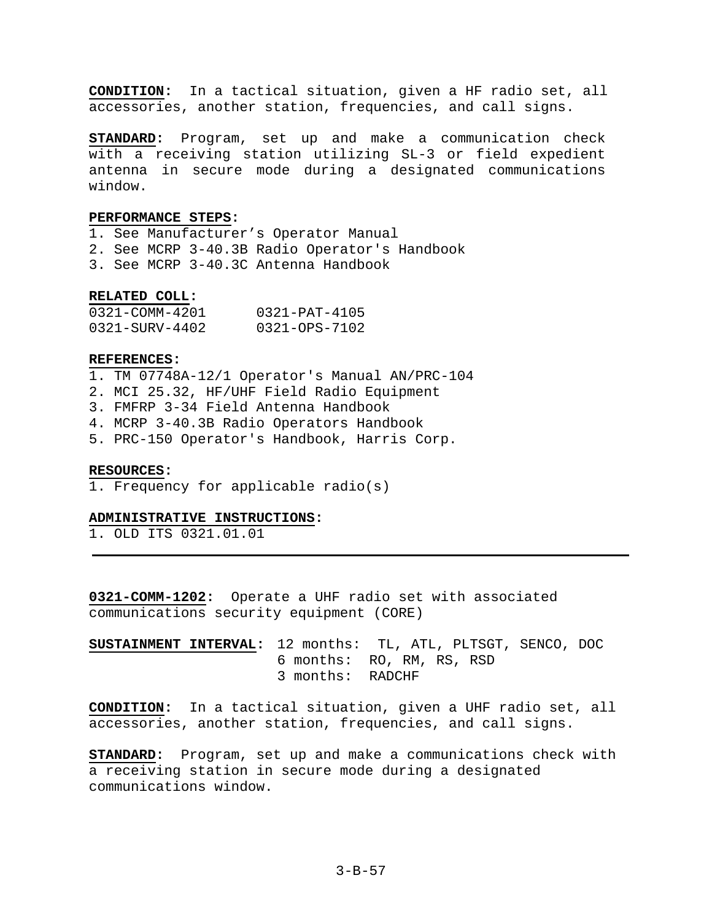**CONDITION**: In a tactical situation, given a HF radio set, all accessories, another station, frequencies, and call signs.

**STANDARD**: Program, set up and make a communication check with a receiving station utilizing SL-3 or field expedient antenna in secure mode during a designated communications window.

**PERFORMANCE STEPS**:
1. See Manufacturer's Operator Manual
2. See MCRP 3-40.3B Radio Operator's Handbook
3. See MCRP 3-40.3C Antenna Handbook

**RELATED COLL**:

| | |
|---|---|
| 0321-COMM-4201 | 0321-PAT-4105 |
| 0321-SURV-4402 | 0321-OPS-7102 |

**REFERENCES**:
1. TM 07748A-12/1 Operator's Manual AN/PRC-104
2. MCI 25.32, HF/UHF Field Radio Equipment
3. FMFRP 3-34 Field Antenna Handbook
4. MCRP 3-40.3B Radio Operators Handbook
5. PRC-150 Operator's Handbook, Harris Corp.

**RESOURCES**:
1. Frequency for applicable radio(s)

**ADMINISTRATIVE INSTRUCTIONS**:
1. OLD ITS 0321.01.01

---

**0321-COMM-1202**: Operate a UHF radio set with associated communications security equipment (CORE)

**SUSTAINMENT INTERVAL**: 12 months: TL, ATL, PLTSGT, SENCO, DOC
6 months: RO, RM, RS, RSD
3 months: RADCHF

**CONDITION**: In a tactical situation, given a UHF radio set, all accessories, another station, frequencies, and call signs.

**STANDARD**: Program, set up and make a communications check with a receiving station in secure mode during a designated communications window.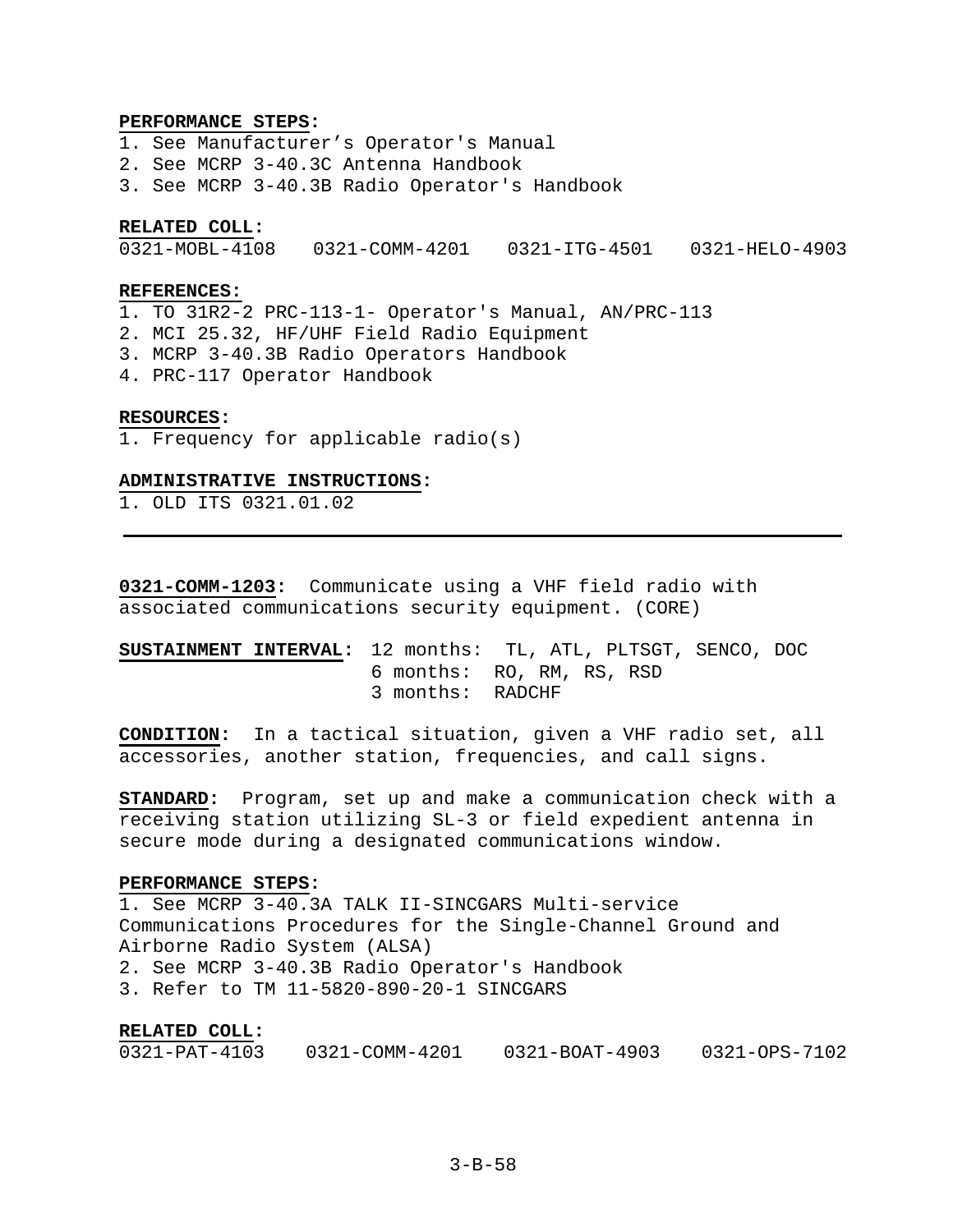**PERFORMANCE STEPS:**
1. See Manufacturer's Operator's Manual
2. See MCRP 3-40.3C Antenna Handbook
3. See MCRP 3-40.3B Radio Operator's Handbook

**RELATED COLL:**
0321-MOBL-4108 0321-COMM-4201 0321-ITG-4501 0321-HELO-4903

**REFERENCES:**
1. TO 31R2-2 PRC-113-1- Operator's Manual, AN/PRC-113
2. MCI 25.32, HF/UHF Field Radio Equipment
3. MCRP 3-40.3B Radio Operators Handbook
4. PRC-117 Operator Handbook

**RESOURCES:**
1. Frequency for applicable radio(s)

**ADMINISTRATIVE INSTRUCTIONS:**
1. OLD ITS 0321.01.02

---

**0321-COMM-1203:** Communicate using a VHF field radio with associated communications security equipment. (CORE)

**SUSTAINMENT INTERVAL:** 12 months: TL, ATL, PLTSGT, SENCO, DOC
6 months: RO, RM, RS, RSD
3 months: RADCHF

**CONDITION:** In a tactical situation, given a VHF radio set, all accessories, another station, frequencies, and call signs.

**STANDARD:** Program, set up and make a communication check with a receiving station utilizing SL-3 or field expedient antenna in secure mode during a designated communications window.

**PERFORMANCE STEPS:**
1. See MCRP 3-40.3A TALK II-SINCGARS Multi-service Communications Procedures for the Single-Channel Ground and Airborne Radio System (ALSA)
2. See MCRP 3-40.3B Radio Operator's Handbook
3. Refer to TM 11-5820-890-20-1 SINCGARS

**RELATED COLL:**
0321-PAT-4103 0321-COMM-4201 0321-BOAT-4903 0321-OPS-7102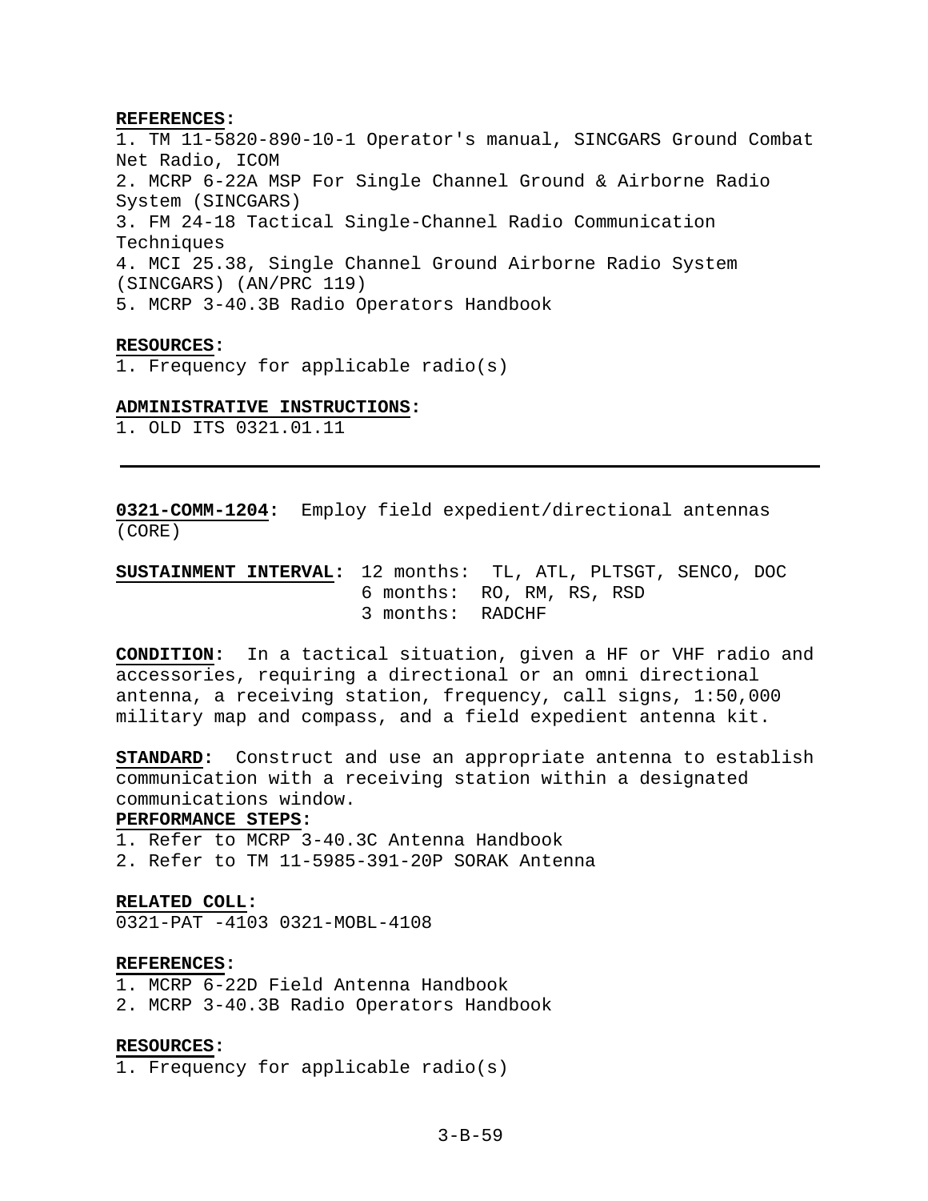**REFERENCES:**

1. TM 11-5820-890-10-1 Operator's manual, SINCGARS Ground Combat Net Radio, ICOM
2. MCRP 6-22A MSP For Single Channel Ground & Airborne Radio System (SINCGARS)
3. FM 24-18 Tactical Single-Channel Radio Communication Techniques
4. MCI 25.38, Single Channel Ground Airborne Radio System (SINCGARS) (AN/PRC 119)
5. MCRP 3-40.3B Radio Operators Handbook

**RESOURCES:**

1. Frequency for applicable radio(s)

**ADMINISTRATIVE INSTRUCTIONS:**

1. OLD ITS 0321.01.11

---

**0321-COMM-1204:** Employ field expedient/directional antennas (CORE)

**SUSTAINMENT INTERVAL:** 12 months: TL, ATL, PLTSGT, SENCO, DOC
6 months: RO, RM, RS, RSD
3 months: RADCHF

**CONDITION:** In a tactical situation, given a HF or VHF radio and accessories, requiring a directional or an omni directional antenna, a receiving station, frequency, call signs, 1:50,000 military map and compass, and a field expedient antenna kit.

**STANDARD:** Construct and use an appropriate antenna to establish communication with a receiving station within a designated communications window.

**PERFORMANCE STEPS:**

1. Refer to MCRP 3-40.3C Antenna Handbook
2. Refer to TM 11-5985-391-20P SORAK Antenna

**RELATED COLL:**

0321-PAT -4103 0321-MOBL-4108

**REFERENCES:**

1. MCRP 6-22D Field Antenna Handbook
2. MCRP 3-40.3B Radio Operators Handbook

**RESOURCES:**

1. Frequency for applicable radio(s)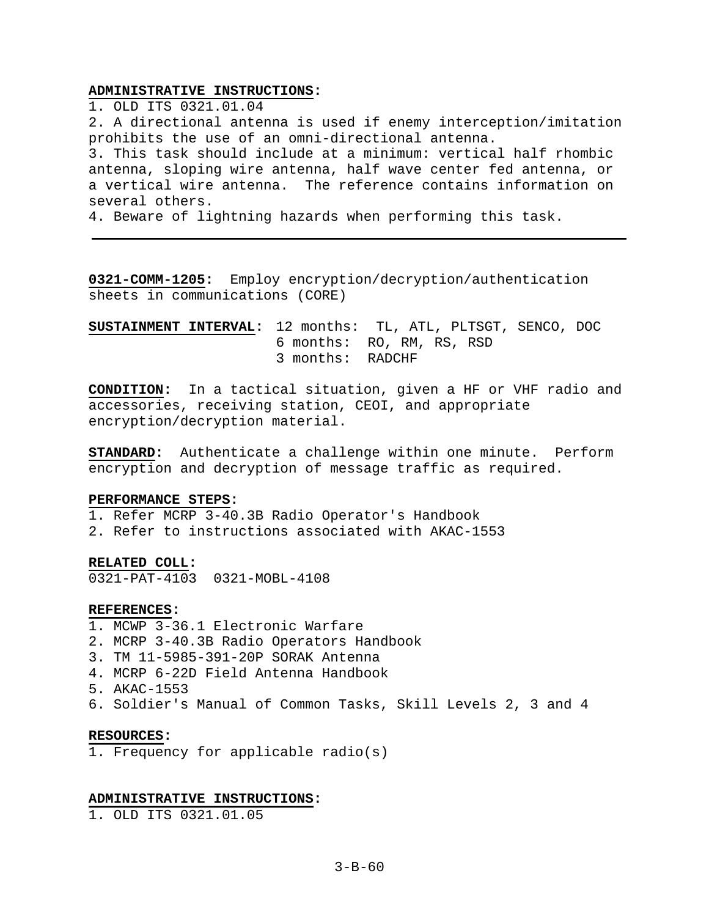**ADMINISTRATIVE INSTRUCTIONS:**
1. OLD ITS 0321.01.04
2. A directional antenna is used if enemy interception/imitation prohibits the use of an omni-directional antenna.
3. This task should include at a minimum: vertical half rhombic antenna, sloping wire antenna, half wave center fed antenna, or a vertical wire antenna. The reference contains information on several others.
4. Beware of lightning hazards when performing this task.

---

**0321-COMM-1205:** Employ encryption/decryption/authentication sheets in communications (CORE)

**SUSTAINMENT INTERVAL:** 12 months: TL, ATL, PLTSGT, SENCO, DOC
6 months: RO, RM, RS, RSD
3 months: RADCHF

**CONDITION:** In a tactical situation, given a HF or VHF radio and accessories, receiving station, CEOI, and appropriate encryption/decryption material.

**STANDARD:** Authenticate a challenge within one minute. Perform encryption and decryption of message traffic as required.

**PERFORMANCE STEPS:**
1. Refer MCRP 3-40.3B Radio Operator's Handbook
2. Refer to instructions associated with AKAC-1553

**RELATED COLL:**
0321-PAT-4103 0321-MOBL-4108

**REFERENCES:**
1. MCWP 3-36.1 Electronic Warfare
2. MCRP 3-40.3B Radio Operators Handbook
3. TM 11-5985-391-20P SORAK Antenna
4. MCRP 6-22D Field Antenna Handbook
5. AKAC-1553
6. Soldier's Manual of Common Tasks, Skill Levels 2, 3 and 4

**RESOURCES:**
1. Frequency for applicable radio(s)

**ADMINISTRATIVE INSTRUCTIONS:**
1. OLD ITS 0321.01.05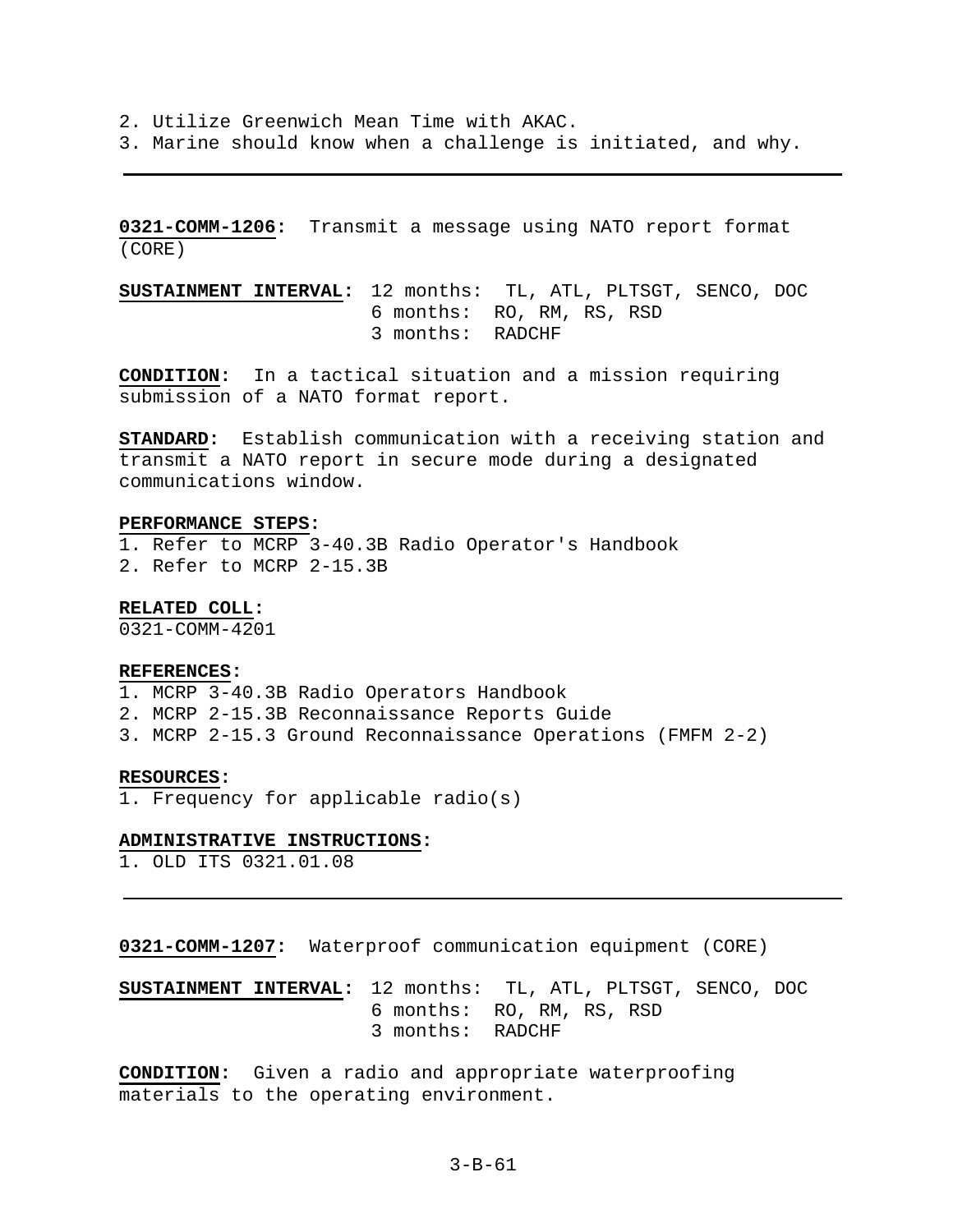2. Utilize Greenwich Mean Time with AKAC.
3. Marine should know when a challenge is initiated, and why.

---

**0321-COMM-1206:** Transmit a message using NATO report format (CORE)

**SUSTAINMENT INTERVAL:** 12 months: TL, ATL, PLTSGT, SENCO, DOC
6 months: RO, RM, RS, RSD
3 months: RADCHF

**CONDITION:** In a tactical situation and a mission requiring submission of a NATO format report.

**STANDARD:** Establish communication with a receiving station and transmit a NATO report in secure mode during a designated communications window.

**PERFORMANCE STEPS:**
1. Refer to MCRP 3-40.3B Radio Operator's Handbook
2. Refer to MCRP 2-15.3B

**RELATED COLL:**
0321-COMM-4201

**REFERENCES:**
1. MCRP 3-40.3B Radio Operators Handbook
2. MCRP 2-15.3B Reconnaissance Reports Guide
3. MCRP 2-15.3 Ground Reconnaissance Operations (FMFM 2-2)

**RESOURCES:**
1. Frequency for applicable radio(s)

**ADMINISTRATIVE INSTRUCTIONS:**
1. OLD ITS 0321.01.08

---

**0321-COMM-1207:** Waterproof communication equipment (CORE)

**SUSTAINMENT INTERVAL:** 12 months: TL, ATL, PLTSGT, SENCO, DOC
6 months: RO, RM, RS, RSD
3 months: RADCHF

**CONDITION:** Given a radio and appropriate waterproofing materials to the operating environment.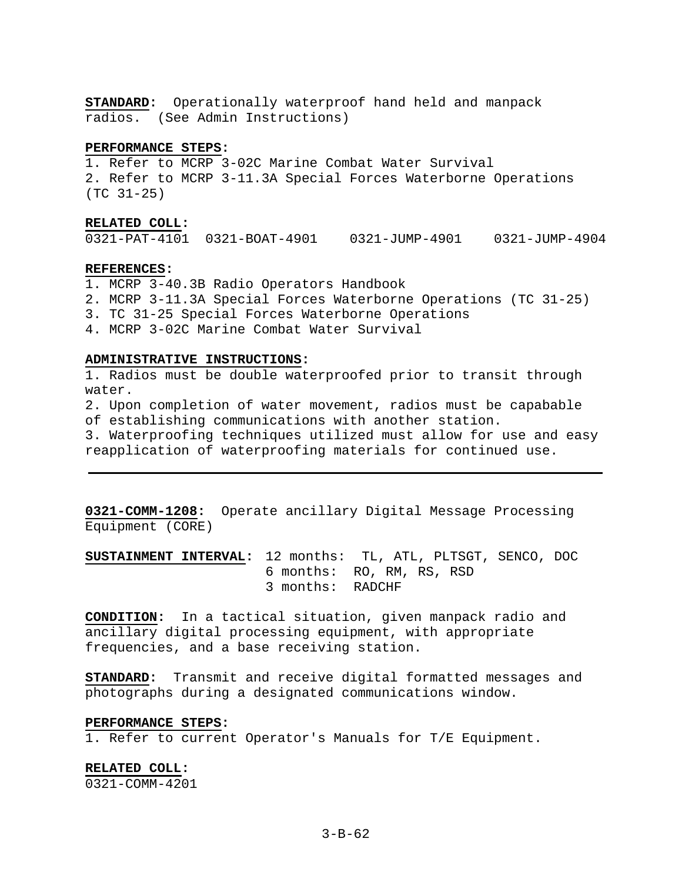**STANDARD:** Operationally waterproof hand held and manpack radios. (See Admin Instructions)

**PERFORMANCE STEPS:**

1. Refer to MCRP 3-02C Marine Combat Water Survival
2. Refer to MCRP 3-11.3A Special Forces Waterborne Operations (TC 31-25)

**RELATED COLL:**

0321-PAT-4101 0321-BOAT-4901 0321-JUMP-4901 0321-JUMP-4904

**REFERENCES:**

1. MCRP 3-40.3B Radio Operators Handbook
2. MCRP 3-11.3A Special Forces Waterborne Operations (TC 31-25)
3. TC 31-25 Special Forces Waterborne Operations
4. MCRP 3-02C Marine Combat Water Survival

**ADMINISTRATIVE INSTRUCTIONS:**

1. Radios must be double waterproofed prior to transit through water.
2. Upon completion of water movement, radios must be capabable of establishing communications with another station.
3. Waterproofing techniques utilized must allow for use and easy reapplication of waterproofing materials for continued use.

---

**0321-COMM-1208:** Operate ancillary Digital Message Processing Equipment (CORE)

**SUSTAINMENT INTERVAL:** 12 months: TL, ATL, PLTSGT, SENCO, DOC
6 months: RO, RM, RS, RSD
3 months: RADCHF

**CONDITION:** In a tactical situation, given manpack radio and ancillary digital processing equipment, with appropriate frequencies, and a base receiving station.

**STANDARD:** Transmit and receive digital formatted messages and photographs during a designated communications window.

**PERFORMANCE STEPS:**

1. Refer to current Operator's Manuals for T/E Equipment.

**RELATED COLL:**

0321-COMM-4201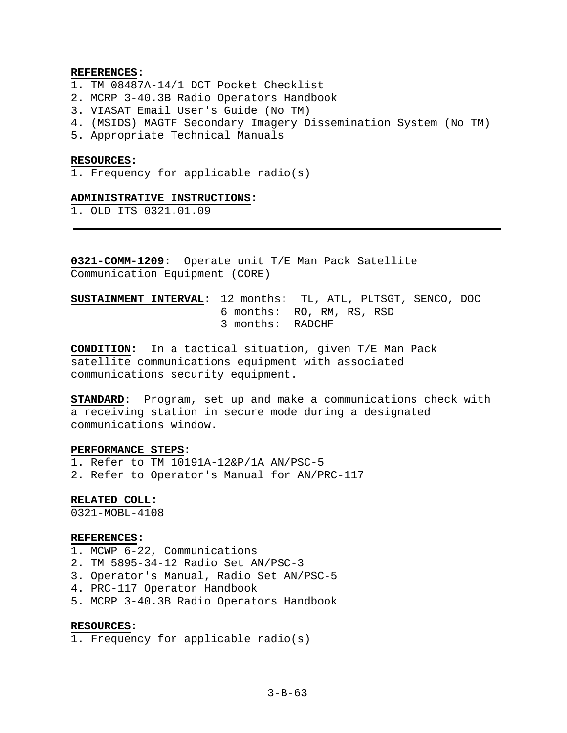**REFERENCES:**
1. TM 08487A-14/1 DCT Pocket Checklist
2. MCRP 3-40.3B Radio Operators Handbook
3. VIASAT Email User's Guide (No TM)
4. (MSIDS) MAGTF Secondary Imagery Dissemination System (No TM)
5. Appropriate Technical Manuals

**RESOURCES:**
1. Frequency for applicable radio(s)

**ADMINISTRATIVE INSTRUCTIONS:**
1. OLD ITS 0321.01.09

---

**0321-COMM-1209:** Operate unit T/E Man Pack Satellite Communication Equipment (CORE)

**SUSTAINMENT INTERVAL:** 12 months: TL, ATL, PLTSGT, SENCO, DOC
6 months: RO, RM, RS, RSD
3 months: RADCHF

**CONDITION:** In a tactical situation, given T/E Man Pack satellite communications equipment with associated communications security equipment.

**STANDARD:** Program, set up and make a communications check with a receiving station in secure mode during a designated communications window.

**PERFORMANCE STEPS:**
1. Refer to TM 10191A-12&P/1A AN/PSC-5
2. Refer to Operator's Manual for AN/PRC-117

**RELATED COLL:**
0321-MOBL-4108

**REFERENCES:**
1. MCWP 6-22, Communications
2. TM 5895-34-12 Radio Set AN/PSC-3
3. Operator's Manual, Radio Set AN/PSC-5
4. PRC-117 Operator Handbook
5. MCRP 3-40.3B Radio Operators Handbook

**RESOURCES:**
1. Frequency for applicable radio(s)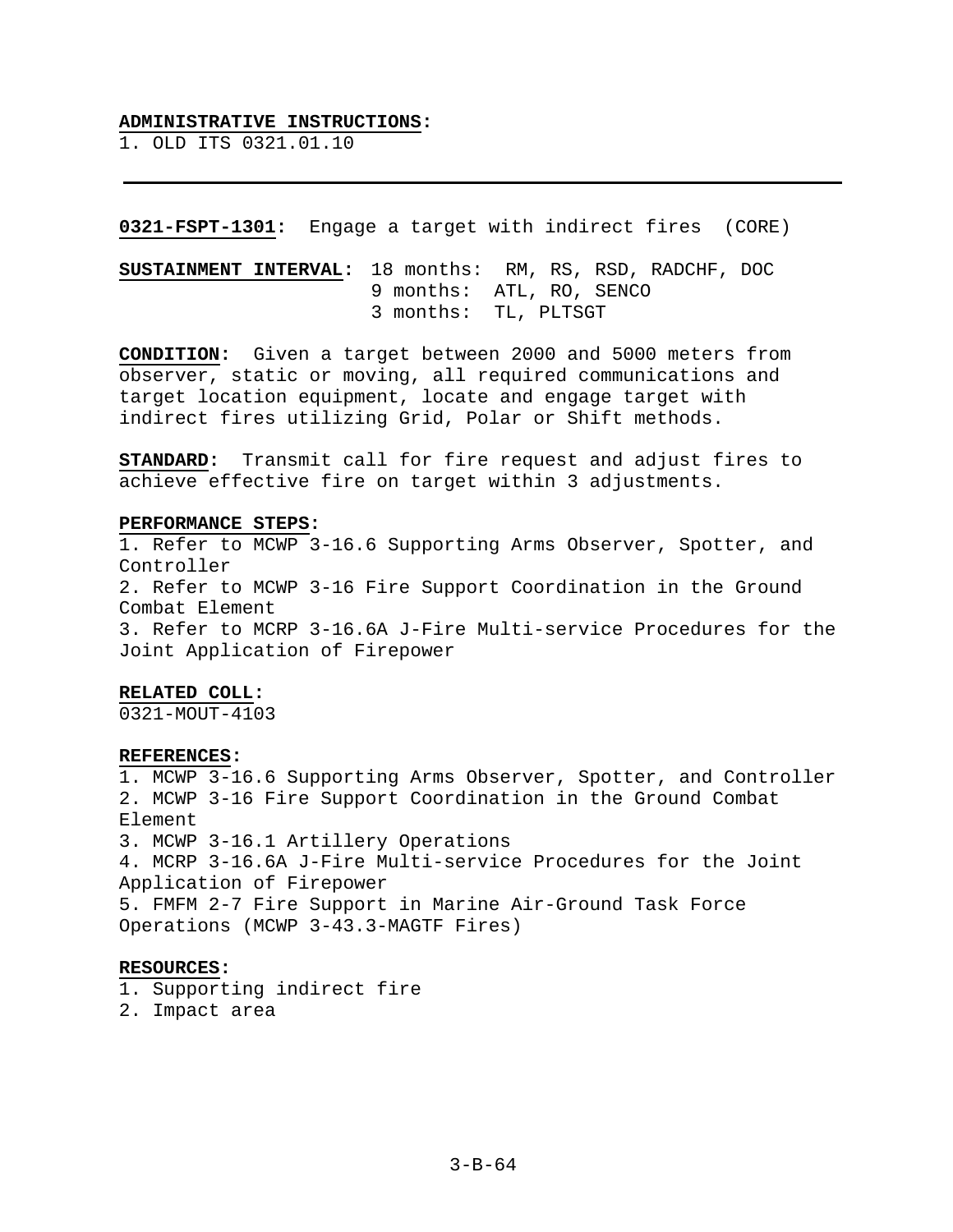**ADMINISTRATIVE INSTRUCTIONS:**
1. OLD ITS 0321.01.10

---

**0321-FSPT-1301:** Engage a target with indirect fires (CORE)

**SUSTAINMENT INTERVAL:** 18 months: RM, RS, RSD, RADCHF, DOC
9 months: ATL, RO, SENCO
3 months: TL, PLTSGT

**CONDITION:** Given a target between 2000 and 5000 meters from observer, static or moving, all required communications and target location equipment, locate and engage target with indirect fires utilizing Grid, Polar or Shift methods.

**STANDARD:** Transmit call for fire request and adjust fires to achieve effective fire on target within 3 adjustments.

**PERFORMANCE STEPS:**
1. Refer to MCWP 3-16.6 Supporting Arms Observer, Spotter, and Controller
2. Refer to MCWP 3-16 Fire Support Coordination in the Ground Combat Element
3. Refer to MCRP 3-16.6A J-Fire Multi-service Procedures for the Joint Application of Firepower

**RELATED COLL:**
0321-MOUT-4103

**REFERENCES:**
1. MCWP 3-16.6 Supporting Arms Observer, Spotter, and Controller
2. MCWP 3-16 Fire Support Coordination in the Ground Combat Element
3. MCWP 3-16.1 Artillery Operations
4. MCRP 3-16.6A J-Fire Multi-service Procedures for the Joint Application of Firepower
5. FMFM 2-7 Fire Support in Marine Air-Ground Task Force Operations (MCWP 3-43.3-MAGTF Fires)

**RESOURCES:**
1. Supporting indirect fire
2. Impact area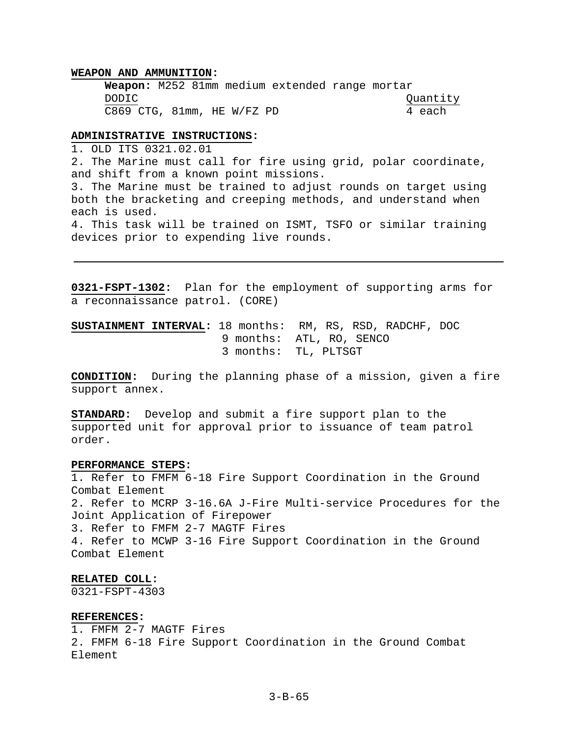**WEAPON AND AMMUNITION:**

**Weapon:** M252 81mm medium extended range mortar

| DODIC | Quantity |
|---|---|
| C869 CTG, 81mm, HE W/FZ PD | 4 each |

**ADMINISTRATIVE INSTRUCTIONS:**

1. OLD ITS 0321.02.01
2. The Marine must call for fire using grid, polar coordinate, and shift from a known point missions.
3. The Marine must be trained to adjust rounds on target using both the bracketing and creeping methods, and understand when each is used.
4. This task will be trained on ISMT, TSFO or similar training devices prior to expending live rounds.

---

**0321-FSPT-1302:** Plan for the employment of supporting arms for a reconnaissance patrol. (CORE)

**SUSTAINMENT INTERVAL:** 18 months: RM, RS, RSD, RADCHF, DOC
9 months: ATL, RO, SENCO
3 months: TL, PLTSGT

**CONDITION:** During the planning phase of a mission, given a fire support annex.

**STANDARD:** Develop and submit a fire support plan to the supported unit for approval prior to issuance of team patrol order.

**PERFORMANCE STEPS:**

1. Refer to FMFM 6-18 Fire Support Coordination in the Ground Combat Element
2. Refer to MCRP 3-16.6A J-Fire Multi-service Procedures for the Joint Application of Firepower
3. Refer to FMFM 2-7 MAGTF Fires
4. Refer to MCWP 3-16 Fire Support Coordination in the Ground Combat Element

**RELATED COLL:**

0321-FSPT-4303

**REFERENCES:**

1. FMFM 2-7 MAGTF Fires
2. FMFM 6-18 Fire Support Coordination in the Ground Combat Element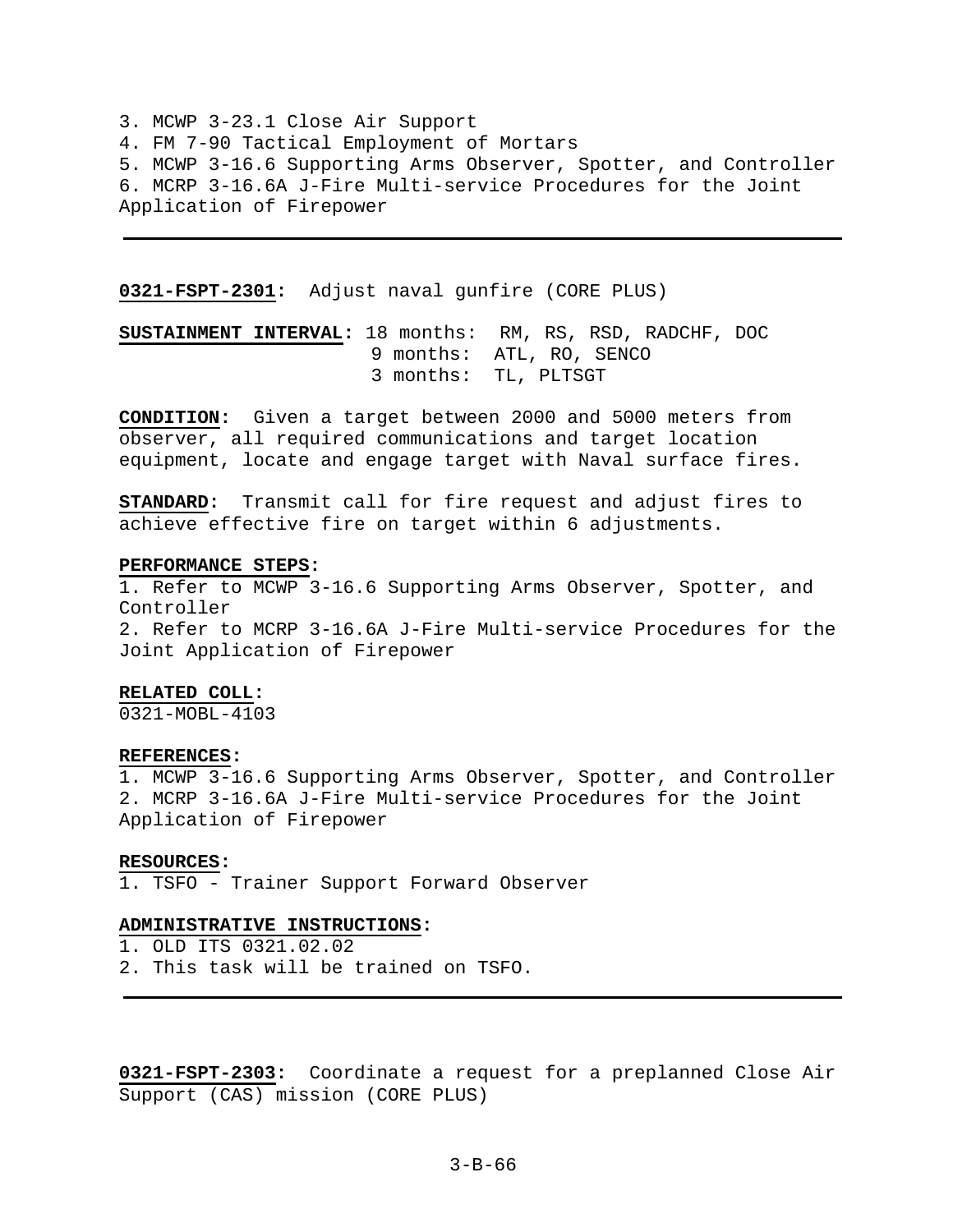3. MCWP 3-23.1 Close Air Support
4. FM 7-90 Tactical Employment of Mortars
5. MCWP 3-16.6 Supporting Arms Observer, Spotter, and Controller
6. MCRP 3-16.6A J-Fire Multi-service Procedures for the Joint Application of Firepower

---

**0321-FSPT-2301:** Adjust naval gunfire (CORE PLUS)

**SUSTAINMENT INTERVAL:** 18 months: RM, RS, RSD, RADCHF, DOC
9 months: ATL, RO, SENCO
3 months: TL, PLTSGT

**CONDITION:** Given a target between 2000 and 5000 meters from observer, all required communications and target location equipment, locate and engage target with Naval surface fires.

**STANDARD:** Transmit call for fire request and adjust fires to achieve effective fire on target within 6 adjustments.

**PERFORMANCE STEPS:**
1. Refer to MCWP 3-16.6 Supporting Arms Observer, Spotter, and Controller
2. Refer to MCRP 3-16.6A J-Fire Multi-service Procedures for the Joint Application of Firepower

**RELATED COLL:**
0321-MOBL-4103

**REFERENCES:**
1. MCWP 3-16.6 Supporting Arms Observer, Spotter, and Controller
2. MCRP 3-16.6A J-Fire Multi-service Procedures for the Joint Application of Firepower

**RESOURCES:**
1. TSFO - Trainer Support Forward Observer

**ADMINISTRATIVE INSTRUCTIONS:**
1. OLD ITS 0321.02.02
2. This task will be trained on TSFO.

---

**0321-FSPT-2303:** Coordinate a request for a preplanned Close Air Support (CAS) mission (CORE PLUS)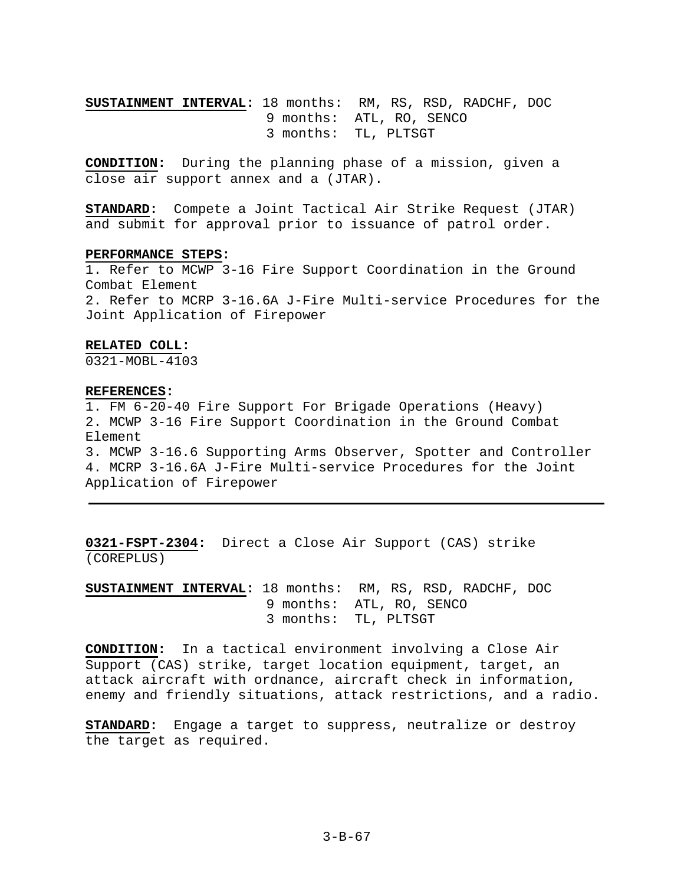**SUSTAINMENT INTERVAL:** 18 months: RM, RS, RSD, RADCHF, DOC
9 months: ATL, RO, SENCO
3 months: TL, PLTSGT

**CONDITION:** During the planning phase of a mission, given a close air support annex and a (JTAR).

**STANDARD:** Compete a Joint Tactical Air Strike Request (JTAR) and submit for approval prior to issuance of patrol order.

**PERFORMANCE STEPS:**
1. Refer to MCWP 3-16 Fire Support Coordination in the Ground Combat Element
2. Refer to MCRP 3-16.6A J-Fire Multi-service Procedures for the Joint Application of Firepower

**RELATED COLL:**
0321-MOBL-4103

**REFERENCES:**
1. FM 6-20-40 Fire Support For Brigade Operations (Heavy)
2. MCWP 3-16 Fire Support Coordination in the Ground Combat Element
3. MCWP 3-16.6 Supporting Arms Observer, Spotter and Controller
4. MCRP 3-16.6A J-Fire Multi-service Procedures for the Joint Application of Firepower

---

**0321-FSPT-2304:** Direct a Close Air Support (CAS) strike (COREPLUS)

**SUSTAINMENT INTERVAL:** 18 months: RM, RS, RSD, RADCHF, DOC
9 months: ATL, RO, SENCO
3 months: TL, PLTSGT

**CONDITION:** In a tactical environment involving a Close Air Support (CAS) strike, target location equipment, target, an attack aircraft with ordnance, aircraft check in information, enemy and friendly situations, attack restrictions, and a radio.

**STANDARD:** Engage a target to suppress, neutralize or destroy the target as required.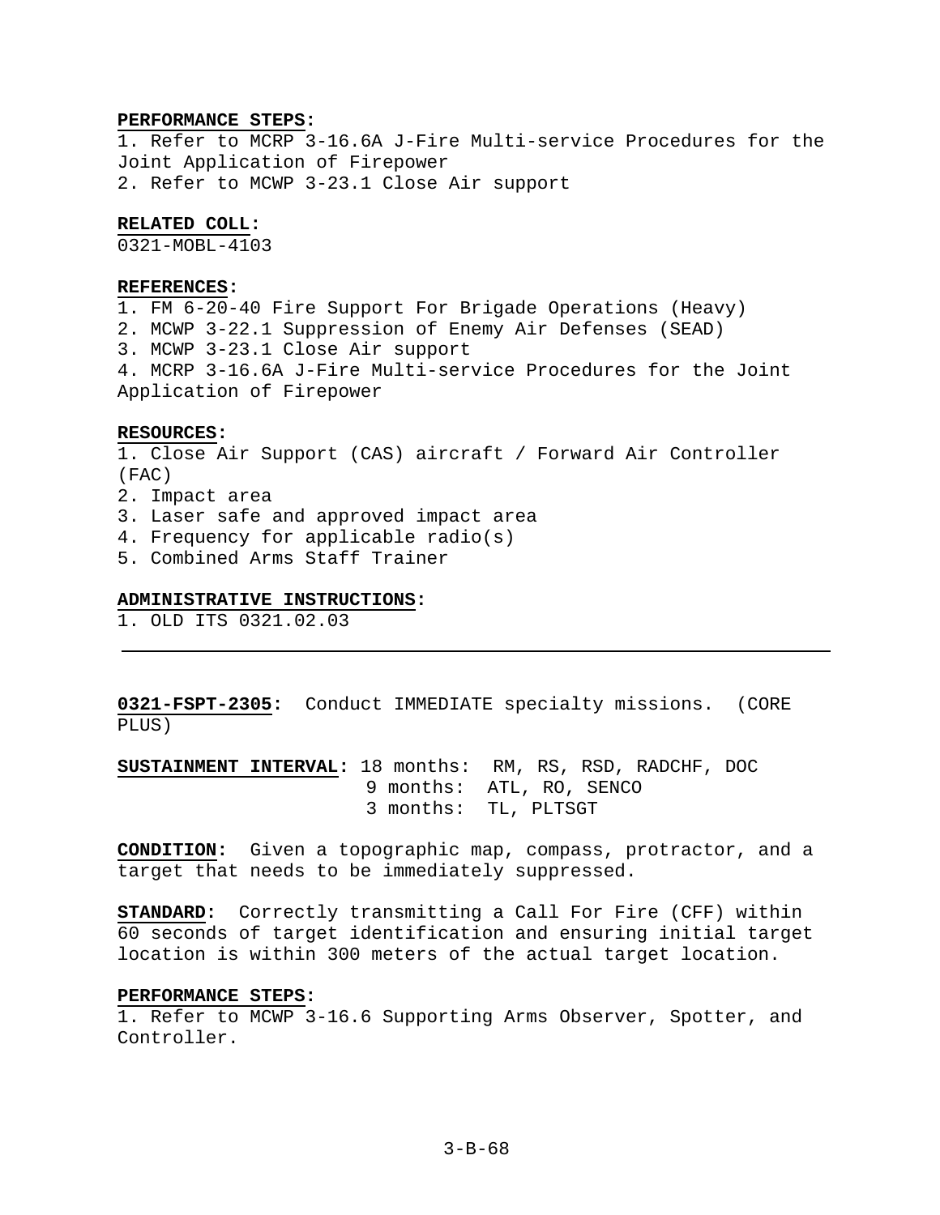**PERFORMANCE STEPS:**
1. Refer to MCRP 3-16.6A J-Fire Multi-service Procedures for the Joint Application of Firepower
2. Refer to MCWP 3-23.1 Close Air support

**RELATED COLL:**
0321-MOBL-4103

**REFERENCES:**
1. FM 6-20-40 Fire Support For Brigade Operations (Heavy)
2. MCWP 3-22.1 Suppression of Enemy Air Defenses (SEAD)
3. MCWP 3-23.1 Close Air support
4. MCRP 3-16.6A J-Fire Multi-service Procedures for the Joint Application of Firepower

**RESOURCES:**
1. Close Air Support (CAS) aircraft / Forward Air Controller (FAC)
2. Impact area
3. Laser safe and approved impact area
4. Frequency for applicable radio(s)
5. Combined Arms Staff Trainer

**ADMINISTRATIVE INSTRUCTIONS:**
1. OLD ITS 0321.02.03

---

**0321-FSPT-2305:** Conduct IMMEDIATE specialty missions. (CORE PLUS)

**SUSTAINMENT INTERVAL:** 18 months: RM, RS, RSD, RADCHF, DOC
9 months: ATL, RO, SENCO
3 months: TL, PLTSGT

**CONDITION:** Given a topographic map, compass, protractor, and a target that needs to be immediately suppressed.

**STANDARD:** Correctly transmitting a Call For Fire (CFF) within 60 seconds of target identification and ensuring initial target location is within 300 meters of the actual target location.

**PERFORMANCE STEPS:**
1. Refer to MCWP 3-16.6 Supporting Arms Observer, Spotter, and Controller.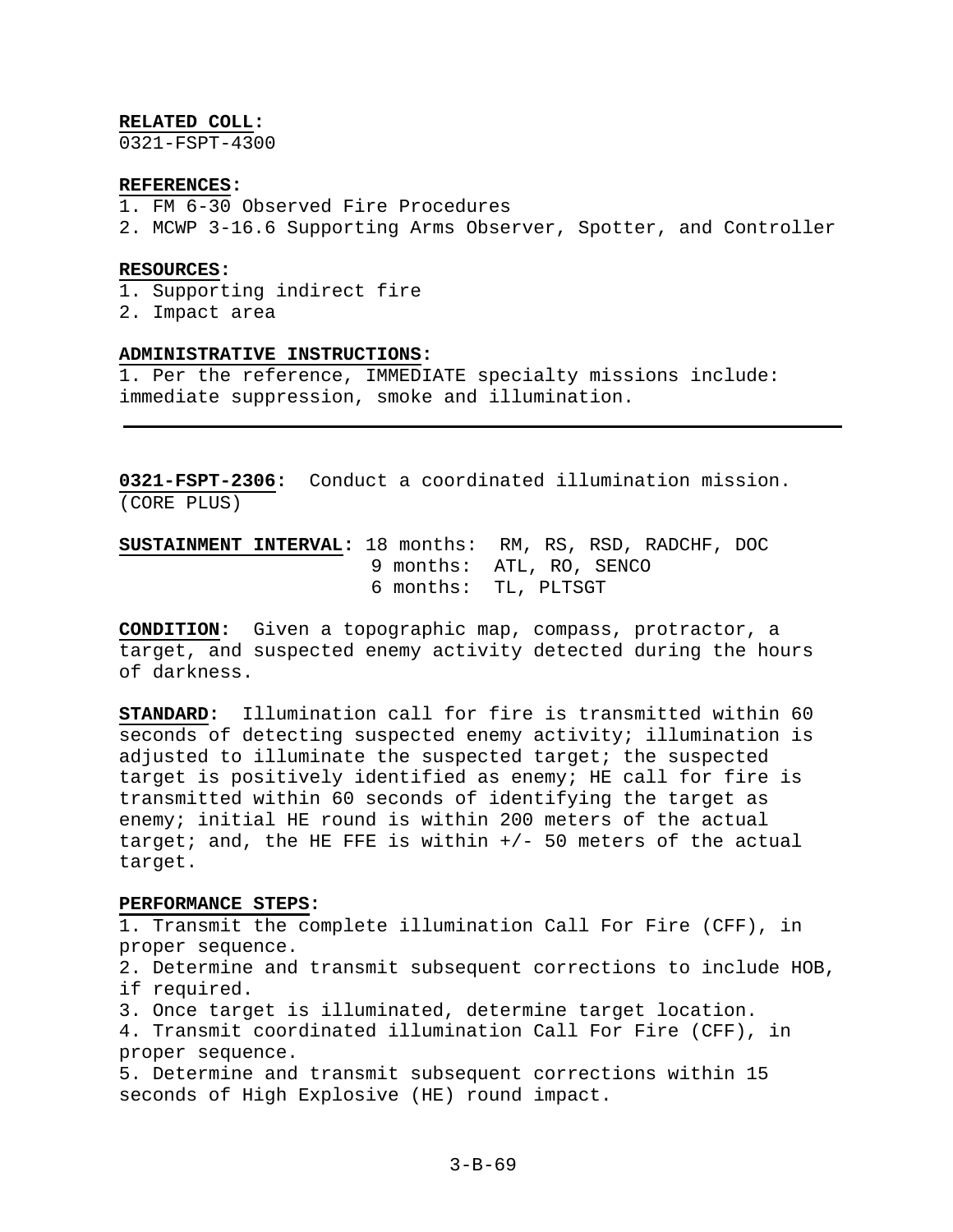**RELATED COLL:**
0321-FSPT-4300

**REFERENCES:**
1. FM 6-30 Observed Fire Procedures
2. MCWP 3-16.6 Supporting Arms Observer, Spotter, and Controller

**RESOURCES:**
1. Supporting indirect fire
2. Impact area

**ADMINISTRATIVE INSTRUCTIONS:**
1. Per the reference, IMMEDIATE specialty missions include: immediate suppression, smoke and illumination.

---

**0321-FSPT-2306:** Conduct a coordinated illumination mission. (CORE PLUS)

**SUSTAINMENT INTERVAL:** 18 months: RM, RS, RSD, RADCHF, DOC
9 months: ATL, RO, SENCO
6 months: TL, PLTSGT

**CONDITION:** Given a topographic map, compass, protractor, a target, and suspected enemy activity detected during the hours of darkness.

**STANDARD:** Illumination call for fire is transmitted within 60 seconds of detecting suspected enemy activity; illumination is adjusted to illuminate the suspected target; the suspected target is positively identified as enemy; HE call for fire is transmitted within 60 seconds of identifying the target as enemy; initial HE round is within 200 meters of the actual target; and, the HE FFE is within +/- 50 meters of the actual target.

**PERFORMANCE STEPS:**
1. Transmit the complete illumination Call For Fire (CFF), in proper sequence.
2. Determine and transmit subsequent corrections to include HOB, if required.
3. Once target is illuminated, determine target location.
4. Transmit coordinated illumination Call For Fire (CFF), in proper sequence.
5. Determine and transmit subsequent corrections within 15 seconds of High Explosive (HE) round impact.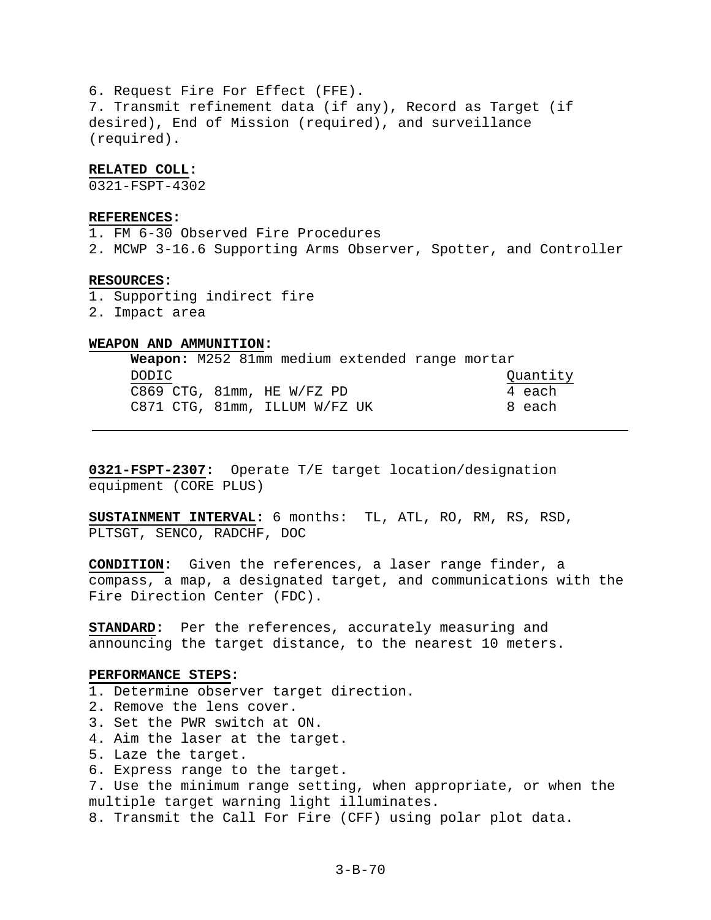6. Request Fire For Effect (FFE).
7. Transmit refinement data (if any), Record as Target (if desired), End of Mission (required), and surveillance (required).

**RELATED COLL:**
0321-FSPT-4302

**REFERENCES:**
1. FM 6-30 Observed Fire Procedures
2. MCWP 3-16.6 Supporting Arms Observer, Spotter, and Controller

**RESOURCES:**
1. Supporting indirect fire
2. Impact area

**WEAPON AND AMMUNITION:**

**Weapon:** M252 81mm medium extended range mortar

| DODIC | Quantity |
|---|---|
| C869 CTG, 81mm, HE W/FZ PD | 4 each |
| C871 CTG, 81mm, ILLUM W/FZ UK | 8 each |

---

**0321-FSPT-2307:** Operate T/E target location/designation equipment (CORE PLUS)

**SUSTAINMENT INTERVAL:** 6 months: TL, ATL, RO, RM, RS, RSD, PLTSGT, SENCO, RADCHF, DOC

**CONDITION:** Given the references, a laser range finder, a compass, a map, a designated target, and communications with the Fire Direction Center (FDC).

**STANDARD:** Per the references, accurately measuring and announcing the target distance, to the nearest 10 meters.

**PERFORMANCE STEPS:**
1. Determine observer target direction.
2. Remove the lens cover.
3. Set the PWR switch at ON.
4. Aim the laser at the target.
5. Laze the target.
6. Express range to the target.
7. Use the minimum range setting, when appropriate, or when the multiple target warning light illuminates.
8. Transmit the Call For Fire (CFF) using polar plot data.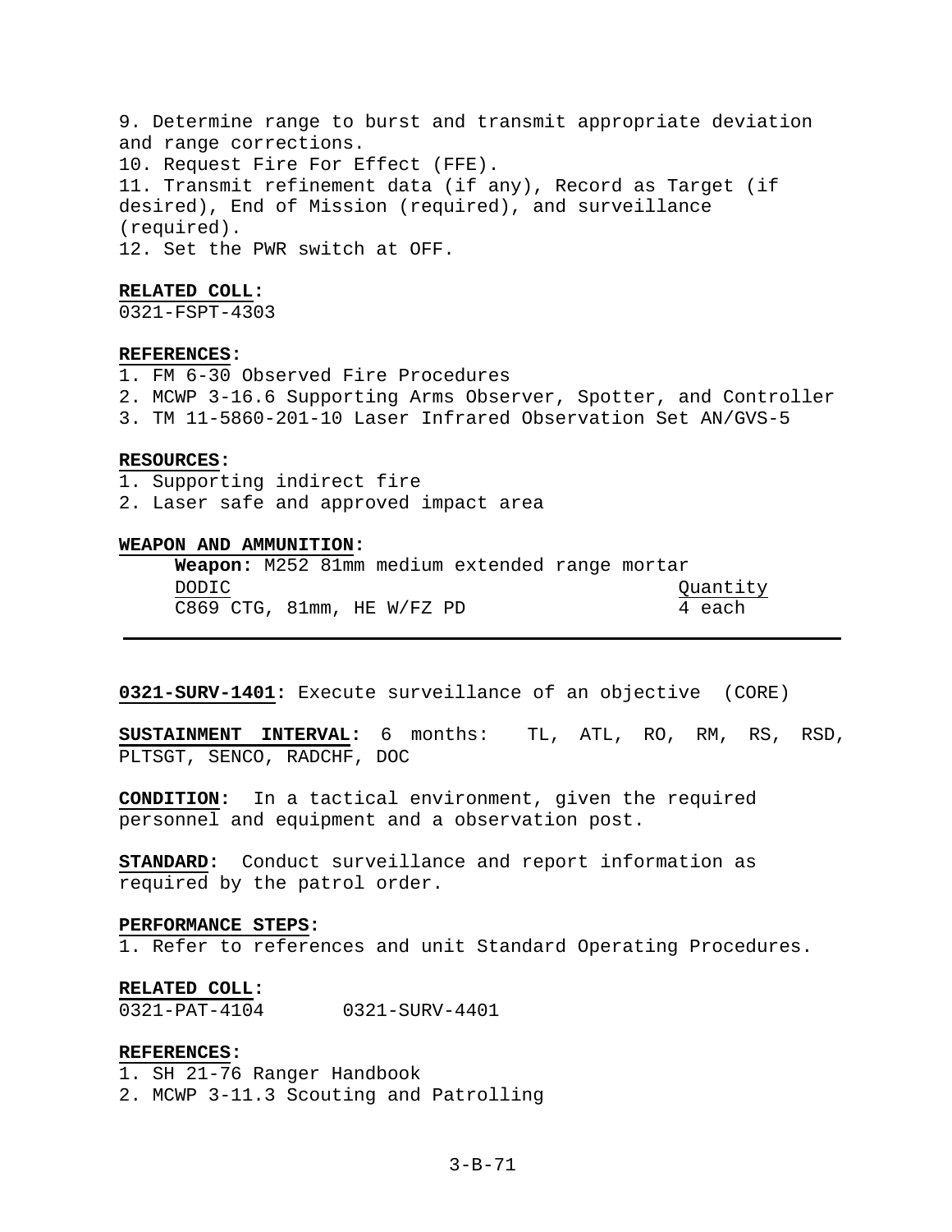9. Determine range to burst and transmit appropriate deviation and range corrections.
10. Request Fire For Effect (FFE).
11. Transmit refinement data (if any), Record as Target (if desired), End of Mission (required), and surveillance (required).
12. Set the PWR switch at OFF.

**RELATED COLL:**
0321-FSPT-4303

**REFERENCES:**
1. FM 6-30 Observed Fire Procedures
2. MCWP 3-16.6 Supporting Arms Observer, Spotter, and Controller
3. TM 11-5860-201-10 Laser Infrared Observation Set AN/GVS-5

**RESOURCES:**
1. Supporting indirect fire
2. Laser safe and approved impact area

**WEAPON AND AMMUNITION:**

**Weapon:** M252 81mm medium extended range mortar

| DODIC | Quantity |
|---|---|
| C869 CTG, 81mm, HE W/FZ PD | 4 each |

---

**0321-SURV-1401:** Execute surveillance of an objective (CORE)

**SUSTAINMENT INTERVAL:** 6 months: TL, ATL, RO, RM, RS, RSD, PLTSGT, SENCO, RADCHF, DOC

**CONDITION:** In a tactical environment, given the required personnel and equipment and a observation post.

**STANDARD:** Conduct surveillance and report information as required by the patrol order.

**PERFORMANCE STEPS:**
1. Refer to references and unit Standard Operating Procedures.

**RELATED COLL:**
0321-PAT-4104 0321-SURV-4401

**REFERENCES:**
1. SH 21-76 Ranger Handbook
2. MCWP 3-11.3 Scouting and Patrolling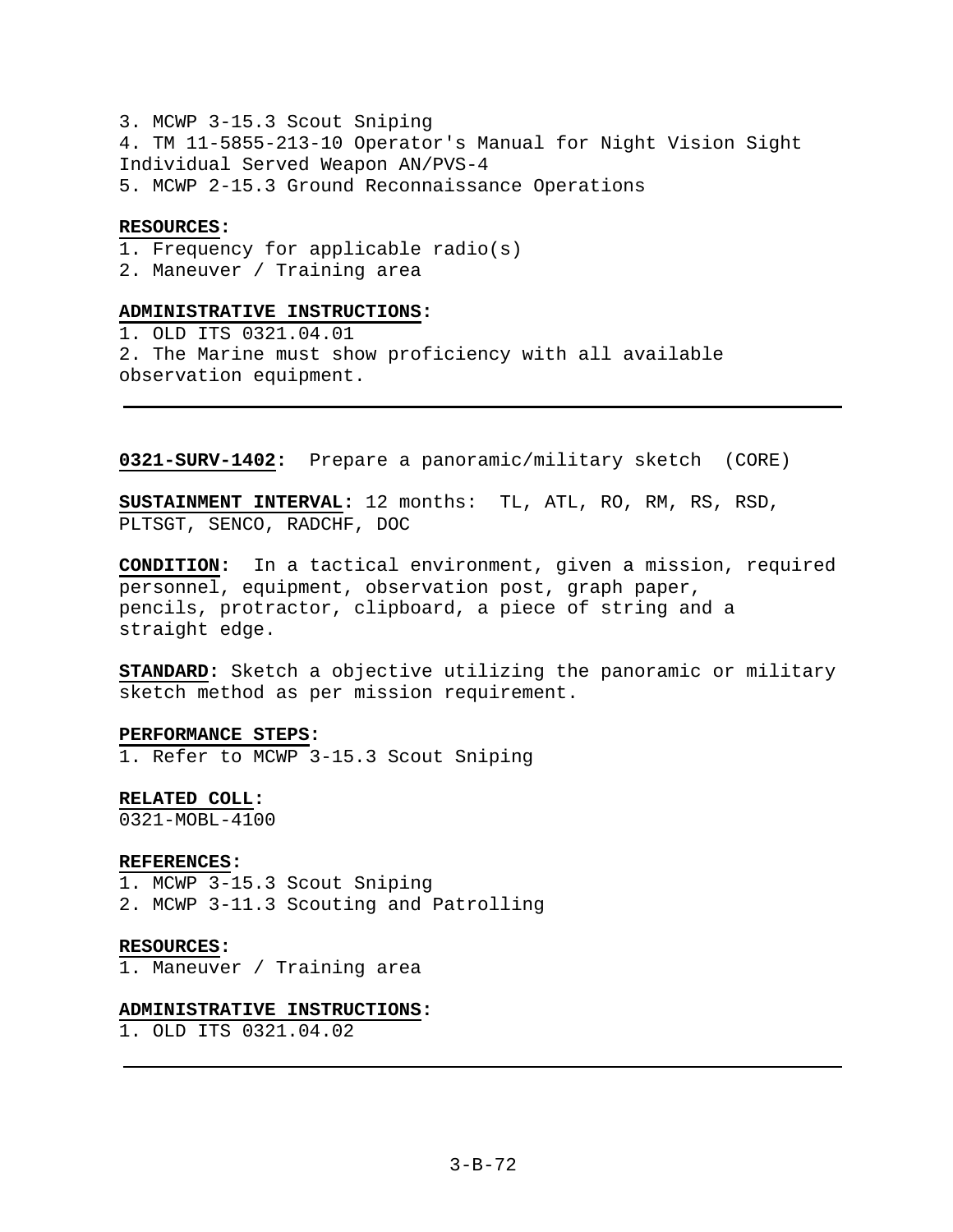3. MCWP 3-15.3 Scout Sniping
4. TM 11-5855-213-10 Operator's Manual for Night Vision Sight Individual Served Weapon AN/PVS-4
5. MCWP 2-15.3 Ground Reconnaissance Operations

**RESOURCES:**
1. Frequency for applicable radio(s)
2. Maneuver / Training area

**ADMINISTRATIVE INSTRUCTIONS:**
1. OLD ITS 0321.04.01
2. The Marine must show proficiency with all available observation equipment.

---

**0321-SURV-1402:** Prepare a panoramic/military sketch (CORE)

**SUSTAINMENT INTERVAL:** 12 months: TL, ATL, RO, RM, RS, RSD, PLTSGT, SENCO, RADCHF, DOC

**CONDITION:** In a tactical environment, given a mission, required personnel, equipment, observation post, graph paper, pencils, protractor, clipboard, a piece of string and a straight edge.

**STANDARD:** Sketch a objective utilizing the panoramic or military sketch method as per mission requirement.

**PERFORMANCE STEPS:**
1. Refer to MCWP 3-15.3 Scout Sniping

**RELATED COLL:**
0321-MOBL-4100

**REFERENCES:**
1. MCWP 3-15.3 Scout Sniping
2. MCWP 3-11.3 Scouting and Patrolling

**RESOURCES:**
1. Maneuver / Training area

**ADMINISTRATIVE INSTRUCTIONS:**
1. OLD ITS 0321.04.02

---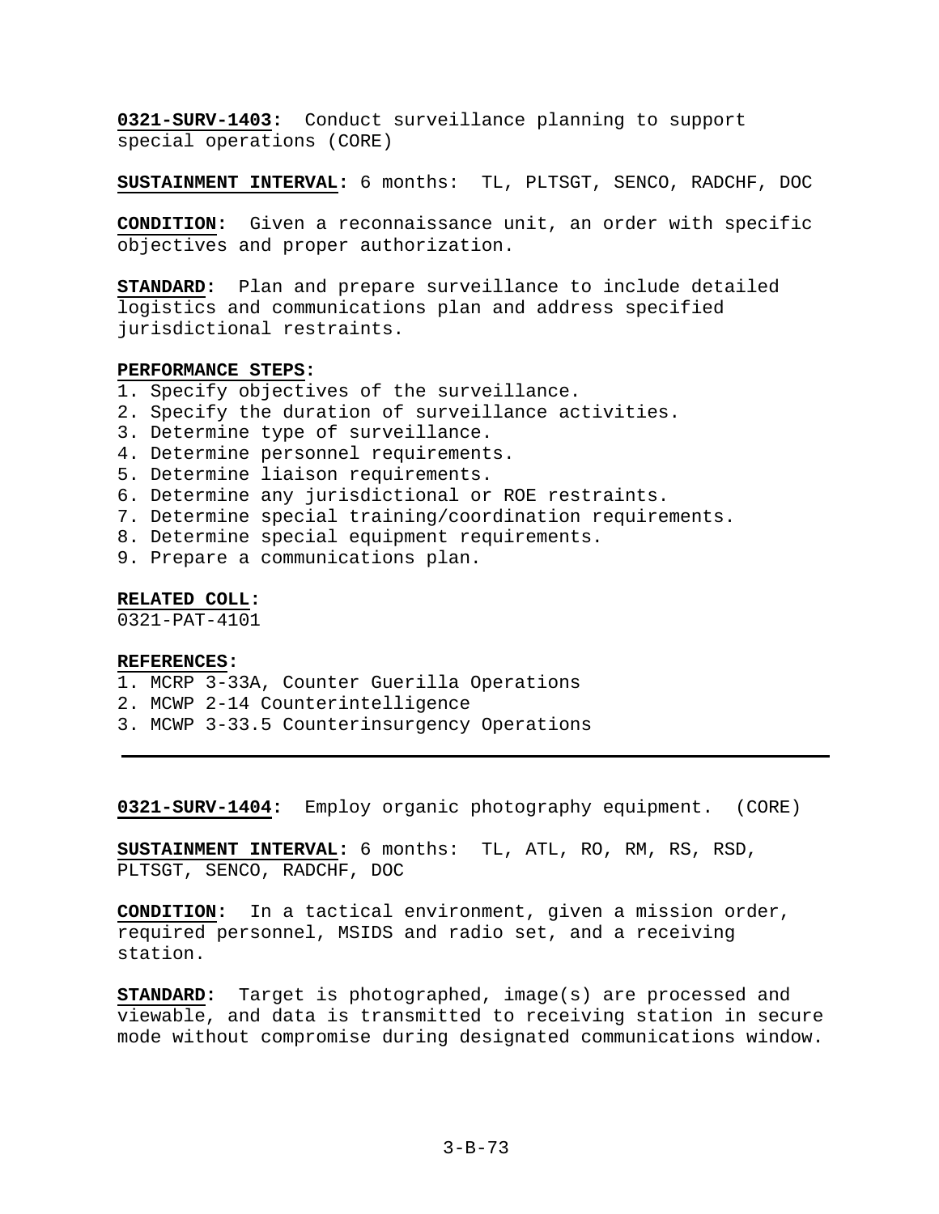**0321-SURV-1403:** Conduct surveillance planning to support special operations (CORE)

**SUSTAINMENT INTERVAL:** 6 months: TL, PLTSGT, SENCO, RADCHF, DOC

**CONDITION:** Given a reconnaissance unit, an order with specific objectives and proper authorization.

**STANDARD:** Plan and prepare surveillance to include detailed logistics and communications plan and address specified jurisdictional restraints.

**PERFORMANCE STEPS:**

1. Specify objectives of the surveillance.
2. Specify the duration of surveillance activities.
3. Determine type of surveillance.
4. Determine personnel requirements.
5. Determine liaison requirements.
6. Determine any jurisdictional or ROE restraints.
7. Determine special training/coordination requirements.
8. Determine special equipment requirements.
9. Prepare a communications plan.

**RELATED COLL:**

0321-PAT-4101

**REFERENCES:**

1. MCRP 3-33A, Counter Guerilla Operations
2. MCWP 2-14 Counterintelligence
3. MCWP 3-33.5 Counterinsurgency Operations

---

**0321-SURV-1404:** Employ organic photography equipment. (CORE)

**SUSTAINMENT INTERVAL:** 6 months: TL, ATL, RO, RM, RS, RSD, PLTSGT, SENCO, RADCHF, DOC

**CONDITION:** In a tactical environment, given a mission order, required personnel, MSIDS and radio set, and a receiving station.

**STANDARD:** Target is photographed, image(s) are processed and viewable, and data is transmitted to receiving station in secure mode without compromise during designated communications window.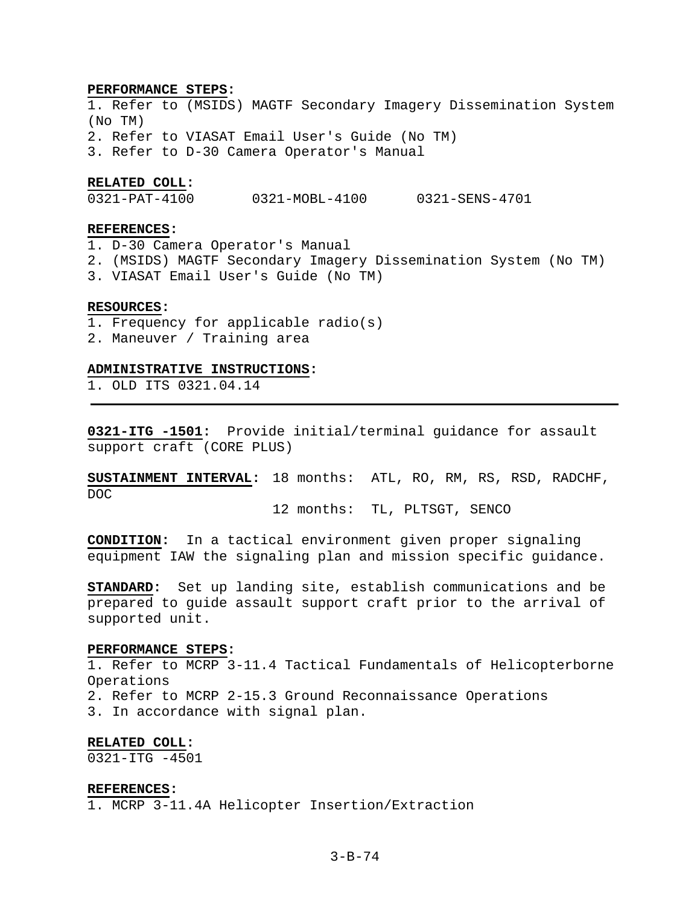**PERFORMANCE STEPS:**
1. Refer to (MSIDS) MAGTF Secondary Imagery Dissemination System (No TM)
2. Refer to VIASAT Email User's Guide (No TM)
3. Refer to D-30 Camera Operator's Manual

**RELATED COLL:**
0321-PAT-4100 0321-MOBL-4100 0321-SENS-4701

**REFERENCES:**
1. D-30 Camera Operator's Manual
2. (MSIDS) MAGTF Secondary Imagery Dissemination System (No TM)
3. VIASAT Email User's Guide (No TM)

**RESOURCES:**
1. Frequency for applicable radio(s)
2. Maneuver / Training area

**ADMINISTRATIVE INSTRUCTIONS:**
1. OLD ITS 0321.04.14

---

**0321-ITG -1501:** Provide initial/terminal guidance for assault support craft (CORE PLUS)

**SUSTAINMENT INTERVAL:** 18 months: ATL, RO, RM, RS, RSD, RADCHF, DOC
12 months: TL, PLTSGT, SENCO

**CONDITION:** In a tactical environment given proper signaling equipment IAW the signaling plan and mission specific guidance.

**STANDARD:** Set up landing site, establish communications and be prepared to guide assault support craft prior to the arrival of supported unit.

**PERFORMANCE STEPS:**
1. Refer to MCRP 3-11.4 Tactical Fundamentals of Helicopterborne Operations
2. Refer to MCRP 2-15.3 Ground Reconnaissance Operations
3. In accordance with signal plan.

**RELATED COLL:**
0321-ITG -4501

**REFERENCES:**
1. MCRP 3-11.4A Helicopter Insertion/Extraction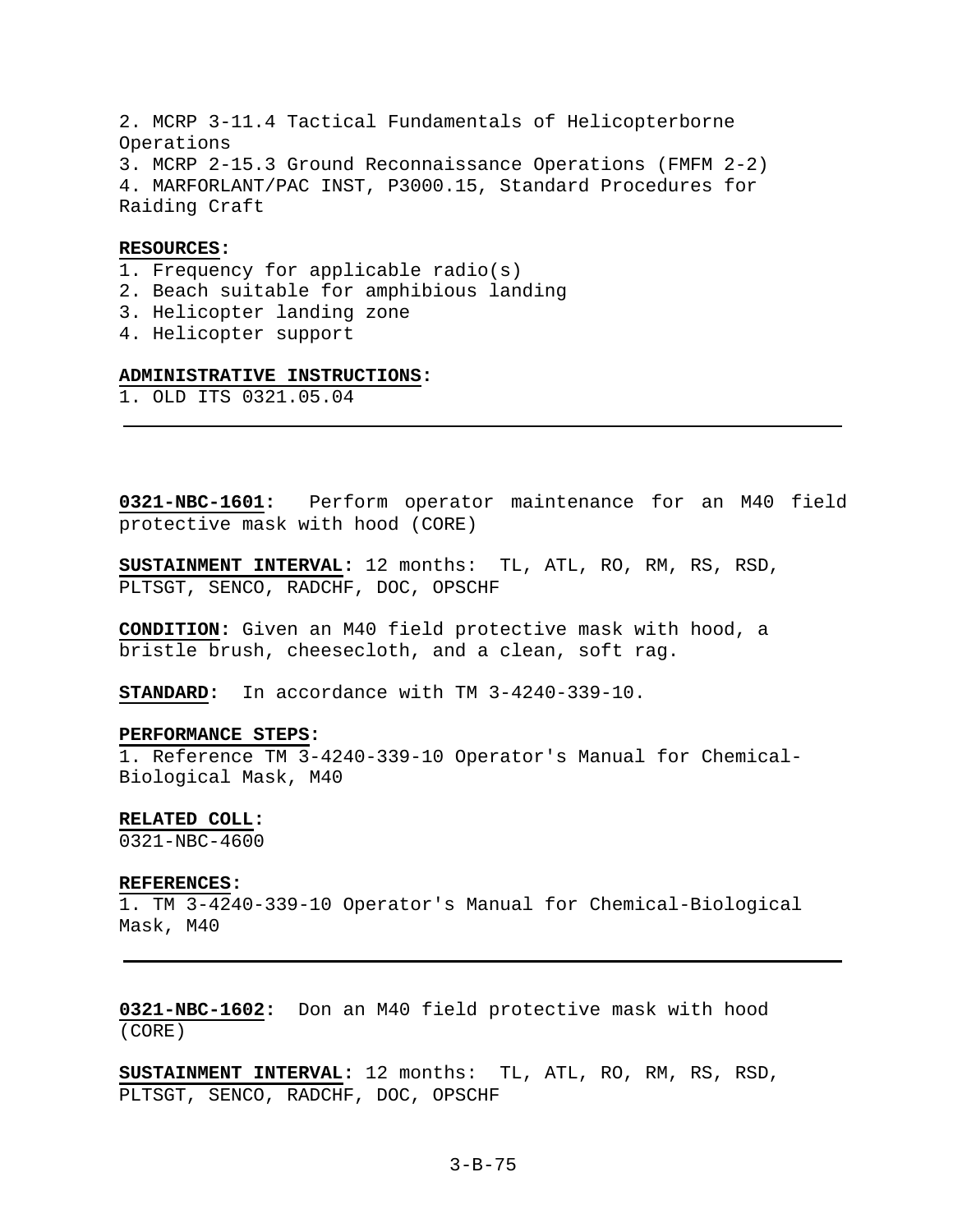2. MCRP 3-11.4 Tactical Fundamentals of Helicopterborne Operations
3. MCRP 2-15.3 Ground Reconnaissance Operations (FMFM 2-2)
4. MARFORLANT/PAC INST, P3000.15, Standard Procedures for Raiding Craft

**RESOURCES:**
1. Frequency for applicable radio(s)
2. Beach suitable for amphibious landing
3. Helicopter landing zone
4. Helicopter support

**ADMINISTRATIVE INSTRUCTIONS:**
1. OLD ITS 0321.05.04

---

**0321-NBC-1601:** Perform operator maintenance for an M40 field protective mask with hood (CORE)

**SUSTAINMENT INTERVAL:** 12 months: TL, ATL, RO, RM, RS, RSD, PLTSGT, SENCO, RADCHF, DOC, OPSCHF

**CONDITION:** Given an M40 field protective mask with hood, a bristle brush, cheesecloth, and a clean, soft rag.

**STANDARD:** In accordance with TM 3-4240-339-10.

**PERFORMANCE STEPS:**
1. Reference TM 3-4240-339-10 Operator's Manual for Chemical-Biological Mask, M40

**RELATED COLL:**
0321-NBC-4600

**REFERENCES:**
1. TM 3-4240-339-10 Operator's Manual for Chemical-Biological Mask, M40

---

**0321-NBC-1602:** Don an M40 field protective mask with hood (CORE)

**SUSTAINMENT INTERVAL:** 12 months: TL, ATL, RO, RM, RS, RSD, PLTSGT, SENCO, RADCHF, DOC, OPSCHF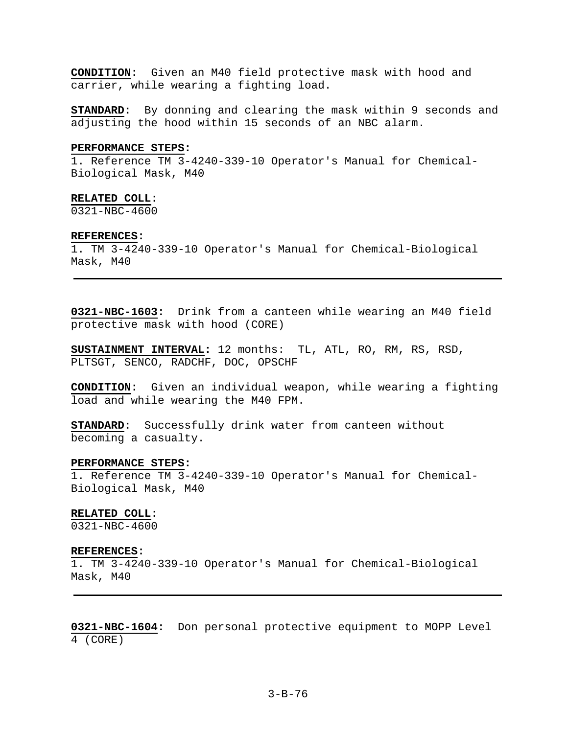**CONDITION:** Given an M40 field protective mask with hood and carrier, while wearing a fighting load.

**STANDARD:** By donning and clearing the mask within 9 seconds and adjusting the hood within 15 seconds of an NBC alarm.

**PERFORMANCE STEPS:**
1. Reference TM 3-4240-339-10 Operator's Manual for Chemical-Biological Mask, M40

**RELATED COLL:**
0321-NBC-4600

**REFERENCES:**
1. TM 3-4240-339-10 Operator's Manual for Chemical-Biological Mask, M40

---

**0321-NBC-1603:** Drink from a canteen while wearing an M40 field protective mask with hood (CORE)

**SUSTAINMENT INTERVAL:** 12 months: TL, ATL, RO, RM, RS, RSD, PLTSGT, SENCO, RADCHF, DOC, OPSCHF

**CONDITION:** Given an individual weapon, while wearing a fighting load and while wearing the M40 FPM.

**STANDARD:** Successfully drink water from canteen without becoming a casualty.

**PERFORMANCE STEPS:**
1. Reference TM 3-4240-339-10 Operator's Manual for Chemical-Biological Mask, M40

**RELATED COLL:**
0321-NBC-4600

**REFERENCES:**
1. TM 3-4240-339-10 Operator's Manual for Chemical-Biological Mask, M40

---

**0321-NBC-1604:** Don personal protective equipment to MOPP Level 4 (CORE)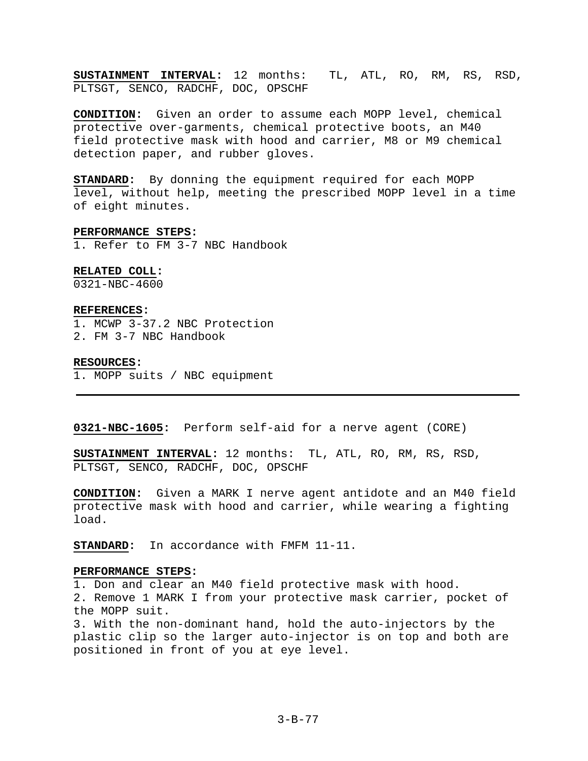**SUSTAINMENT INTERVAL:** 12 months: TL, ATL, RO, RM, RS, RSD, PLTSGT, SENCO, RADCHF, DOC, OPSCHF

**CONDITION:** Given an order to assume each MOPP level, chemical protective over-garments, chemical protective boots, an M40 field protective mask with hood and carrier, M8 or M9 chemical detection paper, and rubber gloves.

**STANDARD:** By donning the equipment required for each MOPP level, without help, meeting the prescribed MOPP level in a time of eight minutes.

**PERFORMANCE STEPS:**
1. Refer to FM 3-7 NBC Handbook

**RELATED COLL:**
0321-NBC-4600

**REFERENCES:**
1. MCWP 3-37.2 NBC Protection
2. FM 3-7 NBC Handbook

**RESOURCES:**
1. MOPP suits / NBC equipment

---

**0321-NBC-1605:** Perform self-aid for a nerve agent (CORE)

**SUSTAINMENT INTERVAL:** 12 months: TL, ATL, RO, RM, RS, RSD, PLTSGT, SENCO, RADCHF, DOC, OPSCHF

**CONDITION:** Given a MARK I nerve agent antidote and an M40 field protective mask with hood and carrier, while wearing a fighting load.

**STANDARD:** In accordance with FMFM 11-11.

**PERFORMANCE STEPS:**
1. Don and clear an M40 field protective mask with hood.
2. Remove 1 MARK I from your protective mask carrier, pocket of the MOPP suit.
3. With the non-dominant hand, hold the auto-injectors by the plastic clip so the larger auto-injector is on top and both are positioned in front of you at eye level.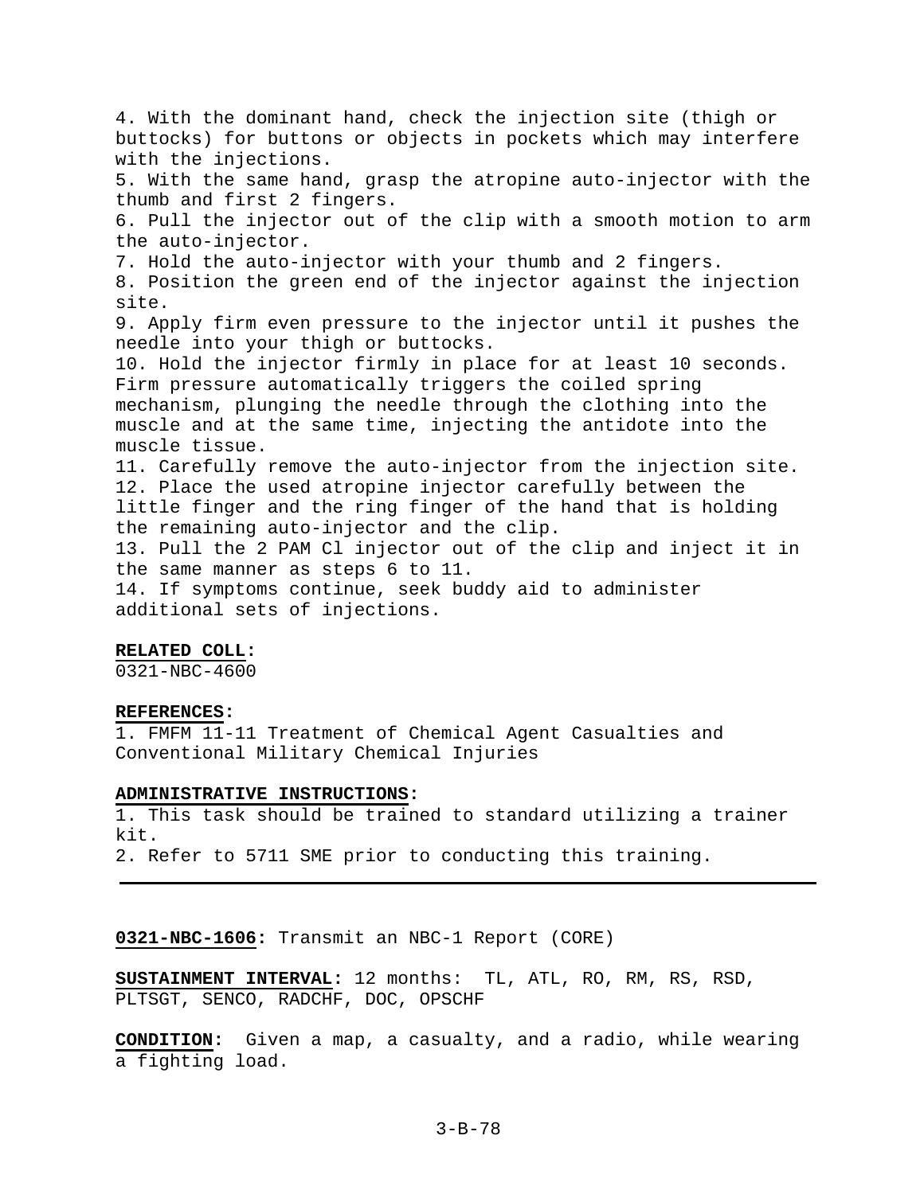4. With the dominant hand, check the injection site (thigh or buttocks) for buttons or objects in pockets which may interfere with the injections.
5. With the same hand, grasp the atropine auto-injector with the thumb and first 2 fingers.
6. Pull the injector out of the clip with a smooth motion to arm the auto-injector.
7. Hold the auto-injector with your thumb and 2 fingers.
8. Position the green end of the injector against the injection site.
9. Apply firm even pressure to the injector until it pushes the needle into your thigh or buttocks.
10. Hold the injector firmly in place for at least 10 seconds. Firm pressure automatically triggers the coiled spring mechanism, plunging the needle through the clothing into the muscle and at the same time, injecting the antidote into the muscle tissue.
11. Carefully remove the auto-injector from the injection site.
12. Place the used atropine injector carefully between the little finger and the ring finger of the hand that is holding the remaining auto-injector and the clip.
13. Pull the 2 PAM Cl injector out of the clip and inject it in the same manner as steps 6 to 11.
14. If symptoms continue, seek buddy aid to administer additional sets of injections.

**RELATED COLL:**
0321-NBC-4600

**REFERENCES:**
1. FMFM 11-11 Treatment of Chemical Agent Casualties and Conventional Military Chemical Injuries

**ADMINISTRATIVE INSTRUCTIONS:**
1. This task should be trained to standard utilizing a trainer kit.
2. Refer to 5711 SME prior to conducting this training.

---

**0321-NBC-1606:** Transmit an NBC-1 Report (CORE)

**SUSTAINMENT INTERVAL:** 12 months: TL, ATL, RO, RM, RS, RSD, PLTSGT, SENCO, RADCHF, DOC, OPSCHF

**CONDITION:** Given a map, a casualty, and a radio, while wearing a fighting load.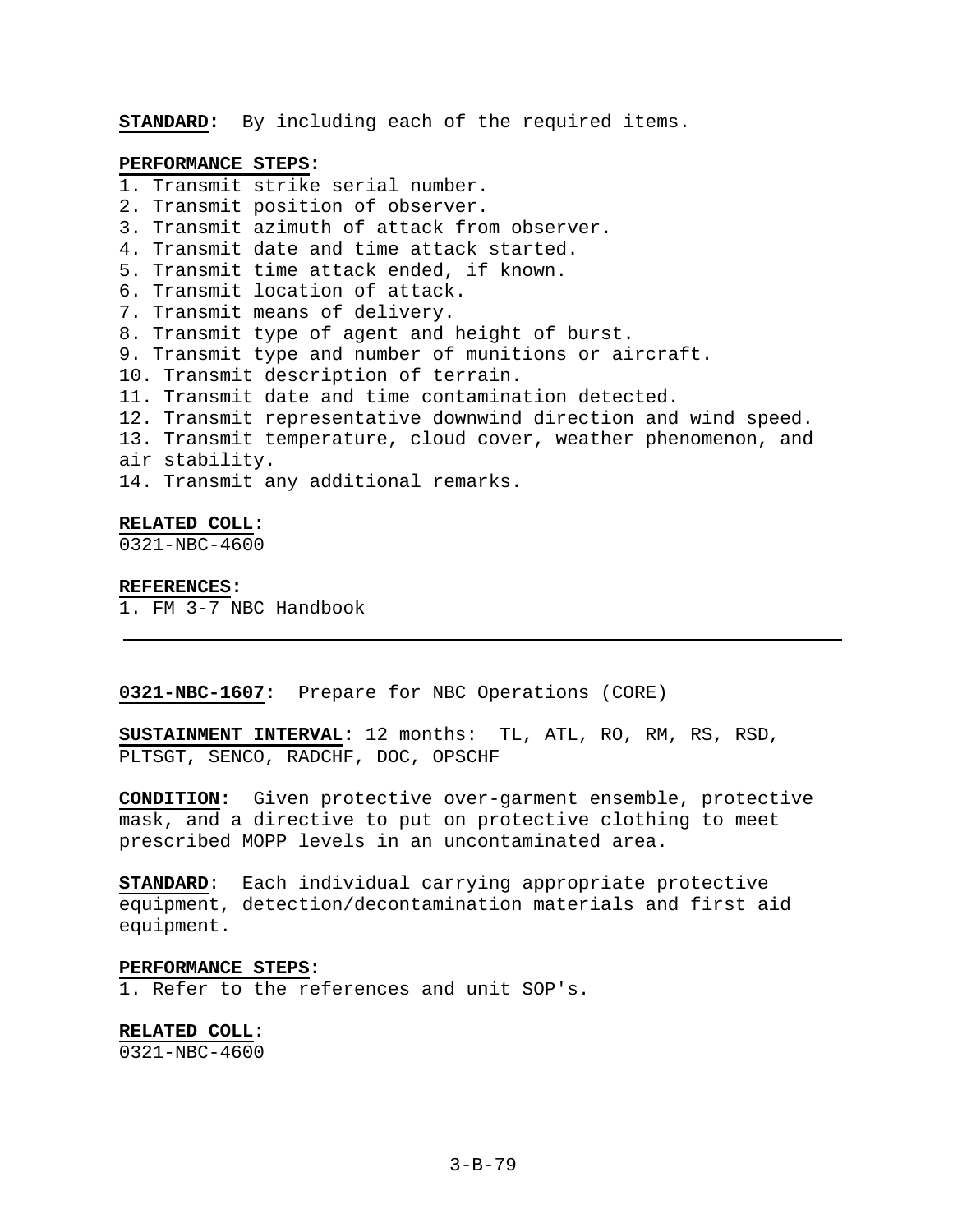**STANDARD:** By including each of the required items.

**PERFORMANCE STEPS:**

1. Transmit strike serial number.
2. Transmit position of observer.
3. Transmit azimuth of attack from observer.
4. Transmit date and time attack started.
5. Transmit time attack ended, if known.
6. Transmit location of attack.
7. Transmit means of delivery.
8. Transmit type of agent and height of burst.
9. Transmit type and number of munitions or aircraft.
10. Transmit description of terrain.
11. Transmit date and time contamination detected.
12. Transmit representative downwind direction and wind speed.
13. Transmit temperature, cloud cover, weather phenomenon, and air stability.
14. Transmit any additional remarks.

**RELATED COLL:**
0321-NBC-4600

**REFERENCES:**
1. FM 3-7 NBC Handbook

---

**0321-NBC-1607:** Prepare for NBC Operations (CORE)

**SUSTAINMENT INTERVAL:** 12 months: TL, ATL, RO, RM, RS, RSD, PLTSGT, SENCO, RADCHF, DOC, OPSCHF

**CONDITION:** Given protective over-garment ensemble, protective mask, and a directive to put on protective clothing to meet prescribed MOPP levels in an uncontaminated area.

**STANDARD**: Each individual carrying appropriate protective equipment, detection/decontamination materials and first aid equipment.

**PERFORMANCE STEPS:**

1. Refer to the references and unit SOP's.

**RELATED COLL:**
0321-NBC-4600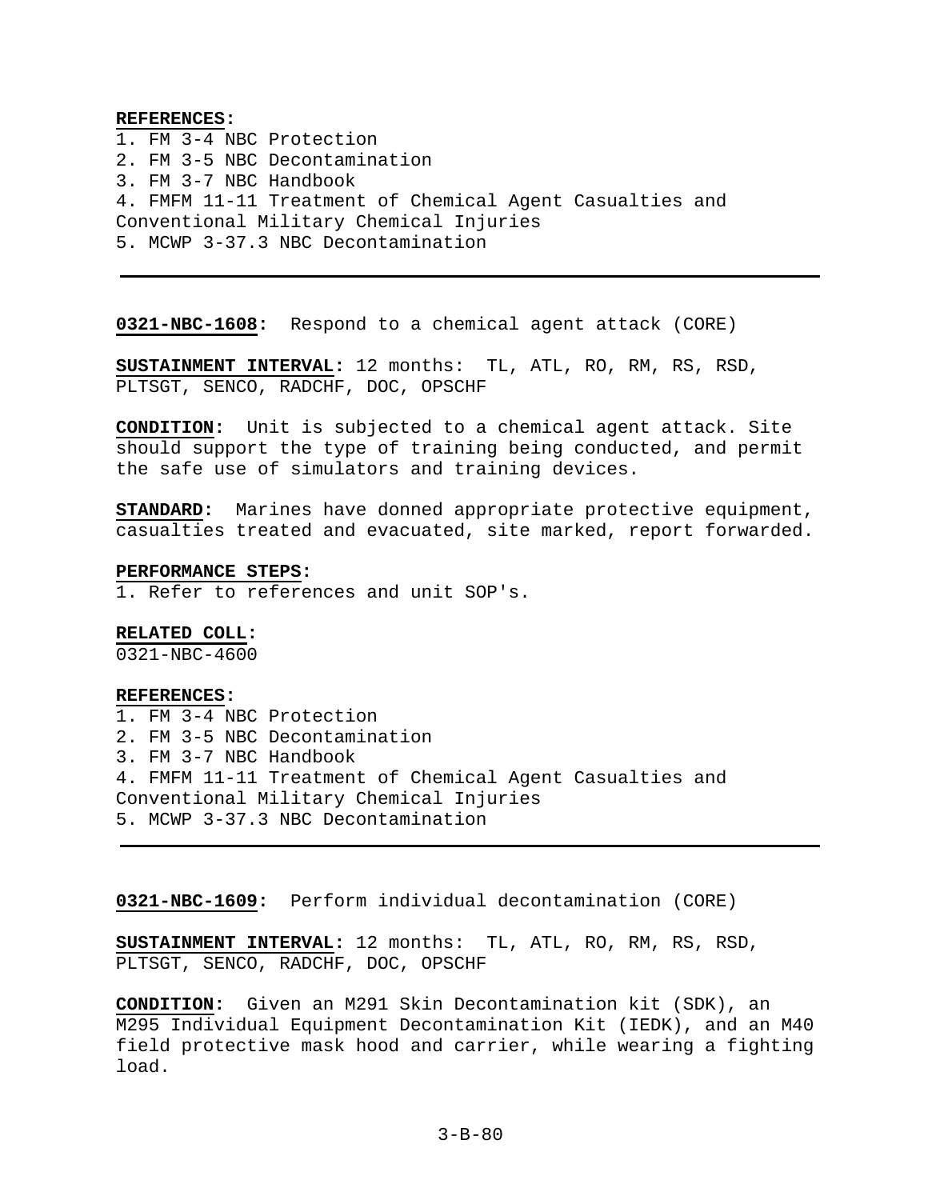**REFERENCES:**
1. FM 3-4 NBC Protection
2. FM 3-5 NBC Decontamination
3. FM 3-7 NBC Handbook
4. FMFM 11-11 Treatment of Chemical Agent Casualties and Conventional Military Chemical Injuries
5. MCWP 3-37.3 NBC Decontamination

---

**0321-NBC-1608:** Respond to a chemical agent attack (CORE)

**SUSTAINMENT INTERVAL:** 12 months: TL, ATL, RO, RM, RS, RSD, PLTSGT, SENCO, RADCHF, DOC, OPSCHF

**CONDITION:** Unit is subjected to a chemical agent attack. Site should support the type of training being conducted, and permit the safe use of simulators and training devices.

**STANDARD:** Marines have donned appropriate protective equipment, casualties treated and evacuated, site marked, report forwarded.

**PERFORMANCE STEPS:**
1. Refer to references and unit SOP's.

**RELATED COLL:**
0321-NBC-4600

**REFERENCES:**
1. FM 3-4 NBC Protection
2. FM 3-5 NBC Decontamination
3. FM 3-7 NBC Handbook
4. FMFM 11-11 Treatment of Chemical Agent Casualties and Conventional Military Chemical Injuries
5. MCWP 3-37.3 NBC Decontamination

---

**0321-NBC-1609:** Perform individual decontamination (CORE)

**SUSTAINMENT INTERVAL:** 12 months: TL, ATL, RO, RM, RS, RSD, PLTSGT, SENCO, RADCHF, DOC, OPSCHF

**CONDITION:** Given an M291 Skin Decontamination kit (SDK), an M295 Individual Equipment Decontamination Kit (IEDK), and an M40 field protective mask hood and carrier, while wearing a fighting load.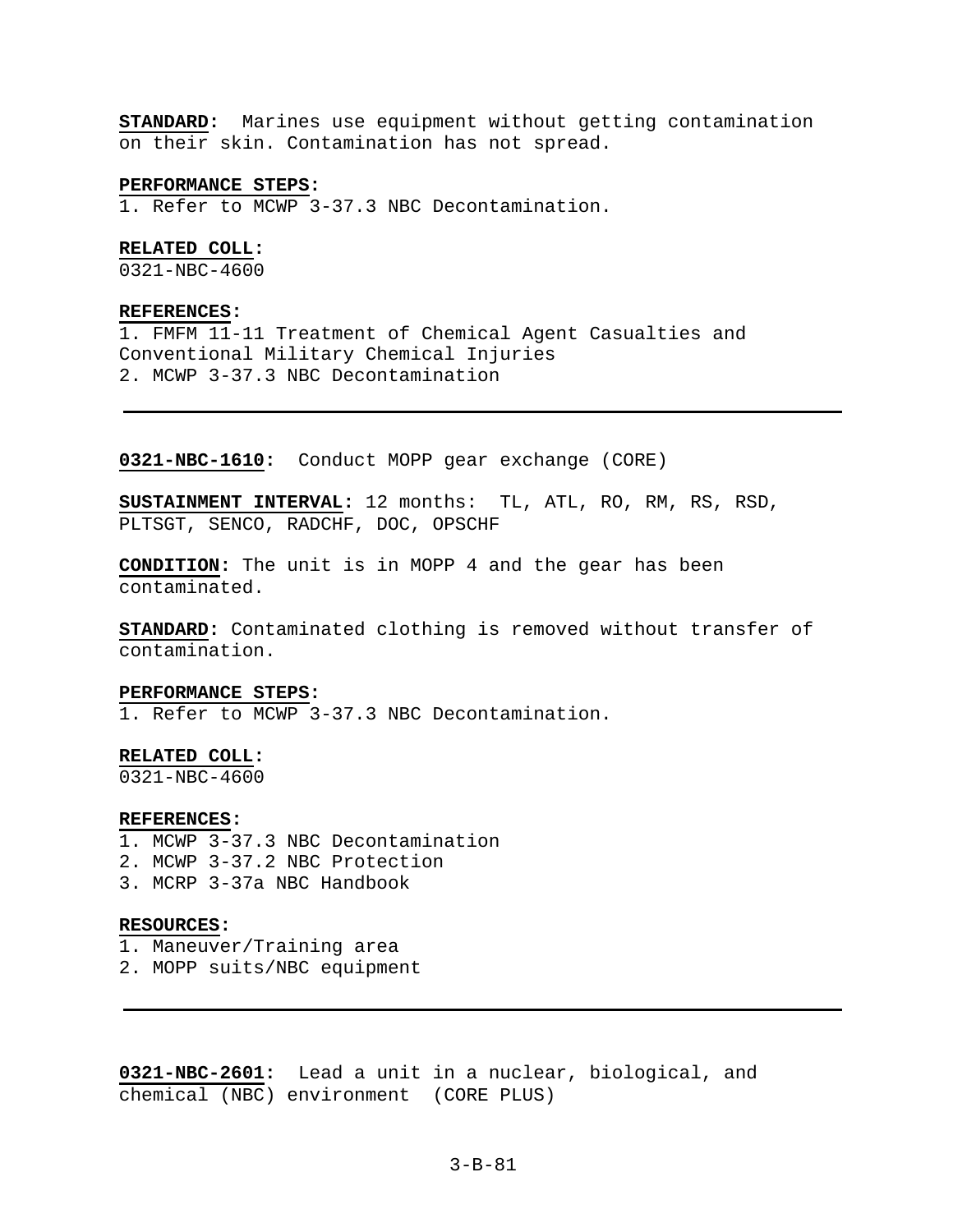**STANDARD:** Marines use equipment without getting contamination on their skin. Contamination has not spread.

**PERFORMANCE STEPS:**
1. Refer to MCWP 3-37.3 NBC Decontamination.

**RELATED COLL:**
0321-NBC-4600

**REFERENCES:**
1. FMFM 11-11 Treatment of Chemical Agent Casualties and Conventional Military Chemical Injuries
2. MCWP 3-37.3 NBC Decontamination

---

**0321-NBC-1610:** Conduct MOPP gear exchange (CORE)

**SUSTAINMENT INTERVAL:** 12 months: TL, ATL, RO, RM, RS, RSD, PLTSGT, SENCO, RADCHF, DOC, OPSCHF

**CONDITION:** The unit is in MOPP 4 and the gear has been contaminated.

**STANDARD:** Contaminated clothing is removed without transfer of contamination.

**PERFORMANCE STEPS:**
1. Refer to MCWP 3-37.3 NBC Decontamination.

**RELATED COLL:**
0321-NBC-4600

**REFERENCES:**
1. MCWP 3-37.3 NBC Decontamination
2. MCWP 3-37.2 NBC Protection
3. MCRP 3-37a NBC Handbook

**RESOURCES:**
1. Maneuver/Training area
2. MOPP suits/NBC equipment

---

**0321-NBC-2601:** Lead a unit in a nuclear, biological, and chemical (NBC) environment (CORE PLUS)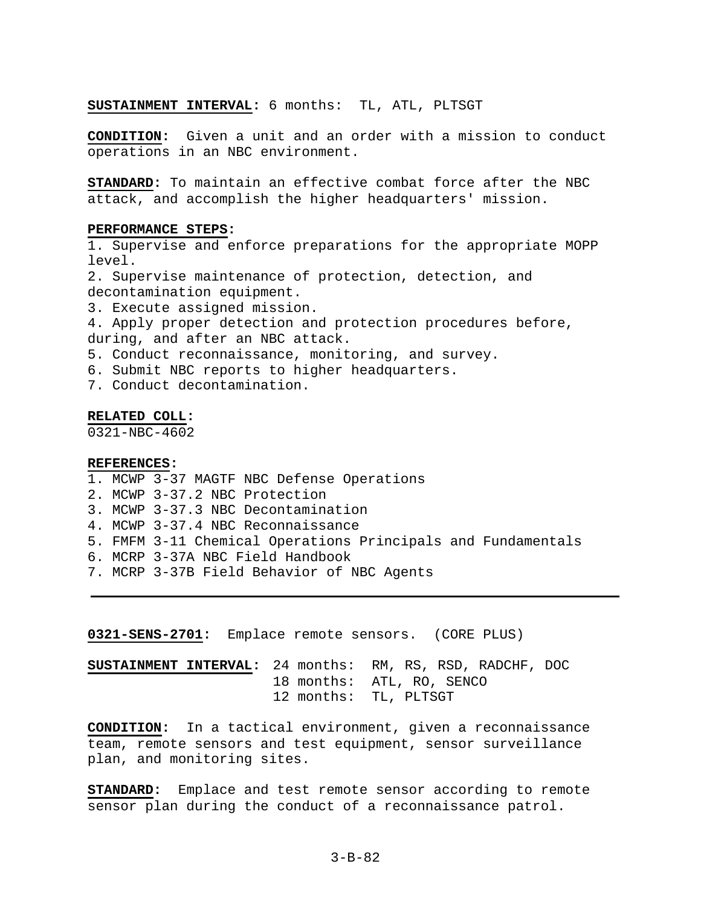**SUSTAINMENT INTERVAL:** 6 months: TL, ATL, PLTSGT

**CONDITION:** Given a unit and an order with a mission to conduct operations in an NBC environment.

**STANDARD:** To maintain an effective combat force after the NBC attack, and accomplish the higher headquarters' mission.

**PERFORMANCE STEPS:**

1. Supervise and enforce preparations for the appropriate MOPP level.
2. Supervise maintenance of protection, detection, and decontamination equipment.
3. Execute assigned mission.
4. Apply proper detection and protection procedures before, during, and after an NBC attack.
5. Conduct reconnaissance, monitoring, and survey.
6. Submit NBC reports to higher headquarters.
7. Conduct decontamination.

**RELATED COLL:**
0321-NBC-4602

**REFERENCES:**

1. MCWP 3-37 MAGTF NBC Defense Operations
2. MCWP 3-37.2 NBC Protection
3. MCWP 3-37.3 NBC Decontamination
4. MCWP 3-37.4 NBC Reconnaissance
5. FMFM 3-11 Chemical Operations Principals and Fundamentals
6. MCRP 3-37A NBC Field Handbook
7. MCRP 3-37B Field Behavior of NBC Agents

---

**0321-SENS-2701:** Emplace remote sensors. (CORE PLUS)

**SUSTAINMENT INTERVAL:** 24 months: RM, RS, RSD, RADCHF, DOC
18 months: ATL, RO, SENCO
12 months: TL, PLTSGT

**CONDITION:** In a tactical environment, given a reconnaissance team, remote sensors and test equipment, sensor surveillance plan, and monitoring sites.

**STANDARD:** Emplace and test remote sensor according to remote sensor plan during the conduct of a reconnaissance patrol.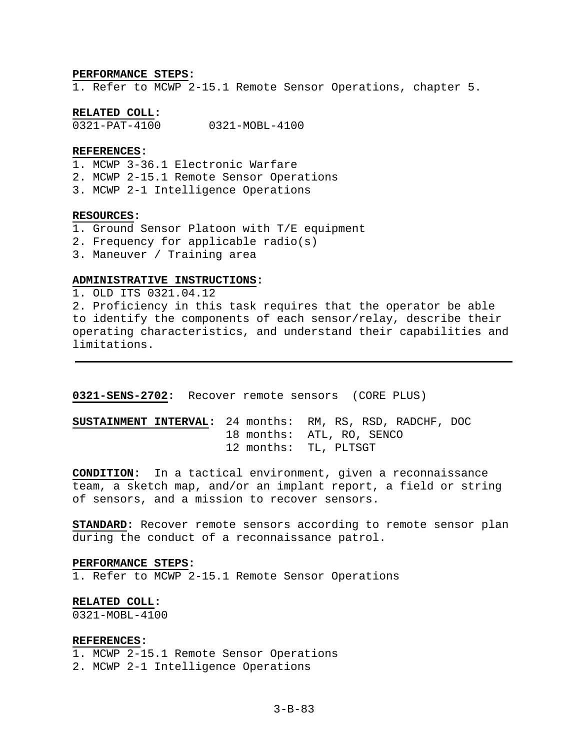**PERFORMANCE STEPS:**
1. Refer to MCWP 2-15.1 Remote Sensor Operations, chapter 5.

**RELATED COLL:**
0321-PAT-4100 0321-MOBL-4100

**REFERENCES:**
1. MCWP 3-36.1 Electronic Warfare
2. MCWP 2-15.1 Remote Sensor Operations
3. MCWP 2-1 Intelligence Operations

**RESOURCES:**
1. Ground Sensor Platoon with T/E equipment
2. Frequency for applicable radio(s)
3. Maneuver / Training area

**ADMINISTRATIVE INSTRUCTIONS:**
1. OLD ITS 0321.04.12
2. Proficiency in this task requires that the operator be able to identify the components of each sensor/relay, describe their operating characteristics, and understand their capabilities and limitations.

---

**0321-SENS-2702:** Recover remote sensors (CORE PLUS)

**SUSTAINMENT INTERVAL:** 24 months: RM, RS, RSD, RADCHF, DOC
18 months: ATL, RO, SENCO
12 months: TL, PLTSGT

**CONDITION:** In a tactical environment, given a reconnaissance team, a sketch map, and/or an implant report, a field or string of sensors, and a mission to recover sensors.

**STANDARD:** Recover remote sensors according to remote sensor plan during the conduct of a reconnaissance patrol.

**PERFORMANCE STEPS:**
1. Refer to MCWP 2-15.1 Remote Sensor Operations

**RELATED COLL:**
0321-MOBL-4100

**REFERENCES:**
1. MCWP 2-15.1 Remote Sensor Operations
2. MCWP 2-1 Intelligence Operations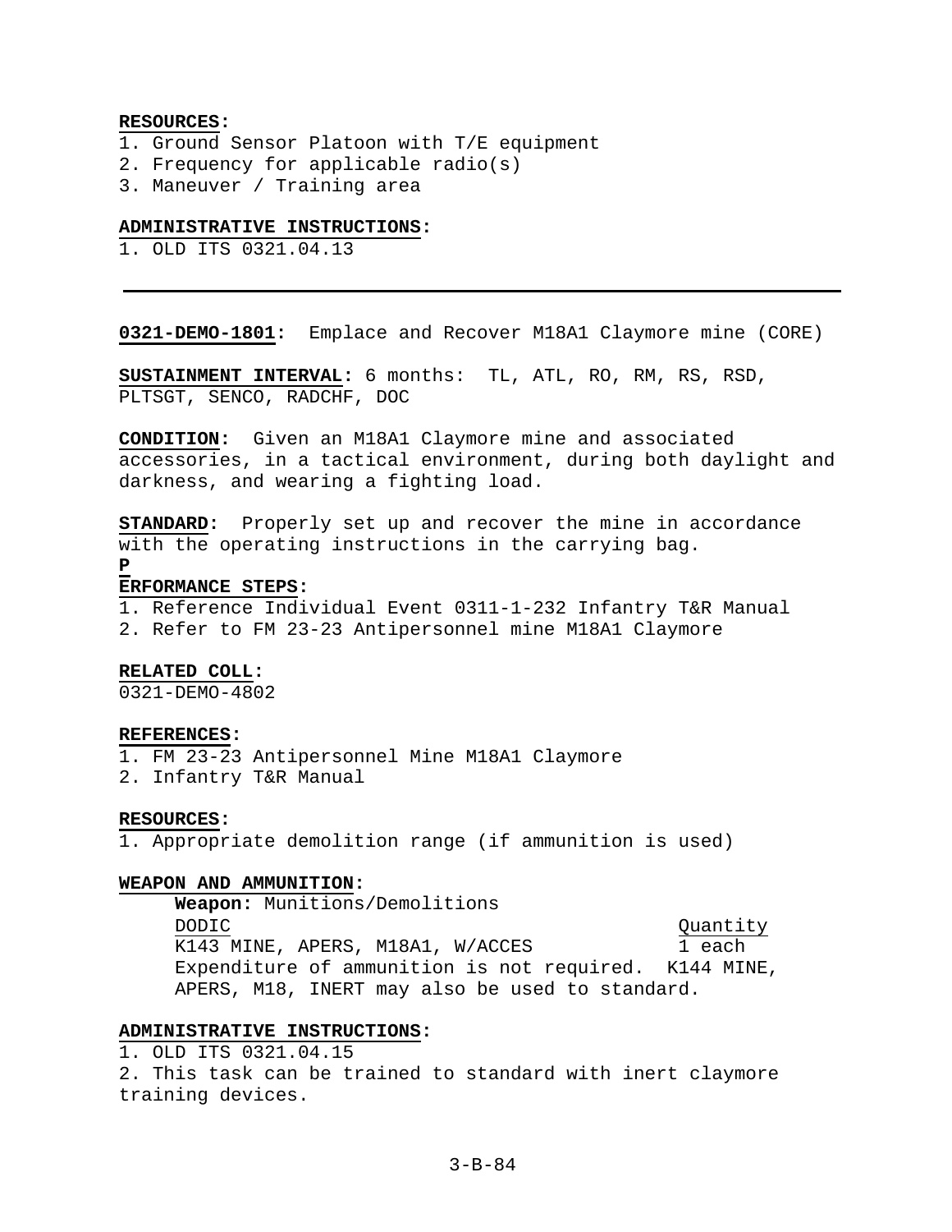**RESOURCES:**

1. Ground Sensor Platoon with T/E equipment
2. Frequency for applicable radio(s)
3. Maneuver / Training area

**ADMINISTRATIVE INSTRUCTIONS:**

1. OLD ITS 0321.04.13

---

**0321-DEMO-1801:** Emplace and Recover M18A1 Claymore mine (CORE)

**SUSTAINMENT INTERVAL:** 6 months: TL, ATL, RO, RM, RS, RSD, PLTSGT, SENCO, RADCHF, DOC

**CONDITION:** Given an M18A1 Claymore mine and associated accessories, in a tactical environment, during both daylight and darkness, and wearing a fighting load.

**STANDARD:** Properly set up and recover the mine in accordance with the operating instructions in the carrying bag.

**PERFORMANCE STEPS:**

1. Reference Individual Event 0311-1-232 Infantry T&R Manual
2. Refer to FM 23-23 Antipersonnel mine M18A1 Claymore

**RELATED COLL:**

0321-DEMO-4802

**REFERENCES:**

1. FM 23-23 Antipersonnel Mine M18A1 Claymore
2. Infantry T&R Manual

**RESOURCES:**

1. Appropriate demolition range (if ammunition is used)

**WEAPON AND AMMUNITION:**

**Weapon:** Munitions/Demolitions

| DODIC | Quantity |
|---|---|
| K143 MINE, APERS, M18A1, W/ACCES | 1 each |

Expenditure of ammunition is not required. K144 MINE, APERS, M18, INERT may also be used to standard.

**ADMINISTRATIVE INSTRUCTIONS:**

1. OLD ITS 0321.04.15
2. This task can be trained to standard with inert claymore training devices.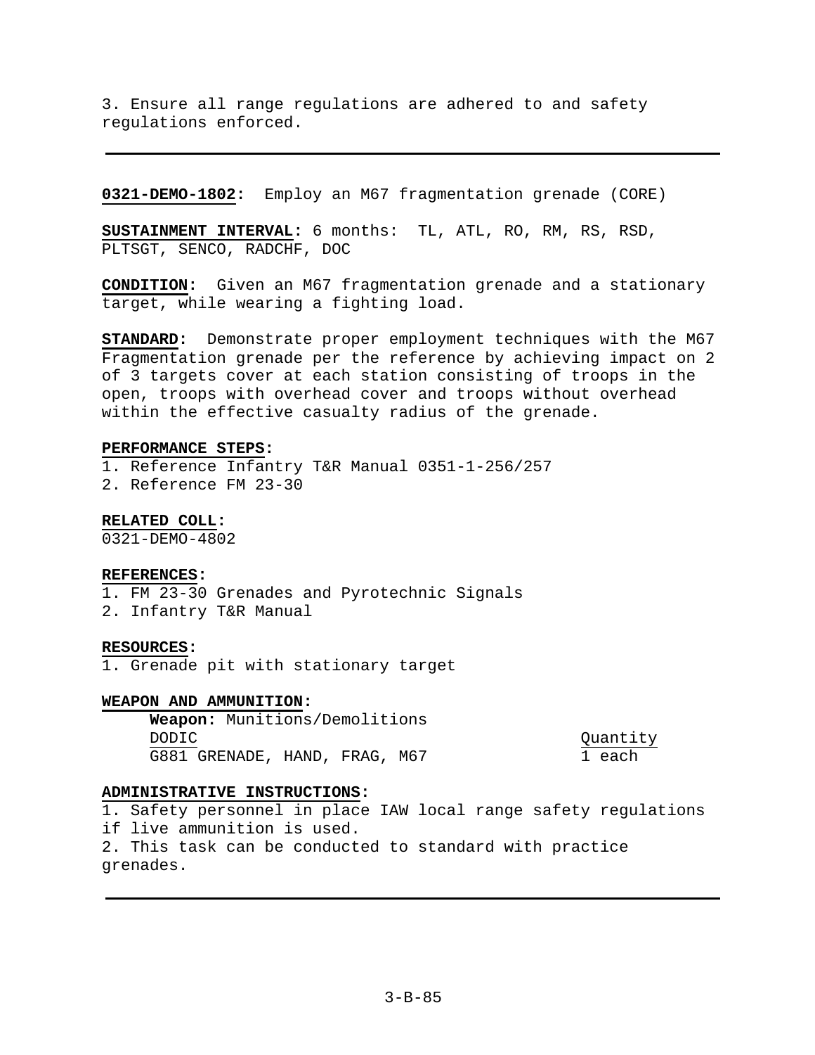3. Ensure all range regulations are adhered to and safety regulations enforced.

---

**0321-DEMO-1802:** Employ an M67 fragmentation grenade (CORE)

**SUSTAINMENT INTERVAL:** 6 months: TL, ATL, RO, RM, RS, RSD, PLTSGT, SENCO, RADCHF, DOC

**CONDITION:** Given an M67 fragmentation grenade and a stationary target, while wearing a fighting load.

**STANDARD:** Demonstrate proper employment techniques with the M67 Fragmentation grenade per the reference by achieving impact on 2 of 3 targets cover at each station consisting of troops in the open, troops with overhead cover and troops without overhead within the effective casualty radius of the grenade.

**PERFORMANCE STEPS:**

1. Reference Infantry T&R Manual 0351-1-256/257
2. Reference FM 23-30

**RELATED COLL:**

0321-DEMO-4802

**REFERENCES:**

1. FM 23-30 Grenades and Pyrotechnic Signals
2. Infantry T&R Manual

**RESOURCES:**

1. Grenade pit with stationary target

**WEAPON AND AMMUNITION:**

**Weapon:** Munitions/Demolitions

| DODIC | Quantity |
|---|---|
| G881 GRENADE, HAND, FRAG, M67 | 1 each |

**ADMINISTRATIVE INSTRUCTIONS:**

1. Safety personnel in place IAW local range safety regulations if live ammunition is used.
2. This task can be conducted to standard with practice grenades.

---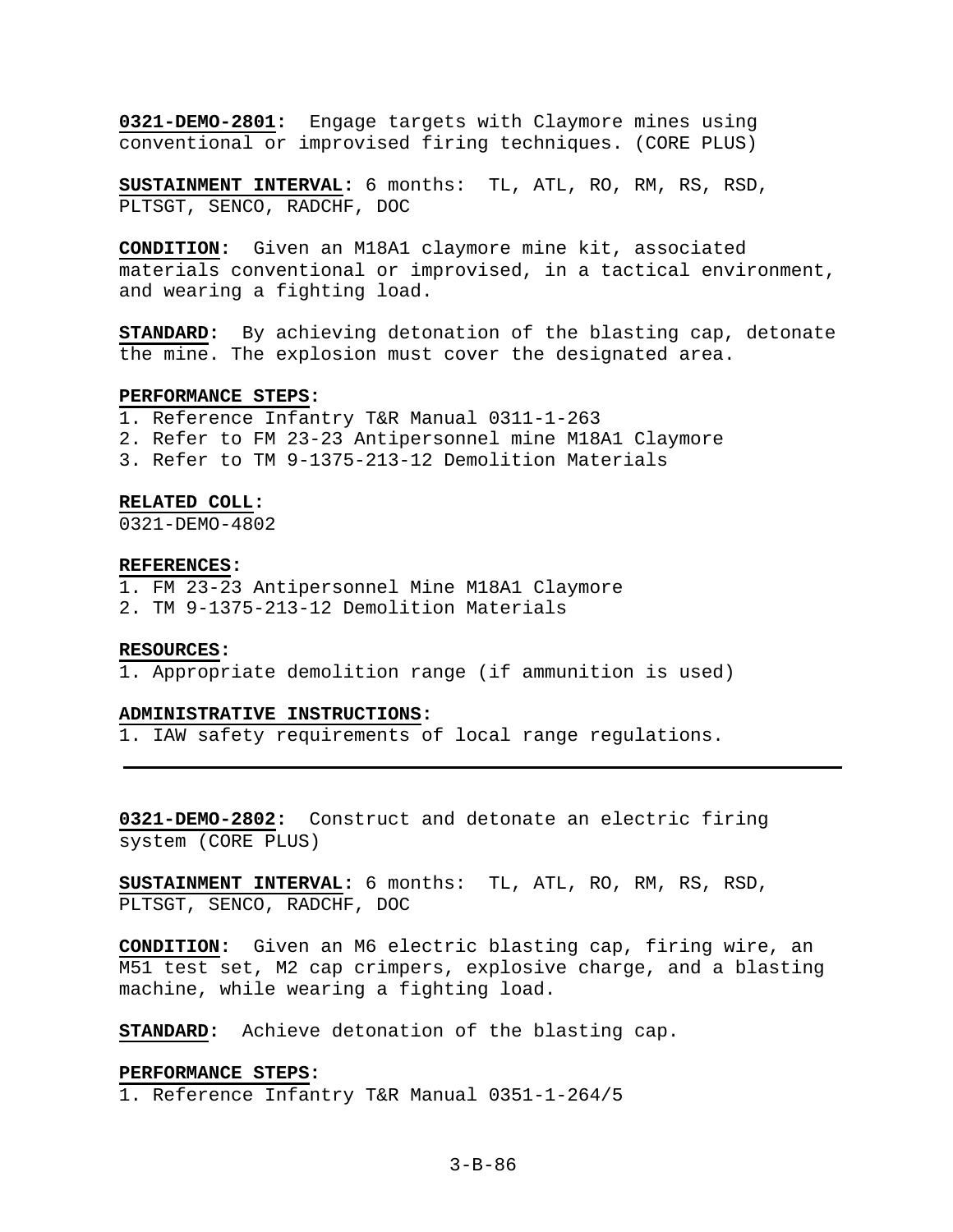**0321-DEMO-2801:** Engage targets with Claymore mines using conventional or improvised firing techniques. (CORE PLUS)

**SUSTAINMENT INTERVAL:** 6 months: TL, ATL, RO, RM, RS, RSD, PLTSGT, SENCO, RADCHF, DOC

**CONDITION:** Given an M18A1 claymore mine kit, associated materials conventional or improvised, in a tactical environment, and wearing a fighting load.

**STANDARD:** By achieving detonation of the blasting cap, detonate the mine. The explosion must cover the designated area.

**PERFORMANCE STEPS:**

1. Reference Infantry T&R Manual 0311-1-263
2. Refer to FM 23-23 Antipersonnel mine M18A1 Claymore
3. Refer to TM 9-1375-213-12 Demolition Materials

**RELATED COLL:**

0321-DEMO-4802

**REFERENCES:**

1. FM 23-23 Antipersonnel Mine M18A1 Claymore
2. TM 9-1375-213-12 Demolition Materials

**RESOURCES:**

1. Appropriate demolition range (if ammunition is used)

**ADMINISTRATIVE INSTRUCTIONS:**

1. IAW safety requirements of local range regulations.

---

**0321-DEMO-2802:** Construct and detonate an electric firing system (CORE PLUS)

**SUSTAINMENT INTERVAL:** 6 months: TL, ATL, RO, RM, RS, RSD, PLTSGT, SENCO, RADCHF, DOC

**CONDITION:** Given an M6 electric blasting cap, firing wire, an M51 test set, M2 cap crimpers, explosive charge, and a blasting machine, while wearing a fighting load.

**STANDARD:** Achieve detonation of the blasting cap.

**PERFORMANCE STEPS:**

1. Reference Infantry T&R Manual 0351-1-264/5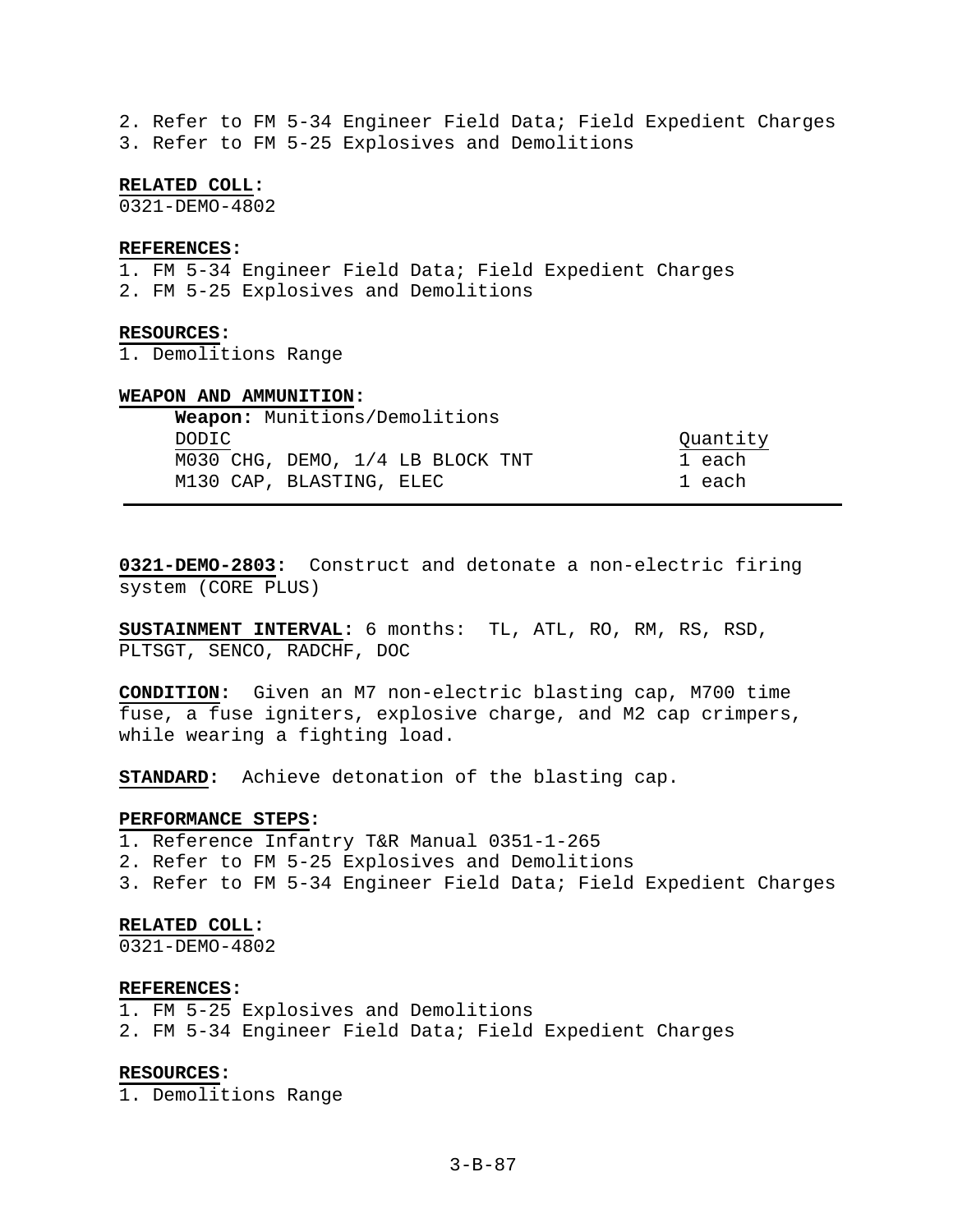2. Refer to FM 5-34 Engineer Field Data; Field Expedient Charges
3. Refer to FM 5-25 Explosives and Demolitions

**RELATED COLL:**
0321-DEMO-4802

**REFERENCES:**
1. FM 5-34 Engineer Field Data; Field Expedient Charges
2. FM 5-25 Explosives and Demolitions

**RESOURCES:**
1. Demolitions Range

**WEAPON AND AMMUNITION:**

**Weapon:** Munitions/Demolitions

| DODIC | Quantity |
|---|---|
| M030 CHG, DEMO, 1/4 LB BLOCK TNT | 1 each |
| M130 CAP, BLASTING, ELEC | 1 each |

---

**0321-DEMO-2803:** Construct and detonate a non-electric firing system (CORE PLUS)

**SUSTAINMENT INTERVAL:** 6 months: TL, ATL, RO, RM, RS, RSD, PLTSGT, SENCO, RADCHF, DOC

**CONDITION:** Given an M7 non-electric blasting cap, M700 time fuse, a fuse igniters, explosive charge, and M2 cap crimpers, while wearing a fighting load.

**STANDARD:** Achieve detonation of the blasting cap.

**PERFORMANCE STEPS:**
1. Reference Infantry T&R Manual 0351-1-265
2. Refer to FM 5-25 Explosives and Demolitions
3. Refer to FM 5-34 Engineer Field Data; Field Expedient Charges

**RELATED COLL:**
0321-DEMO-4802

**REFERENCES:**
1. FM 5-25 Explosives and Demolitions
2. FM 5-34 Engineer Field Data; Field Expedient Charges

**RESOURCES:**
1. Demolitions Range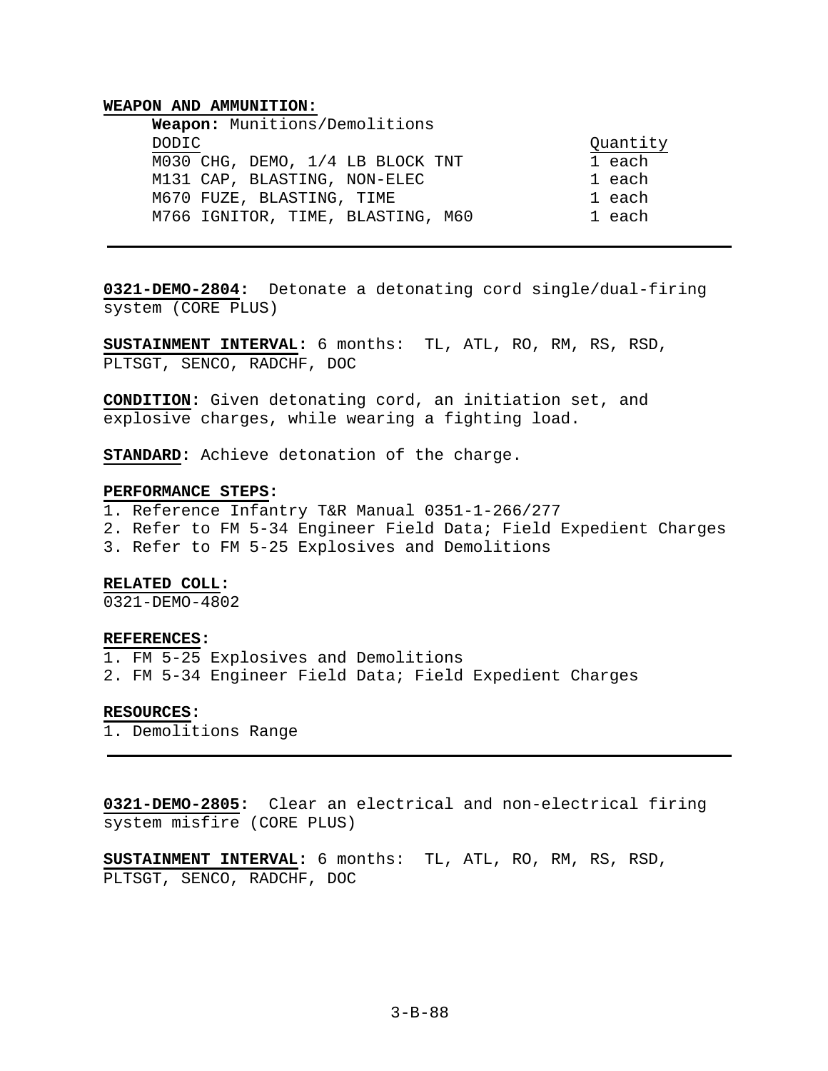**WEAPON AND AMMUNITION:**

**Weapon:** Munitions/Demolitions

| DODIC | Quantity |
|---|---|
| M030 CHG, DEMO, 1/4 LB BLOCK TNT | 1 each |
| M131 CAP, BLASTING, NON-ELEC | 1 each |
| M670 FUZE, BLASTING, TIME | 1 each |
| M766 IGNITOR, TIME, BLASTING, M60 | 1 each |

---

**0321-DEMO-2804:** Detonate a detonating cord single/dual-firing system (CORE PLUS)

**SUSTAINMENT INTERVAL:** 6 months: TL, ATL, RO, RM, RS, RSD, PLTSGT, SENCO, RADCHF, DOC

**CONDITION:** Given detonating cord, an initiation set, and explosive charges, while wearing a fighting load.

**STANDARD:** Achieve detonation of the charge.

**PERFORMANCE STEPS:**

1. Reference Infantry T&R Manual 0351-1-266/277
2. Refer to FM 5-34 Engineer Field Data; Field Expedient Charges
3. Refer to FM 5-25 Explosives and Demolitions

**RELATED COLL:**

0321-DEMO-4802

**REFERENCES:**

1. FM 5-25 Explosives and Demolitions
2. FM 5-34 Engineer Field Data; Field Expedient Charges

**RESOURCES:**

1. Demolitions Range

---

**0321-DEMO-2805:** Clear an electrical and non-electrical firing system misfire (CORE PLUS)

**SUSTAINMENT INTERVAL:** 6 months: TL, ATL, RO, RM, RS, RSD, PLTSGT, SENCO, RADCHF, DOC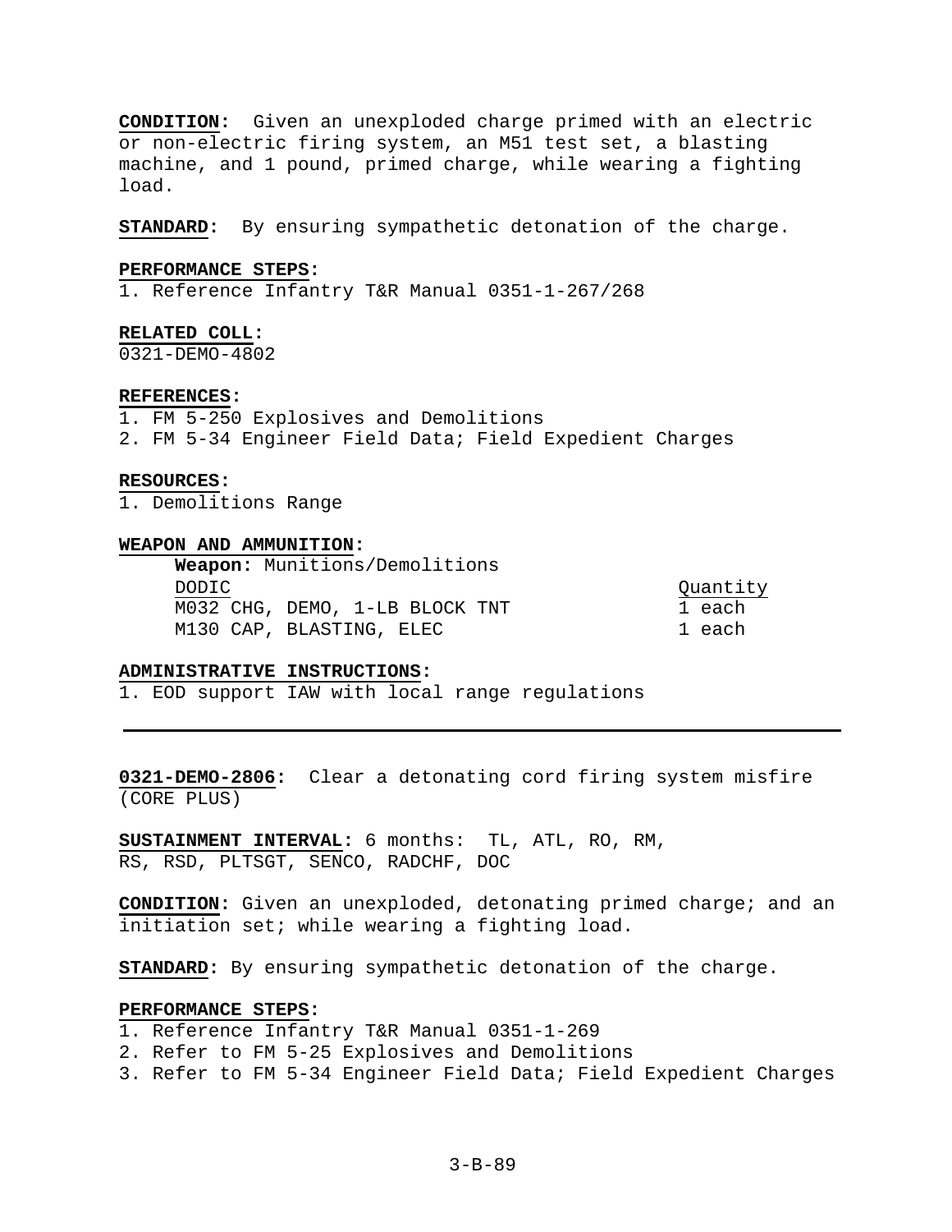**CONDITION:** Given an unexploded charge primed with an electric or non-electric firing system, an M51 test set, a blasting machine, and 1 pound, primed charge, while wearing a fighting load.

**STANDARD:** By ensuring sympathetic detonation of the charge.

**PERFORMANCE STEPS:**
1. Reference Infantry T&R Manual 0351-1-267/268

**RELATED COLL:**
0321-DEMO-4802

**REFERENCES:**
1. FM 5-250 Explosives and Demolitions
2. FM 5-34 Engineer Field Data; Field Expedient Charges

**RESOURCES:**
1. Demolitions Range

**WEAPON AND AMMUNITION:**

**Weapon:** Munitions/Demolitions

| DODIC | Quantity |
|---|---|
| M032 CHG, DEMO, 1-LB BLOCK TNT | 1 each |
| M130 CAP, BLASTING, ELEC | 1 each |

**ADMINISTRATIVE INSTRUCTIONS:**
1. EOD support IAW with local range regulations

---

**0321-DEMO-2806:** Clear a detonating cord firing system misfire (CORE PLUS)

**SUSTAINMENT INTERVAL:** 6 months: TL, ATL, RO, RM, RS, RSD, PLTSGT, SENCO, RADCHF, DOC

**CONDITION:** Given an unexploded, detonating primed charge; and an initiation set; while wearing a fighting load.

**STANDARD:** By ensuring sympathetic detonation of the charge.

**PERFORMANCE STEPS:**
1. Reference Infantry T&R Manual 0351-1-269
2. Refer to FM 5-25 Explosives and Demolitions
3. Refer to FM 5-34 Engineer Field Data; Field Expedient Charges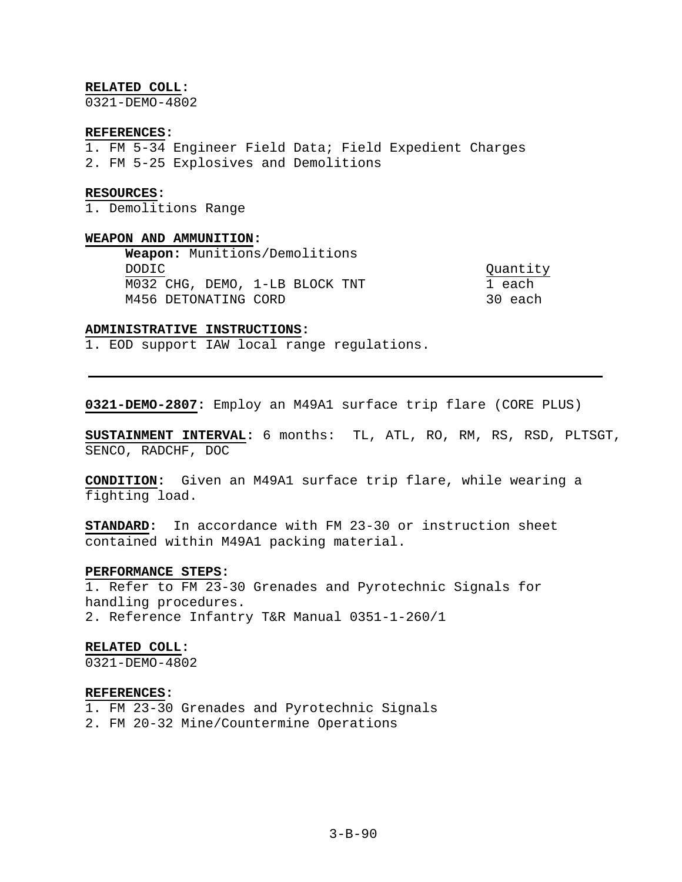**RELATED COLL:**
0321-DEMO-4802

**REFERENCES:**
1. FM 5-34 Engineer Field Data; Field Expedient Charges
2. FM 5-25 Explosives and Demolitions

**RESOURCES:**
1. Demolitions Range

**WEAPON AND AMMUNITION:**

**Weapon:** Munitions/Demolitions

| DODIC | Quantity |
|---|---|
| M032 CHG, DEMO, 1-LB BLOCK TNT | 1 each |
| M456 DETONATING CORD | 30 each |

**ADMINISTRATIVE INSTRUCTIONS:**
1. EOD support IAW local range regulations.

---

**0321-DEMO-2807:** Employ an M49A1 surface trip flare (CORE PLUS)

**SUSTAINMENT INTERVAL:** 6 months: TL, ATL, RO, RM, RS, RSD, PLTSGT, SENCO, RADCHF, DOC

**CONDITION:** Given an M49A1 surface trip flare, while wearing a fighting load.

**STANDARD:** In accordance with FM 23-30 or instruction sheet contained within M49A1 packing material.

**PERFORMANCE STEPS:**
1. Refer to FM 23-30 Grenades and Pyrotechnic Signals for handling procedures.
2. Reference Infantry T&R Manual 0351-1-260/1

**RELATED COLL:**
0321-DEMO-4802

**REFERENCES:**
1. FM 23-30 Grenades and Pyrotechnic Signals
2. FM 20-32 Mine/Countermine Operations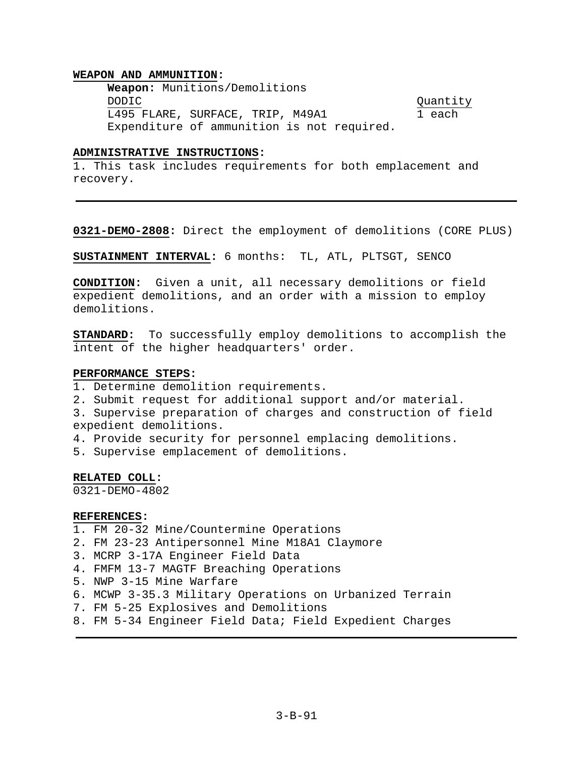**WEAPON AND AMMUNITION:**

**Weapon:** Munitions/Demolitions

| DODIC | Quantity |
|---|---|
| L495 FLARE, SURFACE, TRIP, M49A1 | 1 each |

Expenditure of ammunition is not required.

**ADMINISTRATIVE INSTRUCTIONS:**

1. This task includes requirements for both emplacement and recovery.

---

**0321-DEMO-2808:** Direct the employment of demolitions (CORE PLUS)

**SUSTAINMENT INTERVAL:** 6 months: TL, ATL, PLTSGT, SENCO

**CONDITION:** Given a unit, all necessary demolitions or field expedient demolitions, and an order with a mission to employ demolitions.

**STANDARD:** To successfully employ demolitions to accomplish the intent of the higher headquarters' order.

**PERFORMANCE STEPS:**

1. Determine demolition requirements.
2. Submit request for additional support and/or material.
3. Supervise preparation of charges and construction of field expedient demolitions.
4. Provide security for personnel emplacing demolitions.
5. Supervise emplacement of demolitions.

**RELATED COLL:**

0321-DEMO-4802

**REFERENCES:**

1. FM 20-32 Mine/Countermine Operations
2. FM 23-23 Antipersonnel Mine M18A1 Claymore
3. MCRP 3-17A Engineer Field Data
4. FMFM 13-7 MAGTF Breaching Operations
5. NWP 3-15 Mine Warfare
6. MCWP 3-35.3 Military Operations on Urbanized Terrain
7. FM 5-25 Explosives and Demolitions
8. FM 5-34 Engineer Field Data; Field Expedient Charges

---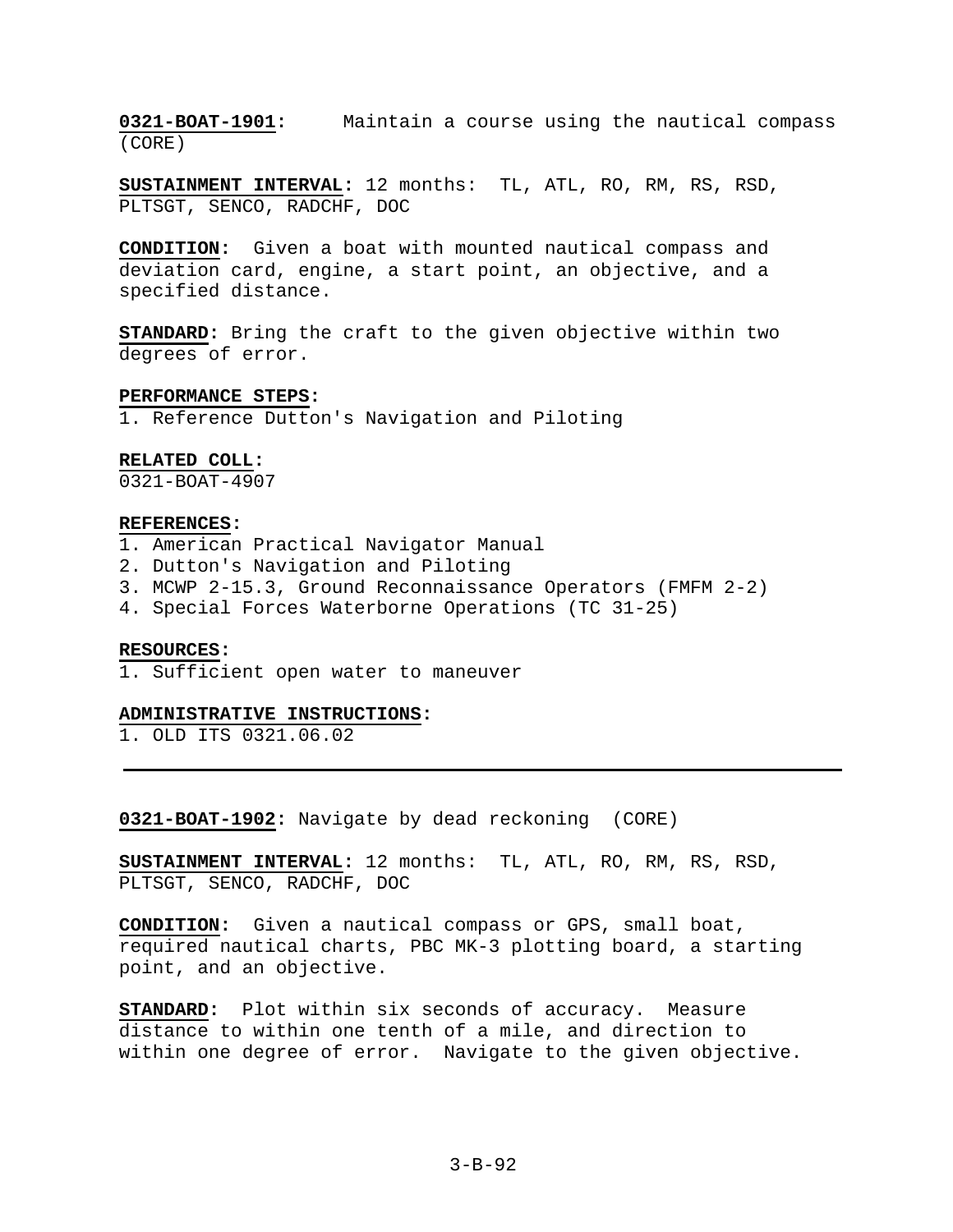**0321-BOAT-1901:** Maintain a course using the nautical compass (CORE)

**SUSTAINMENT INTERVAL:** 12 months: TL, ATL, RO, RM, RS, RSD, PLTSGT, SENCO, RADCHF, DOC

**CONDITION:** Given a boat with mounted nautical compass and deviation card, engine, a start point, an objective, and a specified distance.

**STANDARD:** Bring the craft to the given objective within two degrees of error.

**PERFORMANCE STEPS:**
1. Reference Dutton's Navigation and Piloting

**RELATED COLL:**
0321-BOAT-4907

**REFERENCES:**
1. American Practical Navigator Manual
2. Dutton's Navigation and Piloting
3. MCWP 2-15.3, Ground Reconnaissance Operators (FMFM 2-2)
4. Special Forces Waterborne Operations (TC 31-25)

**RESOURCES:**
1. Sufficient open water to maneuver

**ADMINISTRATIVE INSTRUCTIONS:**
1. OLD ITS 0321.06.02

---

**0321-BOAT-1902:** Navigate by dead reckoning (CORE)

**SUSTAINMENT INTERVAL:** 12 months: TL, ATL, RO, RM, RS, RSD, PLTSGT, SENCO, RADCHF, DOC

**CONDITION:** Given a nautical compass or GPS, small boat, required nautical charts, PBC MK-3 plotting board, a starting point, and an objective.

**STANDARD:** Plot within six seconds of accuracy. Measure distance to within one tenth of a mile, and direction to within one degree of error. Navigate to the given objective.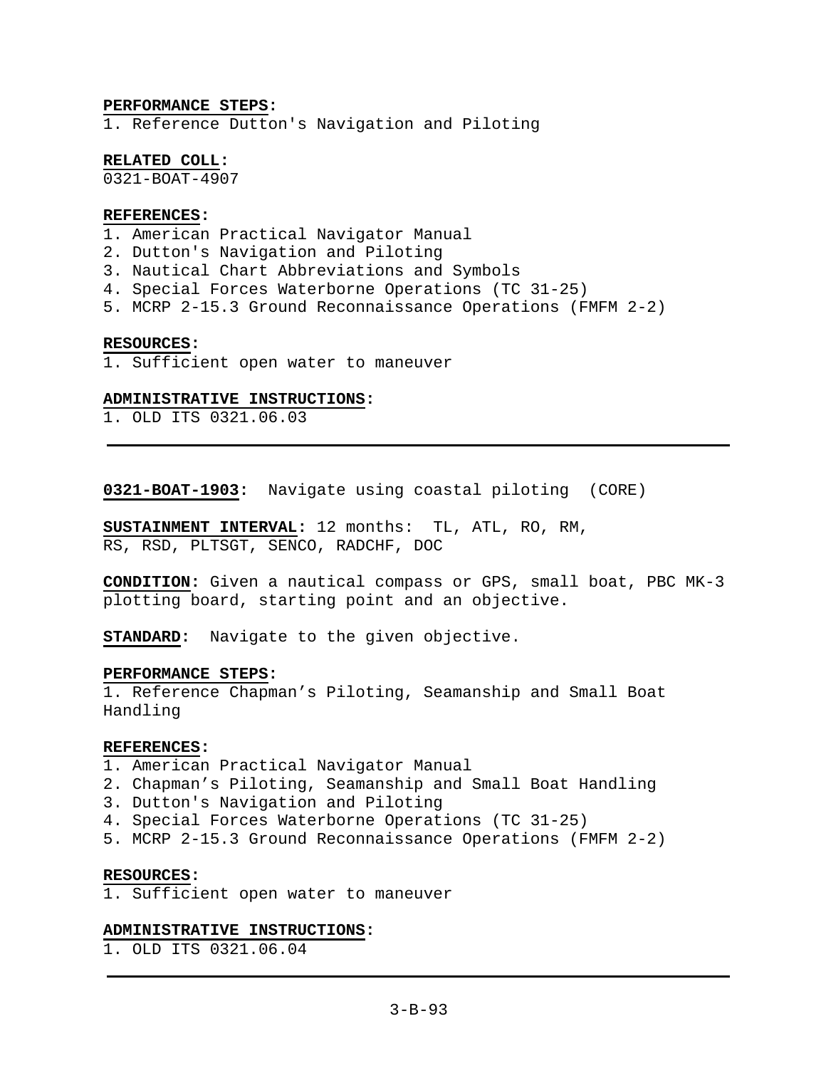**PERFORMANCE STEPS:**
1. Reference Dutton's Navigation and Piloting

**RELATED COLL:**
0321-BOAT-4907

**REFERENCES:**
1. American Practical Navigator Manual
2. Dutton's Navigation and Piloting
3. Nautical Chart Abbreviations and Symbols
4. Special Forces Waterborne Operations (TC 31-25)
5. MCRP 2-15.3 Ground Reconnaissance Operations (FMFM 2-2)

**RESOURCES:**
1. Sufficient open water to maneuver

**ADMINISTRATIVE INSTRUCTIONS:**
1. OLD ITS 0321.06.03

---

**0321-BOAT-1903:** Navigate using coastal piloting (CORE)

**SUSTAINMENT INTERVAL:** 12 months: TL, ATL, RO, RM, RS, RSD, PLTSGT, SENCO, RADCHF, DOC

**CONDITION:** Given a nautical compass or GPS, small boat, PBC MK-3 plotting board, starting point and an objective.

**STANDARD:** Navigate to the given objective.

**PERFORMANCE STEPS:**
1. Reference Chapman's Piloting, Seamanship and Small Boat Handling

**REFERENCES:**
1. American Practical Navigator Manual
2. Chapman's Piloting, Seamanship and Small Boat Handling
3. Dutton's Navigation and Piloting
4. Special Forces Waterborne Operations (TC 31-25)
5. MCRP 2-15.3 Ground Reconnaissance Operations (FMFM 2-2)

**RESOURCES:**
1. Sufficient open water to maneuver

**ADMINISTRATIVE INSTRUCTIONS:**
1. OLD ITS 0321.06.04

---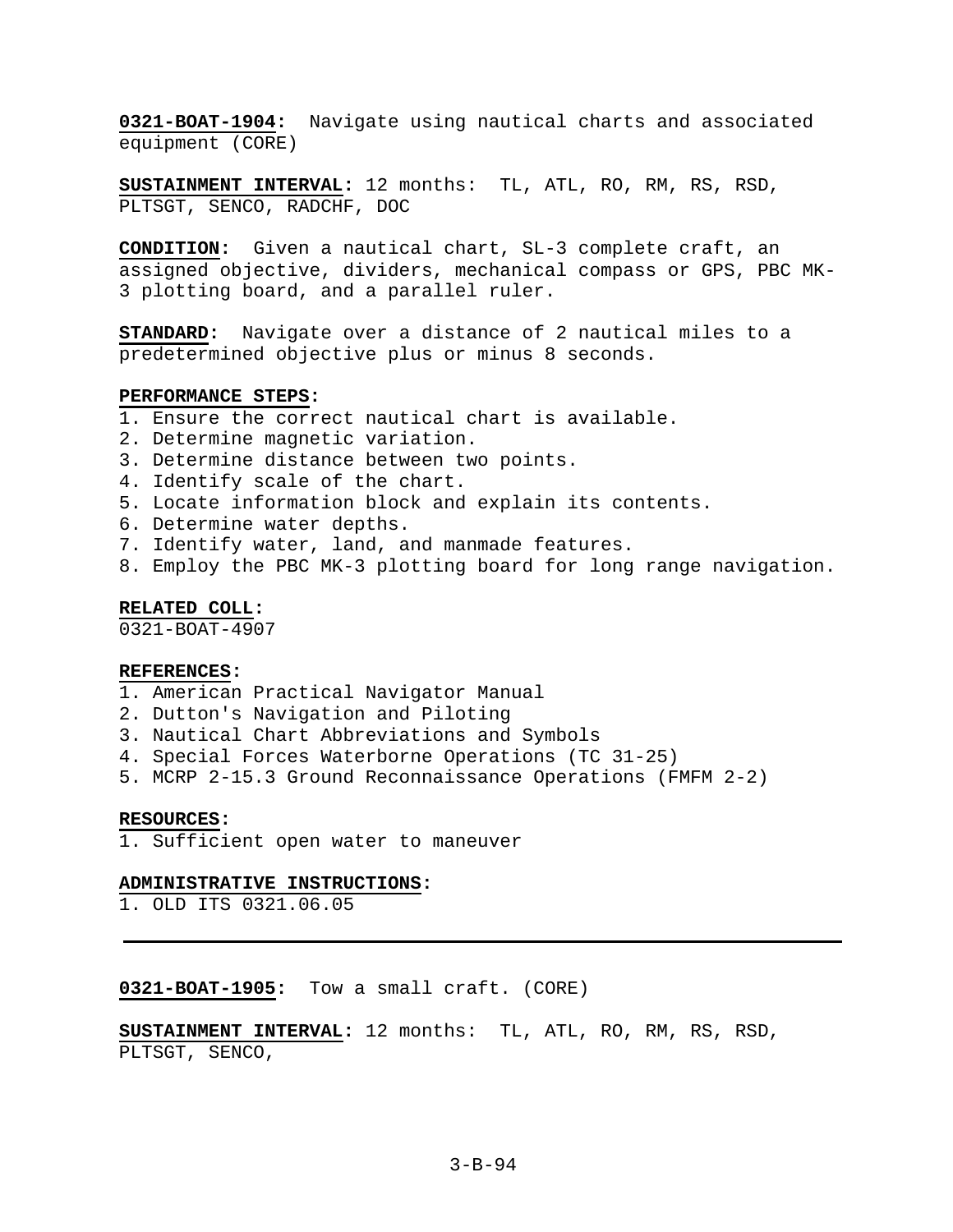**0321-BOAT-1904**: Navigate using nautical charts and associated equipment (CORE)

**SUSTAINMENT INTERVAL:** 12 months: TL, ATL, RO, RM, RS, RSD, PLTSGT, SENCO, RADCHF, DOC

**CONDITION**: Given a nautical chart, SL-3 complete craft, an assigned objective, dividers, mechanical compass or GPS, PBC MK-3 plotting board, and a parallel ruler.

**STANDARD**: Navigate over a distance of 2 nautical miles to a predetermined objective plus or minus 8 seconds.

**PERFORMANCE STEPS:**
1. Ensure the correct nautical chart is available.
2. Determine magnetic variation.
3. Determine distance between two points.
4. Identify scale of the chart.
5. Locate information block and explain its contents.
6. Determine water depths.
7. Identify water, land, and manmade features.
8. Employ the PBC MK-3 plotting board for long range navigation.

**RELATED COLL:**
0321-BOAT-4907

**REFERENCES:**
1. American Practical Navigator Manual
2. Dutton's Navigation and Piloting
3. Nautical Chart Abbreviations and Symbols
4. Special Forces Waterborne Operations (TC 31-25)
5. MCRP 2-15.3 Ground Reconnaissance Operations (FMFM 2-2)

**RESOURCES:**
1. Sufficient open water to maneuver

**ADMINISTRATIVE INSTRUCTIONS:**
1. OLD ITS 0321.06.05

---

**0321-BOAT-1905**: Tow a small craft. (CORE)

**SUSTAINMENT INTERVAL:** 12 months: TL, ATL, RO, RM, RS, RSD, PLTSGT, SENCO,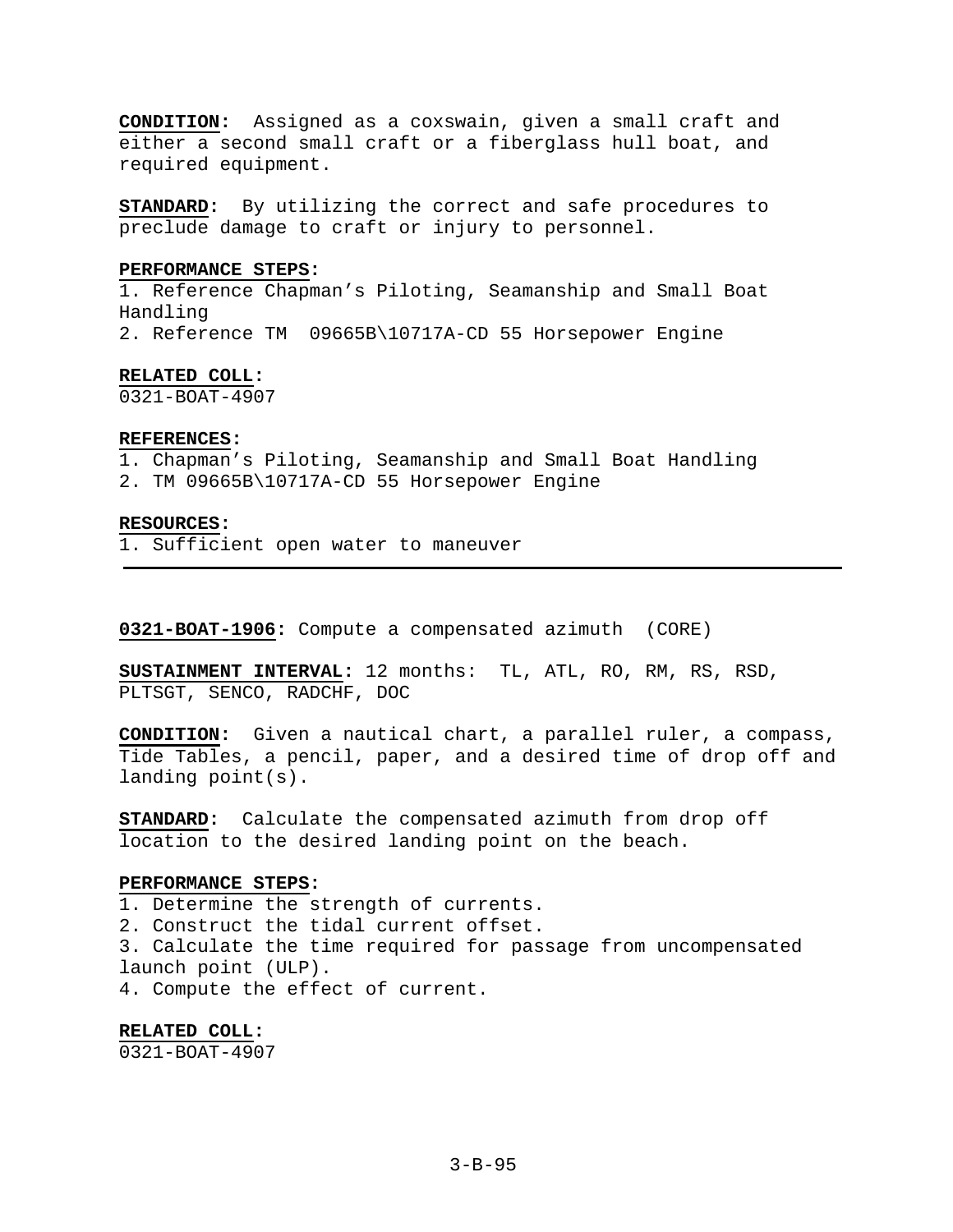**CONDITION:** Assigned as a coxswain, given a small craft and either a second small craft or a fiberglass hull boat, and required equipment.

**STANDARD:** By utilizing the correct and safe procedures to preclude damage to craft or injury to personnel.

**PERFORMANCE STEPS:**
1. Reference Chapman's Piloting, Seamanship and Small Boat Handling
2. Reference TM 09665B\10717A-CD 55 Horsepower Engine

**RELATED COLL:**
0321-BOAT-4907

**REFERENCES:**
1. Chapman's Piloting, Seamanship and Small Boat Handling
2. TM 09665B\10717A-CD 55 Horsepower Engine

**RESOURCES:**
1. Sufficient open water to maneuver

---

**0321-BOAT-1906:** Compute a compensated azimuth (CORE)

**SUSTAINMENT INTERVAL:** 12 months: TL, ATL, RO, RM, RS, RSD, PLTSGT, SENCO, RADCHF, DOC

**CONDITION:** Given a nautical chart, a parallel ruler, a compass, Tide Tables, a pencil, paper, and a desired time of drop off and landing point(s).

**STANDARD:** Calculate the compensated azimuth from drop off location to the desired landing point on the beach.

**PERFORMANCE STEPS:**
1. Determine the strength of currents.
2. Construct the tidal current offset.
3. Calculate the time required for passage from uncompensated launch point (ULP).
4. Compute the effect of current.

**RELATED COLL:**
0321-BOAT-4907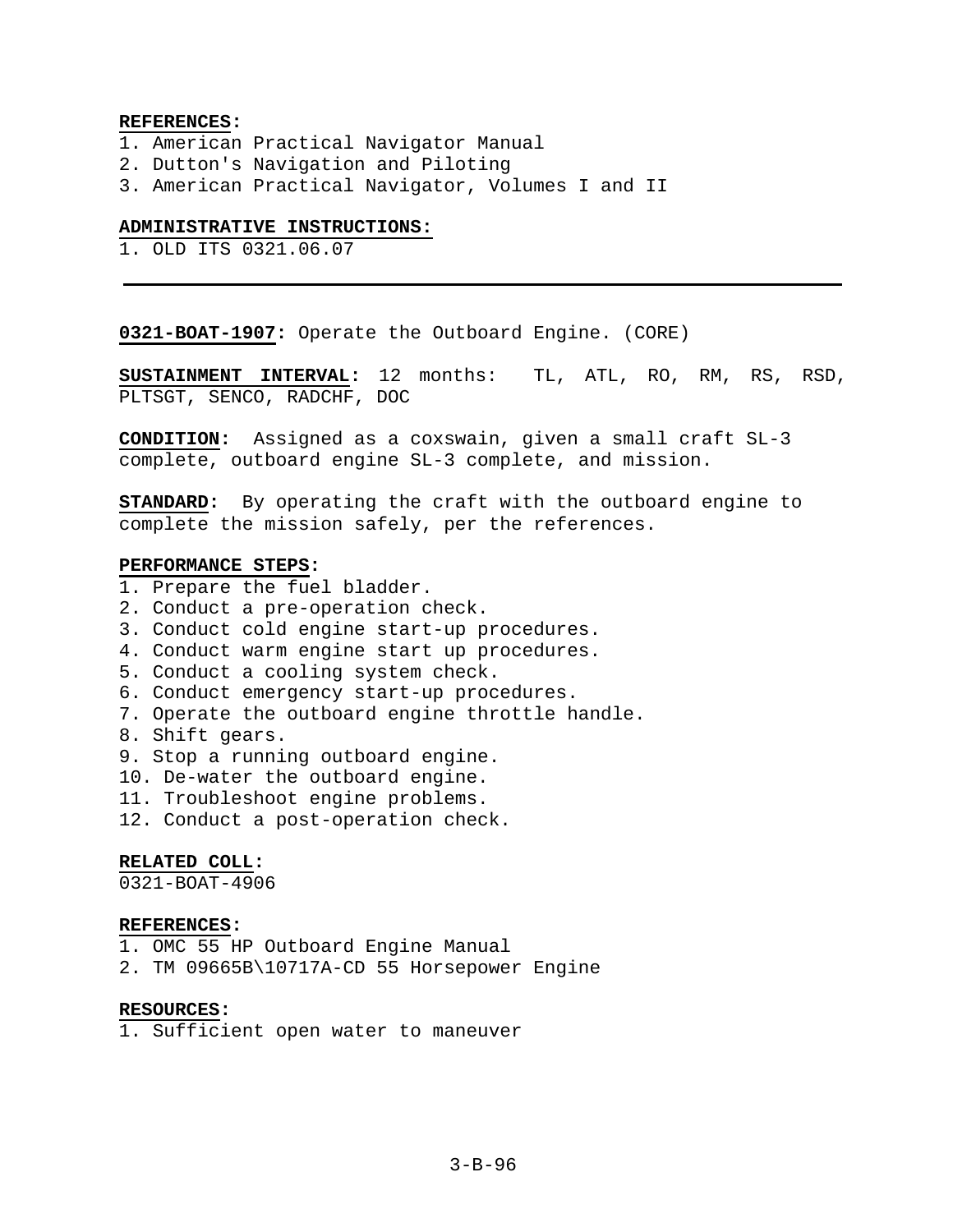**REFERENCES:**
1. American Practical Navigator Manual
2. Dutton's Navigation and Piloting
3. American Practical Navigator, Volumes I and II

**ADMINISTRATIVE INSTRUCTIONS:**
1. OLD ITS 0321.06.07

---

**0321-BOAT-1907:** Operate the Outboard Engine. (CORE)

**SUSTAINMENT INTERVAL:** 12 months: TL, ATL, RO, RM, RS, RSD, PLTSGT, SENCO, RADCHF, DOC

**CONDITION:** Assigned as a coxswain, given a small craft SL-3 complete, outboard engine SL-3 complete, and mission.

**STANDARD:** By operating the craft with the outboard engine to complete the mission safely, per the references.

**PERFORMANCE STEPS:**
1. Prepare the fuel bladder.
2. Conduct a pre-operation check.
3. Conduct cold engine start-up procedures.
4. Conduct warm engine start up procedures.
5. Conduct a cooling system check.
6. Conduct emergency start-up procedures.
7. Operate the outboard engine throttle handle.
8. Shift gears.
9. Stop a running outboard engine.
10. De-water the outboard engine.
11. Troubleshoot engine problems.
12. Conduct a post-operation check.

**RELATED COLL:**
0321-BOAT-4906

**REFERENCES:**
1. OMC 55 HP Outboard Engine Manual
2. TM 09665B\10717A-CD 55 Horsepower Engine

**RESOURCES:**
1. Sufficient open water to maneuver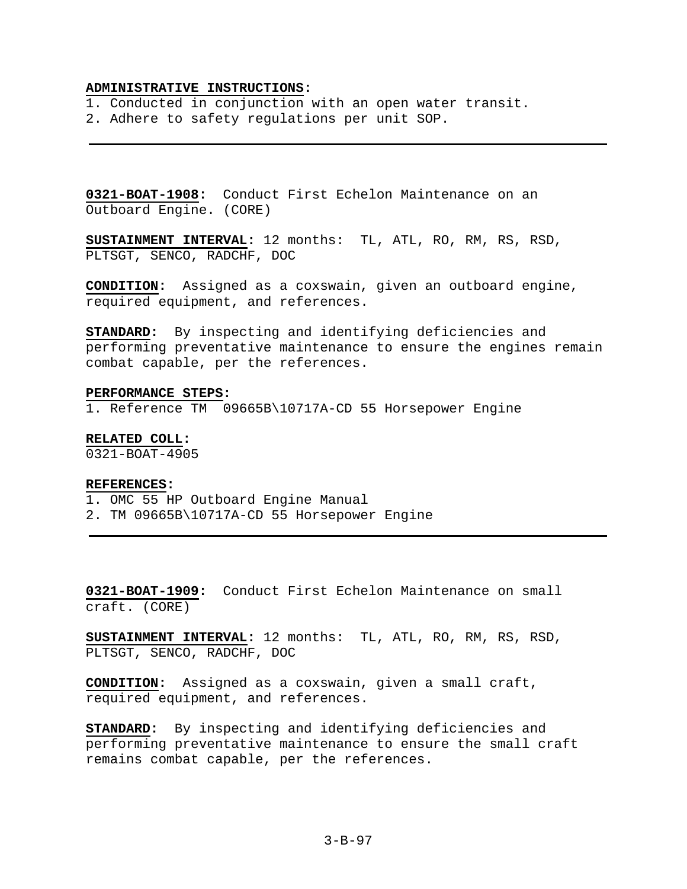**ADMINISTRATIVE INSTRUCTIONS:**
1. Conducted in conjunction with an open water transit.
2. Adhere to safety regulations per unit SOP.

---

**0321-BOAT-1908:** Conduct First Echelon Maintenance on an Outboard Engine. (CORE)

**SUSTAINMENT INTERVAL:** 12 months: TL, ATL, RO, RM, RS, RSD, PLTSGT, SENCO, RADCHF, DOC

**CONDITION:** Assigned as a coxswain, given an outboard engine, required equipment, and references.

**STANDARD:** By inspecting and identifying deficiencies and performing preventative maintenance to ensure the engines remain combat capable, per the references.

**PERFORMANCE STEPS:**
1. Reference TM 09665B\10717A-CD 55 Horsepower Engine

**RELATED COLL:**
0321-BOAT-4905

**REFERENCES:**
1. OMC 55 HP Outboard Engine Manual
2. TM 09665B\10717A-CD 55 Horsepower Engine

---

**0321-BOAT-1909:** Conduct First Echelon Maintenance on small craft. (CORE)

**SUSTAINMENT INTERVAL:** 12 months: TL, ATL, RO, RM, RS, RSD, PLTSGT, SENCO, RADCHF, DOC

**CONDITION:** Assigned as a coxswain, given a small craft, required equipment, and references.

**STANDARD:** By inspecting and identifying deficiencies and performing preventative maintenance to ensure the small craft remains combat capable, per the references.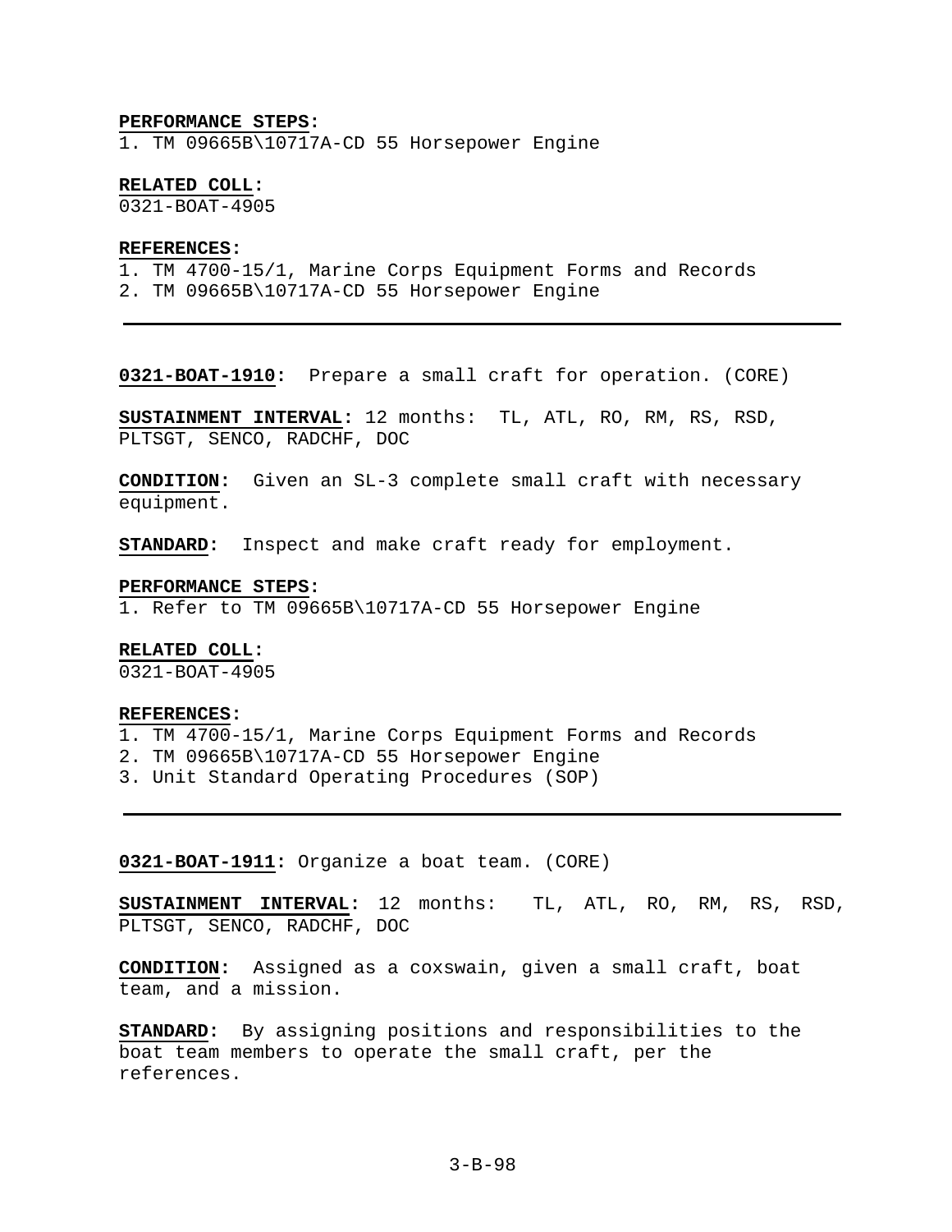**PERFORMANCE STEPS:**
1. TM 09665B\10717A-CD 55 Horsepower Engine

**RELATED COLL:**
0321-BOAT-4905

**REFERENCES:**
1. TM 4700-15/1, Marine Corps Equipment Forms and Records
2. TM 09665B\10717A-CD 55 Horsepower Engine

---

**0321-BOAT-1910:** Prepare a small craft for operation. (CORE)

**SUSTAINMENT INTERVAL:** 12 months: TL, ATL, RO, RM, RS, RSD, PLTSGT, SENCO, RADCHF, DOC

**CONDITION:** Given an SL-3 complete small craft with necessary equipment.

**STANDARD:** Inspect and make craft ready for employment.

**PERFORMANCE STEPS:**
1. Refer to TM 09665B\10717A-CD 55 Horsepower Engine

**RELATED COLL:**
0321-BOAT-4905

**REFERENCES:**
1. TM 4700-15/1, Marine Corps Equipment Forms and Records
2. TM 09665B\10717A-CD 55 Horsepower Engine
3. Unit Standard Operating Procedures (SOP)

---

**0321-BOAT-1911:** Organize a boat team. (CORE)

**SUSTAINMENT INTERVAL:** 12 months: TL, ATL, RO, RM, RS, RSD, PLTSGT, SENCO, RADCHF, DOC

**CONDITION:** Assigned as a coxswain, given a small craft, boat team, and a mission.

**STANDARD:** By assigning positions and responsibilities to the boat team members to operate the small craft, per the references.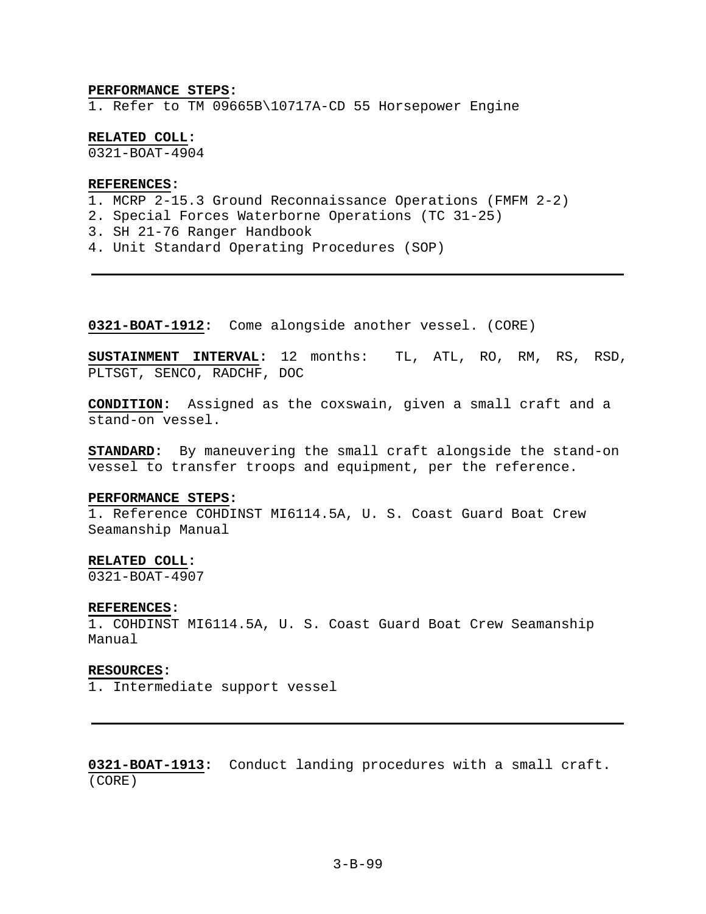**PERFORMANCE STEPS:**
1. Refer to TM 09665B\10717A-CD 55 Horsepower Engine

**RELATED COLL:**
0321-BOAT-4904

**REFERENCES:**
1. MCRP 2-15.3 Ground Reconnaissance Operations (FMFM 2-2)
2. Special Forces Waterborne Operations (TC 31-25)
3. SH 21-76 Ranger Handbook
4. Unit Standard Operating Procedures (SOP)

---

**0321-BOAT-1912:** Come alongside another vessel. (CORE)

**SUSTAINMENT INTERVAL:** 12 months: TL, ATL, RO, RM, RS, RSD, PLTSGT, SENCO, RADCHF, DOC

**CONDITION:** Assigned as the coxswain, given a small craft and a stand-on vessel.

**STANDARD:** By maneuvering the small craft alongside the stand-on vessel to transfer troops and equipment, per the reference.

**PERFORMANCE STEPS:**
1. Reference COHDINST MI6114.5A, U. S. Coast Guard Boat Crew Seamanship Manual

**RELATED COLL:**
0321-BOAT-4907

**REFERENCES:**
1. COHDINST MI6114.5A, U. S. Coast Guard Boat Crew Seamanship Manual

**RESOURCES:**
1. Intermediate support vessel

---

**0321-BOAT-1913:** Conduct landing procedures with a small craft. (CORE)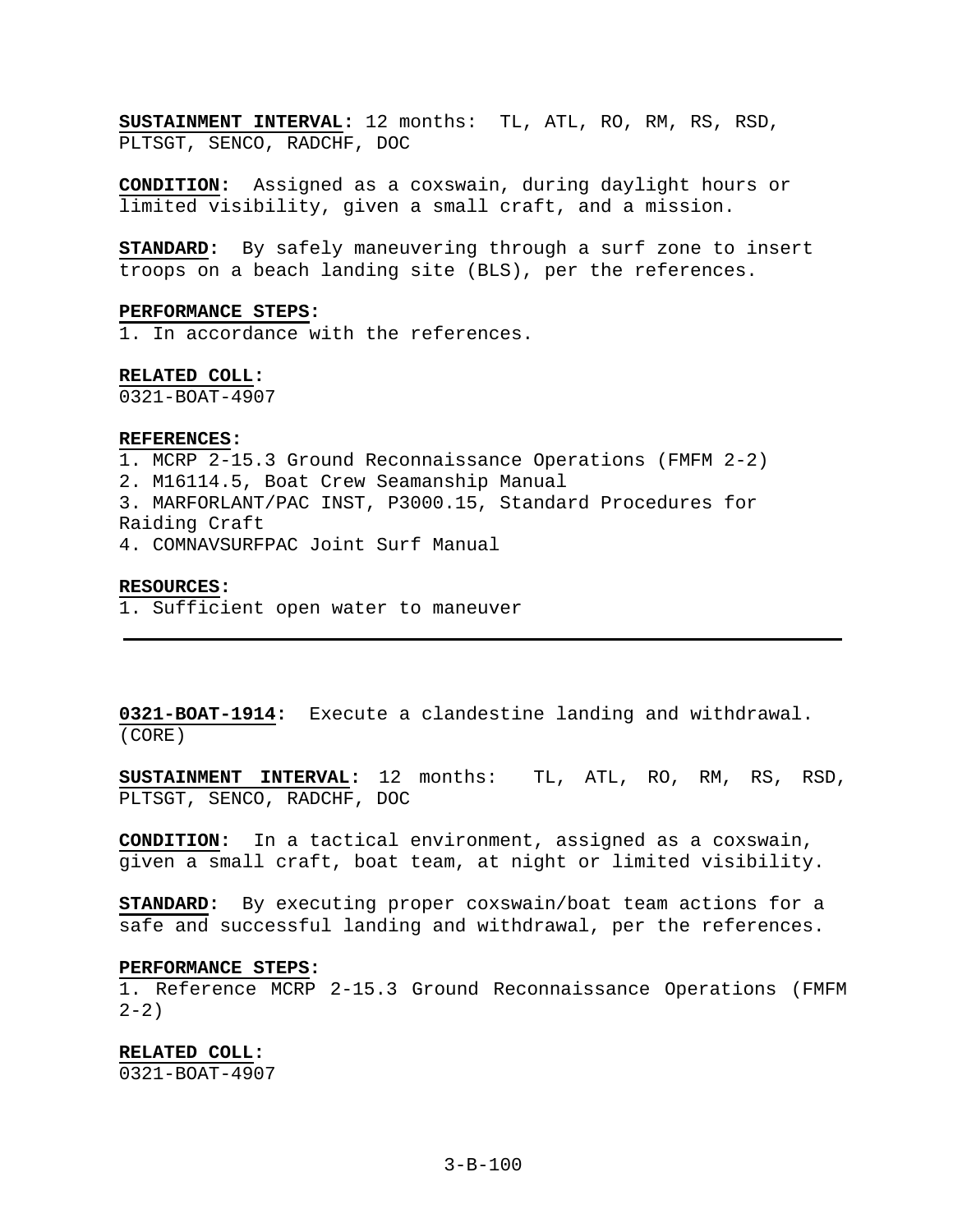**SUSTAINMENT INTERVAL:** 12 months: TL, ATL, RO, RM, RS, RSD, PLTSGT, SENCO, RADCHF, DOC

**CONDITION:** Assigned as a coxswain, during daylight hours or limited visibility, given a small craft, and a mission.

**STANDARD:** By safely maneuvering through a surf zone to insert troops on a beach landing site (BLS), per the references.

**PERFORMANCE STEPS:**
1. In accordance with the references.

**RELATED COLL:**
0321-BOAT-4907

**REFERENCES:**
1. MCRP 2-15.3 Ground Reconnaissance Operations (FMFM 2-2)
2. M16114.5, Boat Crew Seamanship Manual
3. MARFORLANT/PAC INST, P3000.15, Standard Procedures for Raiding Craft
4. COMNAVSURFPAC Joint Surf Manual

**RESOURCES:**
1. Sufficient open water to maneuver

---

**0321-BOAT-1914:** Execute a clandestine landing and withdrawal. (CORE)

**SUSTAINMENT INTERVAL:** 12 months: TL, ATL, RO, RM, RS, RSD, PLTSGT, SENCO, RADCHF, DOC

**CONDITION:** In a tactical environment, assigned as a coxswain, given a small craft, boat team, at night or limited visibility.

**STANDARD:** By executing proper coxswain/boat team actions for a safe and successful landing and withdrawal, per the references.

**PERFORMANCE STEPS:**
1. Reference MCRP 2-15.3 Ground Reconnaissance Operations (FMFM 2-2)

**RELATED COLL:**
0321-BOAT-4907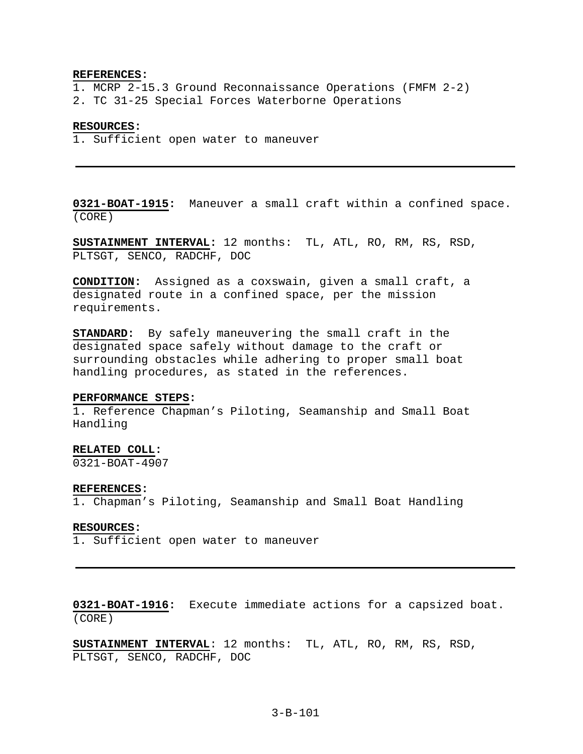**REFERENCES:**
1. MCRP 2-15.3 Ground Reconnaissance Operations (FMFM 2-2)
2. TC 31-25 Special Forces Waterborne Operations

**RESOURCES:**
1. Sufficient open water to maneuver

---

**0321-BOAT-1915:** Maneuver a small craft within a confined space. (CORE)

**SUSTAINMENT INTERVAL:** 12 months: TL, ATL, RO, RM, RS, RSD, PLTSGT, SENCO, RADCHF, DOC

**CONDITION:** Assigned as a coxswain, given a small craft, a designated route in a confined space, per the mission requirements.

**STANDARD:** By safely maneuvering the small craft in the designated space safely without damage to the craft or surrounding obstacles while adhering to proper small boat handling procedures, as stated in the references.

**PERFORMANCE STEPS:**
1. Reference Chapman's Piloting, Seamanship and Small Boat Handling

**RELATED COLL:**
0321-BOAT-4907

**REFERENCES:**
1. Chapman's Piloting, Seamanship and Small Boat Handling

**RESOURCES:**
1. Sufficient open water to maneuver

---

**0321-BOAT-1916:** Execute immediate actions for a capsized boat. (CORE)

**SUSTAINMENT INTERVAL**: 12 months: TL, ATL, RO, RM, RS, RSD, PLTSGT, SENCO, RADCHF, DOC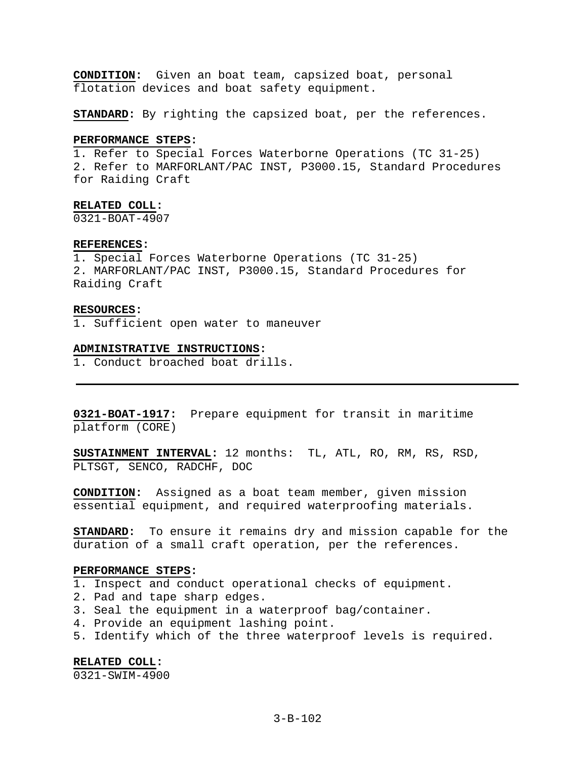**CONDITION:** Given an boat team, capsized boat, personal flotation devices and boat safety equipment.

**STANDARD:** By righting the capsized boat, per the references.

**PERFORMANCE STEPS:**
1. Refer to Special Forces Waterborne Operations (TC 31-25)
2. Refer to MARFORLANT/PAC INST, P3000.15, Standard Procedures for Raiding Craft

**RELATED COLL:**
0321-BOAT-4907

**REFERENCES:**
1. Special Forces Waterborne Operations (TC 31-25)
2. MARFORLANT/PAC INST, P3000.15, Standard Procedures for Raiding Craft

**RESOURCES:**
1. Sufficient open water to maneuver

**ADMINISTRATIVE INSTRUCTIONS:**
1. Conduct broached boat drills.

---

**0321-BOAT-1917:** Prepare equipment for transit in maritime platform (CORE)

**SUSTAINMENT INTERVAL:** 12 months: TL, ATL, RO, RM, RS, RSD, PLTSGT, SENCO, RADCHF, DOC

**CONDITION:** Assigned as a boat team member, given mission essential equipment, and required waterproofing materials.

**STANDARD:** To ensure it remains dry and mission capable for the duration of a small craft operation, per the references.

**PERFORMANCE STEPS:**
1. Inspect and conduct operational checks of equipment.
2. Pad and tape sharp edges.
3. Seal the equipment in a waterproof bag/container.
4. Provide an equipment lashing point.
5. Identify which of the three waterproof levels is required.

**RELATED COLL:**
0321-SWIM-4900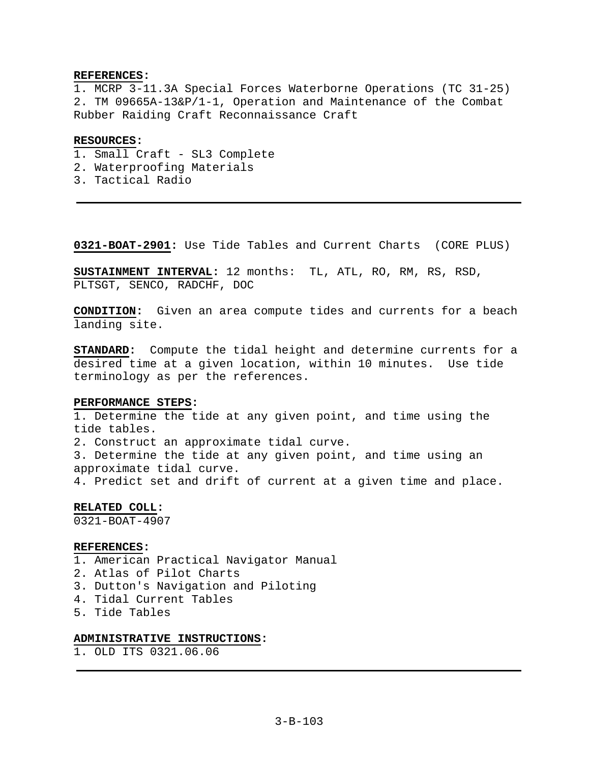**REFERENCES:**
1. MCRP 3-11.3A Special Forces Waterborne Operations (TC 31-25)
2. TM 09665A-13&P/1-1, Operation and Maintenance of the Combat Rubber Raiding Craft Reconnaissance Craft

**RESOURCES:**
1. Small Craft - SL3 Complete
2. Waterproofing Materials
3. Tactical Radio

---

**0321-BOAT-2901:** Use Tide Tables and Current Charts (CORE PLUS)

**SUSTAINMENT INTERVAL:** 12 months: TL, ATL, RO, RM, RS, RSD, PLTSGT, SENCO, RADCHF, DOC

**CONDITION:** Given an area compute tides and currents for a beach landing site.

**STANDARD:** Compute the tidal height and determine currents for a desired time at a given location, within 10 minutes. Use tide terminology as per the references.

**PERFORMANCE STEPS:**
1. Determine the tide at any given point, and time using the tide tables.
2. Construct an approximate tidal curve.
3. Determine the tide at any given point, and time using an approximate tidal curve.
4. Predict set and drift of current at a given time and place.

**RELATED COLL:**
0321-BOAT-4907

**REFERENCES:**
1. American Practical Navigator Manual
2. Atlas of Pilot Charts
3. Dutton's Navigation and Piloting
4. Tidal Current Tables
5. Tide Tables

**ADMINISTRATIVE INSTRUCTIONS:**
1. OLD ITS 0321.06.06

---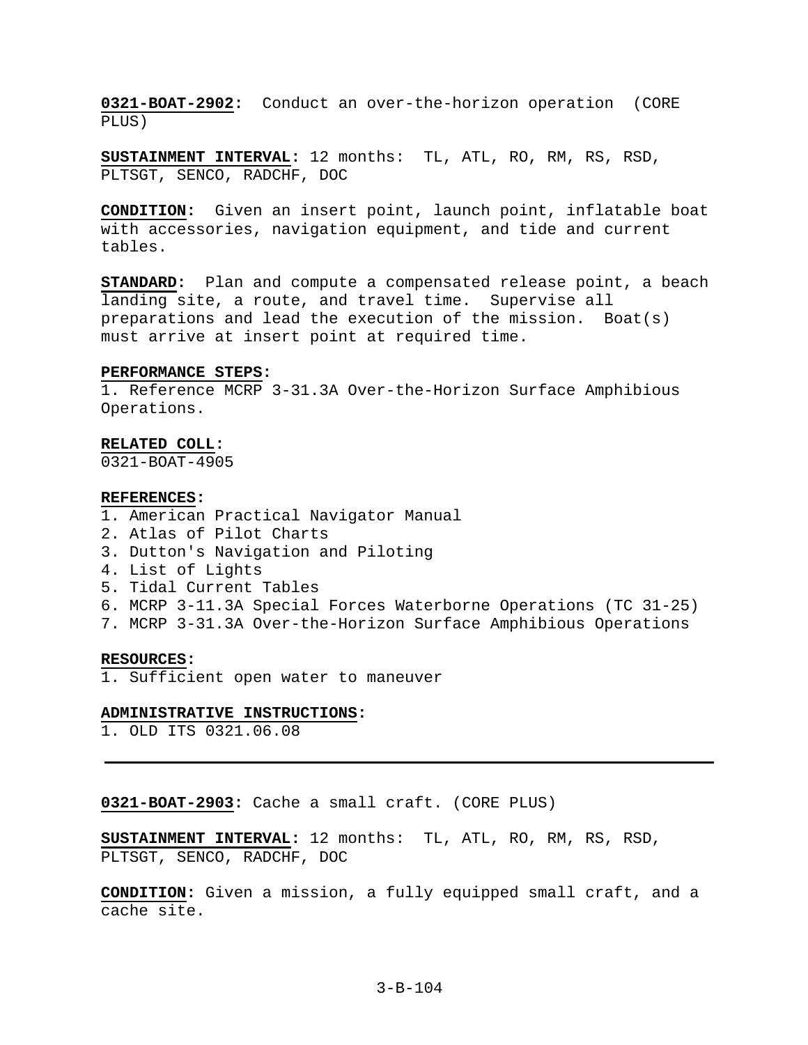**0321-BOAT-2902:** Conduct an over-the-horizon operation (CORE PLUS)

**SUSTAINMENT INTERVAL:** 12 months: TL, ATL, RO, RM, RS, RSD, PLTSGT, SENCO, RADCHF, DOC

**CONDITION:** Given an insert point, launch point, inflatable boat with accessories, navigation equipment, and tide and current tables.

**STANDARD:** Plan and compute a compensated release point, a beach landing site, a route, and travel time. Supervise all preparations and lead the execution of the mission. Boat(s) must arrive at insert point at required time.

**PERFORMANCE STEPS:**
1. Reference MCRP 3-31.3A Over-the-Horizon Surface Amphibious Operations.

**RELATED COLL:**
0321-BOAT-4905

**REFERENCES:**
1. American Practical Navigator Manual
2. Atlas of Pilot Charts
3. Dutton's Navigation and Piloting
4. List of Lights
5. Tidal Current Tables
6. MCRP 3-11.3A Special Forces Waterborne Operations (TC 31-25)
7. MCRP 3-31.3A Over-the-Horizon Surface Amphibious Operations

**RESOURCES:**
1. Sufficient open water to maneuver

**ADMINISTRATIVE INSTRUCTIONS:**
1. OLD ITS 0321.06.08

---

**0321-BOAT-2903:** Cache a small craft. (CORE PLUS)

**SUSTAINMENT INTERVAL:** 12 months: TL, ATL, RO, RM, RS, RSD, PLTSGT, SENCO, RADCHF, DOC

**CONDITION:** Given a mission, a fully equipped small craft, and a cache site.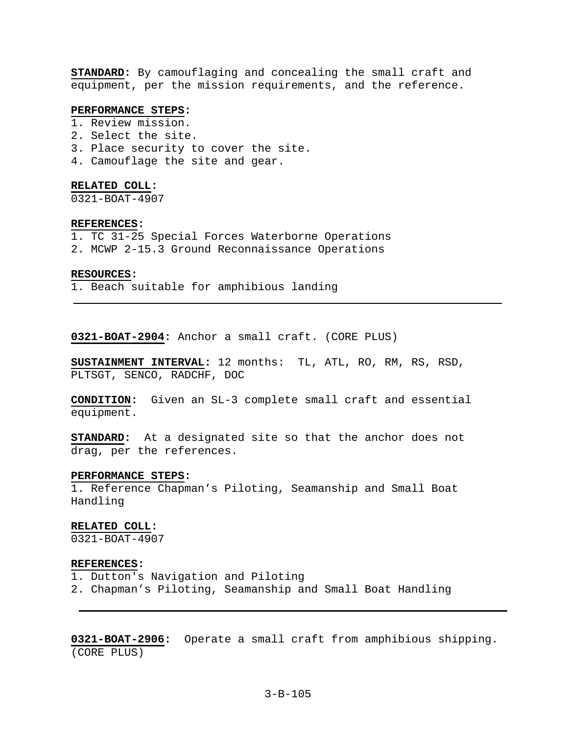**STANDARD:** By camouflaging and concealing the small craft and equipment, per the mission requirements, and the reference.

**PERFORMANCE STEPS:**
1. Review mission.
2. Select the site.
3. Place security to cover the site.
4. Camouflage the site and gear.

**RELATED COLL:**
0321-BOAT-4907

**REFERENCES:**
1. TC 31-25 Special Forces Waterborne Operations
2. MCWP 2-15.3 Ground Reconnaissance Operations

**RESOURCES:**
1. Beach suitable for amphibious landing

---

**0321-BOAT-2904:** Anchor a small craft. (CORE PLUS)

**SUSTAINMENT INTERVAL:** 12 months: TL, ATL, RO, RM, RS, RSD, PLTSGT, SENCO, RADCHF, DOC

**CONDITION:** Given an SL-3 complete small craft and essential equipment.

**STANDARD:** At a designated site so that the anchor does not drag, per the references.

**PERFORMANCE STEPS:**
1. Reference Chapman's Piloting, Seamanship and Small Boat Handling

**RELATED COLL:**
0321-BOAT-4907

**REFERENCES:**
1. Dutton's Navigation and Piloting
2. Chapman's Piloting, Seamanship and Small Boat Handling

---

**0321-BOAT-2906:** Operate a small craft from amphibious shipping. (CORE PLUS)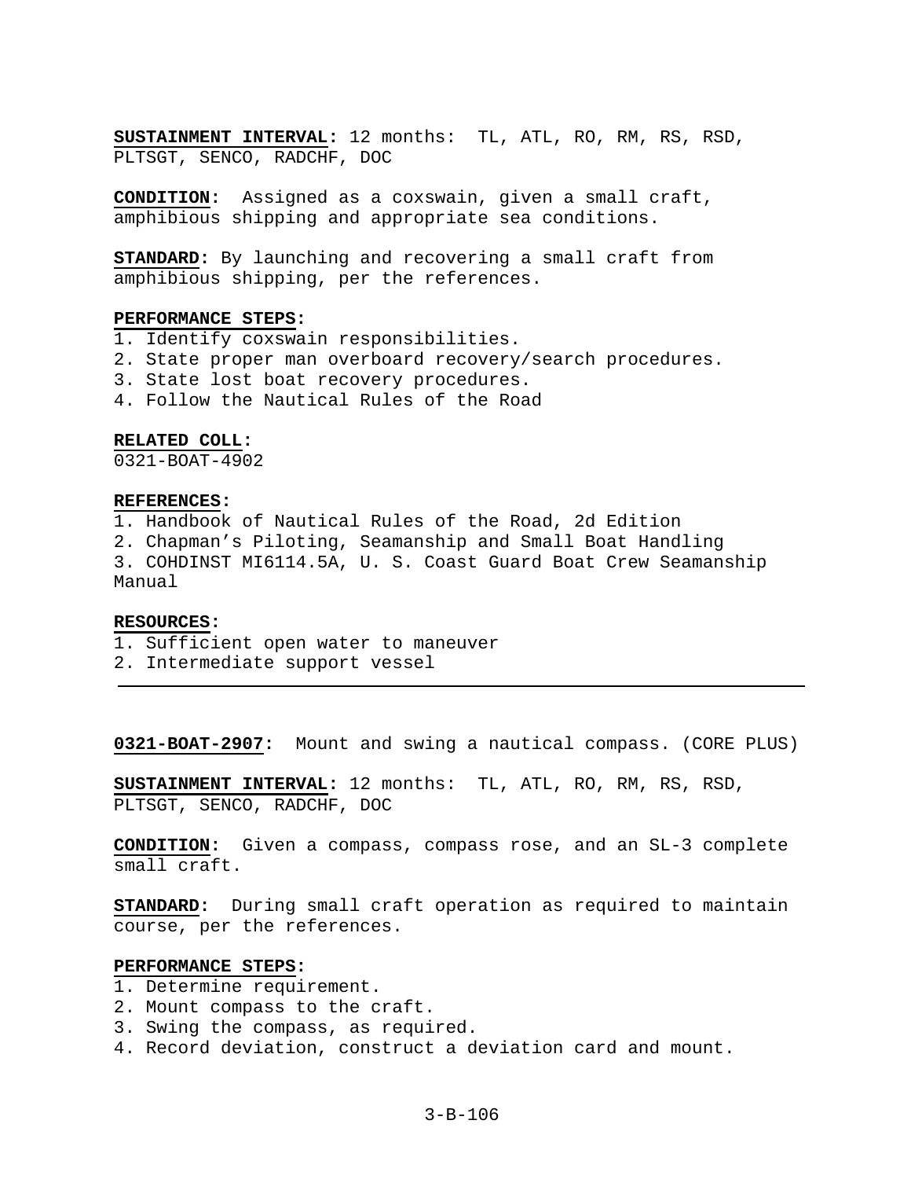**SUSTAINMENT INTERVAL:** 12 months: TL, ATL, RO, RM, RS, RSD, PLTSGT, SENCO, RADCHF, DOC

**CONDITION:** Assigned as a coxswain, given a small craft, amphibious shipping and appropriate sea conditions.

**STANDARD:** By launching and recovering a small craft from amphibious shipping, per the references.

**PERFORMANCE STEPS:**

1. Identify coxswain responsibilities.
2. State proper man overboard recovery/search procedures.
3. State lost boat recovery procedures.
4. Follow the Nautical Rules of the Road

**RELATED COLL:**

0321-BOAT-4902

**REFERENCES:**

1. Handbook of Nautical Rules of the Road, 2d Edition
2. Chapman's Piloting, Seamanship and Small Boat Handling
3. COHDINST MI6114.5A, U. S. Coast Guard Boat Crew Seamanship Manual

**RESOURCES:**

1. Sufficient open water to maneuver
2. Intermediate support vessel

---

**0321-BOAT-2907:** Mount and swing a nautical compass. (CORE PLUS)

**SUSTAINMENT INTERVAL:** 12 months: TL, ATL, RO, RM, RS, RSD, PLTSGT, SENCO, RADCHF, DOC

**CONDITION:** Given a compass, compass rose, and an SL-3 complete small craft.

**STANDARD:** During small craft operation as required to maintain course, per the references.

**PERFORMANCE STEPS:**

1. Determine requirement.
2. Mount compass to the craft.
3. Swing the compass, as required.
4. Record deviation, construct a deviation card and mount.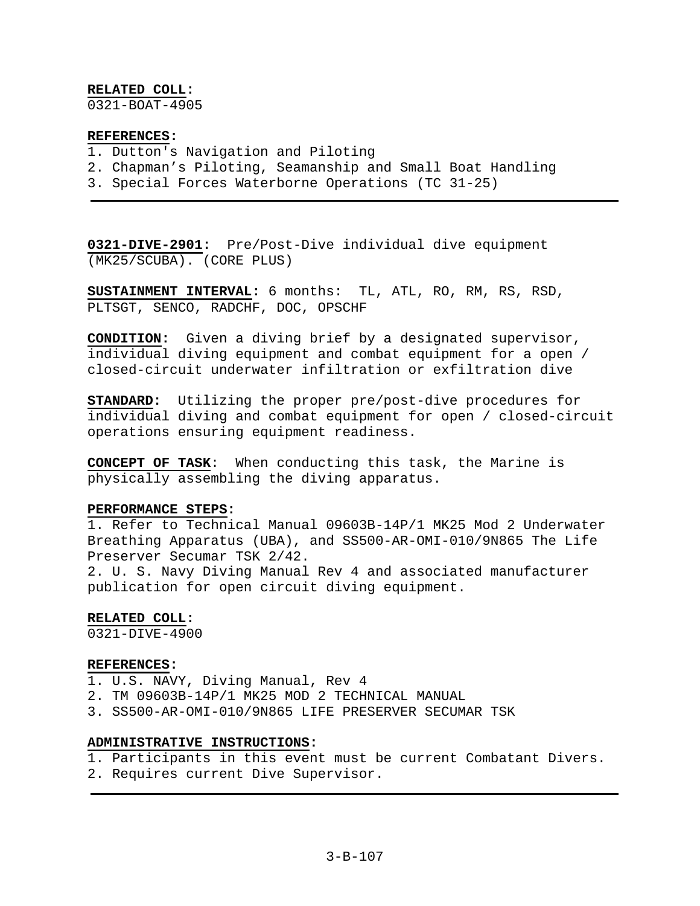**RELATED COLL:**
0321-BOAT-4905

**REFERENCES:**
1. Dutton's Navigation and Piloting
2. Chapman's Piloting, Seamanship and Small Boat Handling
3. Special Forces Waterborne Operations (TC 31-25)

---

**0321-DIVE-2901:** Pre/Post-Dive individual dive equipment (MK25/SCUBA). (CORE PLUS)

**SUSTAINMENT INTERVAL:** 6 months: TL, ATL, RO, RM, RS, RSD, PLTSGT, SENCO, RADCHF, DOC, OPSCHF

**CONDITION:** Given a diving brief by a designated supervisor, individual diving equipment and combat equipment for a open / closed-circuit underwater infiltration or exfiltration dive

**STANDARD:** Utilizing the proper pre/post-dive procedures for individual diving and combat equipment for open / closed-circuit operations ensuring equipment readiness.

**CONCEPT OF TASK**: When conducting this task, the Marine is physically assembling the diving apparatus.

**PERFORMANCE STEPS:**
1. Refer to Technical Manual 09603B-14P/1 MK25 Mod 2 Underwater Breathing Apparatus (UBA), and SS500-AR-OMI-010/9N865 The Life Preserver Secumar TSK 2/42.
2. U. S. Navy Diving Manual Rev 4 and associated manufacturer publication for open circuit diving equipment.

**RELATED COLL:**
0321-DIVE-4900

**REFERENCES:**
1. U.S. NAVY, Diving Manual, Rev 4
2. TM 09603B-14P/1 MK25 MOD 2 TECHNICAL MANUAL
3. SS500-AR-OMI-010/9N865 LIFE PRESERVER SECUMAR TSK

**ADMINISTRATIVE INSTRUCTIONS:**
1. Participants in this event must be current Combatant Divers.
2. Requires current Dive Supervisor.

---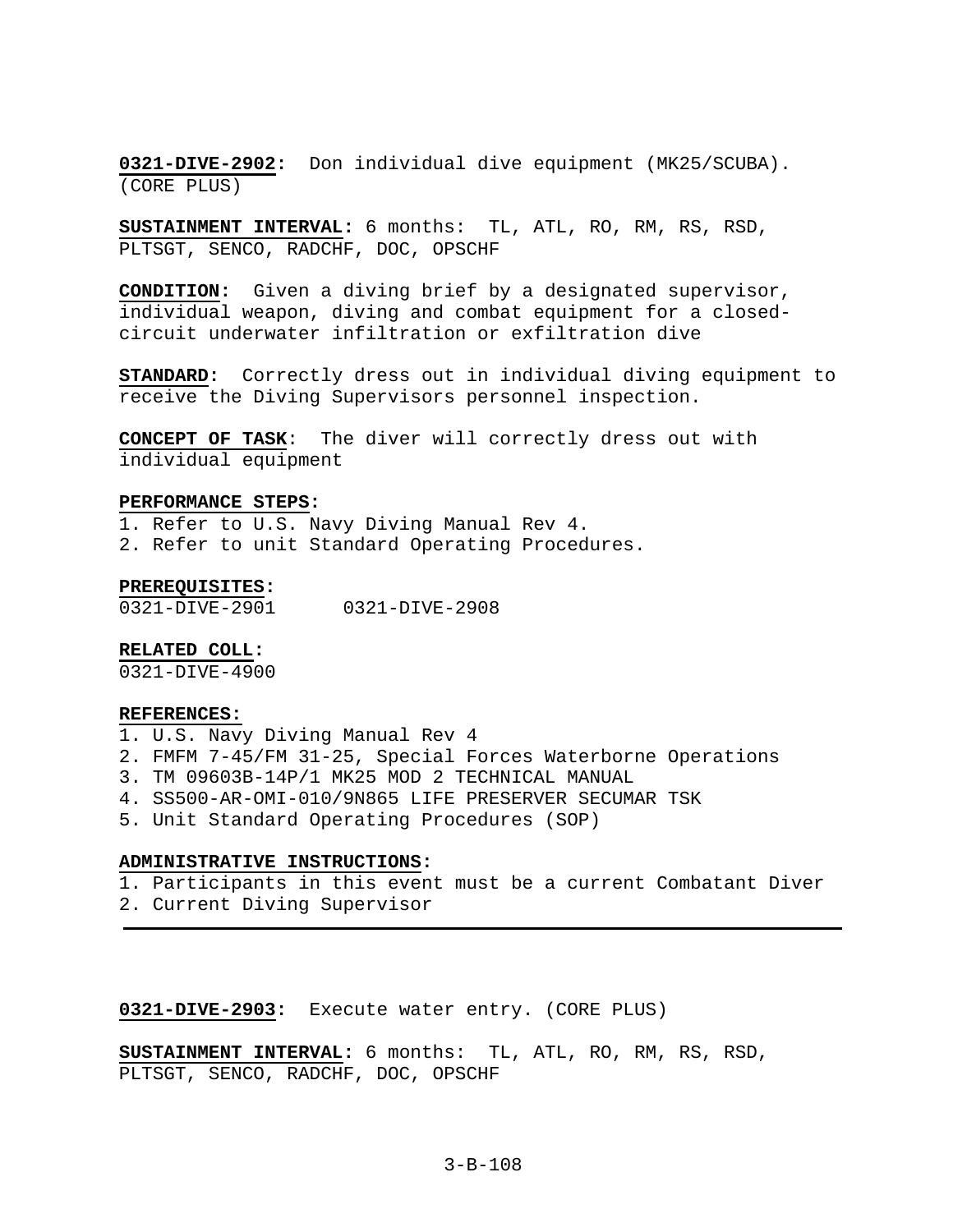**0321-DIVE-2902:** Don individual dive equipment (MK25/SCUBA). (CORE PLUS)

**SUSTAINMENT INTERVAL:** 6 months: TL, ATL, RO, RM, RS, RSD, PLTSGT, SENCO, RADCHF, DOC, OPSCHF

**CONDITION:** Given a diving brief by a designated supervisor, individual weapon, diving and combat equipment for a closed-circuit underwater infiltration or exfiltration dive

**STANDARD:** Correctly dress out in individual diving equipment to receive the Diving Supervisors personnel inspection.

**CONCEPT OF TASK**: The diver will correctly dress out with individual equipment

**PERFORMANCE STEPS:**
1. Refer to U.S. Navy Diving Manual Rev 4.
2. Refer to unit Standard Operating Procedures.

**PREREQUISITES:**
0321-DIVE-2901 0321-DIVE-2908

**RELATED COLL:**
0321-DIVE-4900

**REFERENCES:**
1. U.S. Navy Diving Manual Rev 4
2. FMFM 7-45/FM 31-25, Special Forces Waterborne Operations
3. TM 09603B-14P/1 MK25 MOD 2 TECHNICAL MANUAL
4. SS500-AR-OMI-010/9N865 LIFE PRESERVER SECUMAR TSK
5. Unit Standard Operating Procedures (SOP)

**ADMINISTRATIVE INSTRUCTIONS:**
1. Participants in this event must be a current Combatant Diver
2. Current Diving Supervisor

---

**0321-DIVE-2903:** Execute water entry. (CORE PLUS)

**SUSTAINMENT INTERVAL:** 6 months: TL, ATL, RO, RM, RS, RSD, PLTSGT, SENCO, RADCHF, DOC, OPSCHF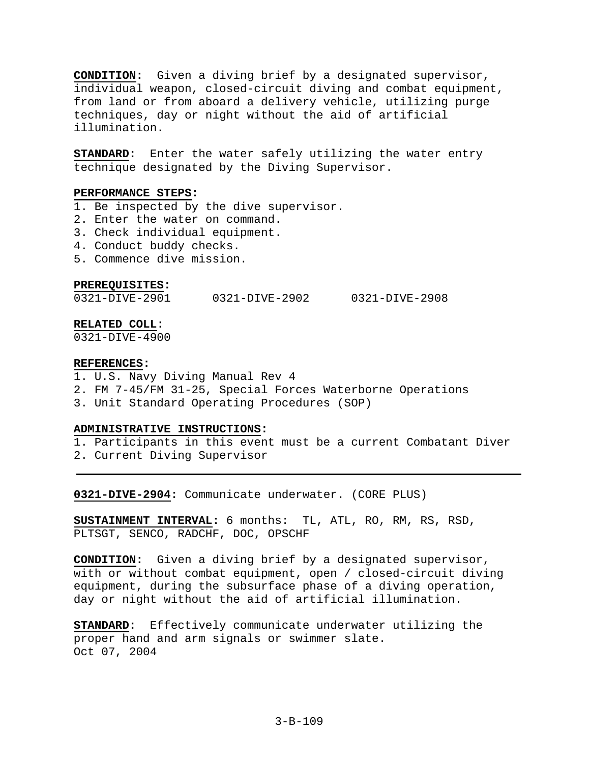**CONDITION:** Given a diving brief by a designated supervisor, individual weapon, closed-circuit diving and combat equipment, from land or from aboard a delivery vehicle, utilizing purge techniques, day or night without the aid of artificial illumination.

**STANDARD:** Enter the water safely utilizing the water entry technique designated by the Diving Supervisor.

**PERFORMANCE STEPS:**

1. Be inspected by the dive supervisor.
2. Enter the water on command.
3. Check individual equipment.
4. Conduct buddy checks.
5. Commence dive mission.

**PREREQUISITES:**

0321-DIVE-2901 0321-DIVE-2902 0321-DIVE-2908

**RELATED COLL:**

0321-DIVE-4900

**REFERENCES:**

1. U.S. Navy Diving Manual Rev 4
2. FM 7-45/FM 31-25, Special Forces Waterborne Operations
3. Unit Standard Operating Procedures (SOP)

**ADMINISTRATIVE INSTRUCTIONS:**

1. Participants in this event must be a current Combatant Diver
2. Current Diving Supervisor

---

**0321-DIVE-2904:** Communicate underwater. (CORE PLUS)

**SUSTAINMENT INTERVAL:** 6 months: TL, ATL, RO, RM, RS, RSD, PLTSGT, SENCO, RADCHF, DOC, OPSCHF

**CONDITION:** Given a diving brief by a designated supervisor, with or without combat equipment, open / closed-circuit diving equipment, during the subsurface phase of a diving operation, day or night without the aid of artificial illumination.

**STANDARD:** Effectively communicate underwater utilizing the proper hand and arm signals or swimmer slate.

Oct 07, 2004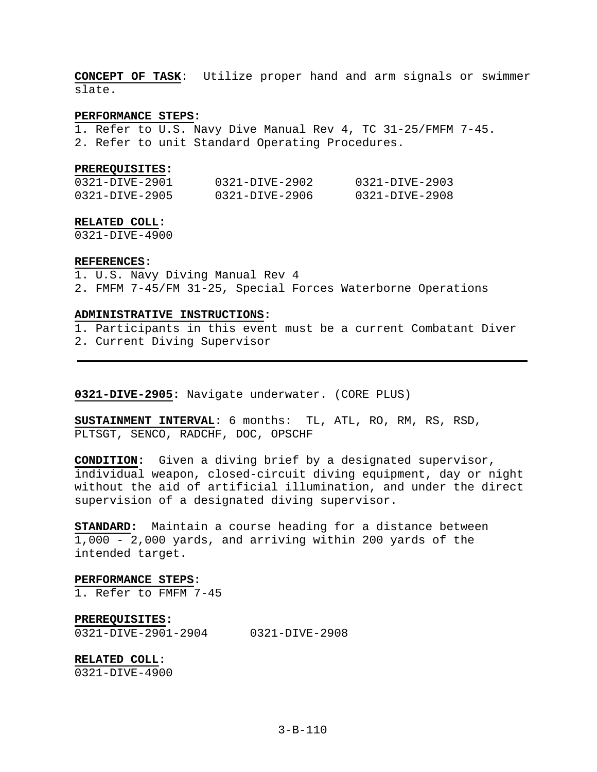**CONCEPT OF TASK**: Utilize proper hand and arm signals or swimmer slate.

**PERFORMANCE STEPS:**
1. Refer to U.S. Navy Dive Manual Rev 4, TC 31-25/FMFM 7-45.
2. Refer to unit Standard Operating Procedures.

**PREREQUISITES:**

| | | |
|---|---|---|
| 0321-DIVE-2901 | 0321-DIVE-2902 | 0321-DIVE-2903 |
| 0321-DIVE-2905 | 0321-DIVE-2906 | 0321-DIVE-2908 |

**RELATED COLL:**
0321-DIVE-4900

**REFERENCES:**
1. U.S. Navy Diving Manual Rev 4
2. FMFM 7-45/FM 31-25, Special Forces Waterborne Operations

**ADMINISTRATIVE INSTRUCTIONS:**
1. Participants in this event must be a current Combatant Diver
2. Current Diving Supervisor

---

**0321-DIVE-2905:** Navigate underwater. (CORE PLUS)

**SUSTAINMENT INTERVAL:** 6 months: TL, ATL, RO, RM, RS, RSD, PLTSGT, SENCO, RADCHF, DOC, OPSCHF

**CONDITION**: Given a diving brief by a designated supervisor, individual weapon, closed-circuit diving equipment, day or night without the aid of artificial illumination, and under the direct supervision of a designated diving supervisor.

**STANDARD**: Maintain a course heading for a distance between 1,000 - 2,000 yards, and arriving within 200 yards of the intended target.

**PERFORMANCE STEPS:**
1. Refer to FMFM 7-45

**PREREQUISITES:**

| | |
|---|---|
| 0321-DIVE-2901-2904 | 0321-DIVE-2908 |

**RELATED COLL:**
0321-DIVE-4900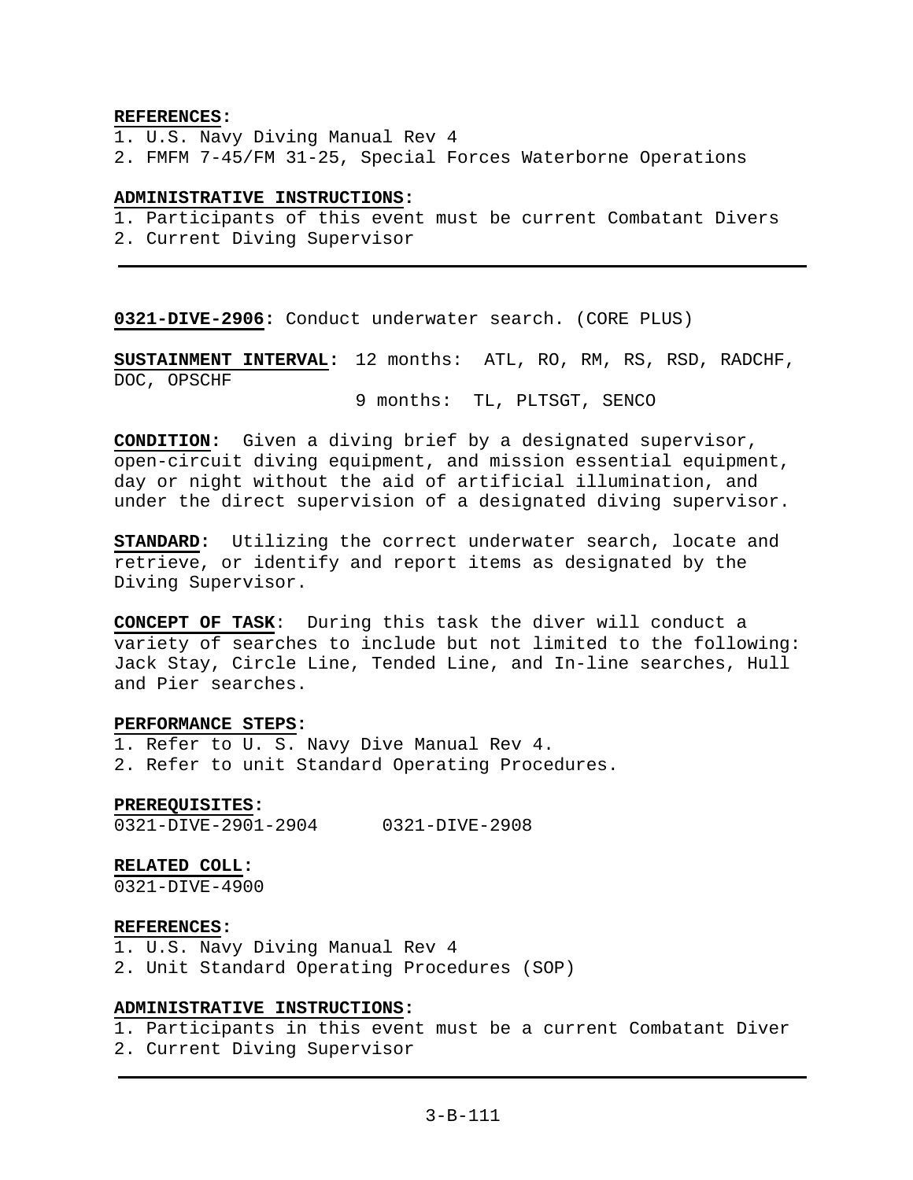**REFERENCES:**
1. U.S. Navy Diving Manual Rev 4
2. FMFM 7-45/FM 31-25, Special Forces Waterborne Operations

**ADMINISTRATIVE INSTRUCTIONS:**
1. Participants of this event must be current Combatant Divers
2. Current Diving Supervisor

---

**0321-DIVE-2906:** Conduct underwater search. (CORE PLUS)

**SUSTAINMENT INTERVAL:** 12 months: ATL, RO, RM, RS, RSD, RADCHF, DOC, OPSCHF
9 months: TL, PLTSGT, SENCO

**CONDITION:** Given a diving brief by a designated supervisor, open-circuit diving equipment, and mission essential equipment, day or night without the aid of artificial illumination, and under the direct supervision of a designated diving supervisor.

**STANDARD:** Utilizing the correct underwater search, locate and retrieve, or identify and report items as designated by the Diving Supervisor.

**CONCEPT OF TASK**: During this task the diver will conduct a variety of searches to include but not limited to the following: Jack Stay, Circle Line, Tended Line, and In-line searches, Hull and Pier searches.

**PERFORMANCE STEPS:**
1. Refer to U. S. Navy Dive Manual Rev 4.
2. Refer to unit Standard Operating Procedures.

**PREREQUISITES:**
0321-DIVE-2901-2904 0321-DIVE-2908

**RELATED COLL:**
0321-DIVE-4900

**REFERENCES:**
1. U.S. Navy Diving Manual Rev 4
2. Unit Standard Operating Procedures (SOP)

**ADMINISTRATIVE INSTRUCTIONS:**
1. Participants in this event must be a current Combatant Diver
2. Current Diving Supervisor

---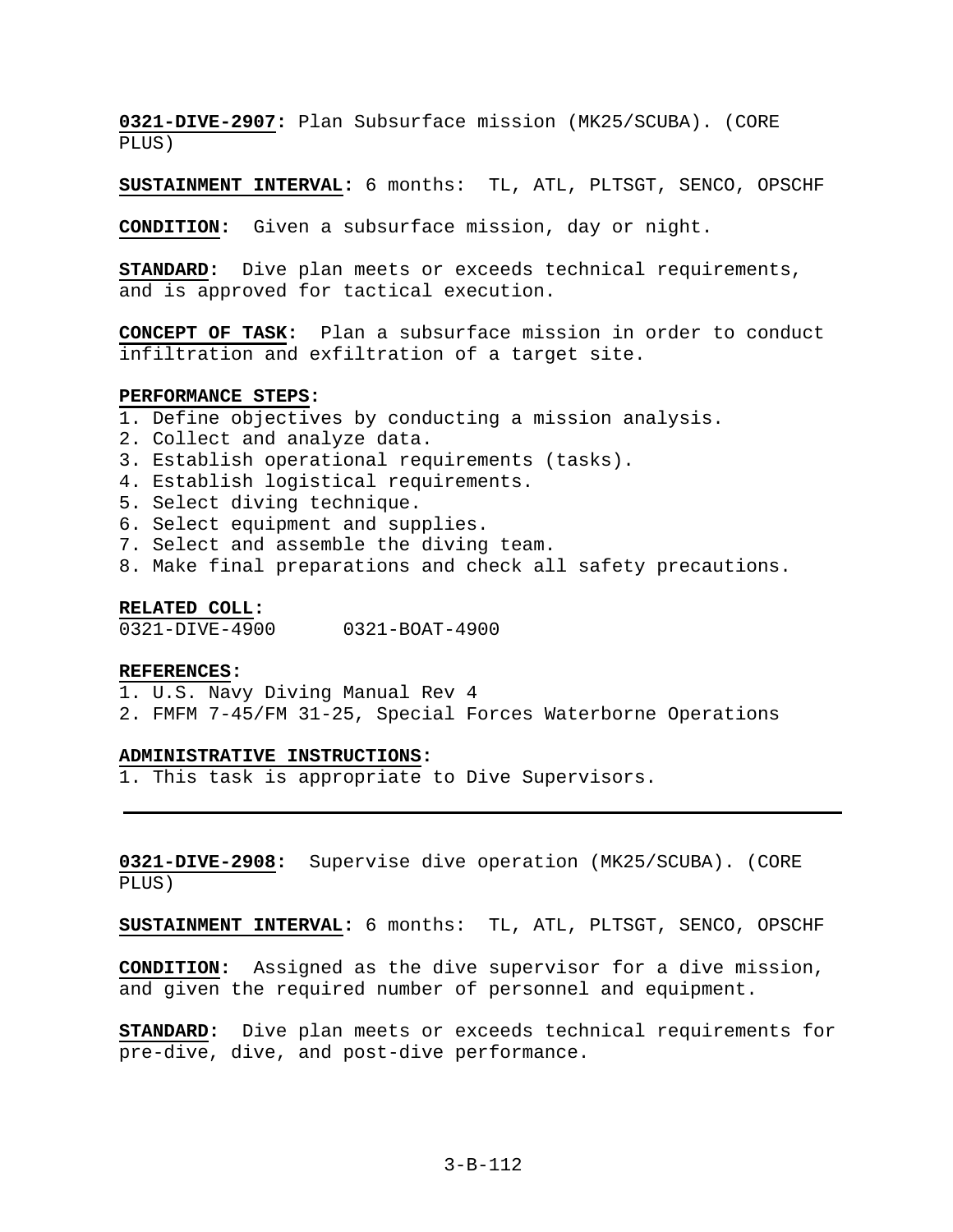**0321-DIVE-2907:** Plan Subsurface mission (MK25/SCUBA). (CORE PLUS)

**SUSTAINMENT INTERVAL:** 6 months: TL, ATL, PLTSGT, SENCO, OPSCHF

**CONDITION:** Given a subsurface mission, day or night.

**STANDARD:** Dive plan meets or exceeds technical requirements, and is approved for tactical execution.

**CONCEPT OF TASK:** Plan a subsurface mission in order to conduct infiltration and exfiltration of a target site.

**PERFORMANCE STEPS:**
1. Define objectives by conducting a mission analysis.
2. Collect and analyze data.
3. Establish operational requirements (tasks).
4. Establish logistical requirements.
5. Select diving technique.
6. Select equipment and supplies.
7. Select and assemble the diving team.
8. Make final preparations and check all safety precautions.

**RELATED COLL:**
0321-DIVE-4900 0321-BOAT-4900

**REFERENCES:**
1. U.S. Navy Diving Manual Rev 4
2. FMFM 7-45/FM 31-25, Special Forces Waterborne Operations

**ADMINISTRATIVE INSTRUCTIONS:**
1. This task is appropriate to Dive Supervisors.

---

**0321-DIVE-2908:** Supervise dive operation (MK25/SCUBA). (CORE PLUS)

**SUSTAINMENT INTERVAL:** 6 months: TL, ATL, PLTSGT, SENCO, OPSCHF

**CONDITION:** Assigned as the dive supervisor for a dive mission, and given the required number of personnel and equipment.

**STANDARD:** Dive plan meets or exceeds technical requirements for pre-dive, dive, and post-dive performance.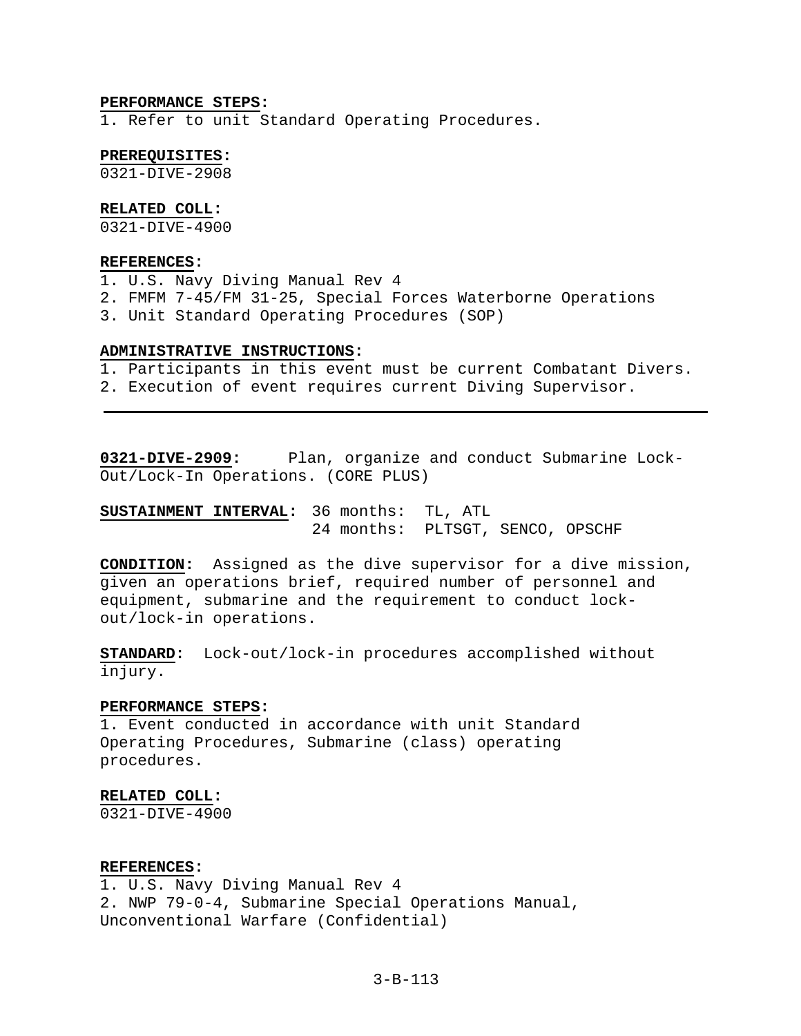**PERFORMANCE STEPS:**
1. Refer to unit Standard Operating Procedures.

**PREREQUISITES:**
0321-DIVE-2908

**RELATED COLL:**
0321-DIVE-4900

**REFERENCES:**
1. U.S. Navy Diving Manual Rev 4
2. FMFM 7-45/FM 31-25, Special Forces Waterborne Operations
3. Unit Standard Operating Procedures (SOP)

**ADMINISTRATIVE INSTRUCTIONS:**
1. Participants in this event must be current Combatant Divers.
2. Execution of event requires current Diving Supervisor.

---

**0321-DIVE-2909:** Plan, organize and conduct Submarine Lock-Out/Lock-In Operations. (CORE PLUS)

**SUSTAINMENT INTERVAL:** 36 months: TL, ATL
24 months: PLTSGT, SENCO, OPSCHF

**CONDITION:** Assigned as the dive supervisor for a dive mission, given an operations brief, required number of personnel and equipment, submarine and the requirement to conduct lock-out/lock-in operations.

**STANDARD:** Lock-out/lock-in procedures accomplished without injury.

**PERFORMANCE STEPS:**
1. Event conducted in accordance with unit Standard Operating Procedures, Submarine (class) operating procedures.

**RELATED COLL:**
0321-DIVE-4900

**REFERENCES:**
1. U.S. Navy Diving Manual Rev 4
2. NWP 79-0-4, Submarine Special Operations Manual, Unconventional Warfare (Confidential)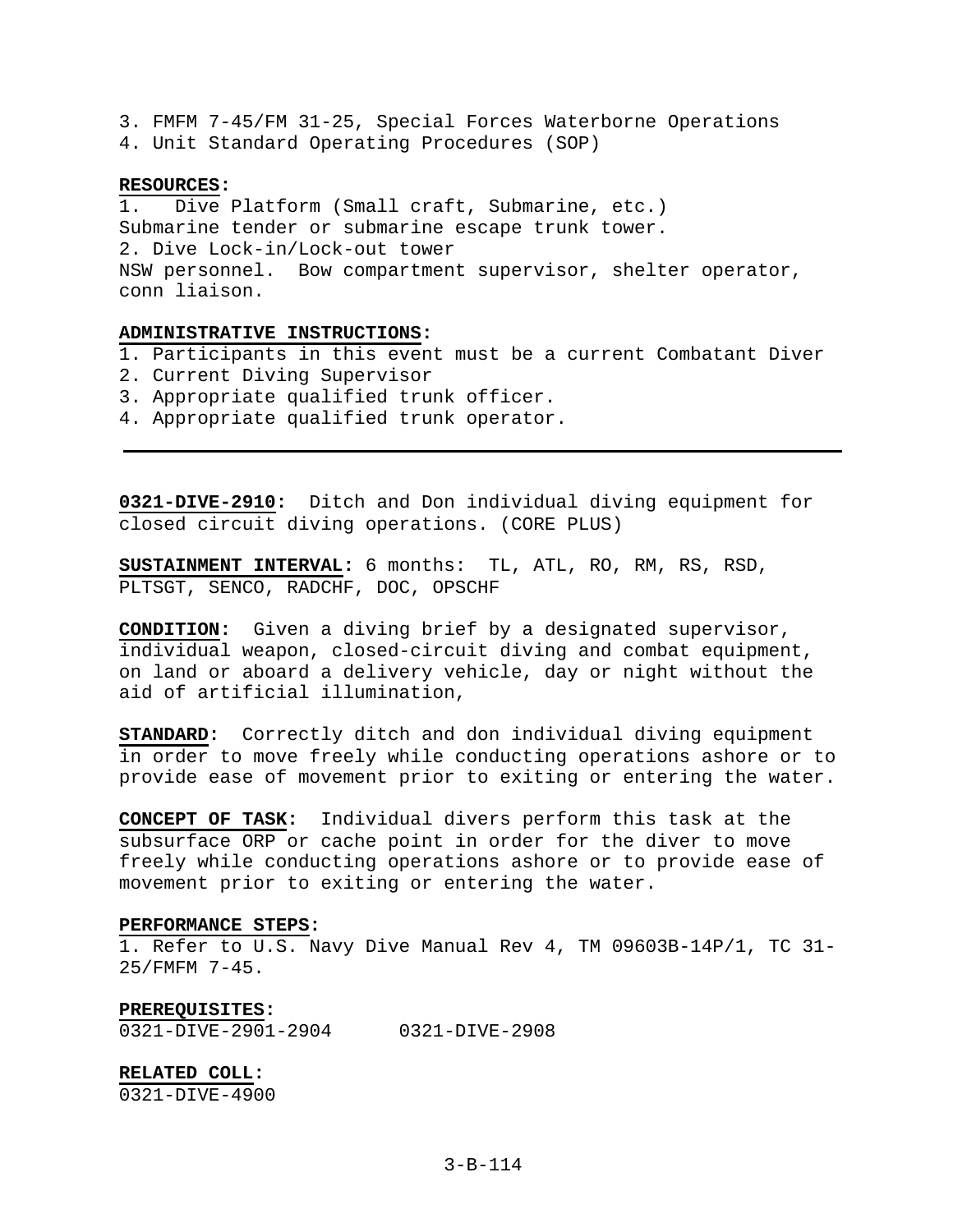3. FMFM 7-45/FM 31-25, Special Forces Waterborne Operations
4. Unit Standard Operating Procedures (SOP)

**RESOURCES:**
1. Dive Platform (Small craft, Submarine, etc.)
Submarine tender or submarine escape trunk tower.
2. Dive Lock-in/Lock-out tower
NSW personnel. Bow compartment supervisor, shelter operator, conn liaison.

**ADMINISTRATIVE INSTRUCTIONS:**
1. Participants in this event must be a current Combatant Diver
2. Current Diving Supervisor
3. Appropriate qualified trunk officer.
4. Appropriate qualified trunk operator.

---

**0321-DIVE-2910:** Ditch and Don individual diving equipment for closed circuit diving operations. (CORE PLUS)

**SUSTAINMENT INTERVAL:** 6 months: TL, ATL, RO, RM, RS, RSD, PLTSGT, SENCO, RADCHF, DOC, OPSCHF

**CONDITION:** Given a diving brief by a designated supervisor, individual weapon, closed-circuit diving and combat equipment, on land or aboard a delivery vehicle, day or night without the aid of artificial illumination,

**STANDARD:** Correctly ditch and don individual diving equipment in order to move freely while conducting operations ashore or to provide ease of movement prior to exiting or entering the water.

**CONCEPT OF TASK:** Individual divers perform this task at the subsurface ORP or cache point in order for the diver to move freely while conducting operations ashore or to provide ease of movement prior to exiting or entering the water.

**PERFORMANCE STEPS:**
1. Refer to U.S. Navy Dive Manual Rev 4, TM 09603B-14P/1, TC 31-25/FMFM 7-45.

**PREREQUISITES:**
0321-DIVE-2901-2904     0321-DIVE-2908

**RELATED COLL:**
0321-DIVE-4900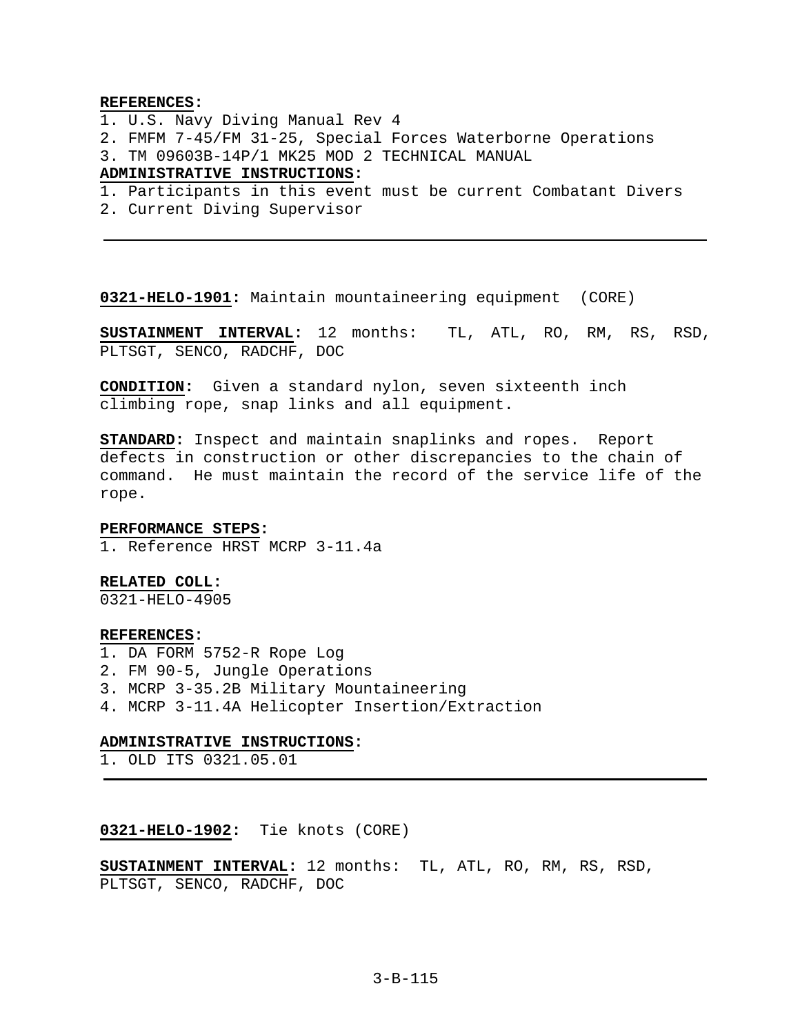**REFERENCES:**
1. U.S. Navy Diving Manual Rev 4
2. FMFM 7-45/FM 31-25, Special Forces Waterborne Operations
3. TM 09603B-14P/1 MK25 MOD 2 TECHNICAL MANUAL

**ADMINISTRATIVE INSTRUCTIONS:**
1. Participants in this event must be current Combatant Divers
2. Current Diving Supervisor

---

**0321-HELO-1901:** Maintain mountaineering equipment (CORE)

**SUSTAINMENT INTERVAL:** 12 months: TL, ATL, RO, RM, RS, RSD, PLTSGT, SENCO, RADCHF, DOC

**CONDITION:** Given a standard nylon, seven sixteenth inch climbing rope, snap links and all equipment.

**STANDARD:** Inspect and maintain snaplinks and ropes. Report defects in construction or other discrepancies to the chain of command. He must maintain the record of the service life of the rope.

**PERFORMANCE STEPS:**
1. Reference HRST MCRP 3-11.4a

**RELATED COLL:**
0321-HELO-4905

**REFERENCES:**
1. DA FORM 5752-R Rope Log
2. FM 90-5, Jungle Operations
3. MCRP 3-35.2B Military Mountaineering
4. MCRP 3-11.4A Helicopter Insertion/Extraction

**ADMINISTRATIVE INSTRUCTIONS:**
1. OLD ITS 0321.05.01

---

**0321-HELO-1902:** Tie knots (CORE)

**SUSTAINMENT INTERVAL:** 12 months: TL, ATL, RO, RM, RS, RSD, PLTSGT, SENCO, RADCHF, DOC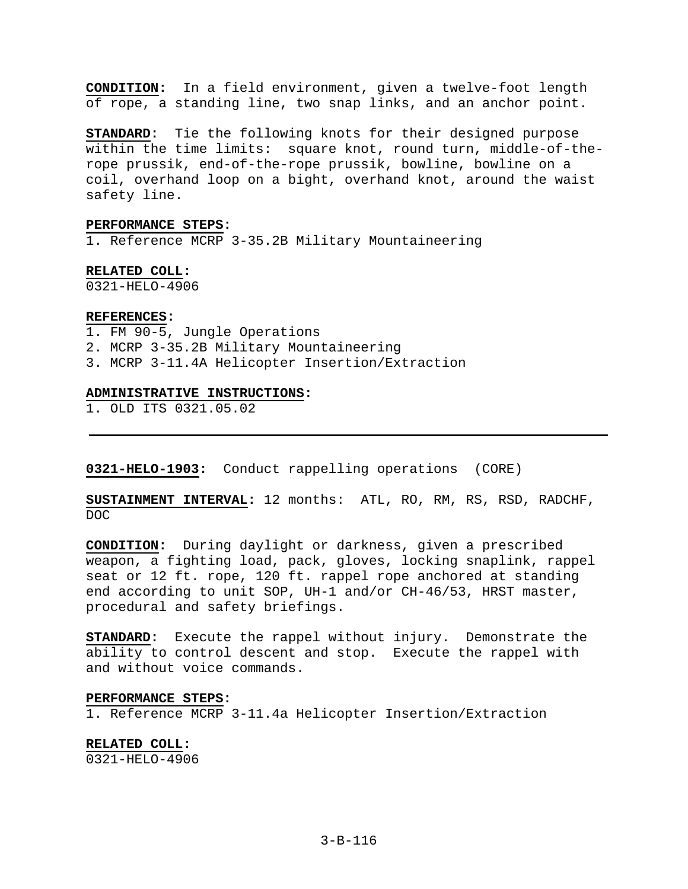**CONDITION**: In a field environment, given a twelve-foot length of rope, a standing line, two snap links, and an anchor point.

**STANDARD**: Tie the following knots for their designed purpose within the time limits: square knot, round turn, middle-of-the-rope prussik, end-of-the-rope prussik, bowline, bowline on a coil, overhand loop on a bight, overhand knot, around the waist safety line.

**PERFORMANCE STEPS**:
1. Reference MCRP 3-35.2B Military Mountaineering

**RELATED COLL**:
0321-HELO-4906

**REFERENCES**:
1. FM 90-5, Jungle Operations
2. MCRP 3-35.2B Military Mountaineering
3. MCRP 3-11.4A Helicopter Insertion/Extraction

**ADMINISTRATIVE INSTRUCTIONS**:
1. OLD ITS 0321.05.02

---

**0321-HELO-1903**: Conduct rappelling operations (CORE)

**SUSTAINMENT INTERVAL**: 12 months: ATL, RO, RM, RS, RSD, RADCHF, DOC

**CONDITION**: During daylight or darkness, given a prescribed weapon, a fighting load, pack, gloves, locking snaplink, rappel seat or 12 ft. rope, 120 ft. rappel rope anchored at standing end according to unit SOP, UH-1 and/or CH-46/53, HRST master, procedural and safety briefings.

**STANDARD**: Execute the rappel without injury. Demonstrate the ability to control descent and stop. Execute the rappel with and without voice commands.

**PERFORMANCE STEPS**:
1. Reference MCRP 3-11.4a Helicopter Insertion/Extraction

**RELATED COLL**:
0321-HELO-4906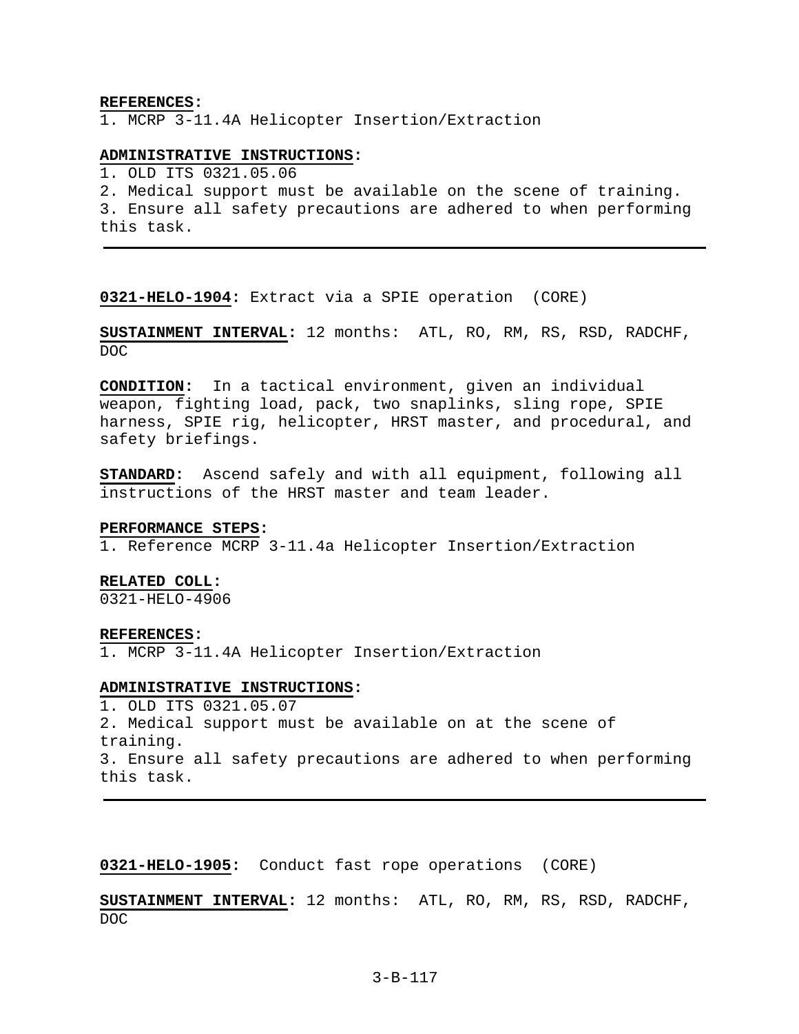**REFERENCES:**
1. MCRP 3-11.4A Helicopter Insertion/Extraction

**ADMINISTRATIVE INSTRUCTIONS:**
1. OLD ITS 0321.05.06
2. Medical support must be available on the scene of training.
3. Ensure all safety precautions are adhered to when performing this task.

---

**0321-HELO-1904:** Extract via a SPIE operation (CORE)

**SUSTAINMENT INTERVAL:** 12 months: ATL, RO, RM, RS, RSD, RADCHF, DOC

**CONDITION:** In a tactical environment, given an individual weapon, fighting load, pack, two snaplinks, sling rope, SPIE harness, SPIE rig, helicopter, HRST master, and procedural, and safety briefings.

**STANDARD:** Ascend safely and with all equipment, following all instructions of the HRST master and team leader.

**PERFORMANCE STEPS:**
1. Reference MCRP 3-11.4a Helicopter Insertion/Extraction

**RELATED COLL:**
0321-HELO-4906

**REFERENCES:**
1. MCRP 3-11.4A Helicopter Insertion/Extraction

**ADMINISTRATIVE INSTRUCTIONS:**
1. OLD ITS 0321.05.07
2. Medical support must be available on at the scene of training.
3. Ensure all safety precautions are adhered to when performing this task.

---

**0321-HELO-1905:** Conduct fast rope operations (CORE)

**SUSTAINMENT INTERVAL:** 12 months: ATL, RO, RM, RS, RSD, RADCHF, DOC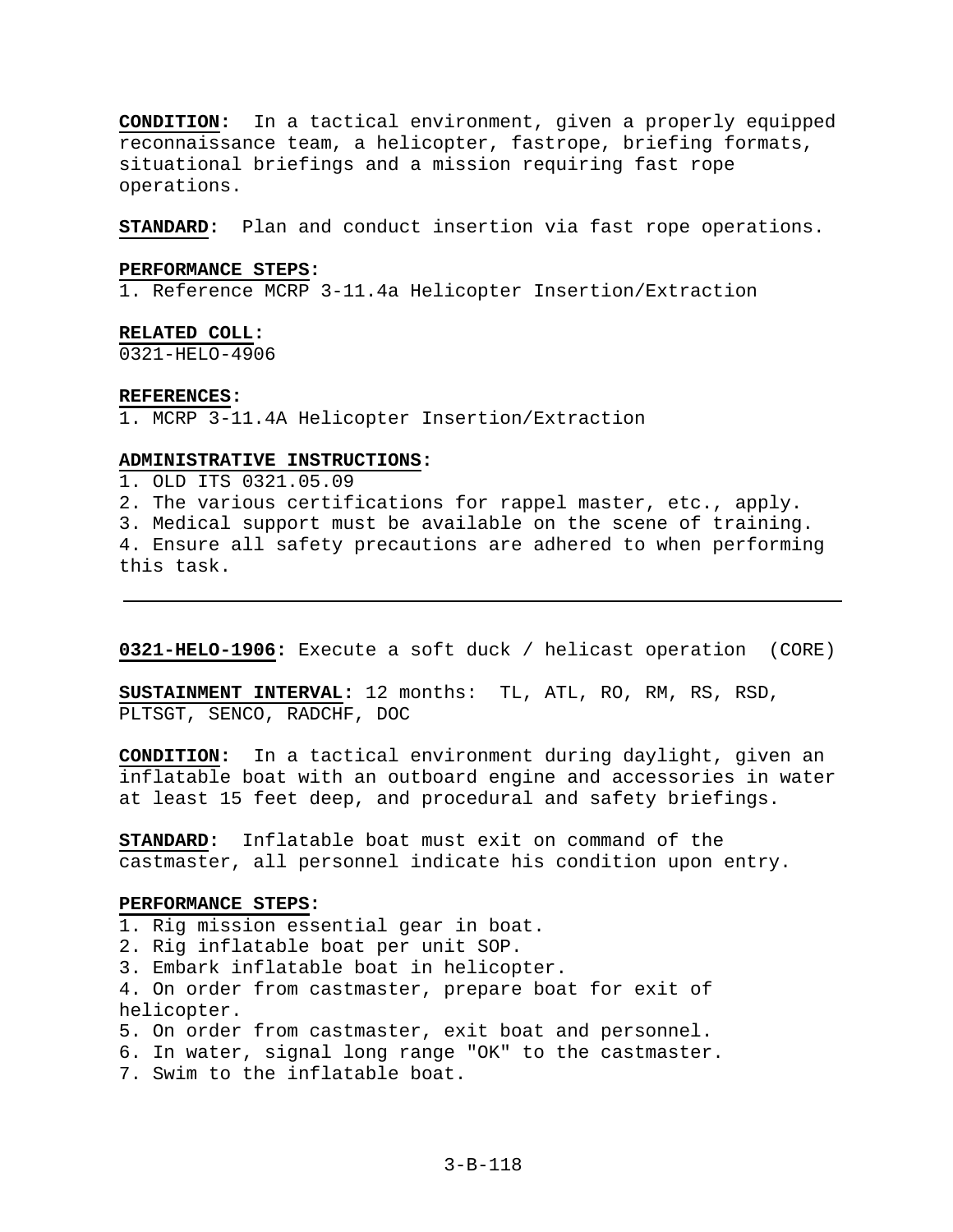**CONDITION:** In a tactical environment, given a properly equipped reconnaissance team, a helicopter, fastrope, briefing formats, situational briefings and a mission requiring fast rope operations.

**STANDARD:** Plan and conduct insertion via fast rope operations.

**PERFORMANCE STEPS:**

1. Reference MCRP 3-11.4a Helicopter Insertion/Extraction

**RELATED COLL:**

0321-HELO-4906

**REFERENCES:**

1. MCRP 3-11.4A Helicopter Insertion/Extraction

**ADMINISTRATIVE INSTRUCTIONS:**

1. OLD ITS 0321.05.09
2. The various certifications for rappel master, etc., apply.
3. Medical support must be available on the scene of training.
4. Ensure all safety precautions are adhered to when performing this task.

---

**0321-HELO-1906:** Execute a soft duck / helicast operation (CORE)

**SUSTAINMENT INTERVAL:** 12 months: TL, ATL, RO, RM, RS, RSD, PLTSGT, SENCO, RADCHF, DOC

**CONDITION:** In a tactical environment during daylight, given an inflatable boat with an outboard engine and accessories in water at least 15 feet deep, and procedural and safety briefings.

**STANDARD:** Inflatable boat must exit on command of the castmaster, all personnel indicate his condition upon entry.

**PERFORMANCE STEPS:**

1. Rig mission essential gear in boat.
2. Rig inflatable boat per unit SOP.
3. Embark inflatable boat in helicopter.
4. On order from castmaster, prepare boat for exit of helicopter.
5. On order from castmaster, exit boat and personnel.
6. In water, signal long range "OK" to the castmaster.
7. Swim to the inflatable boat.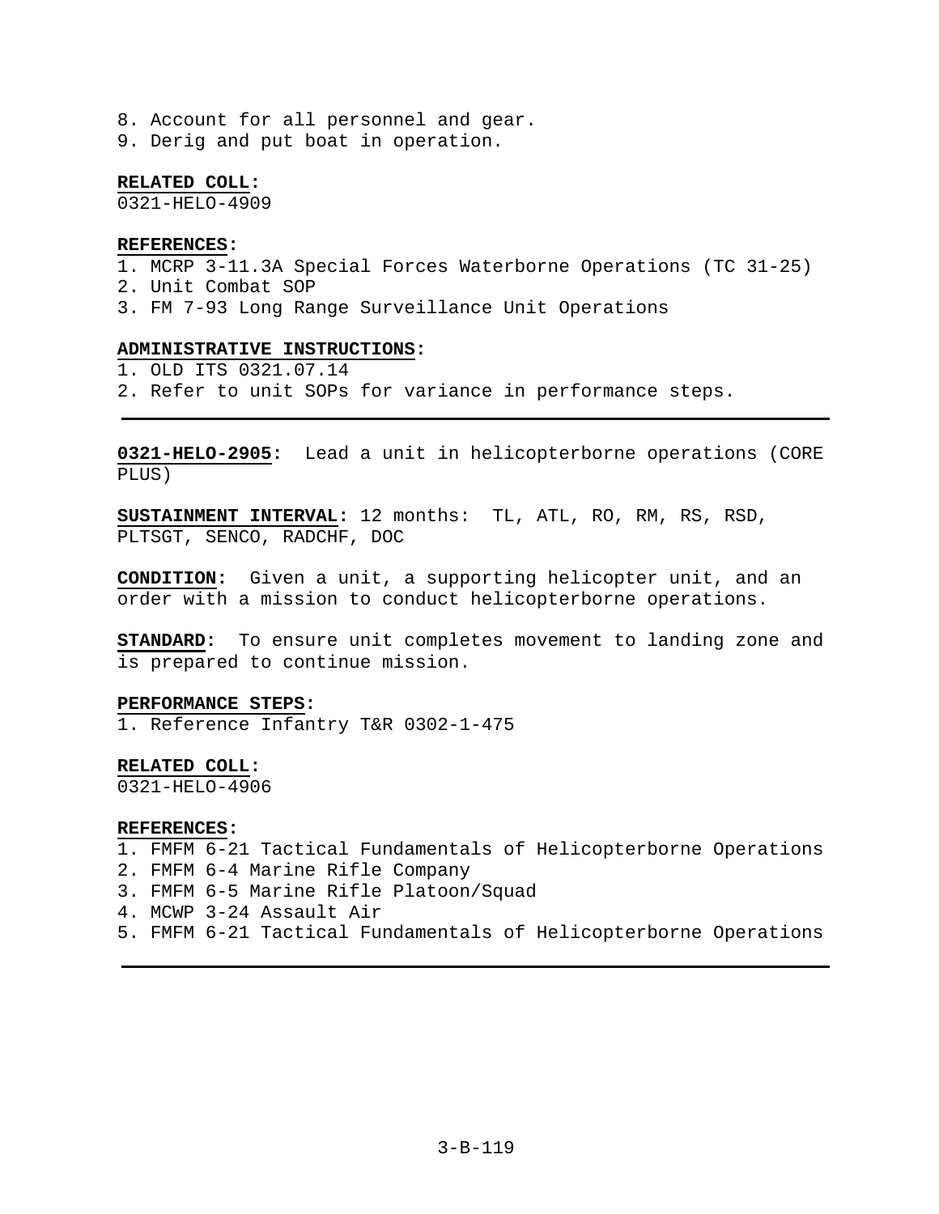8. Account for all personnel and gear.
9. Derig and put boat in operation.

**RELATED COLL:**
0321-HELO-4909

**REFERENCES:**
1. MCRP 3-11.3A Special Forces Waterborne Operations (TC 31-25)
2. Unit Combat SOP
3. FM 7-93 Long Range Surveillance Unit Operations

**ADMINISTRATIVE INSTRUCTIONS:**
1. OLD ITS 0321.07.14
2. Refer to unit SOPs for variance in performance steps.

---

**0321-HELO-2905:** Lead a unit in helicopterborne operations (CORE PLUS)

**SUSTAINMENT INTERVAL:** 12 months: TL, ATL, RO, RM, RS, RSD, PLTSGT, SENCO, RADCHF, DOC

**CONDITION:** Given a unit, a supporting helicopter unit, and an order with a mission to conduct helicopterborne operations.

**STANDARD:** To ensure unit completes movement to landing zone and is prepared to continue mission.

**PERFORMANCE STEPS:**
1. Reference Infantry T&R 0302-1-475

**RELATED COLL:**
0321-HELO-4906

**REFERENCES:**
1. FMFM 6-21 Tactical Fundamentals of Helicopterborne Operations
2. FMFM 6-4 Marine Rifle Company
3. FMFM 6-5 Marine Rifle Platoon/Squad
4. MCWP 3-24 Assault Air
5. FMFM 6-21 Tactical Fundamentals of Helicopterborne Operations

---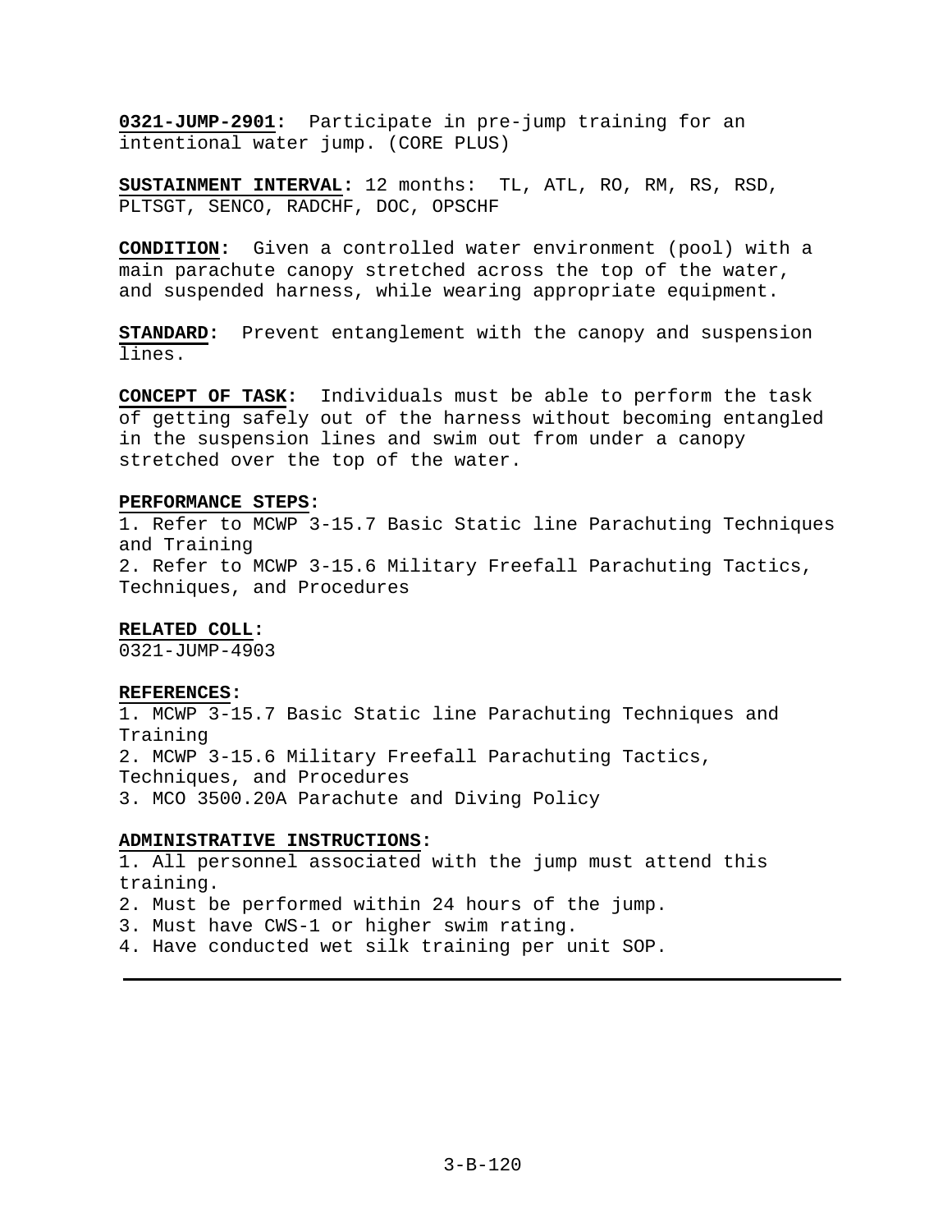**0321-JUMP-2901:** Participate in pre-jump training for an intentional water jump. (CORE PLUS)

**SUSTAINMENT INTERVAL:** 12 months: TL, ATL, RO, RM, RS, RSD, PLTSGT, SENCO, RADCHF, DOC, OPSCHF

**CONDITION:** Given a controlled water environment (pool) with a main parachute canopy stretched across the top of the water, and suspended harness, while wearing appropriate equipment.

**STANDARD:** Prevent entanglement with the canopy and suspension lines.

**CONCEPT OF TASK:** Individuals must be able to perform the task of getting safely out of the harness without becoming entangled in the suspension lines and swim out from under a canopy stretched over the top of the water.

**PERFORMANCE STEPS:**

1. Refer to MCWP 3-15.7 Basic Static line Parachuting Techniques and Training
2. Refer to MCWP 3-15.6 Military Freefall Parachuting Tactics, Techniques, and Procedures

**RELATED COLL:**

0321-JUMP-4903

**REFERENCES:**

1. MCWP 3-15.7 Basic Static line Parachuting Techniques and Training
2. MCWP 3-15.6 Military Freefall Parachuting Tactics, Techniques, and Procedures
3. MCO 3500.20A Parachute and Diving Policy

**ADMINISTRATIVE INSTRUCTIONS:**

1. All personnel associated with the jump must attend this training.
2. Must be performed within 24 hours of the jump.
3. Must have CWS-1 or higher swim rating.
4. Have conducted wet silk training per unit SOP.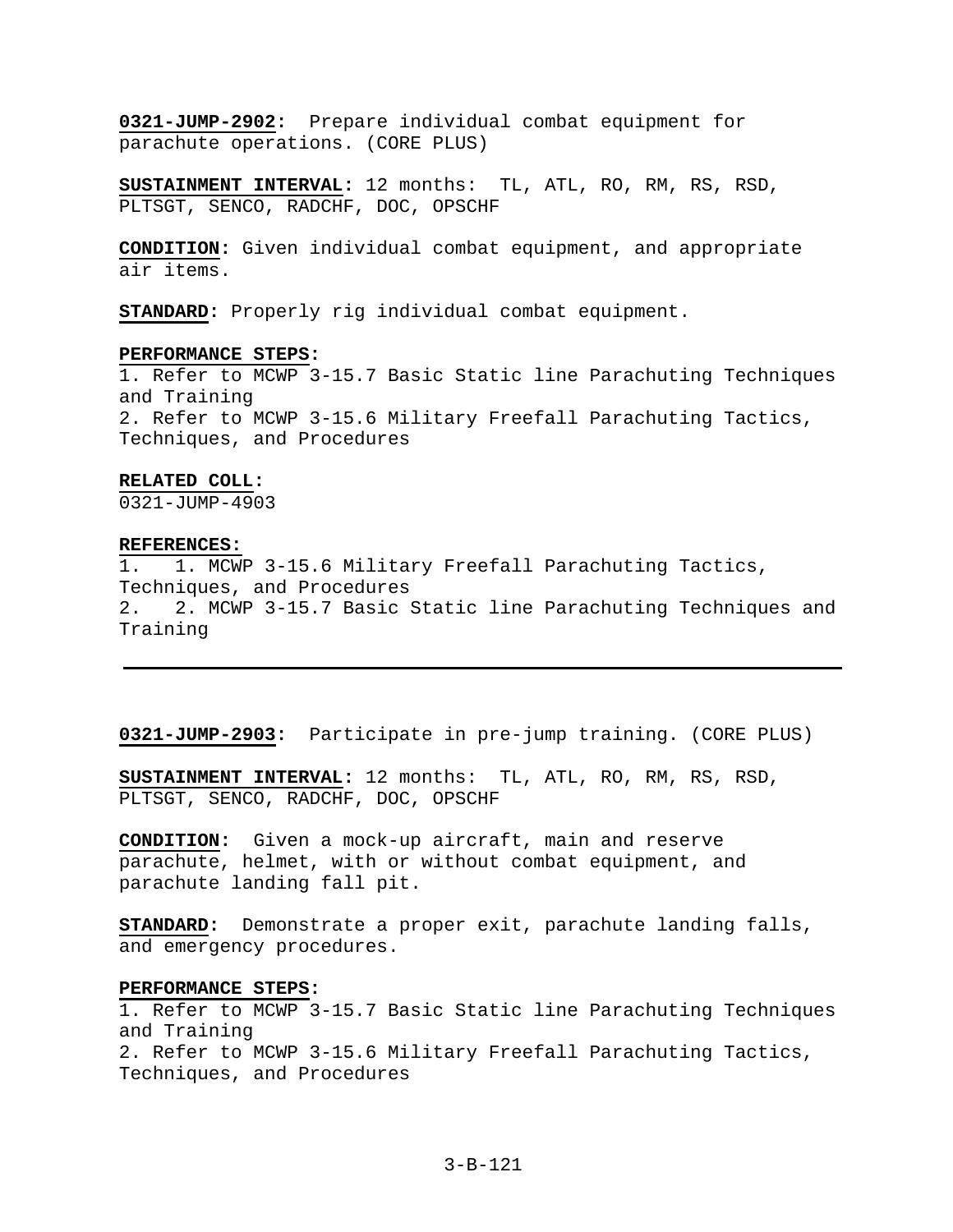**0321-JUMP-2902:** Prepare individual combat equipment for parachute operations. (CORE PLUS)

**SUSTAINMENT INTERVAL:** 12 months: TL, ATL, RO, RM, RS, RSD, PLTSGT, SENCO, RADCHF, DOC, OPSCHF

**CONDITION:** Given individual combat equipment, and appropriate air items.

**STANDARD:** Properly rig individual combat equipment.

**PERFORMANCE STEPS:**
1. Refer to MCWP 3-15.7 Basic Static line Parachuting Techniques and Training
2. Refer to MCWP 3-15.6 Military Freefall Parachuting Tactics, Techniques, and Procedures

**RELATED COLL:**
0321-JUMP-4903

**REFERENCES:**
1. 1. MCWP 3-15.6 Military Freefall Parachuting Tactics, Techniques, and Procedures
2. 2. MCWP 3-15.7 Basic Static line Parachuting Techniques and Training

---

**0321-JUMP-2903:** Participate in pre-jump training. (CORE PLUS)

**SUSTAINMENT INTERVAL:** 12 months: TL, ATL, RO, RM, RS, RSD, PLTSGT, SENCO, RADCHF, DOC, OPSCHF

**CONDITION:** Given a mock-up aircraft, main and reserve parachute, helmet, with or without combat equipment, and parachute landing fall pit.

**STANDARD:** Demonstrate a proper exit, parachute landing falls, and emergency procedures.

**PERFORMANCE STEPS:**
1. Refer to MCWP 3-15.7 Basic Static line Parachuting Techniques and Training
2. Refer to MCWP 3-15.6 Military Freefall Parachuting Tactics, Techniques, and Procedures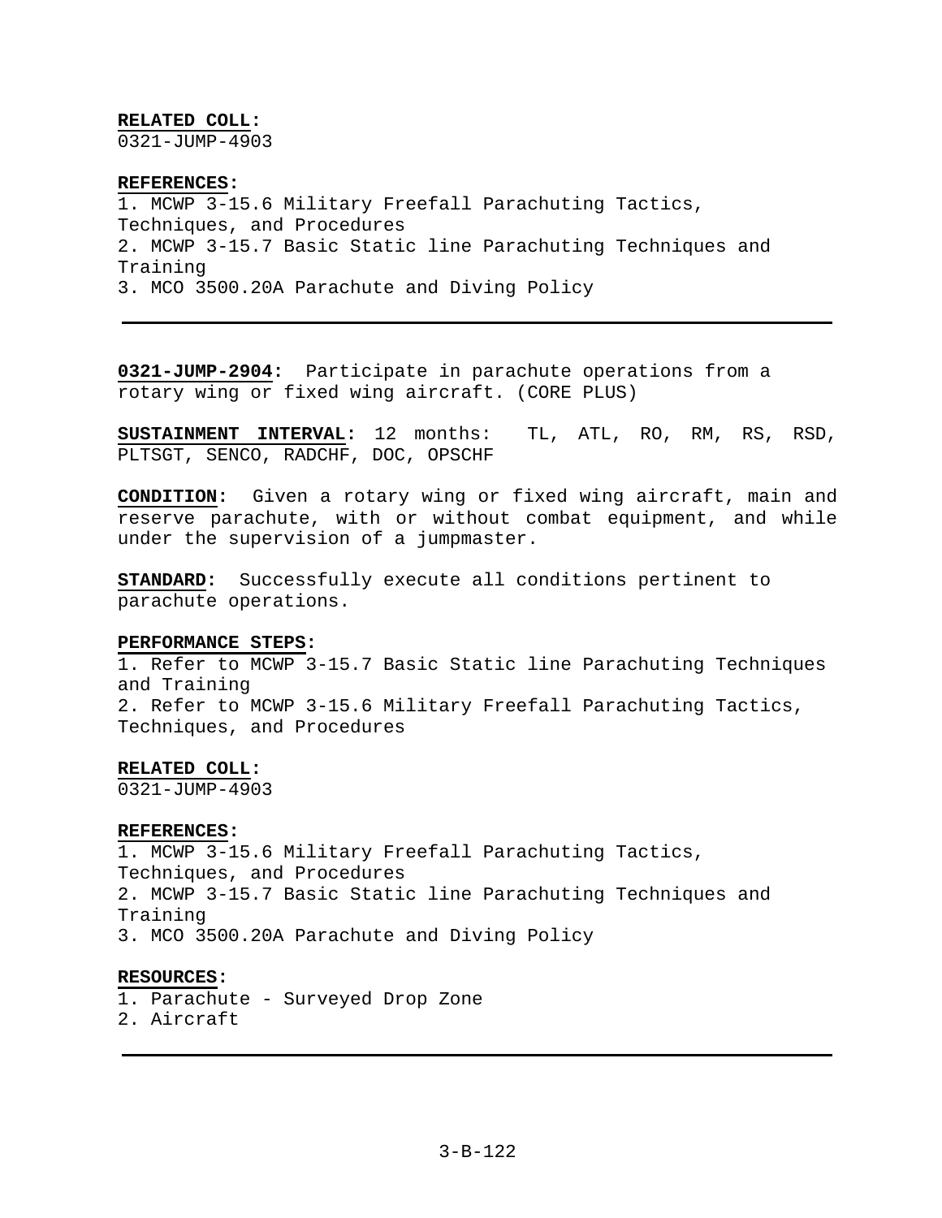**RELATED COLL:**
0321-JUMP-4903

**REFERENCES:**
1. MCWP 3-15.6 Military Freefall Parachuting Tactics, Techniques, and Procedures
2. MCWP 3-15.7 Basic Static line Parachuting Techniques and Training
3. MCO 3500.20A Parachute and Diving Policy

---

**0321-JUMP-2904:** Participate in parachute operations from a rotary wing or fixed wing aircraft. (CORE PLUS)

**SUSTAINMENT INTERVAL:** 12 months: TL, ATL, RO, RM, RS, RSD, PLTSGT, SENCO, RADCHF, DOC, OPSCHF

**CONDITION:** Given a rotary wing or fixed wing aircraft, main and reserve parachute, with or without combat equipment, and while under the supervision of a jumpmaster.

**STANDARD:** Successfully execute all conditions pertinent to parachute operations.

**PERFORMANCE STEPS:**
1. Refer to MCWP 3-15.7 Basic Static line Parachuting Techniques and Training
2. Refer to MCWP 3-15.6 Military Freefall Parachuting Tactics, Techniques, and Procedures

**RELATED COLL:**
0321-JUMP-4903

**REFERENCES:**
1. MCWP 3-15.6 Military Freefall Parachuting Tactics, Techniques, and Procedures
2. MCWP 3-15.7 Basic Static line Parachuting Techniques and Training
3. MCO 3500.20A Parachute and Diving Policy

**RESOURCES:**
1. Parachute - Surveyed Drop Zone
2. Aircraft

---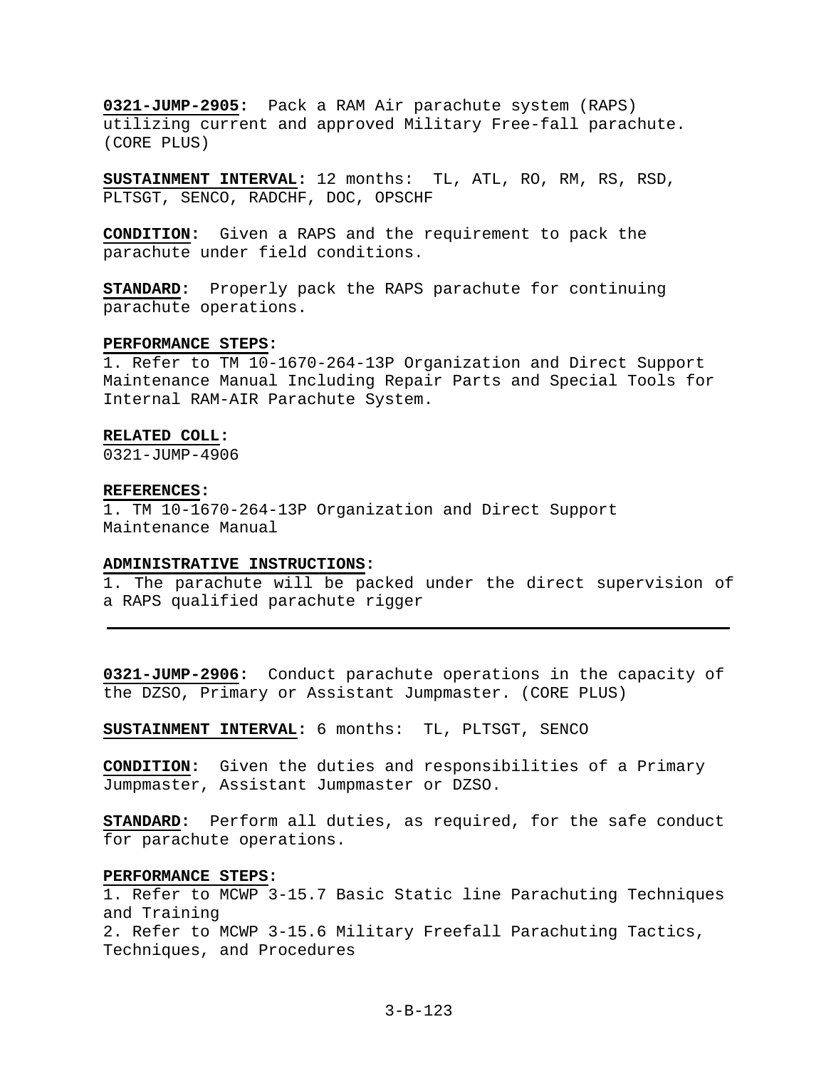**0321-JUMP-2905**: Pack a RAM Air parachute system (RAPS) utilizing current and approved Military Free-fall parachute. (CORE PLUS)

**SUSTAINMENT INTERVAL:** 12 months: TL, ATL, RO, RM, RS, RSD, PLTSGT, SENCO, RADCHF, DOC, OPSCHF

**CONDITION**: Given a RAPS and the requirement to pack the parachute under field conditions.

**STANDARD**: Properly pack the RAPS parachute for continuing parachute operations.

**PERFORMANCE STEPS**:
1. Refer to TM 10-1670-264-13P Organization and Direct Support Maintenance Manual Including Repair Parts and Special Tools for Internal RAM-AIR Parachute System.

**RELATED COLL**:
0321-JUMP-4906

**REFERENCES**:
1. TM 10-1670-264-13P Organization and Direct Support Maintenance Manual

**ADMINISTRATIVE INSTRUCTIONS**:
1. The parachute will be packed under the direct supervision of a RAPS qualified parachute rigger

---

**0321-JUMP-2906**: Conduct parachute operations in the capacity of the DZSO, Primary or Assistant Jumpmaster. (CORE PLUS)

**SUSTAINMENT INTERVAL:** 6 months: TL, PLTSGT, SENCO

**CONDITION**: Given the duties and responsibilities of a Primary Jumpmaster, Assistant Jumpmaster or DZSO.

**STANDARD**: Perform all duties, as required, for the safe conduct for parachute operations.

**PERFORMANCE STEPS**:
1. Refer to MCWP 3-15.7 Basic Static line Parachuting Techniques and Training
2. Refer to MCWP 3-15.6 Military Freefall Parachuting Tactics, Techniques, and Procedures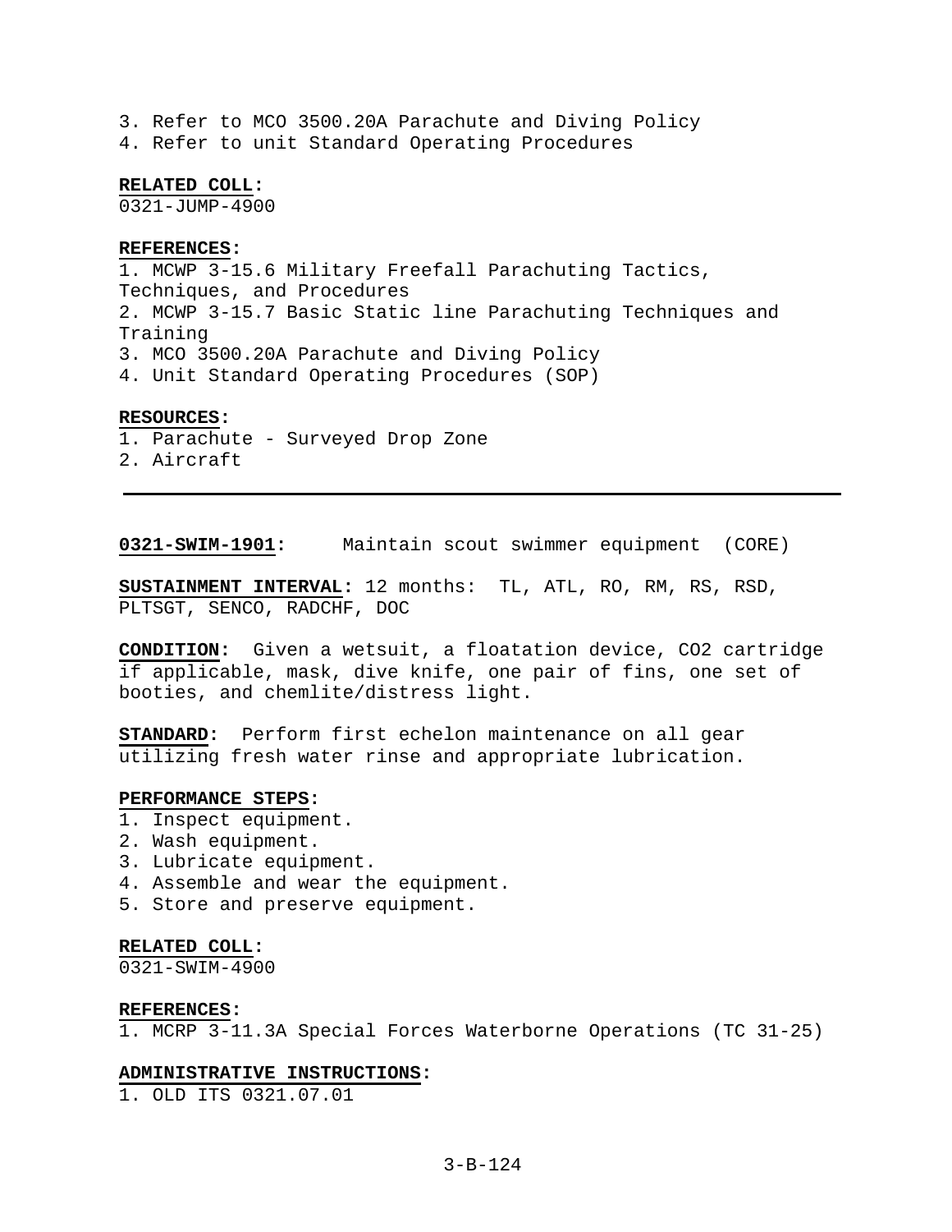3. Refer to MCO 3500.20A Parachute and Diving Policy
4. Refer to unit Standard Operating Procedures

**RELATED COLL:**
0321-JUMP-4900

**REFERENCES:**
1. MCWP 3-15.6 Military Freefall Parachuting Tactics, Techniques, and Procedures
2. MCWP 3-15.7 Basic Static line Parachuting Techniques and Training
3. MCO 3500.20A Parachute and Diving Policy
4. Unit Standard Operating Procedures (SOP)

**RESOURCES:**
1. Parachute - Surveyed Drop Zone
2. Aircraft

---

**0321-SWIM-1901:** Maintain scout swimmer equipment (CORE)

**SUSTAINMENT INTERVAL:** 12 months: TL, ATL, RO, RM, RS, RSD, PLTSGT, SENCO, RADCHF, DOC

**CONDITION:** Given a wetsuit, a floatation device, CO2 cartridge if applicable, mask, dive knife, one pair of fins, one set of booties, and chemlite/distress light.

**STANDARD:** Perform first echelon maintenance on all gear utilizing fresh water rinse and appropriate lubrication.

**PERFORMANCE STEPS:**
1. Inspect equipment.
2. Wash equipment.
3. Lubricate equipment.
4. Assemble and wear the equipment.
5. Store and preserve equipment.

**RELATED COLL:**
0321-SWIM-4900

**REFERENCES:**
1. MCRP 3-11.3A Special Forces Waterborne Operations (TC 31-25)

**ADMINISTRATIVE INSTRUCTIONS:**
1. OLD ITS 0321.07.01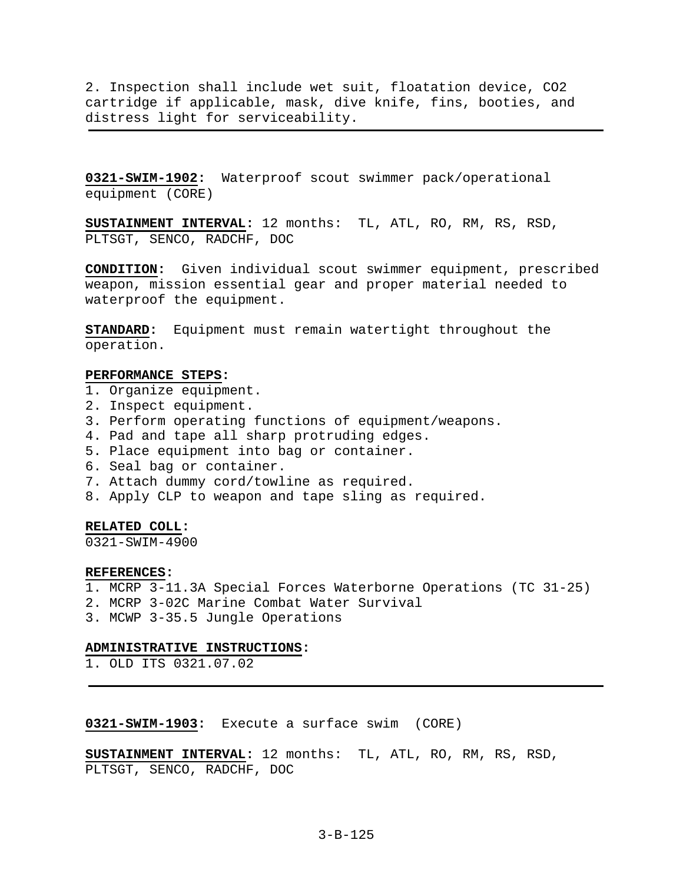2. Inspection shall include wet suit, floatation device, $CO_2$ cartridge if applicable, mask, dive knife, fins, booties, and distress light for serviceability.

---

**0321-SWIM-1902:** Waterproof scout swimmer pack/operational equipment (CORE)

**SUSTAINMENT INTERVAL:** 12 months: TL, ATL, RO, RM, RS, RSD, PLTSGT, SENCO, RADCHF, DOC

**CONDITION:** Given individual scout swimmer equipment, prescribed weapon, mission essential gear and proper material needed to waterproof the equipment.

**STANDARD:** Equipment must remain watertight throughout the operation.

**PERFORMANCE STEPS:**
1. Organize equipment.
2. Inspect equipment.
3. Perform operating functions of equipment/weapons.
4. Pad and tape all sharp protruding edges.
5. Place equipment into bag or container.
6. Seal bag or container.
7. Attach dummy cord/towline as required.
8. Apply CLP to weapon and tape sling as required.

**RELATED COLL:**
0321-SWIM-4900

**REFERENCES:**
1. MCRP 3-11.3A Special Forces Waterborne Operations (TC 31-25)
2. MCRP 3-02C Marine Combat Water Survival
3. MCWP 3-35.5 Jungle Operations

**ADMINISTRATIVE INSTRUCTIONS:**
1. OLD ITS 0321.07.02

---

**0321-SWIM-1903:** Execute a surface swim (CORE)

**SUSTAINMENT INTERVAL:** 12 months: TL, ATL, RO, RM, RS, RSD, PLTSGT, SENCO, RADCHF, DOC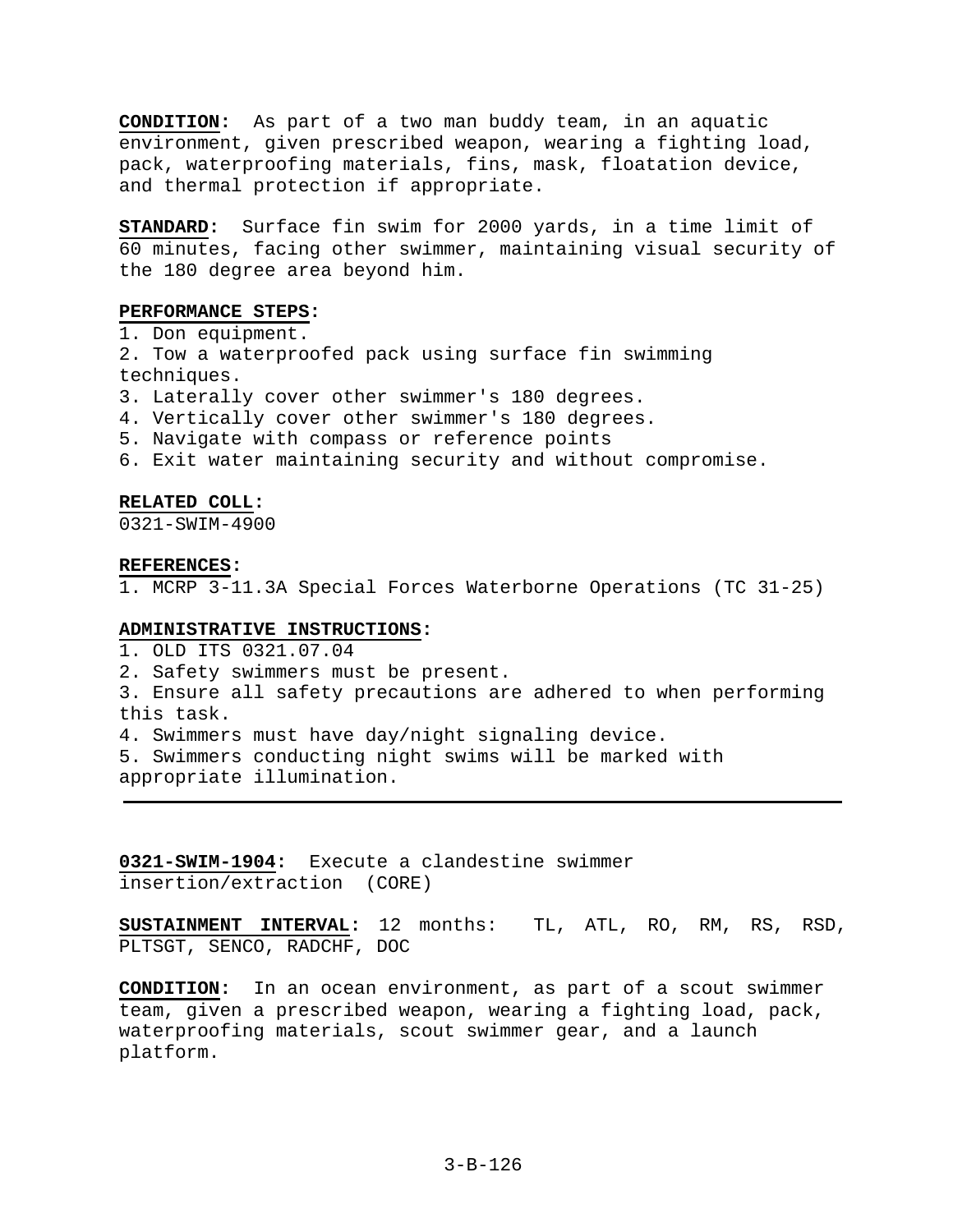**CONDITION:** As part of a two man buddy team, in an aquatic environment, given prescribed weapon, wearing a fighting load, pack, waterproofing materials, fins, mask, floatation device, and thermal protection if appropriate.

**STANDARD:** Surface fin swim for 2000 yards, in a time limit of 60 minutes, facing other swimmer, maintaining visual security of the 180 degree area beyond him.

**PERFORMANCE STEPS:**

1. Don equipment.
2. Tow a waterproofed pack using surface fin swimming techniques.
3. Laterally cover other swimmer's 180 degrees.
4. Vertically cover other swimmer's 180 degrees.
5. Navigate with compass or reference points
6. Exit water maintaining security and without compromise.

**RELATED COLL:**
0321-SWIM-4900

**REFERENCES:**
1. MCRP 3-11.3A Special Forces Waterborne Operations (TC 31-25)

**ADMINISTRATIVE INSTRUCTIONS:**

1. OLD ITS 0321.07.04
2. Safety swimmers must be present.
3. Ensure all safety precautions are adhered to when performing this task.
4. Swimmers must have day/night signaling device.
5. Swimmers conducting night swims will be marked with appropriate illumination.

---

**0321-SWIM-1904:** Execute a clandestine swimmer insertion/extraction (CORE)

**SUSTAINMENT INTERVAL:** 12 months: TL, ATL, RO, RM, RS, RSD, PLTSGT, SENCO, RADCHF, DOC

**CONDITION:** In an ocean environment, as part of a scout swimmer team, given a prescribed weapon, wearing a fighting load, pack, waterproofing materials, scout swimmer gear, and a launch platform.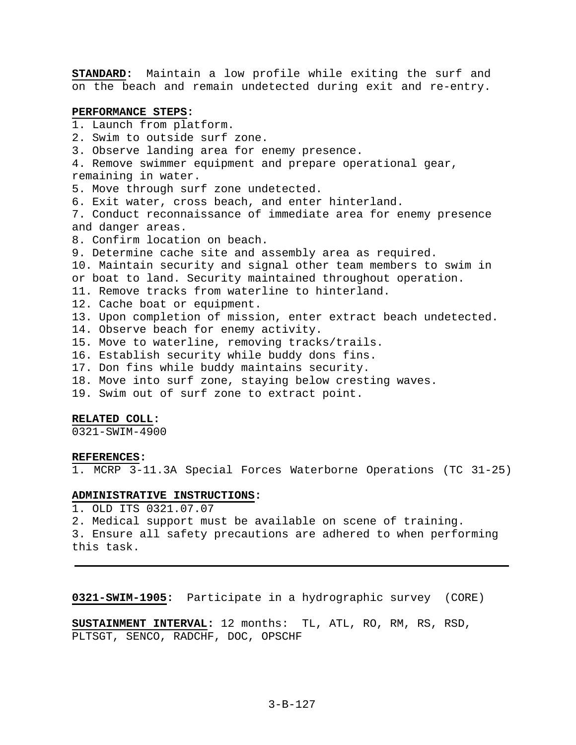**STANDARD:** Maintain a low profile while exiting the surf and on the beach and remain undetected during exit and re-entry.

**PERFORMANCE STEPS:**

1. Launch from platform.
2. Swim to outside surf zone.
3. Observe landing area for enemy presence.
4. Remove swimmer equipment and prepare operational gear, remaining in water.
5. Move through surf zone undetected.
6. Exit water, cross beach, and enter hinterland.
7. Conduct reconnaissance of immediate area for enemy presence and danger areas.
8. Confirm location on beach.
9. Determine cache site and assembly area as required.
10. Maintain security and signal other team members to swim in or boat to land. Security maintained throughout operation.
11. Remove tracks from waterline to hinterland.
12. Cache boat or equipment.
13. Upon completion of mission, enter extract beach undetected.
14. Observe beach for enemy activity.
15. Move to waterline, removing tracks/trails.
16. Establish security while buddy dons fins.
17. Don fins while buddy maintains security.
18. Move into surf zone, staying below cresting waves.
19. Swim out of surf zone to extract point.

**RELATED COLL:**
0321-SWIM-4900

**REFERENCES:**
1. MCRP 3-11.3A Special Forces Waterborne Operations (TC 31-25)

**ADMINISTRATIVE INSTRUCTIONS:**
1. OLD ITS 0321.07.07
2. Medical support must be available on scene of training.
3. Ensure all safety precautions are adhered to when performing this task.

---

**0321-SWIM-1905:** Participate in a hydrographic survey (CORE)

**SUSTAINMENT INTERVAL:** 12 months: TL, ATL, RO, RM, RS, RSD, PLTSGT, SENCO, RADCHF, DOC, OPSCHF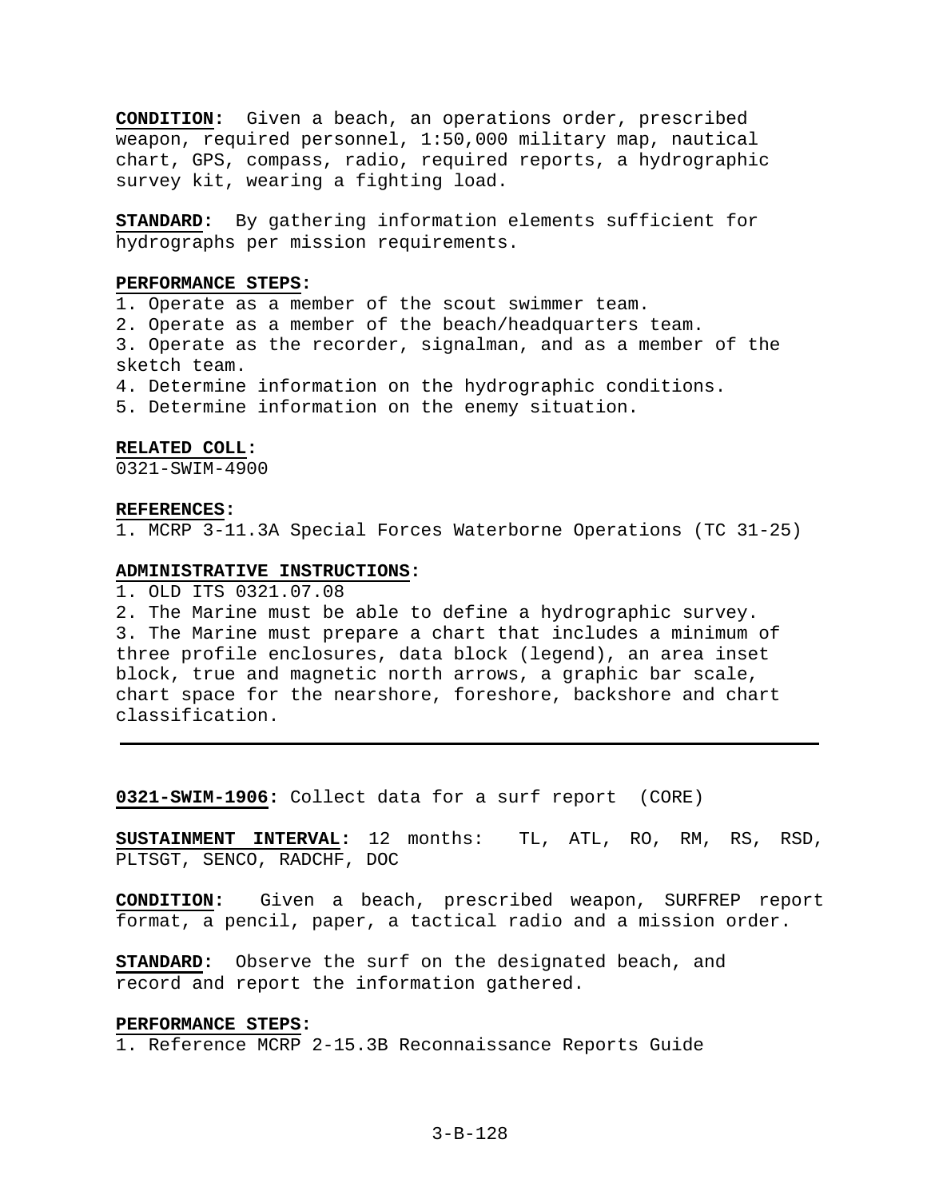**CONDITION**: Given a beach, an operations order, prescribed weapon, required personnel, 1:50,000 military map, nautical chart, GPS, compass, radio, required reports, a hydrographic survey kit, wearing a fighting load.

**STANDARD**: By gathering information elements sufficient for hydrographs per mission requirements.

**PERFORMANCE STEPS**:
1. Operate as a member of the scout swimmer team.
2. Operate as a member of the beach/headquarters team.
3. Operate as the recorder, signalman, and as a member of the sketch team.
4. Determine information on the hydrographic conditions.
5. Determine information on the enemy situation.

**RELATED COLL**:
0321-SWIM-4900

**REFERENCES**:
1. MCRP 3-11.3A Special Forces Waterborne Operations (TC 31-25)

**ADMINISTRATIVE INSTRUCTIONS**:
1. OLD ITS 0321.07.08
2. The Marine must be able to define a hydrographic survey.
3. The Marine must prepare a chart that includes a minimum of three profile enclosures, data block (legend), an area inset block, true and magnetic north arrows, a graphic bar scale, chart space for the nearshore, foreshore, backshore and chart classification.

---

**0321-SWIM-1906**: Collect data for a surf report (CORE)

**SUSTAINMENT INTERVAL**: 12 months: TL, ATL, RO, RM, RS, RSD, PLTSGT, SENCO, RADCHF, DOC

**CONDITION**: Given a beach, prescribed weapon, SURFREP report format, a pencil, paper, a tactical radio and a mission order.

**STANDARD**: Observe the surf on the designated beach, and record and report the information gathered.

**PERFORMANCE STEPS**:
1. Reference MCRP 2-15.3B Reconnaissance Reports Guide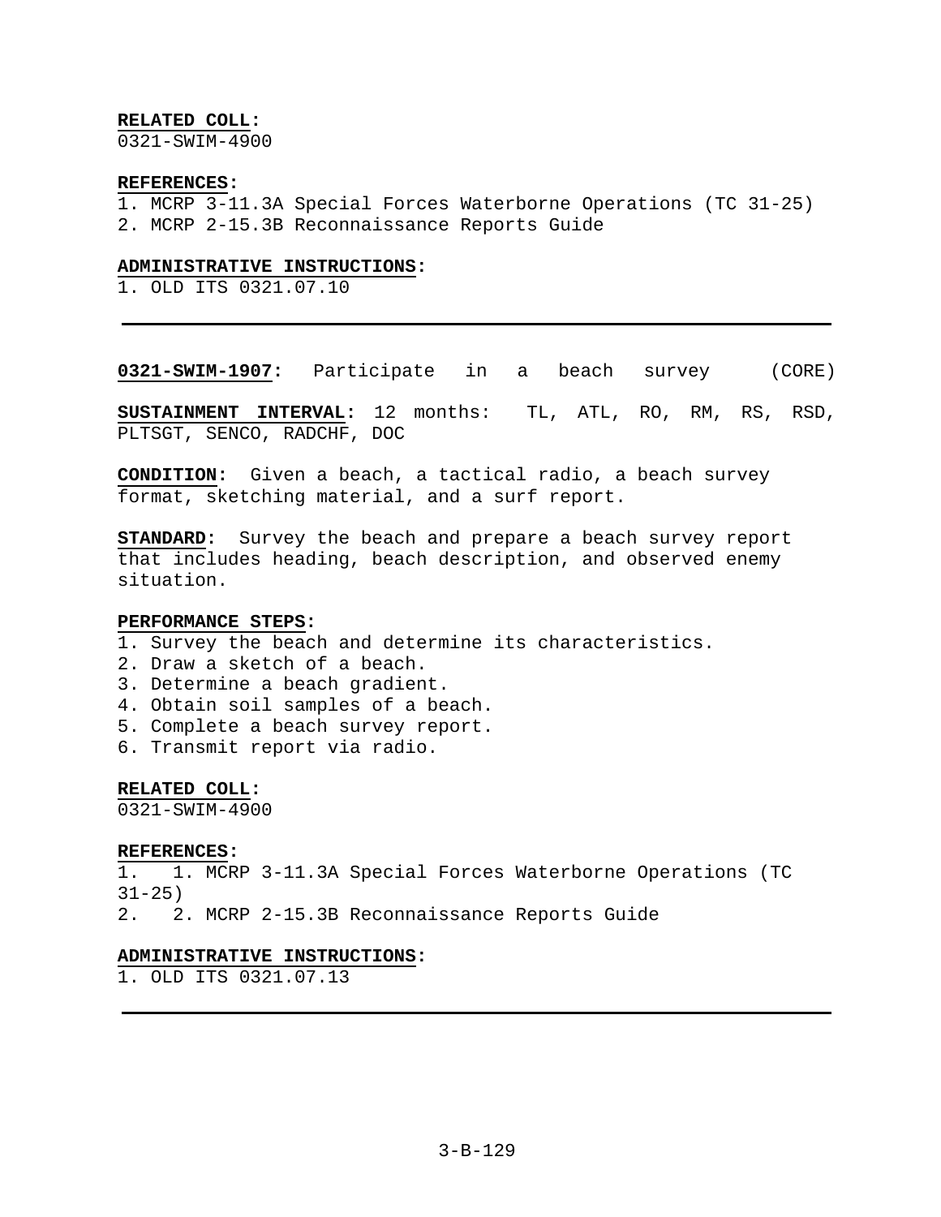**RELATED COLL:**
0321-SWIM-4900

**REFERENCES:**
1. MCRP 3-11.3A Special Forces Waterborne Operations (TC 31-25)
2. MCRP 2-15.3B Reconnaissance Reports Guide

**ADMINISTRATIVE INSTRUCTIONS:**
1. OLD ITS 0321.07.10

---

**0321-SWIM-1907:** Participate in a beach survey (CORE)

**SUSTAINMENT INTERVAL:** 12 months: TL, ATL, RO, RM, RS, RSD, PLTSGT, SENCO, RADCHF, DOC

**CONDITION:** Given a beach, a tactical radio, a beach survey format, sketching material, and a surf report.

**STANDARD:** Survey the beach and prepare a beach survey report that includes heading, beach description, and observed enemy situation.

**PERFORMANCE STEPS:**
1. Survey the beach and determine its characteristics.
2. Draw a sketch of a beach.
3. Determine a beach gradient.
4. Obtain soil samples of a beach.
5. Complete a beach survey report.
6. Transmit report via radio.

**RELATED COLL:**
0321-SWIM-4900

**REFERENCES:**
1. 1. MCRP 3-11.3A Special Forces Waterborne Operations (TC 31-25)
2. 2. MCRP 2-15.3B Reconnaissance Reports Guide

**ADMINISTRATIVE INSTRUCTIONS:**
1. OLD ITS 0321.07.13

---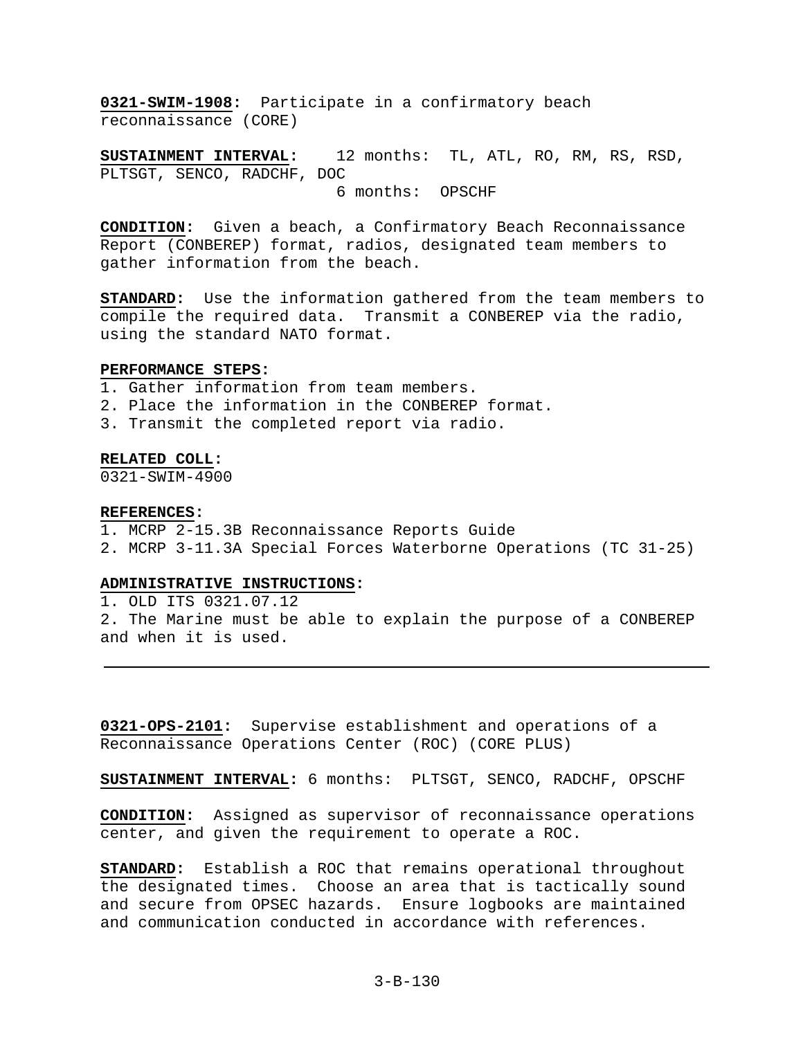**0321-SWIM-1908:** Participate in a confirmatory beach reconnaissance (CORE)

**SUSTAINMENT INTERVAL:** 12 months: TL, ATL, RO, RM, RS, RSD, PLTSGT, SENCO, RADCHF, DOC
6 months: OPSCHF

**CONDITION:** Given a beach, a Confirmatory Beach Reconnaissance Report (CONBEREP) format, radios, designated team members to gather information from the beach.

**STANDARD:** Use the information gathered from the team members to compile the required data. Transmit a CONBEREP via the radio, using the standard NATO format.

**PERFORMANCE STEPS:**
1. Gather information from team members.
2. Place the information in the CONBEREP format.
3. Transmit the completed report via radio.

**RELATED COLL:**
0321-SWIM-4900

**REFERENCES:**
1. MCRP 2-15.3B Reconnaissance Reports Guide
2. MCRP 3-11.3A Special Forces Waterborne Operations (TC 31-25)

**ADMINISTRATIVE INSTRUCTIONS:**
1. OLD ITS 0321.07.12
2. The Marine must be able to explain the purpose of a CONBEREP and when it is used.

---

**0321-OPS-2101:** Supervise establishment and operations of a Reconnaissance Operations Center (ROC) (CORE PLUS)

**SUSTAINMENT INTERVAL:** 6 months: PLTSGT, SENCO, RADCHF, OPSCHF

**CONDITION:** Assigned as supervisor of reconnaissance operations center, and given the requirement to operate a ROC.

**STANDARD:** Establish a ROC that remains operational throughout the designated times. Choose an area that is tactically sound and secure from OPSEC hazards. Ensure logbooks are maintained and communication conducted in accordance with references.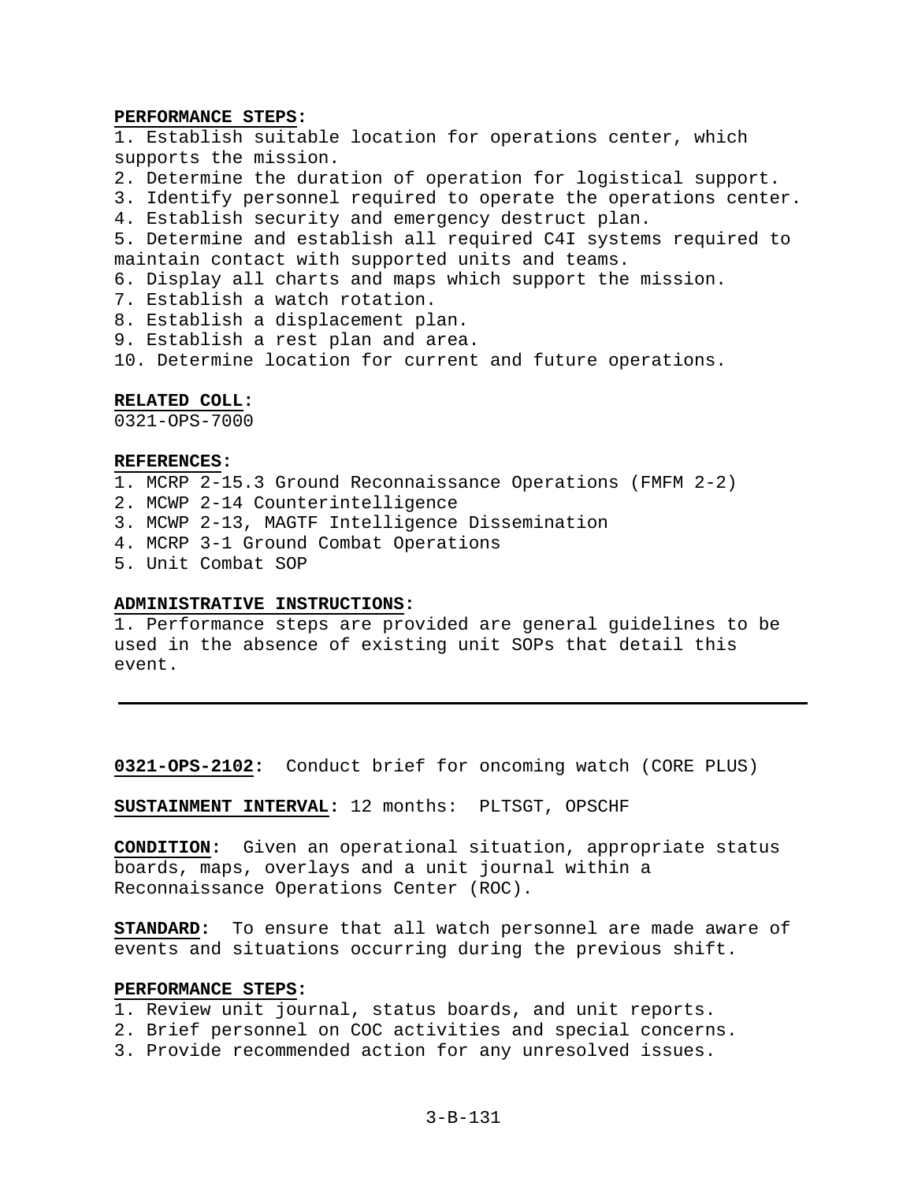**PERFORMANCE STEPS:**

1. Establish suitable location for operations center, which supports the mission.
2. Determine the duration of operation for logistical support.
3. Identify personnel required to operate the operations center.
4. Establish security and emergency destruct plan.
5. Determine and establish all required C4I systems required to maintain contact with supported units and teams.
6. Display all charts and maps which support the mission.
7. Establish a watch rotation.
8. Establish a displacement plan.
9. Establish a rest plan and area.
10. Determine location for current and future operations.

**RELATED COLL:**
0321-OPS-7000

**REFERENCES:**

1. MCRP 2-15.3 Ground Reconnaissance Operations (FMFM 2-2)
2. MCWP 2-14 Counterintelligence
3. MCWP 2-13, MAGTF Intelligence Dissemination
4. MCRP 3-1 Ground Combat Operations
5. Unit Combat SOP

**ADMINISTRATIVE INSTRUCTIONS:**

1. Performance steps are provided are general guidelines to be used in the absence of existing unit SOPs that detail this event.

---

**0321-OPS-2102:** Conduct brief for oncoming watch (CORE PLUS)

**SUSTAINMENT INTERVAL:** 12 months: PLTSGT, OPSCHF

**CONDITION:** Given an operational situation, appropriate status boards, maps, overlays and a unit journal within a Reconnaissance Operations Center (ROC).

**STANDARD:** To ensure that all watch personnel are made aware of events and situations occurring during the previous shift.

**PERFORMANCE STEPS:**

1. Review unit journal, status boards, and unit reports.
2. Brief personnel on COC activities and special concerns.
3. Provide recommended action for any unresolved issues.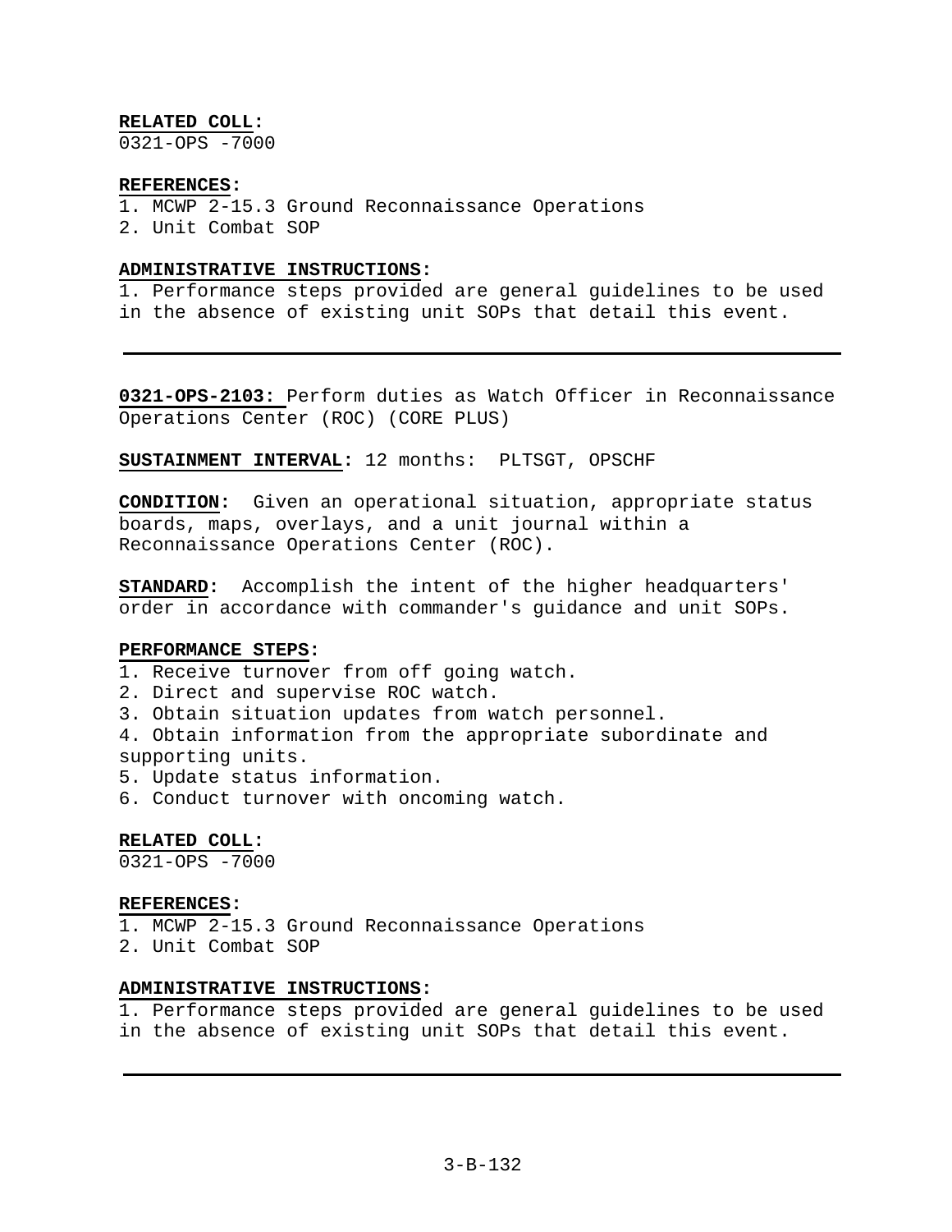**RELATED COLL:**
0321-OPS -7000

**REFERENCES:**
1. MCWP 2-15.3 Ground Reconnaissance Operations
2. Unit Combat SOP

**ADMINISTRATIVE INSTRUCTIONS:**
1. Performance steps provided are general guidelines to be used in the absence of existing unit SOPs that detail this event.

---

**0321-OPS-2103:** Perform duties as Watch Officer in Reconnaissance Operations Center (ROC) (CORE PLUS)

**SUSTAINMENT INTERVAL:** 12 months: PLTSGT, OPSCHF

**CONDITION:** Given an operational situation, appropriate status boards, maps, overlays, and a unit journal within a Reconnaissance Operations Center (ROC).

**STANDARD:** Accomplish the intent of the higher headquarters' order in accordance with commander's guidance and unit SOPs.

**PERFORMANCE STEPS:**
1. Receive turnover from off going watch.
2. Direct and supervise ROC watch.
3. Obtain situation updates from watch personnel.
4. Obtain information from the appropriate subordinate and supporting units.
5. Update status information.
6. Conduct turnover with oncoming watch.

**RELATED COLL:**
0321-OPS -7000

**REFERENCES:**
1. MCWP 2-15.3 Ground Reconnaissance Operations
2. Unit Combat SOP

**ADMINISTRATIVE INSTRUCTIONS:**
1. Performance steps provided are general guidelines to be used in the absence of existing unit SOPs that detail this event.

---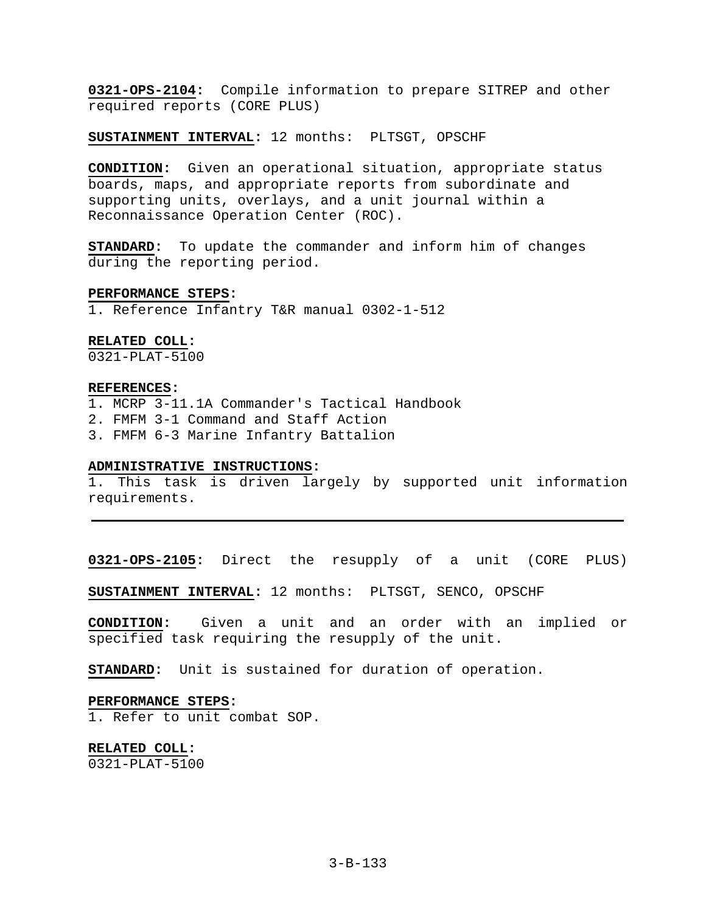**0321-OPS-2104:** Compile information to prepare SITREP and other required reports (CORE PLUS)

**SUSTAINMENT INTERVAL:** 12 months: PLTSGT, OPSCHF

**CONDITION:** Given an operational situation, appropriate status boards, maps, and appropriate reports from subordinate and supporting units, overlays, and a unit journal within a Reconnaissance Operation Center (ROC).

**STANDARD:** To update the commander and inform him of changes during the reporting period.

**PERFORMANCE STEPS:**
1. Reference Infantry T&R manual 0302-1-512

**RELATED COLL:**
0321-PLAT-5100

**REFERENCES:**
1. MCRP 3-11.1A Commander's Tactical Handbook
2. FMFM 3-1 Command and Staff Action
3. FMFM 6-3 Marine Infantry Battalion

**ADMINISTRATIVE INSTRUCTIONS:**
1. This task is driven largely by supported unit information requirements.

---

**0321-OPS-2105:** Direct the resupply of a unit (CORE PLUS)

**SUSTAINMENT INTERVAL:** 12 months: PLTSGT, SENCO, OPSCHF

**CONDITION:** Given a unit and an order with an implied or specified task requiring the resupply of the unit.

**STANDARD:** Unit is sustained for duration of operation.

**PERFORMANCE STEPS:**
1. Refer to unit combat SOP.

**RELATED COLL:**
0321-PLAT-5100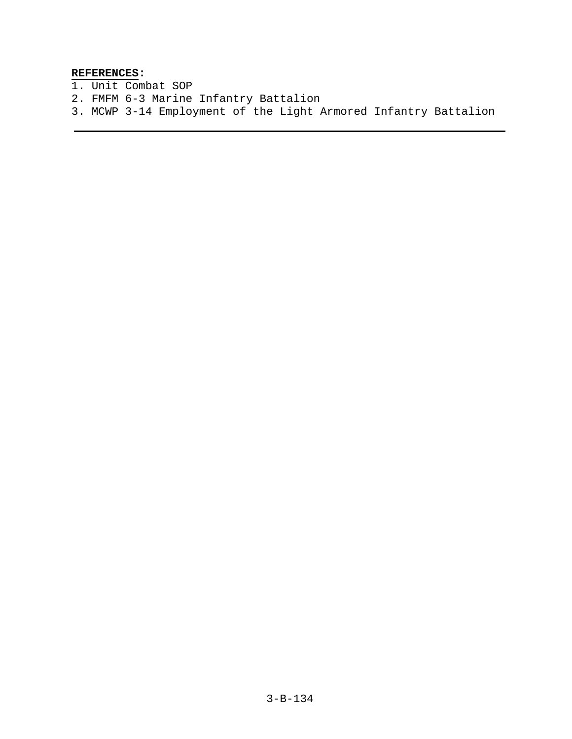**REFERENCES**:

1. Unit Combat SOP
2. FMFM 6-3 Marine Infantry Battalion
3. MCWP 3-14 Employment of the Light Armored Infantry Battalion

---